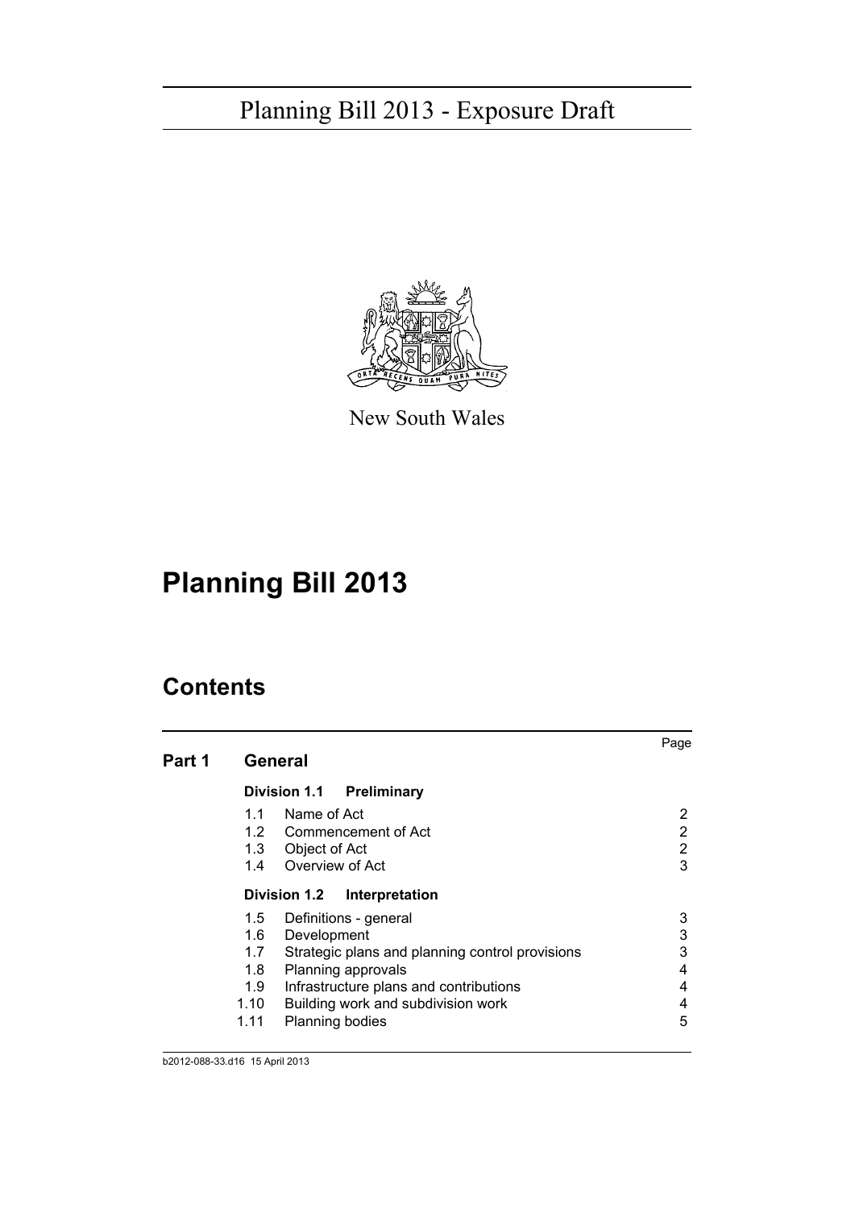Planning Bill 2013 - Exposure Draft

New South Wales

# Planning Bill 2013

## Contents

| | | | Page |
|---|---|---|---|
| **Part 1** | **General** | | |
| | **Division 1.1 Preliminary** | | |
| | 1.1 | Name of Act | 2 |
| | 1.2 | Commencement of Act | 2 |
| | 1.3 | Object of Act | 2 |
| | 1.4 | Overview of Act | 3 |
| | **Division 1.2 Interpretation** | | |
| | 1.5 | Definitions - general | 3 |
| | 1.6 | Development | 3 |
| | 1.7 | Strategic plans and planning control provisions | 3 |
| | 1.8 | Planning approvals | 4 |
| | 1.9 | Infrastructure plans and contributions | 4 |
| | 1.10 | Building work and subdivision work | 4 |
| | 1.11 | Planning bodies | 5 |

b2012-088-33.d16 15 April 2013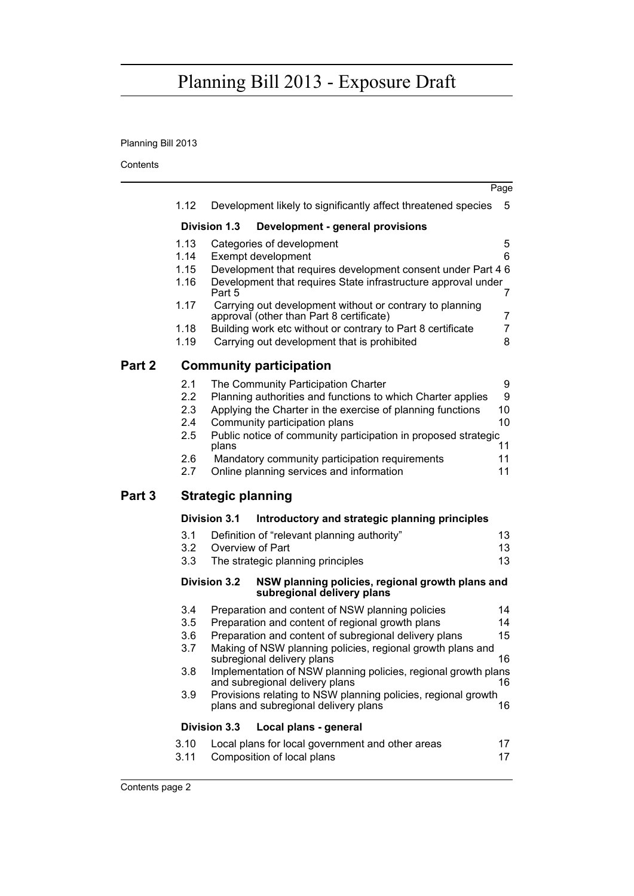# Planning Bill 2013 - Exposure Draft

Planning Bill 2013

Contents

| | | Page |
|---|---|---|
| 1.12 | Development likely to significantly affect threatened species | 5 |
| **Division 1.3** | **Development - general provisions** | |
| 1.13 | Categories of development | 5 |
| 1.14 | Exempt development | 6 |
| 1.15 | Development that requires development consent under Part 4 | 6 |
| 1.16 | Development that requires State infrastructure approval under Part 5 | 7 |
| 1.17 | Carrying out development without or contrary to planning approval (other than Part 8 certificate) | 7 |
| 1.18 | Building work etc without or contrary to Part 8 certificate | 7 |
| 1.19 | Carrying out development that is prohibited | 8 |

## Part 2 Community participation

| | | |
|---|---|---|
| 2.1 | The Community Participation Charter | 9 |
| 2.2 | Planning authorities and functions to which Charter applies | 9 |
| 2.3 | Applying the Charter in the exercise of planning functions | 10 |
| 2.4 | Community participation plans | 10 |
| 2.5 | Public notice of community participation in proposed strategic plans | 11 |
| 2.6 | Mandatory community participation requirements | 11 |
| 2.7 | Online planning services and information | 11 |

## Part 3 Strategic planning

| | | |
|---|---|---|
| **Division 3.1** | **Introductory and strategic planning principles** | |
| 3.1 | Definition of "relevant planning authority" | 13 |
| 3.2 | Overview of Part | 13 |
| 3.3 | The strategic planning principles | 13 |
| **Division 3.2** | **NSW planning policies, regional growth plans and subregional delivery plans** | |
| 3.4 | Preparation and content of NSW planning policies | 14 |
| 3.5 | Preparation and content of regional growth plans | 14 |
| 3.6 | Preparation and content of subregional delivery plans | 15 |
| 3.7 | Making of NSW planning policies, regional growth plans and subregional delivery plans | 16 |
| 3.8 | Implementation of NSW planning policies, regional growth plans and subregional delivery plans | 16 |
| 3.9 | Provisions relating to NSW planning policies, regional growth plans and subregional delivery plans | 16 |
| **Division 3.3** | **Local plans - general** | |
| 3.10 | Local plans for local government and other areas | 17 |
| 3.11 | Composition of local plans | 17 |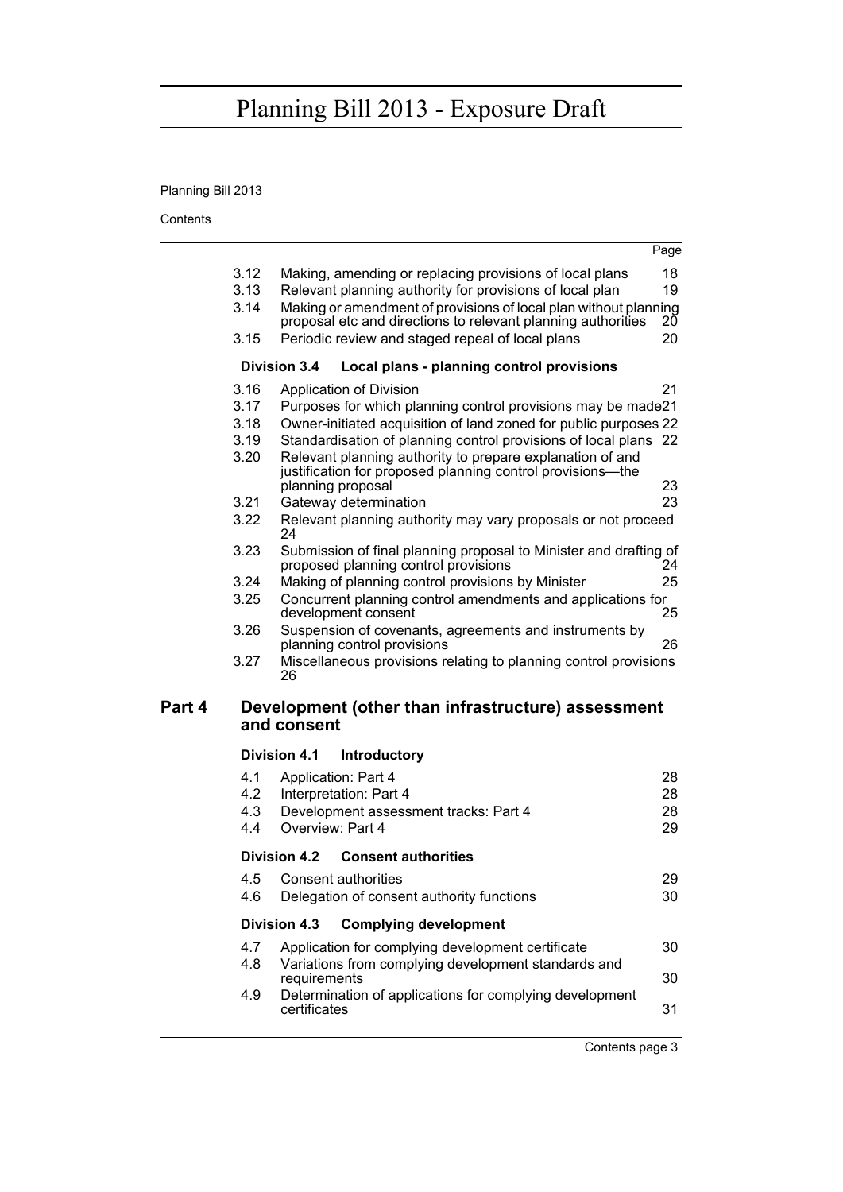| | | Page |
|---|---|---|
| 3.12 | Making, amending or replacing provisions of local plans | 18 |
| 3.13 | Relevant planning authority for provisions of local plan | 19 |
| 3.14 | Making or amendment of provisions of local plan without planning proposal etc and directions to relevant planning authorities | 20 |
| 3.15 | Periodic review and staged repeal of local plans | 20 |
| **Division 3.4** | **Local plans - planning control provisions** | |
| 3.16 | Application of Division | 21 |
| 3.17 | Purposes for which planning control provisions may be made | 21 |
| 3.18 | Owner-initiated acquisition of land zoned for public purposes | 22 |
| 3.19 | Standardisation of planning control provisions of local plans | 22 |
| 3.20 | Relevant planning authority to prepare explanation of and justification for proposed planning control provisions—the planning proposal | 23 |
| 3.21 | Gateway determination | 23 |
| 3.22 | Relevant planning authority may vary proposals or not proceed | 24 |
| 3.23 | Submission of final planning proposal to Minister and drafting of proposed planning control provisions | 24 |
| 3.24 | Making of planning control provisions by Minister | 25 |
| 3.25 | Concurrent planning control amendments and applications for development consent | 25 |
| 3.26 | Suspension of covenants, agreements and instruments by planning control provisions | 26 |
| 3.27 | Miscellaneous provisions relating to planning control provisions | 26 |

## Part 4 Development (other than infrastructure) assessment and consent

| | | |
|---|---|---|
| **Division 4.1** | **Introductory** | |
| 4.1 | Application: Part 4 | 28 |
| 4.2 | Interpretation: Part 4 | 28 |
| 4.3 | Development assessment tracks: Part 4 | 28 |
| 4.4 | Overview: Part 4 | 29 |
| **Division 4.2** | **Consent authorities** | |
| 4.5 | Consent authorities | 29 |
| 4.6 | Delegation of consent authority functions | 30 |
| **Division 4.3** | **Complying development** | |
| 4.7 | Application for complying development certificate | 30 |
| 4.8 | Variations from complying development standards and requirements | 30 |
| 4.9 | Determination of applications for complying development certificates | 31 |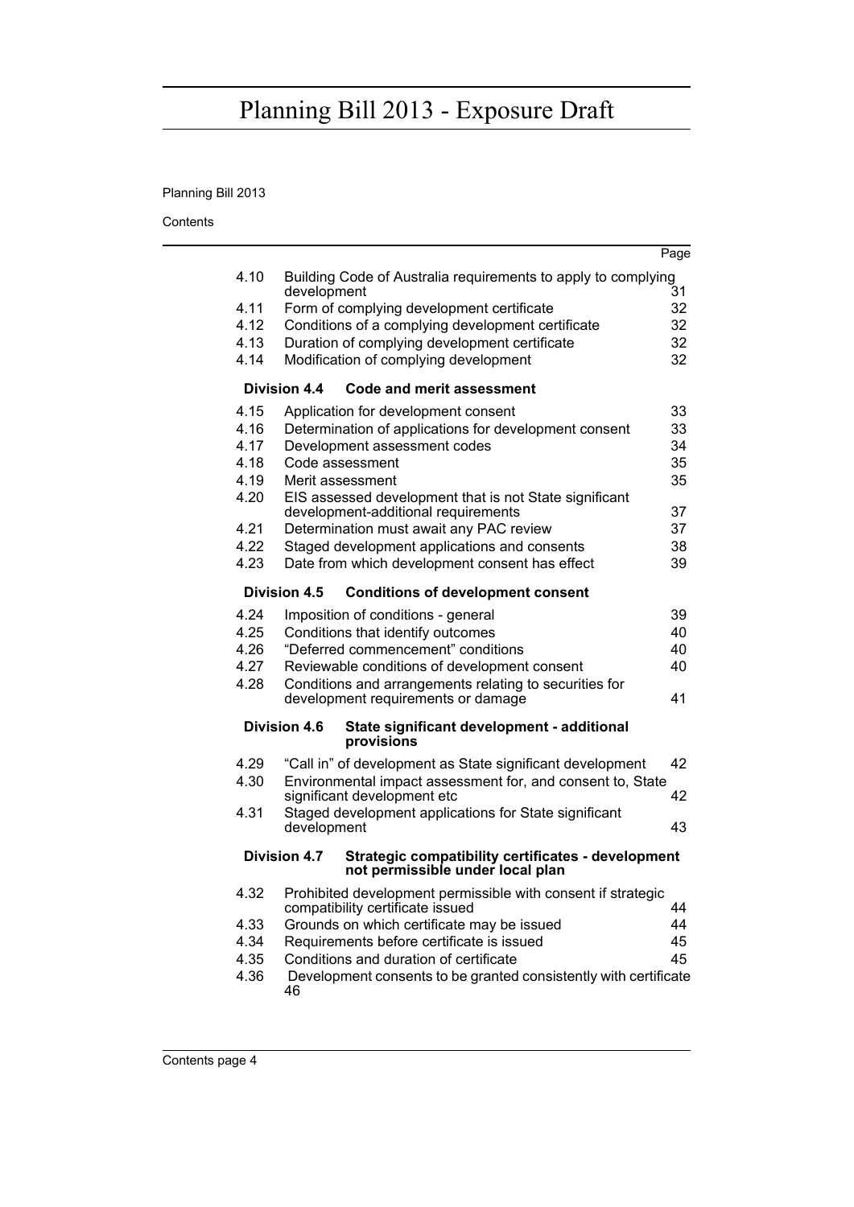Planning Bill 2013

Contents

| | | Page |
|---|---|---|
| 4.10 | Building Code of Australia requirements to apply to complying development | 31 |
| 4.11 | Form of complying development certificate | 32 |
| 4.12 | Conditions of a complying development certificate | 32 |
| 4.13 | Duration of complying development certificate | 32 |
| 4.14 | Modification of complying development | 32 |
| **Division 4.4** | **Code and merit assessment** | |
| 4.15 | Application for development consent | 33 |
| 4.16 | Determination of applications for development consent | 33 |
| 4.17 | Development assessment codes | 34 |
| 4.18 | Code assessment | 35 |
| 4.19 | Merit assessment | 35 |
| 4.20 | EIS assessed development that is not State significant development-additional requirements | 37 |
| 4.21 | Determination must await any PAC review | 37 |
| 4.22 | Staged development applications and consents | 38 |
| 4.23 | Date from which development consent has effect | 39 |
| **Division 4.5** | **Conditions of development consent** | |
| 4.24 | Imposition of conditions - general | 39 |
| 4.25 | Conditions that identify outcomes | 40 |
| 4.26 | "Deferred commencement" conditions | 40 |
| 4.27 | Reviewable conditions of development consent | 40 |
| 4.28 | Conditions and arrangements relating to securities for development requirements or damage | 41 |
| **Division 4.6** | **State significant development - additional provisions** | |
| 4.29 | "Call in" of development as State significant development | 42 |
| 4.30 | Environmental impact assessment for, and consent to, State significant development etc | 42 |
| 4.31 | Staged development applications for State significant development | 43 |
| **Division 4.7** | **Strategic compatibility certificates - development not permissible under local plan** | |
| 4.32 | Prohibited development permissible with consent if strategic compatibility certificate issued | 44 |
| 4.33 | Grounds on which certificate may be issued | 44 |
| 4.34 | Requirements before certificate is issued | 45 |
| 4.35 | Conditions and duration of certificate | 45 |
| 4.36 | Development consents to be granted consistently with certificate | 46 |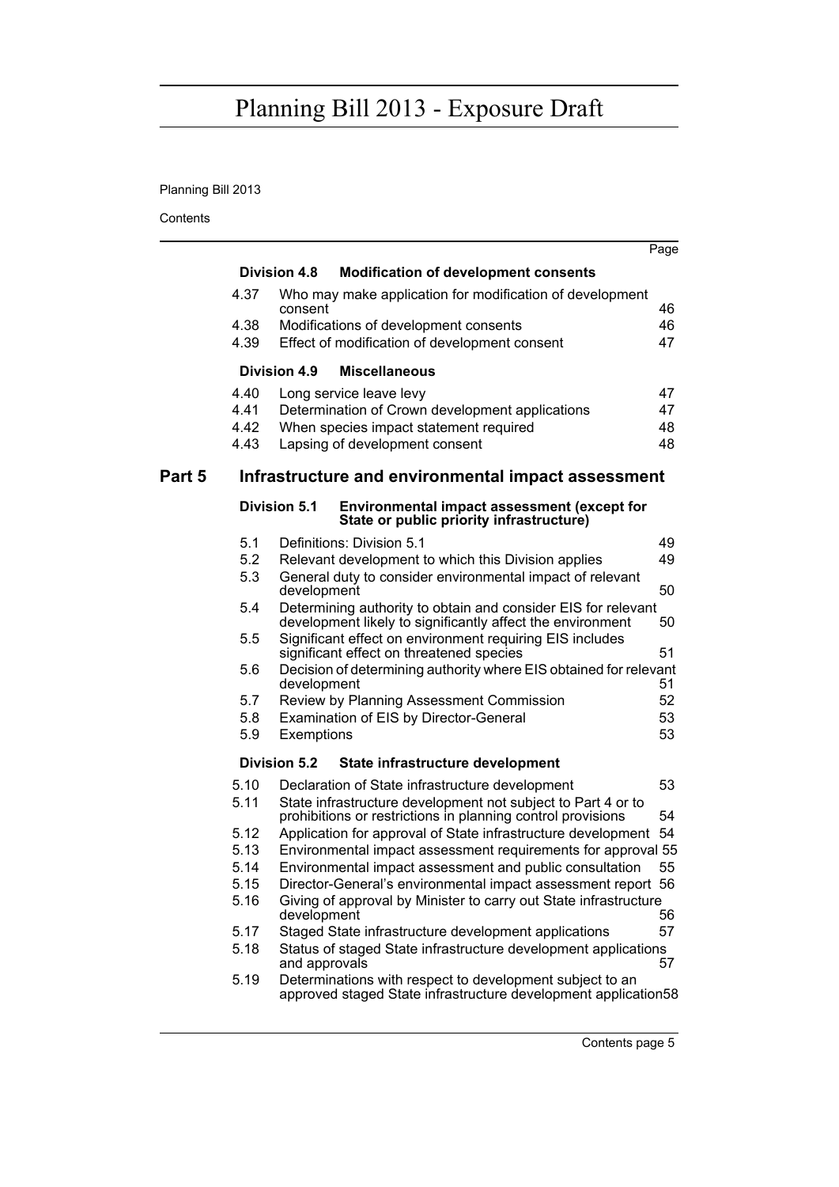| | | Page |
|---|---|---|
| **Division 4.8** | **Modification of development consents** | |
| 4.37 | Who may make application for modification of development consent | 46 |
| 4.38 | Modifications of development consents | 46 |
| 4.39 | Effect of modification of development consent | 47 |
| **Division 4.9** | **Miscellaneous** | |
| 4.40 | Long service leave levy | 47 |
| 4.41 | Determination of Crown development applications | 47 |
| 4.42 | When species impact statement required | 48 |
| 4.43 | Lapsing of development consent | 48 |

## Part 5 Infrastructure and environmental impact assessment

| | | |
|---|---|---|
| **Division 5.1** | **Environmental impact assessment (except for State or public priority infrastructure)** | |
| 5.1 | Definitions: Division 5.1 | 49 |
| 5.2 | Relevant development to which this Division applies | 49 |
| 5.3 | General duty to consider environmental impact of relevant development | 50 |
| 5.4 | Determining authority to obtain and consider EIS for relevant development likely to significantly affect the environment | 50 |
| 5.5 | Significant effect on environment requiring EIS includes significant effect on threatened species | 51 |
| 5.6 | Decision of determining authority where EIS obtained for relevant development | 51 |
| 5.7 | Review by Planning Assessment Commission | 52 |
| 5.8 | Examination of EIS by Director-General | 53 |
| 5.9 | Exemptions | 53 |
| **Division 5.2** | **State infrastructure development** | |
| 5.10 | Declaration of State infrastructure development | 53 |
| 5.11 | State infrastructure development not subject to Part 4 or to prohibitions or restrictions in planning control provisions | 54 |
| 5.12 | Application for approval of State infrastructure development | 54 |
| 5.13 | Environmental impact assessment requirements for approval | 55 |
| 5.14 | Environmental impact assessment and public consultation | 55 |
| 5.15 | Director-General's environmental impact assessment report | 56 |
| 5.16 | Giving of approval by Minister to carry out State infrastructure development | 56 |
| 5.17 | Staged State infrastructure development applications | 57 |
| 5.18 | Status of staged State infrastructure development applications and approvals | 57 |
| 5.19 | Determinations with respect to development subject to an approved staged State infrastructure development application | 58 |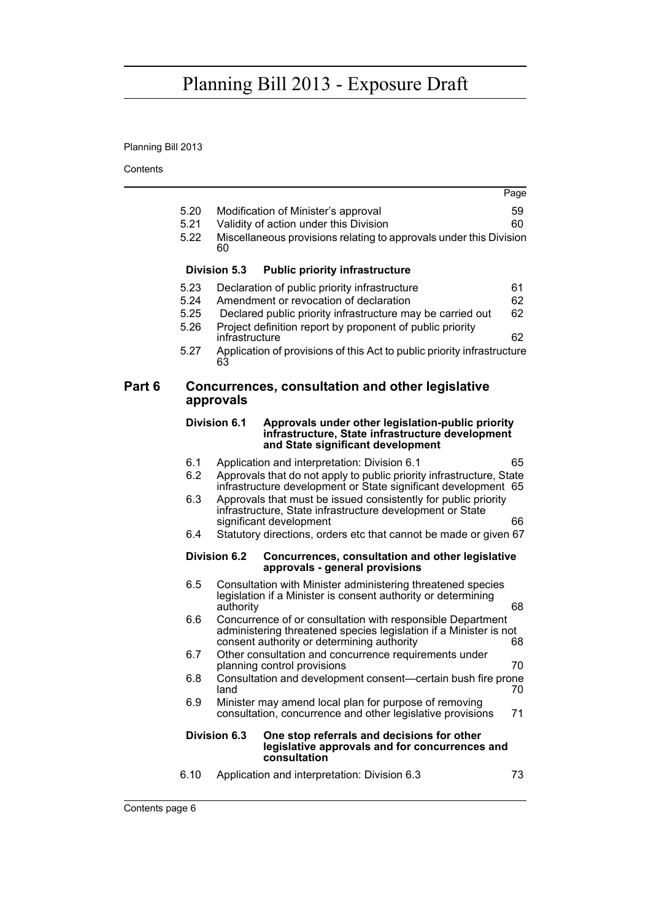| | | Page |
|---|---|---|
| 5.20 | Modification of Minister's approval | 59 |
| 5.21 | Validity of action under this Division | 60 |
| 5.22 | Miscellaneous provisions relating to approvals under this Division | 60 |
| **Division 5.3** | **Public priority infrastructure** | |
| 5.23 | Declaration of public priority infrastructure | 61 |
| 5.24 | Amendment or revocation of declaration | 62 |
| 5.25 | Declared public priority infrastructure may be carried out | 62 |
| 5.26 | Project definition report by proponent of public priority infrastructure | 62 |
| 5.27 | Application of provisions of this Act to public priority infrastructure | 63 |

## Part 6 Concurrences, consultation and other legislative approvals

| | | |
|---|---|---|
| **Division 6.1** | **Approvals under other legislation-public priority infrastructure, State infrastructure development and State significant development** | |
| 6.1 | Application and interpretation: Division 6.1 | 65 |
| 6.2 | Approvals that do not apply to public priority infrastructure, State infrastructure development or State significant development | 65 |
| 6.3 | Approvals that must be issued consistently for public priority infrastructure, State infrastructure development or State significant development | 66 |
| 6.4 | Statutory directions, orders etc that cannot be made or given | 67 |
| **Division 6.2** | **Concurrences, consultation and other legislative approvals - general provisions** | |
| 6.5 | Consultation with Minister administering threatened species legislation if a Minister is consent authority or determining authority | 68 |
| 6.6 | Concurrence of or consultation with responsible Department administering threatened species legislation if a Minister is not consent authority or determining authority | 68 |
| 6.7 | Other consultation and concurrence requirements under planning control provisions | 70 |
| 6.8 | Consultation and development consent—certain bush fire prone land | 70 |
| 6.9 | Minister may amend local plan for purpose of removing consultation, concurrence and other legislative provisions | 71 |
| **Division 6.3** | **One stop referrals and decisions for other legislative approvals and for concurrences and consultation** | |
| 6.10 | Application and interpretation: Division 6.3 | 73 |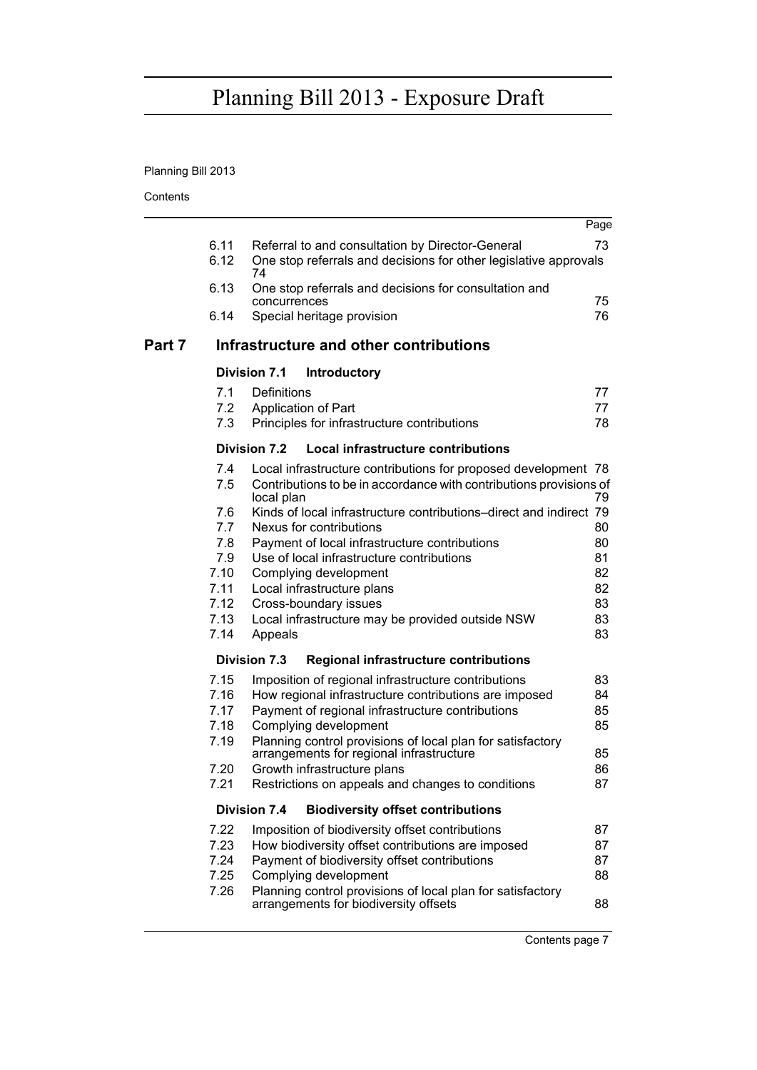| | | Page |
|---|---|---|
| 6.11 | Referral to and consultation by Director-General | 73 |
| 6.12 | One stop referrals and decisions for other legislative approvals | 74 |
| 6.13 | One stop referrals and decisions for consultation and concurrences | 75 |
| 6.14 | Special heritage provision | 76 |

## Part 7 Infrastructure and other contributions

### Division 7.1 Introductory

| | | |
|---|---|---|
| 7.1 | Definitions | 77 |
| 7.2 | Application of Part | 77 |
| 7.3 | Principles for infrastructure contributions | 78 |

### Division 7.2 Local infrastructure contributions

| | | |
|---|---|---|
| 7.4 | Local infrastructure contributions for proposed development | 78 |
| 7.5 | Contributions to be in accordance with contributions provisions of local plan | 79 |
| 7.6 | Kinds of local infrastructure contributions–direct and indirect | 79 |
| 7.7 | Nexus for contributions | 80 |
| 7.8 | Payment of local infrastructure contributions | 80 |
| 7.9 | Use of local infrastructure contributions | 81 |
| 7.10 | Complying development | 82 |
| 7.11 | Local infrastructure plans | 82 |
| 7.12 | Cross-boundary issues | 83 |
| 7.13 | Local infrastructure may be provided outside NSW | 83 |
| 7.14 | Appeals | 83 |

### Division 7.3 Regional infrastructure contributions

| | | |
|---|---|---|
| 7.15 | Imposition of regional infrastructure contributions | 83 |
| 7.16 | How regional infrastructure contributions are imposed | 84 |
| 7.17 | Payment of regional infrastructure contributions | 85 |
| 7.18 | Complying development | 85 |
| 7.19 | Planning control provisions of local plan for satisfactory arrangements for regional infrastructure | 85 |
| 7.20 | Growth infrastructure plans | 86 |
| 7.21 | Restrictions on appeals and changes to conditions | 87 |

### Division 7.4 Biodiversity offset contributions

| | | |
|---|---|---|
| 7.22 | Imposition of biodiversity offset contributions | 87 |
| 7.23 | How biodiversity offset contributions are imposed | 87 |
| 7.24 | Payment of biodiversity offset contributions | 87 |
| 7.25 | Complying development | 88 |
| 7.26 | Planning control provisions of local plan for satisfactory arrangements for biodiversity offsets | 88 |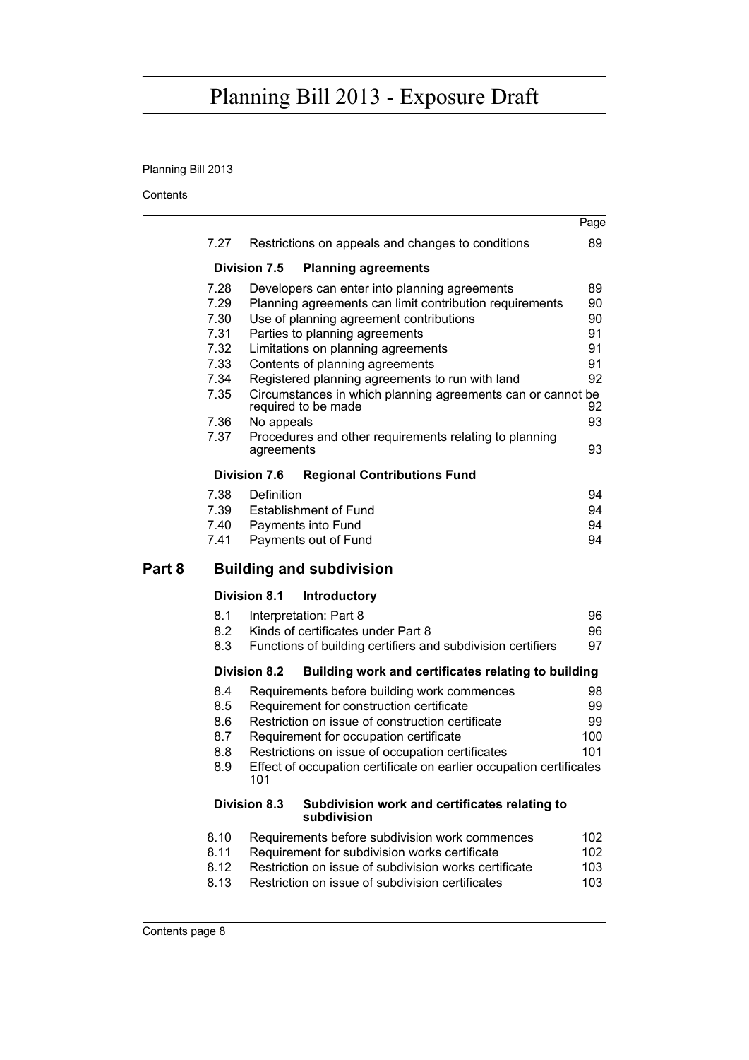| | | Page |
|---|---|---|
| 7.27 | Restrictions on appeals and changes to conditions | 89 |
| **Division 7.5** | **Planning agreements** | |
| 7.28 | Developers can enter into planning agreements | 89 |
| 7.29 | Planning agreements can limit contribution requirements | 90 |
| 7.30 | Use of planning agreement contributions | 90 |
| 7.31 | Parties to planning agreements | 91 |
| 7.32 | Limitations on planning agreements | 91 |
| 7.33 | Contents of planning agreements | 91 |
| 7.34 | Registered planning agreements to run with land | 92 |
| 7.35 | Circumstances in which planning agreements can or cannot be required to be made | 92 |
| 7.36 | No appeals | 93 |
| 7.37 | Procedures and other requirements relating to planning agreements | 93 |
| **Division 7.6** | **Regional Contributions Fund** | |
| 7.38 | Definition | 94 |
| 7.39 | Establishment of Fund | 94 |
| 7.40 | Payments into Fund | 94 |
| 7.41 | Payments out of Fund | 94 |

## Part 8 Building and subdivision

| | | |
|---|---|---|
| **Division 8.1** | **Introductory** | |
| 8.1 | Interpretation: Part 8 | 96 |
| 8.2 | Kinds of certificates under Part 8 | 96 |
| 8.3 | Functions of building certifiers and subdivision certifiers | 97 |
| **Division 8.2** | **Building work and certificates relating to building** | |
| 8.4 | Requirements before building work commences | 98 |
| 8.5 | Requirement for construction certificate | 99 |
| 8.6 | Restriction on issue of construction certificate | 99 |
| 8.7 | Requirement for occupation certificate | 100 |
| 8.8 | Restrictions on issue of occupation certificates | 101 |
| 8.9 | Effect of occupation certificate on earlier occupation certificates | 101 |
| **Division 8.3** | **Subdivision work and certificates relating to subdivision** | |
| 8.10 | Requirements before subdivision work commences | 102 |
| 8.11 | Requirement for subdivision works certificate | 102 |
| 8.12 | Restriction on issue of subdivision works certificate | 103 |
| 8.13 | Restriction on issue of subdivision certificates | 103 |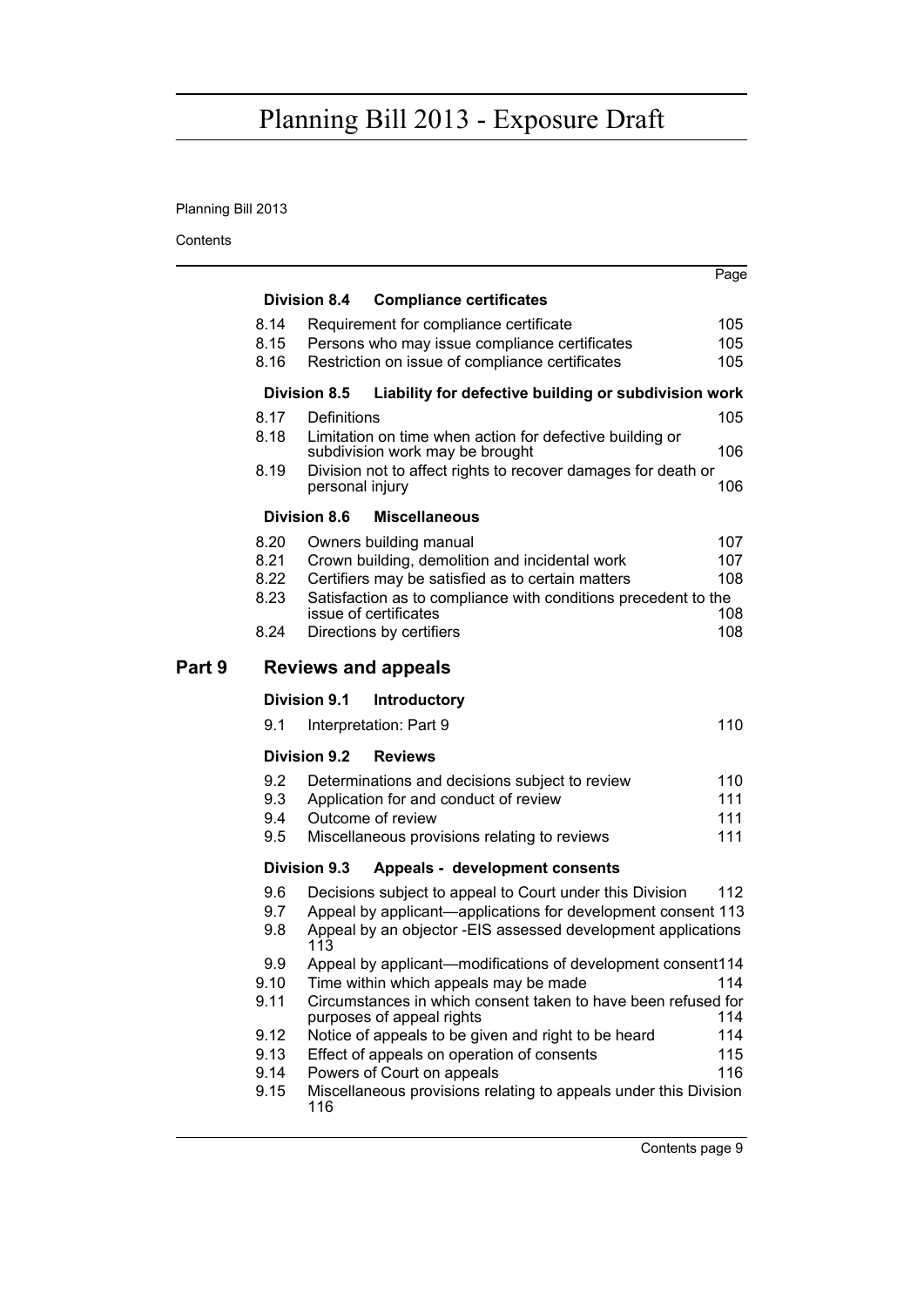| | | Page |
|---|---|---|
| **Division 8.4** | **Compliance certificates** | |
| 8.14 | Requirement for compliance certificate | 105 |
| 8.15 | Persons who may issue compliance certificates | 105 |
| 8.16 | Restriction on issue of compliance certificates | 105 |
| **Division 8.5** | **Liability for defective building or subdivision work** | |
| 8.17 | Definitions | 105 |
| 8.18 | Limitation on time when action for defective building or subdivision work may be brought | 106 |
| 8.19 | Division not to affect rights to recover damages for death or personal injury | 106 |
| **Division 8.6** | **Miscellaneous** | |
| 8.20 | Owners building manual | 107 |
| 8.21 | Crown building, demolition and incidental work | 107 |
| 8.22 | Certifiers may be satisfied as to certain matters | 108 |
| 8.23 | Satisfaction as to compliance with conditions precedent to the issue of certificates | 108 |
| 8.24 | Directions by certifiers | 108 |

## Part 9 Reviews and appeals

| | | |
|---|---|---|
| **Division 9.1** | **Introductory** | |
| 9.1 | Interpretation: Part 9 | 110 |
| **Division 9.2** | **Reviews** | |
| 9.2 | Determinations and decisions subject to review | 110 |
| 9.3 | Application for and conduct of review | 111 |
| 9.4 | Outcome of review | 111 |
| 9.5 | Miscellaneous provisions relating to reviews | 111 |
| **Division 9.3** | **Appeals - development consents** | |
| 9.6 | Decisions subject to appeal to Court under this Division | 112 |
| 9.7 | Appeal by applicant—applications for development consent | 113 |
| 9.8 | Appeal by an objector -EIS assessed development applications | 113 |
| 9.9 | Appeal by applicant—modifications of development consent | 114 |
| 9.10 | Time within which appeals may be made | 114 |
| 9.11 | Circumstances in which consent taken to have been refused for purposes of appeal rights | 114 |
| 9.12 | Notice of appeals to be given and right to be heard | 114 |
| 9.13 | Effect of appeals on operation of consents | 115 |
| 9.14 | Powers of Court on appeals | 116 |
| 9.15 | Miscellaneous provisions relating to appeals under this Division | 116 |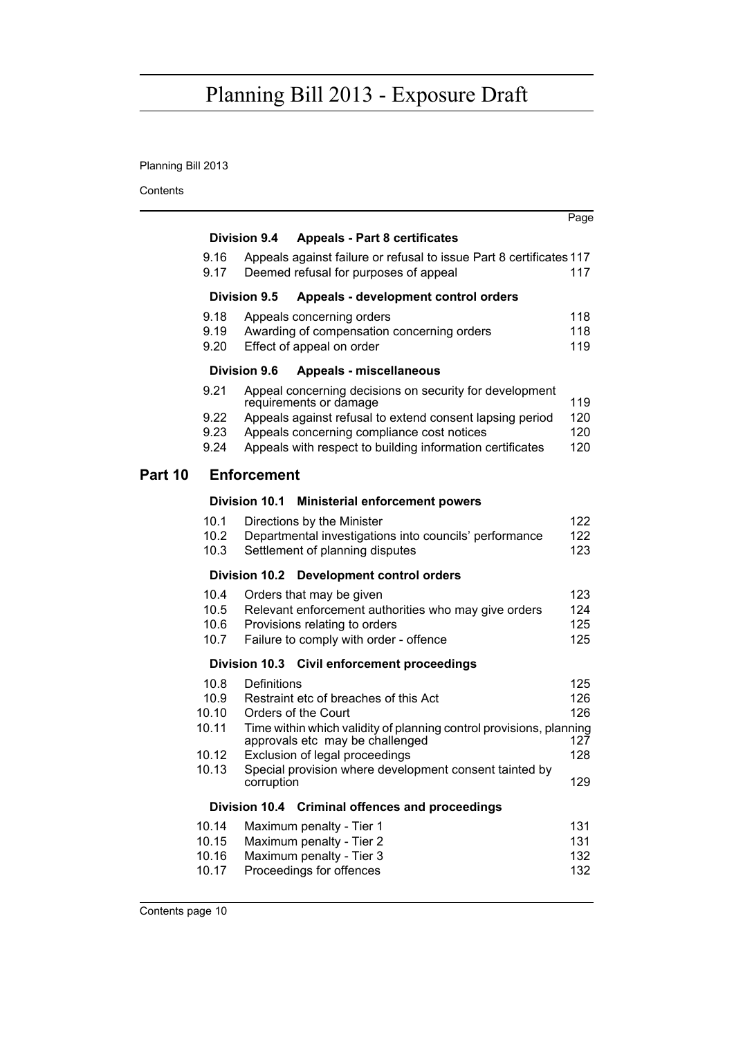| | | Page |
|---|---|---|
| **Division 9.4** | **Appeals - Part 8 certificates** | |
| 9.16 | Appeals against failure or refusal to issue Part 8 certificates | 117 |
| 9.17 | Deemed refusal for purposes of appeal | 117 |
| **Division 9.5** | **Appeals - development control orders** | |
| 9.18 | Appeals concerning orders | 118 |
| 9.19 | Awarding of compensation concerning orders | 118 |
| 9.20 | Effect of appeal on order | 119 |
| **Division 9.6** | **Appeals - miscellaneous** | |
| 9.21 | Appeal concerning decisions on security for development requirements or damage | 119 |
| 9.22 | Appeals against refusal to extend consent lapsing period | 120 |
| 9.23 | Appeals concerning compliance cost notices | 120 |
| 9.24 | Appeals with respect to building information certificates | 120 |

## Part 10 Enforcement

| | | |
|---|---|---|
| **Division 10.1** | **Ministerial enforcement powers** | |
| 10.1 | Directions by the Minister | 122 |
| 10.2 | Departmental investigations into councils' performance | 122 |
| 10.3 | Settlement of planning disputes | 123 |
| **Division 10.2** | **Development control orders** | |
| 10.4 | Orders that may be given | 123 |
| 10.5 | Relevant enforcement authorities who may give orders | 124 |
| 10.6 | Provisions relating to orders | 125 |
| 10.7 | Failure to comply with order - offence | 125 |
| **Division 10.3** | **Civil enforcement proceedings** | |
| 10.8 | Definitions | 125 |
| 10.9 | Restraint etc of breaches of this Act | 126 |
| 10.10 | Orders of the Court | 126 |
| 10.11 | Time within which validity of planning control provisions, planning approvals etc may be challenged | 127 |
| 10.12 | Exclusion of legal proceedings | 128 |
| 10.13 | Special provision where development consent tainted by corruption | 129 |
| **Division 10.4** | **Criminal offences and proceedings** | |
| 10.14 | Maximum penalty - Tier 1 | 131 |
| 10.15 | Maximum penalty - Tier 2 | 131 |
| 10.16 | Maximum penalty - Tier 3 | 132 |
| 10.17 | Proceedings for offences | 132 |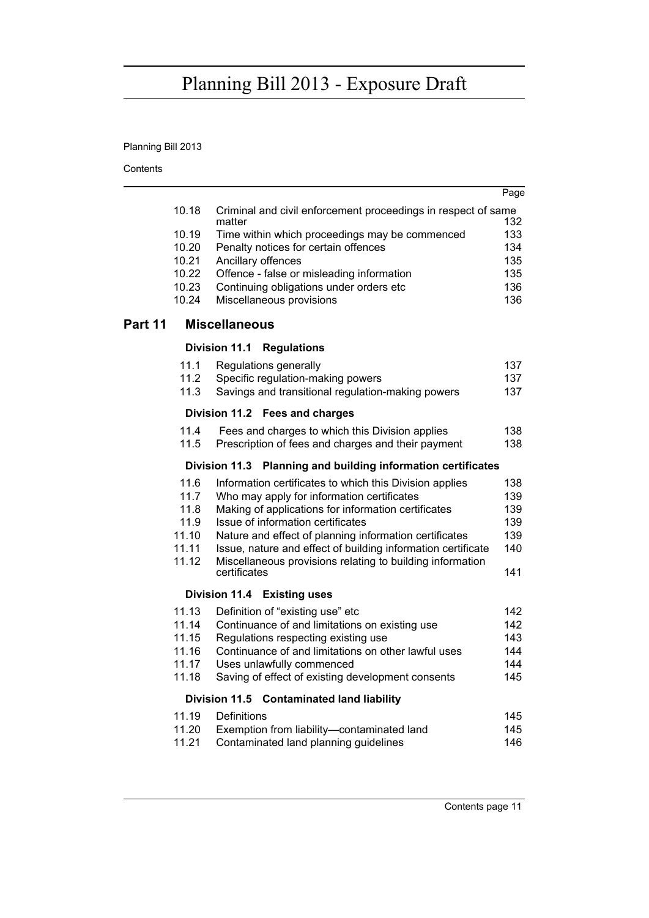| | | Page |
|---|---|---|
| 10.18 | Criminal and civil enforcement proceedings in respect of same matter | 132 |
| 10.19 | Time within which proceedings may be commenced | 133 |
| 10.20 | Penalty notices for certain offences | 134 |
| 10.21 | Ancillary offences | 135 |
| 10.22 | Offence - false or misleading information | 135 |
| 10.23 | Continuing obligations under orders etc | 136 |
| 10.24 | Miscellaneous provisions | 136 |

## Part 11 Miscellaneous

### Division 11.1 Regulations

| | | |
|---|---|---|
| 11.1 | Regulations generally | 137 |
| 11.2 | Specific regulation-making powers | 137 |
| 11.3 | Savings and transitional regulation-making powers | 137 |

### Division 11.2 Fees and charges

| | | |
|---|---|---|
| 11.4 | Fees and charges to which this Division applies | 138 |
| 11.5 | Prescription of fees and charges and their payment | 138 |

### Division 11.3 Planning and building information certificates

| | | |
|---|---|---|
| 11.6 | Information certificates to which this Division applies | 138 |
| 11.7 | Who may apply for information certificates | 139 |
| 11.8 | Making of applications for information certificates | 139 |
| 11.9 | Issue of information certificates | 139 |
| 11.10 | Nature and effect of planning information certificates | 139 |
| 11.11 | Issue, nature and effect of building information certificate | 140 |
| 11.12 | Miscellaneous provisions relating to building information certificates | 141 |

### Division 11.4 Existing uses

| | | |
|---|---|---|
| 11.13 | Definition of "existing use" etc | 142 |
| 11.14 | Continuance of and limitations on existing use | 142 |
| 11.15 | Regulations respecting existing use | 143 |
| 11.16 | Continuance of and limitations on other lawful uses | 144 |
| 11.17 | Uses unlawfully commenced | 144 |
| 11.18 | Saving of effect of existing development consents | 145 |

### Division 11.5 Contaminated land liability

| | | |
|---|---|---|
| 11.19 | Definitions | 145 |
| 11.20 | Exemption from liability—contaminated land | 145 |
| 11.21 | Contaminated land planning guidelines | 146 |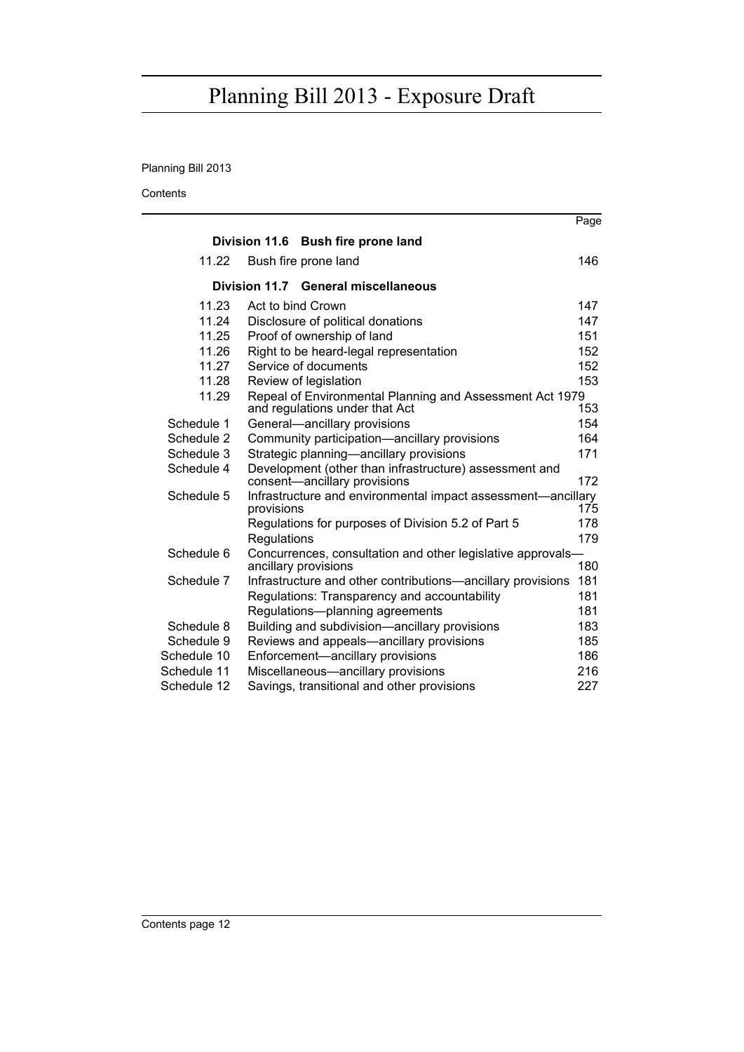Planning Bill 2013

Contents

| | | Page |
|---|---|---|
| | **Division 11.6 Bush fire prone land** | |
| 11.22 | Bush fire prone land | 146 |
| | **Division 11.7 General miscellaneous** | |
| 11.23 | Act to bind Crown | 147 |
| 11.24 | Disclosure of political donations | 147 |
| 11.25 | Proof of ownership of land | 151 |
| 11.26 | Right to be heard-legal representation | 152 |
| 11.27 | Service of documents | 152 |
| 11.28 | Review of legislation | 153 |
| 11.29 | Repeal of Environmental Planning and Assessment Act 1979 and regulations under that Act | 153 |
| Schedule 1 | General—ancillary provisions | 154 |
| Schedule 2 | Community participation—ancillary provisions | 164 |
| Schedule 3 | Strategic planning—ancillary provisions | 171 |
| Schedule 4 | Development (other than infrastructure) assessment and consent—ancillary provisions | 172 |
| Schedule 5 | Infrastructure and environmental impact assessment—ancillary provisions | 175 |
| | Regulations for purposes of Division 5.2 of Part 5 | 178 |
| | Regulations | 179 |
| Schedule 6 | Concurrences, consultation and other legislative approvals—ancillary provisions | 180 |
| Schedule 7 | Infrastructure and other contributions—ancillary provisions | 181 |
| | Regulations: Transparency and accountability | 181 |
| | Regulations—planning agreements | 181 |
| Schedule 8 | Building and subdivision—ancillary provisions | 183 |
| Schedule 9 | Reviews and appeals—ancillary provisions | 185 |
| Schedule 10 | Enforcement—ancillary provisions | 186 |
| Schedule 11 | Miscellaneous—ancillary provisions | 216 |
| Schedule 12 | Savings, transitional and other provisions | 227 |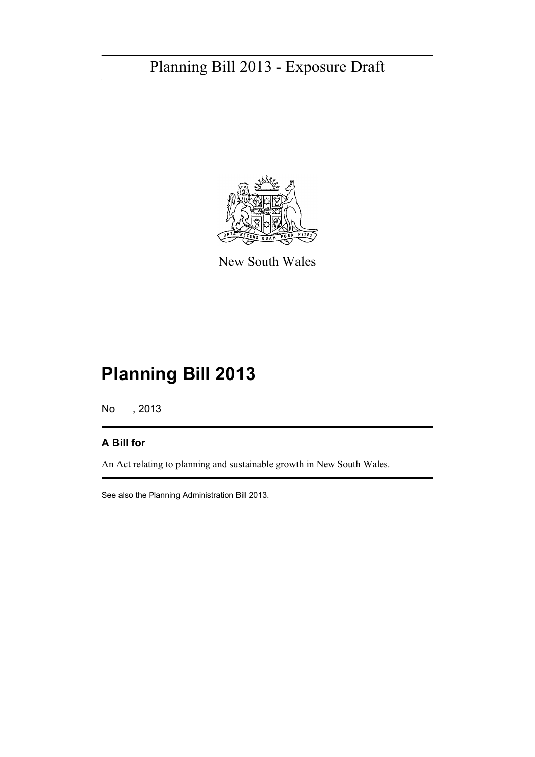# Planning Bill 2013 - Exposure Draft

New South Wales

# Planning Bill 2013

No , 2013

## A Bill for

An Act relating to planning and sustainable growth in New South Wales.

See also the Planning Administration Bill 2013.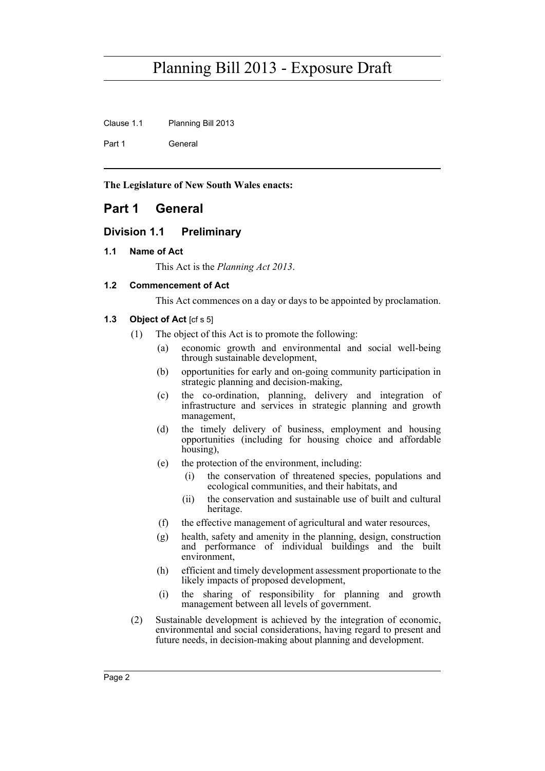**The Legislature of New South Wales enacts:**

# Part 1 General

## Division 1.1 Preliminary

### 1.1 Name of Act

This Act is the *Planning Act 2013*.

### 1.2 Commencement of Act

This Act commences on a day or days to be appointed by proclamation.

### 1.3 Object of Act [cf s 5]

(1) The object of this Act is to promote the following:

(a) economic growth and environmental and social well-being through sustainable development,

(b) opportunities for early and on-going community participation in strategic planning and decision-making,

(c) the co-ordination, planning, delivery and integration of infrastructure and services in strategic planning and growth management,

(d) the timely delivery of business, employment and housing opportunities (including for housing choice and affordable housing),

(e) the protection of the environment, including:

(i) the conservation of threatened species, populations and ecological communities, and their habitats, and

(ii) the conservation and sustainable use of built and cultural heritage.

(f) the effective management of agricultural and water resources,

(g) health, safety and amenity in the planning, design, construction and performance of individual buildings and the built environment,

(h) efficient and timely development assessment proportionate to the likely impacts of proposed development,

(i) the sharing of responsibility for planning and growth management between all levels of government.

(2) Sustainable development is achieved by the integration of economic, environmental and social considerations, having regard to present and future needs, in decision-making about planning and development.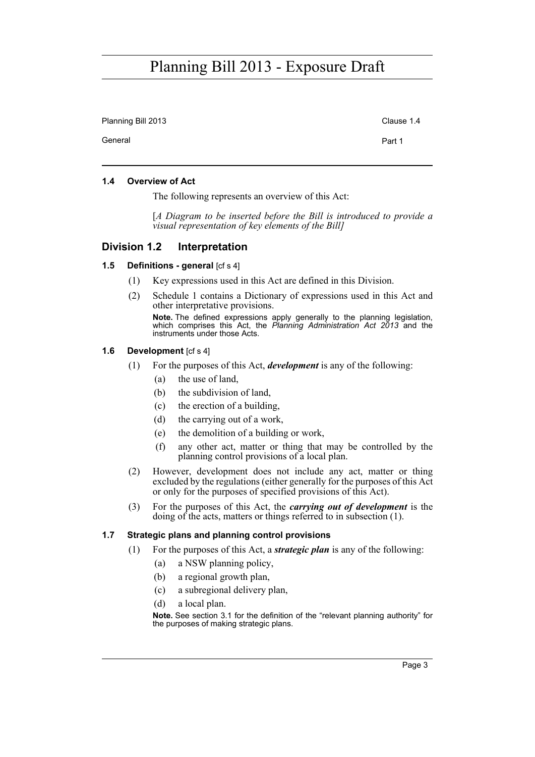#### 1.4 Overview of Act

The following represents an overview of this Act:

[*A Diagram to be inserted before the Bill is introduced to provide a visual representation of key elements of the Bill]*

## Division 1.2 Interpretation

#### 1.5 Definitions - general [cf s 4]

(1) Key expressions used in this Act are defined in this Division.

(2) Schedule 1 contains a Dictionary of expressions used in this Act and other interpretative provisions.

**Note.** The defined expressions apply generally to the planning legislation, which comprises this Act, the *Planning Administration Act 2013* and the instruments under those Acts.

#### 1.6 Development [cf s 4]

(1) For the purposes of this Act, ***development*** is any of the following:

- (a) the use of land,
- (b) the subdivision of land,
- (c) the erection of a building,
- (d) the carrying out of a work,
- (e) the demolition of a building or work,
- (f) any other act, matter or thing that may be controlled by the planning control provisions of a local plan.

(2) However, development does not include any act, matter or thing excluded by the regulations (either generally for the purposes of this Act or only for the purposes of specified provisions of this Act).

(3) For the purposes of this Act, the ***carrying out of development*** is the doing of the acts, matters or things referred to in subsection (1).

#### 1.7 Strategic plans and planning control provisions

(1) For the purposes of this Act, a ***strategic plan*** is any of the following:

- (a) a NSW planning policy,
- (b) a regional growth plan,
- (c) a subregional delivery plan,
- (d) a local plan.

**Note.** See section 3.1 for the definition of the "relevant planning authority" for the purposes of making strategic plans.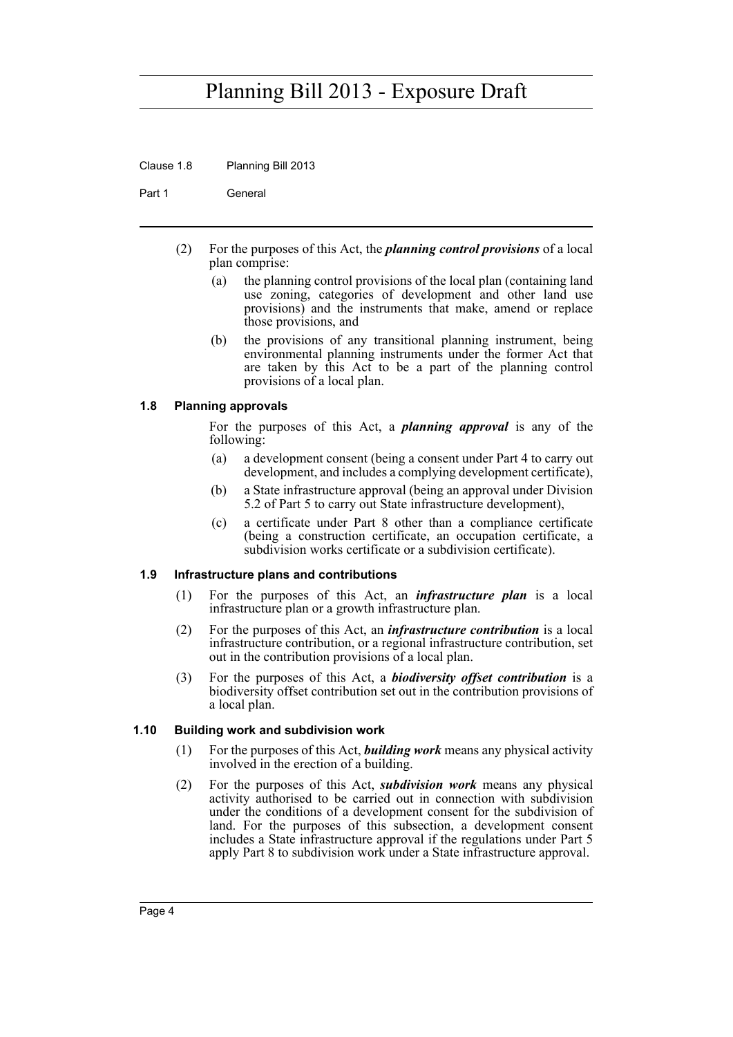(2) For the purposes of this Act, the ***planning control provisions*** of a local plan comprise:

- (a) the planning control provisions of the local plan (containing land use zoning, categories of development and other land use provisions) and the instruments that make, amend or replace those provisions, and
- (b) the provisions of any transitional planning instrument, being environmental planning instruments under the former Act that are taken by this Act to be a part of the planning control provisions of a local plan.

### 1.8 Planning approvals

For the purposes of this Act, a ***planning approval*** is any of the following:

- (a) a development consent (being a consent under Part 4 to carry out development, and includes a complying development certificate),
- (b) a State infrastructure approval (being an approval under Division 5.2 of Part 5 to carry out State infrastructure development),
- (c) a certificate under Part 8 other than a compliance certificate (being a construction certificate, an occupation certificate, a subdivision works certificate or a subdivision certificate).

### 1.9 Infrastructure plans and contributions

(1) For the purposes of this Act, an ***infrastructure plan*** is a local infrastructure plan or a growth infrastructure plan.

(2) For the purposes of this Act, an ***infrastructure contribution*** is a local infrastructure contribution, or a regional infrastructure contribution, set out in the contribution provisions of a local plan.

(3) For the purposes of this Act, a ***biodiversity offset contribution*** is a biodiversity offset contribution set out in the contribution provisions of a local plan.

### 1.10 Building work and subdivision work

(1) For the purposes of this Act, ***building work*** means any physical activity involved in the erection of a building.

(2) For the purposes of this Act, ***subdivision work*** means any physical activity authorised to be carried out in connection with subdivision under the conditions of a development consent for the subdivision of land. For the purposes of this subsection, a development consent includes a State infrastructure approval if the regulations under Part 5 apply Part 8 to subdivision work under a State infrastructure approval.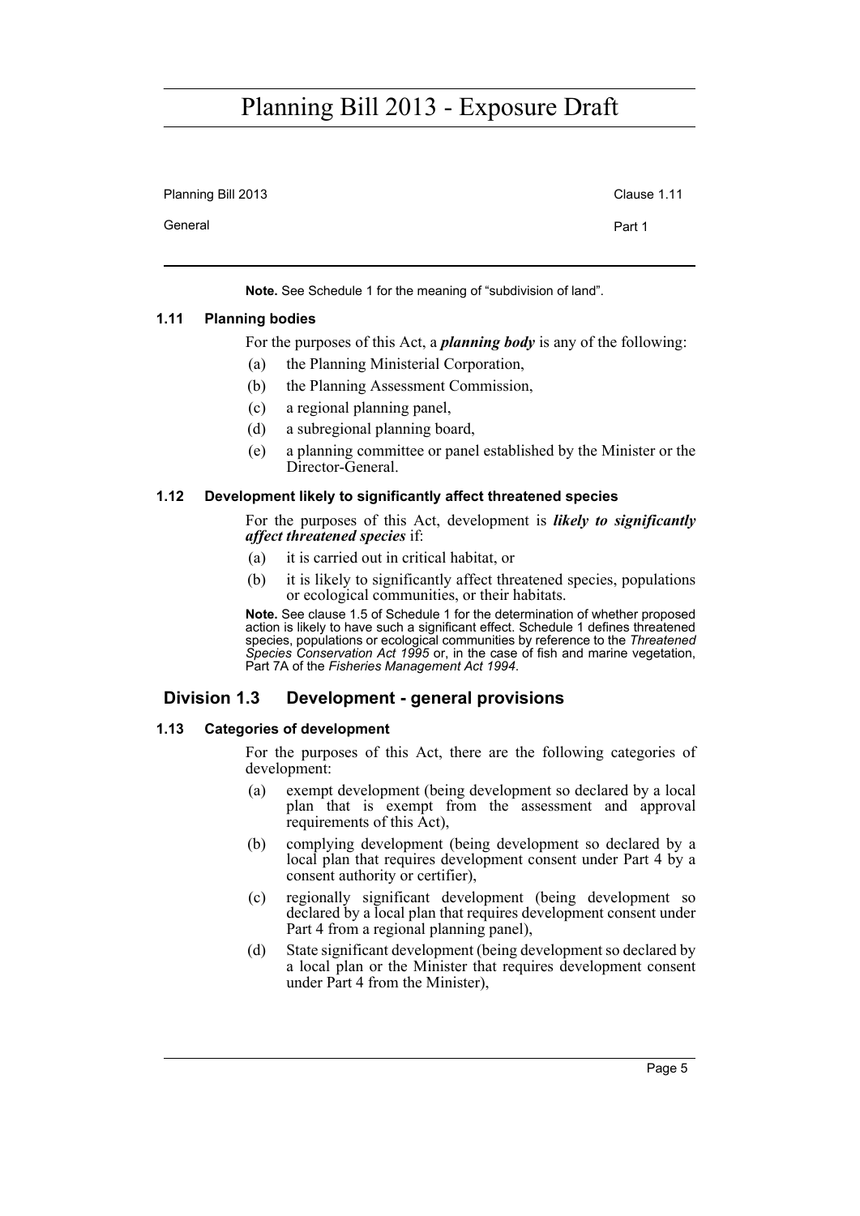**Note.** See Schedule 1 for the meaning of "subdivision of land".

#### 1.11 Planning bodies

For the purposes of this Act, a ***planning body*** is any of the following:

(a) the Planning Ministerial Corporation,

(b) the Planning Assessment Commission,

(c) a regional planning panel,

(d) a subregional planning board,

(e) a planning committee or panel established by the Minister or the Director-General.

#### 1.12 Development likely to significantly affect threatened species

For the purposes of this Act, development is ***likely to significantly affect threatened species*** if:

(a) it is carried out in critical habitat, or

(b) it is likely to significantly affect threatened species, populations or ecological communities, or their habitats.

**Note.** See clause 1.5 of Schedule 1 for the determination of whether proposed action is likely to have such a significant effect. Schedule 1 defines threatened species, populations or ecological communities by reference to the *Threatened Species Conservation Act 1995* or, in the case of fish and marine vegetation, Part 7A of the *Fisheries Management Act 1994*.

### Division 1.3 Development - general provisions

#### 1.13 Categories of development

For the purposes of this Act, there are the following categories of development:

(a) exempt development (being development so declared by a local plan that is exempt from the assessment and approval requirements of this Act),

(b) complying development (being development so declared by a local plan that requires development consent under Part 4 by a consent authority or certifier),

(c) regionally significant development (being development so declared by a local plan that requires development consent under Part 4 from a regional planning panel),

(d) State significant development (being development so declared by a local plan or the Minister that requires development consent under Part 4 from the Minister),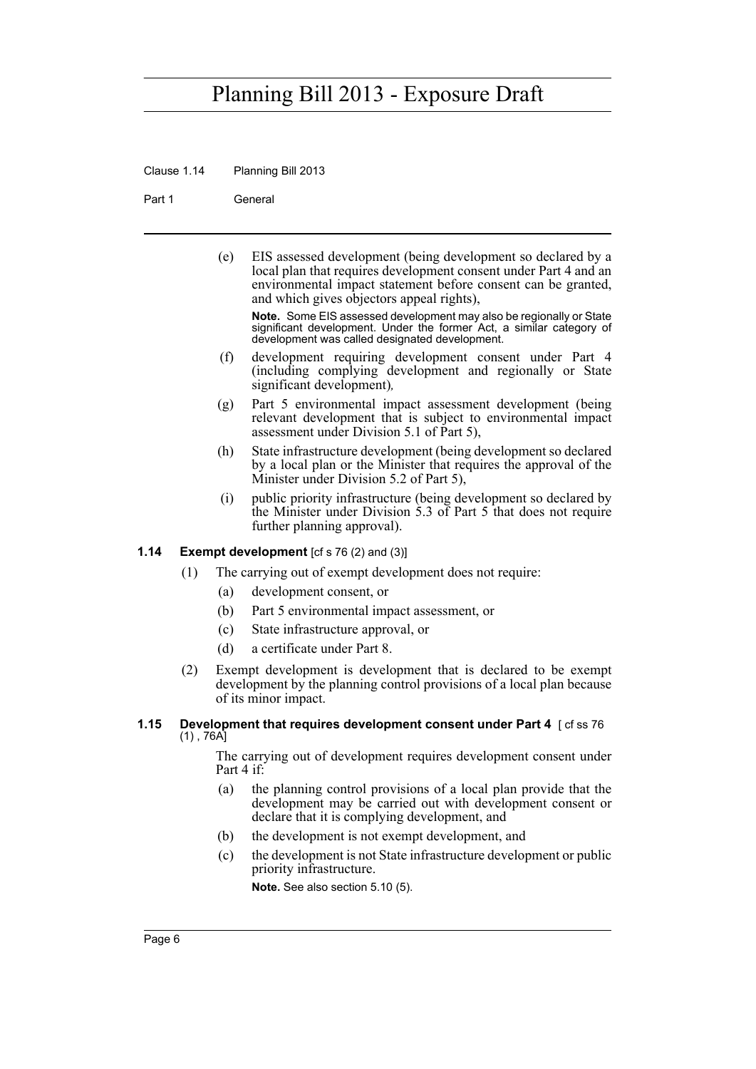(e) EIS assessed development (being development so declared by a local plan that requires development consent under Part 4 and an environmental impact statement before consent can be granted, and which gives objectors appeal rights),

**Note.** Some EIS assessed development may also be regionally or State significant development. Under the former Act, a similar category of development was called designated development.

(f) development requiring development consent under Part 4 (including complying development and regionally or State significant development),

(g) Part 5 environmental impact assessment development (being relevant development that is subject to environmental impact assessment under Division 5.1 of Part 5),

(h) State infrastructure development (being development so declared by a local plan or the Minister that requires the approval of the Minister under Division 5.2 of Part 5),

(i) public priority infrastructure (being development so declared by the Minister under Division 5.3 of Part 5 that does not require further planning approval).

### 1.14 Exempt development [cf s 76 (2) and (3)]

(1) The carrying out of exempt development does not require:

(a) development consent, or

(b) Part 5 environmental impact assessment, or

(c) State infrastructure approval, or

(d) a certificate under Part 8.

(2) Exempt development is development that is declared to be exempt development by the planning control provisions of a local plan because of its minor impact.

### 1.15 Development that requires development consent under Part 4 [ cf ss 76 (1) , 76A]

The carrying out of development requires development consent under Part 4 if:

(a) the planning control provisions of a local plan provide that the development may be carried out with development consent or declare that it is complying development, and

(b) the development is not exempt development, and

(c) the development is not State infrastructure development or public priority infrastructure.

**Note.** See also section 5.10 (5).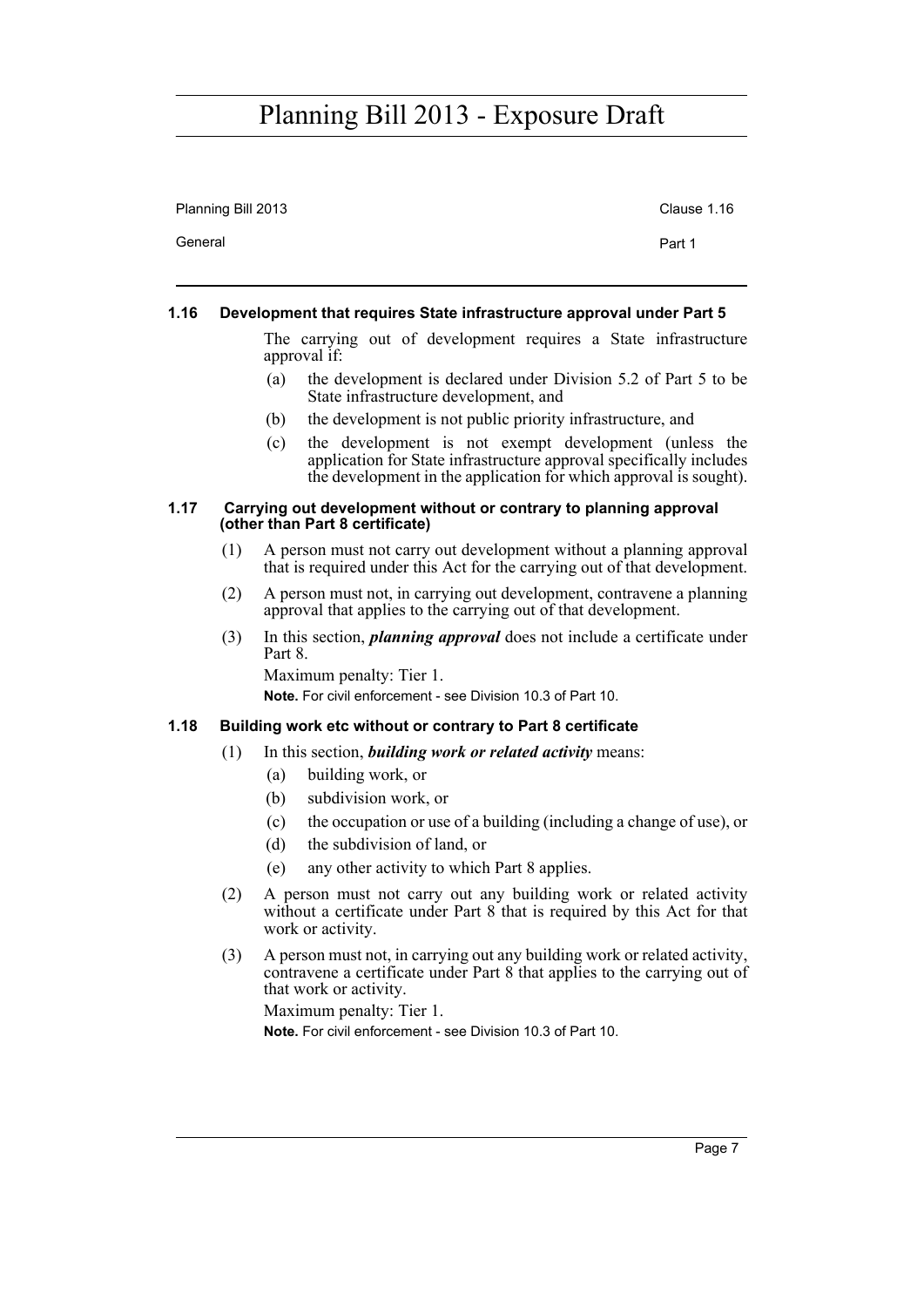### 1.16 Development that requires State infrastructure approval under Part 5

The carrying out of development requires a State infrastructure approval if:

(a) the development is declared under Division 5.2 of Part 5 to be State infrastructure development, and

(b) the development is not public priority infrastructure, and

(c) the development is not exempt development (unless the application for State infrastructure approval specifically includes the development in the application for which approval is sought).

### 1.17 Carrying out development without or contrary to planning approval (other than Part 8 certificate)

(1) A person must not carry out development without a planning approval that is required under this Act for the carrying out of that development.

(2) A person must not, in carrying out development, contravene a planning approval that applies to the carrying out of that development.

(3) In this section, ***planning approval*** does not include a certificate under Part 8.

Maximum penalty: Tier 1.

**Note.** For civil enforcement - see Division 10.3 of Part 10.

### 1.18 Building work etc without or contrary to Part 8 certificate

(1) In this section, ***building work or related activity*** means:

(a) building work, or

(b) subdivision work, or

(c) the occupation or use of a building (including a change of use), or

(d) the subdivision of land, or

(e) any other activity to which Part 8 applies.

(2) A person must not carry out any building work or related activity without a certificate under Part 8 that is required by this Act for that work or activity.

(3) A person must not, in carrying out any building work or related activity, contravene a certificate under Part 8 that applies to the carrying out of that work or activity.

Maximum penalty: Tier 1.

**Note.** For civil enforcement - see Division 10.3 of Part 10.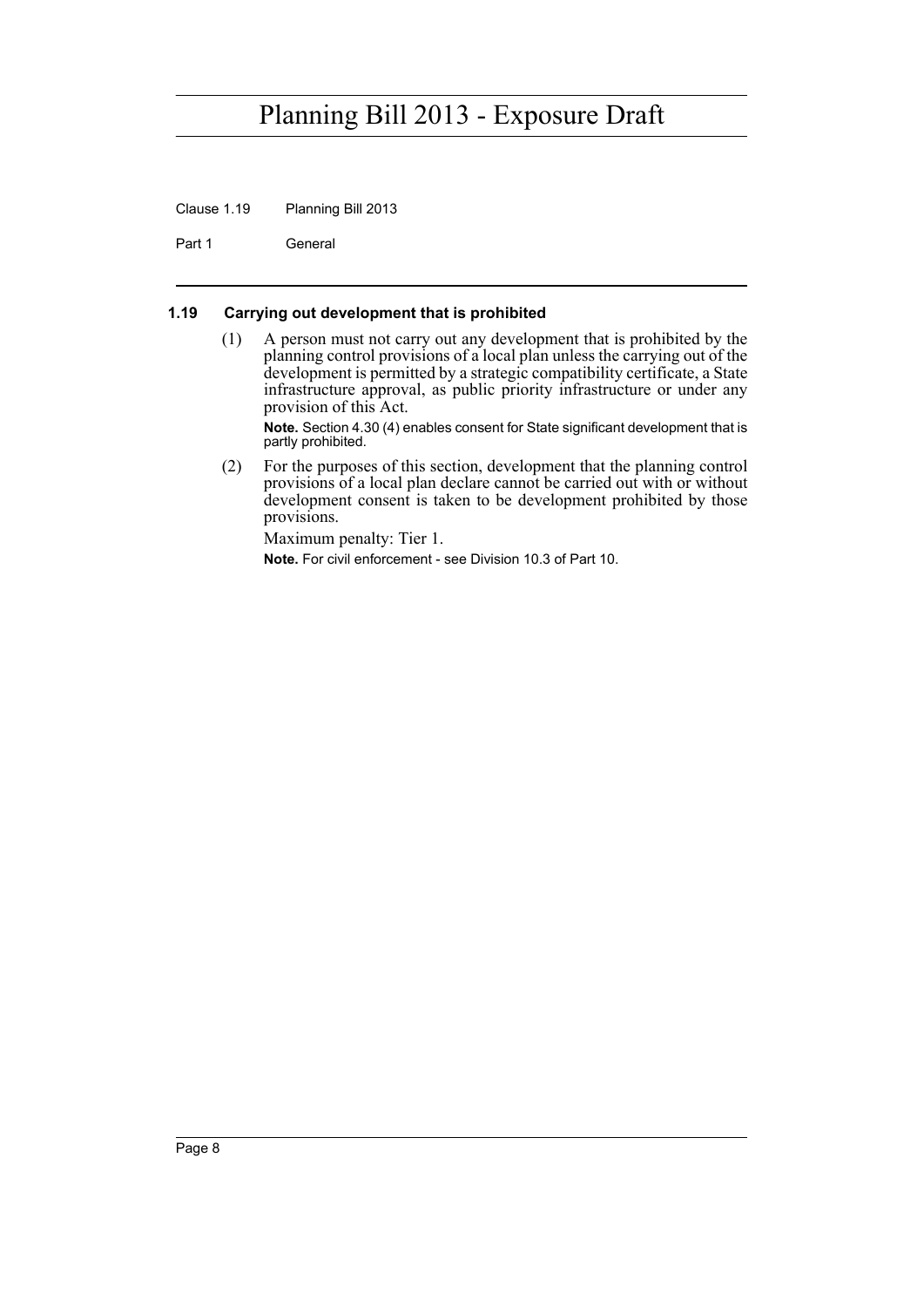### 1.19 Carrying out development that is prohibited

(1) A person must not carry out any development that is prohibited by the planning control provisions of a local plan unless the carrying out of the development is permitted by a strategic compatibility certificate, a State infrastructure approval, as public priority infrastructure or under any provision of this Act.

**Note.** Section 4.30 (4) enables consent for State significant development that is partly prohibited.

(2) For the purposes of this section, development that the planning control provisions of a local plan declare cannot be carried out with or without development consent is taken to be development prohibited by those provisions.

Maximum penalty: Tier 1.

**Note.** For civil enforcement - see Division 10.3 of Part 10.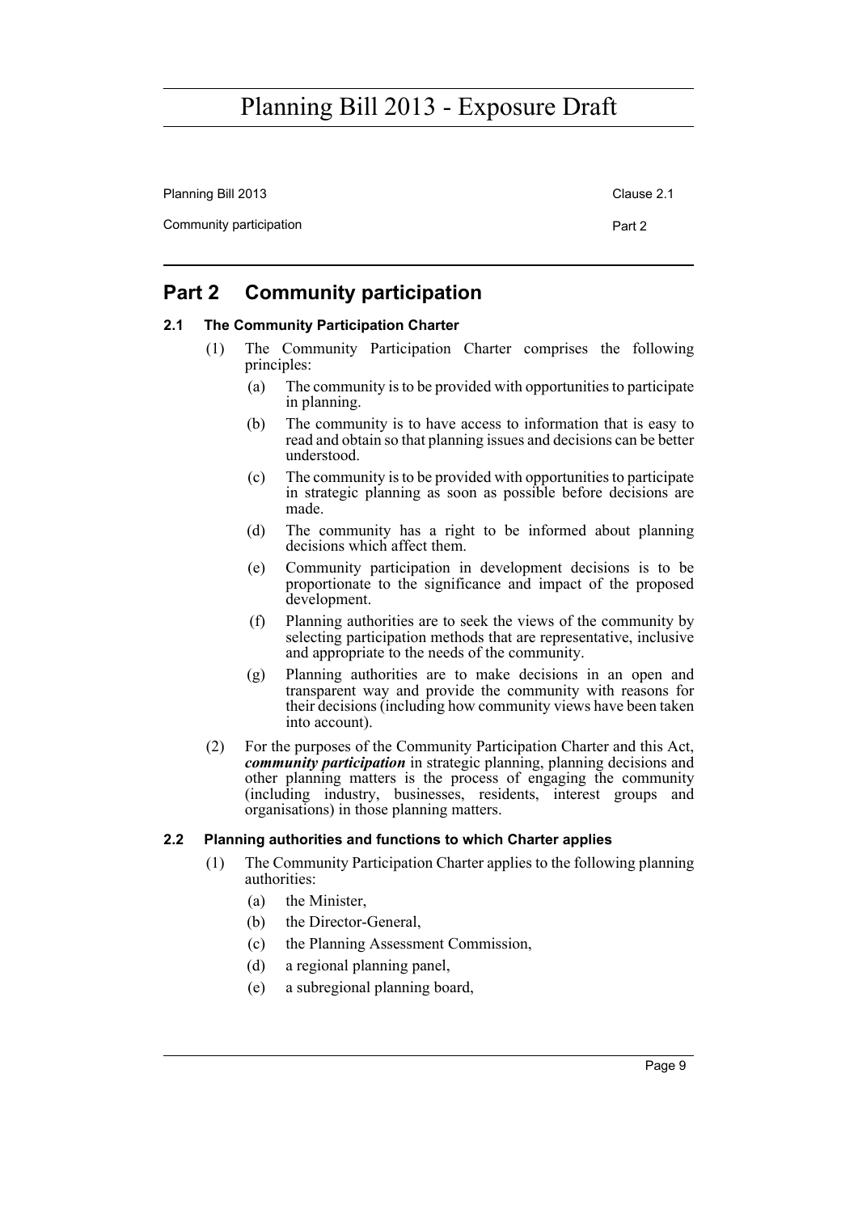## Part 2 Community participation

### 2.1 The Community Participation Charter

(1) The Community Participation Charter comprises the following principles:

(a) The community is to be provided with opportunities to participate in planning.

(b) The community is to have access to information that is easy to read and obtain so that planning issues and decisions can be better understood.

(c) The community is to be provided with opportunities to participate in strategic planning as soon as possible before decisions are made.

(d) The community has a right to be informed about planning decisions which affect them.

(e) Community participation in development decisions is to be proportionate to the significance and impact of the proposed development.

(f) Planning authorities are to seek the views of the community by selecting participation methods that are representative, inclusive and appropriate to the needs of the community.

(g) Planning authorities are to make decisions in an open and transparent way and provide the community with reasons for their decisions (including how community views have been taken into account).

(2) For the purposes of the Community Participation Charter and this Act, ***community participation*** in strategic planning, planning decisions and other planning matters is the process of engaging the community (including industry, businesses, residents, interest groups and organisations) in those planning matters.

### 2.2 Planning authorities and functions to which Charter applies

(1) The Community Participation Charter applies to the following planning authorities:

(a) the Minister,

(b) the Director-General,

(c) the Planning Assessment Commission,

(d) a regional planning panel,

(e) a subregional planning board,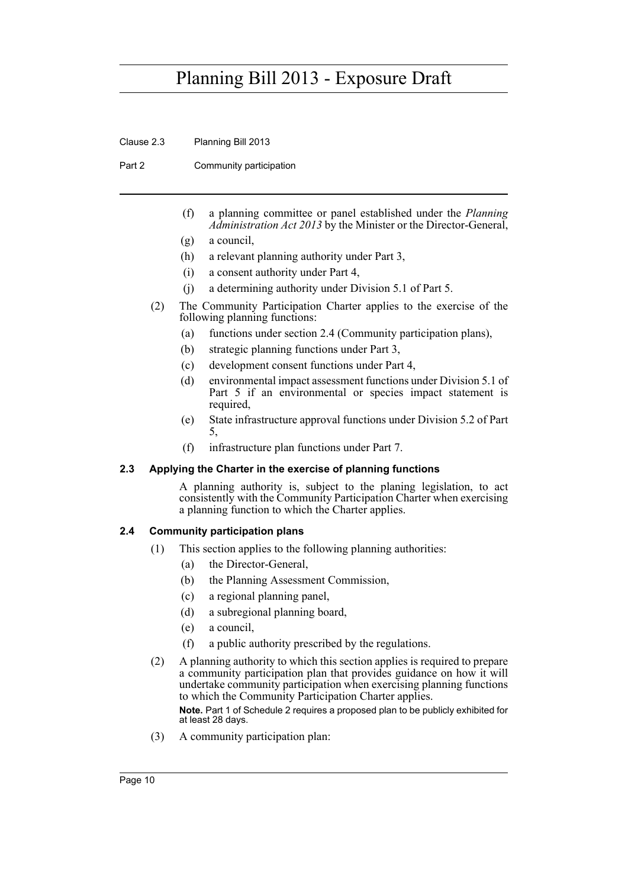(f) a planning committee or panel established under the *Planning Administration Act 2013* by the Minister or the Director-General,

(g) a council,

(h) a relevant planning authority under Part 3,

(i) a consent authority under Part 4,

(j) a determining authority under Division 5.1 of Part 5.

(2) The Community Participation Charter applies to the exercise of the following planning functions:

(a) functions under section 2.4 (Community participation plans),

(b) strategic planning functions under Part 3,

(c) development consent functions under Part 4,

(d) environmental impact assessment functions under Division 5.1 of Part 5 if an environmental or species impact statement is required,

(e) State infrastructure approval functions under Division 5.2 of Part 5,

(f) infrastructure plan functions under Part 7.

### 2.3 Applying the Charter in the exercise of planning functions

A planning authority is, subject to the planing legislation, to act consistently with the Community Participation Charter when exercising a planning function to which the Charter applies.

### 2.4 Community participation plans

(1) This section applies to the following planning authorities:

(a) the Director-General,

(b) the Planning Assessment Commission,

(c) a regional planning panel,

(d) a subregional planning board,

(e) a council,

(f) a public authority prescribed by the regulations.

(2) A planning authority to which this section applies is required to prepare a community participation plan that provides guidance on how it will undertake community participation when exercising planning functions to which the Community Participation Charter applies.

**Note.** Part 1 of Schedule 2 requires a proposed plan to be publicly exhibited for at least 28 days.

(3) A community participation plan: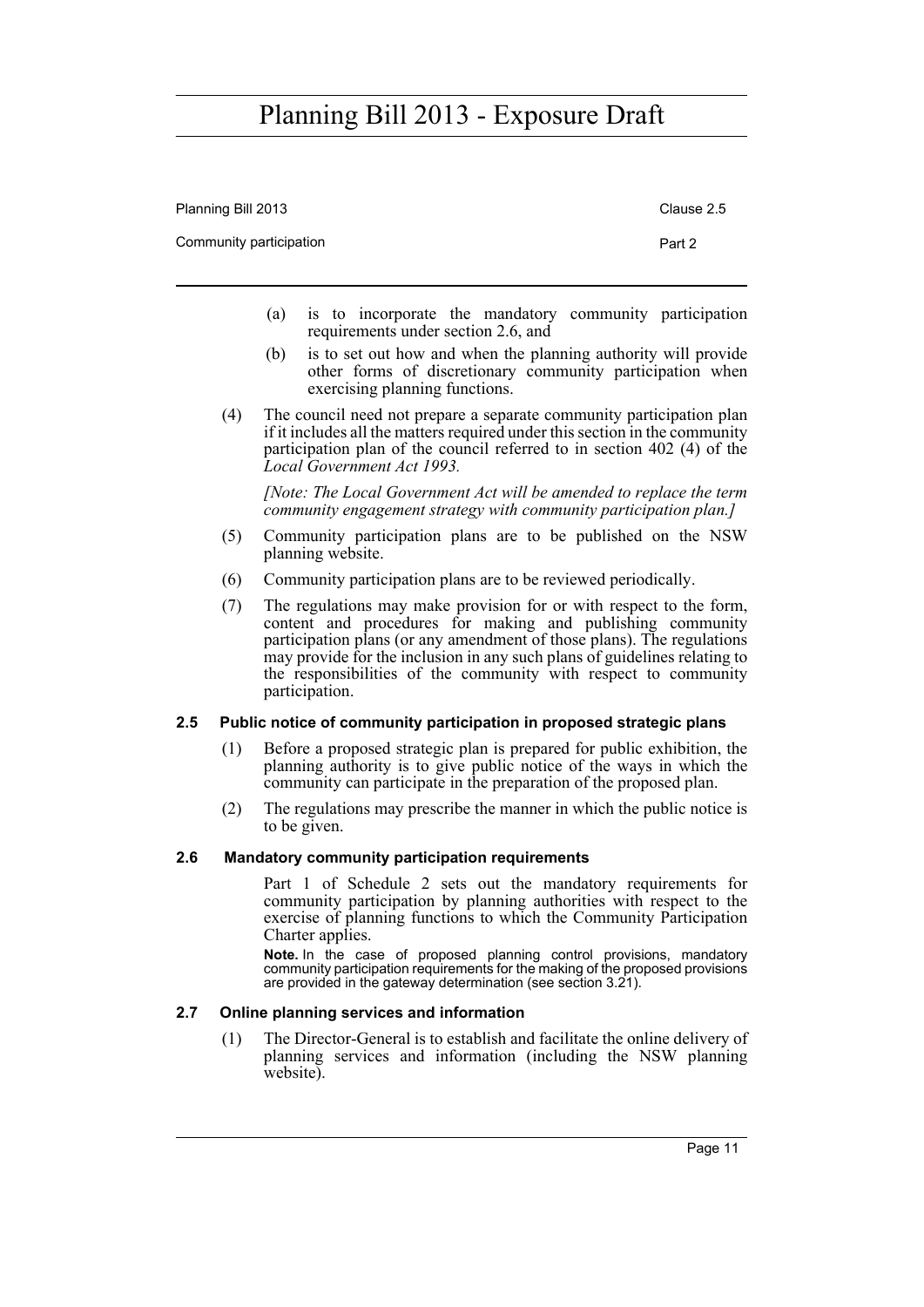(a) is to incorporate the mandatory community participation requirements under section 2.6, and

(b) is to set out how and when the planning authority will provide other forms of discretionary community participation when exercising planning functions.

(4) The council need not prepare a separate community participation plan if it includes all the matters required under this section in the community participation plan of the council referred to in section 402 (4) of the *Local Government Act 1993.*

*[Note: The Local Government Act will be amended to replace the term community engagement strategy with community participation plan.]*

(5) Community participation plans are to be published on the NSW planning website.

(6) Community participation plans are to be reviewed periodically.

(7) The regulations may make provision for or with respect to the form, content and procedures for making and publishing community participation plans (or any amendment of those plans). The regulations may provide for the inclusion in any such plans of guidelines relating to the responsibilities of the community with respect to community participation.

#### 2.5 Public notice of community participation in proposed strategic plans

(1) Before a proposed strategic plan is prepared for public exhibition, the planning authority is to give public notice of the ways in which the community can participate in the preparation of the proposed plan.

(2) The regulations may prescribe the manner in which the public notice is to be given.

#### 2.6 Mandatory community participation requirements

Part 1 of Schedule 2 sets out the mandatory requirements for community participation by planning authorities with respect to the exercise of planning functions to which the Community Participation Charter applies.

**Note.** In the case of proposed planning control provisions, mandatory community participation requirements for the making of the proposed provisions are provided in the gateway determination (see section 3.21).

#### 2.7 Online planning services and information

(1) The Director-General is to establish and facilitate the online delivery of planning services and information (including the NSW planning website).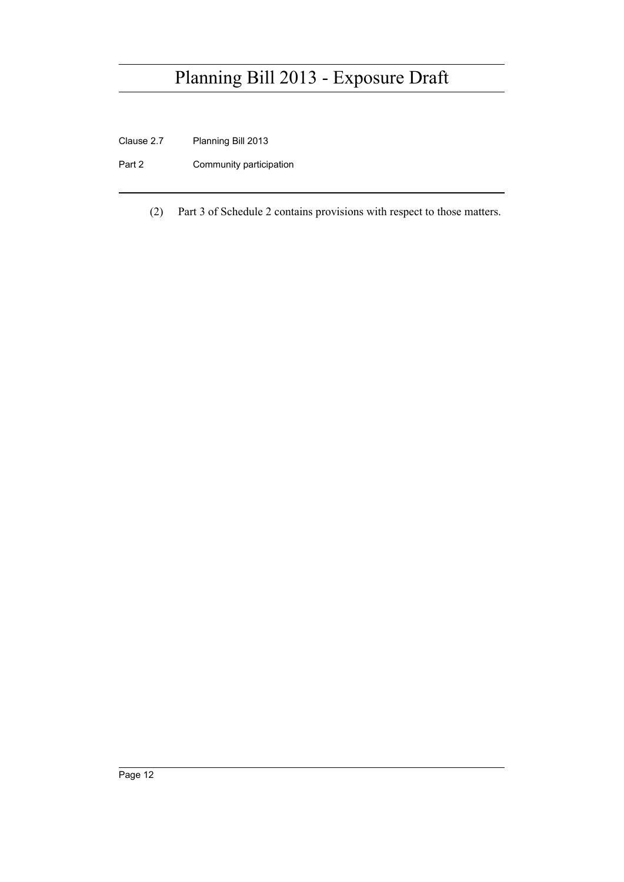(2) Part 3 of Schedule 2 contains provisions with respect to those matters.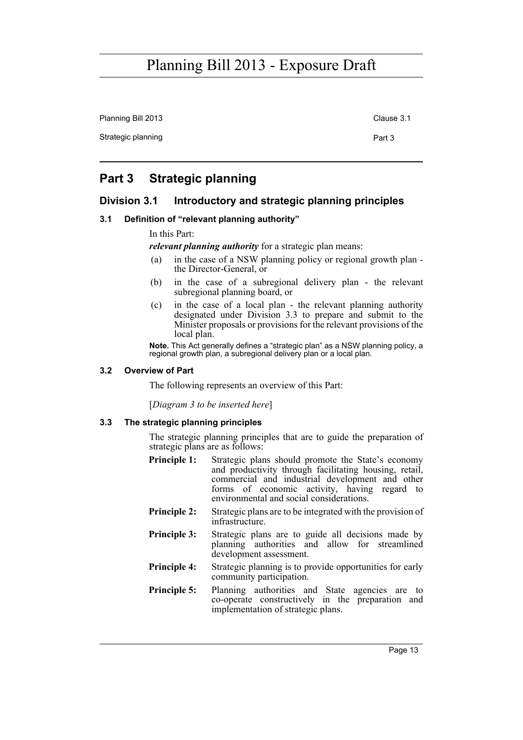## Part 3 Strategic planning

### Division 3.1 Introductory and strategic planning principles

#### 3.1 Definition of "relevant planning authority"

In this Part:

***relevant planning authority*** for a strategic plan means:

(a) in the case of a NSW planning policy or regional growth plan - the Director-General, or

(b) in the case of a subregional delivery plan - the relevant subregional planning board, or

(c) in the case of a local plan - the relevant planning authority designated under Division 3.3 to prepare and submit to the Minister proposals or provisions for the relevant provisions of the local plan.

**Note.** This Act generally defines a "strategic plan" as a NSW planning policy, a regional growth plan, a subregional delivery plan or a local plan.

#### 3.2 Overview of Part

The following represents an overview of this Part:

[*Diagram 3 to be inserted here*]

#### 3.3 The strategic planning principles

The strategic planning principles that are to guide the preparation of strategic plans are as follows:

**Principle 1:** Strategic plans should promote the State's economy and productivity through facilitating housing, retail, commercial and industrial development and other forms of economic activity, having regard to environmental and social considerations.

**Principle 2:** Strategic plans are to be integrated with the provision of infrastructure.

**Principle 3:** Strategic plans are to guide all decisions made by planning authorities and allow for streamlined development assessment.

**Principle 4:** Strategic planning is to provide opportunities for early community participation.

**Principle 5:** Planning authorities and State agencies are to co-operate constructively in the preparation and implementation of strategic plans.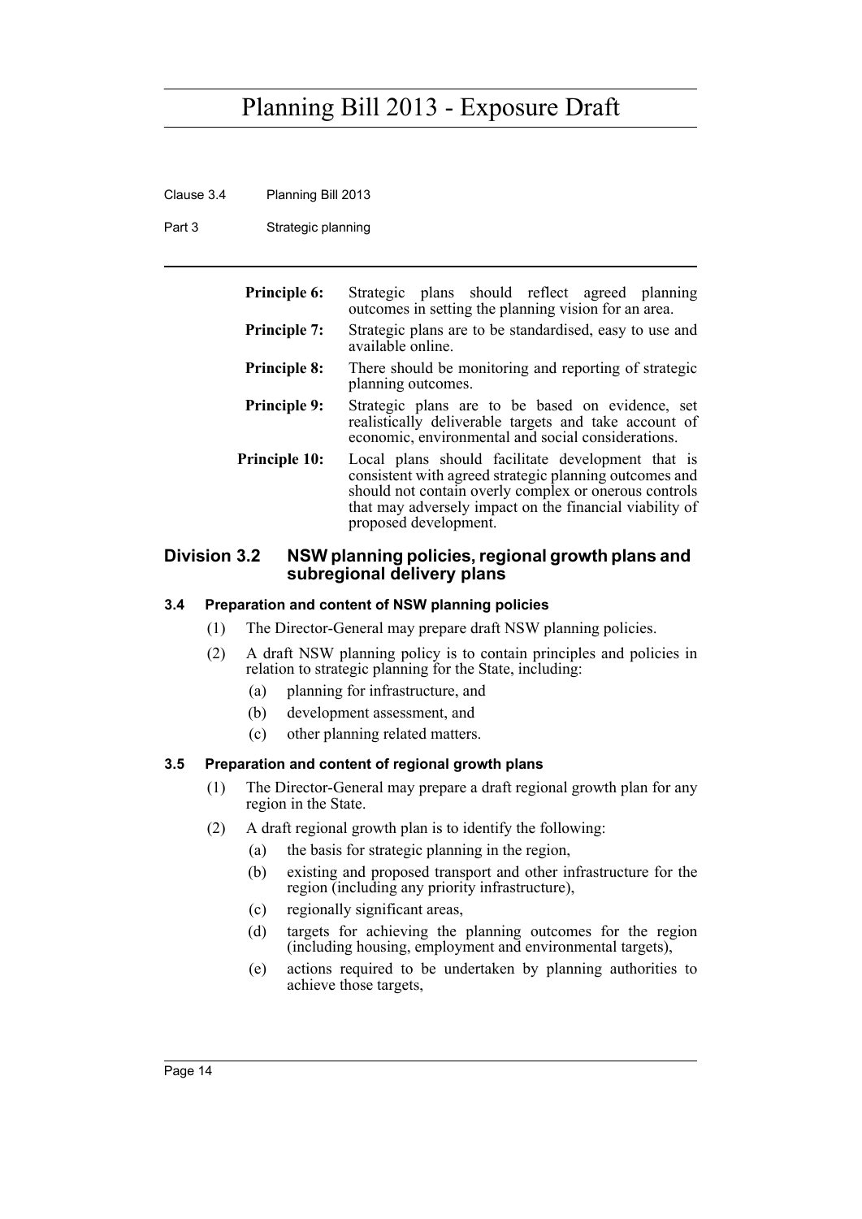**Principle 6:** Strategic plans should reflect agreed planning outcomes in setting the planning vision for an area.

**Principle 7:** Strategic plans are to be standardised, easy to use and available online.

**Principle 8:** There should be monitoring and reporting of strategic planning outcomes.

**Principle 9:** Strategic plans are to be based on evidence, set realistically deliverable targets and take account of economic, environmental and social considerations.

**Principle 10:** Local plans should facilitate development that is consistent with agreed strategic planning outcomes and should not contain overly complex or onerous controls that may adversely impact on the financial viability of proposed development.

## Division 3.2 NSW planning policies, regional growth plans and subregional delivery plans

### 3.4 Preparation and content of NSW planning policies

(1) The Director-General may prepare draft NSW planning policies.

(2) A draft NSW planning policy is to contain principles and policies in relation to strategic planning for the State, including:

- (a) planning for infrastructure, and
- (b) development assessment, and
- (c) other planning related matters.

### 3.5 Preparation and content of regional growth plans

(1) The Director-General may prepare a draft regional growth plan for any region in the State.

(2) A draft regional growth plan is to identify the following:

- (a) the basis for strategic planning in the region,
- (b) existing and proposed transport and other infrastructure for the region (including any priority infrastructure),
- (c) regionally significant areas,
- (d) targets for achieving the planning outcomes for the region (including housing, employment and environmental targets),
- (e) actions required to be undertaken by planning authorities to achieve those targets,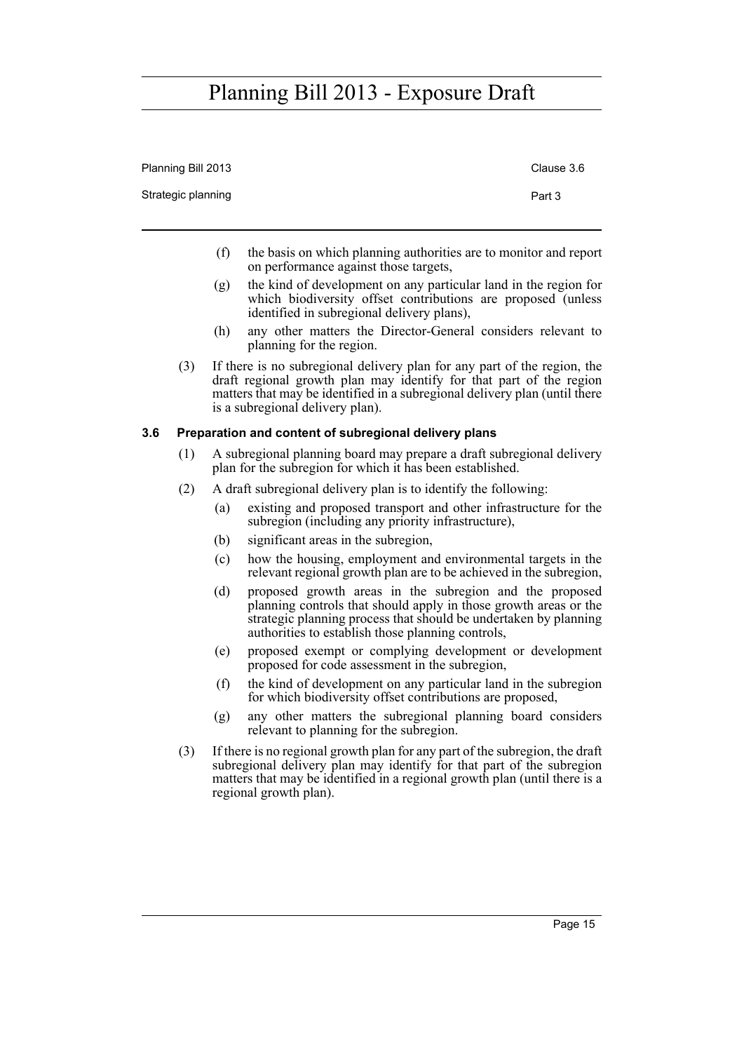(f) the basis on which planning authorities are to monitor and report on performance against those targets,

(g) the kind of development on any particular land in the region for which biodiversity offset contributions are proposed (unless identified in subregional delivery plans),

(h) any other matters the Director-General considers relevant to planning for the region.

(3) If there is no subregional delivery plan for any part of the region, the draft regional growth plan may identify for that part of the region matters that may be identified in a subregional delivery plan (until there is a subregional delivery plan).

### 3.6 Preparation and content of subregional delivery plans

(1) A subregional planning board may prepare a draft subregional delivery plan for the subregion for which it has been established.

(2) A draft subregional delivery plan is to identify the following:

(a) existing and proposed transport and other infrastructure for the subregion (including any priority infrastructure),

(b) significant areas in the subregion,

(c) how the housing, employment and environmental targets in the relevant regional growth plan are to be achieved in the subregion,

(d) proposed growth areas in the subregion and the proposed planning controls that should apply in those growth areas or the strategic planning process that should be undertaken by planning authorities to establish those planning controls,

(e) proposed exempt or complying development or development proposed for code assessment in the subregion,

(f) the kind of development on any particular land in the subregion for which biodiversity offset contributions are proposed,

(g) any other matters the subregional planning board considers relevant to planning for the subregion.

(3) If there is no regional growth plan for any part of the subregion, the draft subregional delivery plan may identify for that part of the subregion matters that may be identified in a regional growth plan (until there is a regional growth plan).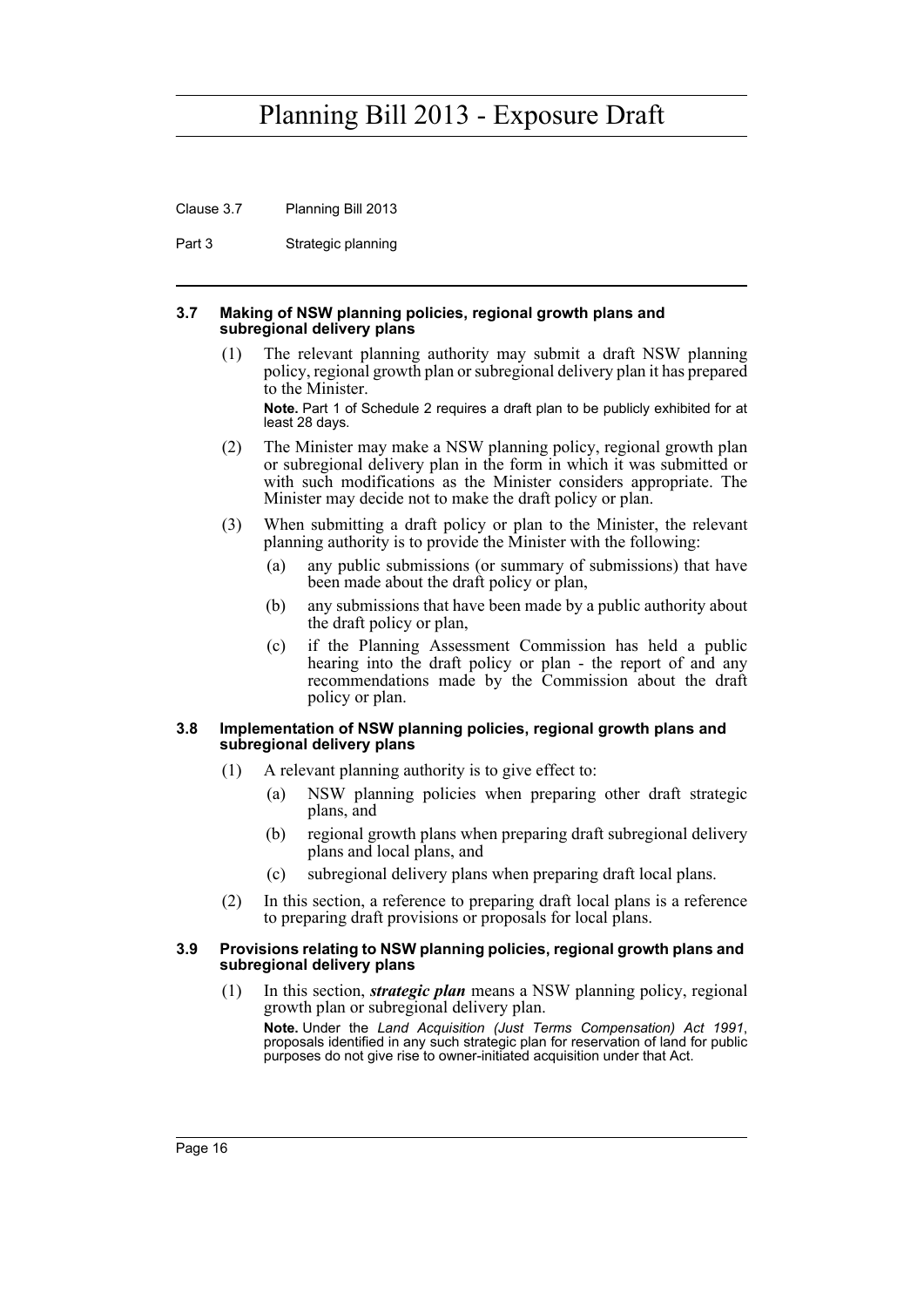#### 3.7 Making of NSW planning policies, regional growth plans and subregional delivery plans

(1) The relevant planning authority may submit a draft NSW planning policy, regional growth plan or subregional delivery plan it has prepared to the Minister.

**Note.** Part 1 of Schedule 2 requires a draft plan to be publicly exhibited for at least 28 days.

(2) The Minister may make a NSW planning policy, regional growth plan or subregional delivery plan in the form in which it was submitted or with such modifications as the Minister considers appropriate. The Minister may decide not to make the draft policy or plan.

(3) When submitting a draft policy or plan to the Minister, the relevant planning authority is to provide the Minister with the following:

- (a) any public submissions (or summary of submissions) that have been made about the draft policy or plan,
- (b) any submissions that have been made by a public authority about the draft policy or plan,
- (c) if the Planning Assessment Commission has held a public hearing into the draft policy or plan - the report of and any recommendations made by the Commission about the draft policy or plan.

#### 3.8 Implementation of NSW planning policies, regional growth plans and subregional delivery plans

(1) A relevant planning authority is to give effect to:

- (a) NSW planning policies when preparing other draft strategic plans, and
- (b) regional growth plans when preparing draft subregional delivery plans and local plans, and
- (c) subregional delivery plans when preparing draft local plans.

(2) In this section, a reference to preparing draft local plans is a reference to preparing draft provisions or proposals for local plans.

#### 3.9 Provisions relating to NSW planning policies, regional growth plans and subregional delivery plans

(1) In this section, ***strategic plan*** means a NSW planning policy, regional growth plan or subregional delivery plan.

**Note.** Under the *Land Acquisition (Just Terms Compensation) Act 1991*, proposals identified in any such strategic plan for reservation of land for public purposes do not give rise to owner-initiated acquisition under that Act.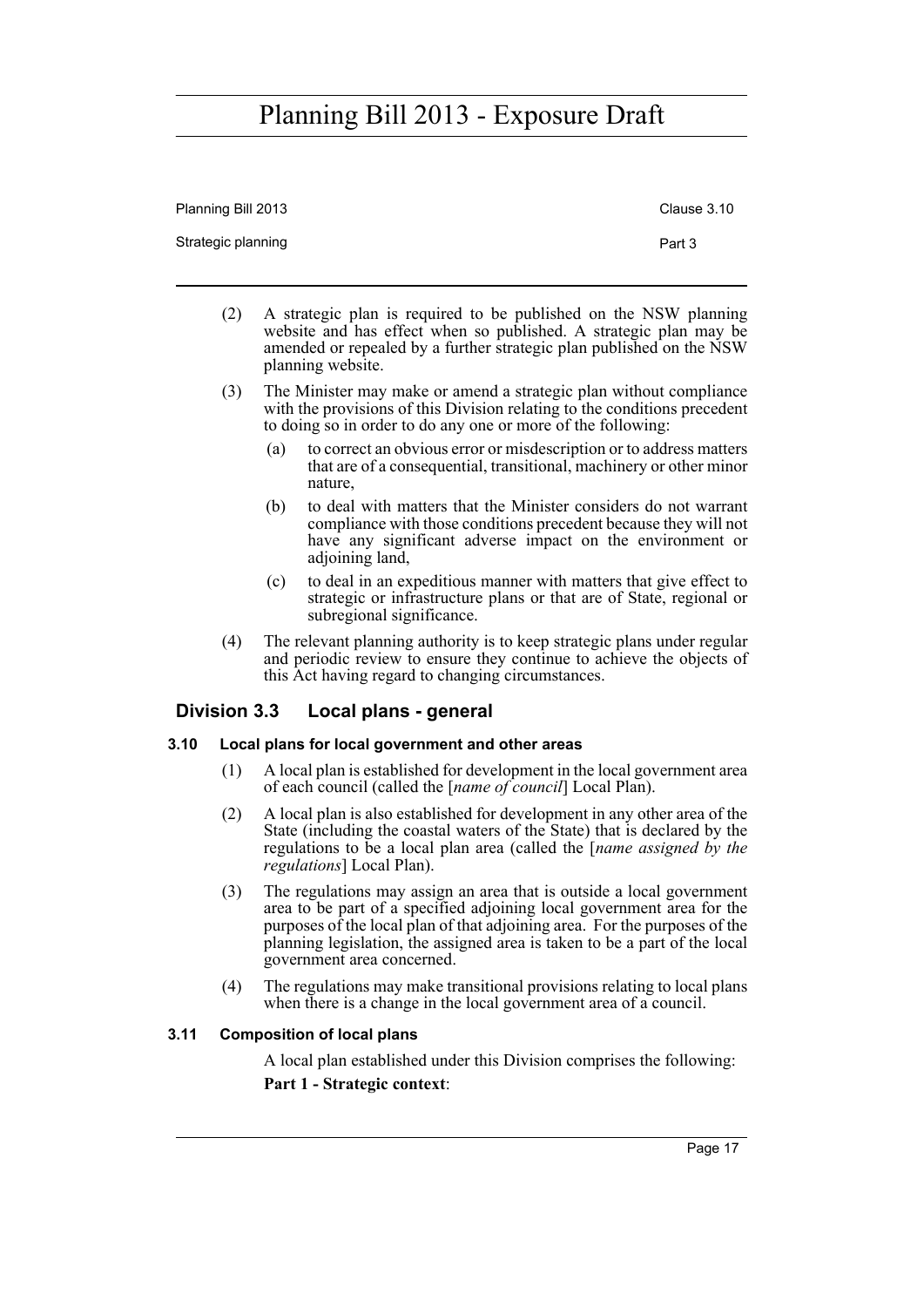(2) A strategic plan is required to be published on the NSW planning website and has effect when so published. A strategic plan may be amended or repealed by a further strategic plan published on the NSW planning website.

(3) The Minister may make or amend a strategic plan without compliance with the provisions of this Division relating to the conditions precedent to doing so in order to do any one or more of the following:

(a) to correct an obvious error or misdescription or to address matters that are of a consequential, transitional, machinery or other minor nature,

(b) to deal with matters that the Minister considers do not warrant compliance with those conditions precedent because they will not have any significant adverse impact on the environment or adjoining land,

(c) to deal in an expeditious manner with matters that give effect to strategic or infrastructure plans or that are of State, regional or subregional significance.

(4) The relevant planning authority is to keep strategic plans under regular and periodic review to ensure they continue to achieve the objects of this Act having regard to changing circumstances.

## Division 3.3 Local plans - general

### 3.10 Local plans for local government and other areas

(1) A local plan is established for development in the local government area of each council (called the [*name of council*] Local Plan).

(2) A local plan is also established for development in any other area of the State (including the coastal waters of the State) that is declared by the regulations to be a local plan area (called the [*name assigned by the regulations*] Local Plan).

(3) The regulations may assign an area that is outside a local government area to be part of a specified adjoining local government area for the purposes of the local plan of that adjoining area. For the purposes of the planning legislation, the assigned area is taken to be a part of the local government area concerned.

(4) The regulations may make transitional provisions relating to local plans when there is a change in the local government area of a council.

### 3.11 Composition of local plans

A local plan established under this Division comprises the following:

**Part 1 - Strategic context**: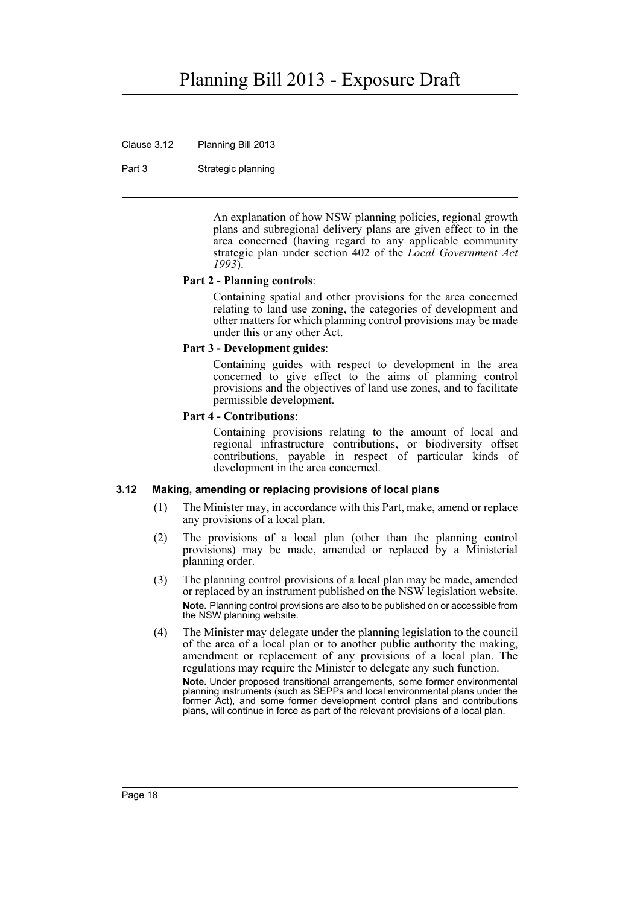An explanation of how NSW planning policies, regional growth plans and subregional delivery plans are given effect to in the area concerned (having regard to any applicable community strategic plan under section 402 of the *Local Government Act 1993*).

**Part 2 - Planning controls**:

Containing spatial and other provisions for the area concerned relating to land use zoning, the categories of development and other matters for which planning control provisions may be made under this or any other Act.

**Part 3 - Development guides**:

Containing guides with respect to development in the area concerned to give effect to the aims of planning control provisions and the objectives of land use zones, and to facilitate permissible development.

**Part 4 - Contributions**:

Containing provisions relating to the amount of local and regional infrastructure contributions, or biodiversity offset contributions, payable in respect of particular kinds of development in the area concerned.

### 3.12 Making, amending or replacing provisions of local plans

(1) The Minister may, in accordance with this Part, make, amend or replace any provisions of a local plan.

(2) The provisions of a local plan (other than the planning control provisions) may be made, amended or replaced by a Ministerial planning order.

(3) The planning control provisions of a local plan may be made, amended or replaced by an instrument published on the NSW legislation website.

**Note.** Planning control provisions are also to be published on or accessible from the NSW planning website.

(4) The Minister may delegate under the planning legislation to the council of the area of a local plan or to another public authority the making, amendment or replacement of any provisions of a local plan. The regulations may require the Minister to delegate any such function.

**Note.** Under proposed transitional arrangements, some former environmental planning instruments (such as SEPPs and local environmental plans under the former Act), and some former development control plans and contributions plans, will continue in force as part of the relevant provisions of a local plan.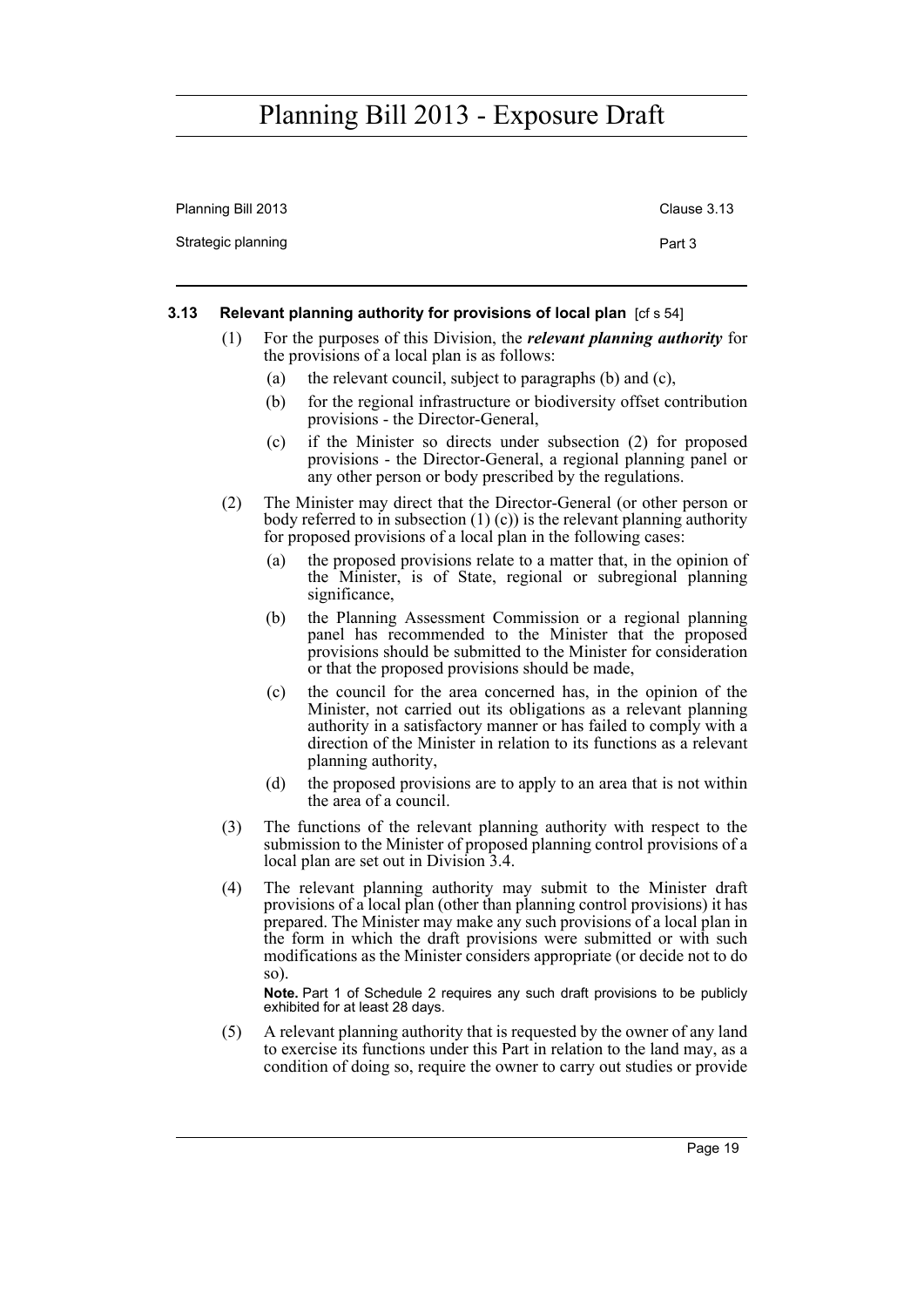### 3.13 Relevant planning authority for provisions of local plan [cf s 54]

(1) For the purposes of this Division, the ***relevant planning authority*** for the provisions of a local plan is as follows:

(a) the relevant council, subject to paragraphs (b) and (c),

(b) for the regional infrastructure or biodiversity offset contribution provisions - the Director-General,

(c) if the Minister so directs under subsection (2) for proposed provisions - the Director-General, a regional planning panel or any other person or body prescribed by the regulations.

(2) The Minister may direct that the Director-General (or other person or body referred to in subsection (1) (c)) is the relevant planning authority for proposed provisions of a local plan in the following cases:

(a) the proposed provisions relate to a matter that, in the opinion of the Minister, is of State, regional or subregional planning significance,

(b) the Planning Assessment Commission or a regional planning panel has recommended to the Minister that the proposed provisions should be submitted to the Minister for consideration or that the proposed provisions should be made,

(c) the council for the area concerned has, in the opinion of the Minister, not carried out its obligations as a relevant planning authority in a satisfactory manner or has failed to comply with a direction of the Minister in relation to its functions as a relevant planning authority,

(d) the proposed provisions are to apply to an area that is not within the area of a council.

(3) The functions of the relevant planning authority with respect to the submission to the Minister of proposed planning control provisions of a local plan are set out in Division 3.4.

(4) The relevant planning authority may submit to the Minister draft provisions of a local plan (other than planning control provisions) it has prepared. The Minister may make any such provisions of a local plan in the form in which the draft provisions were submitted or with such modifications as the Minister considers appropriate (or decide not to do so).

**Note.** Part 1 of Schedule 2 requires any such draft provisions to be publicly exhibited for at least 28 days.

(5) A relevant planning authority that is requested by the owner of any land to exercise its functions under this Part in relation to the land may, as a condition of doing so, require the owner to carry out studies or provide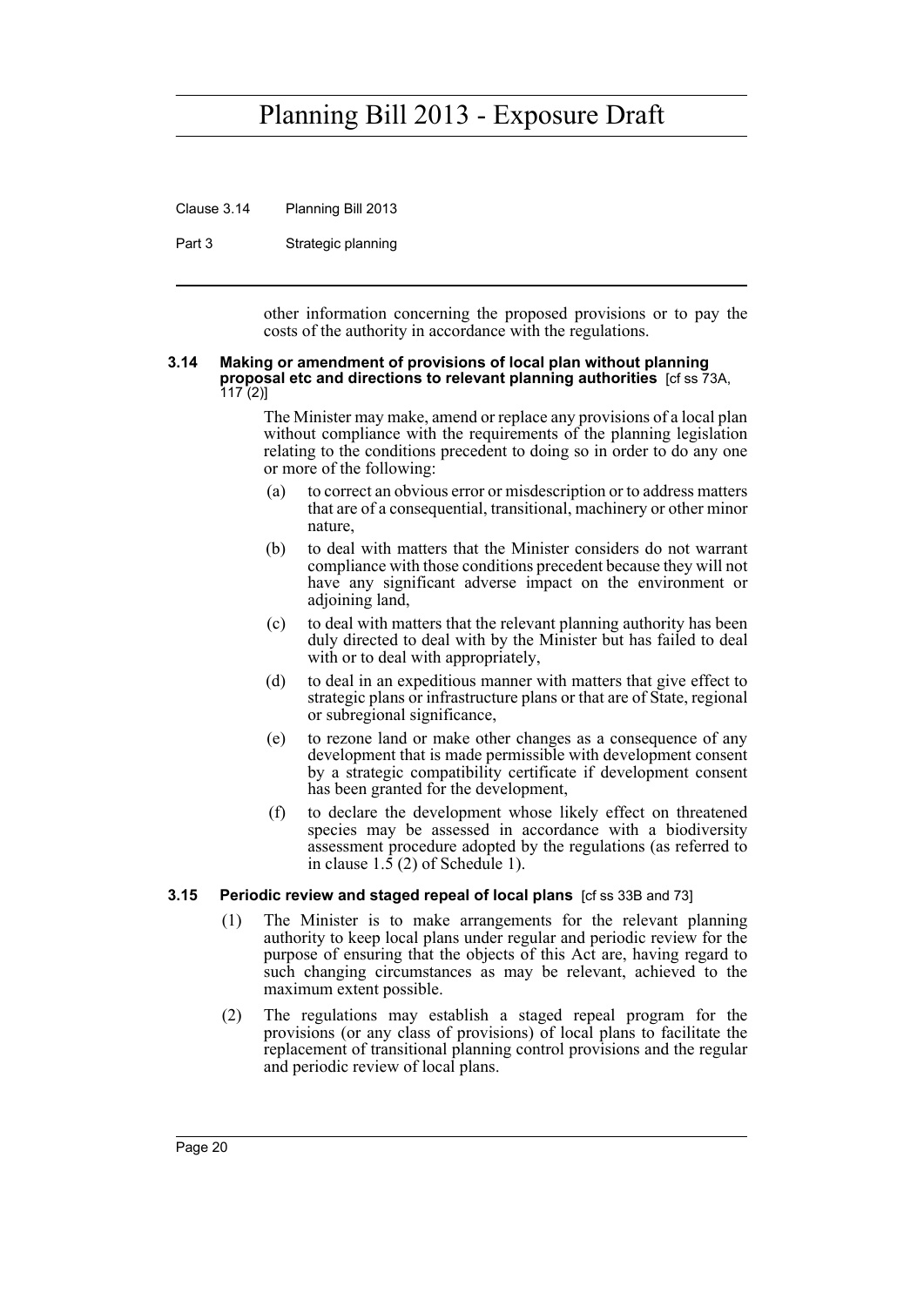other information concerning the proposed provisions or to pay the costs of the authority in accordance with the regulations.

### 3.14 Making or amendment of provisions of local plan without planning proposal etc and directions to relevant planning authorities [cf ss 73A, 117 (2)]

The Minister may make, amend or replace any provisions of a local plan without compliance with the requirements of the planning legislation relating to the conditions precedent to doing so in order to do any one or more of the following:

- (a) to correct an obvious error or misdescription or to address matters that are of a consequential, transitional, machinery or other minor nature,
- (b) to deal with matters that the Minister considers do not warrant compliance with those conditions precedent because they will not have any significant adverse impact on the environment or adjoining land,
- (c) to deal with matters that the relevant planning authority has been duly directed to deal with by the Minister but has failed to deal with or to deal with appropriately,
- (d) to deal in an expeditious manner with matters that give effect to strategic plans or infrastructure plans or that are of State, regional or subregional significance,
- (e) to rezone land or make other changes as a consequence of any development that is made permissible with development consent by a strategic compatibility certificate if development consent has been granted for the development,
- (f) to declare the development whose likely effect on threatened species may be assessed in accordance with a biodiversity assessment procedure adopted by the regulations (as referred to in clause 1.5 (2) of Schedule 1).

### 3.15 Periodic review and staged repeal of local plans [cf ss 33B and 73]

(1) The Minister is to make arrangements for the relevant planning authority to keep local plans under regular and periodic review for the purpose of ensuring that the objects of this Act are, having regard to such changing circumstances as may be relevant, achieved to the maximum extent possible.

(2) The regulations may establish a staged repeal program for the provisions (or any class of provisions) of local plans to facilitate the replacement of transitional planning control provisions and the regular and periodic review of local plans.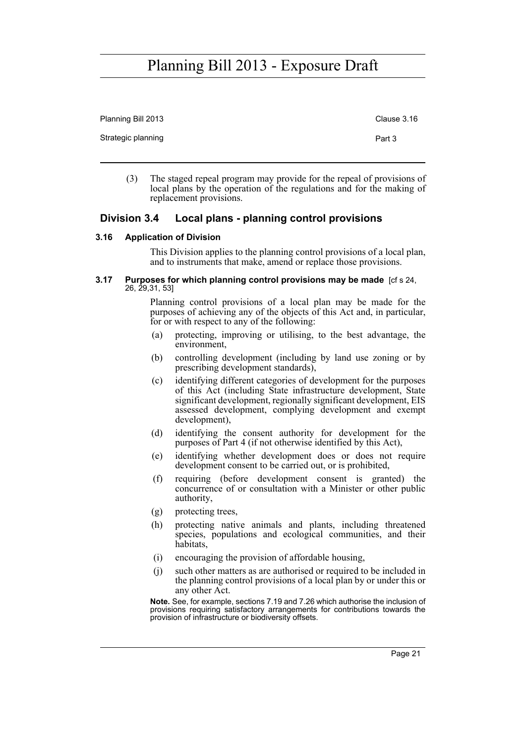(3) The staged repeal program may provide for the repeal of provisions of local plans by the operation of the regulations and for the making of replacement provisions.

## Division 3.4 Local plans - planning control provisions

### 3.16 Application of Division

This Division applies to the planning control provisions of a local plan, and to instruments that make, amend or replace those provisions.

### 3.17 Purposes for which planning control provisions may be made [cf s 24, 26, 29,31, 53]

Planning control provisions of a local plan may be made for the purposes of achieving any of the objects of this Act and, in particular, for or with respect to any of the following:

(a) protecting, improving or utilising, to the best advantage, the environment,

(b) controlling development (including by land use zoning or by prescribing development standards),

(c) identifying different categories of development for the purposes of this Act (including State infrastructure development, State significant development, regionally significant development, EIS assessed development, complying development and exempt development),

(d) identifying the consent authority for development for the purposes of Part 4 (if not otherwise identified by this Act),

(e) identifying whether development does or does not require development consent to be carried out, or is prohibited,

(f) requiring (before development consent is granted) the concurrence of or consultation with a Minister or other public authority,

(g) protecting trees,

(h) protecting native animals and plants, including threatened species, populations and ecological communities, and their habitats,

(i) encouraging the provision of affordable housing,

(j) such other matters as are authorised or required to be included in the planning control provisions of a local plan by or under this or any other Act.

**Note.** See, for example, sections 7.19 and 7.26 which authorise the inclusion of provisions requiring satisfactory arrangements for contributions towards the provision of infrastructure or biodiversity offsets.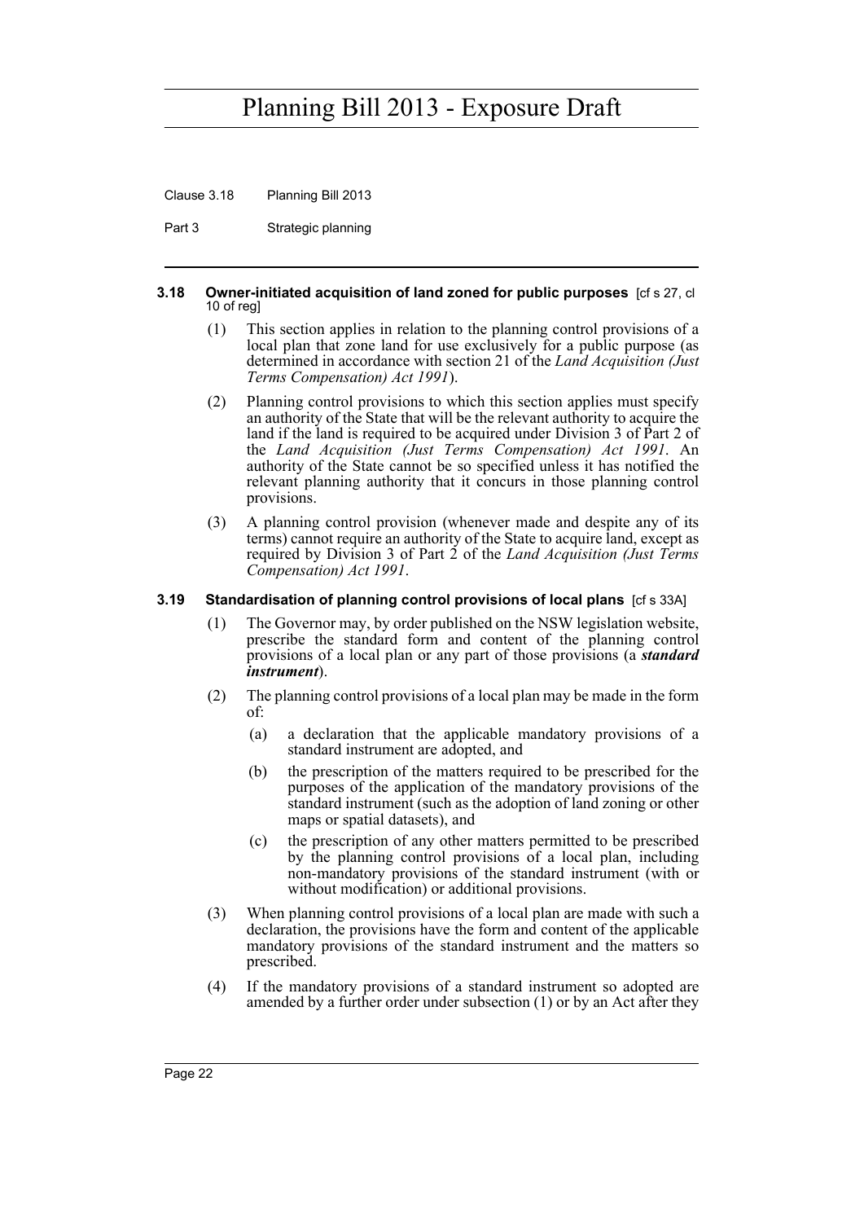#### 3.18 Owner-initiated acquisition of land zoned for public purposes [cf s 27, cl 10 of reg]

(1) This section applies in relation to the planning control provisions of a local plan that zone land for use exclusively for a public purpose (as determined in accordance with section 21 of the *Land Acquisition (Just Terms Compensation) Act 1991*).

(2) Planning control provisions to which this section applies must specify an authority of the State that will be the relevant authority to acquire the land if the land is required to be acquired under Division 3 of Part 2 of the *Land Acquisition (Just Terms Compensation) Act 1991*. An authority of the State cannot be so specified unless it has notified the relevant planning authority that it concurs in those planning control provisions.

(3) A planning control provision (whenever made and despite any of its terms) cannot require an authority of the State to acquire land, except as required by Division 3 of Part 2 of the *Land Acquisition (Just Terms Compensation) Act 1991*.

#### 3.19 Standardisation of planning control provisions of local plans [cf s 33A]

(1) The Governor may, by order published on the NSW legislation website, prescribe the standard form and content of the planning control provisions of a local plan or any part of those provisions (a ***standard instrument***).

(2) The planning control provisions of a local plan may be made in the form of:

(a) a declaration that the applicable mandatory provisions of a standard instrument are adopted, and

(b) the prescription of the matters required to be prescribed for the purposes of the application of the mandatory provisions of the standard instrument (such as the adoption of land zoning or other maps or spatial datasets), and

(c) the prescription of any other matters permitted to be prescribed by the planning control provisions of a local plan, including non-mandatory provisions of the standard instrument (with or without modification) or additional provisions.

(3) When planning control provisions of a local plan are made with such a declaration, the provisions have the form and content of the applicable mandatory provisions of the standard instrument and the matters so prescribed.

(4) If the mandatory provisions of a standard instrument so adopted are amended by a further order under subsection (1) or by an Act after they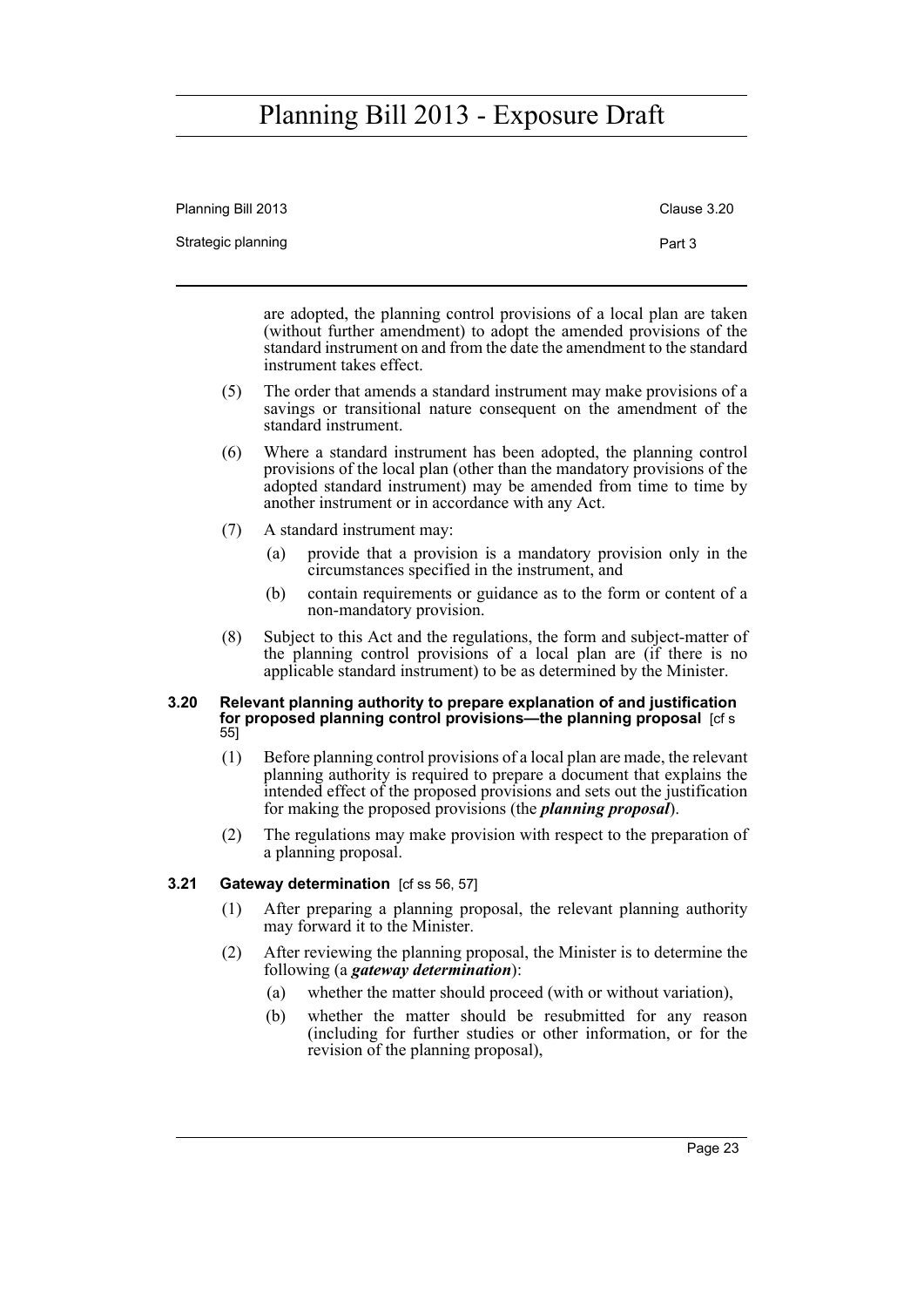are adopted, the planning control provisions of a local plan are taken (without further amendment) to adopt the amended provisions of the standard instrument on and from the date the amendment to the standard instrument takes effect.

(5) The order that amends a standard instrument may make provisions of a savings or transitional nature consequent on the amendment of the standard instrument.

(6) Where a standard instrument has been adopted, the planning control provisions of the local plan (other than the mandatory provisions of the adopted standard instrument) may be amended from time to time by another instrument or in accordance with any Act.

(7) A standard instrument may:

- (a) provide that a provision is a mandatory provision only in the circumstances specified in the instrument, and
- (b) contain requirements or guidance as to the form or content of a non-mandatory provision.

(8) Subject to this Act and the regulations, the form and subject-matter of the planning control provisions of a local plan are (if there is no applicable standard instrument) to be as determined by the Minister.

### 3.20 Relevant planning authority to prepare explanation of and justification for proposed planning control provisions—the planning proposal [cf s 55]

(1) Before planning control provisions of a local plan are made, the relevant planning authority is required to prepare a document that explains the intended effect of the proposed provisions and sets out the justification for making the proposed provisions (the ***planning proposal***).

(2) The regulations may make provision with respect to the preparation of a planning proposal.

### 3.21 Gateway determination [cf ss 56, 57]

(1) After preparing a planning proposal, the relevant planning authority may forward it to the Minister.

(2) After reviewing the planning proposal, the Minister is to determine the following (a ***gateway determination***):

- (a) whether the matter should proceed (with or without variation),
- (b) whether the matter should be resubmitted for any reason (including for further studies or other information, or for the revision of the planning proposal),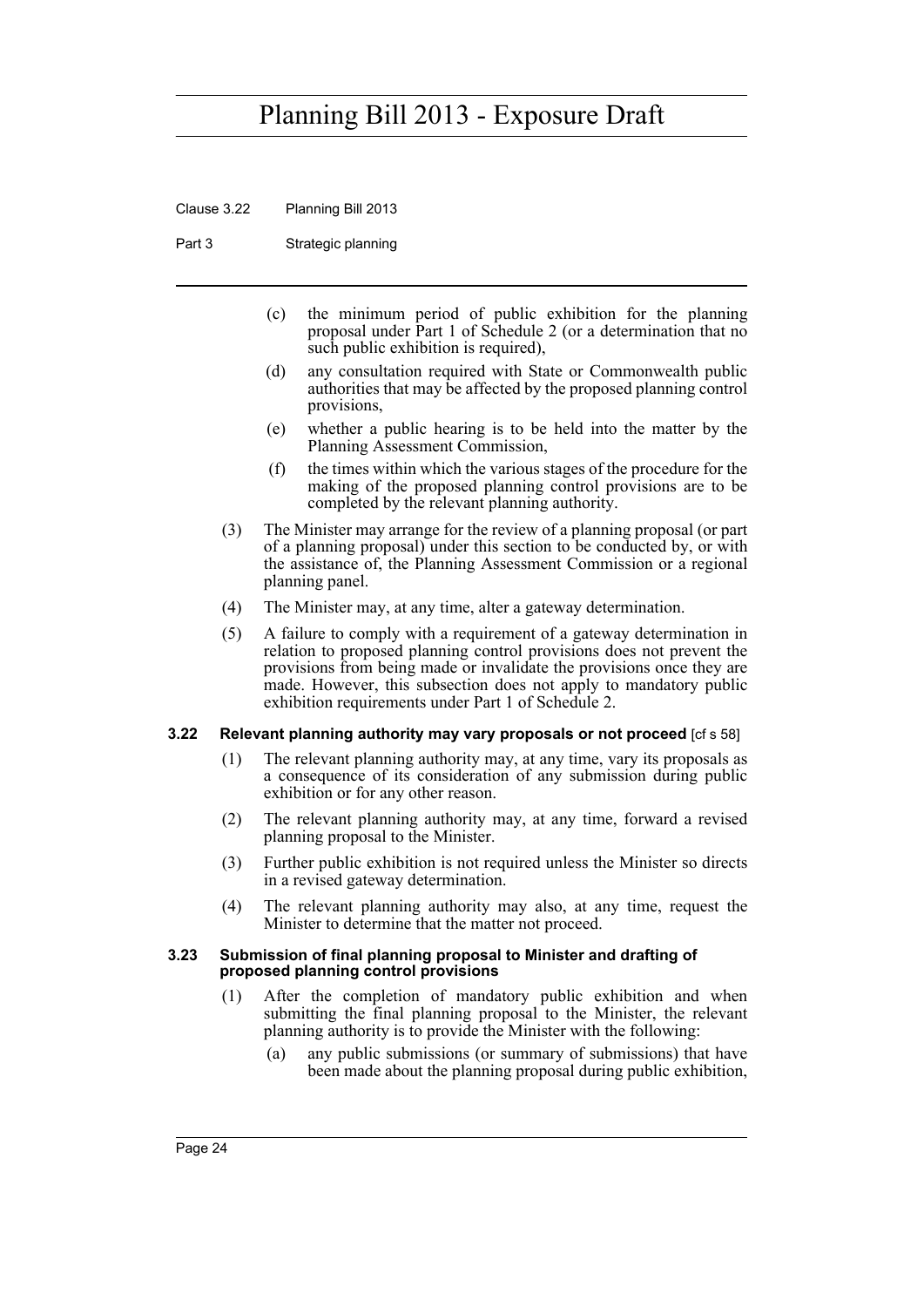(c) the minimum period of public exhibition for the planning proposal under Part 1 of Schedule 2 (or a determination that no such public exhibition is required),

(d) any consultation required with State or Commonwealth public authorities that may be affected by the proposed planning control provisions,

(e) whether a public hearing is to be held into the matter by the Planning Assessment Commission,

(f) the times within which the various stages of the procedure for the making of the proposed planning control provisions are to be completed by the relevant planning authority.

(3) The Minister may arrange for the review of a planning proposal (or part of a planning proposal) under this section to be conducted by, or with the assistance of, the Planning Assessment Commission or a regional planning panel.

(4) The Minister may, at any time, alter a gateway determination.

(5) A failure to comply with a requirement of a gateway determination in relation to proposed planning control provisions does not prevent the provisions from being made or invalidate the provisions once they are made. However, this subsection does not apply to mandatory public exhibition requirements under Part 1 of Schedule 2.

### 3.22 Relevant planning authority may vary proposals or not proceed [cf s 58]

(1) The relevant planning authority may, at any time, vary its proposals as a consequence of its consideration of any submission during public exhibition or for any other reason.

(2) The relevant planning authority may, at any time, forward a revised planning proposal to the Minister.

(3) Further public exhibition is not required unless the Minister so directs in a revised gateway determination.

(4) The relevant planning authority may also, at any time, request the Minister to determine that the matter not proceed.

### 3.23 Submission of final planning proposal to Minister and drafting of proposed planning control provisions

(1) After the completion of mandatory public exhibition and when submitting the final planning proposal to the Minister, the relevant planning authority is to provide the Minister with the following:

(a) any public submissions (or summary of submissions) that have been made about the planning proposal during public exhibition,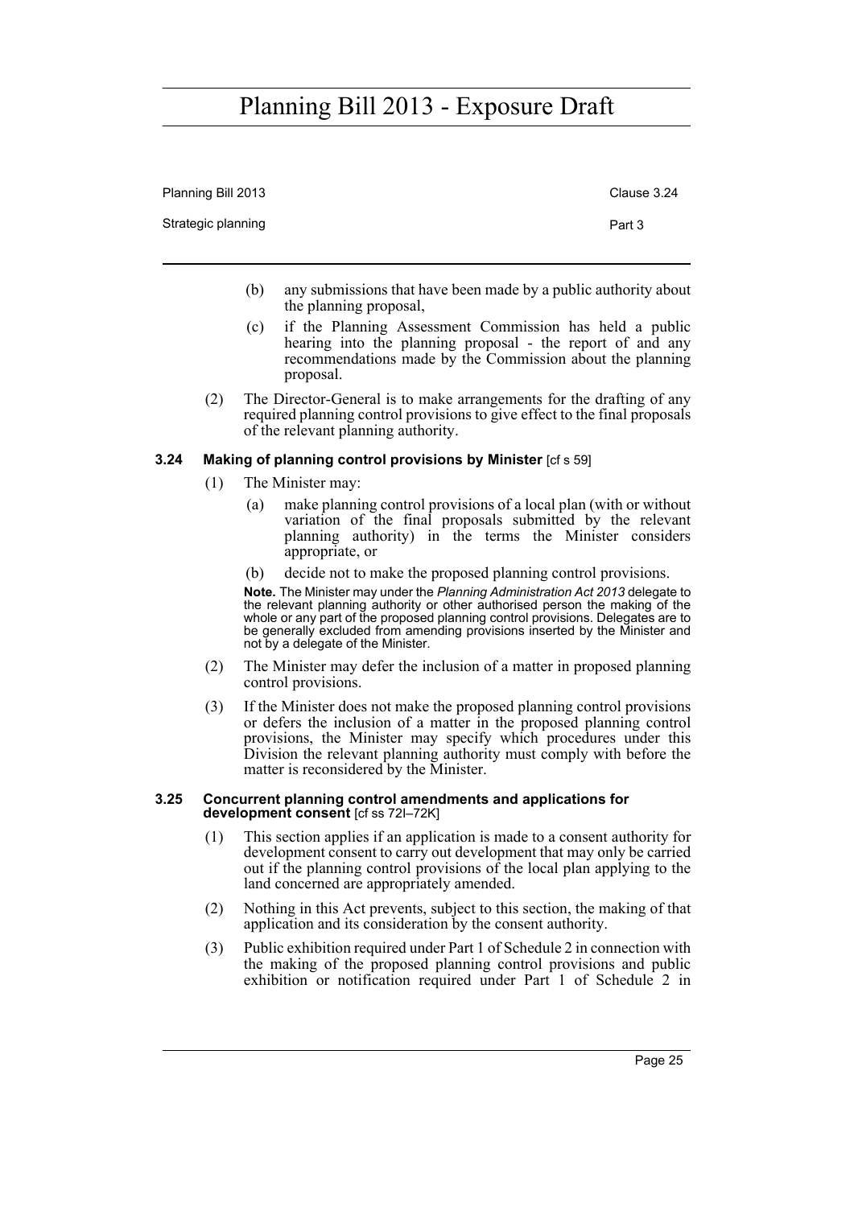(b) any submissions that have been made by a public authority about the planning proposal,

(c) if the Planning Assessment Commission has held a public hearing into the planning proposal - the report of and any recommendations made by the Commission about the planning proposal.

(2) The Director-General is to make arrangements for the drafting of any required planning control provisions to give effect to the final proposals of the relevant planning authority.

### 3.24 Making of planning control provisions by Minister [cf s 59]

(1) The Minister may:

(a) make planning control provisions of a local plan (with or without variation of the final proposals submitted by the relevant planning authority) in the terms the Minister considers appropriate, or

(b) decide not to make the proposed planning control provisions.

**Note.** The Minister may under the *Planning Administration Act 2013* delegate to the relevant planning authority or other authorised person the making of the whole or any part of the proposed planning control provisions. Delegates are to be generally excluded from amending provisions inserted by the Minister and not by a delegate of the Minister.

(2) The Minister may defer the inclusion of a matter in proposed planning control provisions.

(3) If the Minister does not make the proposed planning control provisions or defers the inclusion of a matter in the proposed planning control provisions, the Minister may specify which procedures under this Division the relevant planning authority must comply with before the matter is reconsidered by the Minister.

### 3.25 Concurrent planning control amendments and applications for development consent [cf ss 72I–72K]

(1) This section applies if an application is made to a consent authority for development consent to carry out development that may only be carried out if the planning control provisions of the local plan applying to the land concerned are appropriately amended.

(2) Nothing in this Act prevents, subject to this section, the making of that application and its consideration by the consent authority.

(3) Public exhibition required under Part 1 of Schedule 2 in connection with the making of the proposed planning control provisions and public exhibition or notification required under Part 1 of Schedule 2 in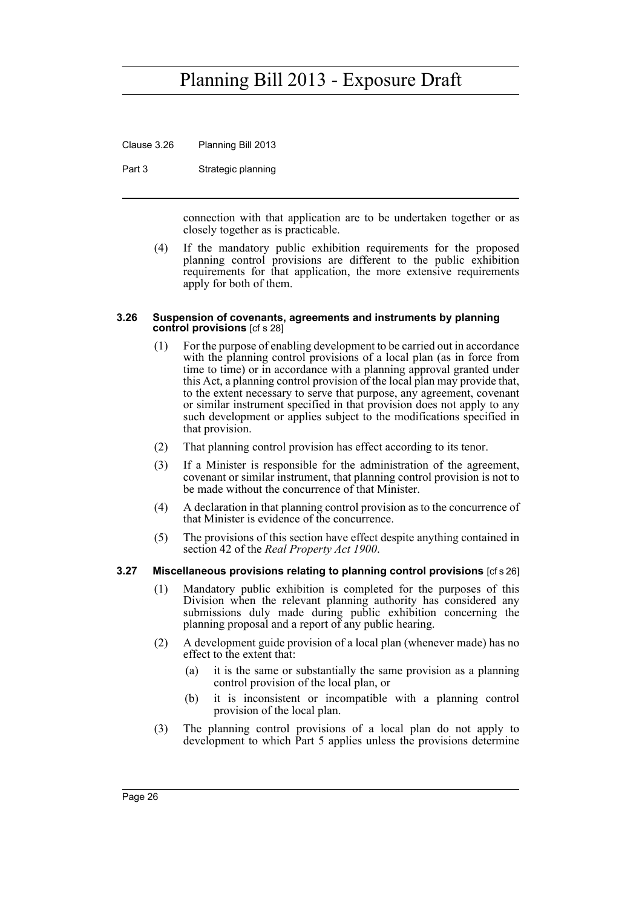connection with that application are to be undertaken together or as closely together as is practicable.

(4) If the mandatory public exhibition requirements for the proposed planning control provisions are different to the public exhibition requirements for that application, the more extensive requirements apply for both of them.

### 3.26 Suspension of covenants, agreements and instruments by planning control provisions [cf s 28]

(1) For the purpose of enabling development to be carried out in accordance with the planning control provisions of a local plan (as in force from time to time) or in accordance with a planning approval granted under this Act, a planning control provision of the local plan may provide that, to the extent necessary to serve that purpose, any agreement, covenant or similar instrument specified in that provision does not apply to any such development or applies subject to the modifications specified in that provision.

(2) That planning control provision has effect according to its tenor.

(3) If a Minister is responsible for the administration of the agreement, covenant or similar instrument, that planning control provision is not to be made without the concurrence of that Minister.

(4) A declaration in that planning control provision as to the concurrence of that Minister is evidence of the concurrence.

(5) The provisions of this section have effect despite anything contained in section 42 of the *Real Property Act 1900*.

### 3.27 Miscellaneous provisions relating to planning control provisions [cf s 26]

(1) Mandatory public exhibition is completed for the purposes of this Division when the relevant planning authority has considered any submissions duly made during public exhibition concerning the planning proposal and a report of any public hearing.

(2) A development guide provision of a local plan (whenever made) has no effect to the extent that:

(a) it is the same or substantially the same provision as a planning control provision of the local plan, or

(b) it is inconsistent or incompatible with a planning control provision of the local plan.

(3) The planning control provisions of a local plan do not apply to development to which Part 5 applies unless the provisions determine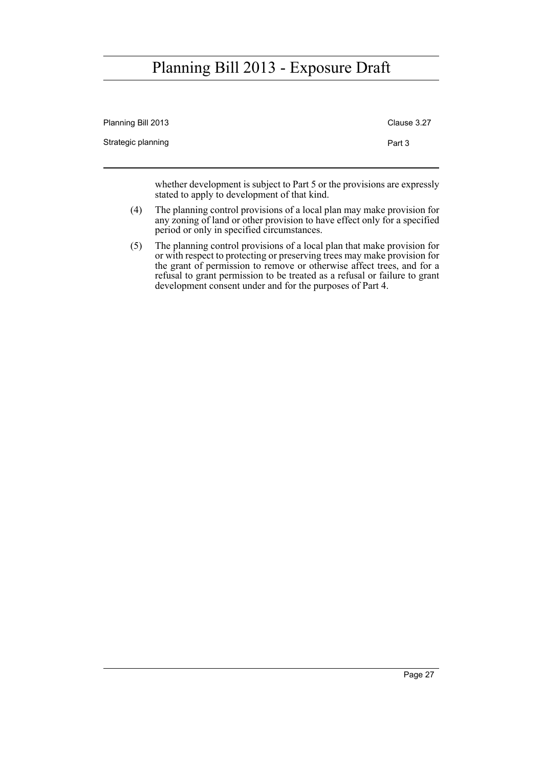whether development is subject to Part 5 or the provisions are expressly stated to apply to development of that kind.

(4) The planning control provisions of a local plan may make provision for any zoning of land or other provision to have effect only for a specified period or only in specified circumstances.

(5) The planning control provisions of a local plan that make provision for or with respect to protecting or preserving trees may make provision for the grant of permission to remove or otherwise affect trees, and for a refusal to grant permission to be treated as a refusal or failure to grant development consent under and for the purposes of Part 4.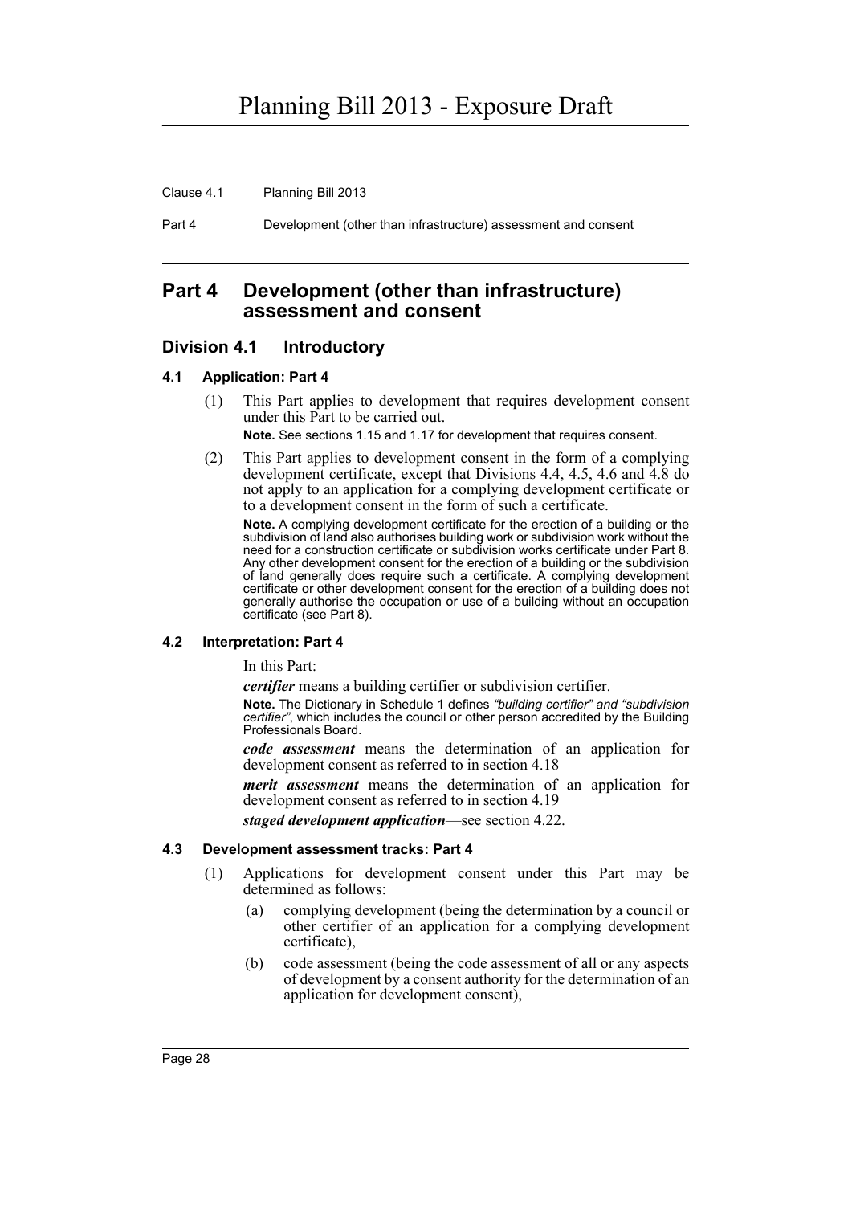## Part 4 Development (other than infrastructure) assessment and consent

### Division 4.1 Introductory

#### 4.1 Application: Part 4

(1) This Part applies to development that requires development consent under this Part to be carried out.

**Note.** See sections 1.15 and 1.17 for development that requires consent.

(2) This Part applies to development consent in the form of a complying development certificate, except that Divisions 4.4, 4.5, 4.6 and 4.8 do not apply to an application for a complying development certificate or to a development consent in the form of such a certificate.

**Note.** A complying development certificate for the erection of a building or the subdivision of land also authorises building work or subdivision work without the need for a construction certificate or subdivision works certificate under Part 8. Any other development consent for the erection of a building or the subdivision of land generally does require such a certificate. A complying development certificate or other development consent for the erection of a building does not generally authorise the occupation or use of a building without an occupation certificate (see Part 8).

#### 4.2 Interpretation: Part 4

In this Part:

***certifier*** means a building certifier or subdivision certifier.

**Note.** The Dictionary in Schedule 1 defines *"building certifier" and "subdivision certifier"*, which includes the council or other person accredited by the Building Professionals Board.

***code assessment*** means the determination of an application for development consent as referred to in section 4.18

***merit assessment*** means the determination of an application for development consent as referred to in section 4.19

***staged development application***—see section 4.22.

#### 4.3 Development assessment tracks: Part 4

(1) Applications for development consent under this Part may be determined as follows:

(a) complying development (being the determination by a council or other certifier of an application for a complying development certificate),

(b) code assessment (being the code assessment of all or any aspects of development by a consent authority for the determination of an application for development consent),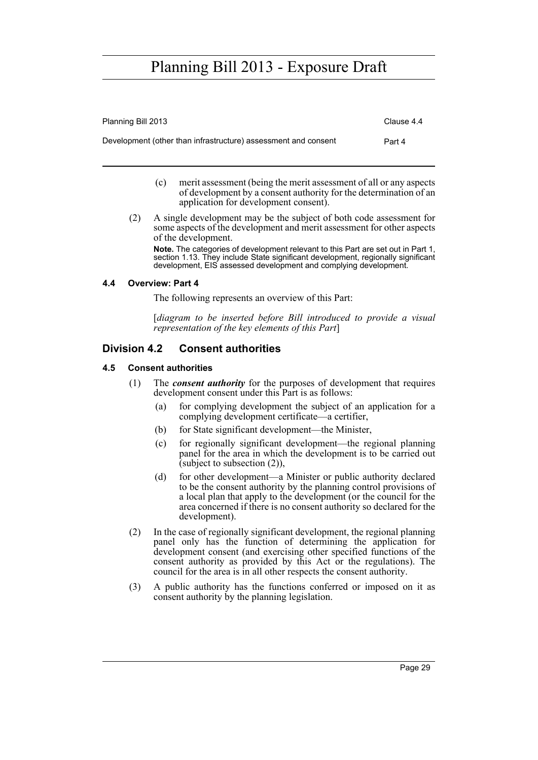(c) merit assessment (being the merit assessment of all or any aspects of development by a consent authority for the determination of an application for development consent).

(2) A single development may be the subject of both code assessment for some aspects of the development and merit assessment for other aspects of the development.

**Note.** The categories of development relevant to this Part are set out in Part 1, section 1.13. They include State significant development, regionally significant development, EIS assessed development and complying development.

#### 4.4 Overview: Part 4

The following represents an overview of this Part:

[*diagram to be inserted before Bill introduced to provide a visual representation of the key elements of this Part*]

## Division 4.2 Consent authorities

#### 4.5 Consent authorities

(1) The ***consent authority*** for the purposes of development that requires development consent under this Part is as follows:

(a) for complying development the subject of an application for a complying development certificate—a certifier,

(b) for State significant development—the Minister,

(c) for regionally significant development—the regional planning panel for the area in which the development is to be carried out (subject to subsection (2)),

(d) for other development—a Minister or public authority declared to be the consent authority by the planning control provisions of a local plan that apply to the development (or the council for the area concerned if there is no consent authority so declared for the development).

(2) In the case of regionally significant development, the regional planning panel only has the function of determining the application for development consent (and exercising other specified functions of the consent authority as provided by this Act or the regulations). The council for the area is in all other respects the consent authority.

(3) A public authority has the functions conferred or imposed on it as consent authority by the planning legislation.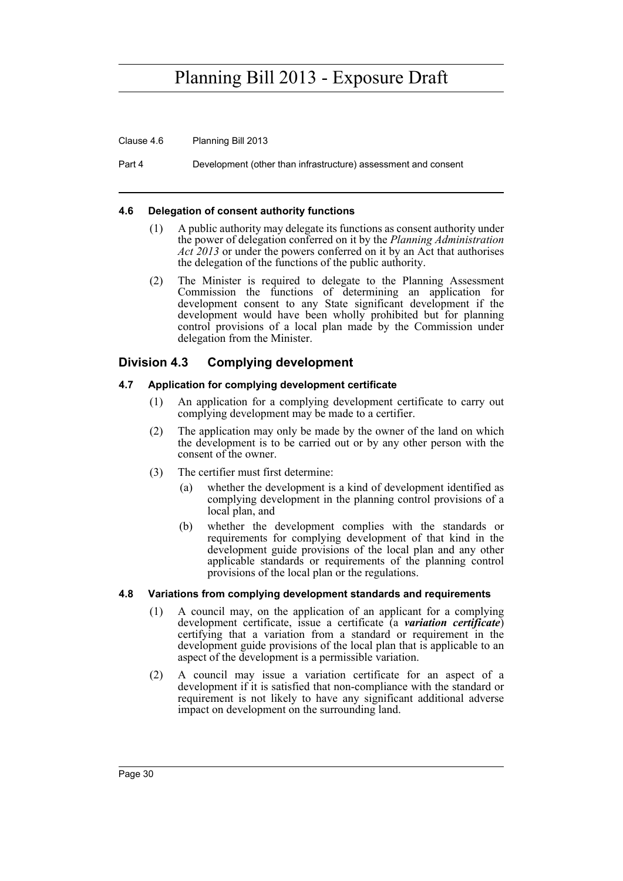#### 4.6 Delegation of consent authority functions

(1) A public authority may delegate its functions as consent authority under the power of delegation conferred on it by the *Planning Administration Act 2013* or under the powers conferred on it by an Act that authorises the delegation of the functions of the public authority.

(2) The Minister is required to delegate to the Planning Assessment Commission the functions of determining an application for development consent to any State significant development if the development would have been wholly prohibited but for planning control provisions of a local plan made by the Commission under delegation from the Minister.

### Division 4.3 Complying development

#### 4.7 Application for complying development certificate

(1) An application for a complying development certificate to carry out complying development may be made to a certifier.

(2) The application may only be made by the owner of the land on which the development is to be carried out or by any other person with the consent of the owner.

(3) The certifier must first determine:

(a) whether the development is a kind of development identified as complying development in the planning control provisions of a local plan, and

(b) whether the development complies with the standards or requirements for complying development of that kind in the development guide provisions of the local plan and any other applicable standards or requirements of the planning control provisions of the local plan or the regulations.

#### 4.8 Variations from complying development standards and requirements

(1) A council may, on the application of an applicant for a complying development certificate, issue a certificate (a ***variation certificate***) certifying that a variation from a standard or requirement in the development guide provisions of the local plan that is applicable to an aspect of the development is a permissible variation.

(2) A council may issue a variation certificate for an aspect of a development if it is satisfied that non-compliance with the standard or requirement is not likely to have any significant additional adverse impact on development on the surrounding land.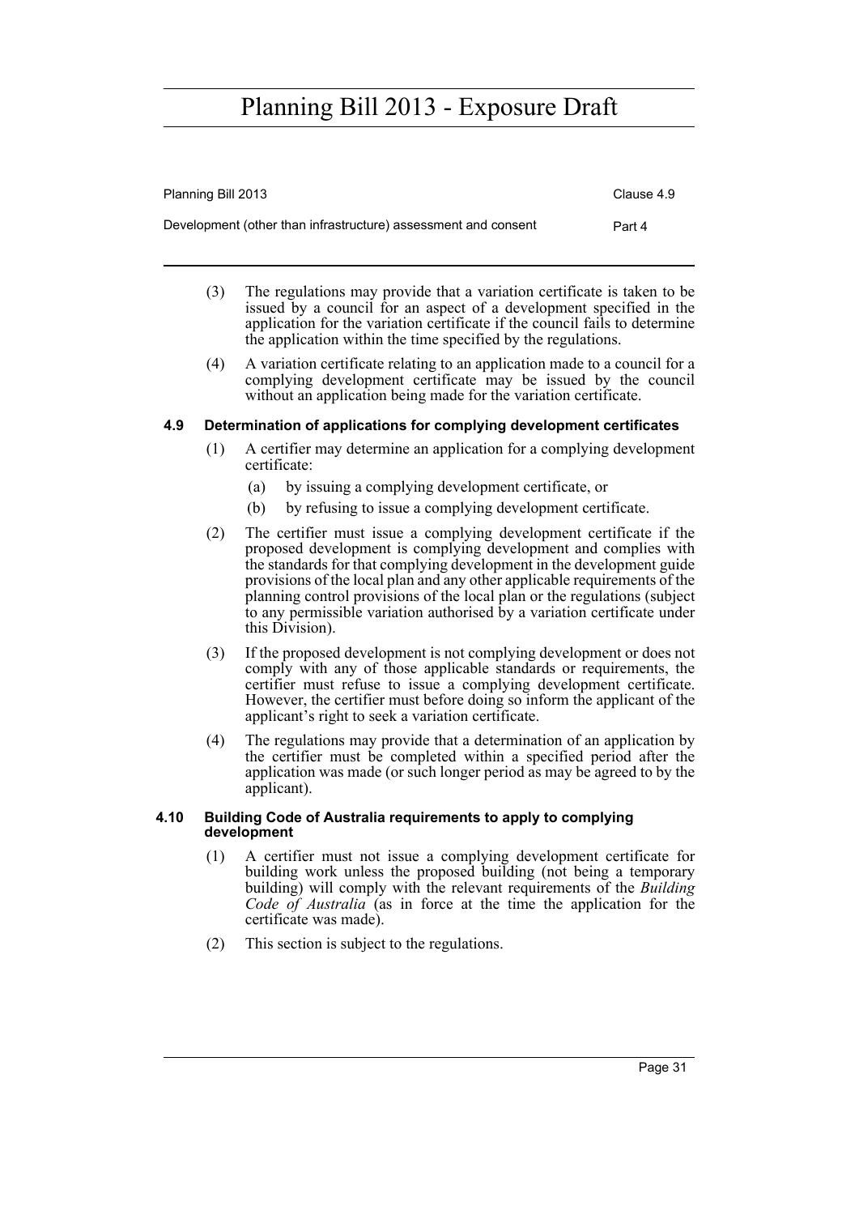(3) The regulations may provide that a variation certificate is taken to be issued by a council for an aspect of a development specified in the application for the variation certificate if the council fails to determine the application within the time specified by the regulations.

(4) A variation certificate relating to an application made to a council for a complying development certificate may be issued by the council without an application being made for the variation certificate.

#### 4.9 Determination of applications for complying development certificates

(1) A certifier may determine an application for a complying development certificate:

(a) by issuing a complying development certificate, or

(b) by refusing to issue a complying development certificate.

(2) The certifier must issue a complying development certificate if the proposed development is complying development and complies with the standards for that complying development in the development guide provisions of the local plan and any other applicable requirements of the planning control provisions of the local plan or the regulations (subject to any permissible variation authorised by a variation certificate under this Division).

(3) If the proposed development is not complying development or does not comply with any of those applicable standards or requirements, the certifier must refuse to issue a complying development certificate. However, the certifier must before doing so inform the applicant of the applicant's right to seek a variation certificate.

(4) The regulations may provide that a determination of an application by the certifier must be completed within a specified period after the application was made (or such longer period as may be agreed to by the applicant).

#### 4.10 Building Code of Australia requirements to apply to complying development

(1) A certifier must not issue a complying development certificate for building work unless the proposed building (not being a temporary building) will comply with the relevant requirements of the *Building Code of Australia* (as in force at the time the application for the certificate was made).

(2) This section is subject to the regulations.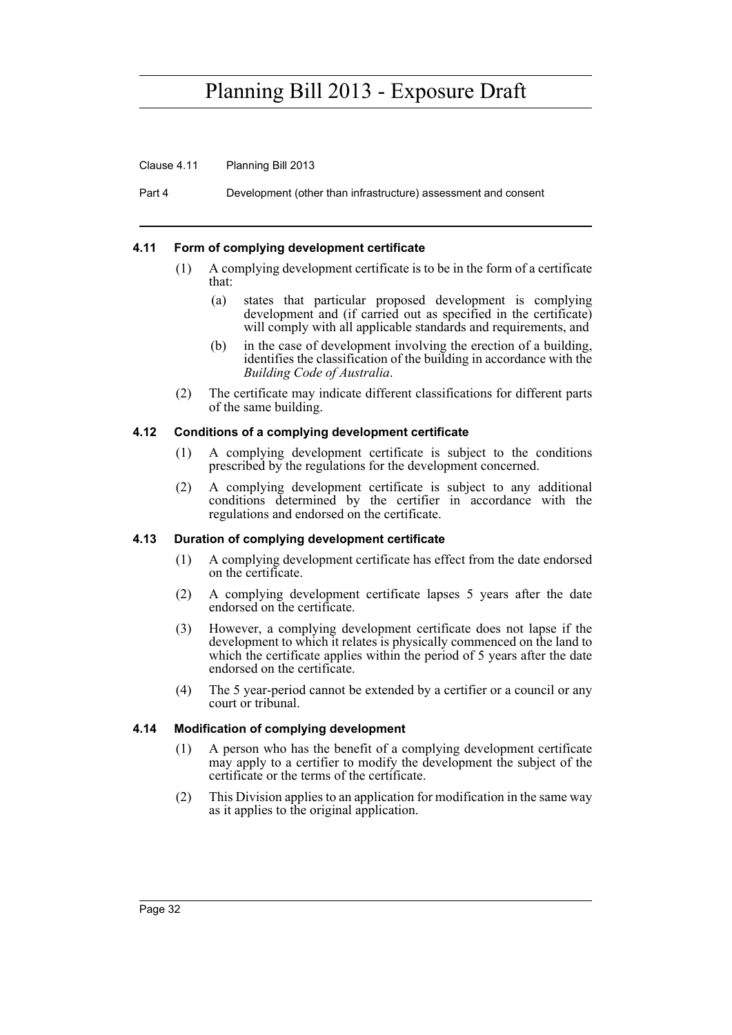#### 4.11 Form of complying development certificate

(1) A complying development certificate is to be in the form of a certificate that:

(a) states that particular proposed development is complying development and (if carried out as specified in the certificate) will comply with all applicable standards and requirements, and

(b) in the case of development involving the erection of a building, identifies the classification of the building in accordance with the *Building Code of Australia*.

(2) The certificate may indicate different classifications for different parts of the same building.

#### 4.12 Conditions of a complying development certificate

(1) A complying development certificate is subject to the conditions prescribed by the regulations for the development concerned.

(2) A complying development certificate is subject to any additional conditions determined by the certifier in accordance with the regulations and endorsed on the certificate.

#### 4.13 Duration of complying development certificate

(1) A complying development certificate has effect from the date endorsed on the certificate.

(2) A complying development certificate lapses 5 years after the date endorsed on the certificate.

(3) However, a complying development certificate does not lapse if the development to which it relates is physically commenced on the land to which the certificate applies within the period of 5 years after the date endorsed on the certificate.

(4) The 5 year-period cannot be extended by a certifier or a council or any court or tribunal.

#### 4.14 Modification of complying development

(1) A person who has the benefit of a complying development certificate may apply to a certifier to modify the development the subject of the certificate or the terms of the certificate.

(2) This Division applies to an application for modification in the same way as it applies to the original application.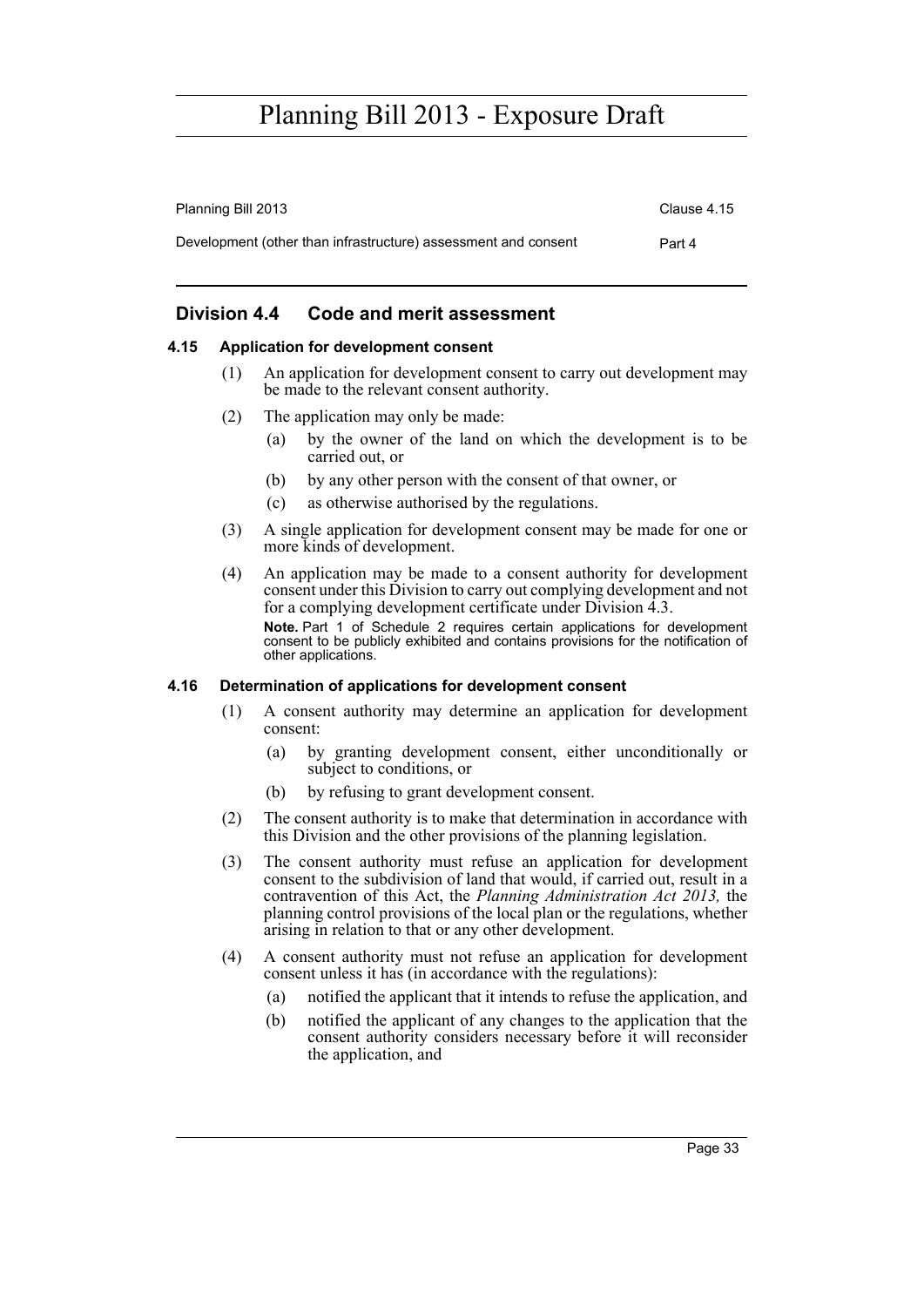## Division 4.4 Code and merit assessment

### 4.15 Application for development consent

(1) An application for development consent to carry out development may be made to the relevant consent authority.

(2) The application may only be made:

- (a) by the owner of the land on which the development is to be carried out, or
- (b) by any other person with the consent of that owner, or
- (c) as otherwise authorised by the regulations.

(3) A single application for development consent may be made for one or more kinds of development.

(4) An application may be made to a consent authority for development consent under this Division to carry out complying development and not for a complying development certificate under Division 4.3.

**Note.** Part 1 of Schedule 2 requires certain applications for development consent to be publicly exhibited and contains provisions for the notification of other applications.

### 4.16 Determination of applications for development consent

(1) A consent authority may determine an application for development consent:

- (a) by granting development consent, either unconditionally or subject to conditions, or
- (b) by refusing to grant development consent.

(2) The consent authority is to make that determination in accordance with this Division and the other provisions of the planning legislation.

(3) The consent authority must refuse an application for development consent to the subdivision of land that would, if carried out, result in a contravention of this Act, the *Planning Administration Act 2013,* the planning control provisions of the local plan or the regulations, whether arising in relation to that or any other development.

(4) A consent authority must not refuse an application for development consent unless it has (in accordance with the regulations):

- (a) notified the applicant that it intends to refuse the application, and
- (b) notified the applicant of any changes to the application that the consent authority considers necessary before it will reconsider the application, and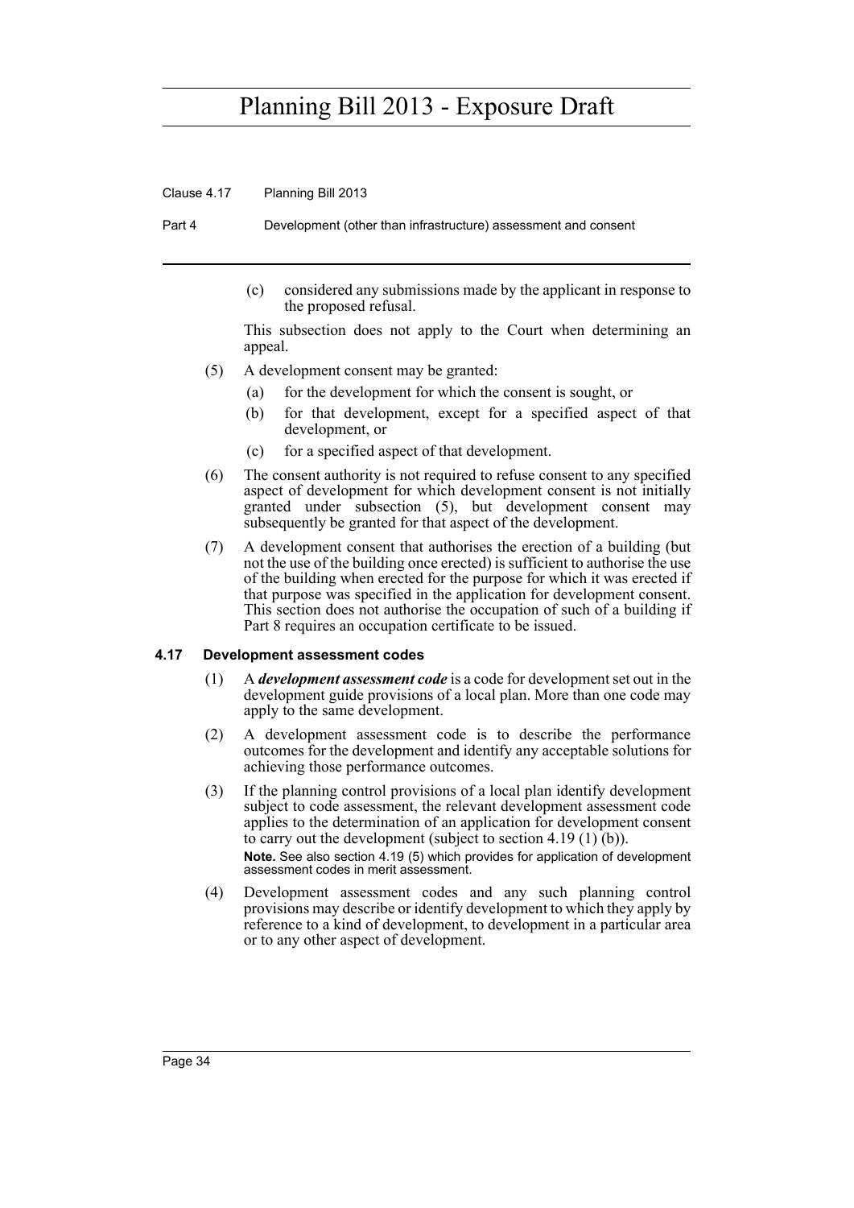(c) considered any submissions made by the applicant in response to the proposed refusal.

This subsection does not apply to the Court when determining an appeal.

(5) A development consent may be granted:

(a) for the development for which the consent is sought, or

(b) for that development, except for a specified aspect of that development, or

(c) for a specified aspect of that development.

(6) The consent authority is not required to refuse consent to any specified aspect of development for which development consent is not initially granted under subsection (5), but development consent may subsequently be granted for that aspect of the development.

(7) A development consent that authorises the erection of a building (but not the use of the building once erected) is sufficient to authorise the use of the building when erected for the purpose for which it was erected if that purpose was specified in the application for development consent. This section does not authorise the occupation of such of a building if Part 8 requires an occupation certificate to be issued.

### 4.17 Development assessment codes

(1) A ***development assessment code*** is a code for development set out in the development guide provisions of a local plan. More than one code may apply to the same development.

(2) A development assessment code is to describe the performance outcomes for the development and identify any acceptable solutions for achieving those performance outcomes.

(3) If the planning control provisions of a local plan identify development subject to code assessment, the relevant development assessment code applies to the determination of an application for development consent to carry out the development (subject to section 4.19 (1) (b)).

**Note.** See also section 4.19 (5) which provides for application of development assessment codes in merit assessment.

(4) Development assessment codes and any such planning control provisions may describe or identify development to which they apply by reference to a kind of development, to development in a particular area or to any other aspect of development.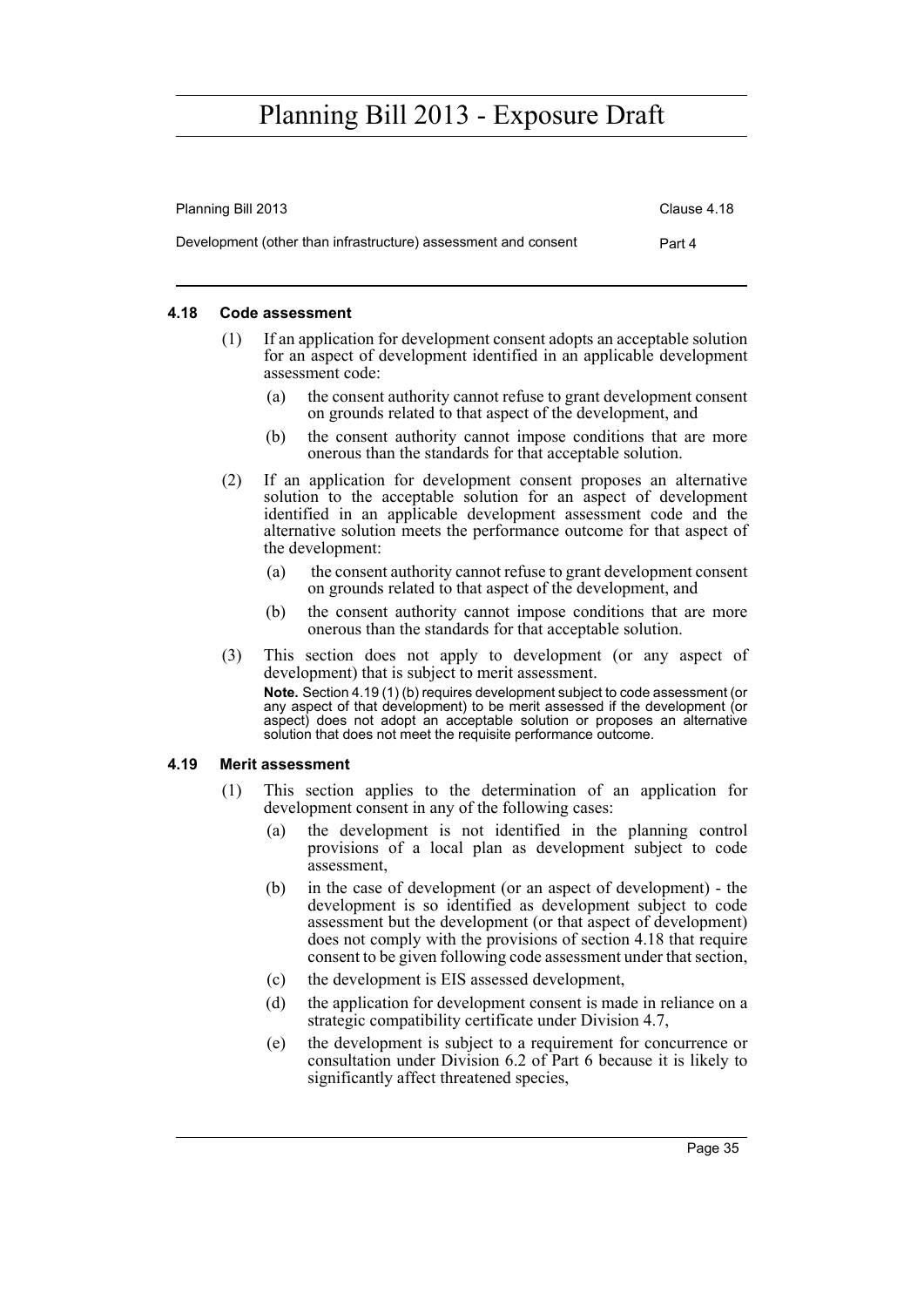#### 4.18 Code assessment

(1) If an application for development consent adopts an acceptable solution for an aspect of development identified in an applicable development assessment code:

(a) the consent authority cannot refuse to grant development consent on grounds related to that aspect of the development, and

(b) the consent authority cannot impose conditions that are more onerous than the standards for that acceptable solution.

(2) If an application for development consent proposes an alternative solution to the acceptable solution for an aspect of development identified in an applicable development assessment code and the alternative solution meets the performance outcome for that aspect of the development:

(a) the consent authority cannot refuse to grant development consent on grounds related to that aspect of the development, and

(b) the consent authority cannot impose conditions that are more onerous than the standards for that acceptable solution.

(3) This section does not apply to development (or any aspect of development) that is subject to merit assessment.

**Note.** Section 4.19 (1) (b) requires development subject to code assessment (or any aspect of that development) to be merit assessed if the development (or aspect) does not adopt an acceptable solution or proposes an alternative solution that does not meet the requisite performance outcome.

#### 4.19 Merit assessment

(1) This section applies to the determination of an application for development consent in any of the following cases:

(a) the development is not identified in the planning control provisions of a local plan as development subject to code assessment,

(b) in the case of development (or an aspect of development) - the development is so identified as development subject to code assessment but the development (or that aspect of development) does not comply with the provisions of section 4.18 that require consent to be given following code assessment under that section,

(c) the development is EIS assessed development,

(d) the application for development consent is made in reliance on a strategic compatibility certificate under Division 4.7,

(e) the development is subject to a requirement for concurrence or consultation under Division 6.2 of Part 6 because it is likely to significantly affect threatened species,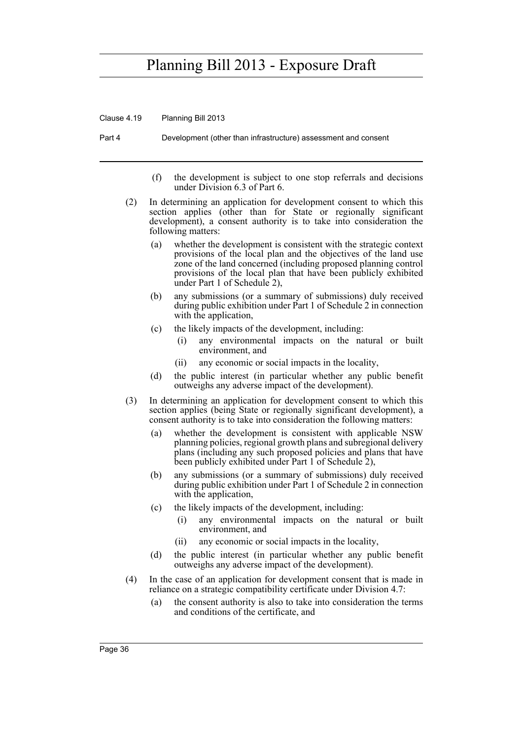(f) the development is subject to one stop referrals and decisions under Division 6.3 of Part 6.

(2) In determining an application for development consent to which this section applies (other than for State or regionally significant development), a consent authority is to take into consideration the following matters:

(a) whether the development is consistent with the strategic context provisions of the local plan and the objectives of the land use zone of the land concerned (including proposed planning control provisions of the local plan that have been publicly exhibited under Part 1 of Schedule 2),

(b) any submissions (or a summary of submissions) duly received during public exhibition under Part 1 of Schedule 2 in connection with the application,

(c) the likely impacts of the development, including:

(i) any environmental impacts on the natural or built environment, and

(ii) any economic or social impacts in the locality,

(d) the public interest (in particular whether any public benefit outweighs any adverse impact of the development).

(3) In determining an application for development consent to which this section applies (being State or regionally significant development), a consent authority is to take into consideration the following matters:

(a) whether the development is consistent with applicable NSW planning policies, regional growth plans and subregional delivery plans (including any such proposed policies and plans that have been publicly exhibited under Part 1 of Schedule 2),

(b) any submissions (or a summary of submissions) duly received during public exhibition under Part 1 of Schedule 2 in connection with the application,

(c) the likely impacts of the development, including:

(i) any environmental impacts on the natural or built environment, and

(ii) any economic or social impacts in the locality,

(d) the public interest (in particular whether any public benefit outweighs any adverse impact of the development).

(4) In the case of an application for development consent that is made in reliance on a strategic compatibility certificate under Division 4.7:

(a) the consent authority is also to take into consideration the terms and conditions of the certificate, and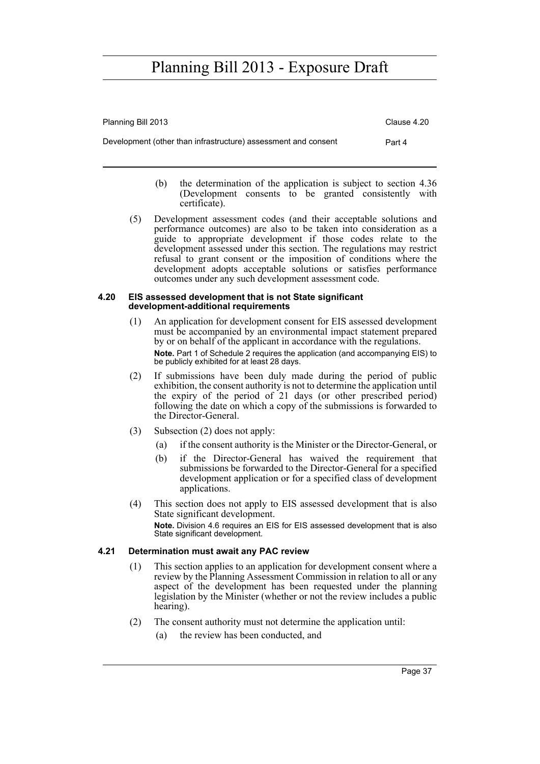(b) the determination of the application is subject to section 4.36 (Development consents to be granted consistently with certificate).

(5) Development assessment codes (and their acceptable solutions and performance outcomes) are also to be taken into consideration as a guide to appropriate development if those codes relate to the development assessed under this section. The regulations may restrict refusal to grant consent or the imposition of conditions where the development adopts acceptable solutions or satisfies performance outcomes under any such development assessment code.

### 4.20 EIS assessed development that is not State significant development-additional requirements

(1) An application for development consent for EIS assessed development must be accompanied by an environmental impact statement prepared by or on behalf of the applicant in accordance with the regulations.

**Note.** Part 1 of Schedule 2 requires the application (and accompanying EIS) to be publicly exhibited for at least 28 days.

(2) If submissions have been duly made during the period of public exhibition, the consent authority is not to determine the application until the expiry of the period of 21 days (or other prescribed period) following the date on which a copy of the submissions is forwarded to the Director-General.

(3) Subsection (2) does not apply:

(a) if the consent authority is the Minister or the Director-General, or

(b) if the Director-General has waived the requirement that submissions be forwarded to the Director-General for a specified development application or for a specified class of development applications.

(4) This section does not apply to EIS assessed development that is also State significant development.

**Note.** Division 4.6 requires an EIS for EIS assessed development that is also State significant development.

### 4.21 Determination must await any PAC review

(1) This section applies to an application for development consent where a review by the Planning Assessment Commission in relation to all or any aspect of the development has been requested under the planning legislation by the Minister (whether or not the review includes a public hearing).

(2) The consent authority must not determine the application until:

(a) the review has been conducted, and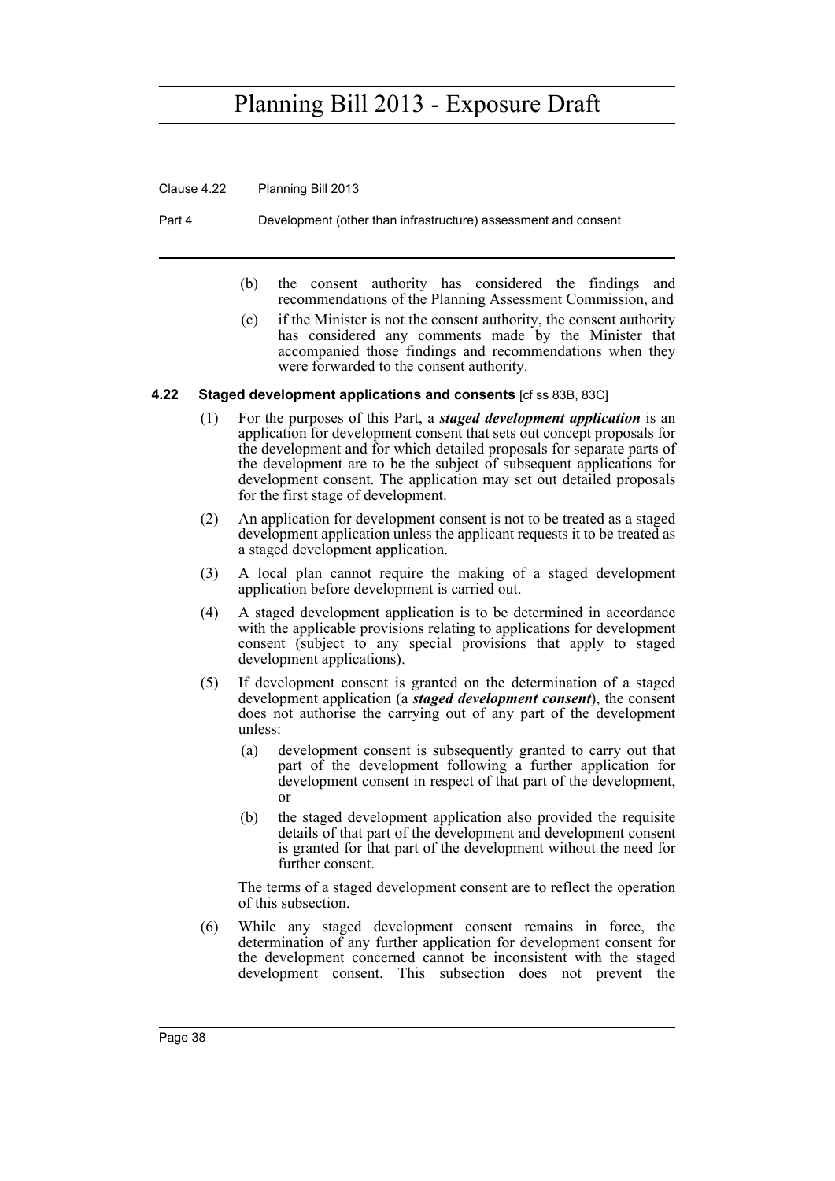(b) the consent authority has considered the findings and recommendations of the Planning Assessment Commission, and

(c) if the Minister is not the consent authority, the consent authority has considered any comments made by the Minister that accompanied those findings and recommendations when they were forwarded to the consent authority.

### 4.22 Staged development applications and consents [cf ss 83B, 83C]

(1) For the purposes of this Part, a ***staged development application*** is an application for development consent that sets out concept proposals for the development and for which detailed proposals for separate parts of the development are to be the subject of subsequent applications for development consent. The application may set out detailed proposals for the first stage of development.

(2) An application for development consent is not to be treated as a staged development application unless the applicant requests it to be treated as a staged development application.

(3) A local plan cannot require the making of a staged development application before development is carried out.

(4) A staged development application is to be determined in accordance with the applicable provisions relating to applications for development consent (subject to any special provisions that apply to staged development applications).

(5) If development consent is granted on the determination of a staged development application (a ***staged development consent***), the consent does not authorise the carrying out of any part of the development unless:

(a) development consent is subsequently granted to carry out that part of the development following a further application for development consent in respect of that part of the development, or

(b) the staged development application also provided the requisite details of that part of the development and development consent is granted for that part of the development without the need for further consent.

The terms of a staged development consent are to reflect the operation of this subsection.

(6) While any staged development consent remains in force, the determination of any further application for development consent for the development concerned cannot be inconsistent with the staged development consent. This subsection does not prevent the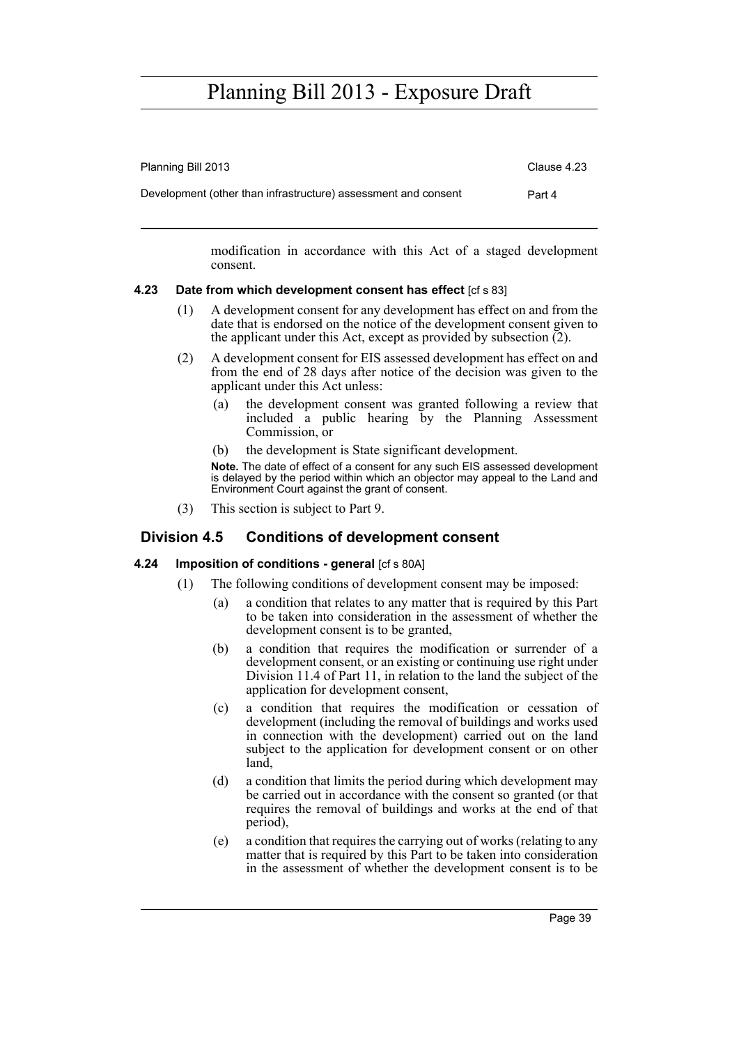modification in accordance with this Act of a staged development consent.

### 4.23 Date from which development consent has effect [cf s 83]

(1) A development consent for any development has effect on and from the date that is endorsed on the notice of the development consent given to the applicant under this Act, except as provided by subsection (2).

(2) A development consent for EIS assessed development has effect on and from the end of 28 days after notice of the decision was given to the applicant under this Act unless:

- (a) the development consent was granted following a review that included a public hearing by the Planning Assessment Commission, or
- (b) the development is State significant development.

**Note.** The date of effect of a consent for any such EIS assessed development is delayed by the period within which an objector may appeal to the Land and Environment Court against the grant of consent.

(3) This section is subject to Part 9.

## Division 4.5 Conditions of development consent

### 4.24 Imposition of conditions - general [cf s 80A]

(1) The following conditions of development consent may be imposed:

- (a) a condition that relates to any matter that is required by this Part to be taken into consideration in the assessment of whether the development consent is to be granted,
- (b) a condition that requires the modification or surrender of a development consent, or an existing or continuing use right under Division 11.4 of Part 11, in relation to the land the subject of the application for development consent,
- (c) a condition that requires the modification or cessation of development (including the removal of buildings and works used in connection with the development) carried out on the land subject to the application for development consent or on other land,
- (d) a condition that limits the period during which development may be carried out in accordance with the consent so granted (or that requires the removal of buildings and works at the end of that period),
- (e) a condition that requires the carrying out of works (relating to any matter that is required by this Part to be taken into consideration in the assessment of whether the development consent is to be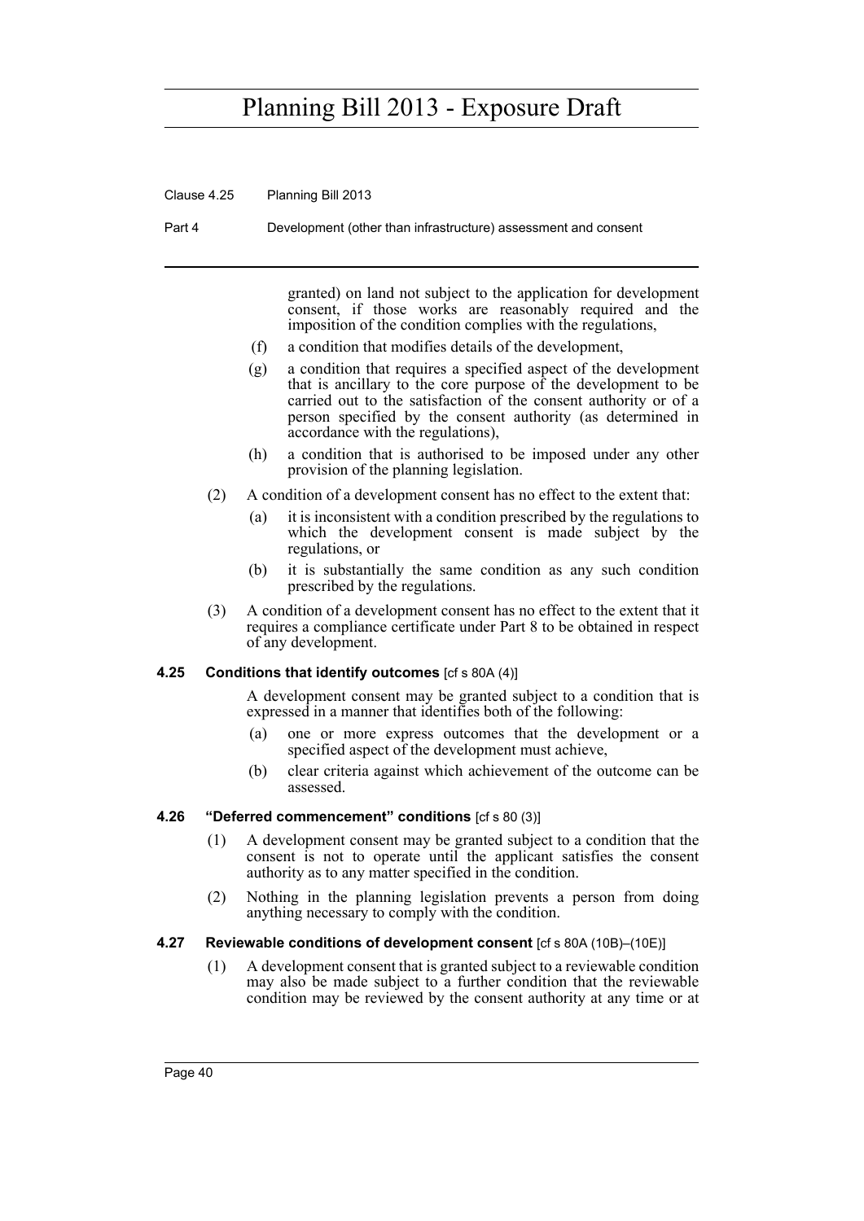granted) on land not subject to the application for development consent, if those works are reasonably required and the imposition of the condition complies with the regulations,

(f) a condition that modifies details of the development,

(g) a condition that requires a specified aspect of the development that is ancillary to the core purpose of the development to be carried out to the satisfaction of the consent authority or of a person specified by the consent authority (as determined in accordance with the regulations),

(h) a condition that is authorised to be imposed under any other provision of the planning legislation.

(2) A condition of a development consent has no effect to the extent that:

(a) it is inconsistent with a condition prescribed by the regulations to which the development consent is made subject by the regulations, or

(b) it is substantially the same condition as any such condition prescribed by the regulations.

(3) A condition of a development consent has no effect to the extent that it requires a compliance certificate under Part 8 to be obtained in respect of any development.

### 4.25 Conditions that identify outcomes [cf s 80A (4)]

A development consent may be granted subject to a condition that is expressed in a manner that identifies both of the following:

(a) one or more express outcomes that the development or a specified aspect of the development must achieve,

(b) clear criteria against which achievement of the outcome can be assessed.

### 4.26 "Deferred commencement" conditions [cf s 80 (3)]

(1) A development consent may be granted subject to a condition that the consent is not to operate until the applicant satisfies the consent authority as to any matter specified in the condition.

(2) Nothing in the planning legislation prevents a person from doing anything necessary to comply with the condition.

### 4.27 Reviewable conditions of development consent [cf s 80A (10B)–(10E)]

(1) A development consent that is granted subject to a reviewable condition may also be made subject to a further condition that the reviewable condition may be reviewed by the consent authority at any time or at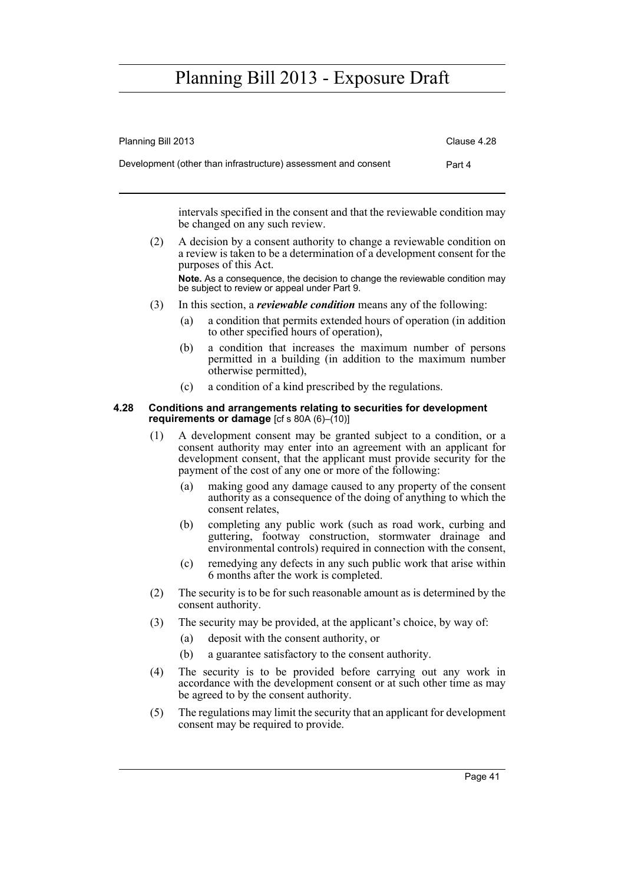intervals specified in the consent and that the reviewable condition may be changed on any such review.

(2) A decision by a consent authority to change a reviewable condition on a review is taken to be a determination of a development consent for the purposes of this Act.

**Note.** As a consequence, the decision to change the reviewable condition may be subject to review or appeal under Part 9.

(3) In this section, a ***reviewable condition*** means any of the following:

(a) a condition that permits extended hours of operation (in addition to other specified hours of operation),

(b) a condition that increases the maximum number of persons permitted in a building (in addition to the maximum number otherwise permitted),

(c) a condition of a kind prescribed by the regulations.

#### 4.28 Conditions and arrangements relating to securities for development requirements or damage [cf s 80A (6)–(10)]

(1) A development consent may be granted subject to a condition, or a consent authority may enter into an agreement with an applicant for development consent, that the applicant must provide security for the payment of the cost of any one or more of the following:

(a) making good any damage caused to any property of the consent authority as a consequence of the doing of anything to which the consent relates,

(b) completing any public work (such as road work, curbing and guttering, footway construction, stormwater drainage and environmental controls) required in connection with the consent,

(c) remedying any defects in any such public work that arise within 6 months after the work is completed.

(2) The security is to be for such reasonable amount as is determined by the consent authority.

(3) The security may be provided, at the applicant's choice, by way of:

(a) deposit with the consent authority, or

(b) a guarantee satisfactory to the consent authority.

(4) The security is to be provided before carrying out any work in accordance with the development consent or at such other time as may be agreed to by the consent authority.

(5) The regulations may limit the security that an applicant for development consent may be required to provide.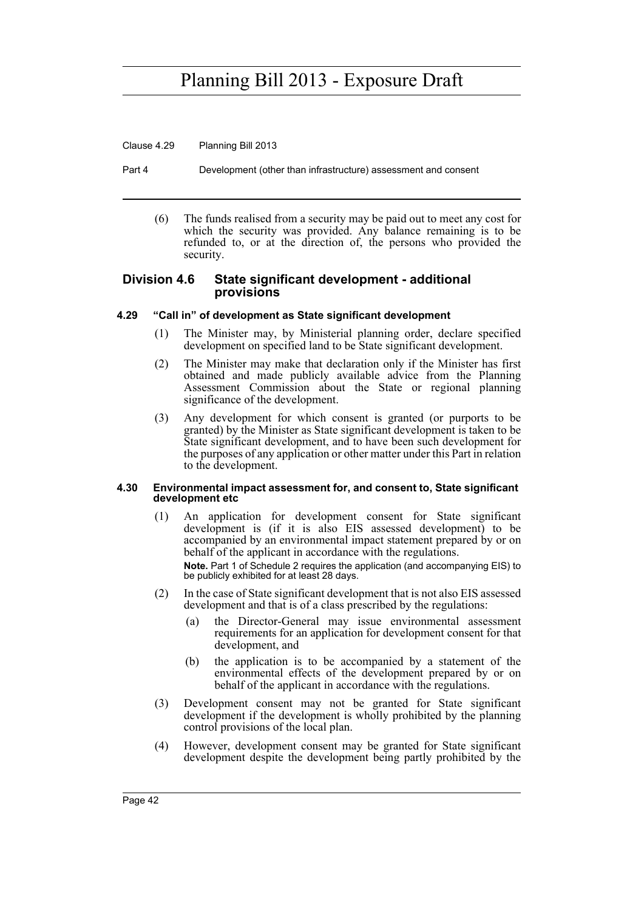(6) The funds realised from a security may be paid out to meet any cost for which the security was provided. Any balance remaining is to be refunded to, or at the direction of, the persons who provided the security.

## Division 4.6 State significant development - additional provisions

### 4.29 "Call in" of development as State significant development

(1) The Minister may, by Ministerial planning order, declare specified development on specified land to be State significant development.

(2) The Minister may make that declaration only if the Minister has first obtained and made publicly available advice from the Planning Assessment Commission about the State or regional planning significance of the development.

(3) Any development for which consent is granted (or purports to be granted) by the Minister as State significant development is taken to be State significant development, and to have been such development for the purposes of any application or other matter under this Part in relation to the development.

### 4.30 Environmental impact assessment for, and consent to, State significant development etc

(1) An application for development consent for State significant development is (if it is also EIS assessed development) to be accompanied by an environmental impact statement prepared by or on behalf of the applicant in accordance with the regulations.

**Note.** Part 1 of Schedule 2 requires the application (and accompanying EIS) to be publicly exhibited for at least 28 days.

(2) In the case of State significant development that is not also EIS assessed development and that is of a class prescribed by the regulations:

(a) the Director-General may issue environmental assessment requirements for an application for development consent for that development, and

(b) the application is to be accompanied by a statement of the environmental effects of the development prepared by or on behalf of the applicant in accordance with the regulations.

(3) Development consent may not be granted for State significant development if the development is wholly prohibited by the planning control provisions of the local plan.

(4) However, development consent may be granted for State significant development despite the development being partly prohibited by the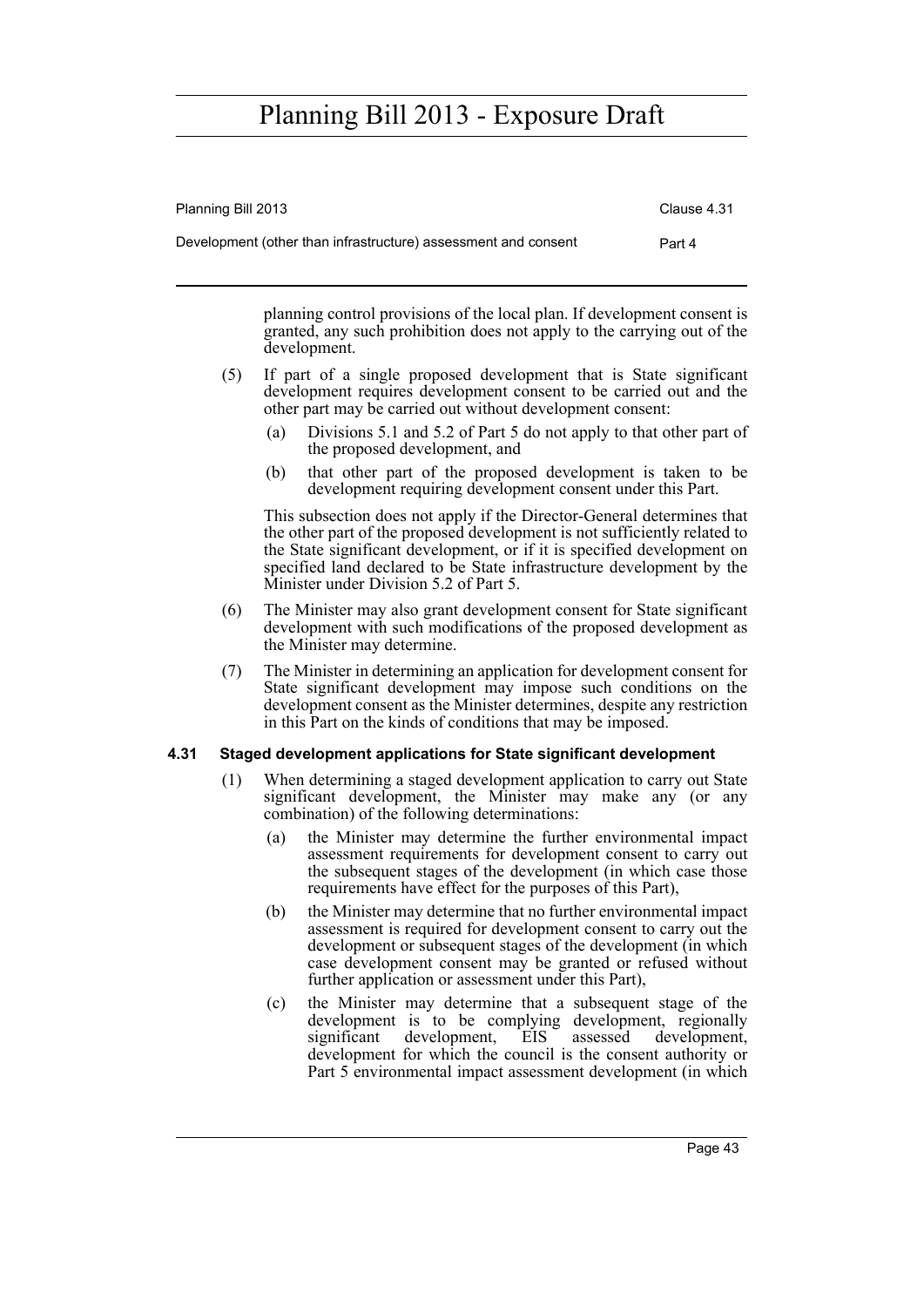planning control provisions of the local plan. If development consent is granted, any such prohibition does not apply to the carrying out of the development.

(5) If part of a single proposed development that is State significant development requires development consent to be carried out and the other part may be carried out without development consent:

- (a) Divisions 5.1 and 5.2 of Part 5 do not apply to that other part of the proposed development, and
- (b) that other part of the proposed development is taken to be development requiring development consent under this Part.

This subsection does not apply if the Director-General determines that the other part of the proposed development is not sufficiently related to the State significant development, or if it is specified development on specified land declared to be State infrastructure development by the Minister under Division 5.2 of Part 5.

(6) The Minister may also grant development consent for State significant development with such modifications of the proposed development as the Minister may determine.

(7) The Minister in determining an application for development consent for State significant development may impose such conditions on the development consent as the Minister determines, despite any restriction in this Part on the kinds of conditions that may be imposed.

### 4.31 Staged development applications for State significant development

(1) When determining a staged development application to carry out State significant development, the Minister may make any (or any combination) of the following determinations:

- (a) the Minister may determine the further environmental impact assessment requirements for development consent to carry out the subsequent stages of the development (in which case those requirements have effect for the purposes of this Part),
- (b) the Minister may determine that no further environmental impact assessment is required for development consent to carry out the development or subsequent stages of the development (in which case development consent may be granted or refused without further application or assessment under this Part),
- (c) the Minister may determine that a subsequent stage of the development is to be complying development, regionally significant development, EIS assessed development, development for which the council is the consent authority or Part 5 environmental impact assessment development (in which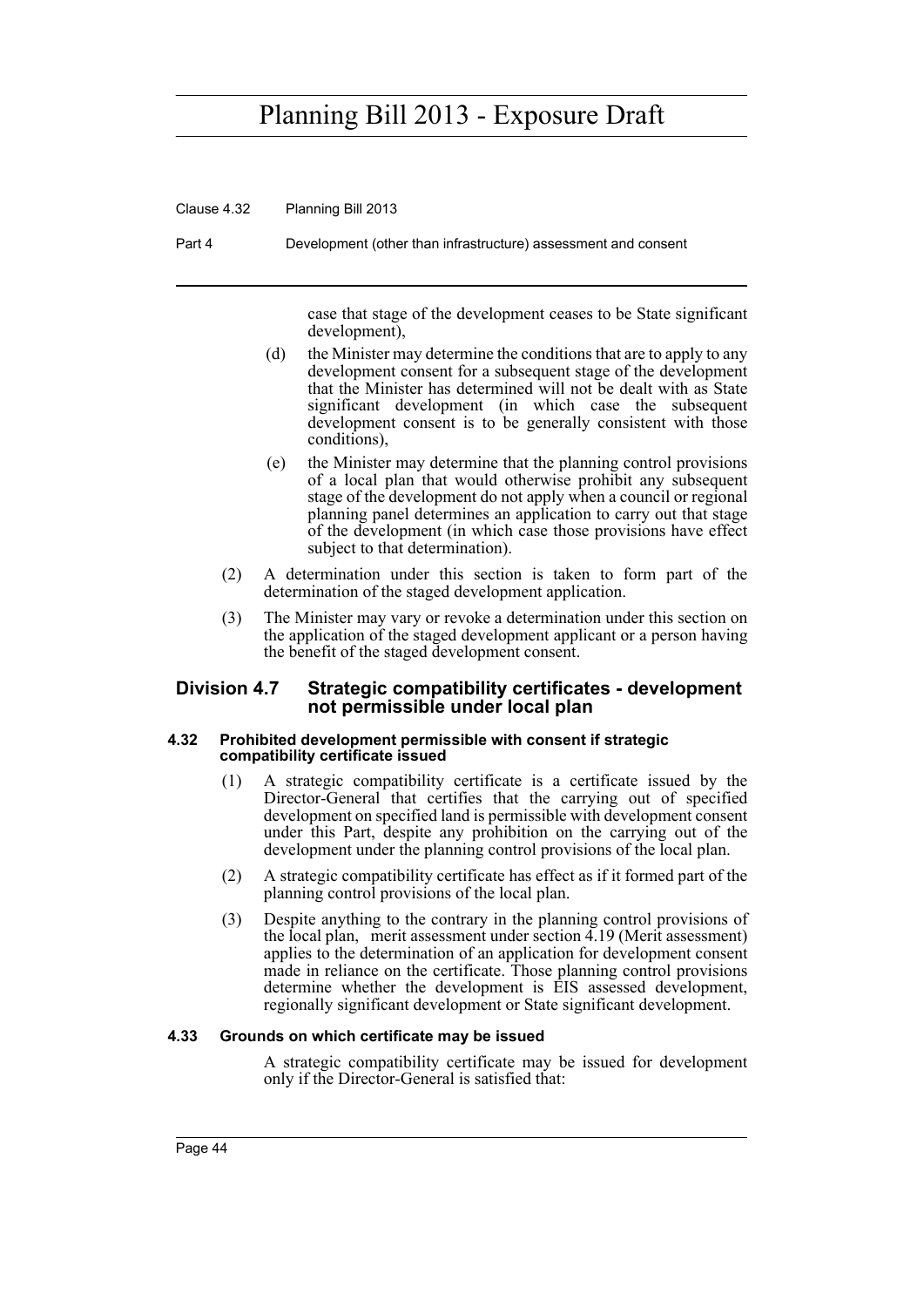case that stage of the development ceases to be State significant development),

(d) the Minister may determine the conditions that are to apply to any development consent for a subsequent stage of the development that the Minister has determined will not be dealt with as State significant development (in which case the subsequent development consent is to be generally consistent with those conditions),

(e) the Minister may determine that the planning control provisions of a local plan that would otherwise prohibit any subsequent stage of the development do not apply when a council or regional planning panel determines an application to carry out that stage of the development (in which case those provisions have effect subject to that determination).

(2) A determination under this section is taken to form part of the determination of the staged development application.

(3) The Minister may vary or revoke a determination under this section on the application of the staged development applicant or a person having the benefit of the staged development consent.

## Division 4.7 Strategic compatibility certificates - development not permissible under local plan

### 4.32 Prohibited development permissible with consent if strategic compatibility certificate issued

(1) A strategic compatibility certificate is a certificate issued by the Director-General that certifies that the carrying out of specified development on specified land is permissible with development consent under this Part, despite any prohibition on the carrying out of the development under the planning control provisions of the local plan.

(2) A strategic compatibility certificate has effect as if it formed part of the planning control provisions of the local plan.

(3) Despite anything to the contrary in the planning control provisions of the local plan, merit assessment under section 4.19 (Merit assessment) applies to the determination of an application for development consent made in reliance on the certificate. Those planning control provisions determine whether the development is EIS assessed development, regionally significant development or State significant development.

### 4.33 Grounds on which certificate may be issued

A strategic compatibility certificate may be issued for development only if the Director-General is satisfied that: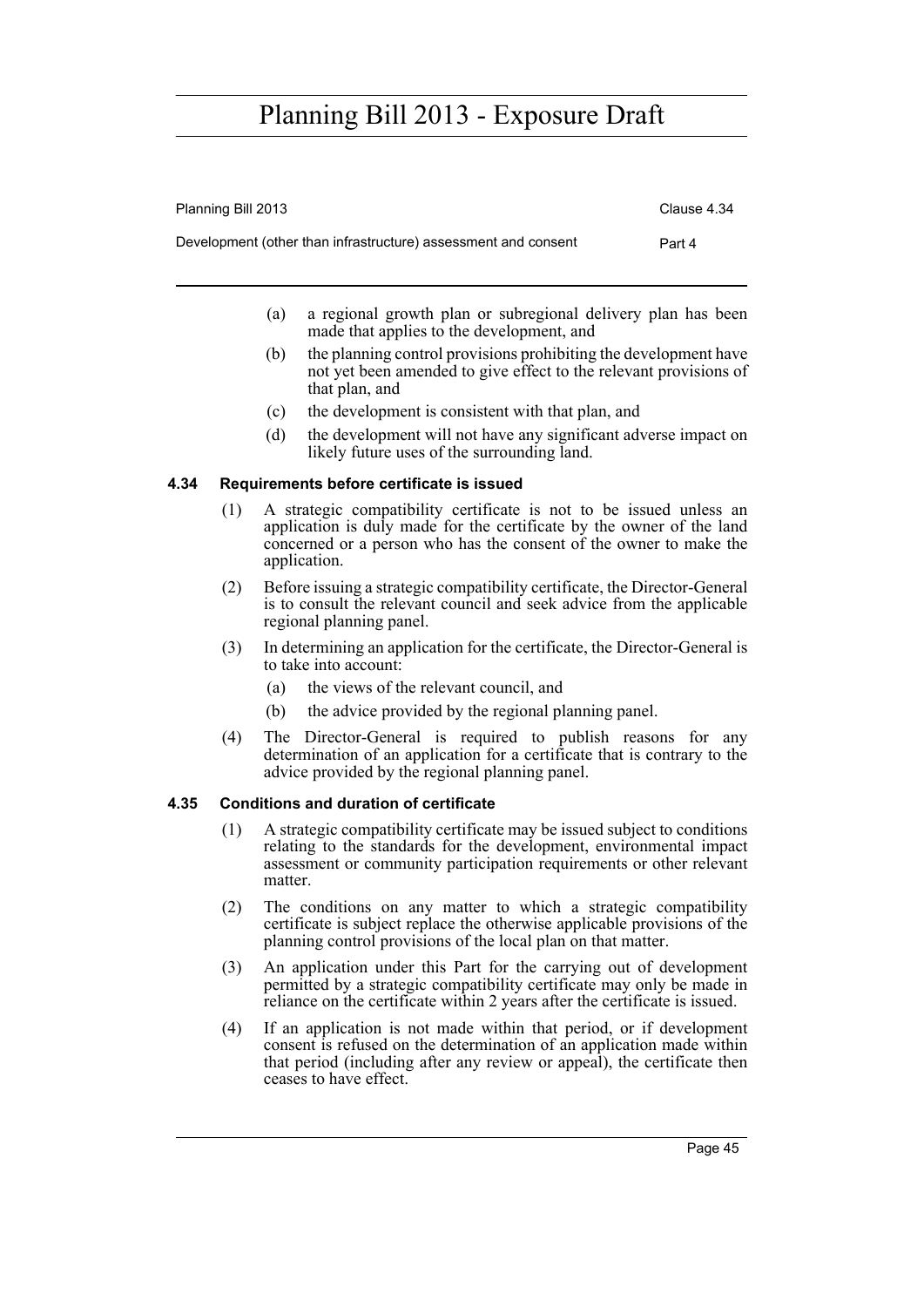(a) a regional growth plan or subregional delivery plan has been made that applies to the development, and

(b) the planning control provisions prohibiting the development have not yet been amended to give effect to the relevant provisions of that plan, and

(c) the development is consistent with that plan, and

(d) the development will not have any significant adverse impact on likely future uses of the surrounding land.

### 4.34 Requirements before certificate is issued

(1) A strategic compatibility certificate is not to be issued unless an application is duly made for the certificate by the owner of the land concerned or a person who has the consent of the owner to make the application.

(2) Before issuing a strategic compatibility certificate, the Director-General is to consult the relevant council and seek advice from the applicable regional planning panel.

(3) In determining an application for the certificate, the Director-General is to take into account:

(a) the views of the relevant council, and

(b) the advice provided by the regional planning panel.

(4) The Director-General is required to publish reasons for any determination of an application for a certificate that is contrary to the advice provided by the regional planning panel.

### 4.35 Conditions and duration of certificate

(1) A strategic compatibility certificate may be issued subject to conditions relating to the standards for the development, environmental impact assessment or community participation requirements or other relevant matter.

(2) The conditions on any matter to which a strategic compatibility certificate is subject replace the otherwise applicable provisions of the planning control provisions of the local plan on that matter.

(3) An application under this Part for the carrying out of development permitted by a strategic compatibility certificate may only be made in reliance on the certificate within 2 years after the certificate is issued.

(4) If an application is not made within that period, or if development consent is refused on the determination of an application made within that period (including after any review or appeal), the certificate then ceases to have effect.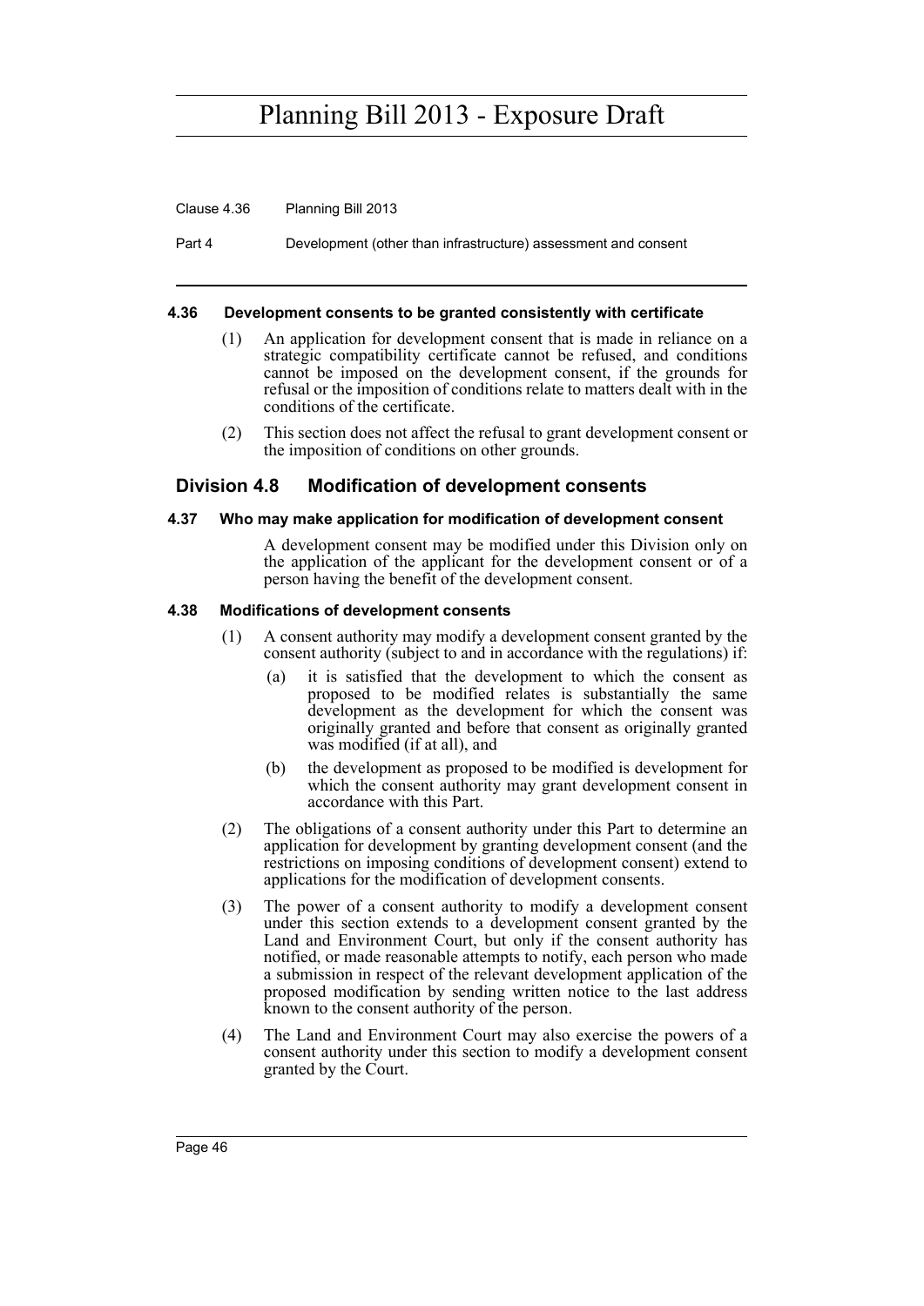#### 4.36 Development consents to be granted consistently with certificate

(1) An application for development consent that is made in reliance on a strategic compatibility certificate cannot be refused, and conditions cannot be imposed on the development consent, if the grounds for refusal or the imposition of conditions relate to matters dealt with in the conditions of the certificate.

(2) This section does not affect the refusal to grant development consent or the imposition of conditions on other grounds.

### Division 4.8 Modification of development consents

#### 4.37 Who may make application for modification of development consent

A development consent may be modified under this Division only on the application of the applicant for the development consent or of a person having the benefit of the development consent.

#### 4.38 Modifications of development consents

(1) A consent authority may modify a development consent granted by the consent authority (subject to and in accordance with the regulations) if:

(a) it is satisfied that the development to which the consent as proposed to be modified relates is substantially the same development as the development for which the consent was originally granted and before that consent as originally granted was modified (if at all), and

(b) the development as proposed to be modified is development for which the consent authority may grant development consent in accordance with this Part.

(2) The obligations of a consent authority under this Part to determine an application for development by granting development consent (and the restrictions on imposing conditions of development consent) extend to applications for the modification of development consents.

(3) The power of a consent authority to modify a development consent under this section extends to a development consent granted by the Land and Environment Court, but only if the consent authority has notified, or made reasonable attempts to notify, each person who made a submission in respect of the relevant development application of the proposed modification by sending written notice to the last address known to the consent authority of the person.

(4) The Land and Environment Court may also exercise the powers of a consent authority under this section to modify a development consent granted by the Court.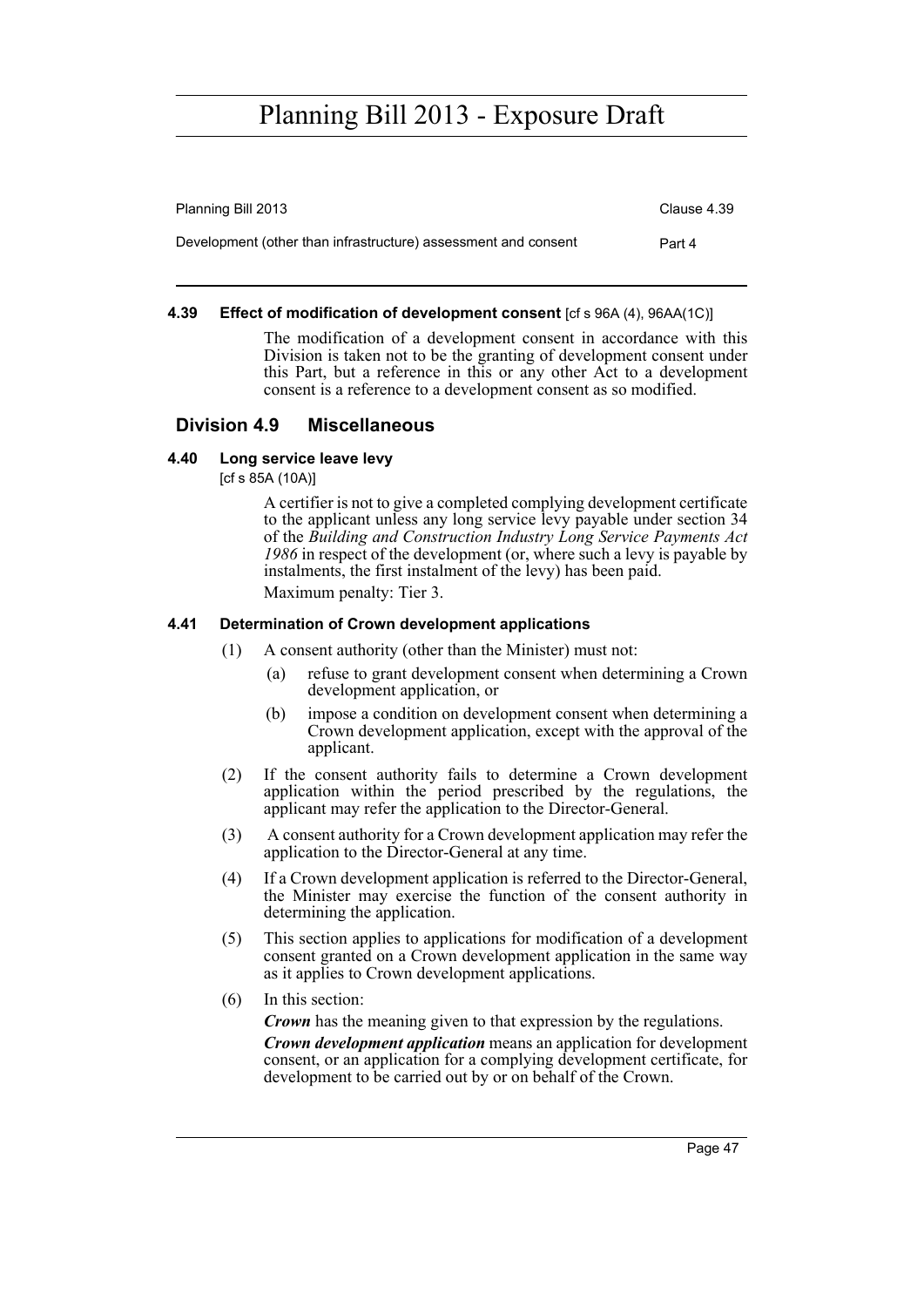#### 4.39 Effect of modification of development consent [cf s 96A (4), 96AA(1C)]

The modification of a development consent in accordance with this Division is taken not to be the granting of development consent under this Part, but a reference in this or any other Act to a development consent is a reference to a development consent as so modified.

## Division 4.9 Miscellaneous

#### 4.40 Long service leave levy

[cf s 85A (10A)]

A certifier is not to give a completed complying development certificate to the applicant unless any long service levy payable under section 34 of the *Building and Construction Industry Long Service Payments Act 1986* in respect of the development (or, where such a levy is payable by instalments, the first instalment of the levy) has been paid.

Maximum penalty: Tier 3.

#### 4.41 Determination of Crown development applications

(1) A consent authority (other than the Minister) must not:

(a) refuse to grant development consent when determining a Crown development application, or

(b) impose a condition on development consent when determining a Crown development application, except with the approval of the applicant.

(2) If the consent authority fails to determine a Crown development application within the period prescribed by the regulations, the applicant may refer the application to the Director-General.

(3) A consent authority for a Crown development application may refer the application to the Director-General at any time.

(4) If a Crown development application is referred to the Director-General, the Minister may exercise the function of the consent authority in determining the application.

(5) This section applies to applications for modification of a development consent granted on a Crown development application in the same way as it applies to Crown development applications.

(6) In this section:

***Crown*** has the meaning given to that expression by the regulations.

***Crown development application*** means an application for development consent, or an application for a complying development certificate, for development to be carried out by or on behalf of the Crown.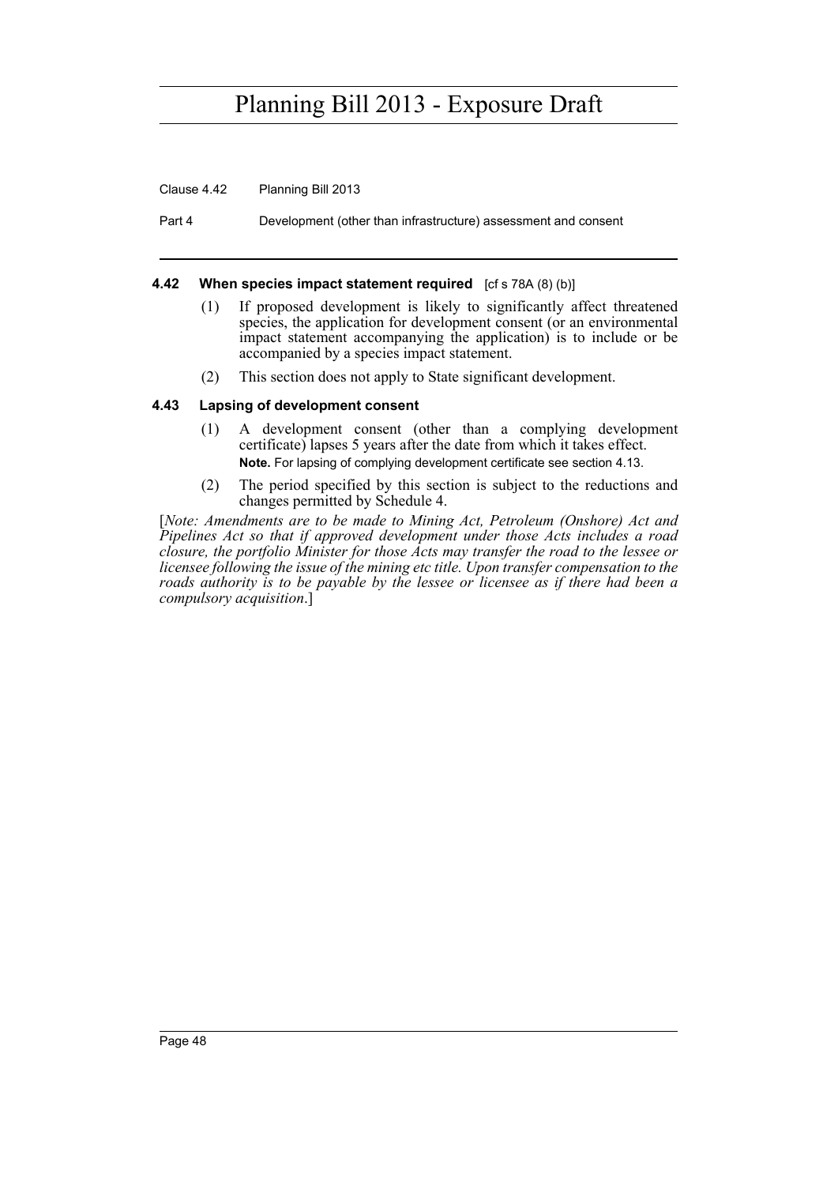#### 4.42 When species impact statement required [cf s 78A (8) (b)]

(1) If proposed development is likely to significantly affect threatened species, the application for development consent (or an environmental impact statement accompanying the application) is to include or be accompanied by a species impact statement.

(2) This section does not apply to State significant development.

#### 4.43 Lapsing of development consent

(1) A development consent (other than a complying development certificate) lapses 5 years after the date from which it takes effect.

**Note.** For lapsing of complying development certificate see section 4.13.

(2) The period specified by this section is subject to the reductions and changes permitted by Schedule 4.

[*Note: Amendments are to be made to Mining Act, Petroleum (Onshore) Act and Pipelines Act so that if approved development under those Acts includes a road closure, the portfolio Minister for those Acts may transfer the road to the lessee or licensee following the issue of the mining etc title. Upon transfer compensation to the roads authority is to be payable by the lessee or licensee as if there had been a compulsory acquisition*.]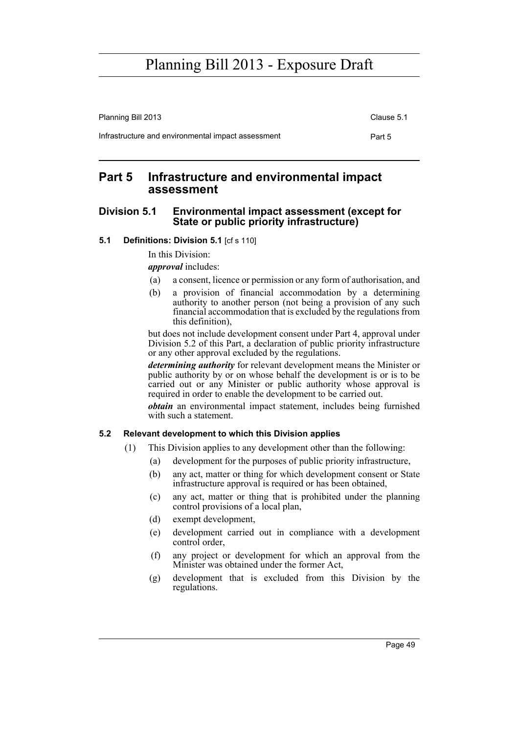# Part 5 Infrastructure and environmental impact assessment

## Division 5.1 Environmental impact assessment (except for State or public priority infrastructure)

### 5.1 Definitions: Division 5.1 [cf s 110]

In this Division:

***approval*** includes:

(a) a consent, licence or permission or any form of authorisation, and

(b) a provision of financial accommodation by a determining authority to another person (not being a provision of any such financial accommodation that is excluded by the regulations from this definition),

but does not include development consent under Part 4, approval under Division 5.2 of this Part, a declaration of public priority infrastructure or any other approval excluded by the regulations.

***determining authority*** for relevant development means the Minister or public authority by or on whose behalf the development is or is to be carried out or any Minister or public authority whose approval is required in order to enable the development to be carried out.

***obtain*** an environmental impact statement, includes being furnished with such a statement.

### 5.2 Relevant development to which this Division applies

(1) This Division applies to any development other than the following:

(a) development for the purposes of public priority infrastructure,

(b) any act, matter or thing for which development consent or State infrastructure approval is required or has been obtained,

(c) any act, matter or thing that is prohibited under the planning control provisions of a local plan,

(d) exempt development,

(e) development carried out in compliance with a development control order,

(f) any project or development for which an approval from the Minister was obtained under the former Act,

(g) development that is excluded from this Division by the regulations.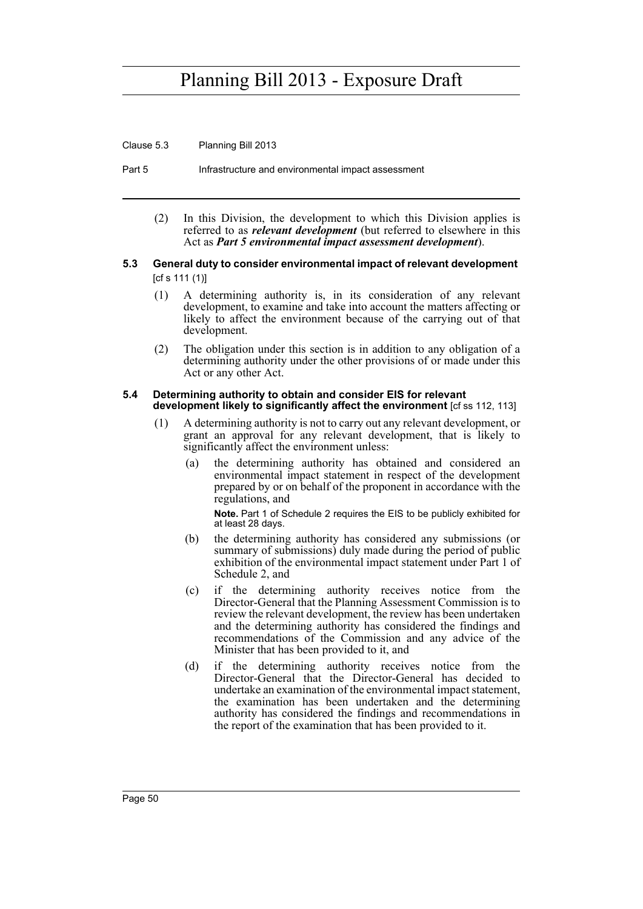(2) In this Division, the development to which this Division applies is referred to as ***relevant development*** (but referred to elsewhere in this Act as ***Part 5 environmental impact assessment development***).

### 5.3 General duty to consider environmental impact of relevant development [cf s 111 (1)]

(1) A determining authority is, in its consideration of any relevant development, to examine and take into account the matters affecting or likely to affect the environment because of the carrying out of that development.

(2) The obligation under this section is in addition to any obligation of a determining authority under the other provisions of or made under this Act or any other Act.

### 5.4 Determining authority to obtain and consider EIS for relevant development likely to significantly affect the environment [cf ss 112, 113]

(1) A determining authority is not to carry out any relevant development, or grant an approval for any relevant development, that is likely to significantly affect the environment unless:

(a) the determining authority has obtained and considered an environmental impact statement in respect of the development prepared by or on behalf of the proponent in accordance with the regulations, and

**Note.** Part 1 of Schedule 2 requires the EIS to be publicly exhibited for at least 28 days.

(b) the determining authority has considered any submissions (or summary of submissions) duly made during the period of public exhibition of the environmental impact statement under Part 1 of Schedule 2, and

(c) if the determining authority receives notice from the Director-General that the Planning Assessment Commission is to review the relevant development, the review has been undertaken and the determining authority has considered the findings and recommendations of the Commission and any advice of the Minister that has been provided to it, and

(d) if the determining authority receives notice from the Director-General that the Director-General has decided to undertake an examination of the environmental impact statement, the examination has been undertaken and the determining authority has considered the findings and recommendations in the report of the examination that has been provided to it.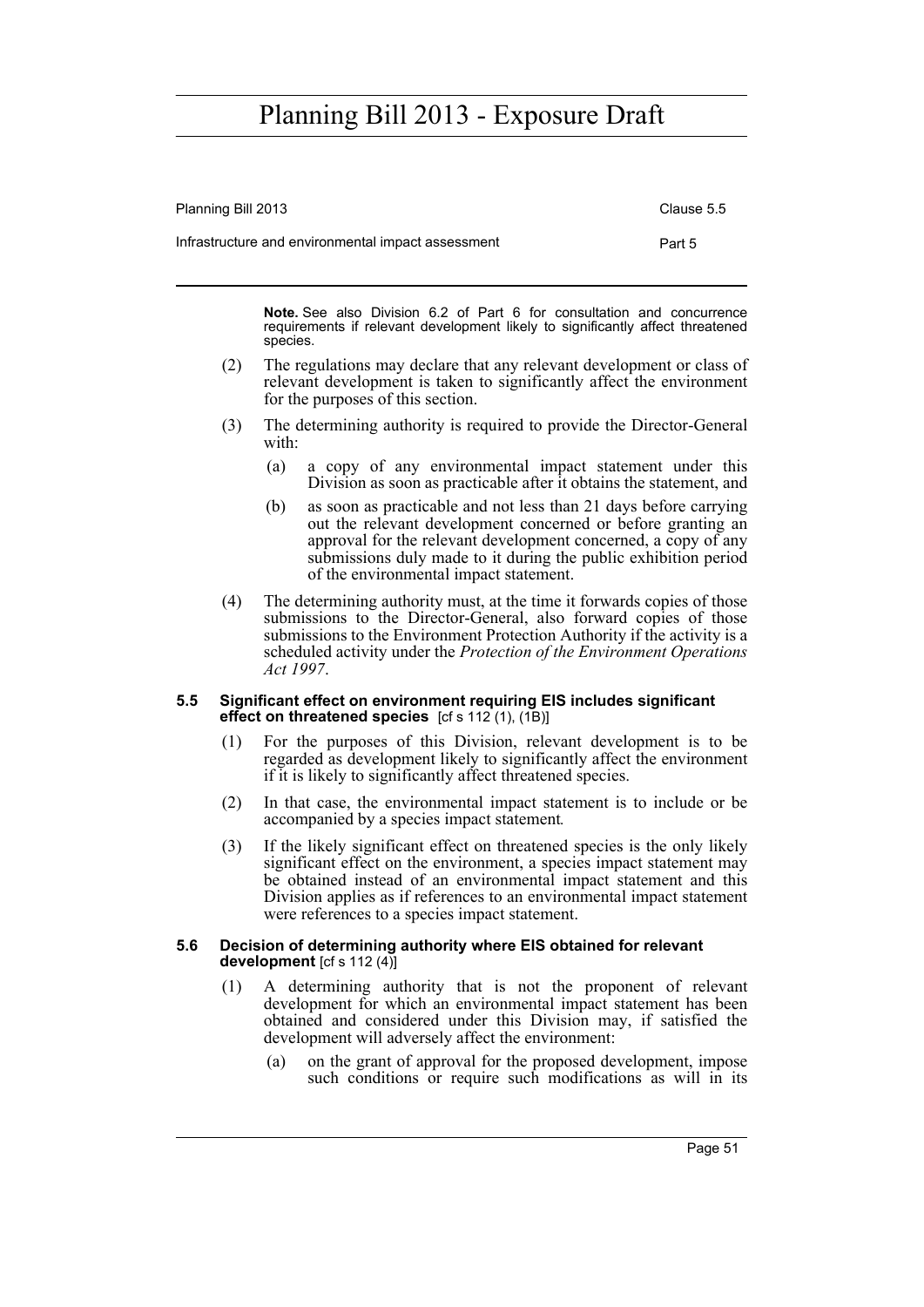**Note.** See also Division 6.2 of Part 6 for consultation and concurrence requirements if relevant development likely to significantly affect threatened species.

(2) The regulations may declare that any relevant development or class of relevant development is taken to significantly affect the environment for the purposes of this section.

(3) The determining authority is required to provide the Director-General with:

(a) a copy of any environmental impact statement under this Division as soon as practicable after it obtains the statement, and

(b) as soon as practicable and not less than 21 days before carrying out the relevant development concerned or before granting an approval for the relevant development concerned, a copy of any submissions duly made to it during the public exhibition period of the environmental impact statement.

(4) The determining authority must, at the time it forwards copies of those submissions to the Director-General, also forward copies of those submissions to the Environment Protection Authority if the activity is a scheduled activity under the *Protection of the Environment Operations Act 1997*.

### 5.5 Significant effect on environment requiring EIS includes significant effect on threatened species [cf s 112 (1), (1B)]

(1) For the purposes of this Division, relevant development is to be regarded as development likely to significantly affect the environment if it is likely to significantly affect threatened species.

(2) In that case, the environmental impact statement is to include or be accompanied by a species impact statement.

(3) If the likely significant effect on threatened species is the only likely significant effect on the environment, a species impact statement may be obtained instead of an environmental impact statement and this Division applies as if references to an environmental impact statement were references to a species impact statement.

### 5.6 Decision of determining authority where EIS obtained for relevant development [cf s 112 (4)]

(1) A determining authority that is not the proponent of relevant development for which an environmental impact statement has been obtained and considered under this Division may, if satisfied the development will adversely affect the environment:

(a) on the grant of approval for the proposed development, impose such conditions or require such modifications as will in its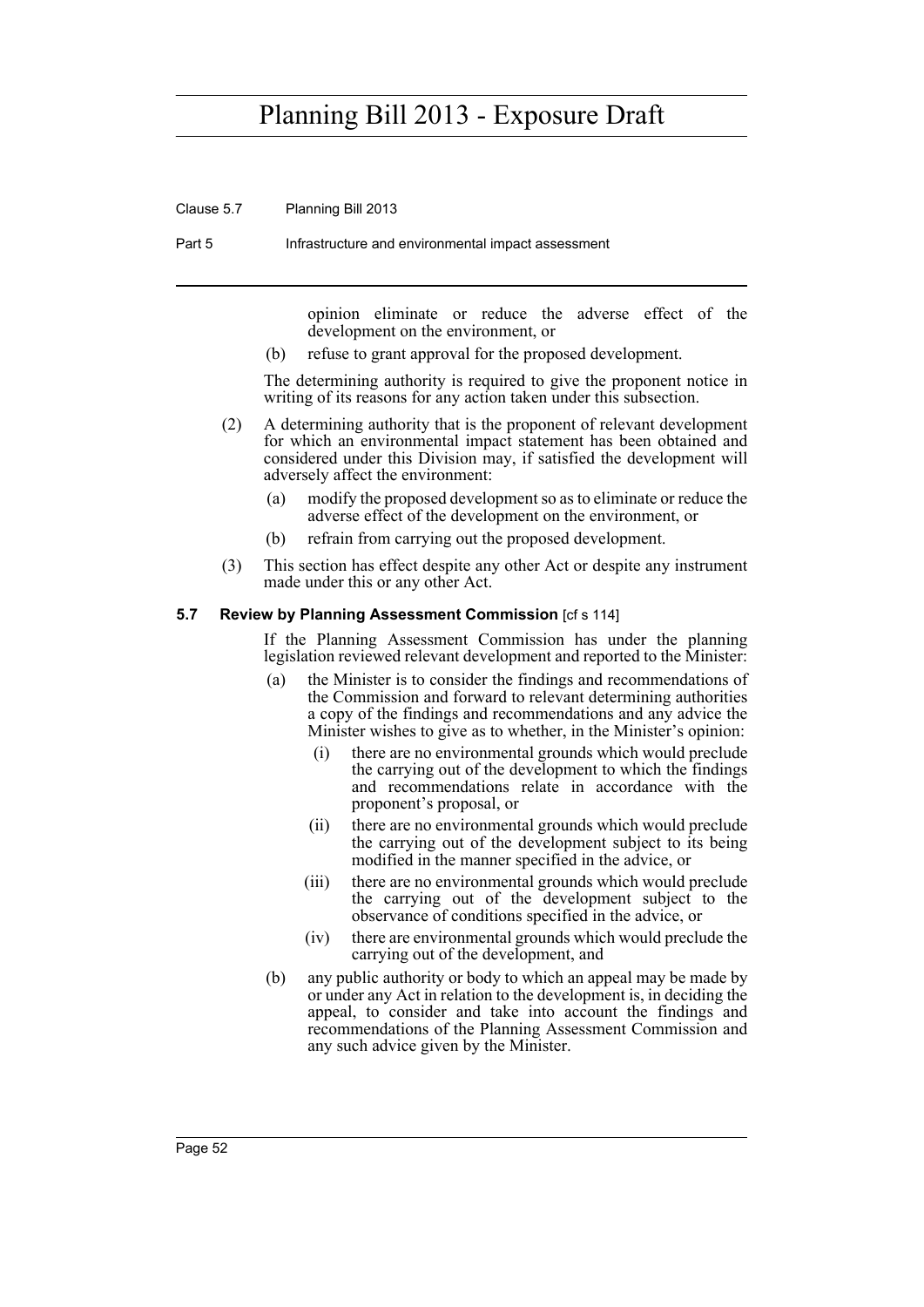opinion eliminate or reduce the adverse effect of the development on the environment, or

(b) refuse to grant approval for the proposed development.

The determining authority is required to give the proponent notice in writing of its reasons for any action taken under this subsection.

(2) A determining authority that is the proponent of relevant development for which an environmental impact statement has been obtained and considered under this Division may, if satisfied the development will adversely affect the environment:

(a) modify the proposed development so as to eliminate or reduce the adverse effect of the development on the environment, or

(b) refrain from carrying out the proposed development.

(3) This section has effect despite any other Act or despite any instrument made under this or any other Act.

#### 5.7 Review by Planning Assessment Commission [cf s 114]

If the Planning Assessment Commission has under the planning legislation reviewed relevant development and reported to the Minister:

(a) the Minister is to consider the findings and recommendations of the Commission and forward to relevant determining authorities a copy of the findings and recommendations and any advice the Minister wishes to give as to whether, in the Minister's opinion:

(i) there are no environmental grounds which would preclude the carrying out of the development to which the findings and recommendations relate in accordance with the proponent's proposal, or

(ii) there are no environmental grounds which would preclude the carrying out of the development subject to its being modified in the manner specified in the advice, or

(iii) there are no environmental grounds which would preclude the carrying out of the development subject to the observance of conditions specified in the advice, or

(iv) there are environmental grounds which would preclude the carrying out of the development, and

(b) any public authority or body to which an appeal may be made by or under any Act in relation to the development is, in deciding the appeal, to consider and take into account the findings and recommendations of the Planning Assessment Commission and any such advice given by the Minister.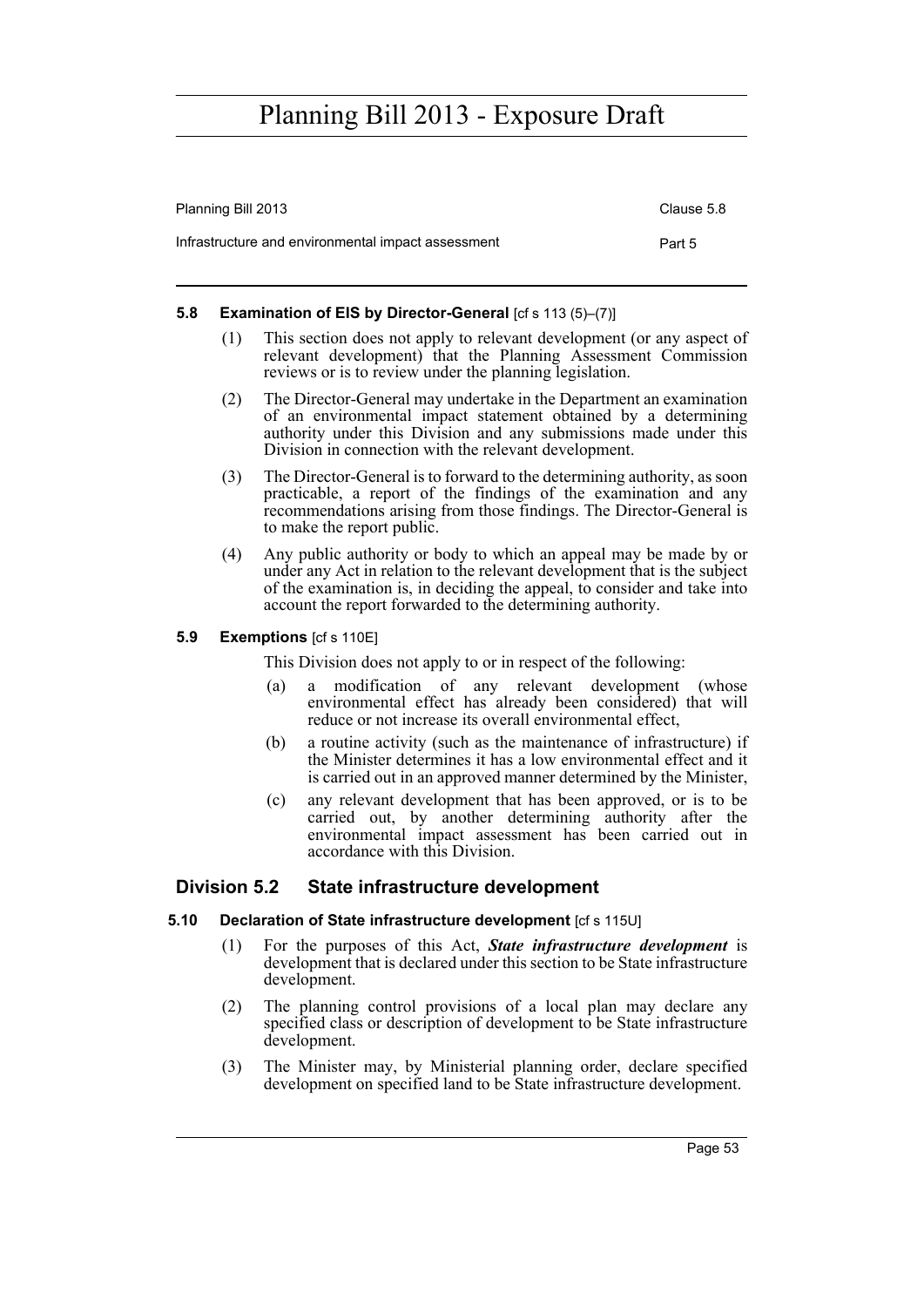#### 5.8 Examination of EIS by Director-General [cf s 113 (5)–(7)]

(1) This section does not apply to relevant development (or any aspect of relevant development) that the Planning Assessment Commission reviews or is to review under the planning legislation.

(2) The Director-General may undertake in the Department an examination of an environmental impact statement obtained by a determining authority under this Division and any submissions made under this Division in connection with the relevant development.

(3) The Director-General is to forward to the determining authority, as soon practicable, a report of the findings of the examination and any recommendations arising from those findings. The Director-General is to make the report public.

(4) Any public authority or body to which an appeal may be made by or under any Act in relation to the relevant development that is the subject of the examination is, in deciding the appeal, to consider and take into account the report forwarded to the determining authority.

#### 5.9 Exemptions [cf s 110E]

This Division does not apply to or in respect of the following:

(a) a modification of any relevant development (whose environmental effect has already been considered) that will reduce or not increase its overall environmental effect,

(b) a routine activity (such as the maintenance of infrastructure) if the Minister determines it has a low environmental effect and it is carried out in an approved manner determined by the Minister,

(c) any relevant development that has been approved, or is to be carried out, by another determining authority after the environmental impact assessment has been carried out in accordance with this Division.

### Division 5.2 State infrastructure development

#### 5.10 Declaration of State infrastructure development [cf s 115U]

(1) For the purposes of this Act, ***State infrastructure development*** is development that is declared under this section to be State infrastructure development.

(2) The planning control provisions of a local plan may declare any specified class or description of development to be State infrastructure development.

(3) The Minister may, by Ministerial planning order, declare specified development on specified land to be State infrastructure development.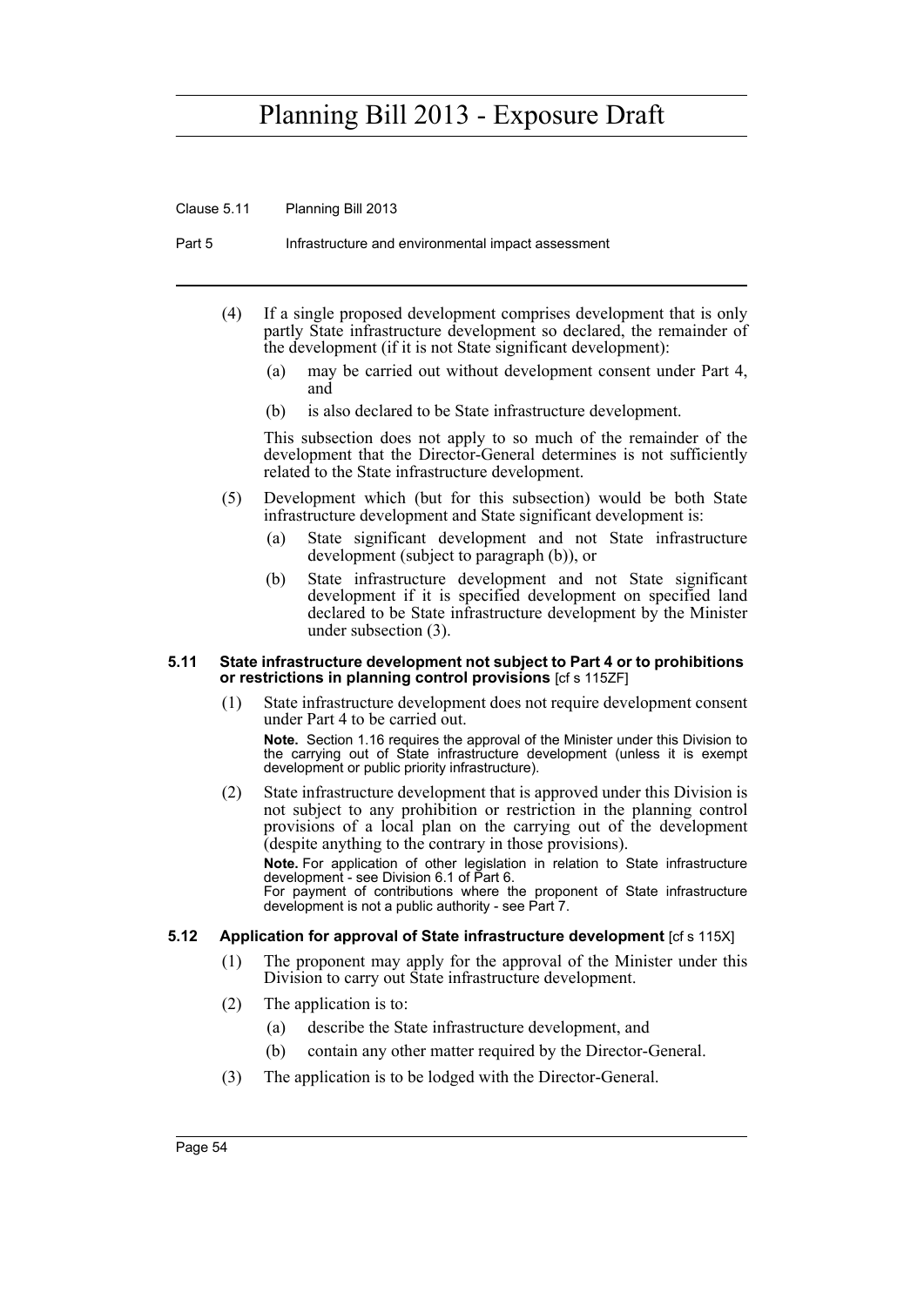(4) If a single proposed development comprises development that is only partly State infrastructure development so declared, the remainder of the development (if it is not State significant development):

(a) may be carried out without development consent under Part 4, and

(b) is also declared to be State infrastructure development.

This subsection does not apply to so much of the remainder of the development that the Director-General determines is not sufficiently related to the State infrastructure development.

(5) Development which (but for this subsection) would be both State infrastructure development and State significant development is:

(a) State significant development and not State infrastructure development (subject to paragraph (b)), or

(b) State infrastructure development and not State significant development if it is specified development on specified land declared to be State infrastructure development by the Minister under subsection (3).

### 5.11 State infrastructure development not subject to Part 4 or to prohibitions or restrictions in planning control provisions [cf s 115ZF]

(1) State infrastructure development does not require development consent under Part 4 to be carried out.

**Note.** Section 1.16 requires the approval of the Minister under this Division to the carrying out of State infrastructure development (unless it is exempt development or public priority infrastructure).

(2) State infrastructure development that is approved under this Division is not subject to any prohibition or restriction in the planning control provisions of a local plan on the carrying out of the development (despite anything to the contrary in those provisions).

**Note.** For application of other legislation in relation to State infrastructure development - see Division 6.1 of Part 6.
For payment of contributions where the proponent of State infrastructure development is not a public authority - see Part 7.

### 5.12 Application for approval of State infrastructure development [cf s 115X]

(1) The proponent may apply for the approval of the Minister under this Division to carry out State infrastructure development.

(2) The application is to:

(a) describe the State infrastructure development, and

(b) contain any other matter required by the Director-General.

(3) The application is to be lodged with the Director-General.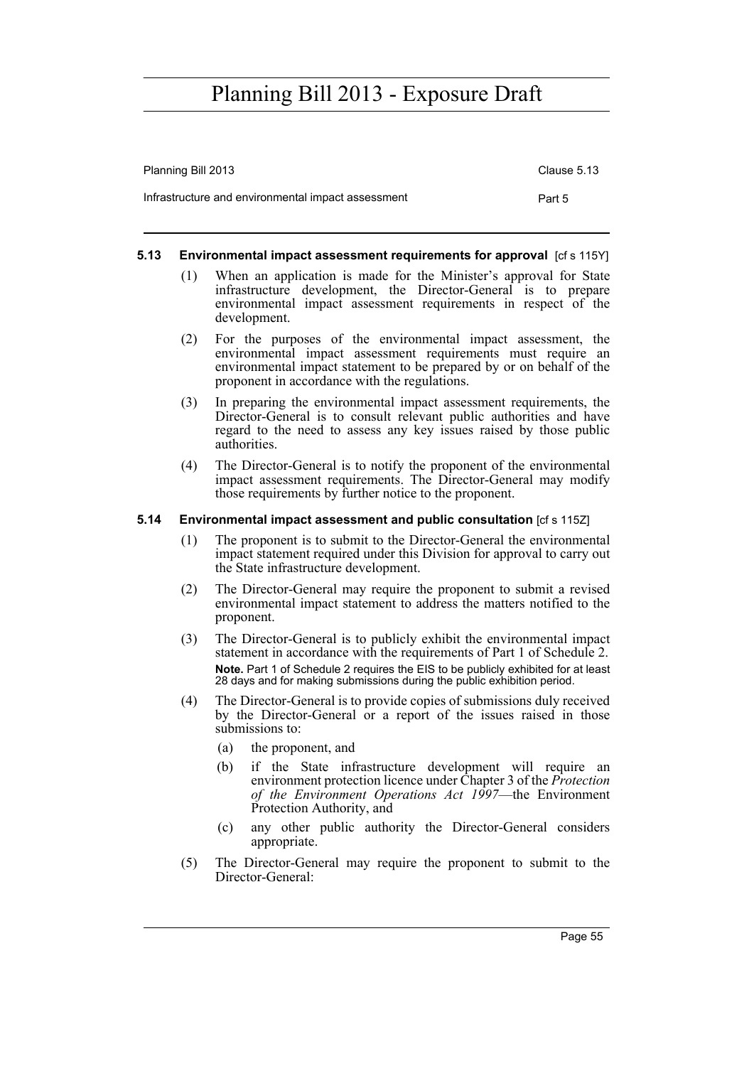### 5.13 Environmental impact assessment requirements for approval [cf s 115Y]

(1) When an application is made for the Minister's approval for State infrastructure development, the Director-General is to prepare environmental impact assessment requirements in respect of the development.

(2) For the purposes of the environmental impact assessment, the environmental impact assessment requirements must require an environmental impact statement to be prepared by or on behalf of the proponent in accordance with the regulations.

(3) In preparing the environmental impact assessment requirements, the Director-General is to consult relevant public authorities and have regard to the need to assess any key issues raised by those public authorities.

(4) The Director-General is to notify the proponent of the environmental impact assessment requirements. The Director-General may modify those requirements by further notice to the proponent.

### 5.14 Environmental impact assessment and public consultation [cf s 115Z]

(1) The proponent is to submit to the Director-General the environmental impact statement required under this Division for approval to carry out the State infrastructure development.

(2) The Director-General may require the proponent to submit a revised environmental impact statement to address the matters notified to the proponent.

(3) The Director-General is to publicly exhibit the environmental impact statement in accordance with the requirements of Part 1 of Schedule 2.

**Note.** Part 1 of Schedule 2 requires the EIS to be publicly exhibited for at least 28 days and for making submissions during the public exhibition period.

(4) The Director-General is to provide copies of submissions duly received by the Director-General or a report of the issues raised in those submissions to:

(a) the proponent, and

(b) if the State infrastructure development will require an environment protection licence under Chapter 3 of the *Protection of the Environment Operations Act 1997*—the Environment Protection Authority, and

(c) any other public authority the Director-General considers appropriate.

(5) The Director-General may require the proponent to submit to the Director-General: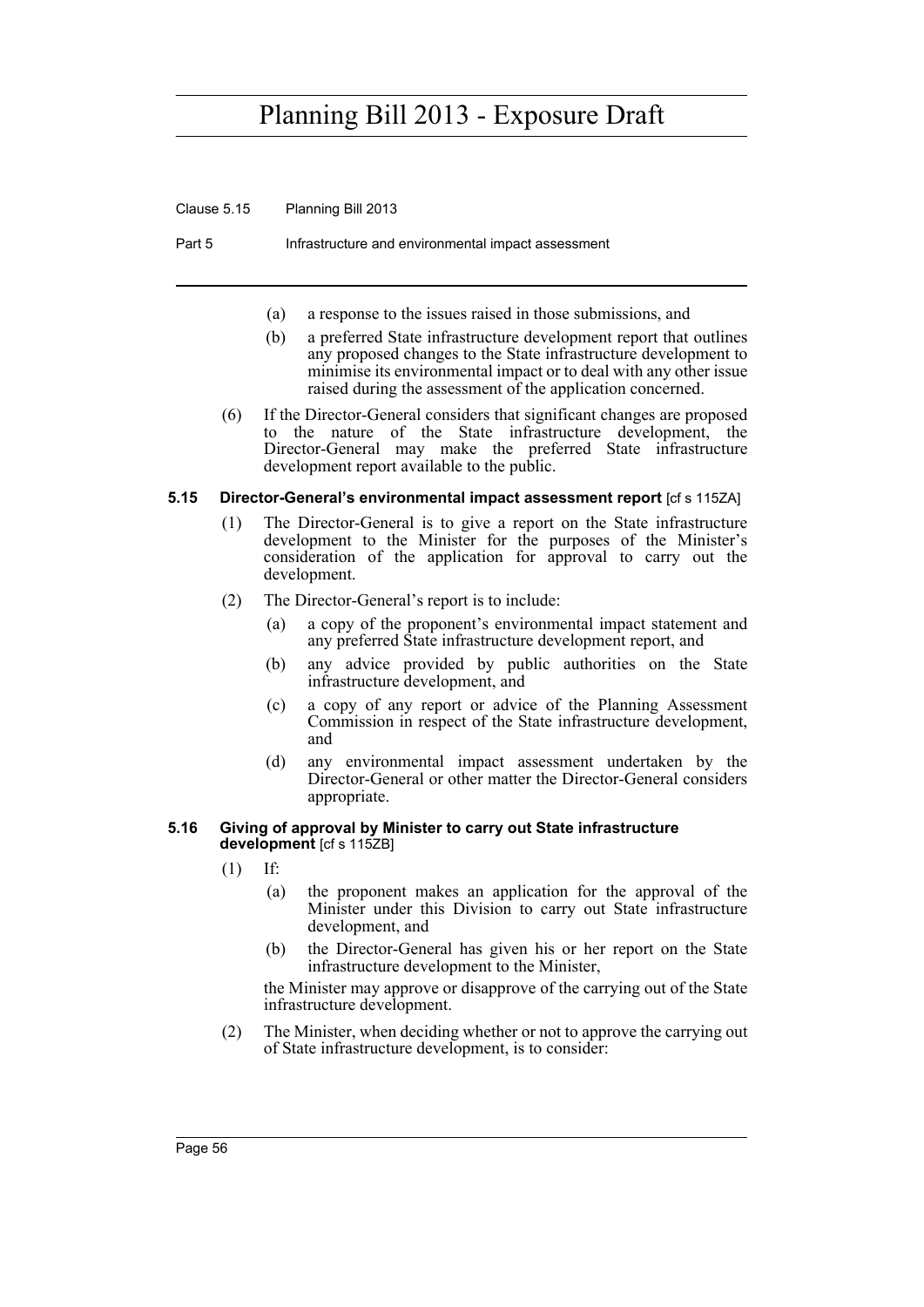(a) a response to the issues raised in those submissions, and

(b) a preferred State infrastructure development report that outlines any proposed changes to the State infrastructure development to minimise its environmental impact or to deal with any other issue raised during the assessment of the application concerned.

(6) If the Director-General considers that significant changes are proposed to the nature of the State infrastructure development, the Director-General may make the preferred State infrastructure development report available to the public.

### 5.15 Director-General's environmental impact assessment report [cf s 115ZA]

(1) The Director-General is to give a report on the State infrastructure development to the Minister for the purposes of the Minister's consideration of the application for approval to carry out the development.

(2) The Director-General's report is to include:

(a) a copy of the proponent's environmental impact statement and any preferred State infrastructure development report, and

(b) any advice provided by public authorities on the State infrastructure development, and

(c) a copy of any report or advice of the Planning Assessment Commission in respect of the State infrastructure development, and

(d) any environmental impact assessment undertaken by the Director-General or other matter the Director-General considers appropriate.

### 5.16 Giving of approval by Minister to carry out State infrastructure development [cf s 115ZB]

(1) If:

(a) the proponent makes an application for the approval of the Minister under this Division to carry out State infrastructure development, and

(b) the Director-General has given his or her report on the State infrastructure development to the Minister,

the Minister may approve or disapprove of the carrying out of the State infrastructure development.

(2) The Minister, when deciding whether or not to approve the carrying out of State infrastructure development, is to consider: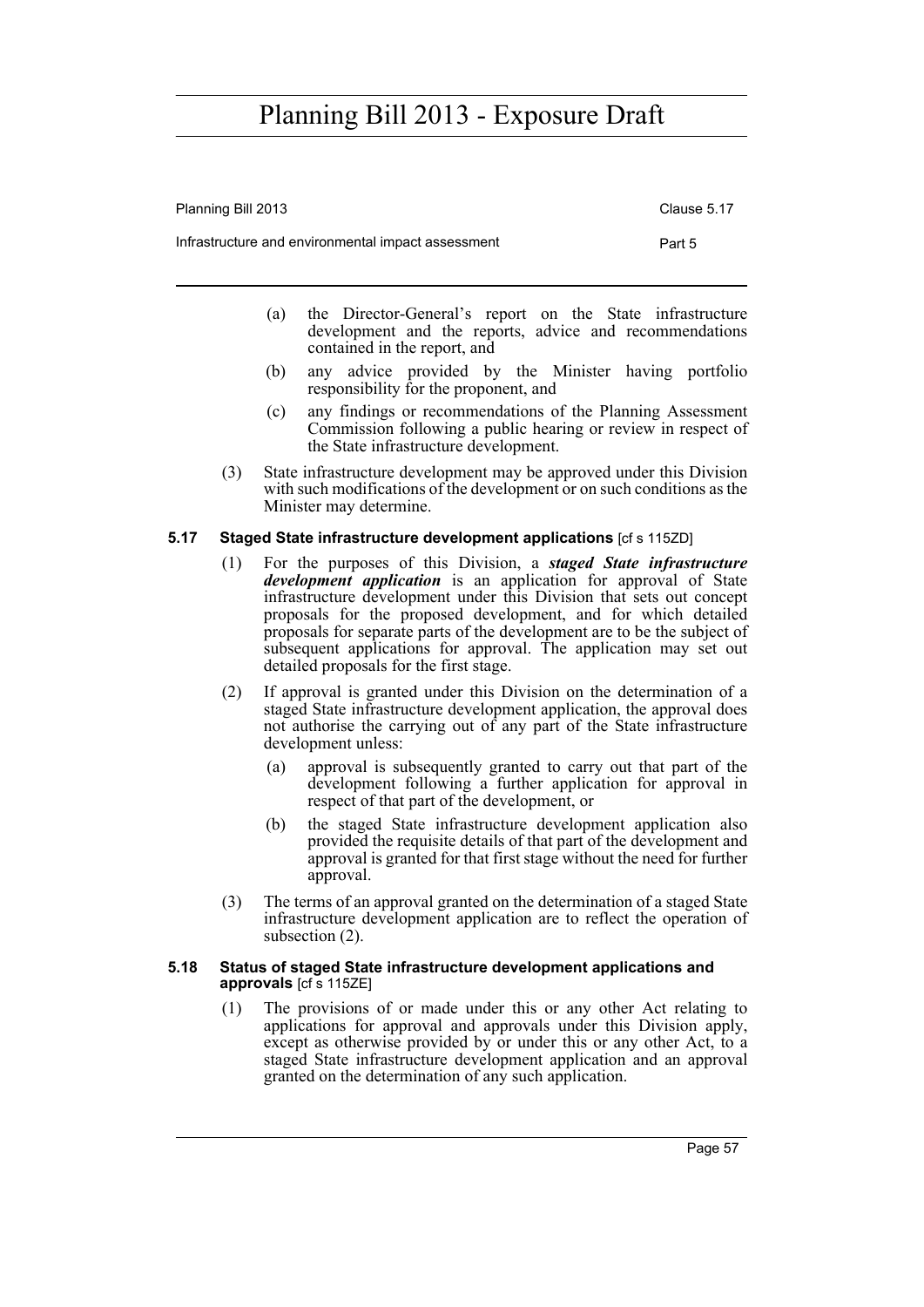(a) the Director-General's report on the State infrastructure development and the reports, advice and recommendations contained in the report, and

(b) any advice provided by the Minister having portfolio responsibility for the proponent, and

(c) any findings or recommendations of the Planning Assessment Commission following a public hearing or review in respect of the State infrastructure development.

(3) State infrastructure development may be approved under this Division with such modifications of the development or on such conditions as the Minister may determine.

### 5.17 Staged State infrastructure development applications [cf s 115ZD]

(1) For the purposes of this Division, a ***staged State infrastructure development application*** is an application for approval of State infrastructure development under this Division that sets out concept proposals for the proposed development, and for which detailed proposals for separate parts of the development are to be the subject of subsequent applications for approval. The application may set out detailed proposals for the first stage.

(2) If approval is granted under this Division on the determination of a staged State infrastructure development application, the approval does not authorise the carrying out of any part of the State infrastructure development unless:

(a) approval is subsequently granted to carry out that part of the development following a further application for approval in respect of that part of the development, or

(b) the staged State infrastructure development application also provided the requisite details of that part of the development and approval is granted for that first stage without the need for further approval.

(3) The terms of an approval granted on the determination of a staged State infrastructure development application are to reflect the operation of subsection (2).

### 5.18 Status of staged State infrastructure development applications and approvals [cf s 115ZE]

(1) The provisions of or made under this or any other Act relating to applications for approval and approvals under this Division apply, except as otherwise provided by or under this or any other Act, to a staged State infrastructure development application and an approval granted on the determination of any such application.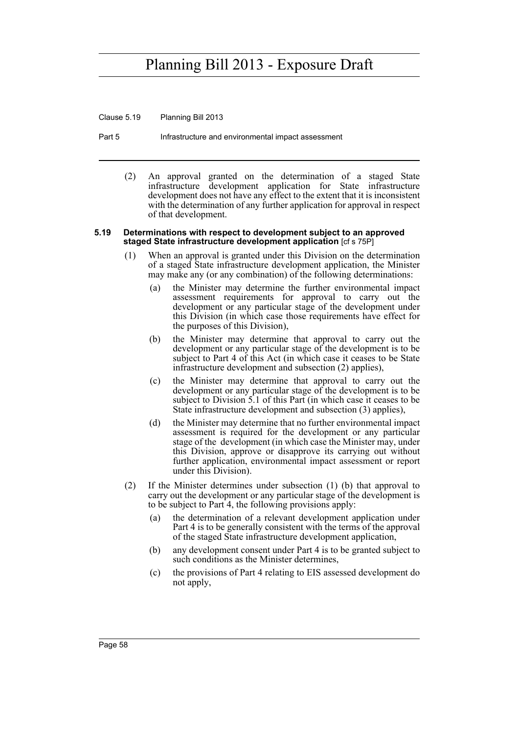(2) An approval granted on the determination of a staged State infrastructure development application for State infrastructure development does not have any effect to the extent that it is inconsistent with the determination of any further application for approval in respect of that development.

#### 5.19 Determinations with respect to development subject to an approved staged State infrastructure development application [cf s 75P]

(1) When an approval is granted under this Division on the determination of a staged State infrastructure development application, the Minister may make any (or any combination) of the following determinations:

(a) the Minister may determine the further environmental impact assessment requirements for approval to carry out the development or any particular stage of the development under this Division (in which case those requirements have effect for the purposes of this Division),

(b) the Minister may determine that approval to carry out the development or any particular stage of the development is to be subject to Part 4 of this Act (in which case it ceases to be State infrastructure development and subsection (2) applies),

(c) the Minister may determine that approval to carry out the development or any particular stage of the development is to be subject to Division 5.1 of this Part (in which case it ceases to be State infrastructure development and subsection (3) applies),

(d) the Minister may determine that no further environmental impact assessment is required for the development or any particular stage of the development (in which case the Minister may, under this Division, approve or disapprove its carrying out without further application, environmental impact assessment or report under this Division).

(2) If the Minister determines under subsection (1) (b) that approval to carry out the development or any particular stage of the development is to be subject to Part 4, the following provisions apply:

(a) the determination of a relevant development application under Part 4 is to be generally consistent with the terms of the approval of the staged State infrastructure development application,

(b) any development consent under Part 4 is to be granted subject to such conditions as the Minister determines,

(c) the provisions of Part 4 relating to EIS assessed development do not apply,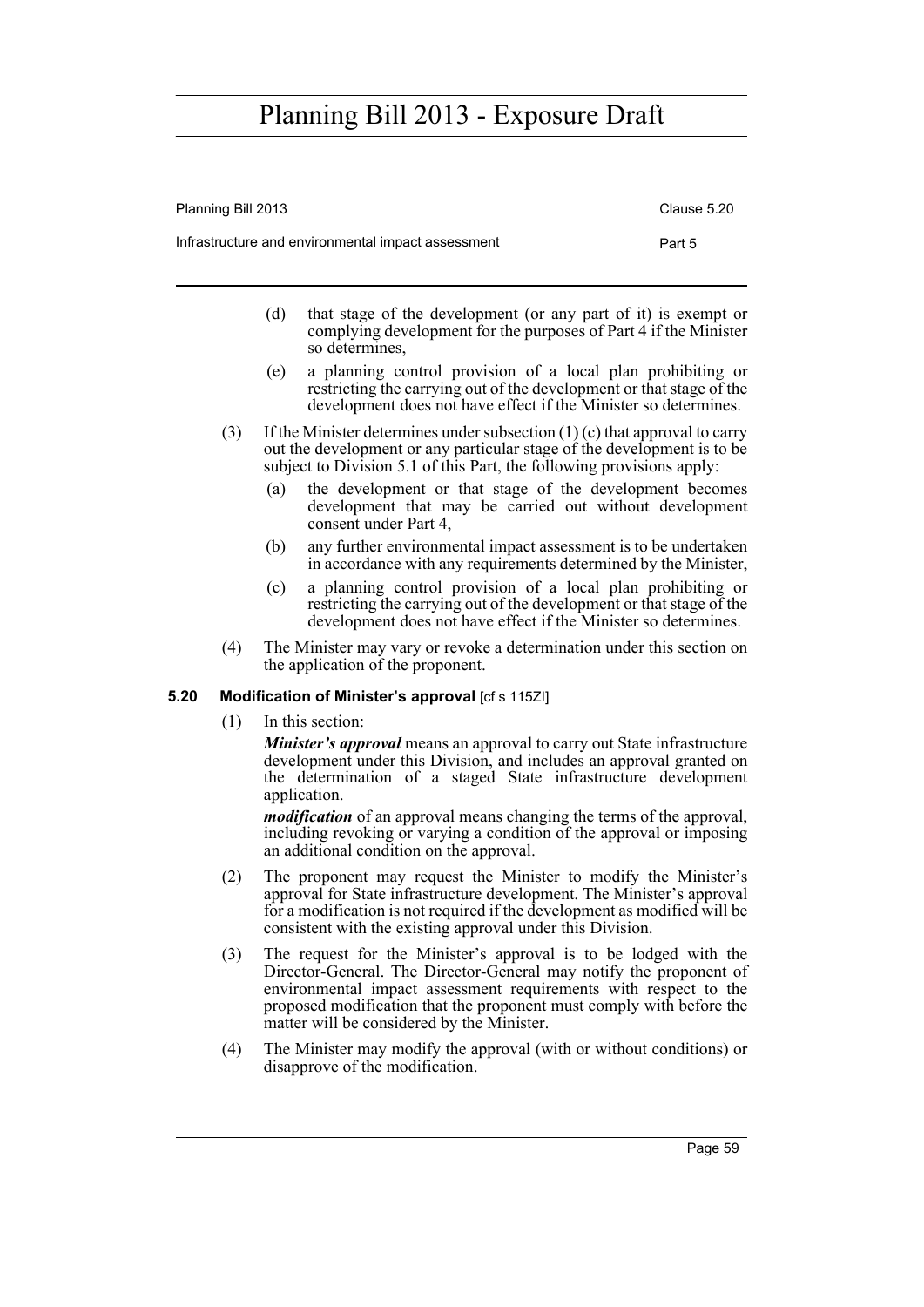(d) that stage of the development (or any part of it) is exempt or complying development for the purposes of Part 4 if the Minister so determines,

(e) a planning control provision of a local plan prohibiting or restricting the carrying out of the development or that stage of the development does not have effect if the Minister so determines.

(3) If the Minister determines under subsection (1) (c) that approval to carry out the development or any particular stage of the development is to be subject to Division 5.1 of this Part, the following provisions apply:

(a) the development or that stage of the development becomes development that may be carried out without development consent under Part 4,

(b) any further environmental impact assessment is to be undertaken in accordance with any requirements determined by the Minister,

(c) a planning control provision of a local plan prohibiting or restricting the carrying out of the development or that stage of the development does not have effect if the Minister so determines.

(4) The Minister may vary or revoke a determination under this section on the application of the proponent.

### 5.20 Modification of Minister's approval [cf s 115ZI]

(1) In this section:

***Minister's approval*** means an approval to carry out State infrastructure development under this Division, and includes an approval granted on the determination of a staged State infrastructure development application.

***modification*** of an approval means changing the terms of the approval, including revoking or varying a condition of the approval or imposing an additional condition on the approval.

(2) The proponent may request the Minister to modify the Minister's approval for State infrastructure development. The Minister's approval for a modification is not required if the development as modified will be consistent with the existing approval under this Division.

(3) The request for the Minister's approval is to be lodged with the Director-General. The Director-General may notify the proponent of environmental impact assessment requirements with respect to the proposed modification that the proponent must comply with before the matter will be considered by the Minister.

(4) The Minister may modify the approval (with or without conditions) or disapprove of the modification.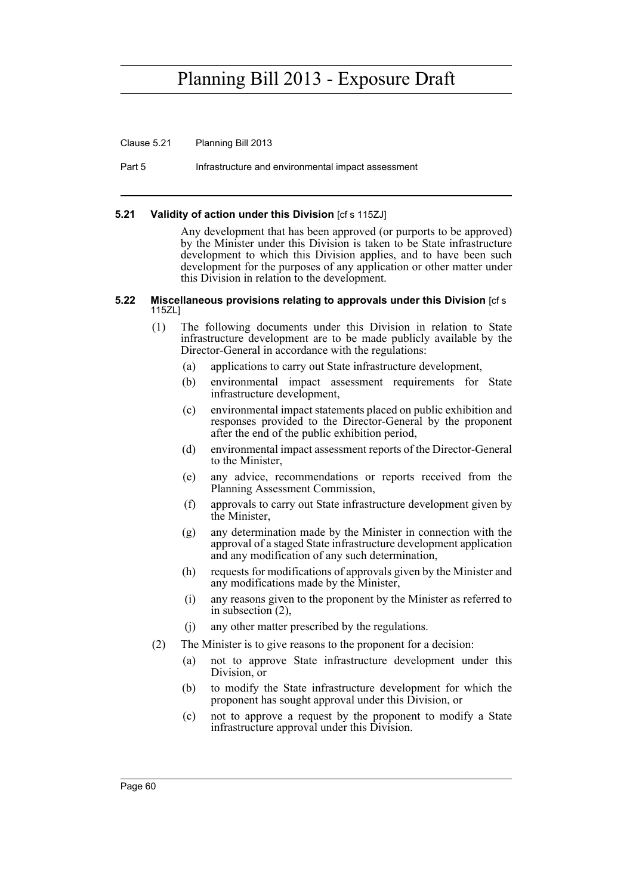#### 5.21 Validity of action under this Division [cf s 115ZJ]

Any development that has been approved (or purports to be approved) by the Minister under this Division is taken to be State infrastructure development to which this Division applies, and to have been such development for the purposes of any application or other matter under this Division in relation to the development.

#### 5.22 Miscellaneous provisions relating to approvals under this Division [cf s 115ZL]

(1) The following documents under this Division in relation to State infrastructure development are to be made publicly available by the Director-General in accordance with the regulations:

- (a) applications to carry out State infrastructure development,
- (b) environmental impact assessment requirements for State infrastructure development,
- (c) environmental impact statements placed on public exhibition and responses provided to the Director-General by the proponent after the end of the public exhibition period,
- (d) environmental impact assessment reports of the Director-General to the Minister,
- (e) any advice, recommendations or reports received from the Planning Assessment Commission,
- (f) approvals to carry out State infrastructure development given by the Minister,
- (g) any determination made by the Minister in connection with the approval of a staged State infrastructure development application and any modification of any such determination,
- (h) requests for modifications of approvals given by the Minister and any modifications made by the Minister,
- (i) any reasons given to the proponent by the Minister as referred to in subsection (2),
- (j) any other matter prescribed by the regulations.

(2) The Minister is to give reasons to the proponent for a decision:

- (a) not to approve State infrastructure development under this Division, or
- (b) to modify the State infrastructure development for which the proponent has sought approval under this Division, or
- (c) not to approve a request by the proponent to modify a State infrastructure approval under this Division.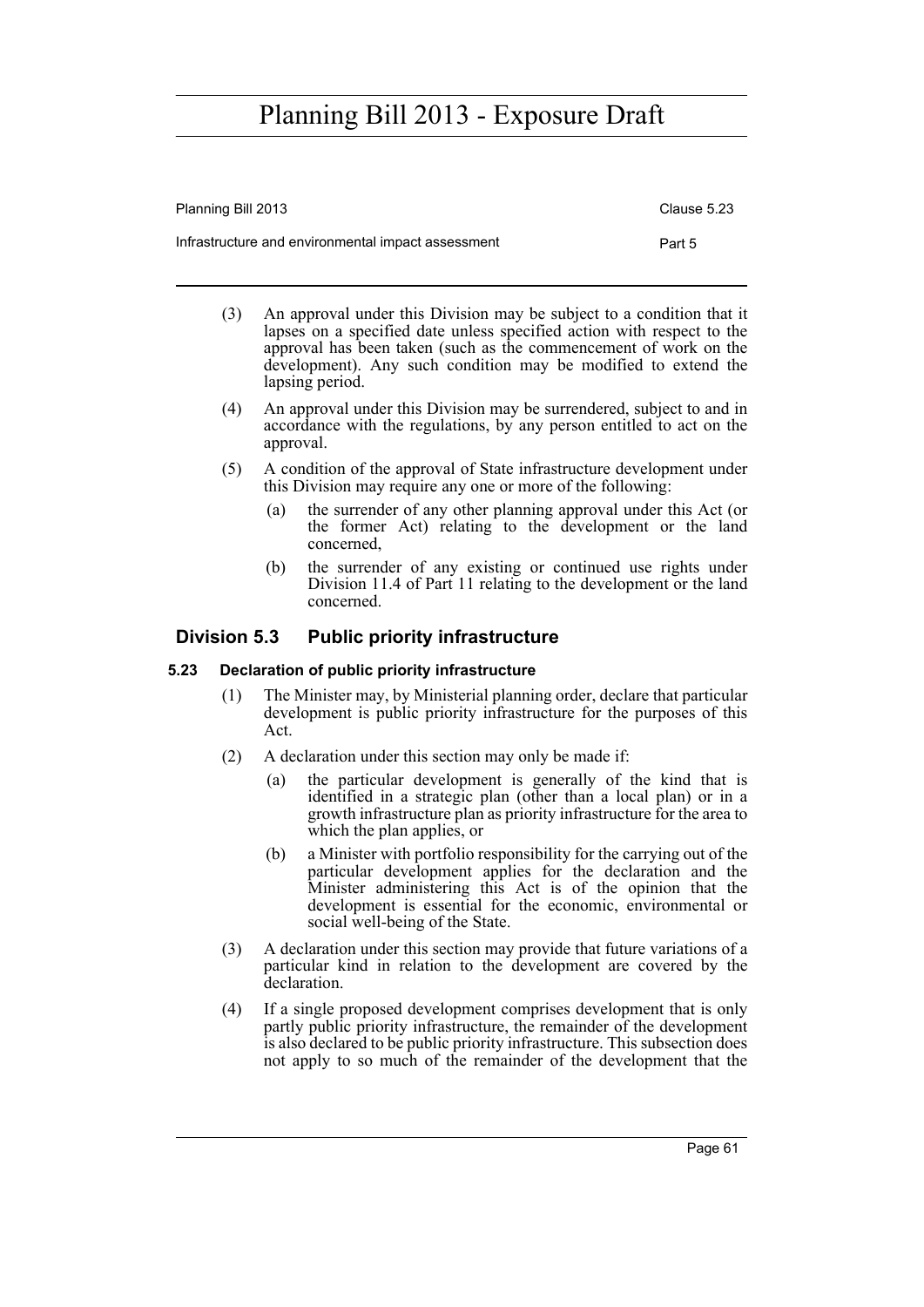(3) An approval under this Division may be subject to a condition that it lapses on a specified date unless specified action with respect to the approval has been taken (such as the commencement of work on the development). Any such condition may be modified to extend the lapsing period.

(4) An approval under this Division may be surrendered, subject to and in accordance with the regulations, by any person entitled to act on the approval.

(5) A condition of the approval of State infrastructure development under this Division may require any one or more of the following:

(a) the surrender of any other planning approval under this Act (or the former Act) relating to the development or the land concerned,

(b) the surrender of any existing or continued use rights under Division 11.4 of Part 11 relating to the development or the land concerned.

## Division 5.3 Public priority infrastructure

### 5.23 Declaration of public priority infrastructure

(1) The Minister may, by Ministerial planning order, declare that particular development is public priority infrastructure for the purposes of this Act.

(2) A declaration under this section may only be made if:

(a) the particular development is generally of the kind that is identified in a strategic plan (other than a local plan) or in a growth infrastructure plan as priority infrastructure for the area to which the plan applies, or

(b) a Minister with portfolio responsibility for the carrying out of the particular development applies for the declaration and the Minister administering this Act is of the opinion that the development is essential for the economic, environmental or social well-being of the State.

(3) A declaration under this section may provide that future variations of a particular kind in relation to the development are covered by the declaration.

(4) If a single proposed development comprises development that is only partly public priority infrastructure, the remainder of the development is also declared to be public priority infrastructure. This subsection does not apply to so much of the remainder of the development that the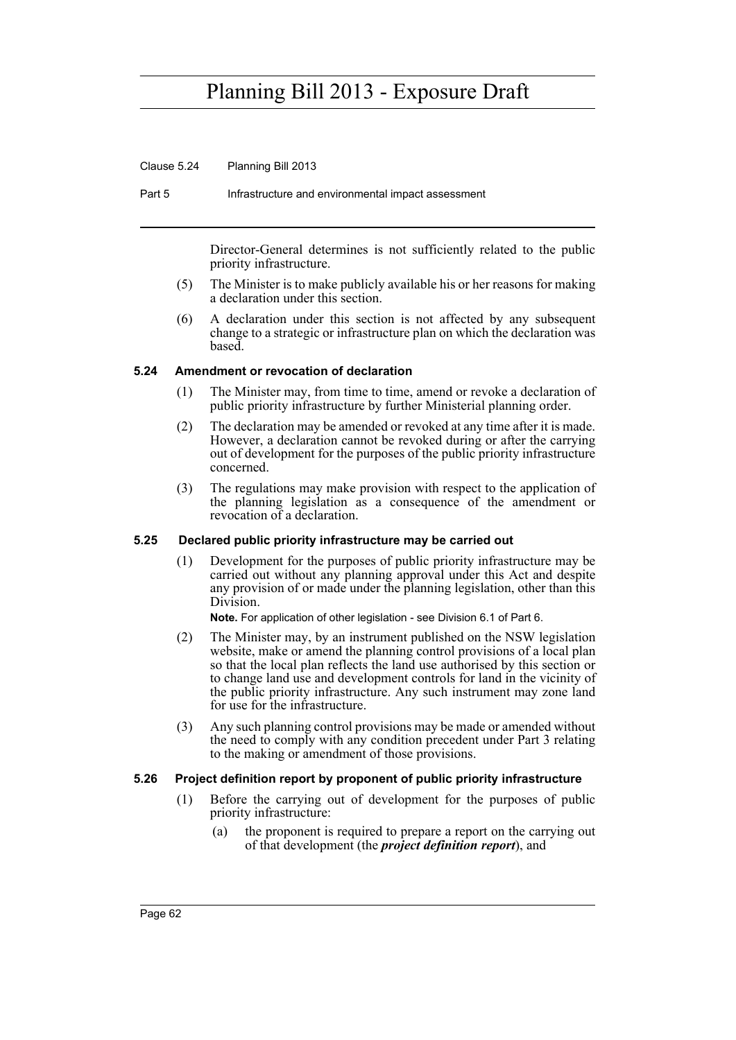Director-General determines is not sufficiently related to the public priority infrastructure.

(5) The Minister is to make publicly available his or her reasons for making a declaration under this section.

(6) A declaration under this section is not affected by any subsequent change to a strategic or infrastructure plan on which the declaration was based.

### 5.24 Amendment or revocation of declaration

(1) The Minister may, from time to time, amend or revoke a declaration of public priority infrastructure by further Ministerial planning order.

(2) The declaration may be amended or revoked at any time after it is made. However, a declaration cannot be revoked during or after the carrying out of development for the purposes of the public priority infrastructure concerned.

(3) The regulations may make provision with respect to the application of the planning legislation as a consequence of the amendment or revocation of a declaration.

### 5.25 Declared public priority infrastructure may be carried out

(1) Development for the purposes of public priority infrastructure may be carried out without any planning approval under this Act and despite any provision of or made under the planning legislation, other than this Division.

**Note.** For application of other legislation - see Division 6.1 of Part 6.

(2) The Minister may, by an instrument published on the NSW legislation website, make or amend the planning control provisions of a local plan so that the local plan reflects the land use authorised by this section or to change land use and development controls for land in the vicinity of the public priority infrastructure. Any such instrument may zone land for use for the infrastructure.

(3) Any such planning control provisions may be made or amended without the need to comply with any condition precedent under Part 3 relating to the making or amendment of those provisions.

### 5.26 Project definition report by proponent of public priority infrastructure

(1) Before the carrying out of development for the purposes of public priority infrastructure:

(a) the proponent is required to prepare a report on the carrying out of that development (the ***project definition report***), and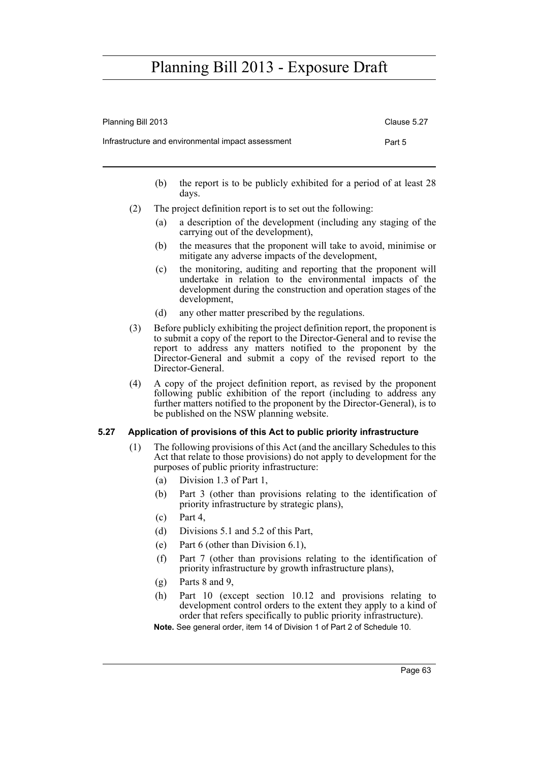(b) the report is to be publicly exhibited for a period of at least 28 days.

(2) The project definition report is to set out the following:

(a) a description of the development (including any staging of the carrying out of the development),

(b) the measures that the proponent will take to avoid, minimise or mitigate any adverse impacts of the development,

(c) the monitoring, auditing and reporting that the proponent will undertake in relation to the environmental impacts of the development during the construction and operation stages of the development,

(d) any other matter prescribed by the regulations.

(3) Before publicly exhibiting the project definition report, the proponent is to submit a copy of the report to the Director-General and to revise the report to address any matters notified to the proponent by the Director-General and submit a copy of the revised report to the Director-General.

(4) A copy of the project definition report, as revised by the proponent following public exhibition of the report (including to address any further matters notified to the proponent by the Director-General), is to be published on the NSW planning website.

### 5.27 Application of provisions of this Act to public priority infrastructure

(1) The following provisions of this Act (and the ancillary Schedules to this Act that relate to those provisions) do not apply to development for the purposes of public priority infrastructure:

(a) Division 1.3 of Part 1,

(b) Part 3 (other than provisions relating to the identification of priority infrastructure by strategic plans),

(c) Part 4,

(d) Divisions 5.1 and 5.2 of this Part,

(e) Part 6 (other than Division 6.1),

(f) Part 7 (other than provisions relating to the identification of priority infrastructure by growth infrastructure plans),

(g) Parts 8 and 9,

(h) Part 10 (except section 10.12 and provisions relating to development control orders to the extent they apply to a kind of order that refers specifically to public priority infrastructure).

**Note.** See general order, item 14 of Division 1 of Part 2 of Schedule 10.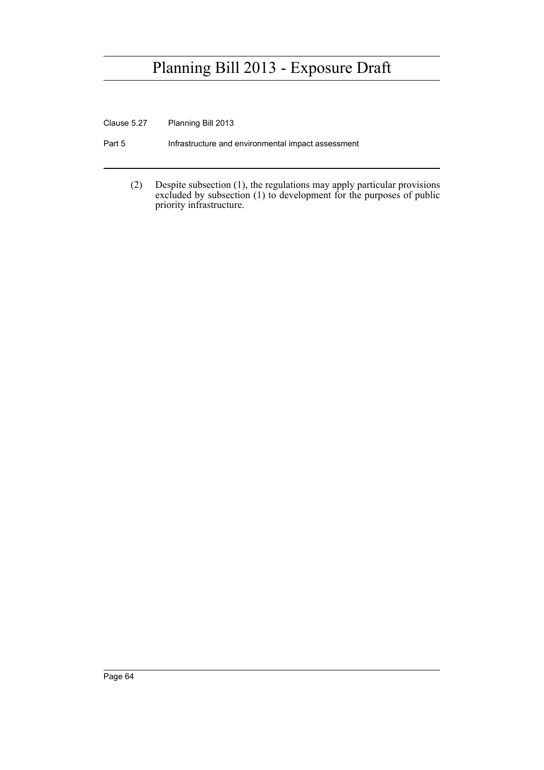(2) Despite subsection (1), the regulations may apply particular provisions excluded by subsection (1) to development for the purposes of public priority infrastructure.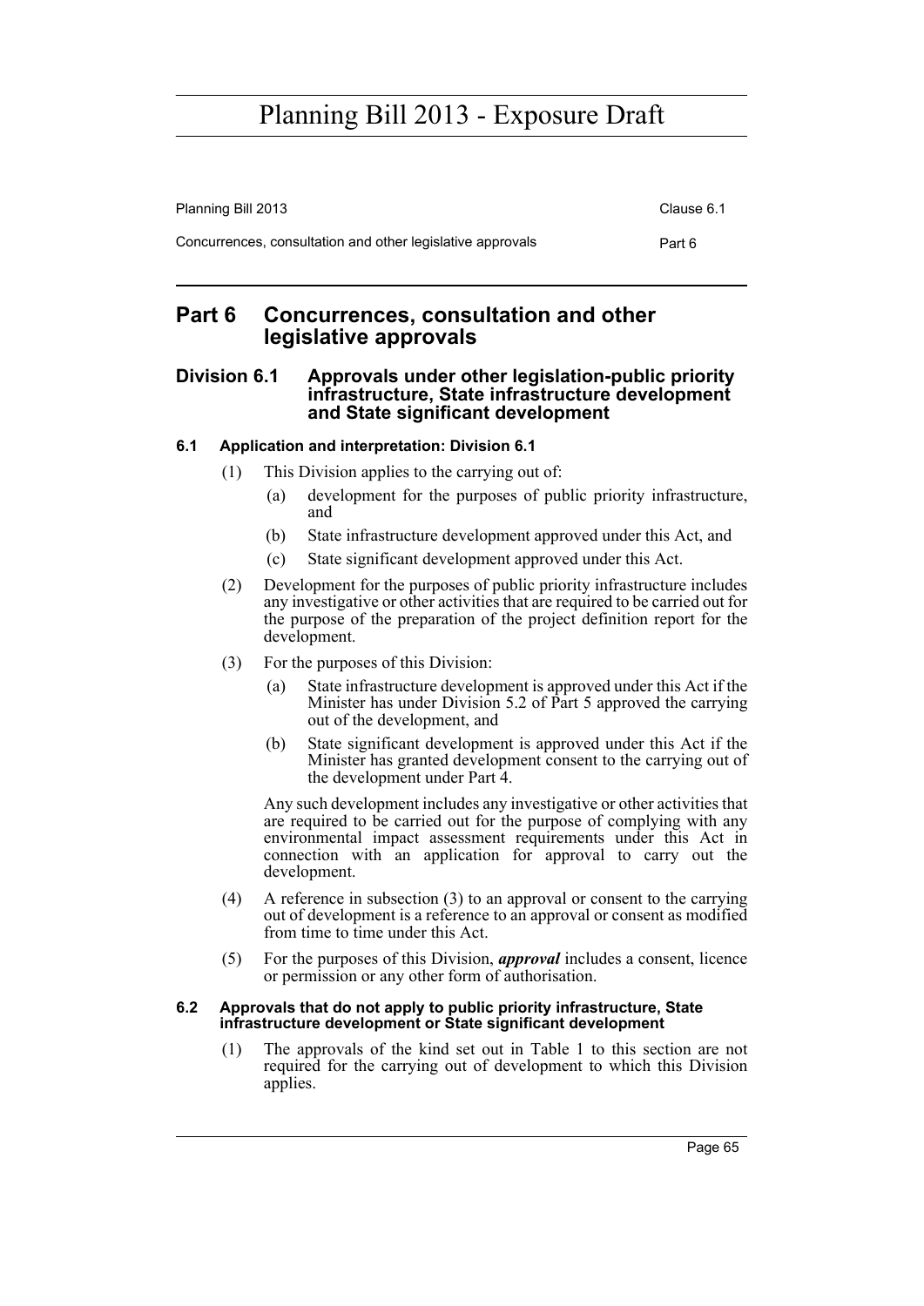## Part 6 Concurrences, consultation and other legislative approvals

### Division 6.1 Approvals under other legislation-public priority infrastructure, State infrastructure development and State significant development

#### 6.1 Application and interpretation: Division 6.1

(1) This Division applies to the carrying out of:

(a) development for the purposes of public priority infrastructure, and

(b) State infrastructure development approved under this Act, and

(c) State significant development approved under this Act.

(2) Development for the purposes of public priority infrastructure includes any investigative or other activities that are required to be carried out for the purpose of the preparation of the project definition report for the development.

(3) For the purposes of this Division:

(a) State infrastructure development is approved under this Act if the Minister has under Division 5.2 of Part 5 approved the carrying out of the development, and

(b) State significant development is approved under this Act if the Minister has granted development consent to the carrying out of the development under Part 4.

Any such development includes any investigative or other activities that are required to be carried out for the purpose of complying with any environmental impact assessment requirements under this Act in connection with an application for approval to carry out the development.

(4) A reference in subsection (3) to an approval or consent to the carrying out of development is a reference to an approval or consent as modified from time to time under this Act.

(5) For the purposes of this Division, ***approval*** includes a consent, licence or permission or any other form of authorisation.

#### 6.2 Approvals that do not apply to public priority infrastructure, State infrastructure development or State significant development

(1) The approvals of the kind set out in Table 1 to this section are not required for the carrying out of development to which this Division applies.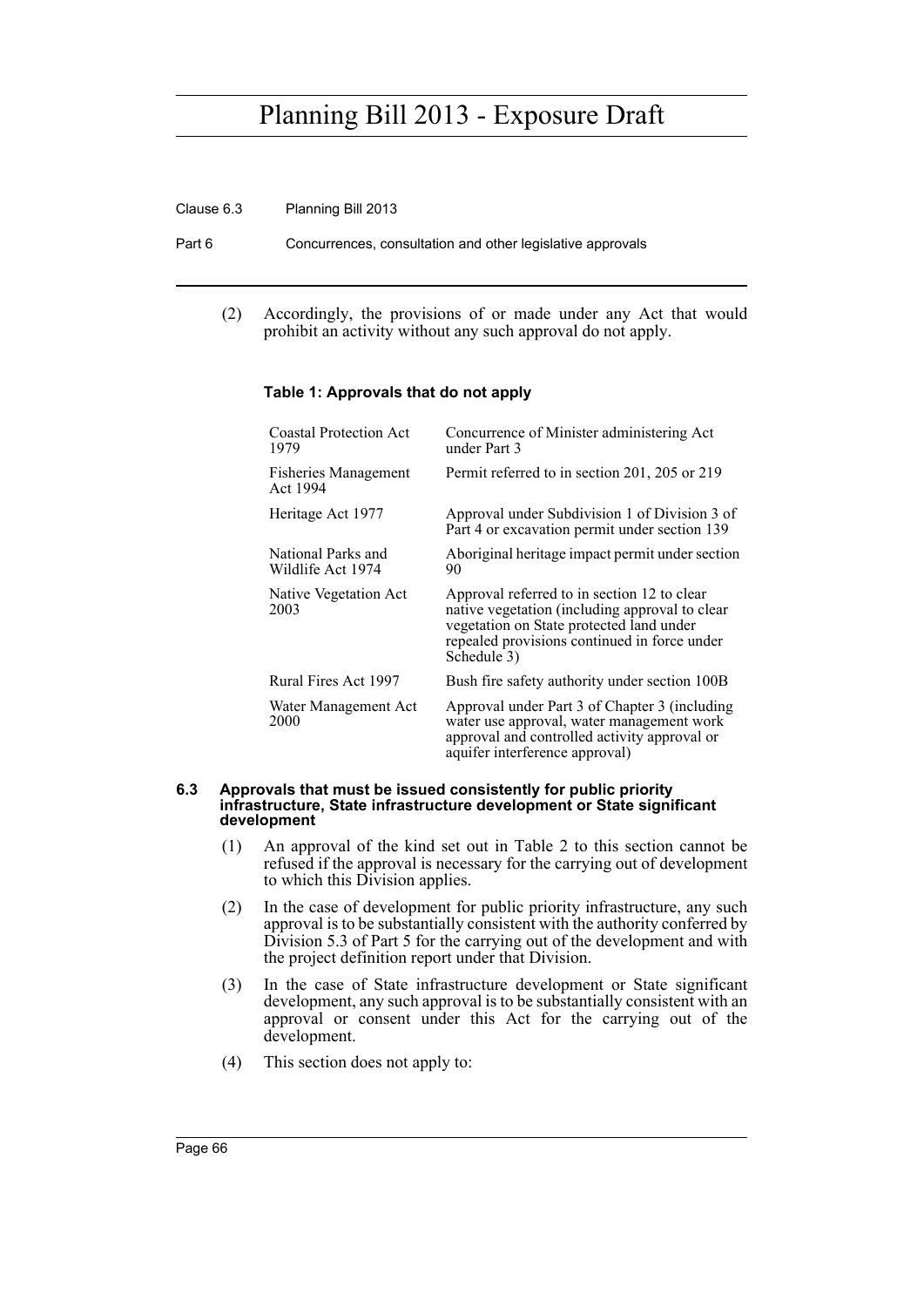(2) Accordingly, the provisions of or made under any Act that would prohibit an activity without any such approval do not apply.

**Table 1: Approvals that do not apply**

| | |
|---|---|
| Coastal Protection Act 1979 | Concurrence of Minister administering Act under Part 3 |
| Fisheries Management Act 1994 | Permit referred to in section 201, 205 or 219 |
| Heritage Act 1977 | Approval under Subdivision 1 of Division 3 of Part 4 or excavation permit under section 139 |
| National Parks and Wildlife Act 1974 | Aboriginal heritage impact permit under section 90 |
| Native Vegetation Act 2003 | Approval referred to in section 12 to clear native vegetation (including approval to clear vegetation on State protected land under repealed provisions continued in force under Schedule 3) |
| Rural Fires Act 1997 | Bush fire safety authority under section 100B |
| Water Management Act 2000 | Approval under Part 3 of Chapter 3 (including water use approval, water management work approval and controlled activity approval or aquifer interference approval) |

### 6.3 Approvals that must be issued consistently for public priority infrastructure, State infrastructure development or State significant development

(1) An approval of the kind set out in Table 2 to this section cannot be refused if the approval is necessary for the carrying out of development to which this Division applies.

(2) In the case of development for public priority infrastructure, any such approval is to be substantially consistent with the authority conferred by Division 5.3 of Part 5 for the carrying out of the development and with the project definition report under that Division.

(3) In the case of State infrastructure development or State significant development, any such approval is to be substantially consistent with an approval or consent under this Act for the carrying out of the development.

(4) This section does not apply to: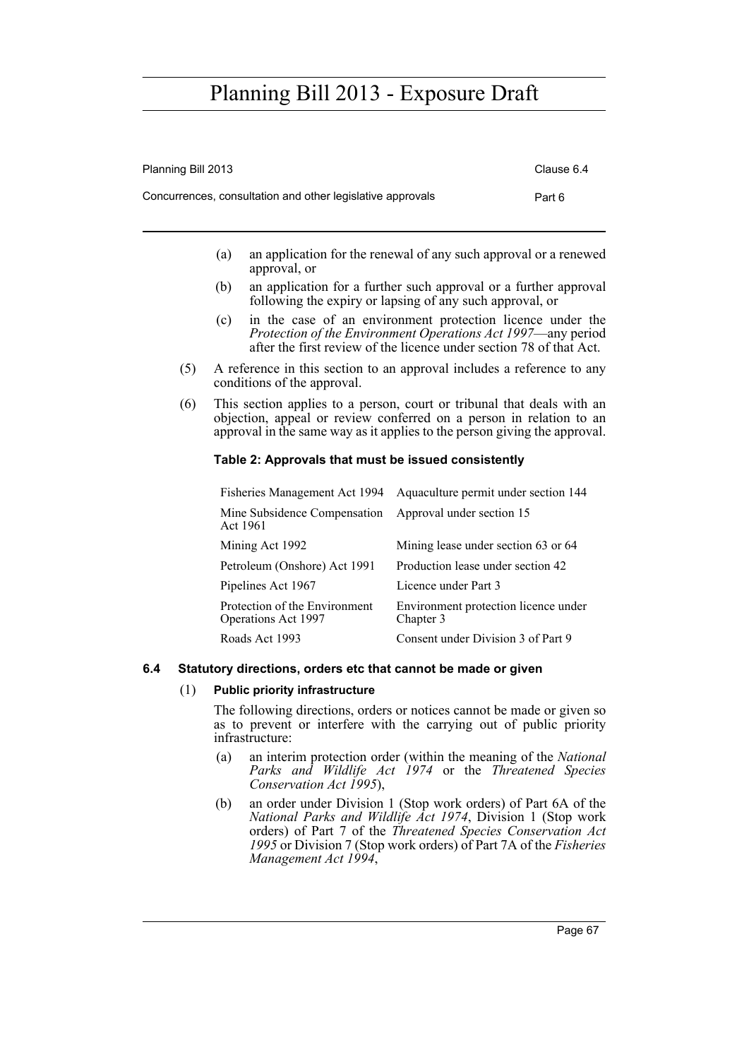(a) an application for the renewal of any such approval or a renewed approval, or

(b) an application for a further such approval or a further approval following the expiry or lapsing of any such approval, or

(c) in the case of an environment protection licence under the *Protection of the Environment Operations Act 1997*—any period after the first review of the licence under section 78 of that Act.

(5) A reference in this section to an approval includes a reference to any conditions of the approval.

(6) This section applies to a person, court or tribunal that deals with an objection, appeal or review conferred on a person in relation to an approval in the same way as it applies to the person giving the approval.

**Table 2: Approvals that must be issued consistently**

| | |
|---|---|
| Fisheries Management Act 1994 | Aquaculture permit under section 144 |
| Mine Subsidence Compensation Act 1961 | Approval under section 15 |
| Mining Act 1992 | Mining lease under section 63 or 64 |
| Petroleum (Onshore) Act 1991 | Production lease under section 42 |
| Pipelines Act 1967 | Licence under Part 3 |
| Protection of the Environment Operations Act 1997 | Environment protection licence under Chapter 3 |
| Roads Act 1993 | Consent under Division 3 of Part 9 |

### 6.4 Statutory directions, orders etc that cannot be made or given

(1) **Public priority infrastructure**

The following directions, orders or notices cannot be made or given so as to prevent or interfere with the carrying out of public priority infrastructure:

(a) an interim protection order (within the meaning of the *National Parks and Wildlife Act 1974* or the *Threatened Species Conservation Act 1995*),

(b) an order under Division 1 (Stop work orders) of Part 6A of the *National Parks and Wildlife Act 1974*, Division 1 (Stop work orders) of Part 7 of the *Threatened Species Conservation Act 1995* or Division 7 (Stop work orders) of Part 7A of the *Fisheries Management Act 1994*,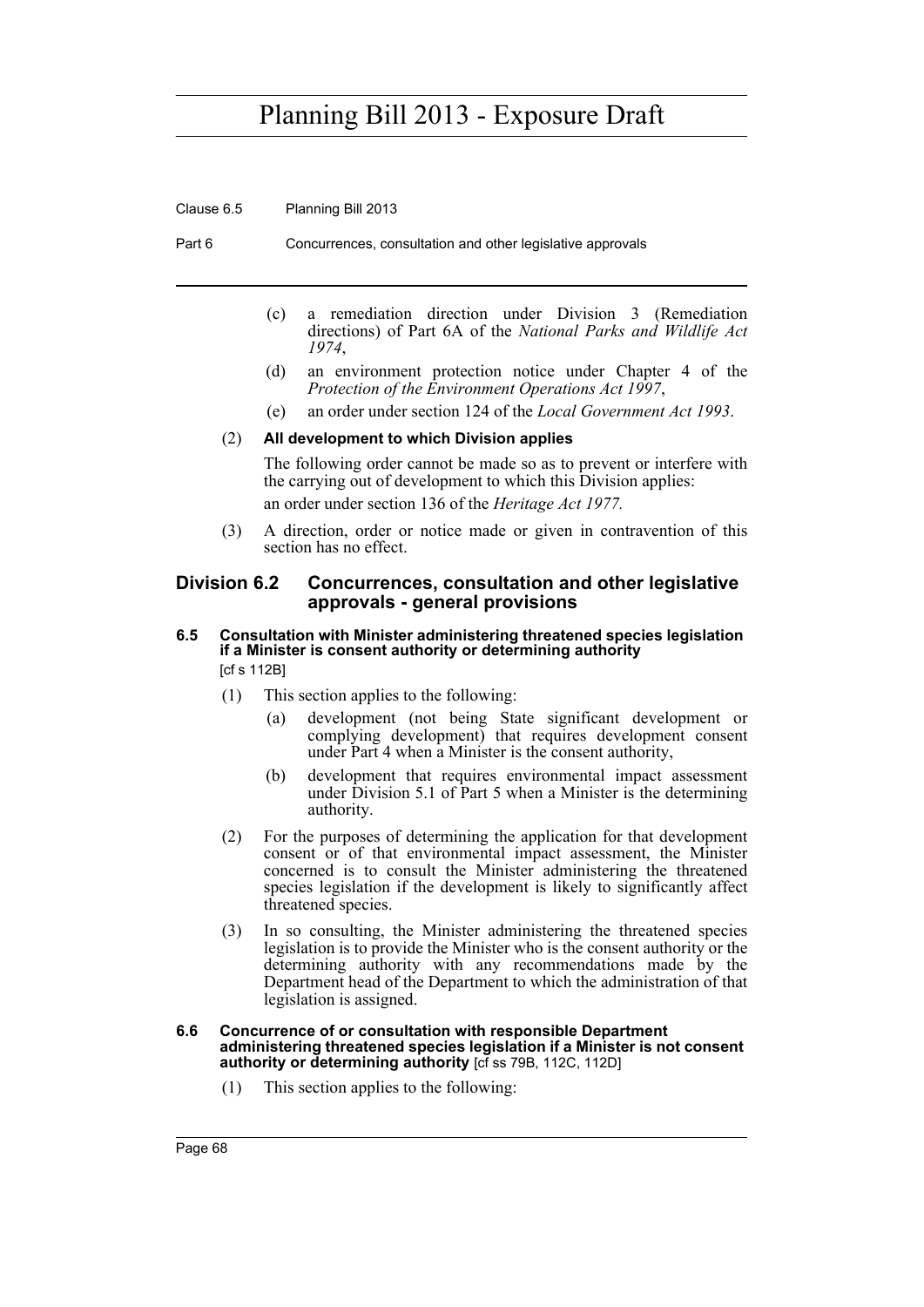(c) a remediation direction under Division 3 (Remediation directions) of Part 6A of the *National Parks and Wildlife Act 1974*,

(d) an environment protection notice under Chapter 4 of the *Protection of the Environment Operations Act 1997*,

(e) an order under section 124 of the *Local Government Act 1993*.

(2) **All development to which Division applies**

The following order cannot be made so as to prevent or interfere with the carrying out of development to which this Division applies:

an order under section 136 of the *Heritage Act 1977.*

(3) A direction, order or notice made or given in contravention of this section has no effect.

## Division 6.2 Concurrences, consultation and other legislative approvals - general provisions

### 6.5 Consultation with Minister administering threatened species legislation if a Minister is consent authority or determining authority

[cf s 112B]

(1) This section applies to the following:

(a) development (not being State significant development or complying development) that requires development consent under Part 4 when a Minister is the consent authority,

(b) development that requires environmental impact assessment under Division 5.1 of Part 5 when a Minister is the determining authority.

(2) For the purposes of determining the application for that development consent or of that environmental impact assessment, the Minister concerned is to consult the Minister administering the threatened species legislation if the development is likely to significantly affect threatened species.

(3) In so consulting, the Minister administering the threatened species legislation is to provide the Minister who is the consent authority or the determining authority with any recommendations made by the Department head of the Department to which the administration of that legislation is assigned.

### 6.6 Concurrence of or consultation with responsible Department administering threatened species legislation if a Minister is not consent authority or determining authority [cf ss 79B, 112C, 112D]

(1) This section applies to the following: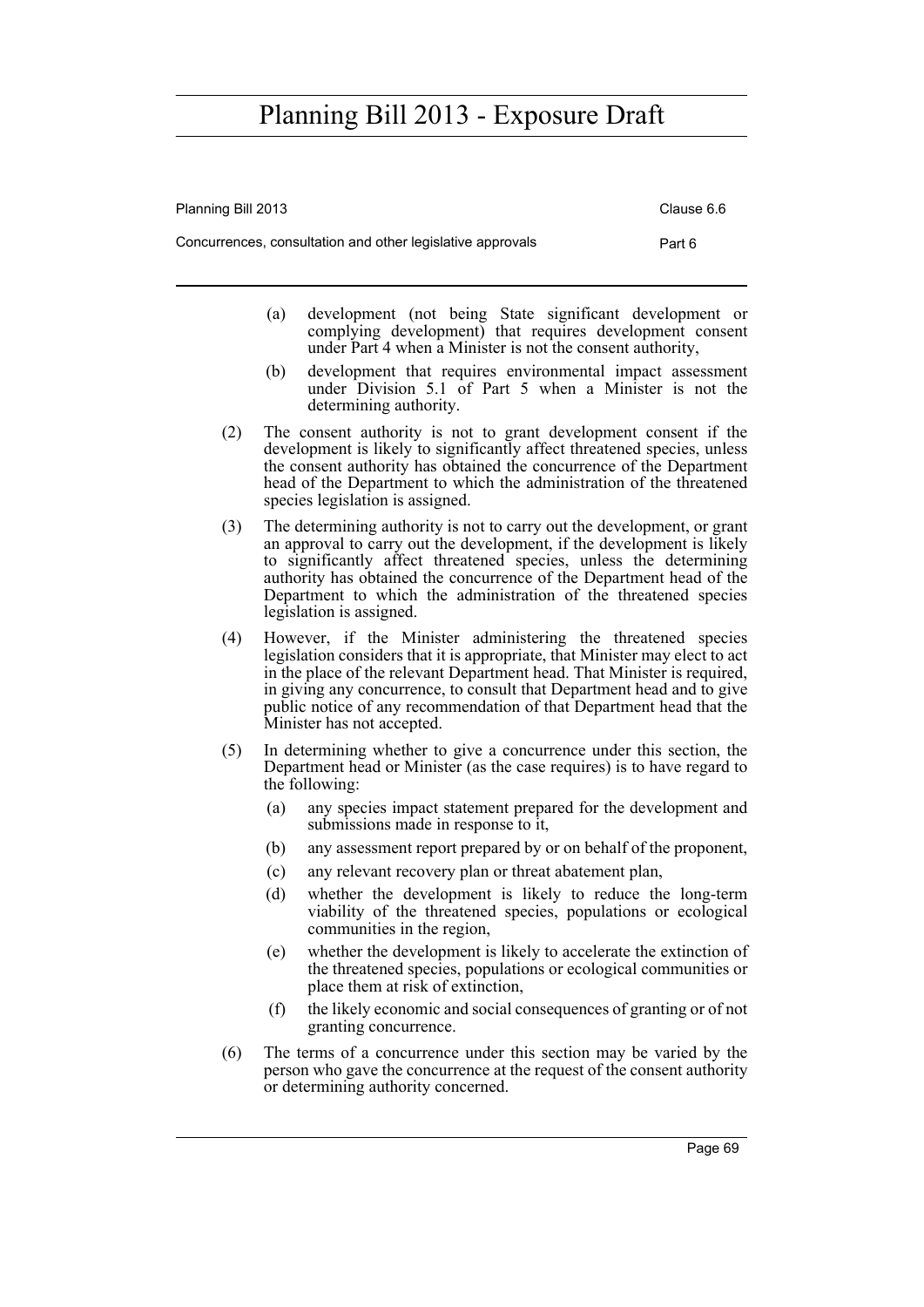(a) development (not being State significant development or complying development) that requires development consent under Part 4 when a Minister is not the consent authority,

(b) development that requires environmental impact assessment under Division 5.1 of Part 5 when a Minister is not the determining authority.

(2) The consent authority is not to grant development consent if the development is likely to significantly affect threatened species, unless the consent authority has obtained the concurrence of the Department head of the Department to which the administration of the threatened species legislation is assigned.

(3) The determining authority is not to carry out the development, or grant an approval to carry out the development, if the development is likely to significantly affect threatened species, unless the determining authority has obtained the concurrence of the Department head of the Department to which the administration of the threatened species legislation is assigned.

(4) However, if the Minister administering the threatened species legislation considers that it is appropriate, that Minister may elect to act in the place of the relevant Department head. That Minister is required, in giving any concurrence, to consult that Department head and to give public notice of any recommendation of that Department head that the Minister has not accepted.

(5) In determining whether to give a concurrence under this section, the Department head or Minister (as the case requires) is to have regard to the following:

(a) any species impact statement prepared for the development and submissions made in response to it,

(b) any assessment report prepared by or on behalf of the proponent,

(c) any relevant recovery plan or threat abatement plan,

(d) whether the development is likely to reduce the long-term viability of the threatened species, populations or ecological communities in the region,

(e) whether the development is likely to accelerate the extinction of the threatened species, populations or ecological communities or place them at risk of extinction,

(f) the likely economic and social consequences of granting or of not granting concurrence.

(6) The terms of a concurrence under this section may be varied by the person who gave the concurrence at the request of the consent authority or determining authority concerned.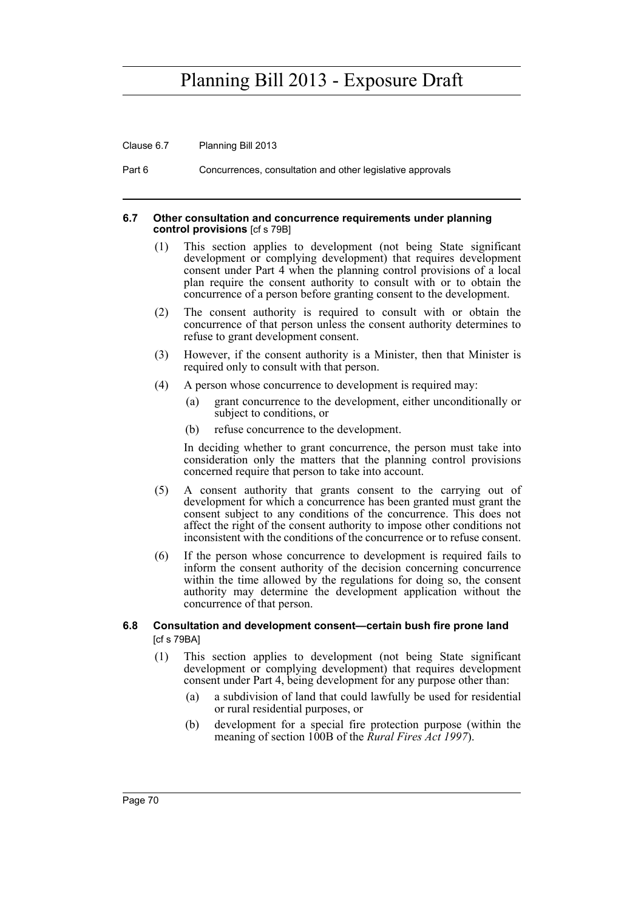#### 6.7 Other consultation and concurrence requirements under planning control provisions [cf s 79B]

(1) This section applies to development (not being State significant development or complying development) that requires development consent under Part 4 when the planning control provisions of a local plan require the consent authority to consult with or to obtain the concurrence of a person before granting consent to the development.

(2) The consent authority is required to consult with or obtain the concurrence of that person unless the consent authority determines to refuse to grant development consent.

(3) However, if the consent authority is a Minister, then that Minister is required only to consult with that person.

(4) A person whose concurrence to development is required may:

- (a) grant concurrence to the development, either unconditionally or subject to conditions, or
- (b) refuse concurrence to the development.

In deciding whether to grant concurrence, the person must take into consideration only the matters that the planning control provisions concerned require that person to take into account.

(5) A consent authority that grants consent to the carrying out of development for which a concurrence has been granted must grant the consent subject to any conditions of the concurrence. This does not affect the right of the consent authority to impose other conditions not inconsistent with the conditions of the concurrence or to refuse consent.

(6) If the person whose concurrence to development is required fails to inform the consent authority of the decision concerning concurrence within the time allowed by the regulations for doing so, the consent authority may determine the development application without the concurrence of that person.

#### 6.8 Consultation and development consent—certain bush fire prone land [cf s 79BA]

(1) This section applies to development (not being State significant development or complying development) that requires development consent under Part 4, being development for any purpose other than:

- (a) a subdivision of land that could lawfully be used for residential or rural residential purposes, or
- (b) development for a special fire protection purpose (within the meaning of section 100B of the *Rural Fires Act 1997*).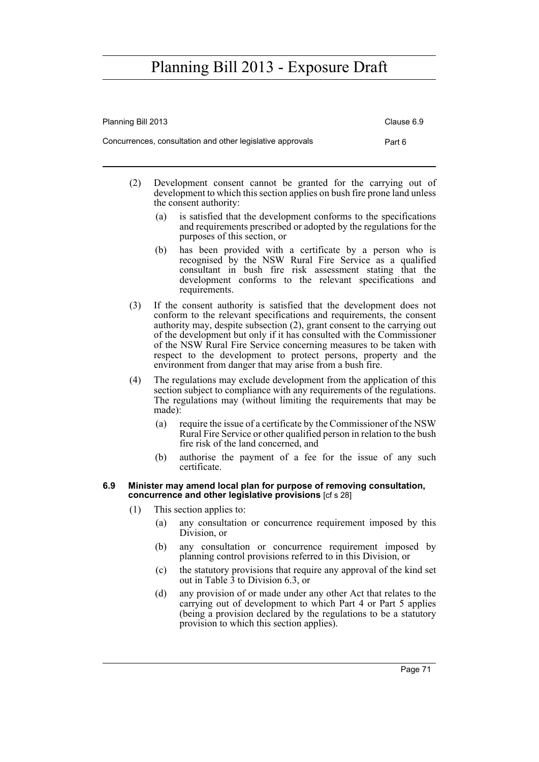(2) Development consent cannot be granted for the carrying out of development to which this section applies on bush fire prone land unless the consent authority:

   (a) is satisfied that the development conforms to the specifications and requirements prescribed or adopted by the regulations for the purposes of this section, or

   (b) has been provided with a certificate by a person who is recognised by the NSW Rural Fire Service as a qualified consultant in bush fire risk assessment stating that the development conforms to the relevant specifications and requirements.

(3) If the consent authority is satisfied that the development does not conform to the relevant specifications and requirements, the consent authority may, despite subsection (2), grant consent to the carrying out of the development but only if it has consulted with the Commissioner of the NSW Rural Fire Service concerning measures to be taken with respect to the development to protect persons, property and the environment from danger that may arise from a bush fire.

(4) The regulations may exclude development from the application of this section subject to compliance with any requirements of the regulations. The regulations may (without limiting the requirements that may be made):

   (a) require the issue of a certificate by the Commissioner of the NSW Rural Fire Service or other qualified person in relation to the bush fire risk of the land concerned, and

   (b) authorise the payment of a fee for the issue of any such certificate.

#### 6.9 Minister may amend local plan for purpose of removing consultation, concurrence and other legislative provisions [cf s 28]

(1) This section applies to:

   (a) any consultation or concurrence requirement imposed by this Division, or

   (b) any consultation or concurrence requirement imposed by planning control provisions referred to in this Division, or

   (c) the statutory provisions that require any approval of the kind set out in Table 3 to Division 6.3, or

   (d) any provision of or made under any other Act that relates to the carrying out of development to which Part 4 or Part 5 applies (being a provision declared by the regulations to be a statutory provision to which this section applies).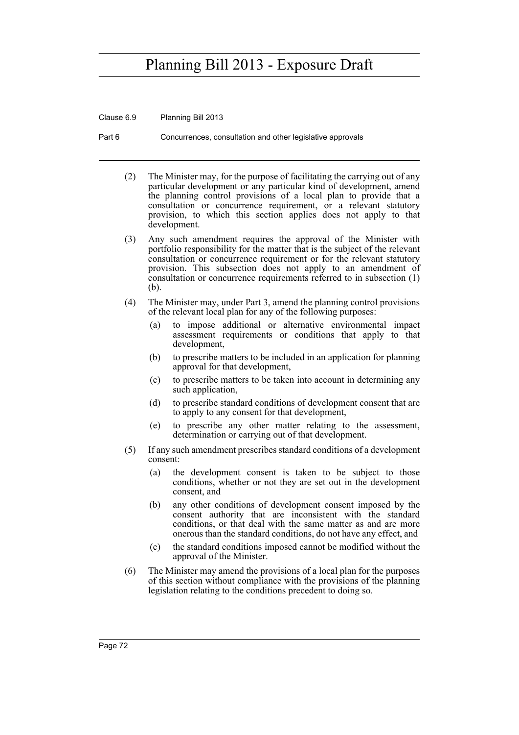(2) The Minister may, for the purpose of facilitating the carrying out of any particular development or any particular kind of development, amend the planning control provisions of a local plan to provide that a consultation or concurrence requirement, or a relevant statutory provision, to which this section applies does not apply to that development.

(3) Any such amendment requires the approval of the Minister with portfolio responsibility for the matter that is the subject of the relevant consultation or concurrence requirement or for the relevant statutory provision. This subsection does not apply to an amendment of consultation or concurrence requirements referred to in subsection (1) (b).

(4) The Minister may, under Part 3, amend the planning control provisions of the relevant local plan for any of the following purposes:

  (a) to impose additional or alternative environmental impact assessment requirements or conditions that apply to that development,

  (b) to prescribe matters to be included in an application for planning approval for that development,

  (c) to prescribe matters to be taken into account in determining any such application,

  (d) to prescribe standard conditions of development consent that are to apply to any consent for that development,

  (e) to prescribe any other matter relating to the assessment, determination or carrying out of that development.

(5) If any such amendment prescribes standard conditions of a development consent:

  (a) the development consent is taken to be subject to those conditions, whether or not they are set out in the development consent, and

  (b) any other conditions of development consent imposed by the consent authority that are inconsistent with the standard conditions, or that deal with the same matter as and are more onerous than the standard conditions, do not have any effect, and

  (c) the standard conditions imposed cannot be modified without the approval of the Minister.

(6) The Minister may amend the provisions of a local plan for the purposes of this section without compliance with the provisions of the planning legislation relating to the conditions precedent to doing so.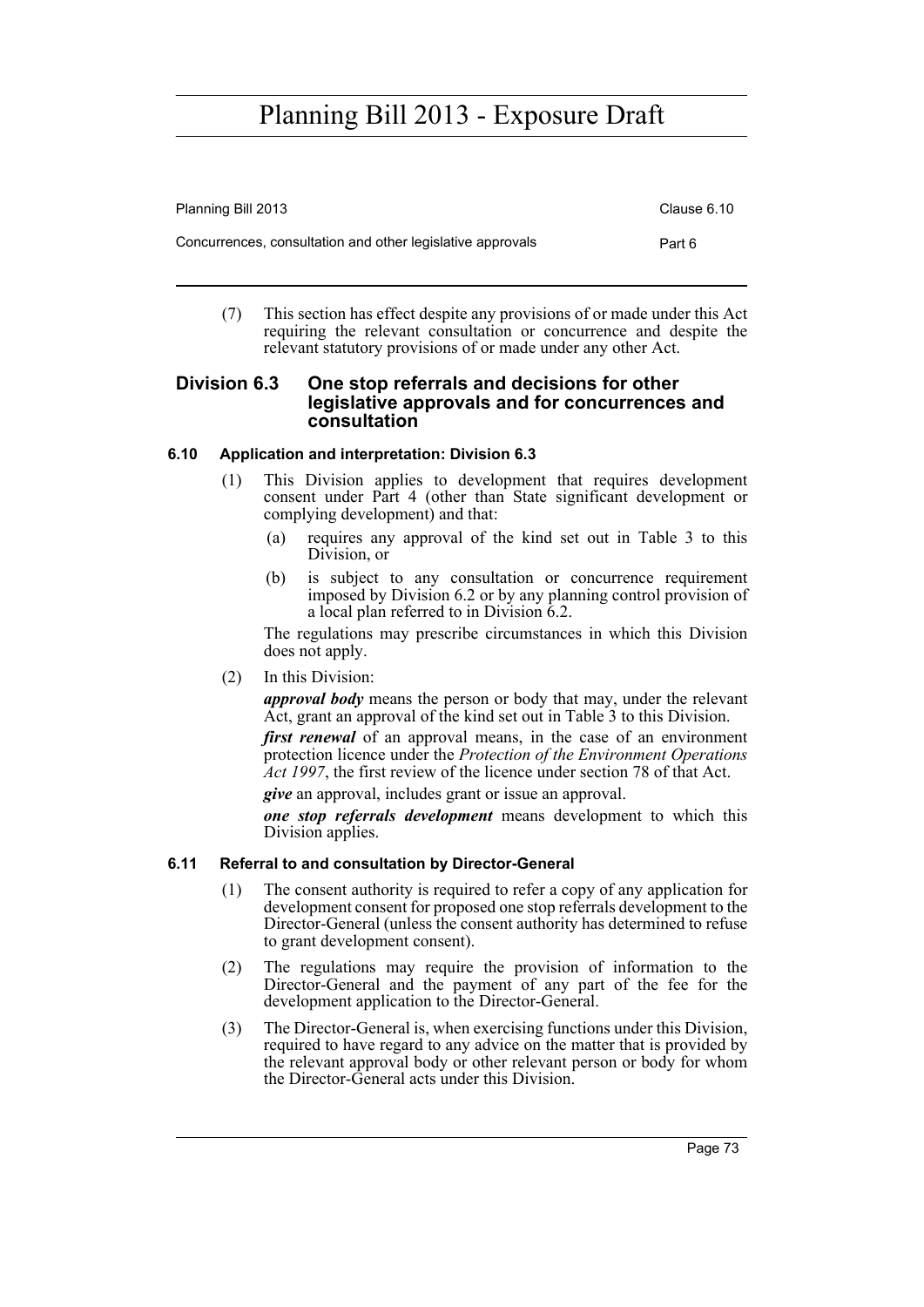(7) This section has effect despite any provisions of or made under this Act requiring the relevant consultation or concurrence and despite the relevant statutory provisions of or made under any other Act.

## Division 6.3 One stop referrals and decisions for other legislative approvals and for concurrences and consultation

### 6.10 Application and interpretation: Division 6.3

(1) This Division applies to development that requires development consent under Part 4 (other than State significant development or complying development) and that:

- (a) requires any approval of the kind set out in Table 3 to this Division, or
- (b) is subject to any consultation or concurrence requirement imposed by Division 6.2 or by any planning control provision of a local plan referred to in Division 6.2.

The regulations may prescribe circumstances in which this Division does not apply.

(2) In this Division:

***approval body*** means the person or body that may, under the relevant Act, grant an approval of the kind set out in Table 3 to this Division.

***first renewal*** of an approval means, in the case of an environment protection licence under the *Protection of the Environment Operations Act 1997*, the first review of the licence under section 78 of that Act.

***give*** an approval, includes grant or issue an approval.

***one stop referrals development*** means development to which this Division applies.

### 6.11 Referral to and consultation by Director-General

(1) The consent authority is required to refer a copy of any application for development consent for proposed one stop referrals development to the Director-General (unless the consent authority has determined to refuse to grant development consent).

(2) The regulations may require the provision of information to the Director-General and the payment of any part of the fee for the development application to the Director-General.

(3) The Director-General is, when exercising functions under this Division, required to have regard to any advice on the matter that is provided by the relevant approval body or other relevant person or body for whom the Director-General acts under this Division.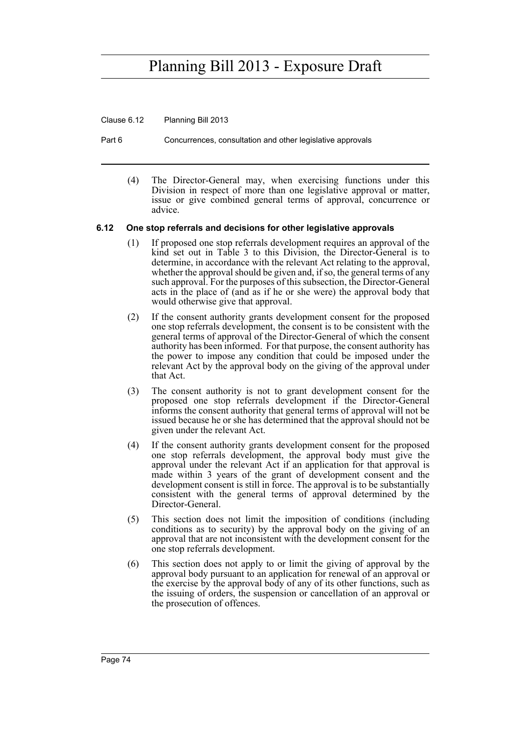(4) The Director-General may, when exercising functions under this Division in respect of more than one legislative approval or matter, issue or give combined general terms of approval, concurrence or advice.

### 6.12 One stop referrals and decisions for other legislative approvals

(1) If proposed one stop referrals development requires an approval of the kind set out in Table 3 to this Division, the Director-General is to determine, in accordance with the relevant Act relating to the approval, whether the approval should be given and, if so, the general terms of any such approval. For the purposes of this subsection, the Director-General acts in the place of (and as if he or she were) the approval body that would otherwise give that approval.

(2) If the consent authority grants development consent for the proposed one stop referrals development, the consent is to be consistent with the general terms of approval of the Director-General of which the consent authority has been informed. For that purpose, the consent authority has the power to impose any condition that could be imposed under the relevant Act by the approval body on the giving of the approval under that Act.

(3) The consent authority is not to grant development consent for the proposed one stop referrals development if the Director-General informs the consent authority that general terms of approval will not be issued because he or she has determined that the approval should not be given under the relevant Act.

(4) If the consent authority grants development consent for the proposed one stop referrals development, the approval body must give the approval under the relevant Act if an application for that approval is made within 3 years of the grant of development consent and the development consent is still in force. The approval is to be substantially consistent with the general terms of approval determined by the Director-General.

(5) This section does not limit the imposition of conditions (including conditions as to security) by the approval body on the giving of an approval that are not inconsistent with the development consent for the one stop referrals development.

(6) This section does not apply to or limit the giving of approval by the approval body pursuant to an application for renewal of an approval or the exercise by the approval body of any of its other functions, such as the issuing of orders, the suspension or cancellation of an approval or the prosecution of offences.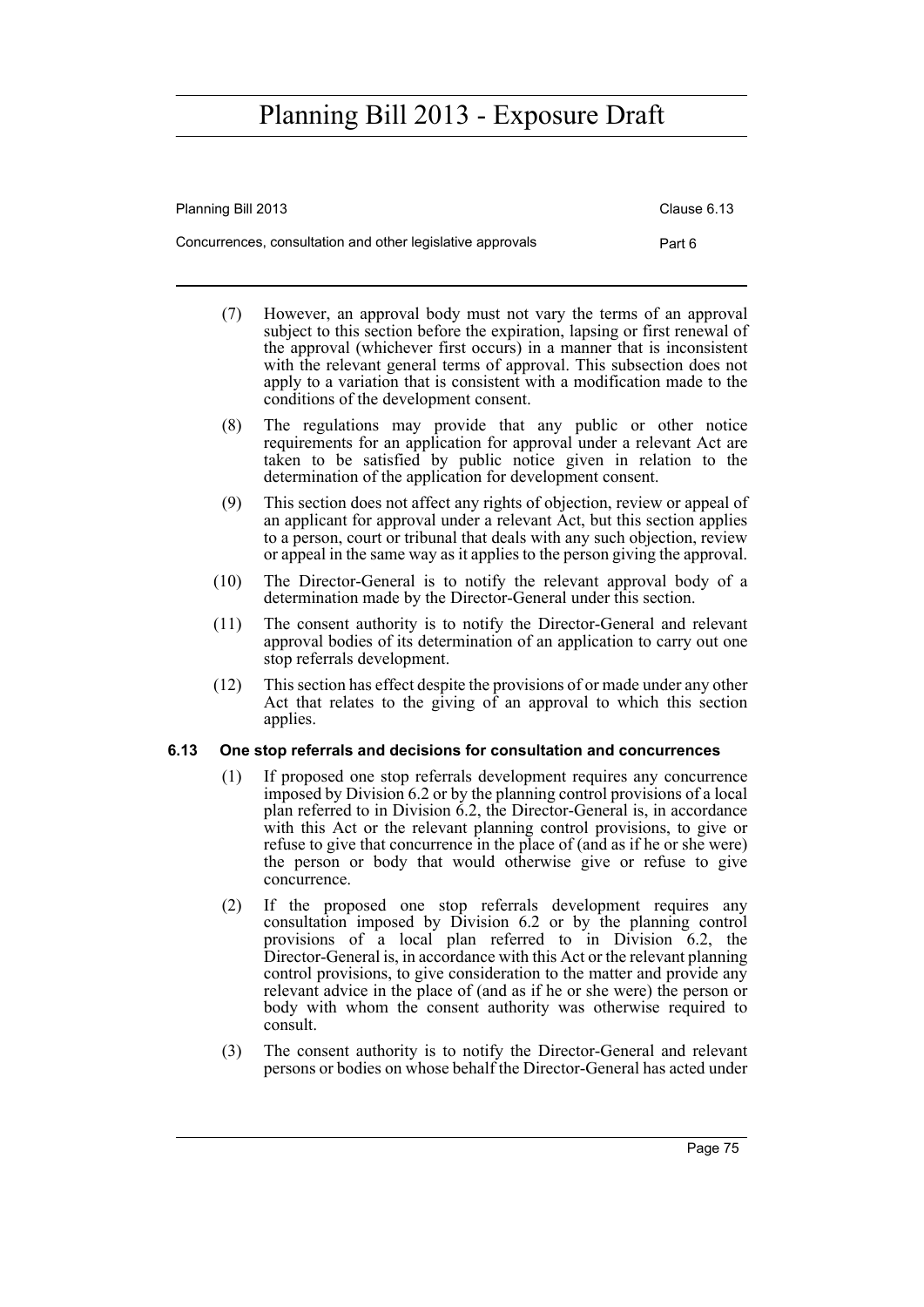(7) However, an approval body must not vary the terms of an approval subject to this section before the expiration, lapsing or first renewal of the approval (whichever first occurs) in a manner that is inconsistent with the relevant general terms of approval. This subsection does not apply to a variation that is consistent with a modification made to the conditions of the development consent.

(8) The regulations may provide that any public or other notice requirements for an application for approval under a relevant Act are taken to be satisfied by public notice given in relation to the determination of the application for development consent.

(9) This section does not affect any rights of objection, review or appeal of an applicant for approval under a relevant Act, but this section applies to a person, court or tribunal that deals with any such objection, review or appeal in the same way as it applies to the person giving the approval.

(10) The Director-General is to notify the relevant approval body of a determination made by the Director-General under this section.

(11) The consent authority is to notify the Director-General and relevant approval bodies of its determination of an application to carry out one stop referrals development.

(12) This section has effect despite the provisions of or made under any other Act that relates to the giving of an approval to which this section applies.

### 6.13 One stop referrals and decisions for consultation and concurrences

(1) If proposed one stop referrals development requires any concurrence imposed by Division 6.2 or by the planning control provisions of a local plan referred to in Division 6.2, the Director-General is, in accordance with this Act or the relevant planning control provisions, to give or refuse to give that concurrence in the place of (and as if he or she were) the person or body that would otherwise give or refuse to give concurrence.

(2) If the proposed one stop referrals development requires any consultation imposed by Division 6.2 or by the planning control provisions of a local plan referred to in Division 6.2, the Director-General is, in accordance with this Act or the relevant planning control provisions, to give consideration to the matter and provide any relevant advice in the place of (and as if he or she were) the person or body with whom the consent authority was otherwise required to consult.

(3) The consent authority is to notify the Director-General and relevant persons or bodies on whose behalf the Director-General has acted under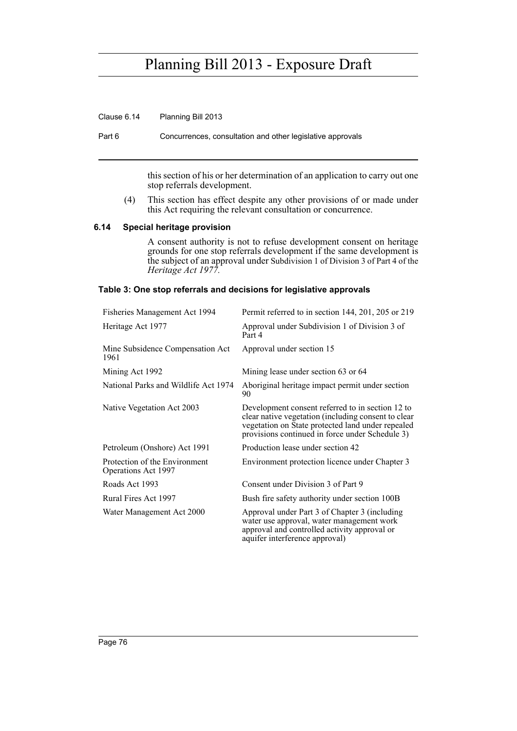this section of his or her determination of an application to carry out one stop referrals development.

(4) This section has effect despite any other provisions of or made under this Act requiring the relevant consultation or concurrence.

### 6.14 Special heritage provision

A consent authority is not to refuse development consent on heritage grounds for one stop referrals development if the same development is the subject of an approval under Subdivision 1 of Division 3 of Part 4 of the *Heritage Act 1977*.

#### Table 3: One stop referrals and decisions for legislative approvals

| | |
|---|---|
| Fisheries Management Act 1994 | Permit referred to in section 144, 201, 205 or 219 |
| Heritage Act 1977 | Approval under Subdivision 1 of Division 3 of Part 4 |
| Mine Subsidence Compensation Act 1961 | Approval under section 15 |
| Mining Act 1992 | Mining lease under section 63 or 64 |
| National Parks and Wildlife Act 1974 | Aboriginal heritage impact permit under section 90 |
| Native Vegetation Act 2003 | Development consent referred to in section 12 to clear native vegetation (including consent to clear vegetation on State protected land under repealed provisions continued in force under Schedule 3) |
| Petroleum (Onshore) Act 1991 | Production lease under section 42 |
| Protection of the Environment Operations Act 1997 | Environment protection licence under Chapter 3 |
| Roads Act 1993 | Consent under Division 3 of Part 9 |
| Rural Fires Act 1997 | Bush fire safety authority under section 100B |
| Water Management Act 2000 | Approval under Part 3 of Chapter 3 (including water use approval, water management work approval and controlled activity approval or aquifer interference approval) |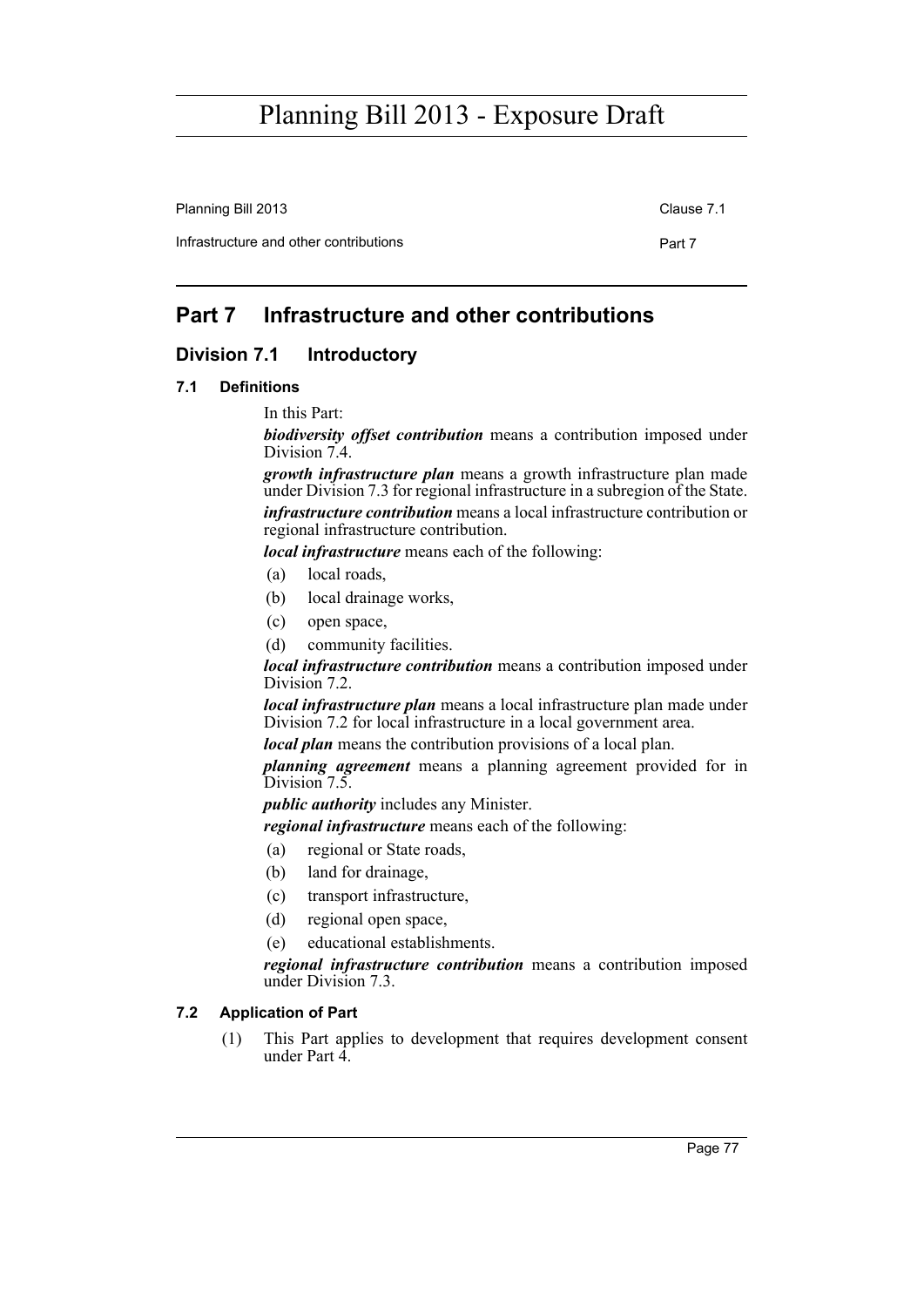# Part 7 Infrastructure and other contributions

## Division 7.1 Introductory

### 7.1 Definitions

In this Part:

***biodiversity offset contribution*** means a contribution imposed under Division 7.4.

***growth infrastructure plan*** means a growth infrastructure plan made under Division 7.3 for regional infrastructure in a subregion of the State.

***infrastructure contribution*** means a local infrastructure contribution or regional infrastructure contribution.

***local infrastructure*** means each of the following:

- (a) local roads,
- (b) local drainage works,
- (c) open space,
- (d) community facilities.

***local infrastructure contribution*** means a contribution imposed under Division 7.2.

***local infrastructure plan*** means a local infrastructure plan made under Division 7.2 for local infrastructure in a local government area.

***local plan*** means the contribution provisions of a local plan.

***planning agreement*** means a planning agreement provided for in Division 7.5.

***public authority*** includes any Minister.

***regional infrastructure*** means each of the following:

- (a) regional or State roads,
- (b) land for drainage,
- (c) transport infrastructure,
- (d) regional open space,
- (e) educational establishments.

***regional infrastructure contribution*** means a contribution imposed under Division 7.3.

### 7.2 Application of Part

(1) This Part applies to development that requires development consent under Part 4.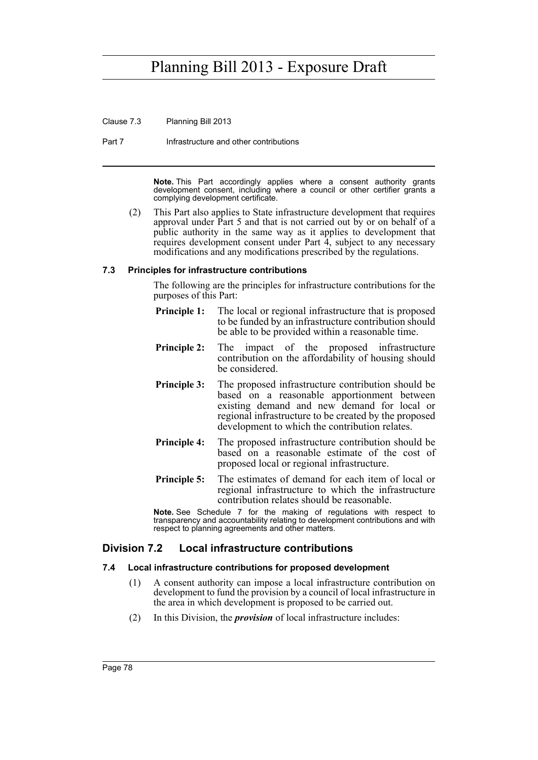**Note.** This Part accordingly applies where a consent authority grants development consent, including where a council or other certifier grants a complying development certificate.

(2) This Part also applies to State infrastructure development that requires approval under Part 5 and that is not carried out by or on behalf of a public authority in the same way as it applies to development that requires development consent under Part 4, subject to any necessary modifications and any modifications prescribed by the regulations.

### 7.3 Principles for infrastructure contributions

The following are the principles for infrastructure contributions for the purposes of this Part:

**Principle 1:** The local or regional infrastructure that is proposed to be funded by an infrastructure contribution should be able to be provided within a reasonable time.

**Principle 2:** The impact of the proposed infrastructure contribution on the affordability of housing should be considered.

**Principle 3:** The proposed infrastructure contribution should be based on a reasonable apportionment between existing demand and new demand for local or regional infrastructure to be created by the proposed development to which the contribution relates.

**Principle 4:** The proposed infrastructure contribution should be based on a reasonable estimate of the cost of proposed local or regional infrastructure.

**Principle 5:** The estimates of demand for each item of local or regional infrastructure to which the infrastructure contribution relates should be reasonable.

**Note.** See Schedule 7 for the making of regulations with respect to transparency and accountability relating to development contributions and with respect to planning agreements and other matters.

## Division 7.2 Local infrastructure contributions

### 7.4 Local infrastructure contributions for proposed development

(1) A consent authority can impose a local infrastructure contribution on development to fund the provision by a council of local infrastructure in the area in which development is proposed to be carried out.

(2) In this Division, the ***provision*** of local infrastructure includes: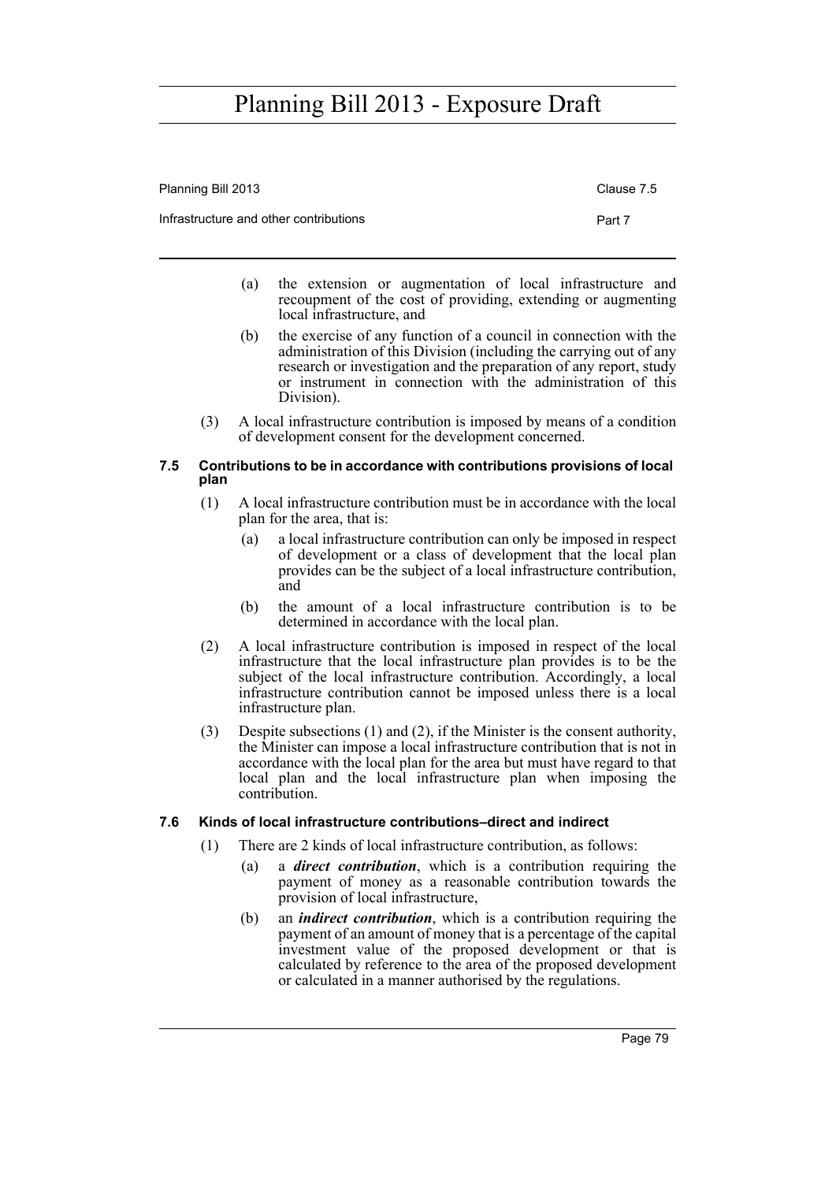(a) the extension or augmentation of local infrastructure and recoupment of the cost of providing, extending or augmenting local infrastructure, and

(b) the exercise of any function of a council in connection with the administration of this Division (including the carrying out of any research or investigation and the preparation of any report, study or instrument in connection with the administration of this Division).

(3) A local infrastructure contribution is imposed by means of a condition of development consent for the development concerned.

### 7.5 Contributions to be in accordance with contributions provisions of local plan

(1) A local infrastructure contribution must be in accordance with the local plan for the area, that is:

(a) a local infrastructure contribution can only be imposed in respect of development or a class of development that the local plan provides can be the subject of a local infrastructure contribution, and

(b) the amount of a local infrastructure contribution is to be determined in accordance with the local plan.

(2) A local infrastructure contribution is imposed in respect of the local infrastructure that the local infrastructure plan provides is to be the subject of the local infrastructure contribution. Accordingly, a local infrastructure contribution cannot be imposed unless there is a local infrastructure plan.

(3) Despite subsections (1) and (2), if the Minister is the consent authority, the Minister can impose a local infrastructure contribution that is not in accordance with the local plan for the area but must have regard to that local plan and the local infrastructure plan when imposing the contribution.

### 7.6 Kinds of local infrastructure contributions–direct and indirect

(1) There are 2 kinds of local infrastructure contribution, as follows:

(a) a ***direct contribution***, which is a contribution requiring the payment of money as a reasonable contribution towards the provision of local infrastructure,

(b) an ***indirect contribution***, which is a contribution requiring the payment of an amount of money that is a percentage of the capital investment value of the proposed development or that is calculated by reference to the area of the proposed development or calculated in a manner authorised by the regulations.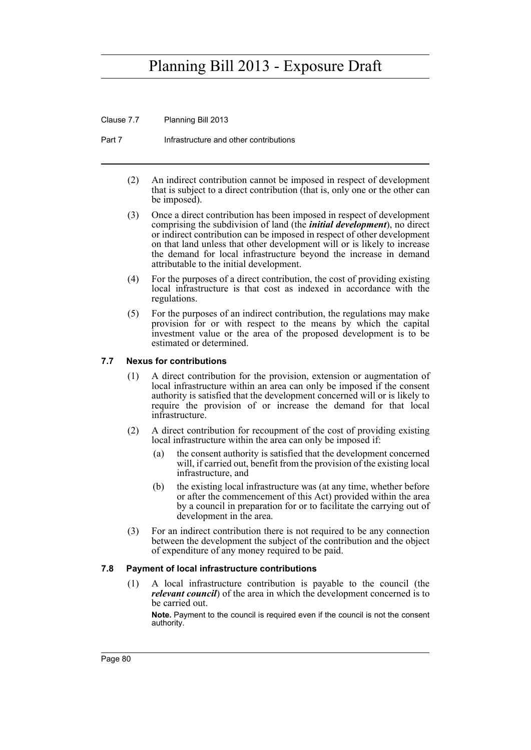(2) An indirect contribution cannot be imposed in respect of development that is subject to a direct contribution (that is, only one or the other can be imposed).

(3) Once a direct contribution has been imposed in respect of development comprising the subdivision of land (the ***initial development***), no direct or indirect contribution can be imposed in respect of other development on that land unless that other development will or is likely to increase the demand for local infrastructure beyond the increase in demand attributable to the initial development.

(4) For the purposes of a direct contribution, the cost of providing existing local infrastructure is that cost as indexed in accordance with the regulations.

(5) For the purposes of an indirect contribution, the regulations may make provision for or with respect to the means by which the capital investment value or the area of the proposed development is to be estimated or determined.

### 7.7 Nexus for contributions

(1) A direct contribution for the provision, extension or augmentation of local infrastructure within an area can only be imposed if the consent authority is satisfied that the development concerned will or is likely to require the provision of or increase the demand for that local infrastructure.

(2) A direct contribution for recoupment of the cost of providing existing local infrastructure within the area can only be imposed if:

- (a) the consent authority is satisfied that the development concerned will, if carried out, benefit from the provision of the existing local infrastructure, and
- (b) the existing local infrastructure was (at any time, whether before or after the commencement of this Act) provided within the area by a council in preparation for or to facilitate the carrying out of development in the area.

(3) For an indirect contribution there is not required to be any connection between the development the subject of the contribution and the object of expenditure of any money required to be paid.

### 7.8 Payment of local infrastructure contributions

(1) A local infrastructure contribution is payable to the council (the ***relevant council***) of the area in which the development concerned is to be carried out.

**Note.** Payment to the council is required even if the council is not the consent authority.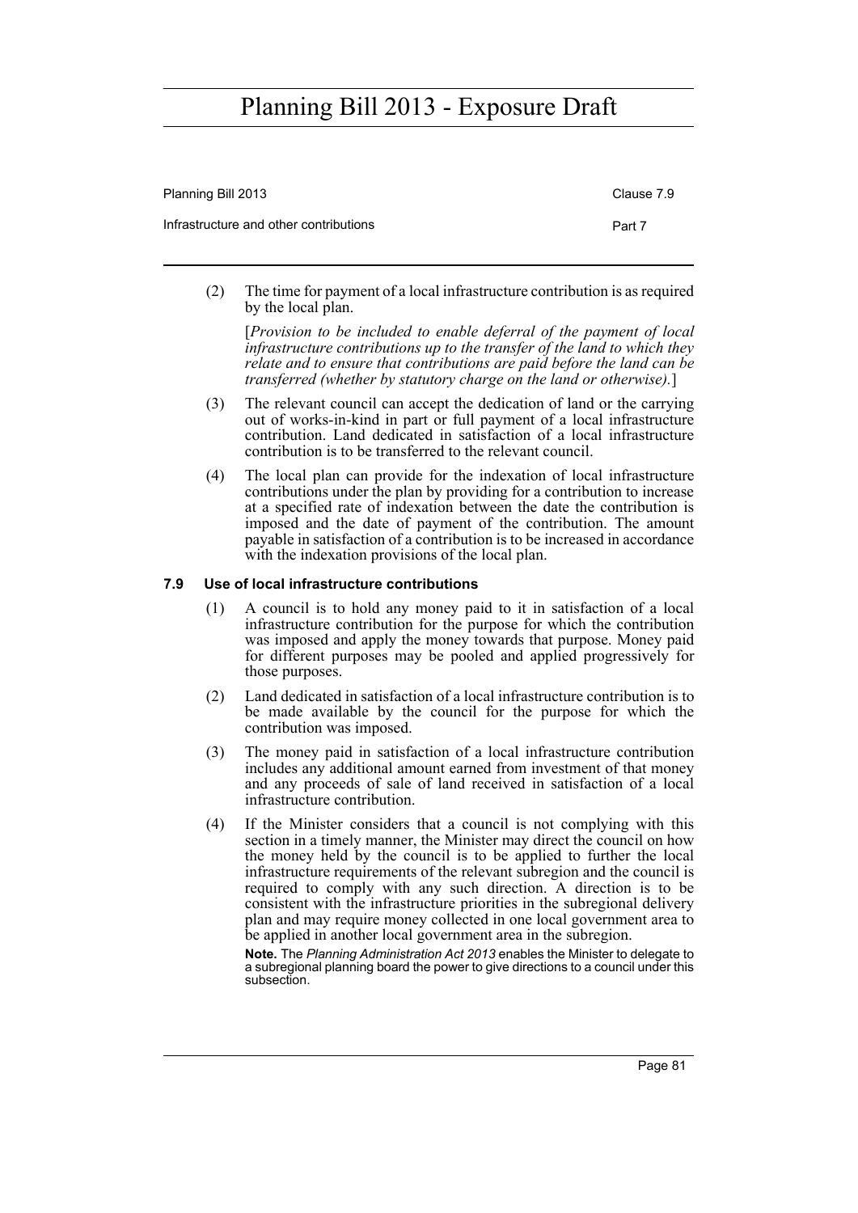(2) The time for payment of a local infrastructure contribution is as required by the local plan.

[*Provision to be included to enable deferral of the payment of local infrastructure contributions up to the transfer of the land to which they relate and to ensure that contributions are paid before the land can be transferred (whether by statutory charge on the land or otherwise).*]

(3) The relevant council can accept the dedication of land or the carrying out of works-in-kind in part or full payment of a local infrastructure contribution. Land dedicated in satisfaction of a local infrastructure contribution is to be transferred to the relevant council.

(4) The local plan can provide for the indexation of local infrastructure contributions under the plan by providing for a contribution to increase at a specified rate of indexation between the date the contribution is imposed and the date of payment of the contribution. The amount payable in satisfaction of a contribution is to be increased in accordance with the indexation provisions of the local plan.

### 7.9 Use of local infrastructure contributions

(1) A council is to hold any money paid to it in satisfaction of a local infrastructure contribution for the purpose for which the contribution was imposed and apply the money towards that purpose. Money paid for different purposes may be pooled and applied progressively for those purposes.

(2) Land dedicated in satisfaction of a local infrastructure contribution is to be made available by the council for the purpose for which the contribution was imposed.

(3) The money paid in satisfaction of a local infrastructure contribution includes any additional amount earned from investment of that money and any proceeds of sale of land received in satisfaction of a local infrastructure contribution.

(4) If the Minister considers that a council is not complying with this section in a timely manner, the Minister may direct the council on how the money held by the council is to be applied to further the local infrastructure requirements of the relevant subregion and the council is required to comply with any such direction. A direction is to be consistent with the infrastructure priorities in the subregional delivery plan and may require money collected in one local government area to be applied in another local government area in the subregion.

**Note.** The *Planning Administration Act 2013* enables the Minister to delegate to a subregional planning board the power to give directions to a council under this subsection.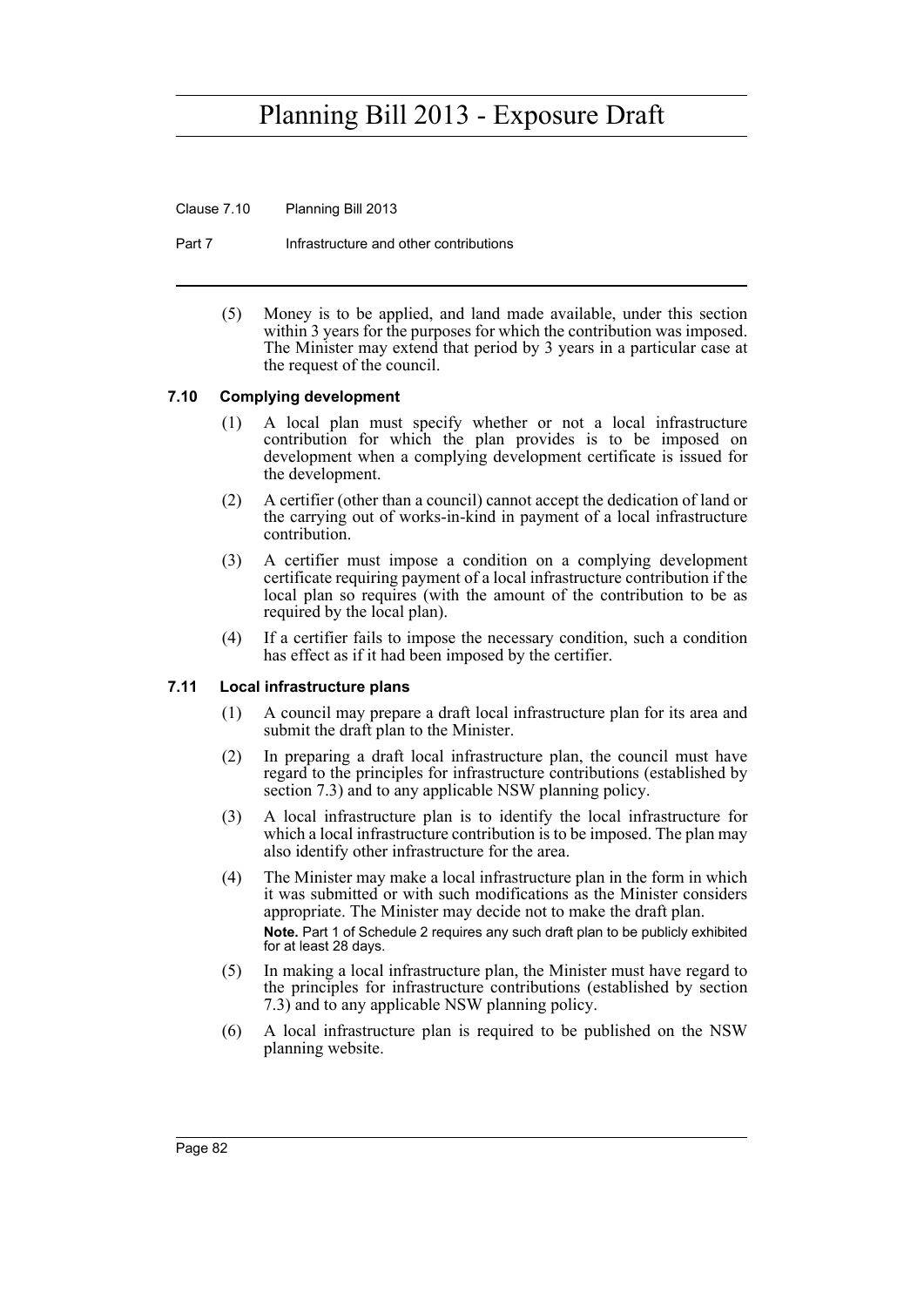(5) Money is to be applied, and land made available, under this section within 3 years for the purposes for which the contribution was imposed. The Minister may extend that period by 3 years in a particular case at the request of the council.

### 7.10 Complying development

(1) A local plan must specify whether or not a local infrastructure contribution for which the plan provides is to be imposed on development when a complying development certificate is issued for the development.

(2) A certifier (other than a council) cannot accept the dedication of land or the carrying out of works-in-kind in payment of a local infrastructure contribution.

(3) A certifier must impose a condition on a complying development certificate requiring payment of a local infrastructure contribution if the local plan so requires (with the amount of the contribution to be as required by the local plan).

(4) If a certifier fails to impose the necessary condition, such a condition has effect as if it had been imposed by the certifier.

### 7.11 Local infrastructure plans

(1) A council may prepare a draft local infrastructure plan for its area and submit the draft plan to the Minister.

(2) In preparing a draft local infrastructure plan, the council must have regard to the principles for infrastructure contributions (established by section 7.3) and to any applicable NSW planning policy.

(3) A local infrastructure plan is to identify the local infrastructure for which a local infrastructure contribution is to be imposed. The plan may also identify other infrastructure for the area.

(4) The Minister may make a local infrastructure plan in the form in which it was submitted or with such modifications as the Minister considers appropriate. The Minister may decide not to make the draft plan.

**Note.** Part 1 of Schedule 2 requires any such draft plan to be publicly exhibited for at least 28 days.

(5) In making a local infrastructure plan, the Minister must have regard to the principles for infrastructure contributions (established by section 7.3) and to any applicable NSW planning policy.

(6) A local infrastructure plan is required to be published on the NSW planning website.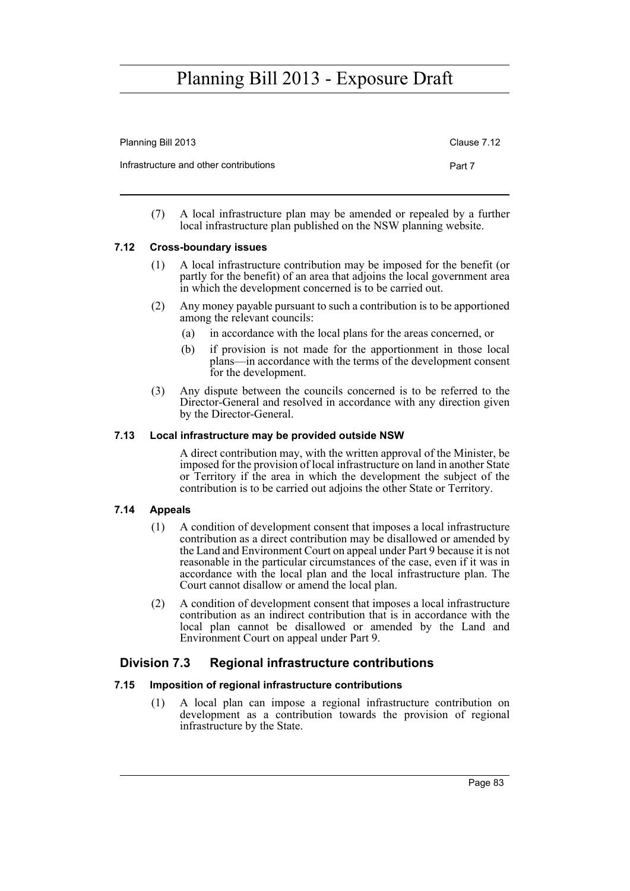(7) A local infrastructure plan may be amended or repealed by a further local infrastructure plan published on the NSW planning website.

#### 7.12 Cross-boundary issues

(1) A local infrastructure contribution may be imposed for the benefit (or partly for the benefit) of an area that adjoins the local government area in which the development concerned is to be carried out.

(2) Any money payable pursuant to such a contribution is to be apportioned among the relevant councils:

- (a) in accordance with the local plans for the areas concerned, or
- (b) if provision is not made for the apportionment in those local plans—in accordance with the terms of the development consent for the development.

(3) Any dispute between the councils concerned is to be referred to the Director-General and resolved in accordance with any direction given by the Director-General.

#### 7.13 Local infrastructure may be provided outside NSW

A direct contribution may, with the written approval of the Minister, be imposed for the provision of local infrastructure on land in another State or Territory if the area in which the development the subject of the contribution is to be carried out adjoins the other State or Territory.

#### 7.14 Appeals

(1) A condition of development consent that imposes a local infrastructure contribution as a direct contribution may be disallowed or amended by the Land and Environment Court on appeal under Part 9 because it is not reasonable in the particular circumstances of the case, even if it was in accordance with the local plan and the local infrastructure plan. The Court cannot disallow or amend the local plan.

(2) A condition of development consent that imposes a local infrastructure contribution as an indirect contribution that is in accordance with the local plan cannot be disallowed or amended by the Land and Environment Court on appeal under Part 9.

### Division 7.3 Regional infrastructure contributions

#### 7.15 Imposition of regional infrastructure contributions

(1) A local plan can impose a regional infrastructure contribution on development as a contribution towards the provision of regional infrastructure by the State.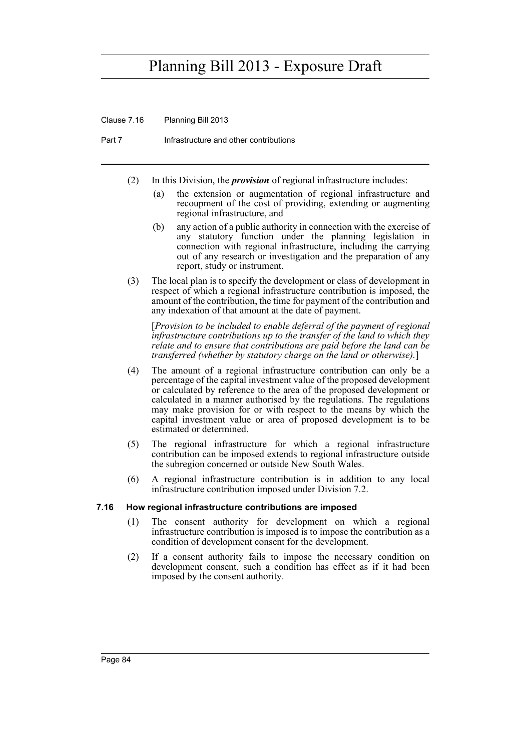(2) In this Division, the ***provision*** of regional infrastructure includes:

(a) the extension or augmentation of regional infrastructure and recoupment of the cost of providing, extending or augmenting regional infrastructure, and

(b) any action of a public authority in connection with the exercise of any statutory function under the planning legislation in connection with regional infrastructure, including the carrying out of any research or investigation and the preparation of any report, study or instrument.

(3) The local plan is to specify the development or class of development in respect of which a regional infrastructure contribution is imposed, the amount of the contribution, the time for payment of the contribution and any indexation of that amount at the date of payment.

[*Provision to be included to enable deferral of the payment of regional infrastructure contributions up to the transfer of the land to which they relate and to ensure that contributions are paid before the land can be transferred (whether by statutory charge on the land or otherwise).*]

(4) The amount of a regional infrastructure contribution can only be a percentage of the capital investment value of the proposed development or calculated by reference to the area of the proposed development or calculated in a manner authorised by the regulations. The regulations may make provision for or with respect to the means by which the capital investment value or area of proposed development is to be estimated or determined.

(5) The regional infrastructure for which a regional infrastructure contribution can be imposed extends to regional infrastructure outside the subregion concerned or outside New South Wales.

(6) A regional infrastructure contribution is in addition to any local infrastructure contribution imposed under Division 7.2.

### 7.16 How regional infrastructure contributions are imposed

(1) The consent authority for development on which a regional infrastructure contribution is imposed is to impose the contribution as a condition of development consent for the development.

(2) If a consent authority fails to impose the necessary condition on development consent, such a condition has effect as if it had been imposed by the consent authority.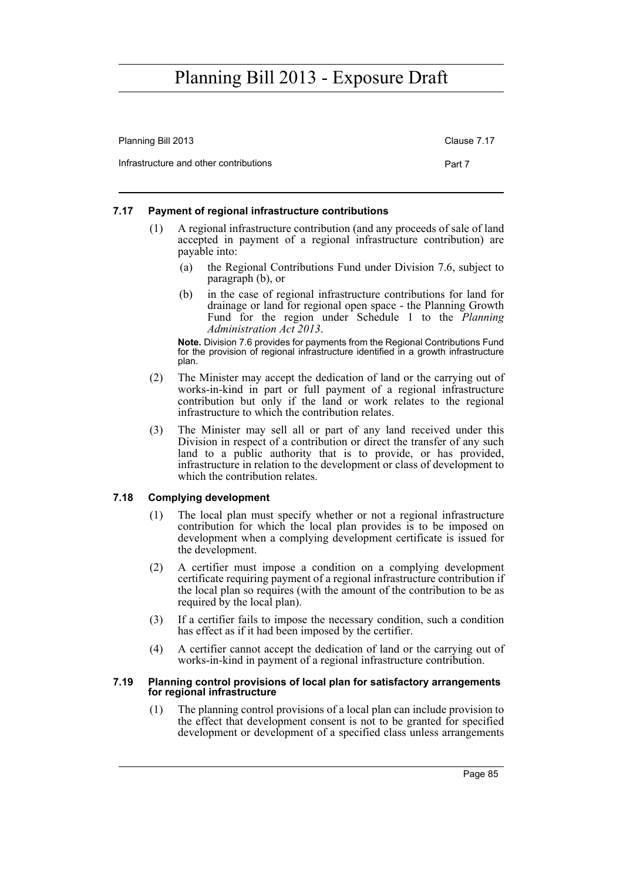#### 7.17 Payment of regional infrastructure contributions

(1) A regional infrastructure contribution (and any proceeds of sale of land accepted in payment of a regional infrastructure contribution) are payable into:

  (a) the Regional Contributions Fund under Division 7.6, subject to paragraph (b), or

  (b) in the case of regional infrastructure contributions for land for drainage or land for regional open space - the Planning Growth Fund for the region under Schedule 1 to the *Planning Administration Act 2013*.

**Note.** Division 7.6 provides for payments from the Regional Contributions Fund for the provision of regional infrastructure identified in a growth infrastructure plan.

(2) The Minister may accept the dedication of land or the carrying out of works-in-kind in part or full payment of a regional infrastructure contribution but only if the land or work relates to the regional infrastructure to which the contribution relates.

(3) The Minister may sell all or part of any land received under this Division in respect of a contribution or direct the transfer of any such land to a public authority that is to provide, or has provided, infrastructure in relation to the development or class of development to which the contribution relates.

#### 7.18 Complying development

(1) The local plan must specify whether or not a regional infrastructure contribution for which the local plan provides is to be imposed on development when a complying development certificate is issued for the development.

(2) A certifier must impose a condition on a complying development certificate requiring payment of a regional infrastructure contribution if the local plan so requires (with the amount of the contribution to be as required by the local plan).

(3) If a certifier fails to impose the necessary condition, such a condition has effect as if it had been imposed by the certifier.

(4) A certifier cannot accept the dedication of land or the carrying out of works-in-kind in payment of a regional infrastructure contribution.

#### 7.19 Planning control provisions of local plan for satisfactory arrangements for regional infrastructure

(1) The planning control provisions of a local plan can include provision to the effect that development consent is not to be granted for specified development or development of a specified class unless arrangements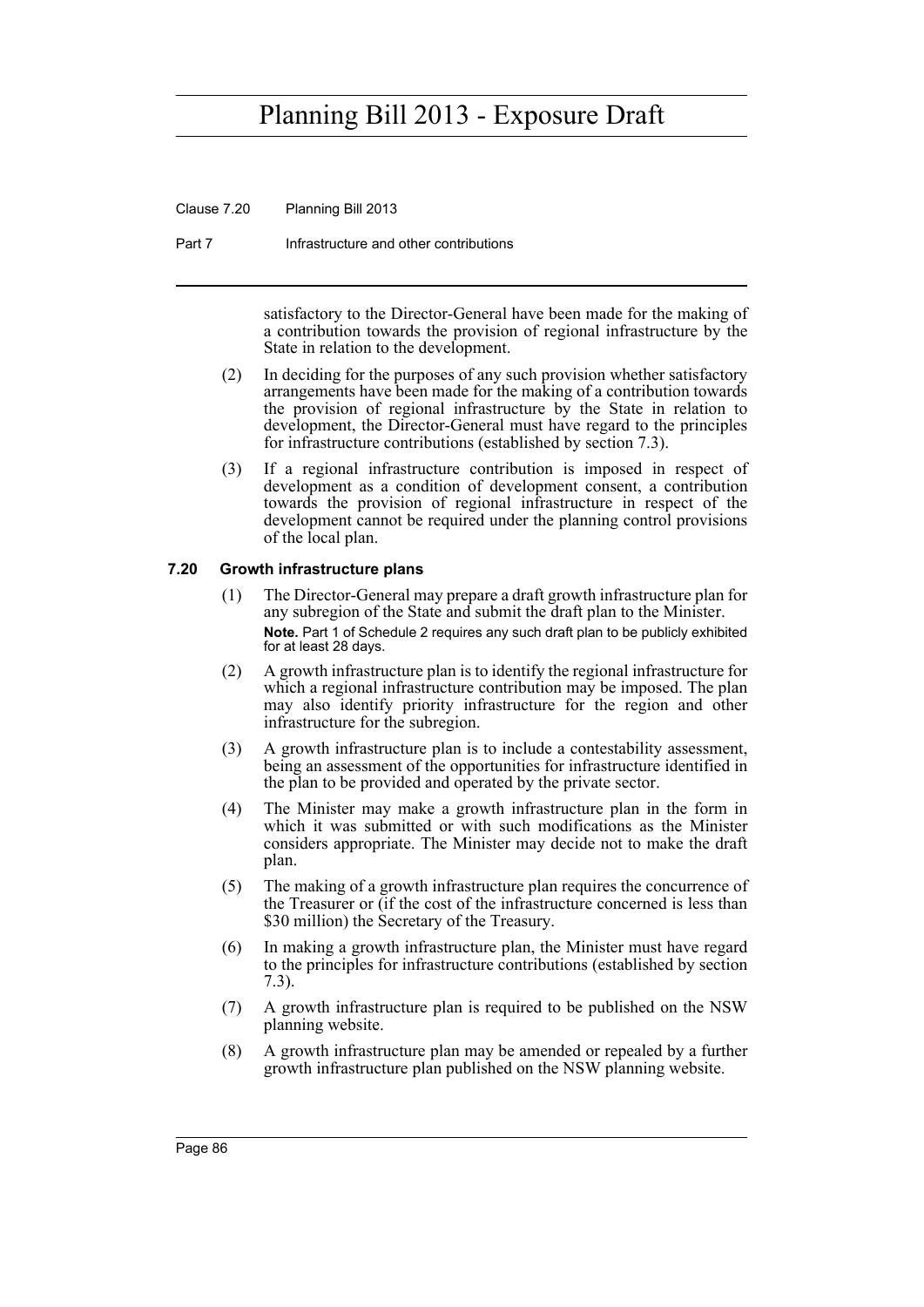satisfactory to the Director-General have been made for the making of a contribution towards the provision of regional infrastructure by the State in relation to the development.

(2) In deciding for the purposes of any such provision whether satisfactory arrangements have been made for the making of a contribution towards the provision of regional infrastructure by the State in relation to development, the Director-General must have regard to the principles for infrastructure contributions (established by section 7.3).

(3) If a regional infrastructure contribution is imposed in respect of development as a condition of development consent, a contribution towards the provision of regional infrastructure in respect of the development cannot be required under the planning control provisions of the local plan.

### 7.20 Growth infrastructure plans

(1) The Director-General may prepare a draft growth infrastructure plan for any subregion of the State and submit the draft plan to the Minister.

**Note.** Part 1 of Schedule 2 requires any such draft plan to be publicly exhibited for at least 28 days.

(2) A growth infrastructure plan is to identify the regional infrastructure for which a regional infrastructure contribution may be imposed. The plan may also identify priority infrastructure for the region and other infrastructure for the subregion.

(3) A growth infrastructure plan is to include a contestability assessment, being an assessment of the opportunities for infrastructure identified in the plan to be provided and operated by the private sector.

(4) The Minister may make a growth infrastructure plan in the form in which it was submitted or with such modifications as the Minister considers appropriate. The Minister may decide not to make the draft plan.

(5) The making of a growth infrastructure plan requires the concurrence of the Treasurer or (if the cost of the infrastructure concerned is less than $30 million) the Secretary of the Treasury.

(6) In making a growth infrastructure plan, the Minister must have regard to the principles for infrastructure contributions (established by section 7.3).

(7) A growth infrastructure plan is required to be published on the NSW planning website.

(8) A growth infrastructure plan may be amended or repealed by a further growth infrastructure plan published on the NSW planning website.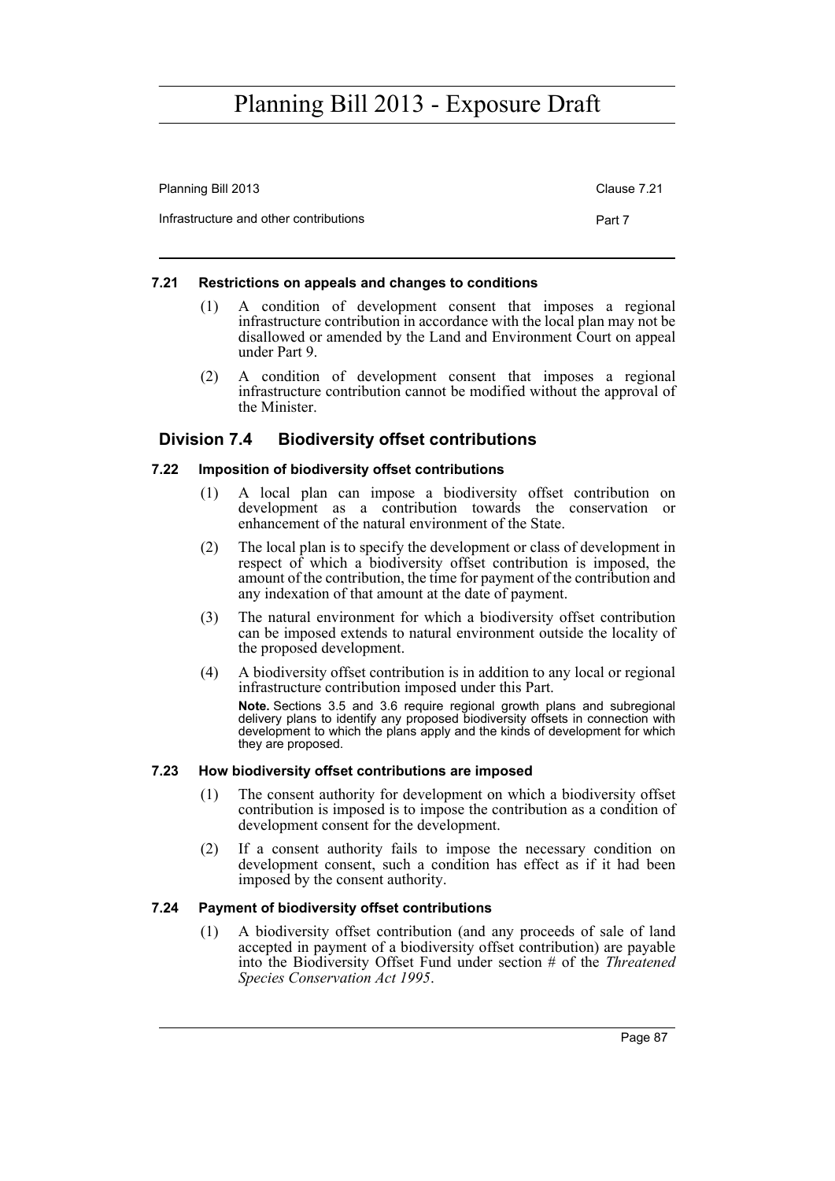#### 7.21 Restrictions on appeals and changes to conditions

(1) A condition of development consent that imposes a regional infrastructure contribution in accordance with the local plan may not be disallowed or amended by the Land and Environment Court on appeal under Part 9.

(2) A condition of development consent that imposes a regional infrastructure contribution cannot be modified without the approval of the Minister.

### Division 7.4 Biodiversity offset contributions

#### 7.22 Imposition of biodiversity offset contributions

(1) A local plan can impose a biodiversity offset contribution on development as a contribution towards the conservation or enhancement of the natural environment of the State.

(2) The local plan is to specify the development or class of development in respect of which a biodiversity offset contribution is imposed, the amount of the contribution, the time for payment of the contribution and any indexation of that amount at the date of payment.

(3) The natural environment for which a biodiversity offset contribution can be imposed extends to natural environment outside the locality of the proposed development.

(4) A biodiversity offset contribution is in addition to any local or regional infrastructure contribution imposed under this Part.

**Note.** Sections 3.5 and 3.6 require regional growth plans and subregional delivery plans to identify any proposed biodiversity offsets in connection with development to which the plans apply and the kinds of development for which they are proposed.

#### 7.23 How biodiversity offset contributions are imposed

(1) The consent authority for development on which a biodiversity offset contribution is imposed is to impose the contribution as a condition of development consent for the development.

(2) If a consent authority fails to impose the necessary condition on development consent, such a condition has effect as if it had been imposed by the consent authority.

#### 7.24 Payment of biodiversity offset contributions

(1) A biodiversity offset contribution (and any proceeds of sale of land accepted in payment of a biodiversity offset contribution) are payable into the Biodiversity Offset Fund under section # of the *Threatened Species Conservation Act 1995*.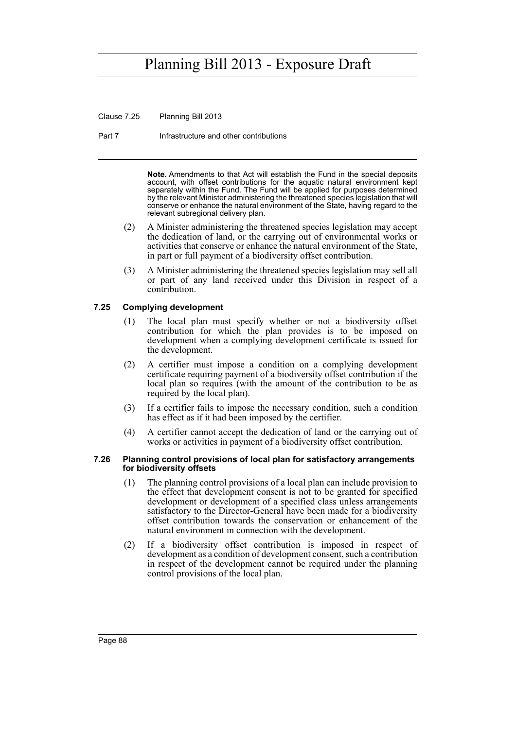**Note.** Amendments to that Act will establish the Fund in the special deposits account, with offset contributions for the aquatic natural environment kept separately within the Fund. The Fund will be applied for purposes determined by the relevant Minister administering the threatened species legislation that will conserve or enhance the natural environment of the State, having regard to the relevant subregional delivery plan.

(2) A Minister administering the threatened species legislation may accept the dedication of land, or the carrying out of environmental works or activities that conserve or enhance the natural environment of the State, in part or full payment of a biodiversity offset contribution.

(3) A Minister administering the threatened species legislation may sell all or part of any land received under this Division in respect of a contribution.

### 7.25 Complying development

(1) The local plan must specify whether or not a biodiversity offset contribution for which the plan provides is to be imposed on development when a complying development certificate is issued for the development.

(2) A certifier must impose a condition on a complying development certificate requiring payment of a biodiversity offset contribution if the local plan so requires (with the amount of the contribution to be as required by the local plan).

(3) If a certifier fails to impose the necessary condition, such a condition has effect as if it had been imposed by the certifier.

(4) A certifier cannot accept the dedication of land or the carrying out of works or activities in payment of a biodiversity offset contribution.

### 7.26 Planning control provisions of local plan for satisfactory arrangements for biodiversity offsets

(1) The planning control provisions of a local plan can include provision to the effect that development consent is not to be granted for specified development or development of a specified class unless arrangements satisfactory to the Director-General have been made for a biodiversity offset contribution towards the conservation or enhancement of the natural environment in connection with the development.

(2) If a biodiversity offset contribution is imposed in respect of development as a condition of development consent, such a contribution in respect of the development cannot be required under the planning control provisions of the local plan.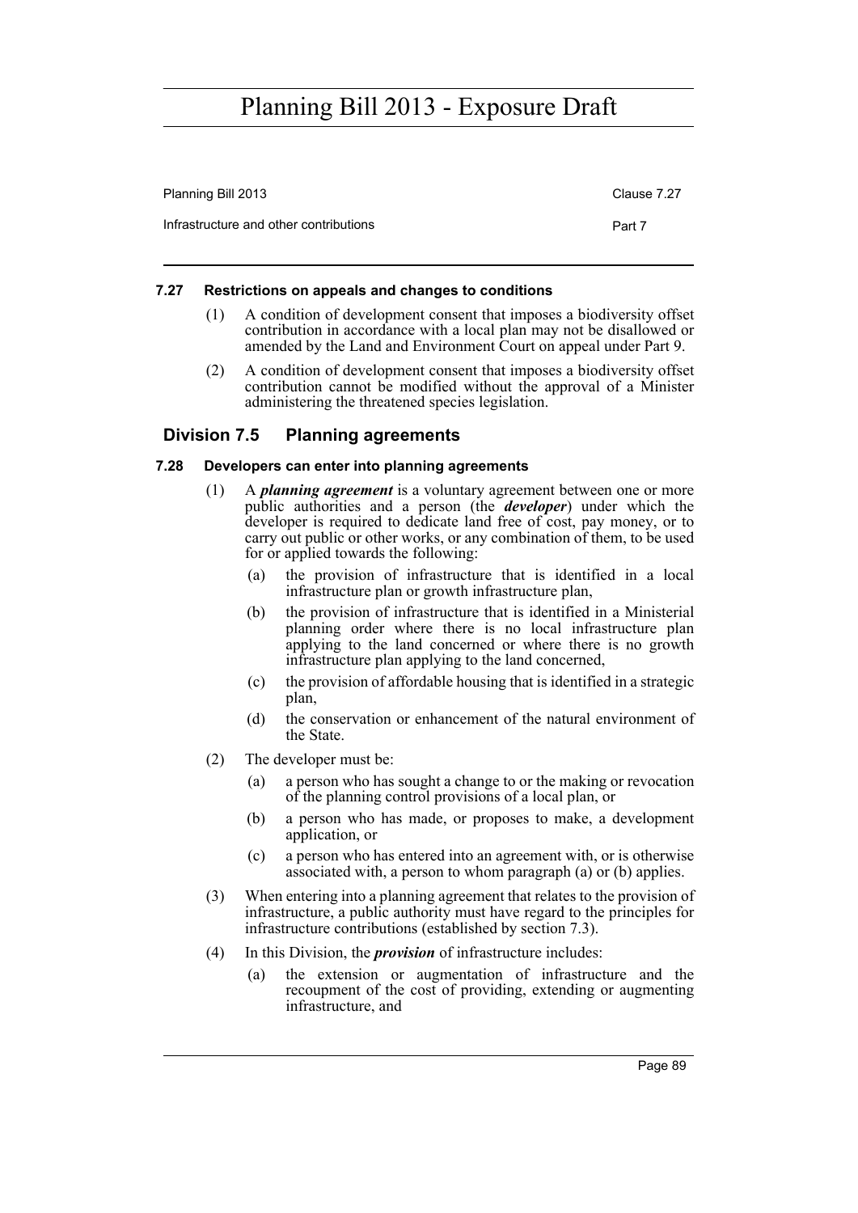#### 7.27 Restrictions on appeals and changes to conditions

(1) A condition of development consent that imposes a biodiversity offset contribution in accordance with a local plan may not be disallowed or amended by the Land and Environment Court on appeal under Part 9.

(2) A condition of development consent that imposes a biodiversity offset contribution cannot be modified without the approval of a Minister administering the threatened species legislation.

### Division 7.5 Planning agreements

#### 7.28 Developers can enter into planning agreements

(1) A ***planning agreement*** is a voluntary agreement between one or more public authorities and a person (the ***developer***) under which the developer is required to dedicate land free of cost, pay money, or to carry out public or other works, or any combination of them, to be used for or applied towards the following:

- (a) the provision of infrastructure that is identified in a local infrastructure plan or growth infrastructure plan,
- (b) the provision of infrastructure that is identified in a Ministerial planning order where there is no local infrastructure plan applying to the land concerned or where there is no growth infrastructure plan applying to the land concerned,
- (c) the provision of affordable housing that is identified in a strategic plan,
- (d) the conservation or enhancement of the natural environment of the State.

(2) The developer must be:

- (a) a person who has sought a change to or the making or revocation of the planning control provisions of a local plan, or
- (b) a person who has made, or proposes to make, a development application, or
- (c) a person who has entered into an agreement with, or is otherwise associated with, a person to whom paragraph (a) or (b) applies.

(3) When entering into a planning agreement that relates to the provision of infrastructure, a public authority must have regard to the principles for infrastructure contributions (established by section 7.3).

(4) In this Division, the ***provision*** of infrastructure includes:

- (a) the extension or augmentation of infrastructure and the recoupment of the cost of providing, extending or augmenting infrastructure, and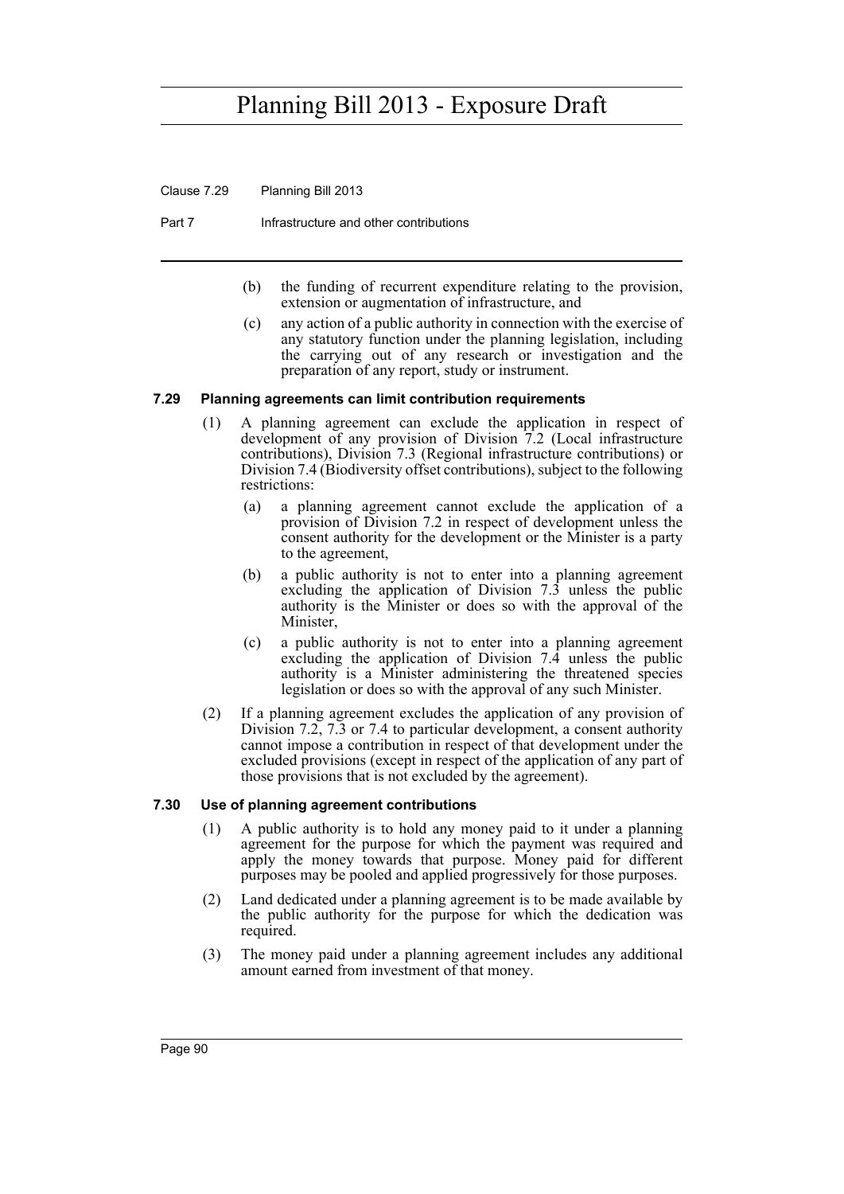(b) the funding of recurrent expenditure relating to the provision, extension or augmentation of infrastructure, and

(c) any action of a public authority in connection with the exercise of any statutory function under the planning legislation, including the carrying out of any research or investigation and the preparation of any report, study or instrument.

### 7.29 Planning agreements can limit contribution requirements

(1) A planning agreement can exclude the application in respect of development of any provision of Division 7.2 (Local infrastructure contributions), Division 7.3 (Regional infrastructure contributions) or Division 7.4 (Biodiversity offset contributions), subject to the following restrictions:

(a) a planning agreement cannot exclude the application of a provision of Division 7.2 in respect of development unless the consent authority for the development or the Minister is a party to the agreement,

(b) a public authority is not to enter into a planning agreement excluding the application of Division 7.3 unless the public authority is the Minister or does so with the approval of the Minister,

(c) a public authority is not to enter into a planning agreement excluding the application of Division 7.4 unless the public authority is a Minister administering the threatened species legislation or does so with the approval of any such Minister.

(2) If a planning agreement excludes the application of any provision of Division 7.2, 7.3 or 7.4 to particular development, a consent authority cannot impose a contribution in respect of that development under the excluded provisions (except in respect of the application of any part of those provisions that is not excluded by the agreement).

### 7.30 Use of planning agreement contributions

(1) A public authority is to hold any money paid to it under a planning agreement for the purpose for which the payment was required and apply the money towards that purpose. Money paid for different purposes may be pooled and applied progressively for those purposes.

(2) Land dedicated under a planning agreement is to be made available by the public authority for the purpose for which the dedication was required.

(3) The money paid under a planning agreement includes any additional amount earned from investment of that money.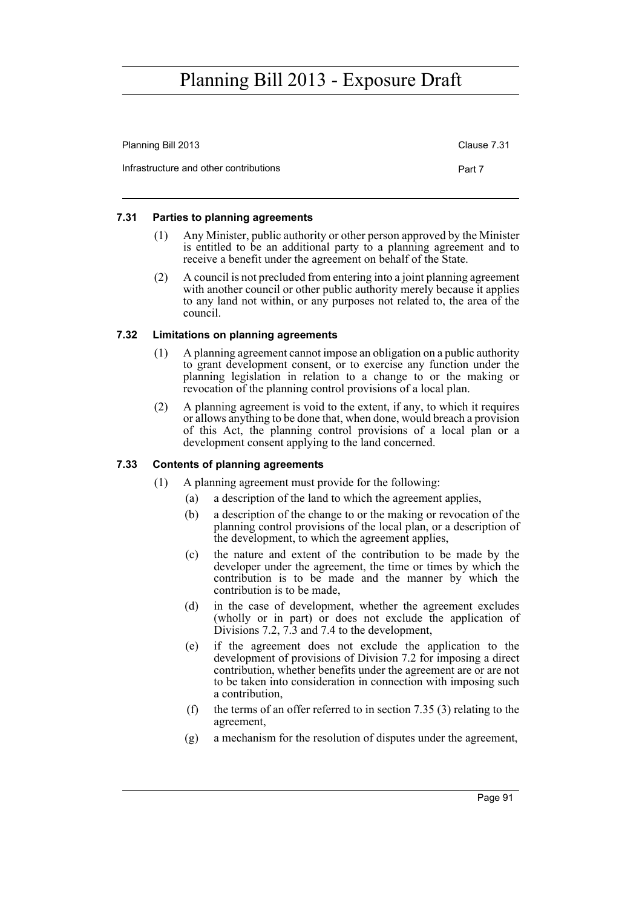### 7.31 Parties to planning agreements

(1) Any Minister, public authority or other person approved by the Minister is entitled to be an additional party to a planning agreement and to receive a benefit under the agreement on behalf of the State.

(2) A council is not precluded from entering into a joint planning agreement with another council or other public authority merely because it applies to any land not within, or any purposes not related to, the area of the council.

### 7.32 Limitations on planning agreements

(1) A planning agreement cannot impose an obligation on a public authority to grant development consent, or to exercise any function under the planning legislation in relation to a change to or the making or revocation of the planning control provisions of a local plan.

(2) A planning agreement is void to the extent, if any, to which it requires or allows anything to be done that, when done, would breach a provision of this Act, the planning control provisions of a local plan or a development consent applying to the land concerned.

### 7.33 Contents of planning agreements

(1) A planning agreement must provide for the following:

- (a) a description of the land to which the agreement applies,
- (b) a description of the change to or the making or revocation of the planning control provisions of the local plan, or a description of the development, to which the agreement applies,
- (c) the nature and extent of the contribution to be made by the developer under the agreement, the time or times by which the contribution is to be made and the manner by which the contribution is to be made,
- (d) in the case of development, whether the agreement excludes (wholly or in part) or does not exclude the application of Divisions 7.2, 7.3 and 7.4 to the development,
- (e) if the agreement does not exclude the application to the development of provisions of Division 7.2 for imposing a direct contribution, whether benefits under the agreement are or are not to be taken into consideration in connection with imposing such a contribution,
- (f) the terms of an offer referred to in section 7.35 (3) relating to the agreement,
- (g) a mechanism for the resolution of disputes under the agreement,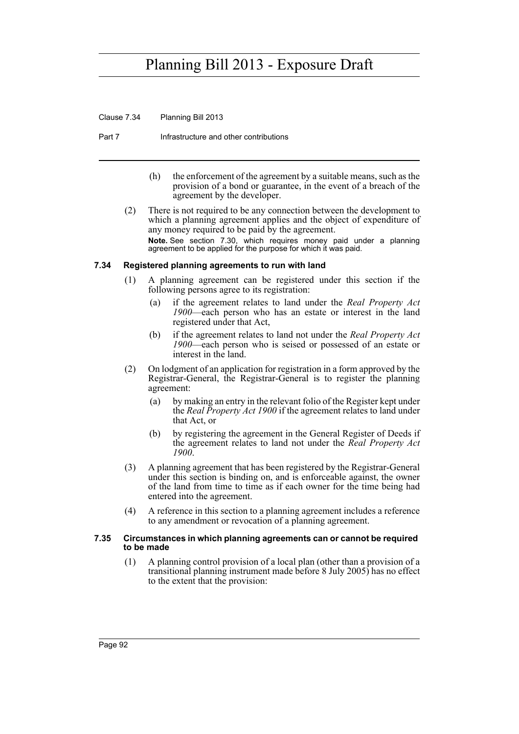(h) the enforcement of the agreement by a suitable means, such as the provision of a bond or guarantee, in the event of a breach of the agreement by the developer.

(2) There is not required to be any connection between the development to which a planning agreement applies and the object of expenditure of any money required to be paid by the agreement.

**Note.** See section 7.30, which requires money paid under a planning agreement to be applied for the purpose for which it was paid.

### 7.34 Registered planning agreements to run with land

(1) A planning agreement can be registered under this section if the following persons agree to its registration:

(a) if the agreement relates to land under the *Real Property Act 1900*—each person who has an estate or interest in the land registered under that Act,

(b) if the agreement relates to land not under the *Real Property Act 1900*—each person who is seised or possessed of an estate or interest in the land.

(2) On lodgment of an application for registration in a form approved by the Registrar-General, the Registrar-General is to register the planning agreement:

(a) by making an entry in the relevant folio of the Register kept under the *Real Property Act 1900* if the agreement relates to land under that Act, or

(b) by registering the agreement in the General Register of Deeds if the agreement relates to land not under the *Real Property Act 1900*.

(3) A planning agreement that has been registered by the Registrar-General under this section is binding on, and is enforceable against, the owner of the land from time to time as if each owner for the time being had entered into the agreement.

(4) A reference in this section to a planning agreement includes a reference to any amendment or revocation of a planning agreement.

### 7.35 Circumstances in which planning agreements can or cannot be required to be made

(1) A planning control provision of a local plan (other than a provision of a transitional planning instrument made before 8 July 2005) has no effect to the extent that the provision: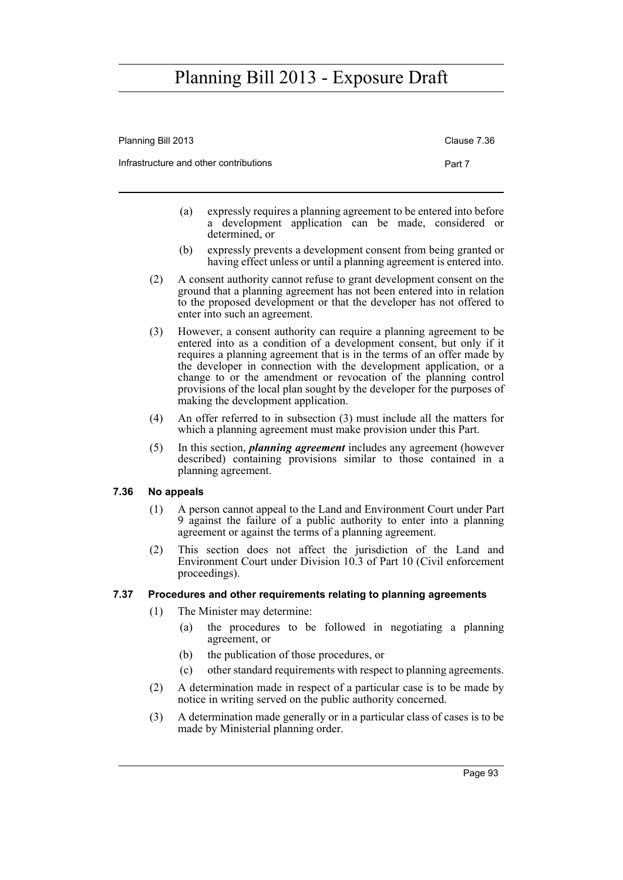(a) expressly requires a planning agreement to be entered into before a development application can be made, considered or determined, or

(b) expressly prevents a development consent from being granted or having effect unless or until a planning agreement is entered into.

(2) A consent authority cannot refuse to grant development consent on the ground that a planning agreement has not been entered into in relation to the proposed development or that the developer has not offered to enter into such an agreement.

(3) However, a consent authority can require a planning agreement to be entered into as a condition of a development consent, but only if it requires a planning agreement that is in the terms of an offer made by the developer in connection with the development application, or a change to or the amendment or revocation of the planning control provisions of the local plan sought by the developer for the purposes of making the development application.

(4) An offer referred to in subsection (3) must include all the matters for which a planning agreement must make provision under this Part.

(5) In this section, ***planning agreement*** includes any agreement (however described) containing provisions similar to those contained in a planning agreement.

### 7.36 No appeals

(1) A person cannot appeal to the Land and Environment Court under Part 9 against the failure of a public authority to enter into a planning agreement or against the terms of a planning agreement.

(2) This section does not affect the jurisdiction of the Land and Environment Court under Division 10.3 of Part 10 (Civil enforcement proceedings).

### 7.37 Procedures and other requirements relating to planning agreements

(1) The Minister may determine:

(a) the procedures to be followed in negotiating a planning agreement, or

(b) the publication of those procedures, or

(c) other standard requirements with respect to planning agreements.

(2) A determination made in respect of a particular case is to be made by notice in writing served on the public authority concerned.

(3) A determination made generally or in a particular class of cases is to be made by Ministerial planning order.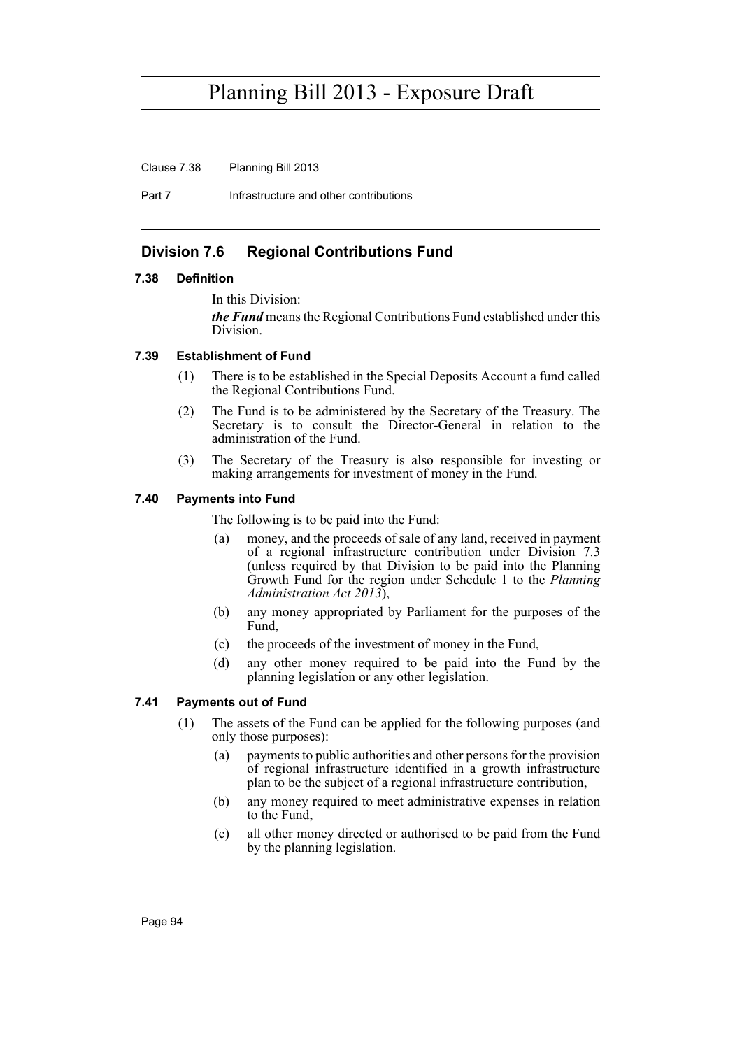## Division 7.6 Regional Contributions Fund

### 7.38 Definition

In this Division:

***the Fund*** means the Regional Contributions Fund established under this Division.

### 7.39 Establishment of Fund

(1) There is to be established in the Special Deposits Account a fund called the Regional Contributions Fund.

(2) The Fund is to be administered by the Secretary of the Treasury. The Secretary is to consult the Director-General in relation to the administration of the Fund.

(3) The Secretary of the Treasury is also responsible for investing or making arrangements for investment of money in the Fund.

### 7.40 Payments into Fund

The following is to be paid into the Fund:

(a) money, and the proceeds of sale of any land, received in payment of a regional infrastructure contribution under Division 7.3 (unless required by that Division to be paid into the Planning Growth Fund for the region under Schedule 1 to the *Planning Administration Act 2013*),

(b) any money appropriated by Parliament for the purposes of the Fund,

(c) the proceeds of the investment of money in the Fund,

(d) any other money required to be paid into the Fund by the planning legislation or any other legislation.

### 7.41 Payments out of Fund

(1) The assets of the Fund can be applied for the following purposes (and only those purposes):

(a) payments to public authorities and other persons for the provision of regional infrastructure identified in a growth infrastructure plan to be the subject of a regional infrastructure contribution,

(b) any money required to meet administrative expenses in relation to the Fund,

(c) all other money directed or authorised to be paid from the Fund by the planning legislation.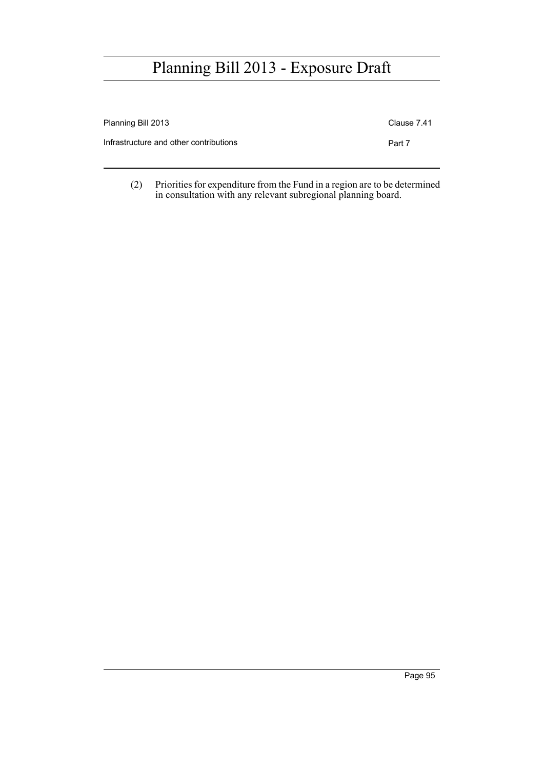(2) Priorities for expenditure from the Fund in a region are to be determined in consultation with any relevant subregional planning board.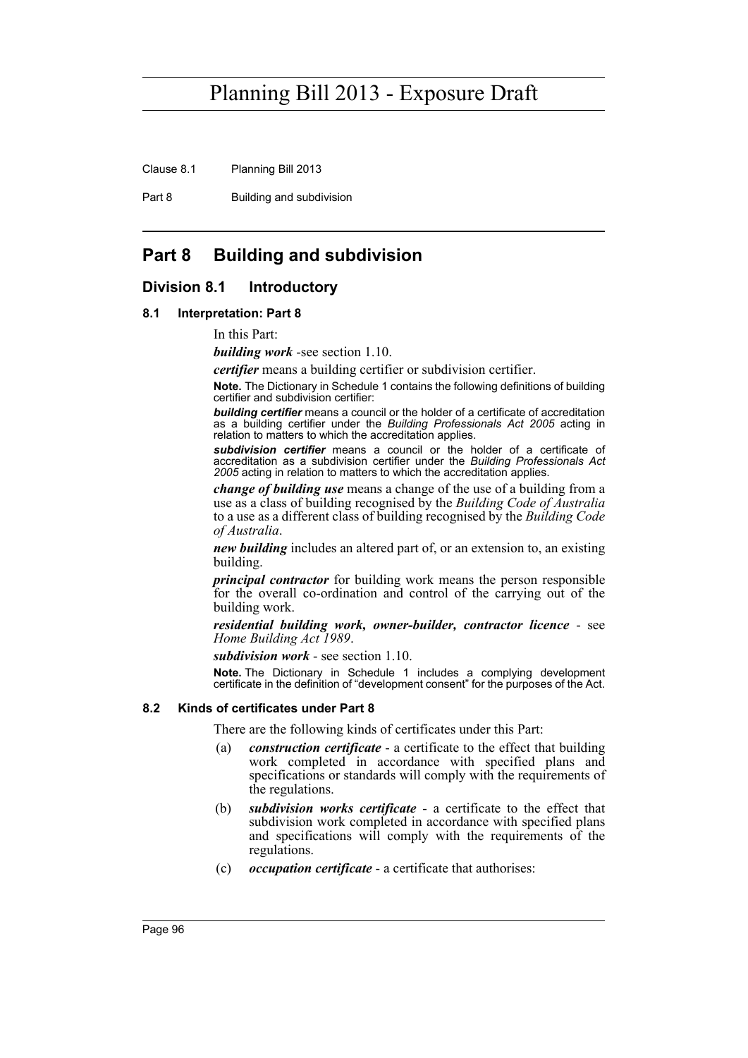# Part 8 Building and subdivision

## Division 8.1 Introductory

### 8.1 Interpretation: Part 8

In this Part:

***building work*** -see section 1.10.

***certifier*** means a building certifier or subdivision certifier.

**Note.** The Dictionary in Schedule 1 contains the following definitions of building certifier and subdivision certifier:

***building certifier*** means a council or the holder of a certificate of accreditation as a building certifier under the *Building Professionals Act 2005* acting in relation to matters to which the accreditation applies.

***subdivision certifier*** means a council or the holder of a certificate of accreditation as a subdivision certifier under the *Building Professionals Act 2005* acting in relation to matters to which the accreditation applies.

***change of building use*** means a change of the use of a building from a use as a class of building recognised by the *Building Code of Australia* to a use as a different class of building recognised by the *Building Code of Australia*.

***new building*** includes an altered part of, or an extension to, an existing building.

***principal contractor*** for building work means the person responsible for the overall co-ordination and control of the carrying out of the building work.

***residential building work, owner-builder, contractor licence*** - see *Home Building Act 1989*.

***subdivision work*** - see section 1.10.

**Note.** The Dictionary in Schedule 1 includes a complying development certificate in the definition of "development consent" for the purposes of the Act.

### 8.2 Kinds of certificates under Part 8

There are the following kinds of certificates under this Part:

(a) ***construction certificate*** - a certificate to the effect that building work completed in accordance with specified plans and specifications or standards will comply with the requirements of the regulations.

(b) ***subdivision works certificate*** - a certificate to the effect that subdivision work completed in accordance with specified plans and specifications will comply with the requirements of the regulations.

(c) ***occupation certificate*** - a certificate that authorises: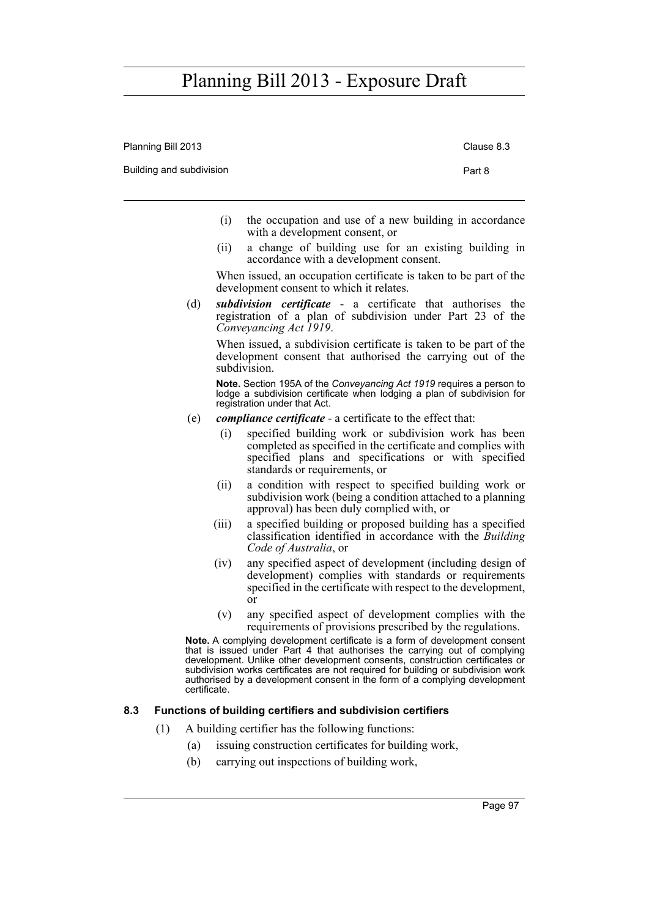(i) the occupation and use of a new building in accordance with a development consent, or

(ii) a change of building use for an existing building in accordance with a development consent.

When issued, an occupation certificate is taken to be part of the development consent to which it relates.

(d) ***subdivision certificate*** - a certificate that authorises the registration of a plan of subdivision under Part 23 of the *Conveyancing Act 1919*.

When issued, a subdivision certificate is taken to be part of the development consent that authorised the carrying out of the subdivision.

**Note.** Section 195A of the *Conveyancing Act 1919* requires a person to lodge a subdivision certificate when lodging a plan of subdivision for registration under that Act.

(e) ***compliance certificate*** - a certificate to the effect that:

(i) specified building work or subdivision work has been completed as specified in the certificate and complies with specified plans and specifications or with specified standards or requirements, or

(ii) a condition with respect to specified building work or subdivision work (being a condition attached to a planning approval) has been duly complied with, or

(iii) a specified building or proposed building has a specified classification identified in accordance with the *Building Code of Australia*, or

(iv) any specified aspect of development (including design of development) complies with standards or requirements specified in the certificate with respect to the development, or

(v) any specified aspect of development complies with the requirements of provisions prescribed by the regulations.

**Note.** A complying development certificate is a form of development consent that is issued under Part 4 that authorises the carrying out of complying development. Unlike other development consents, construction certificates or subdivision works certificates are not required for building or subdivision work authorised by a development consent in the form of a complying development certificate.

#### 8.3 Functions of building certifiers and subdivision certifiers

(1) A building certifier has the following functions:

(a) issuing construction certificates for building work,

(b) carrying out inspections of building work,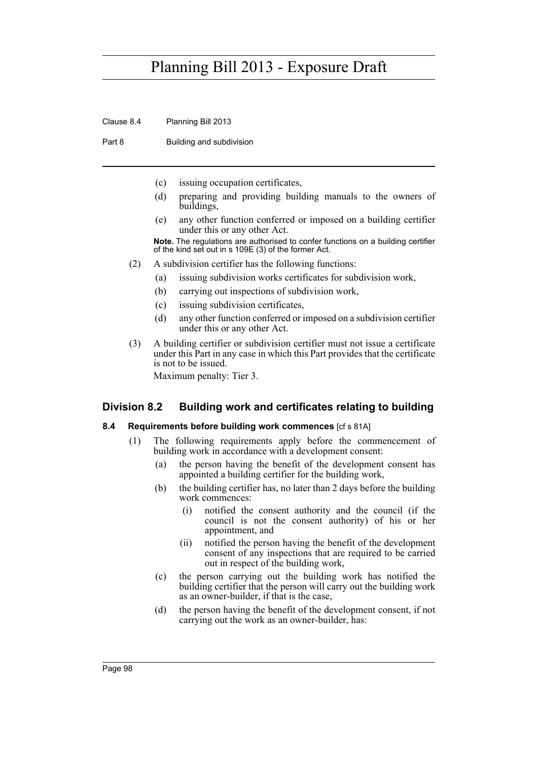(c) issuing occupation certificates,

(d) preparing and providing building manuals to the owners of buildings,

(e) any other function conferred or imposed on a building certifier under this or any other Act.

**Note.** The regulations are authorised to confer functions on a building certifier of the kind set out in s 109E (3) of the former Act.

(2) A subdivision certifier has the following functions:

(a) issuing subdivision works certificates for subdivision work,

(b) carrying out inspections of subdivision work,

(c) issuing subdivision certificates,

(d) any other function conferred or imposed on a subdivision certifier under this or any other Act.

(3) A building certifier or subdivision certifier must not issue a certificate under this Part in any case in which this Part provides that the certificate is not to be issued.

Maximum penalty: Tier 3.

## Division 8.2 Building work and certificates relating to building

### 8.4 Requirements before building work commences [cf s 81A]

(1) The following requirements apply before the commencement of building work in accordance with a development consent:

(a) the person having the benefit of the development consent has appointed a building certifier for the building work,

(b) the building certifier has, no later than 2 days before the building work commences:

(i) notified the consent authority and the council (if the council is not the consent authority) of his or her appointment, and

(ii) notified the person having the benefit of the development consent of any inspections that are required to be carried out in respect of the building work,

(c) the person carrying out the building work has notified the building certifier that the person will carry out the building work as an owner-builder, if that is the case,

(d) the person having the benefit of the development consent, if not carrying out the work as an owner-builder, has: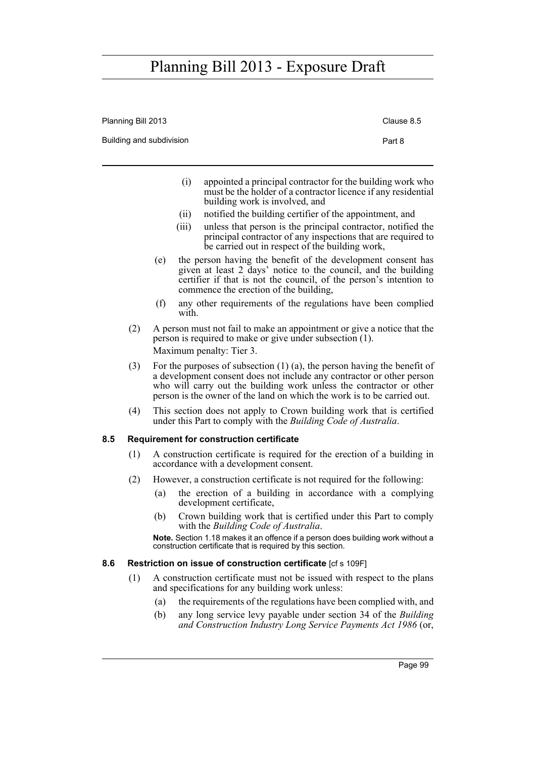(i) appointed a principal contractor for the building work who must be the holder of a contractor licence if any residential building work is involved, and

(ii) notified the building certifier of the appointment, and

(iii) unless that person is the principal contractor, notified the principal contractor of any inspections that are required to be carried out in respect of the building work,

(e) the person having the benefit of the development consent has given at least 2 days' notice to the council, and the building certifier if that is not the council, of the person's intention to commence the erection of the building,

(f) any other requirements of the regulations have been complied with.

(2) A person must not fail to make an appointment or give a notice that the person is required to make or give under subsection (1).

Maximum penalty: Tier 3.

(3) For the purposes of subsection (1) (a), the person having the benefit of a development consent does not include any contractor or other person who will carry out the building work unless the contractor or other person is the owner of the land on which the work is to be carried out.

(4) This section does not apply to Crown building work that is certified under this Part to comply with the *Building Code of Australia*.

### 8.5 Requirement for construction certificate

(1) A construction certificate is required for the erection of a building in accordance with a development consent.

(2) However, a construction certificate is not required for the following:

(a) the erection of a building in accordance with a complying development certificate,

(b) Crown building work that is certified under this Part to comply with the *Building Code of Australia*.

**Note.** Section 1.18 makes it an offence if a person does building work without a construction certificate that is required by this section.

### 8.6 Restriction on issue of construction certificate [cf s 109F]

(1) A construction certificate must not be issued with respect to the plans and specifications for any building work unless:

(a) the requirements of the regulations have been complied with, and

(b) any long service levy payable under section 34 of the *Building and Construction Industry Long Service Payments Act 1986* (or,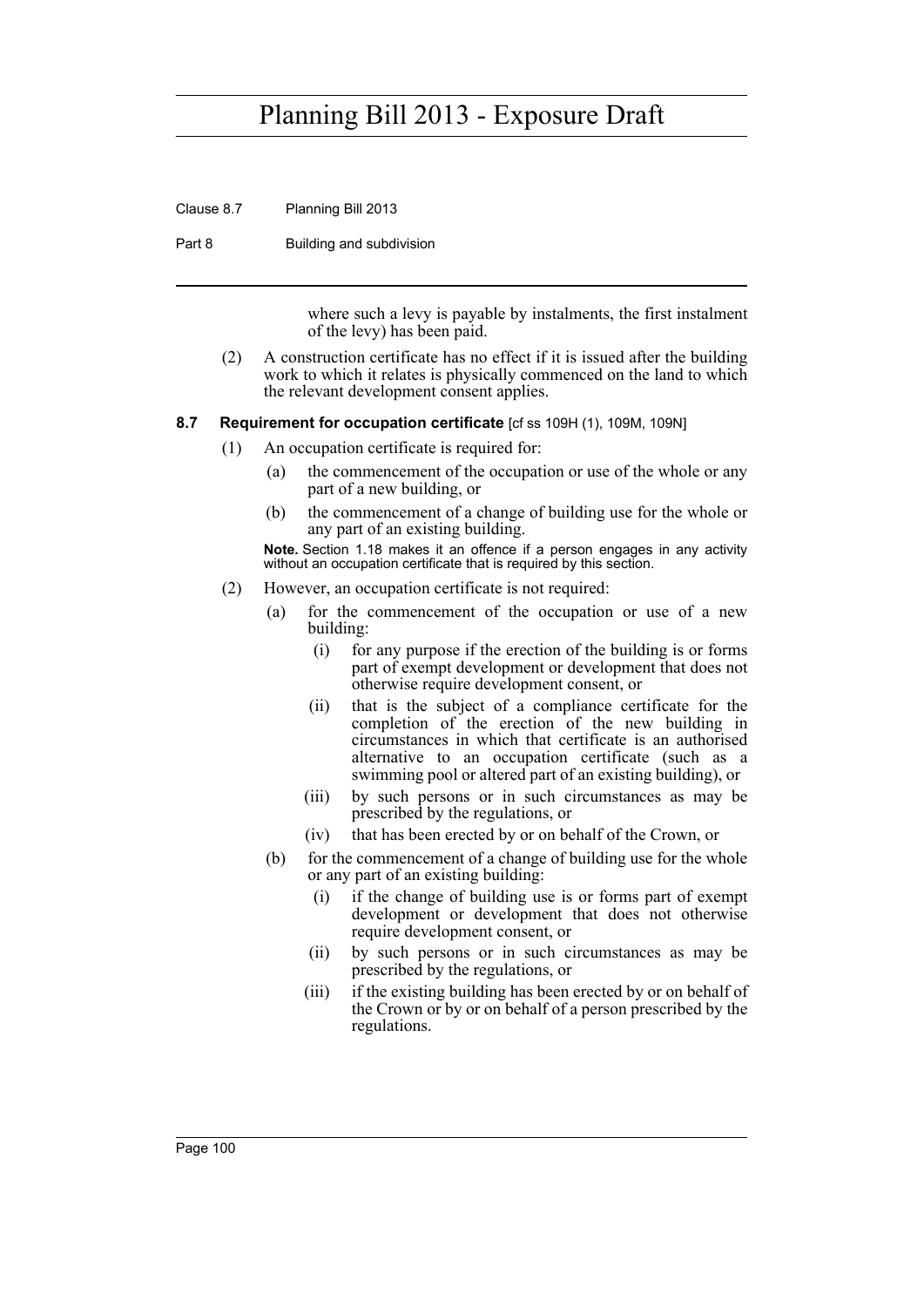where such a levy is payable by instalments, the first instalment of the levy) has been paid.

(2) A construction certificate has no effect if it is issued after the building work to which it relates is physically commenced on the land to which the relevant development consent applies.

**8.7 Requirement for occupation certificate** [cf ss 109H (1), 109M, 109N]

(1) An occupation certificate is required for:

(a) the commencement of the occupation or use of the whole or any part of a new building, or

(b) the commencement of a change of building use for the whole or any part of an existing building.

**Note.** Section 1.18 makes it an offence if a person engages in any activity without an occupation certificate that is required by this section.

(2) However, an occupation certificate is not required:

(a) for the commencement of the occupation or use of a new building:

(i) for any purpose if the erection of the building is or forms part of exempt development or development that does not otherwise require development consent, or

(ii) that is the subject of a compliance certificate for the completion of the erection of the new building in circumstances in which that certificate is an authorised alternative to an occupation certificate (such as a swimming pool or altered part of an existing building), or

(iii) by such persons or in such circumstances as may be prescribed by the regulations, or

(iv) that has been erected by or on behalf of the Crown, or

(b) for the commencement of a change of building use for the whole or any part of an existing building:

(i) if the change of building use is or forms part of exempt development or development that does not otherwise require development consent, or

(ii) by such persons or in such circumstances as may be prescribed by the regulations, or

(iii) if the existing building has been erected by or on behalf of the Crown or by or on behalf of a person prescribed by the regulations.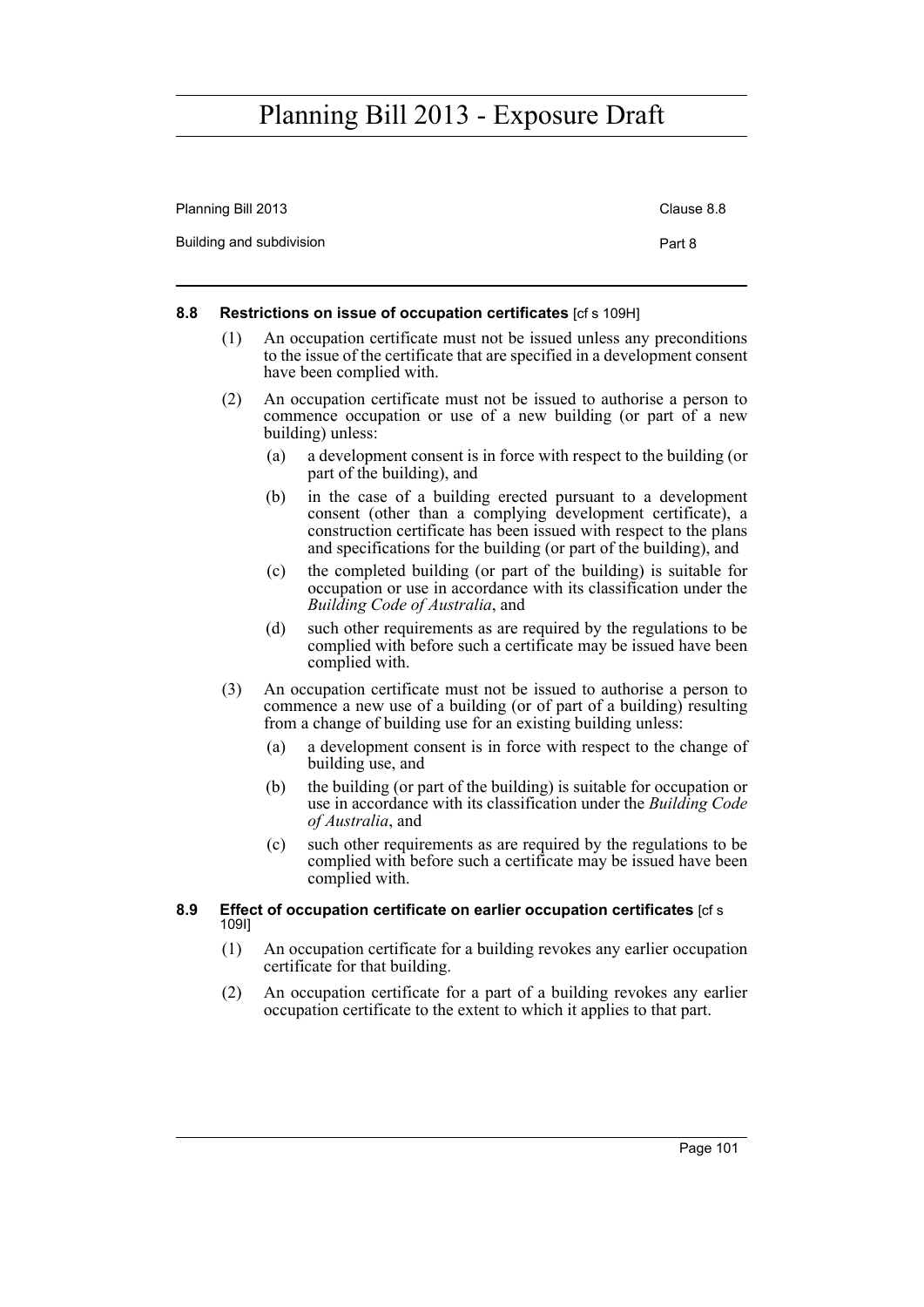### 8.8 Restrictions on issue of occupation certificates [cf s 109H]

(1) An occupation certificate must not be issued unless any preconditions to the issue of the certificate that are specified in a development consent have been complied with.

(2) An occupation certificate must not be issued to authorise a person to commence occupation or use of a new building (or part of a new building) unless:

(a) a development consent is in force with respect to the building (or part of the building), and

(b) in the case of a building erected pursuant to a development consent (other than a complying development certificate), a construction certificate has been issued with respect to the plans and specifications for the building (or part of the building), and

(c) the completed building (or part of the building) is suitable for occupation or use in accordance with its classification under the *Building Code of Australia*, and

(d) such other requirements as are required by the regulations to be complied with before such a certificate may be issued have been complied with.

(3) An occupation certificate must not be issued to authorise a person to commence a new use of a building (or of part of a building) resulting from a change of building use for an existing building unless:

(a) a development consent is in force with respect to the change of building use, and

(b) the building (or part of the building) is suitable for occupation or use in accordance with its classification under the *Building Code of Australia*, and

(c) such other requirements as are required by the regulations to be complied with before such a certificate may be issued have been complied with.

### 8.9 Effect of occupation certificate on earlier occupation certificates [cf s 109I]

(1) An occupation certificate for a building revokes any earlier occupation certificate for that building.

(2) An occupation certificate for a part of a building revokes any earlier occupation certificate to the extent to which it applies to that part.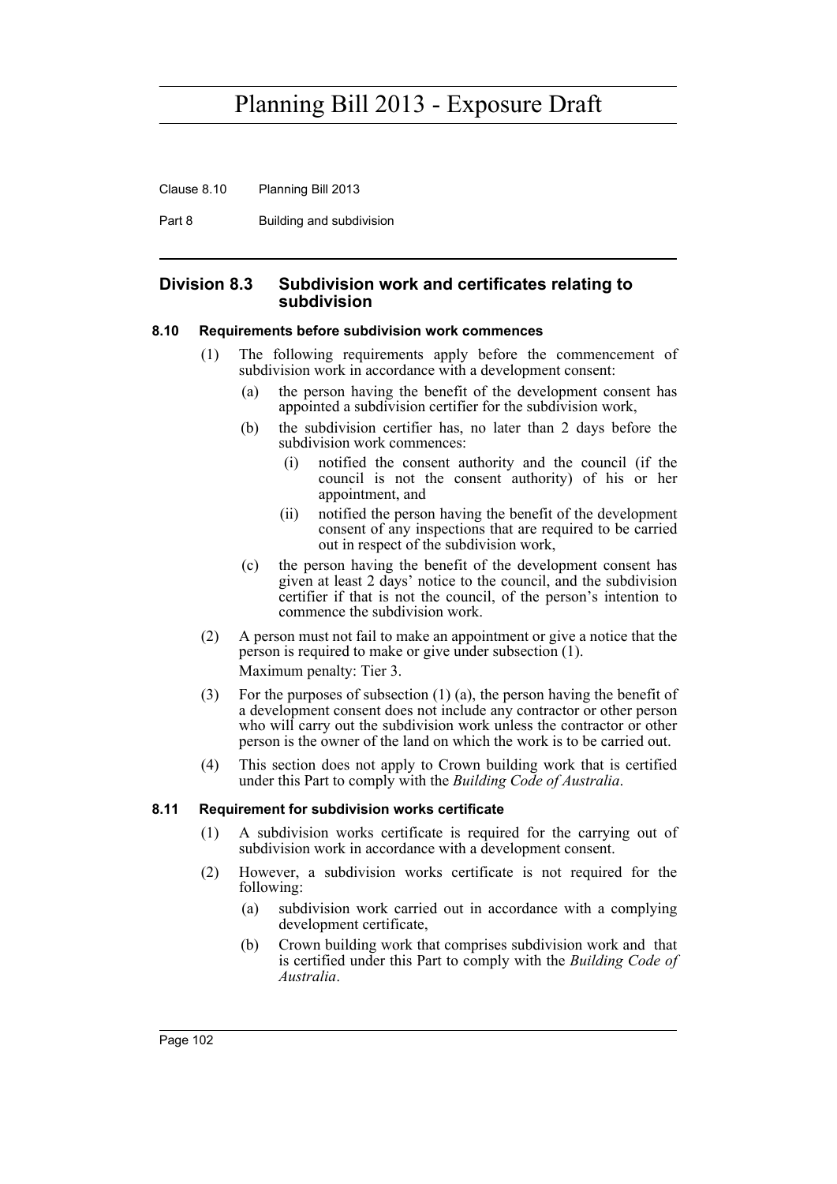## Division 8.3 Subdivision work and certificates relating to subdivision

### 8.10 Requirements before subdivision work commences

(1) The following requirements apply before the commencement of subdivision work in accordance with a development consent:

  (a) the person having the benefit of the development consent has appointed a subdivision certifier for the subdivision work,

  (b) the subdivision certifier has, no later than 2 days before the subdivision work commences:

    (i) notified the consent authority and the council (if the council is not the consent authority) of his or her appointment, and

    (ii) notified the person having the benefit of the development consent of any inspections that are required to be carried out in respect of the subdivision work,

  (c) the person having the benefit of the development consent has given at least 2 days' notice to the council, and the subdivision certifier if that is not the council, of the person's intention to commence the subdivision work.

(2) A person must not fail to make an appointment or give a notice that the person is required to make or give under subsection (1).

Maximum penalty: Tier 3.

(3) For the purposes of subsection (1) (a), the person having the benefit of a development consent does not include any contractor or other person who will carry out the subdivision work unless the contractor or other person is the owner of the land on which the work is to be carried out.

(4) This section does not apply to Crown building work that is certified under this Part to comply with the *Building Code of Australia*.

### 8.11 Requirement for subdivision works certificate

(1) A subdivision works certificate is required for the carrying out of subdivision work in accordance with a development consent.

(2) However, a subdivision works certificate is not required for the following:

  (a) subdivision work carried out in accordance with a complying development certificate,

  (b) Crown building work that comprises subdivision work and that is certified under this Part to comply with the *Building Code of Australia*.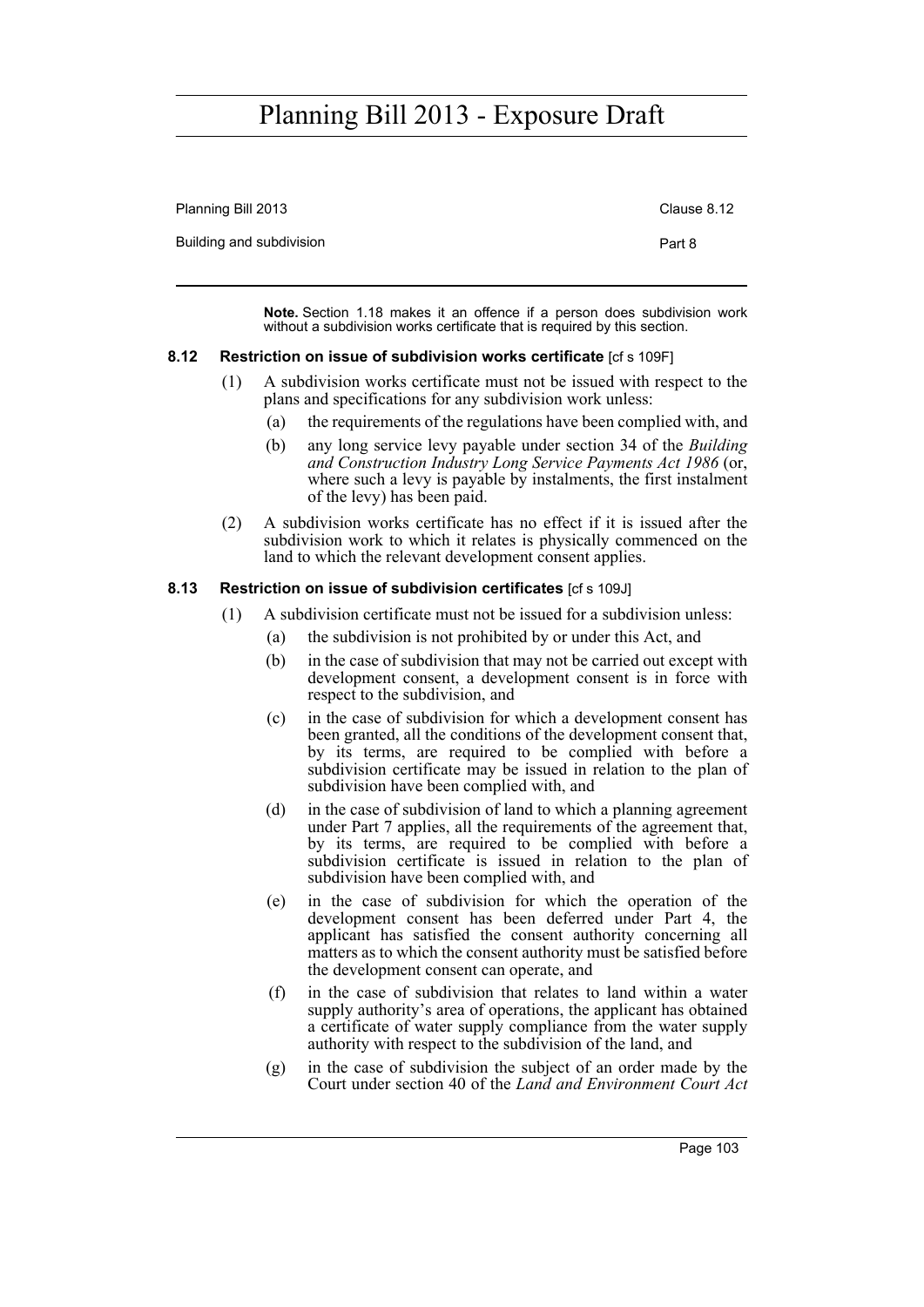**Note.** Section 1.18 makes it an offence if a person does subdivision work without a subdivision works certificate that is required by this section.

### 8.12 Restriction on issue of subdivision works certificate [cf s 109F]

(1) A subdivision works certificate must not be issued with respect to the plans and specifications for any subdivision work unless:

(a) the requirements of the regulations have been complied with, and

(b) any long service levy payable under section 34 of the *Building and Construction Industry Long Service Payments Act 1986* (or, where such a levy is payable by instalments, the first instalment of the levy) has been paid.

(2) A subdivision works certificate has no effect if it is issued after the subdivision work to which it relates is physically commenced on the land to which the relevant development consent applies.

### 8.13 Restriction on issue of subdivision certificates [cf s 109J]

(1) A subdivision certificate must not be issued for a subdivision unless:

(a) the subdivision is not prohibited by or under this Act, and

(b) in the case of subdivision that may not be carried out except with development consent, a development consent is in force with respect to the subdivision, and

(c) in the case of subdivision for which a development consent has been granted, all the conditions of the development consent that, by its terms, are required to be complied with before a subdivision certificate may be issued in relation to the plan of subdivision have been complied with, and

(d) in the case of subdivision of land to which a planning agreement under Part 7 applies, all the requirements of the agreement that, by its terms, are required to be complied with before a subdivision certificate is issued in relation to the plan of subdivision have been complied with, and

(e) in the case of subdivision for which the operation of the development consent has been deferred under Part 4, the applicant has satisfied the consent authority concerning all matters as to which the consent authority must be satisfied before the development consent can operate, and

(f) in the case of subdivision that relates to land within a water supply authority's area of operations, the applicant has obtained a certificate of water supply compliance from the water supply authority with respect to the subdivision of the land, and

(g) in the case of subdivision the subject of an order made by the Court under section 40 of the *Land and Environment Court Act*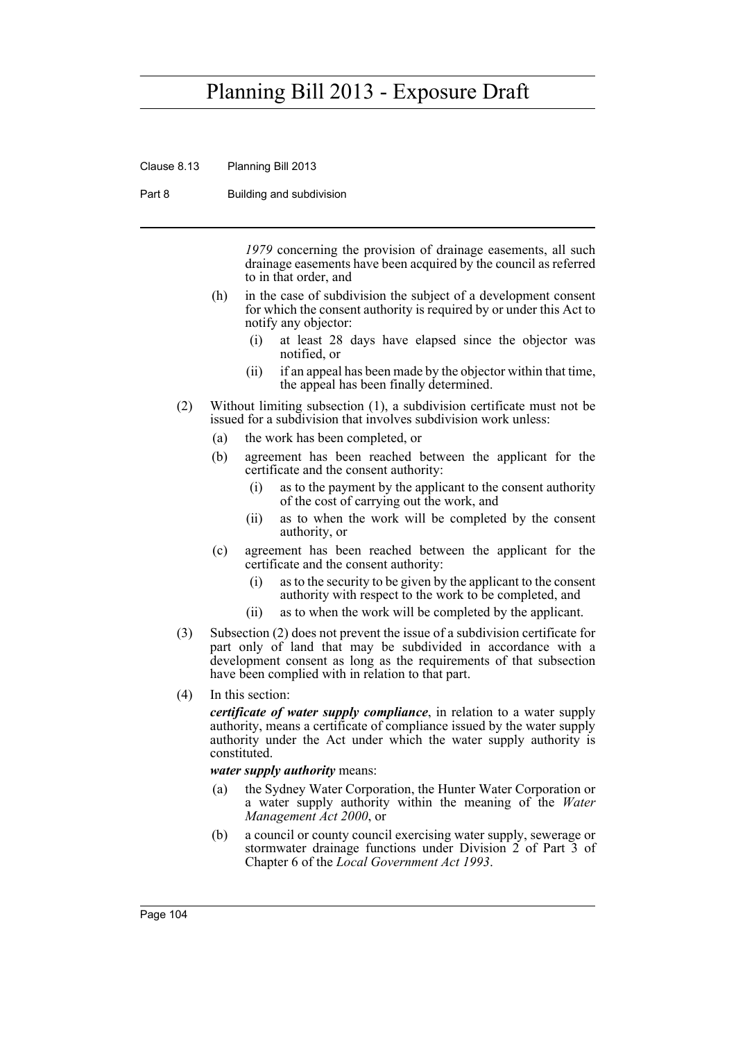*1979* concerning the provision of drainage easements, all such drainage easements have been acquired by the council as referred to in that order, and

(h) in the case of subdivision the subject of a development consent for which the consent authority is required by or under this Act to notify any objector:

(i) at least 28 days have elapsed since the objector was notified, or

(ii) if an appeal has been made by the objector within that time, the appeal has been finally determined.

(2) Without limiting subsection (1), a subdivision certificate must not be issued for a subdivision that involves subdivision work unless:

(a) the work has been completed, or

(b) agreement has been reached between the applicant for the certificate and the consent authority:

(i) as to the payment by the applicant to the consent authority of the cost of carrying out the work, and

(ii) as to when the work will be completed by the consent authority, or

(c) agreement has been reached between the applicant for the certificate and the consent authority:

(i) as to the security to be given by the applicant to the consent authority with respect to the work to be completed, and

(ii) as to when the work will be completed by the applicant.

(3) Subsection (2) does not prevent the issue of a subdivision certificate for part only of land that may be subdivided in accordance with a development consent as long as the requirements of that subsection have been complied with in relation to that part.

(4) In this section:

***certificate of water supply compliance***, in relation to a water supply authority, means a certificate of compliance issued by the water supply authority under the Act under which the water supply authority is constituted.

***water supply authority*** means:

(a) the Sydney Water Corporation, the Hunter Water Corporation or a water supply authority within the meaning of the *Water Management Act 2000*, or

(b) a council or county council exercising water supply, sewerage or stormwater drainage functions under Division 2 of Part 3 of Chapter 6 of the *Local Government Act 1993*.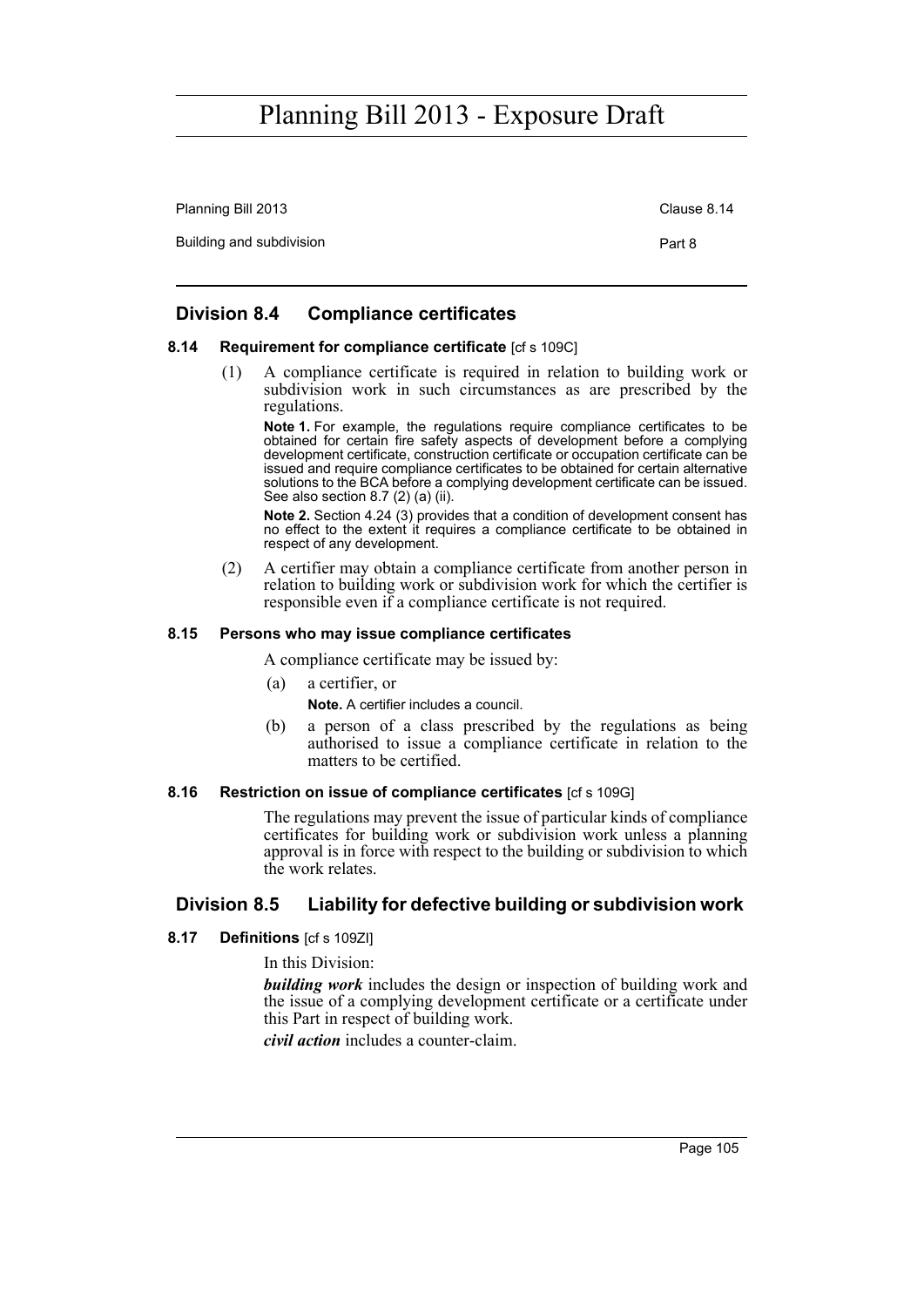## Division 8.4 Compliance certificates

### 8.14 Requirement for compliance certificate [cf s 109C]

(1) A compliance certificate is required in relation to building work or subdivision work in such circumstances as are prescribed by the regulations.

**Note 1.** For example, the regulations require compliance certificates to be obtained for certain fire safety aspects of development before a complying development certificate, construction certificate or occupation certificate can be issued and require compliance certificates to be obtained for certain alternative solutions to the BCA before a complying development certificate can be issued. See also section 8.7 (2) (a) (ii).

**Note 2.** Section 4.24 (3) provides that a condition of development consent has no effect to the extent it requires a compliance certificate to be obtained in respect of any development.

(2) A certifier may obtain a compliance certificate from another person in relation to building work or subdivision work for which the certifier is responsible even if a compliance certificate is not required.

### 8.15 Persons who may issue compliance certificates

A compliance certificate may be issued by:

(a) a certifier, or

**Note.** A certifier includes a council.

(b) a person of a class prescribed by the regulations as being authorised to issue a compliance certificate in relation to the matters to be certified.

### 8.16 Restriction on issue of compliance certificates [cf s 109G]

The regulations may prevent the issue of particular kinds of compliance certificates for building work or subdivision work unless a planning approval is in force with respect to the building or subdivision to which the work relates.

## Division 8.5 Liability for defective building or subdivision work

### 8.17 Definitions [cf s 109ZI]

In this Division:

***building work*** includes the design or inspection of building work and the issue of a complying development certificate or a certificate under this Part in respect of building work.

***civil action*** includes a counter-claim.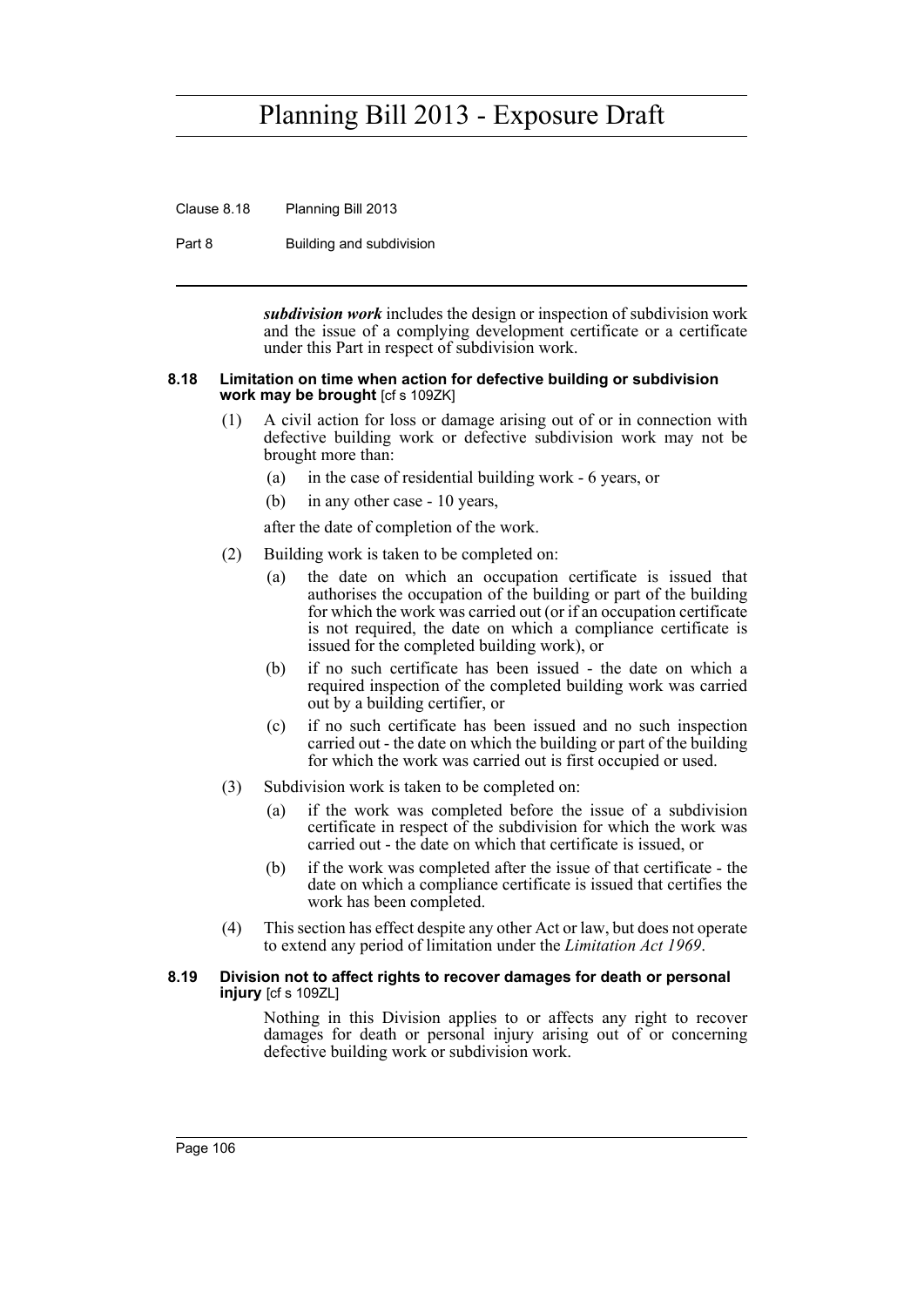***subdivision work*** includes the design or inspection of subdivision work and the issue of a complying development certificate or a certificate under this Part in respect of subdivision work.

#### 8.18 Limitation on time when action for defective building or subdivision work may be brought [cf s 109ZK]

(1) A civil action for loss or damage arising out of or in connection with defective building work or defective subdivision work may not be brought more than:

(a) in the case of residential building work - 6 years, or

(b) in any other case - 10 years,

after the date of completion of the work.

(2) Building work is taken to be completed on:

(a) the date on which an occupation certificate is issued that authorises the occupation of the building or part of the building for which the work was carried out (or if an occupation certificate is not required, the date on which a compliance certificate is issued for the completed building work), or

(b) if no such certificate has been issued - the date on which a required inspection of the completed building work was carried out by a building certifier, or

(c) if no such certificate has been issued and no such inspection carried out - the date on which the building or part of the building for which the work was carried out is first occupied or used.

(3) Subdivision work is taken to be completed on:

(a) if the work was completed before the issue of a subdivision certificate in respect of the subdivision for which the work was carried out - the date on which that certificate is issued, or

(b) if the work was completed after the issue of that certificate - the date on which a compliance certificate is issued that certifies the work has been completed.

(4) This section has effect despite any other Act or law, but does not operate to extend any period of limitation under the *Limitation Act 1969*.

#### 8.19 Division not to affect rights to recover damages for death or personal injury [cf s 109ZL]

Nothing in this Division applies to or affects any right to recover damages for death or personal injury arising out of or concerning defective building work or subdivision work.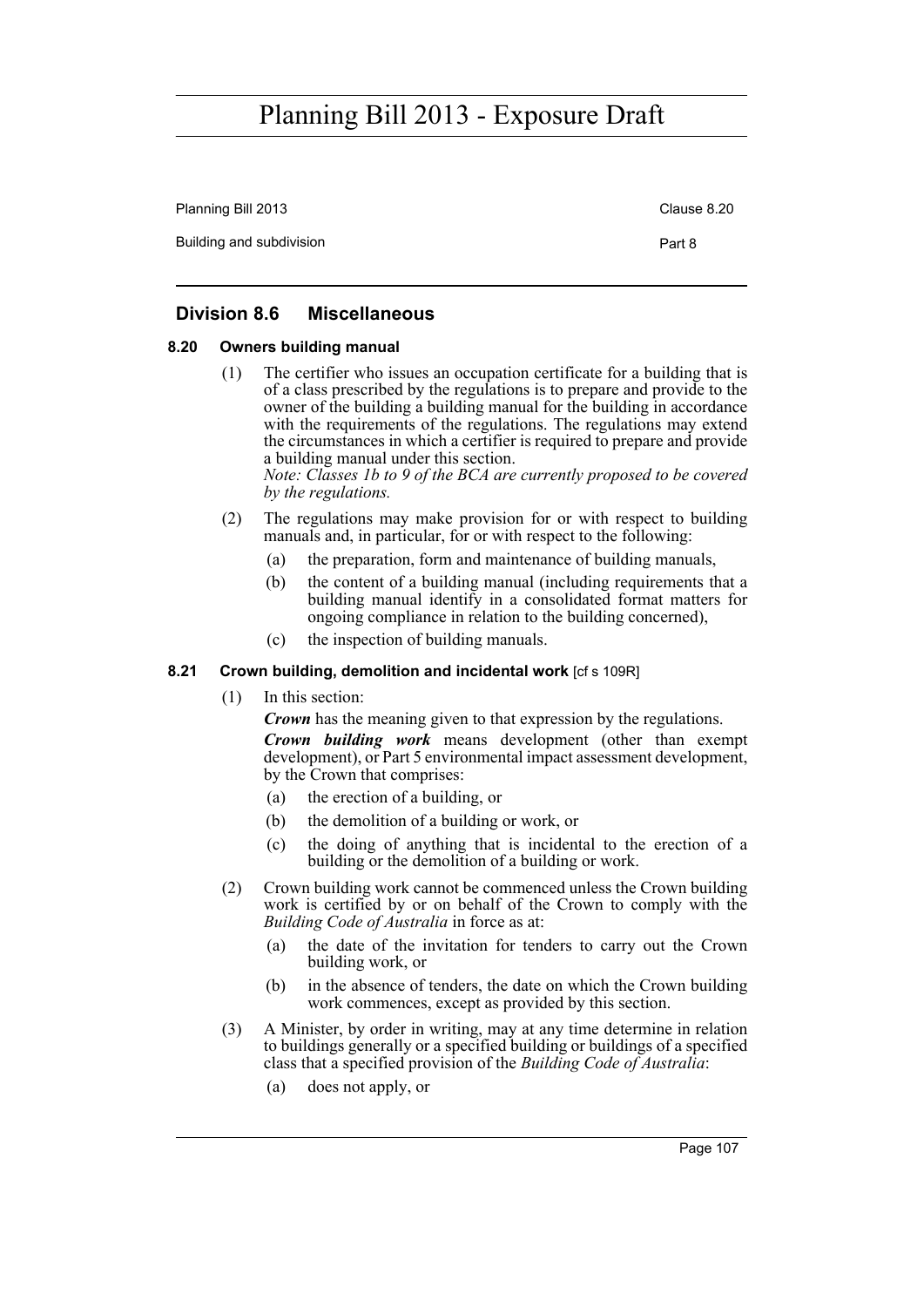## Division 8.6 Miscellaneous

### 8.20 Owners building manual

(1) The certifier who issues an occupation certificate for a building that is of a class prescribed by the regulations is to prepare and provide to the owner of the building a building manual for the building in accordance with the requirements of the regulations. The regulations may extend the circumstances in which a certifier is required to prepare and provide a building manual under this section.

*Note: Classes 1b to 9 of the BCA are currently proposed to be covered by the regulations.*

(2) The regulations may make provision for or with respect to building manuals and, in particular, for or with respect to the following:

- (a) the preparation, form and maintenance of building manuals,
- (b) the content of a building manual (including requirements that a building manual identify in a consolidated format matters for ongoing compliance in relation to the building concerned),
- (c) the inspection of building manuals.

### 8.21 Crown building, demolition and incidental work [cf s 109R]

(1) In this section:

***Crown*** has the meaning given to that expression by the regulations.

***Crown building work*** means development (other than exempt development), or Part 5 environmental impact assessment development, by the Crown that comprises:

- (a) the erection of a building, or
- (b) the demolition of a building or work, or
- (c) the doing of anything that is incidental to the erection of a building or the demolition of a building or work.

(2) Crown building work cannot be commenced unless the Crown building work is certified by or on behalf of the Crown to comply with the *Building Code of Australia* in force as at:

- (a) the date of the invitation for tenders to carry out the Crown building work, or
- (b) in the absence of tenders, the date on which the Crown building work commences, except as provided by this section.

(3) A Minister, by order in writing, may at any time determine in relation to buildings generally or a specified building or buildings of a specified class that a specified provision of the *Building Code of Australia*:

- (a) does not apply, or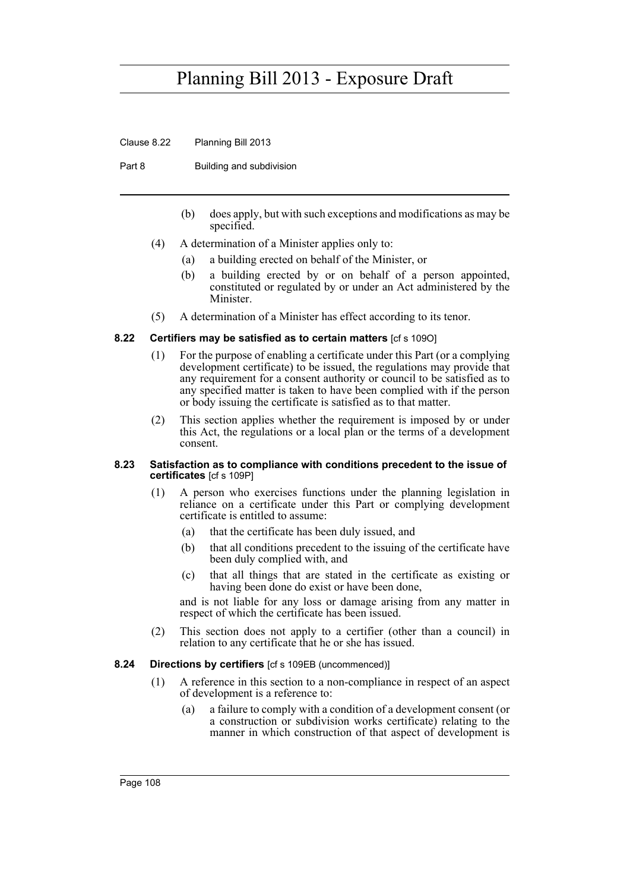(b) does apply, but with such exceptions and modifications as may be specified.

(4) A determination of a Minister applies only to:

(a) a building erected on behalf of the Minister, or

(b) a building erected by or on behalf of a person appointed, constituted or regulated by or under an Act administered by the Minister.

(5) A determination of a Minister has effect according to its tenor.

### 8.22 Certifiers may be satisfied as to certain matters [cf s 109O]

(1) For the purpose of enabling a certificate under this Part (or a complying development certificate) to be issued, the regulations may provide that any requirement for a consent authority or council to be satisfied as to any specified matter is taken to have been complied with if the person or body issuing the certificate is satisfied as to that matter.

(2) This section applies whether the requirement is imposed by or under this Act, the regulations or a local plan or the terms of a development consent.

### 8.23 Satisfaction as to compliance with conditions precedent to the issue of certificates [cf s 109P]

(1) A person who exercises functions under the planning legislation in reliance on a certificate under this Part or complying development certificate is entitled to assume:

(a) that the certificate has been duly issued, and

(b) that all conditions precedent to the issuing of the certificate have been duly complied with, and

(c) that all things that are stated in the certificate as existing or having been done do exist or have been done,

and is not liable for any loss or damage arising from any matter in respect of which the certificate has been issued.

(2) This section does not apply to a certifier (other than a council) in relation to any certificate that he or she has issued.

### 8.24 Directions by certifiers [cf s 109EB (uncommenced)]

(1) A reference in this section to a non-compliance in respect of an aspect of development is a reference to:

(a) a failure to comply with a condition of a development consent (or a construction or subdivision works certificate) relating to the manner in which construction of that aspect of development is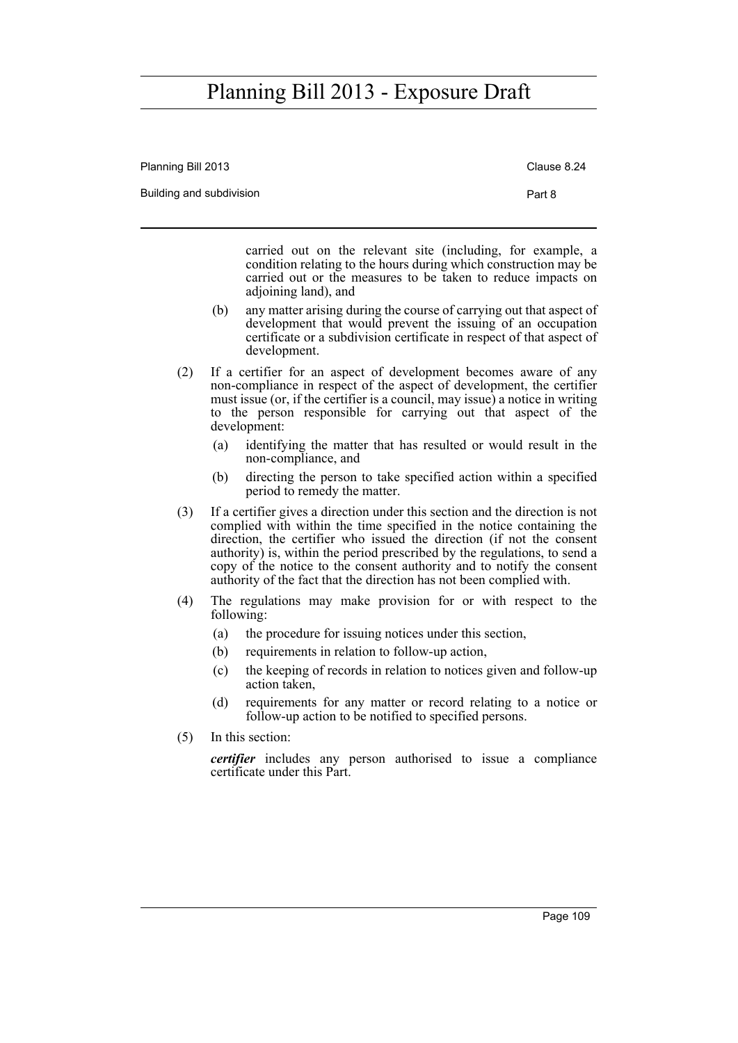carried out on the relevant site (including, for example, a condition relating to the hours during which construction may be carried out or the measures to be taken to reduce impacts on adjoining land), and

(b) any matter arising during the course of carrying out that aspect of development that would prevent the issuing of an occupation certificate or a subdivision certificate in respect of that aspect of development.

(2) If a certifier for an aspect of development becomes aware of any non-compliance in respect of the aspect of development, the certifier must issue (or, if the certifier is a council, may issue) a notice in writing to the person responsible for carrying out that aspect of the development:

(a) identifying the matter that has resulted or would result in the non-compliance, and

(b) directing the person to take specified action within a specified period to remedy the matter.

(3) If a certifier gives a direction under this section and the direction is not complied with within the time specified in the notice containing the direction, the certifier who issued the direction (if not the consent authority) is, within the period prescribed by the regulations, to send a copy of the notice to the consent authority and to notify the consent authority of the fact that the direction has not been complied with.

(4) The regulations may make provision for or with respect to the following:

(a) the procedure for issuing notices under this section,

(b) requirements in relation to follow-up action,

(c) the keeping of records in relation to notices given and follow-up action taken,

(d) requirements for any matter or record relating to a notice or follow-up action to be notified to specified persons.

(5) In this section:

***certifier*** includes any person authorised to issue a compliance certificate under this Part.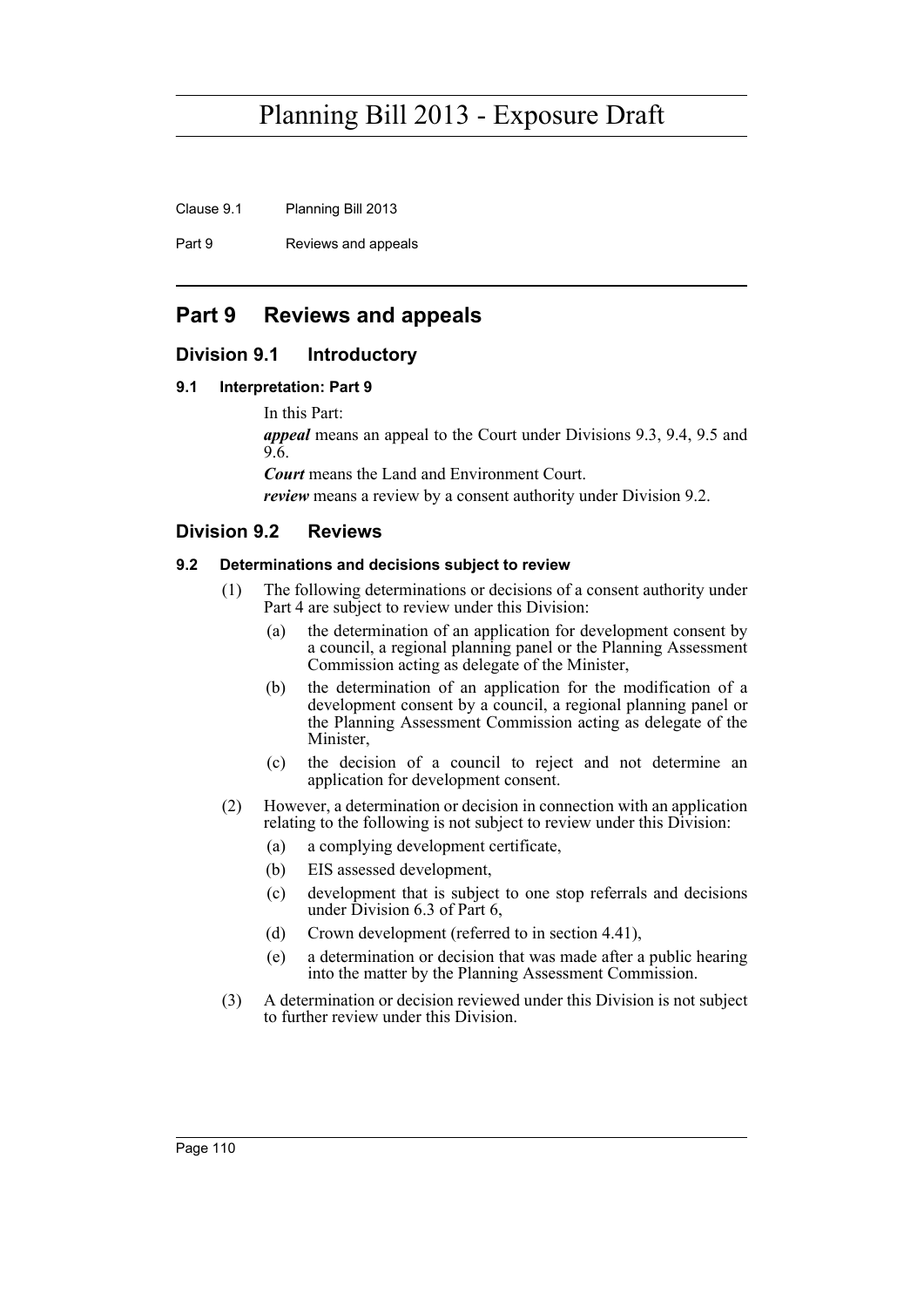## Part 9 Reviews and appeals

### Division 9.1 Introductory

#### 9.1 Interpretation: Part 9

In this Part:

***appeal*** means an appeal to the Court under Divisions 9.3, 9.4, 9.5 and 9.6.

***Court*** means the Land and Environment Court.

***review*** means a review by a consent authority under Division 9.2.

### Division 9.2 Reviews

#### 9.2 Determinations and decisions subject to review

(1) The following determinations or decisions of a consent authority under Part 4 are subject to review under this Division:

- (a) the determination of an application for development consent by a council, a regional planning panel or the Planning Assessment Commission acting as delegate of the Minister,
- (b) the determination of an application for the modification of a development consent by a council, a regional planning panel or the Planning Assessment Commission acting as delegate of the Minister,
- (c) the decision of a council to reject and not determine an application for development consent.

(2) However, a determination or decision in connection with an application relating to the following is not subject to review under this Division:

- (a) a complying development certificate,
- (b) EIS assessed development,
- (c) development that is subject to one stop referrals and decisions under Division 6.3 of Part 6,
- (d) Crown development (referred to in section 4.41),
- (e) a determination or decision that was made after a public hearing into the matter by the Planning Assessment Commission.

(3) A determination or decision reviewed under this Division is not subject to further review under this Division.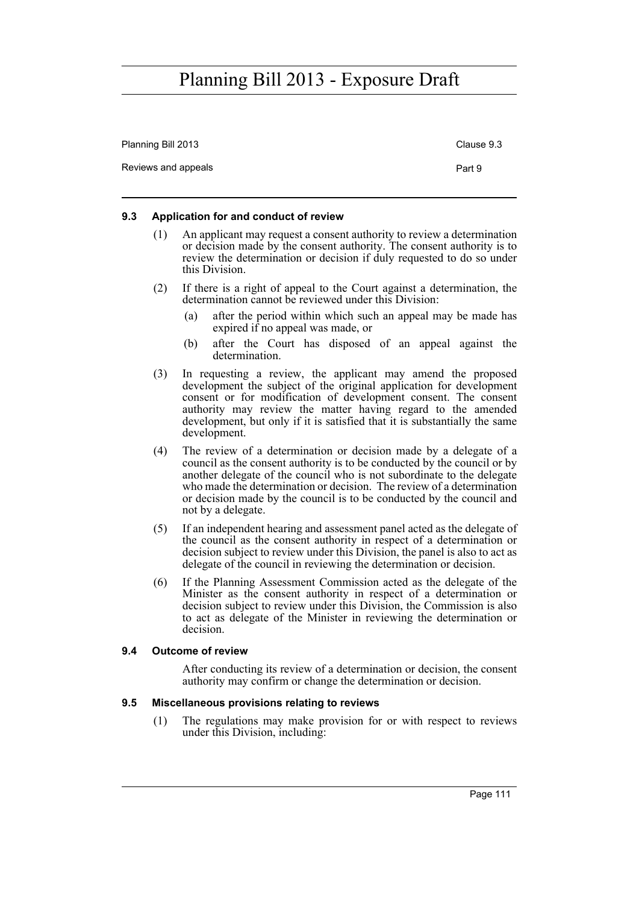### 9.3 Application for and conduct of review

(1) An applicant may request a consent authority to review a determination or decision made by the consent authority. The consent authority is to review the determination or decision if duly requested to do so under this Division.

(2) If there is a right of appeal to the Court against a determination, the determination cannot be reviewed under this Division:

- (a) after the period within which such an appeal may be made has expired if no appeal was made, or
- (b) after the Court has disposed of an appeal against the determination.

(3) In requesting a review, the applicant may amend the proposed development the subject of the original application for development consent or for modification of development consent. The consent authority may review the matter having regard to the amended development, but only if it is satisfied that it is substantially the same development.

(4) The review of a determination or decision made by a delegate of a council as the consent authority is to be conducted by the council or by another delegate of the council who is not subordinate to the delegate who made the determination or decision. The review of a determination or decision made by the council is to be conducted by the council and not by a delegate.

(5) If an independent hearing and assessment panel acted as the delegate of the council as the consent authority in respect of a determination or decision subject to review under this Division, the panel is also to act as delegate of the council in reviewing the determination or decision.

(6) If the Planning Assessment Commission acted as the delegate of the Minister as the consent authority in respect of a determination or decision subject to review under this Division, the Commission is also to act as delegate of the Minister in reviewing the determination or decision.

### 9.4 Outcome of review

After conducting its review of a determination or decision, the consent authority may confirm or change the determination or decision.

### 9.5 Miscellaneous provisions relating to reviews

(1) The regulations may make provision for or with respect to reviews under this Division, including: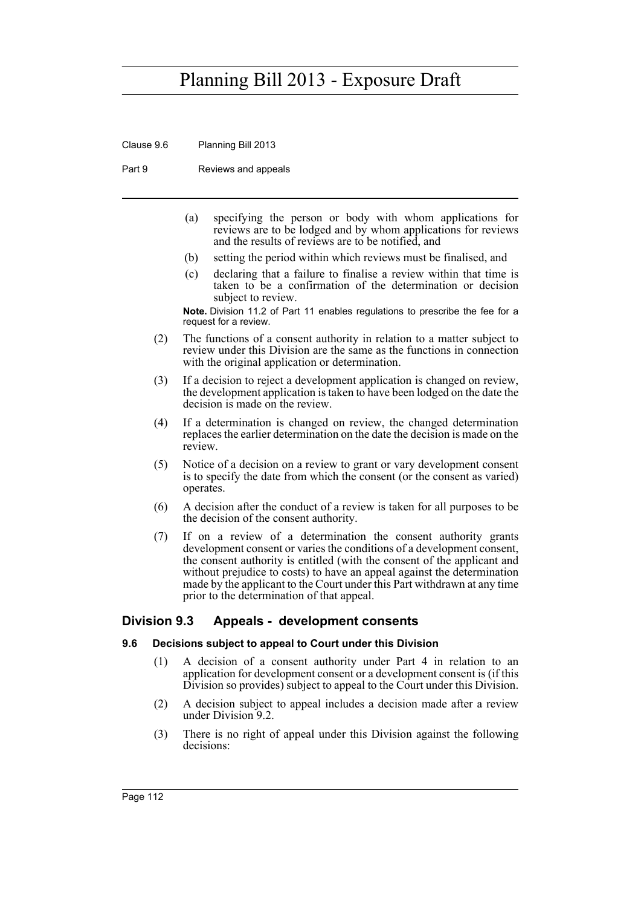(a) specifying the person or body with whom applications for reviews are to be lodged and by whom applications for reviews and the results of reviews are to be notified, and

(b) setting the period within which reviews must be finalised, and

(c) declaring that a failure to finalise a review within that time is taken to be a confirmation of the determination or decision subject to review.

**Note.** Division 11.2 of Part 11 enables regulations to prescribe the fee for a request for a review.

(2) The functions of a consent authority in relation to a matter subject to review under this Division are the same as the functions in connection with the original application or determination.

(3) If a decision to reject a development application is changed on review, the development application is taken to have been lodged on the date the decision is made on the review.

(4) If a determination is changed on review, the changed determination replaces the earlier determination on the date the decision is made on the review.

(5) Notice of a decision on a review to grant or vary development consent is to specify the date from which the consent (or the consent as varied) operates.

(6) A decision after the conduct of a review is taken for all purposes to be the decision of the consent authority.

(7) If on a review of a determination the consent authority grants development consent or varies the conditions of a development consent, the consent authority is entitled (with the consent of the applicant and without prejudice to costs) to have an appeal against the determination made by the applicant to the Court under this Part withdrawn at any time prior to the determination of that appeal.

## Division 9.3 Appeals - development consents

### 9.6 Decisions subject to appeal to Court under this Division

(1) A decision of a consent authority under Part 4 in relation to an application for development consent or a development consent is (if this Division so provides) subject to appeal to the Court under this Division.

(2) A decision subject to appeal includes a decision made after a review under Division 9.2.

(3) There is no right of appeal under this Division against the following decisions: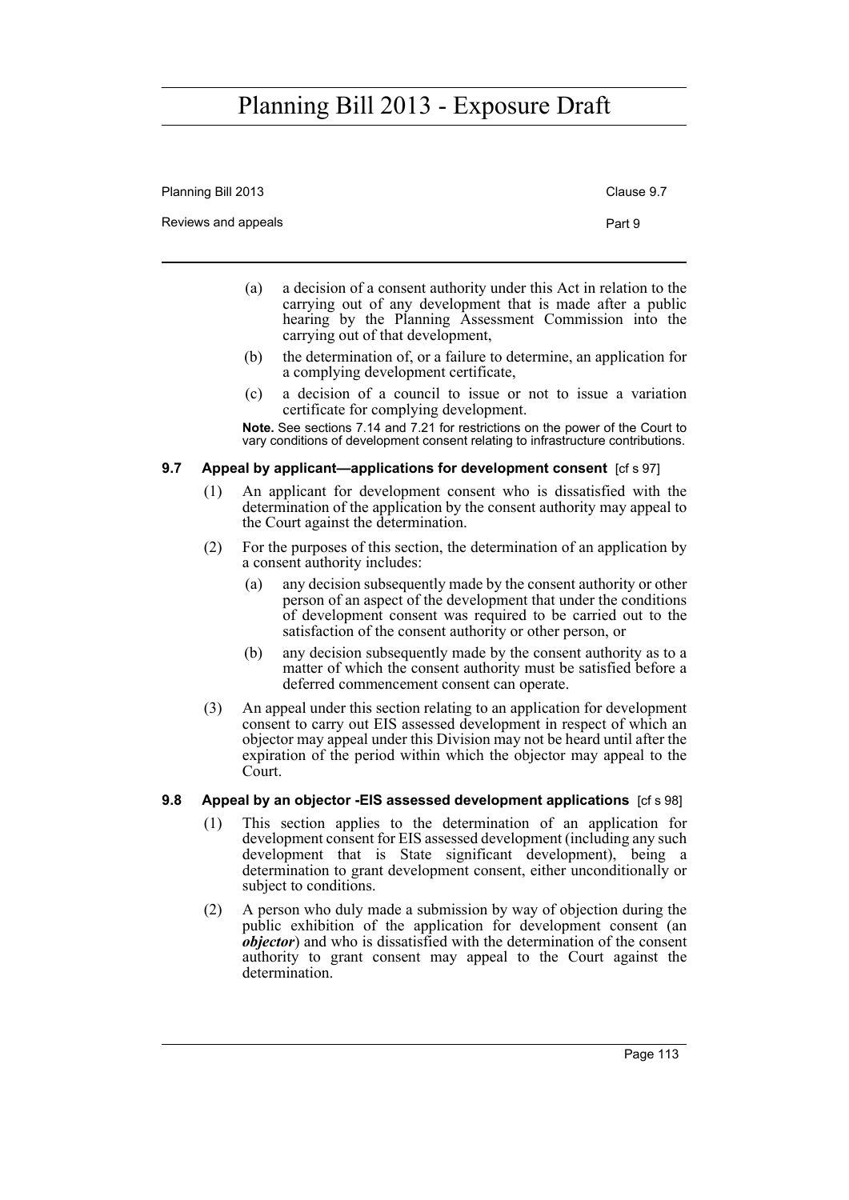(a) a decision of a consent authority under this Act in relation to the carrying out of any development that is made after a public hearing by the Planning Assessment Commission into the carrying out of that development,

(b) the determination of, or a failure to determine, an application for a complying development certificate,

(c) a decision of a council to issue or not to issue a variation certificate for complying development.

**Note.** See sections 7.14 and 7.21 for restrictions on the power of the Court to vary conditions of development consent relating to infrastructure contributions.

### 9.7 Appeal by applicant—applications for development consent [cf s 97]

(1) An applicant for development consent who is dissatisfied with the determination of the application by the consent authority may appeal to the Court against the determination.

(2) For the purposes of this section, the determination of an application by a consent authority includes:

(a) any decision subsequently made by the consent authority or other person of an aspect of the development that under the conditions of development consent was required to be carried out to the satisfaction of the consent authority or other person, or

(b) any decision subsequently made by the consent authority as to a matter of which the consent authority must be satisfied before a deferred commencement consent can operate.

(3) An appeal under this section relating to an application for development consent to carry out EIS assessed development in respect of which an objector may appeal under this Division may not be heard until after the expiration of the period within which the objector may appeal to the Court.

### 9.8 Appeal by an objector -EIS assessed development applications [cf s 98]

(1) This section applies to the determination of an application for development consent for EIS assessed development (including any such development that is State significant development), being a determination to grant development consent, either unconditionally or subject to conditions.

(2) A person who duly made a submission by way of objection during the public exhibition of the application for development consent (an ***objector***) and who is dissatisfied with the determination of the consent authority to grant consent may appeal to the Court against the determination.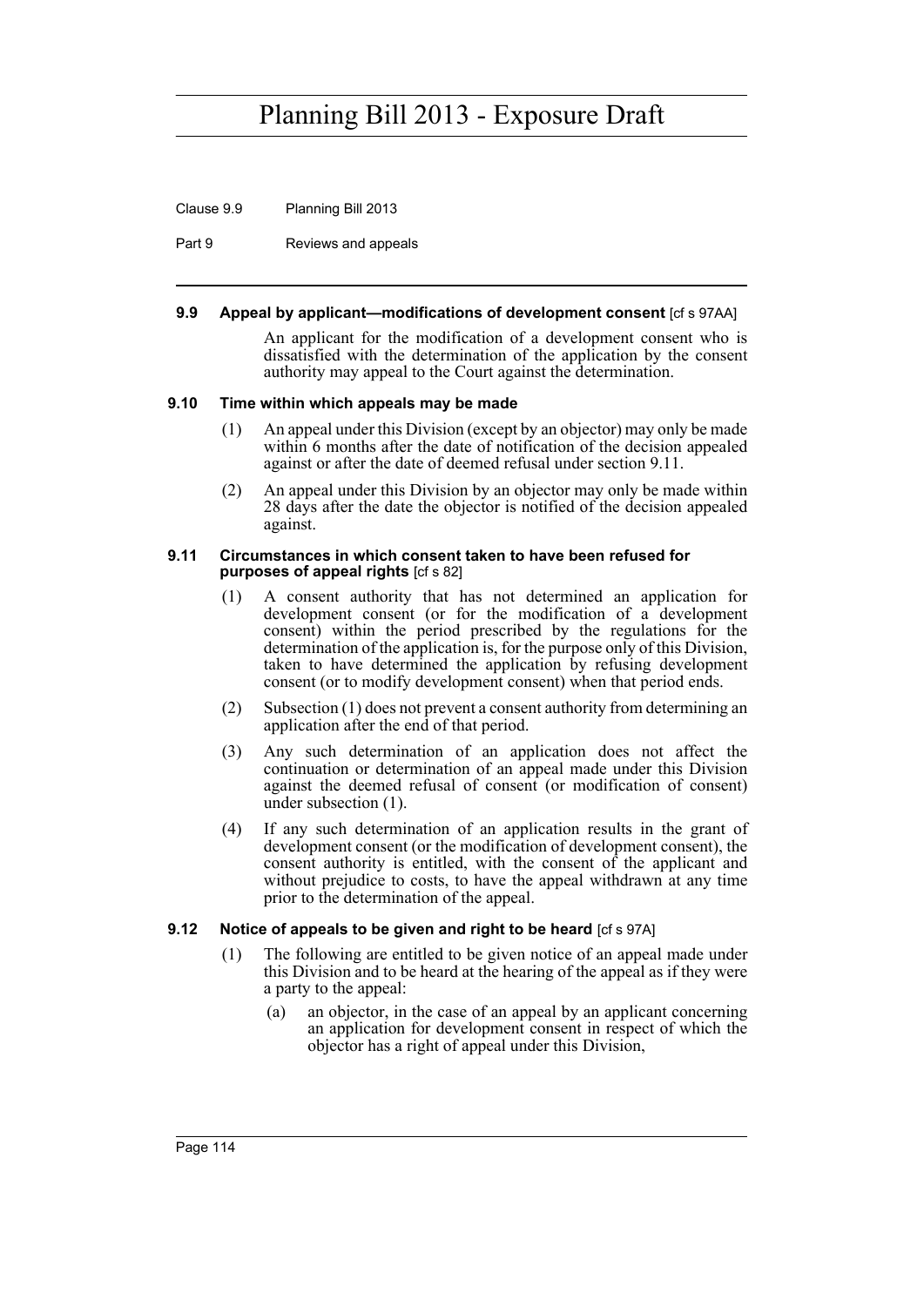#### 9.9 Appeal by applicant—modifications of development consent [cf s 97AA]

An applicant for the modification of a development consent who is dissatisfied with the determination of the application by the consent authority may appeal to the Court against the determination.

#### 9.10 Time within which appeals may be made

(1) An appeal under this Division (except by an objector) may only be made within 6 months after the date of notification of the decision appealed against or after the date of deemed refusal under section 9.11.

(2) An appeal under this Division by an objector may only be made within 28 days after the date the objector is notified of the decision appealed against.

#### 9.11 Circumstances in which consent taken to have been refused for purposes of appeal rights [cf s 82]

(1) A consent authority that has not determined an application for development consent (or for the modification of a development consent) within the period prescribed by the regulations for the determination of the application is, for the purpose only of this Division, taken to have determined the application by refusing development consent (or to modify development consent) when that period ends.

(2) Subsection (1) does not prevent a consent authority from determining an application after the end of that period.

(3) Any such determination of an application does not affect the continuation or determination of an appeal made under this Division against the deemed refusal of consent (or modification of consent) under subsection (1).

(4) If any such determination of an application results in the grant of development consent (or the modification of development consent), the consent authority is entitled, with the consent of the applicant and without prejudice to costs, to have the appeal withdrawn at any time prior to the determination of the appeal.

#### 9.12 Notice of appeals to be given and right to be heard [cf s 97A]

(1) The following are entitled to be given notice of an appeal made under this Division and to be heard at the hearing of the appeal as if they were a party to the appeal:

(a) an objector, in the case of an appeal by an applicant concerning an application for development consent in respect of which the objector has a right of appeal under this Division,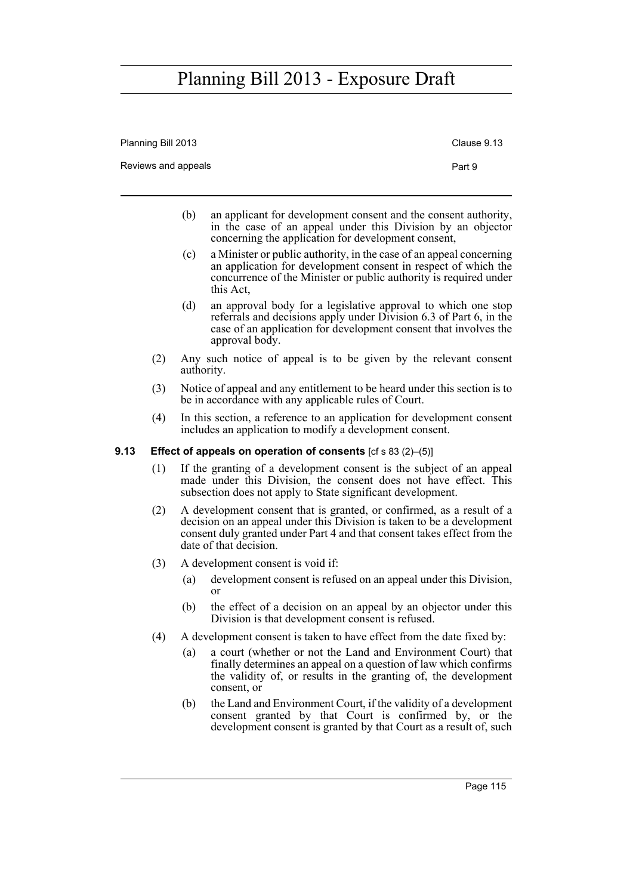(b) an applicant for development consent and the consent authority, in the case of an appeal under this Division by an objector concerning the application for development consent,

(c) a Minister or public authority, in the case of an appeal concerning an application for development consent in respect of which the concurrence of the Minister or public authority is required under this Act,

(d) an approval body for a legislative approval to which one stop referrals and decisions apply under Division 6.3 of Part 6, in the case of an application for development consent that involves the approval body.

(2) Any such notice of appeal is to be given by the relevant consent authority.

(3) Notice of appeal and any entitlement to be heard under this section is to be in accordance with any applicable rules of Court.

(4) In this section, a reference to an application for development consent includes an application to modify a development consent.

### 9.13 Effect of appeals on operation of consents [cf s 83 (2)–(5)]

(1) If the granting of a development consent is the subject of an appeal made under this Division, the consent does not have effect. This subsection does not apply to State significant development.

(2) A development consent that is granted, or confirmed, as a result of a decision on an appeal under this Division is taken to be a development consent duly granted under Part 4 and that consent takes effect from the date of that decision.

(3) A development consent is void if:

(a) development consent is refused on an appeal under this Division, or

(b) the effect of a decision on an appeal by an objector under this Division is that development consent is refused.

(4) A development consent is taken to have effect from the date fixed by:

(a) a court (whether or not the Land and Environment Court) that finally determines an appeal on a question of law which confirms the validity of, or results in the granting of, the development consent, or

(b) the Land and Environment Court, if the validity of a development consent granted by that Court is confirmed by, or the development consent is granted by that Court as a result of, such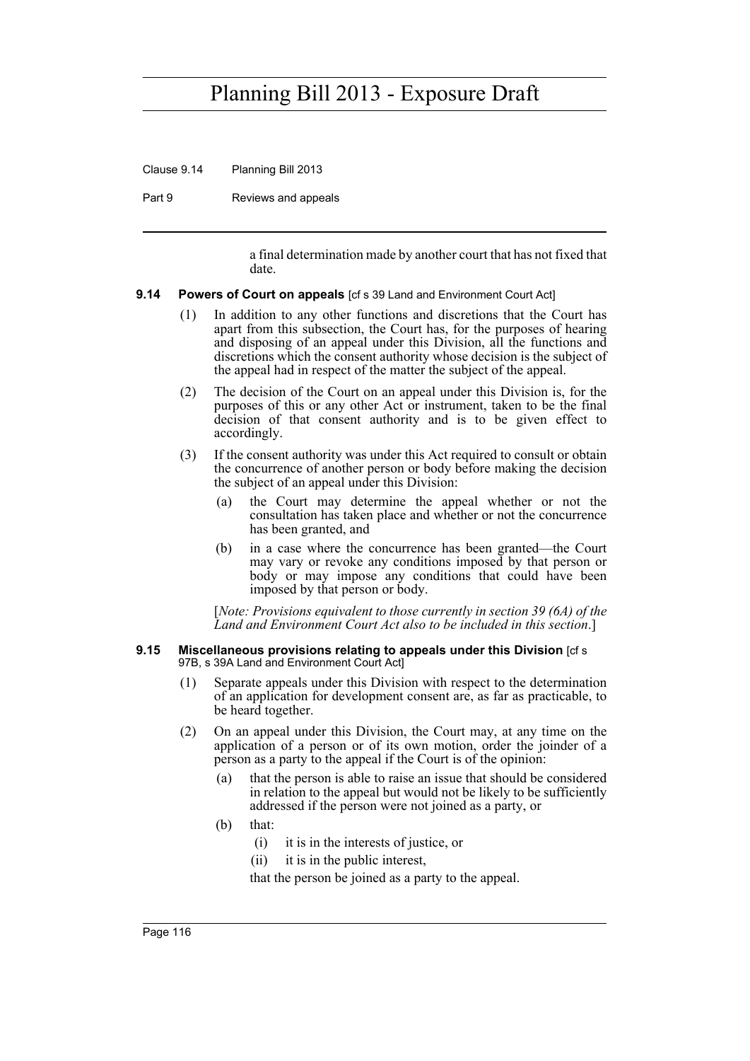a final determination made by another court that has not fixed that date.

### 9.14 Powers of Court on appeals [cf s 39 Land and Environment Court Act]

(1) In addition to any other functions and discretions that the Court has apart from this subsection, the Court has, for the purposes of hearing and disposing of an appeal under this Division, all the functions and discretions which the consent authority whose decision is the subject of the appeal had in respect of the matter the subject of the appeal.

(2) The decision of the Court on an appeal under this Division is, for the purposes of this or any other Act or instrument, taken to be the final decision of that consent authority and is to be given effect to accordingly.

(3) If the consent authority was under this Act required to consult or obtain the concurrence of another person or body before making the decision the subject of an appeal under this Division:

- (a) the Court may determine the appeal whether or not the consultation has taken place and whether or not the concurrence has been granted, and
- (b) in a case where the concurrence has been granted—the Court may vary or revoke any conditions imposed by that person or body or may impose any conditions that could have been imposed by that person or body.

[*Note: Provisions equivalent to those currently in section 39 (6A) of the Land and Environment Court Act also to be included in this section*.]

### 9.15 Miscellaneous provisions relating to appeals under this Division [cf s 97B, s 39A Land and Environment Court Act]

(1) Separate appeals under this Division with respect to the determination of an application for development consent are, as far as practicable, to be heard together.

(2) On an appeal under this Division, the Court may, at any time on the application of a person or of its own motion, order the joinder of a person as a party to the appeal if the Court is of the opinion:

- (a) that the person is able to raise an issue that should be considered in relation to the appeal but would not be likely to be sufficiently addressed if the person were not joined as a party, or
- (b) that:
  - (i) it is in the interests of justice, or
  - (ii) it is in the public interest,

  that the person be joined as a party to the appeal.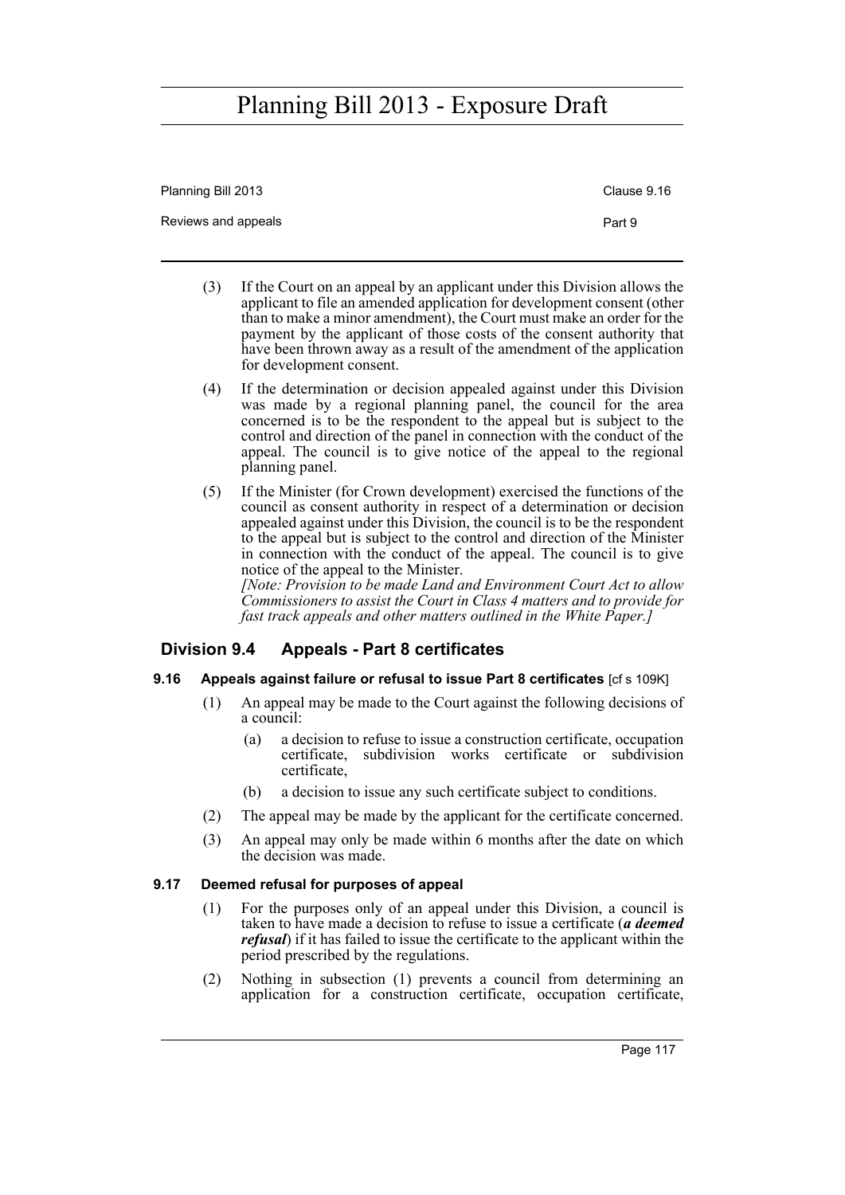(3) If the Court on an appeal by an applicant under this Division allows the applicant to file an amended application for development consent (other than to make a minor amendment), the Court must make an order for the payment by the applicant of those costs of the consent authority that have been thrown away as a result of the amendment of the application for development consent.

(4) If the determination or decision appealed against under this Division was made by a regional planning panel, the council for the area concerned is to be the respondent to the appeal but is subject to the control and direction of the panel in connection with the conduct of the appeal. The council is to give notice of the appeal to the regional planning panel.

(5) If the Minister (for Crown development) exercised the functions of the council as consent authority in respect of a determination or decision appealed against under this Division, the council is to be the respondent to the appeal but is subject to the control and direction of the Minister in connection with the conduct of the appeal. The council is to give notice of the appeal to the Minister.

*[Note: Provision to be made Land and Environment Court Act to allow Commissioners to assist the Court in Class 4 matters and to provide for fast track appeals and other matters outlined in the White Paper.]*

## Division 9.4 Appeals - Part 8 certificates

### 9.16 Appeals against failure or refusal to issue Part 8 certificates [cf s 109K]

(1) An appeal may be made to the Court against the following decisions of a council:

(a) a decision to refuse to issue a construction certificate, occupation certificate, subdivision works certificate or subdivision certificate,

(b) a decision to issue any such certificate subject to conditions.

(2) The appeal may be made by the applicant for the certificate concerned.

(3) An appeal may only be made within 6 months after the date on which the decision was made.

### 9.17 Deemed refusal for purposes of appeal

(1) For the purposes only of an appeal under this Division, a council is taken to have made a decision to refuse to issue a certificate (***a deemed refusal***) if it has failed to issue the certificate to the applicant within the period prescribed by the regulations.

(2) Nothing in subsection (1) prevents a council from determining an application for a construction certificate, occupation certificate,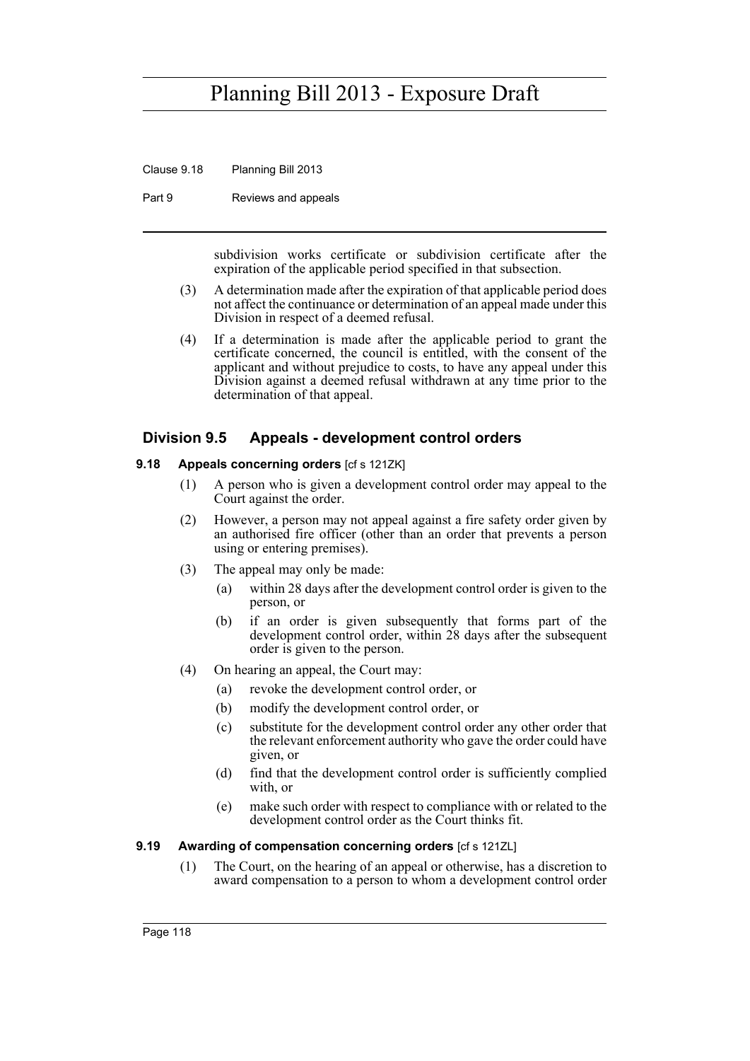subdivision works certificate or subdivision certificate after the expiration of the applicable period specified in that subsection.

(3) A determination made after the expiration of that applicable period does not affect the continuance or determination of an appeal made under this Division in respect of a deemed refusal.

(4) If a determination is made after the applicable period to grant the certificate concerned, the council is entitled, with the consent of the applicant and without prejudice to costs, to have any appeal under this Division against a deemed refusal withdrawn at any time prior to the determination of that appeal.

## Division 9.5 Appeals - development control orders

### 9.18 Appeals concerning orders [cf s 121ZK]

(1) A person who is given a development control order may appeal to the Court against the order.

(2) However, a person may not appeal against a fire safety order given by an authorised fire officer (other than an order that prevents a person using or entering premises).

(3) The appeal may only be made:

- (a) within 28 days after the development control order is given to the person, or
- (b) if an order is given subsequently that forms part of the development control order, within 28 days after the subsequent order is given to the person.

(4) On hearing an appeal, the Court may:

- (a) revoke the development control order, or
- (b) modify the development control order, or
- (c) substitute for the development control order any other order that the relevant enforcement authority who gave the order could have given, or
- (d) find that the development control order is sufficiently complied with, or
- (e) make such order with respect to compliance with or related to the development control order as the Court thinks fit.

### 9.19 Awarding of compensation concerning orders [cf s 121ZL]

(1) The Court, on the hearing of an appeal or otherwise, has a discretion to award compensation to a person to whom a development control order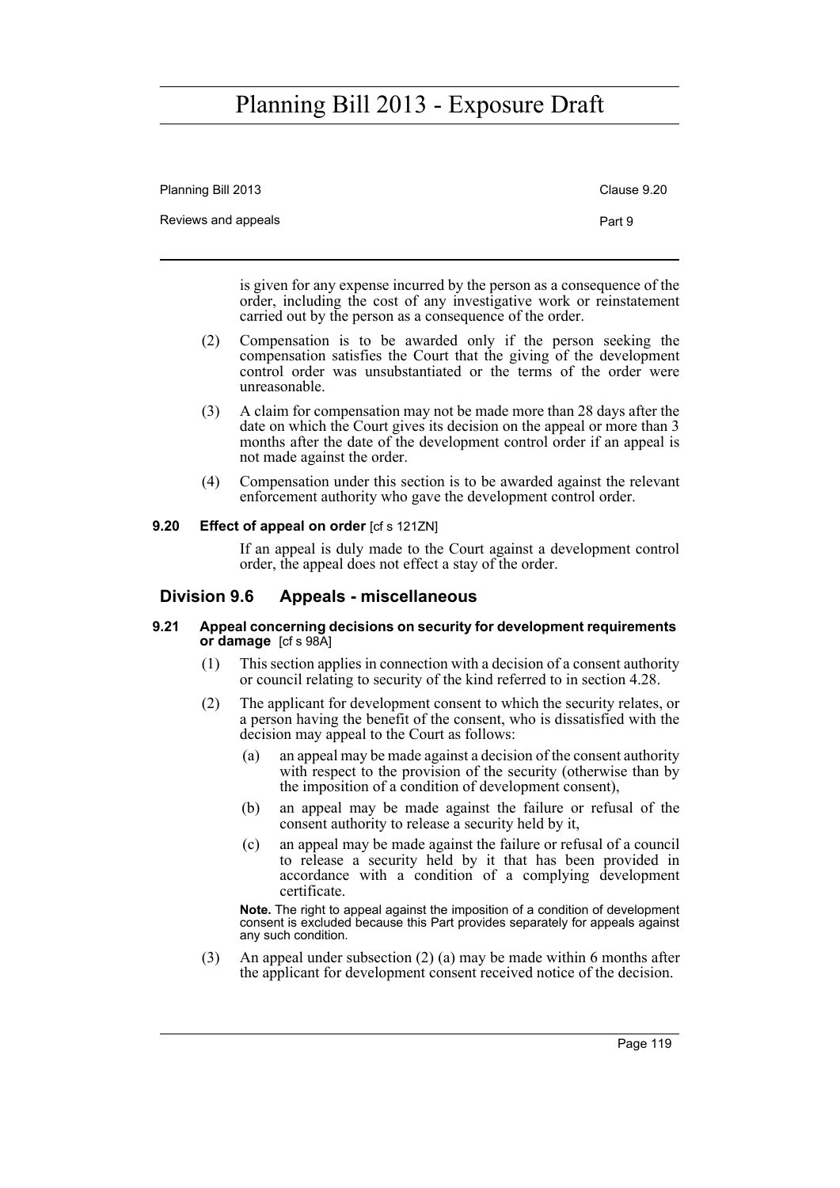is given for any expense incurred by the person as a consequence of the order, including the cost of any investigative work or reinstatement carried out by the person as a consequence of the order.

(2) Compensation is to be awarded only if the person seeking the compensation satisfies the Court that the giving of the development control order was unsubstantiated or the terms of the order were unreasonable.

(3) A claim for compensation may not be made more than 28 days after the date on which the Court gives its decision on the appeal or more than 3 months after the date of the development control order if an appeal is not made against the order.

(4) Compensation under this section is to be awarded against the relevant enforcement authority who gave the development control order.

#### 9.20 Effect of appeal on order [cf s 121ZN]

If an appeal is duly made to the Court against a development control order, the appeal does not effect a stay of the order.

## Division 9.6 Appeals - miscellaneous

#### 9.21 Appeal concerning decisions on security for development requirements or damage [cf s 98A]

(1) This section applies in connection with a decision of a consent authority or council relating to security of the kind referred to in section 4.28.

(2) The applicant for development consent to which the security relates, or a person having the benefit of the consent, who is dissatisfied with the decision may appeal to the Court as follows:

(a) an appeal may be made against a decision of the consent authority with respect to the provision of the security (otherwise than by the imposition of a condition of development consent),

(b) an appeal may be made against the failure or refusal of the consent authority to release a security held by it,

(c) an appeal may be made against the failure or refusal of a council to release a security held by it that has been provided in accordance with a condition of a complying development certificate.

**Note.** The right to appeal against the imposition of a condition of development consent is excluded because this Part provides separately for appeals against any such condition.

(3) An appeal under subsection (2) (a) may be made within 6 months after the applicant for development consent received notice of the decision.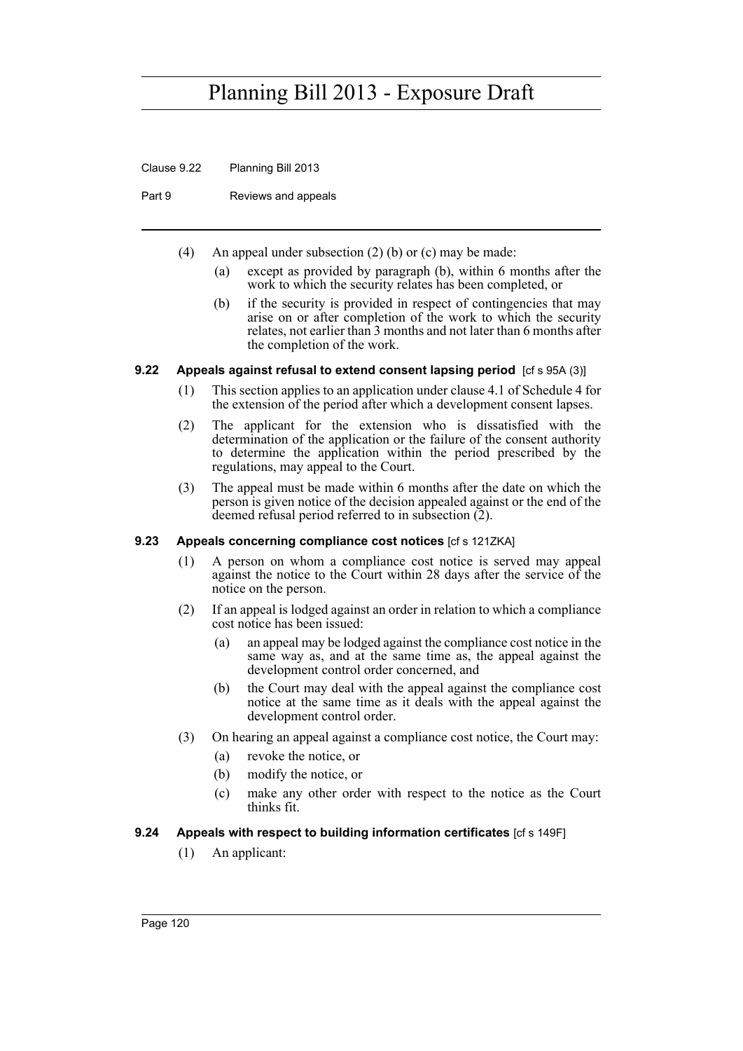(4) An appeal under subsection (2) (b) or (c) may be made:

(a) except as provided by paragraph (b), within 6 months after the work to which the security relates has been completed, or

(b) if the security is provided in respect of contingencies that may arise on or after completion of the work to which the security relates, not earlier than 3 months and not later than 6 months after the completion of the work.

### 9.22 Appeals against refusal to extend consent lapsing period [cf s 95A (3)]

(1) This section applies to an application under clause 4.1 of Schedule 4 for the extension of the period after which a development consent lapses.

(2) The applicant for the extension who is dissatisfied with the determination of the application or the failure of the consent authority to determine the application within the period prescribed by the regulations, may appeal to the Court.

(3) The appeal must be made within 6 months after the date on which the person is given notice of the decision appealed against or the end of the deemed refusal period referred to in subsection (2).

### 9.23 Appeals concerning compliance cost notices [cf s 121ZKA]

(1) A person on whom a compliance cost notice is served may appeal against the notice to the Court within 28 days after the service of the notice on the person.

(2) If an appeal is lodged against an order in relation to which a compliance cost notice has been issued:

(a) an appeal may be lodged against the compliance cost notice in the same way as, and at the same time as, the appeal against the development control order concerned, and

(b) the Court may deal with the appeal against the compliance cost notice at the same time as it deals with the appeal against the development control order.

(3) On hearing an appeal against a compliance cost notice, the Court may:

(a) revoke the notice, or

(b) modify the notice, or

(c) make any other order with respect to the notice as the Court thinks fit.

### 9.24 Appeals with respect to building information certificates [cf s 149F]

(1) An applicant: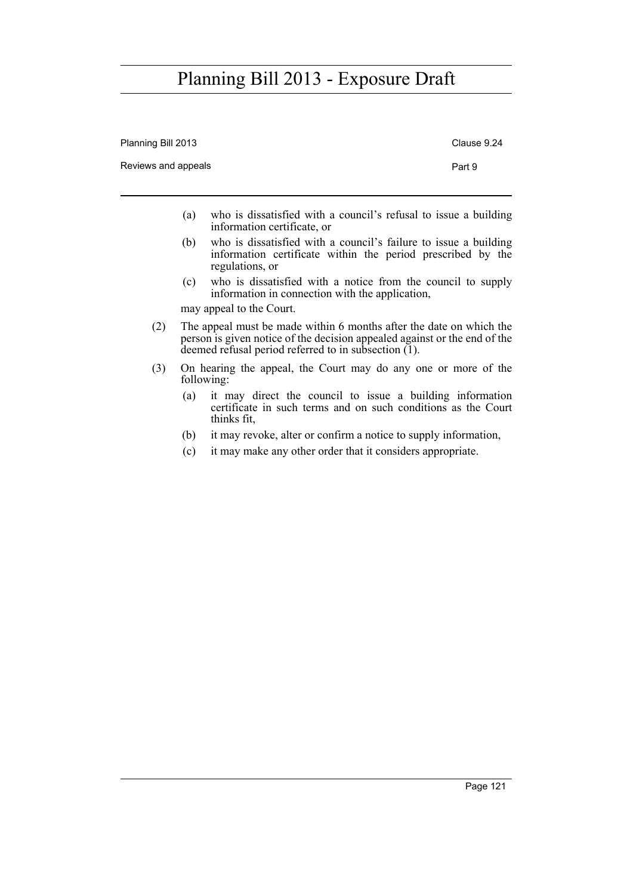(a) who is dissatisfied with a council's refusal to issue a building information certificate, or

(b) who is dissatisfied with a council's failure to issue a building information certificate within the period prescribed by the regulations, or

(c) who is dissatisfied with a notice from the council to supply information in connection with the application,

may appeal to the Court.

(2) The appeal must be made within 6 months after the date on which the person is given notice of the decision appealed against or the end of the deemed refusal period referred to in subsection (1).

(3) On hearing the appeal, the Court may do any one or more of the following:

(a) it may direct the council to issue a building information certificate in such terms and on such conditions as the Court thinks fit,

(b) it may revoke, alter or confirm a notice to supply information,

(c) it may make any other order that it considers appropriate.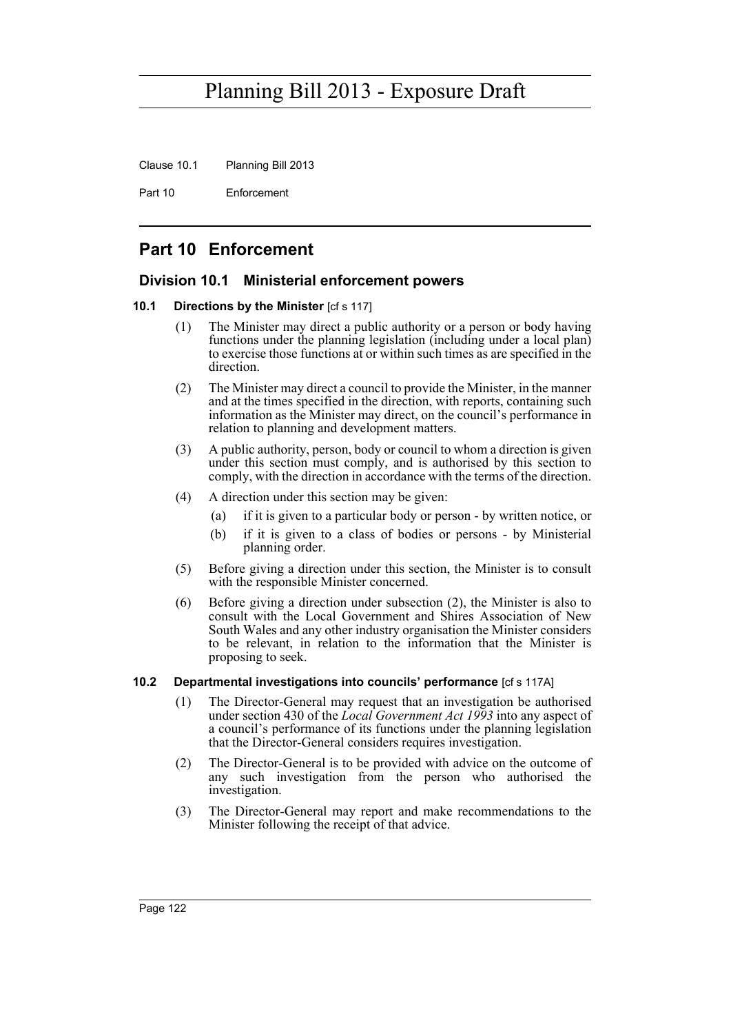# Part 10 Enforcement

## Division 10.1 Ministerial enforcement powers

### 10.1 Directions by the Minister [cf s 117]

(1) The Minister may direct a public authority or a person or body having functions under the planning legislation (including under a local plan) to exercise those functions at or within such times as are specified in the direction.

(2) The Minister may direct a council to provide the Minister, in the manner and at the times specified in the direction, with reports, containing such information as the Minister may direct, on the council's performance in relation to planning and development matters.

(3) A public authority, person, body or council to whom a direction is given under this section must comply, and is authorised by this section to comply, with the direction in accordance with the terms of the direction.

(4) A direction under this section may be given:

- (a) if it is given to a particular body or person - by written notice, or
- (b) if it is given to a class of bodies or persons - by Ministerial planning order.

(5) Before giving a direction under this section, the Minister is to consult with the responsible Minister concerned.

(6) Before giving a direction under subsection (2), the Minister is also to consult with the Local Government and Shires Association of New South Wales and any other industry organisation the Minister considers to be relevant, in relation to the information that the Minister is proposing to seek.

### 10.2 Departmental investigations into councils' performance [cf s 117A]

(1) The Director-General may request that an investigation be authorised under section 430 of the *Local Government Act 1993* into any aspect of a council's performance of its functions under the planning legislation that the Director-General considers requires investigation.

(2) The Director-General is to be provided with advice on the outcome of any such investigation from the person who authorised the investigation.

(3) The Director-General may report and make recommendations to the Minister following the receipt of that advice.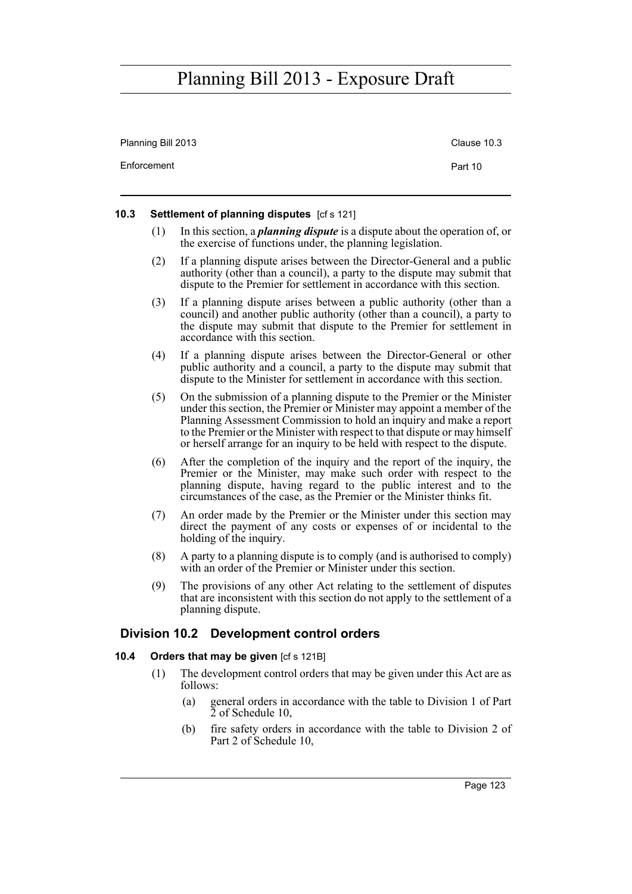### 10.3 Settlement of planning disputes [cf s 121]

(1) In this section, a ***planning dispute*** is a dispute about the operation of, or the exercise of functions under, the planning legislation.

(2) If a planning dispute arises between the Director-General and a public authority (other than a council), a party to the dispute may submit that dispute to the Premier for settlement in accordance with this section.

(3) If a planning dispute arises between a public authority (other than a council) and another public authority (other than a council), a party to the dispute may submit that dispute to the Premier for settlement in accordance with this section.

(4) If a planning dispute arises between the Director-General or other public authority and a council, a party to the dispute may submit that dispute to the Minister for settlement in accordance with this section.

(5) On the submission of a planning dispute to the Premier or the Minister under this section, the Premier or Minister may appoint a member of the Planning Assessment Commission to hold an inquiry and make a report to the Premier or the Minister with respect to that dispute or may himself or herself arrange for an inquiry to be held with respect to the dispute.

(6) After the completion of the inquiry and the report of the inquiry, the Premier or the Minister, may make such order with respect to the planning dispute, having regard to the public interest and to the circumstances of the case, as the Premier or the Minister thinks fit.

(7) An order made by the Premier or the Minister under this section may direct the payment of any costs or expenses of or incidental to the holding of the inquiry.

(8) A party to a planning dispute is to comply (and is authorised to comply) with an order of the Premier or Minister under this section.

(9) The provisions of any other Act relating to the settlement of disputes that are inconsistent with this section do not apply to the settlement of a planning dispute.

## Division 10.2 Development control orders

### 10.4 Orders that may be given [cf s 121B]

(1) The development control orders that may be given under this Act are as follows:

(a) general orders in accordance with the table to Division 1 of Part 2 of Schedule 10,

(b) fire safety orders in accordance with the table to Division 2 of Part 2 of Schedule 10,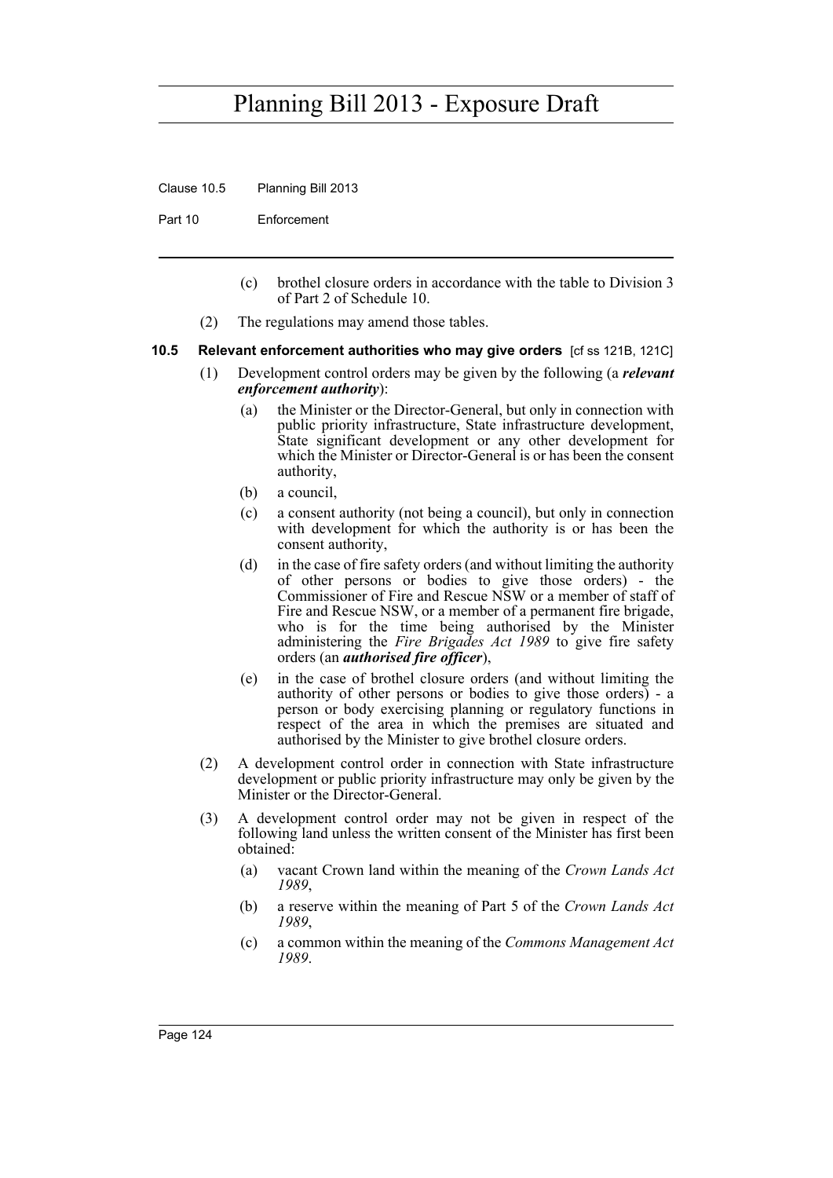(c) brothel closure orders in accordance with the table to Division 3 of Part 2 of Schedule 10.

(2) The regulations may amend those tables.

### 10.5 Relevant enforcement authorities who may give orders [cf ss 121B, 121C]

(1) Development control orders may be given by the following (a ***relevant enforcement authority***):

(a) the Minister or the Director-General, but only in connection with public priority infrastructure, State infrastructure development, State significant development or any other development for which the Minister or Director-General is or has been the consent authority,

(b) a council,

(c) a consent authority (not being a council), but only in connection with development for which the authority is or has been the consent authority,

(d) in the case of fire safety orders (and without limiting the authority of other persons or bodies to give those orders) - the Commissioner of Fire and Rescue NSW or a member of staff of Fire and Rescue NSW, or a member of a permanent fire brigade, who is for the time being authorised by the Minister administering the *Fire Brigades Act 1989* to give fire safety orders (an ***authorised fire officer***),

(e) in the case of brothel closure orders (and without limiting the authority of other persons or bodies to give those orders) - a person or body exercising planning or regulatory functions in respect of the area in which the premises are situated and authorised by the Minister to give brothel closure orders.

(2) A development control order in connection with State infrastructure development or public priority infrastructure may only be given by the Minister or the Director-General.

(3) A development control order may not be given in respect of the following land unless the written consent of the Minister has first been obtained:

(a) vacant Crown land within the meaning of the *Crown Lands Act 1989*,

(b) a reserve within the meaning of Part 5 of the *Crown Lands Act 1989*,

(c) a common within the meaning of the *Commons Management Act 1989*.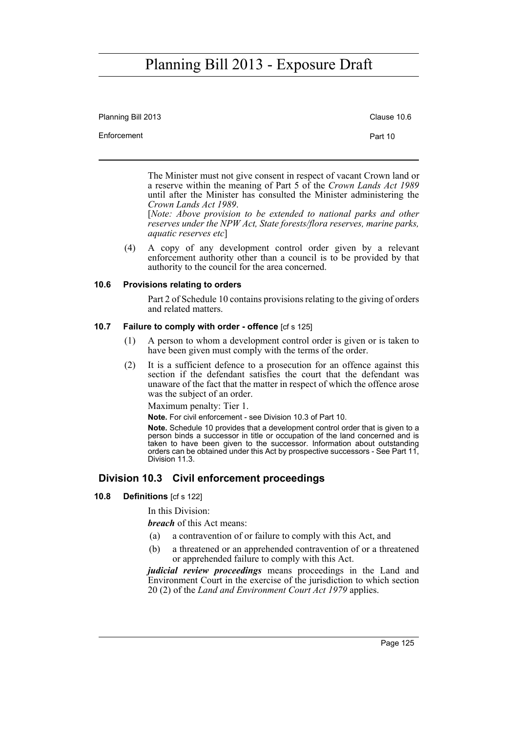The Minister must not give consent in respect of vacant Crown land or a reserve within the meaning of Part 5 of the *Crown Lands Act 1989* until after the Minister has consulted the Minister administering the *Crown Lands Act 1989*.

[*Note: Above provision to be extended to national parks and other reserves under the NPW Act, State forests/flora reserves, marine parks, aquatic reserves etc*]

(4) A copy of any development control order given by a relevant enforcement authority other than a council is to be provided by that authority to the council for the area concerned.

### 10.6 Provisions relating to orders

Part 2 of Schedule 10 contains provisions relating to the giving of orders and related matters.

### 10.7 Failure to comply with order - offence [cf s 125]

(1) A person to whom a development control order is given or is taken to have been given must comply with the terms of the order.

(2) It is a sufficient defence to a prosecution for an offence against this section if the defendant satisfies the court that the defendant was unaware of the fact that the matter in respect of which the offence arose was the subject of an order.

Maximum penalty: Tier 1.

**Note.** For civil enforcement - see Division 10.3 of Part 10.

**Note.** Schedule 10 provides that a development control order that is given to a person binds a successor in title or occupation of the land concerned and is taken to have been given to the successor. Information about outstanding orders can be obtained under this Act by prospective successors - See Part 11, Division 11.3.

## Division 10.3 Civil enforcement proceedings

### 10.8 Definitions [cf s 122]

In this Division:

***breach*** of this Act means:

(a) a contravention of or failure to comply with this Act, and

(b) a threatened or an apprehended contravention of or a threatened or apprehended failure to comply with this Act.

***judicial review proceedings*** means proceedings in the Land and Environment Court in the exercise of the jurisdiction to which section 20 (2) of the *Land and Environment Court Act 1979* applies.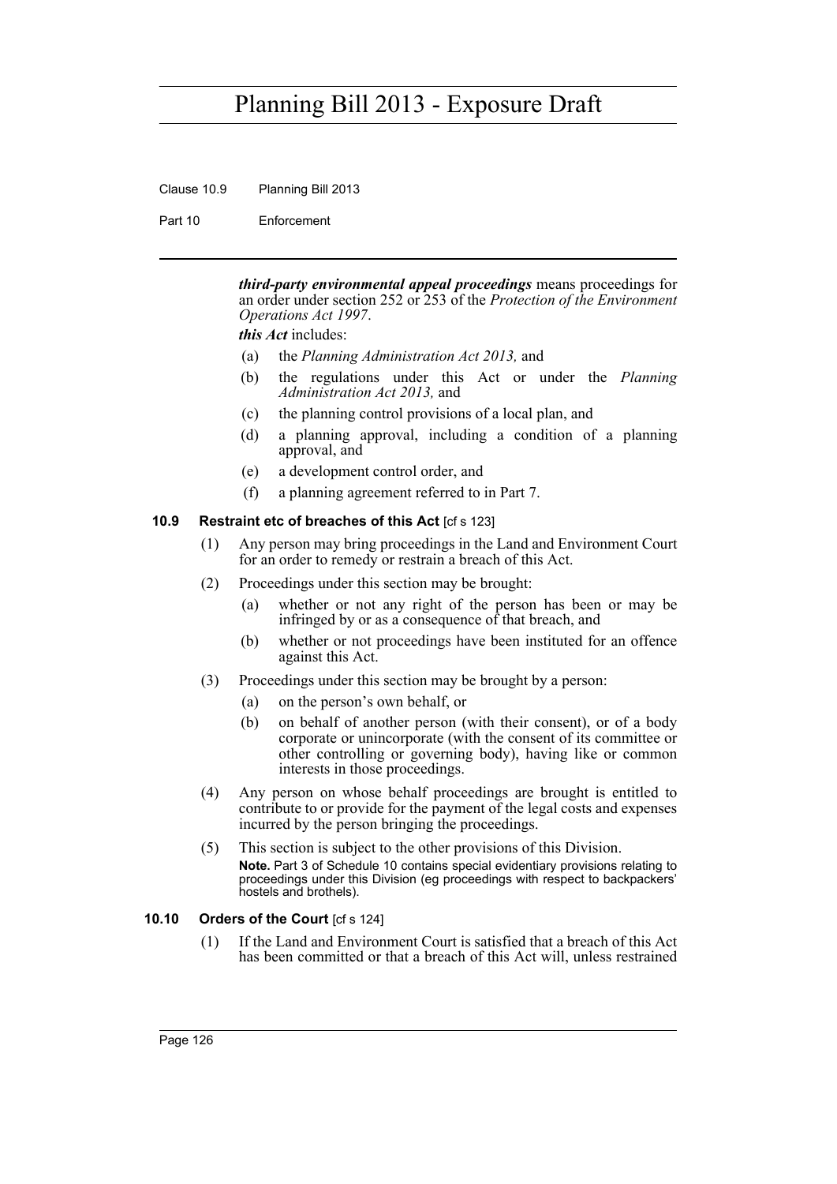***third-party environmental appeal proceedings*** means proceedings for an order under section 252 or 253 of the *Protection of the Environment Operations Act 1997*.

***this Act*** includes:

(a) the *Planning Administration Act 2013,* and

(b) the regulations under this Act or under the *Planning Administration Act 2013,* and

(c) the planning control provisions of a local plan, and

(d) a planning approval, including a condition of a planning approval, and

(e) a development control order, and

(f) a planning agreement referred to in Part 7.

### 10.9 Restraint etc of breaches of this Act [cf s 123]

(1) Any person may bring proceedings in the Land and Environment Court for an order to remedy or restrain a breach of this Act.

(2) Proceedings under this section may be brought:

(a) whether or not any right of the person has been or may be infringed by or as a consequence of that breach, and

(b) whether or not proceedings have been instituted for an offence against this Act.

(3) Proceedings under this section may be brought by a person:

(a) on the person's own behalf, or

(b) on behalf of another person (with their consent), or of a body corporate or unincorporate (with the consent of its committee or other controlling or governing body), having like or common interests in those proceedings.

(4) Any person on whose behalf proceedings are brought is entitled to contribute to or provide for the payment of the legal costs and expenses incurred by the person bringing the proceedings.

(5) This section is subject to the other provisions of this Division.

**Note.** Part 3 of Schedule 10 contains special evidentiary provisions relating to proceedings under this Division (eg proceedings with respect to backpackers' hostels and brothels).

### 10.10 Orders of the Court [cf s 124]

(1) If the Land and Environment Court is satisfied that a breach of this Act has been committed or that a breach of this Act will, unless restrained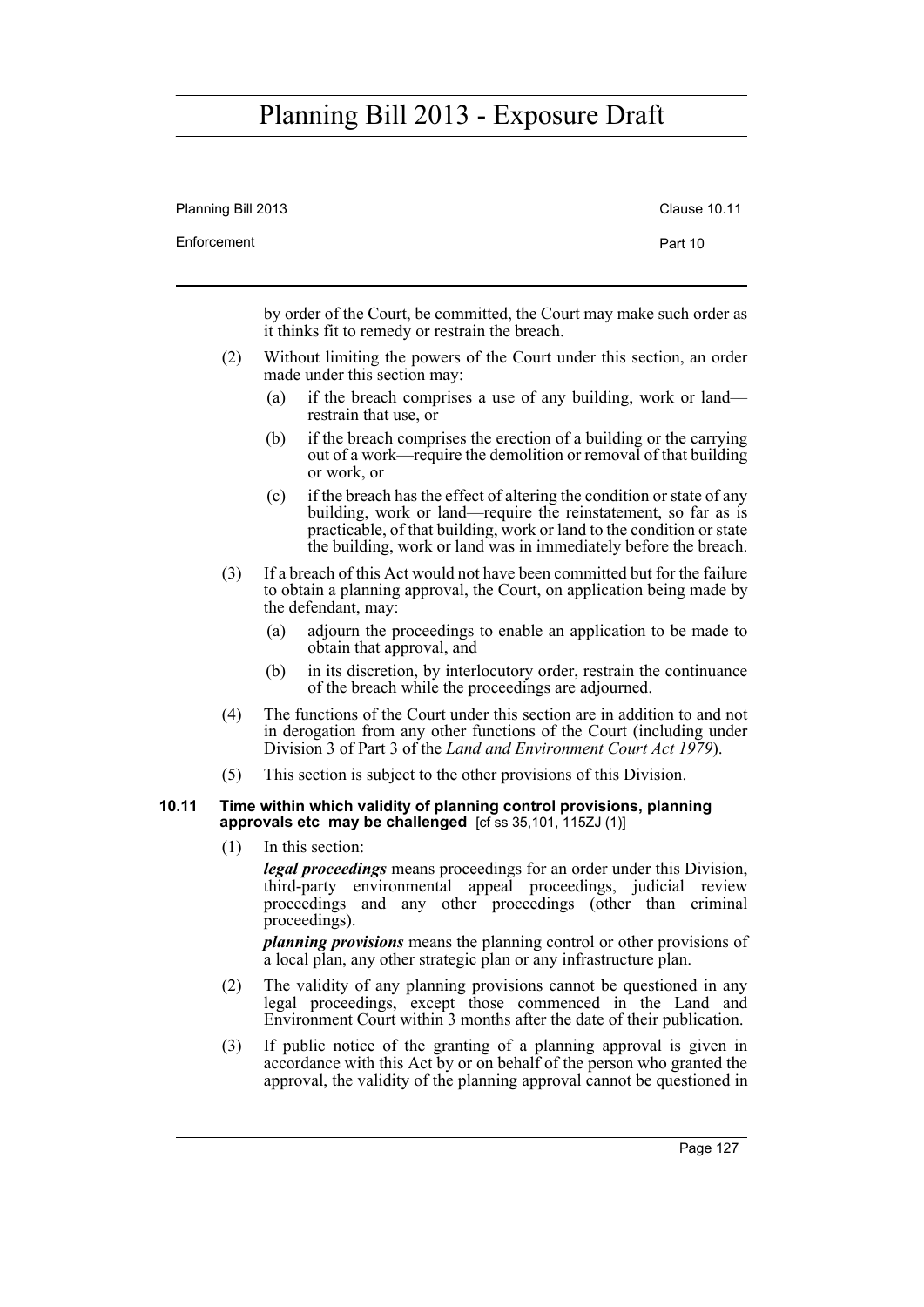by order of the Court, be committed, the Court may make such order as it thinks fit to remedy or restrain the breach.

(2) Without limiting the powers of the Court under this section, an order made under this section may:

(a) if the breach comprises a use of any building, work or land—restrain that use, or

(b) if the breach comprises the erection of a building or the carrying out of a work—require the demolition or removal of that building or work, or

(c) if the breach has the effect of altering the condition or state of any building, work or land—require the reinstatement, so far as is practicable, of that building, work or land to the condition or state the building, work or land was in immediately before the breach.

(3) If a breach of this Act would not have been committed but for the failure to obtain a planning approval, the Court, on application being made by the defendant, may:

(a) adjourn the proceedings to enable an application to be made to obtain that approval, and

(b) in its discretion, by interlocutory order, restrain the continuance of the breach while the proceedings are adjourned.

(4) The functions of the Court under this section are in addition to and not in derogation from any other functions of the Court (including under Division 3 of Part 3 of the *Land and Environment Court Act 1979*).

(5) This section is subject to the other provisions of this Division.

### 10.11 Time within which validity of planning control provisions, planning approvals etc may be challenged [cf ss 35,101, 115ZJ (1)]

(1) In this section:

***legal proceedings*** means proceedings for an order under this Division, third-party environmental appeal proceedings, judicial review proceedings and any other proceedings (other than criminal proceedings).

***planning provisions*** means the planning control or other provisions of a local plan, any other strategic plan or any infrastructure plan.

(2) The validity of any planning provisions cannot be questioned in any legal proceedings, except those commenced in the Land and Environment Court within 3 months after the date of their publication.

(3) If public notice of the granting of a planning approval is given in accordance with this Act by or on behalf of the person who granted the approval, the validity of the planning approval cannot be questioned in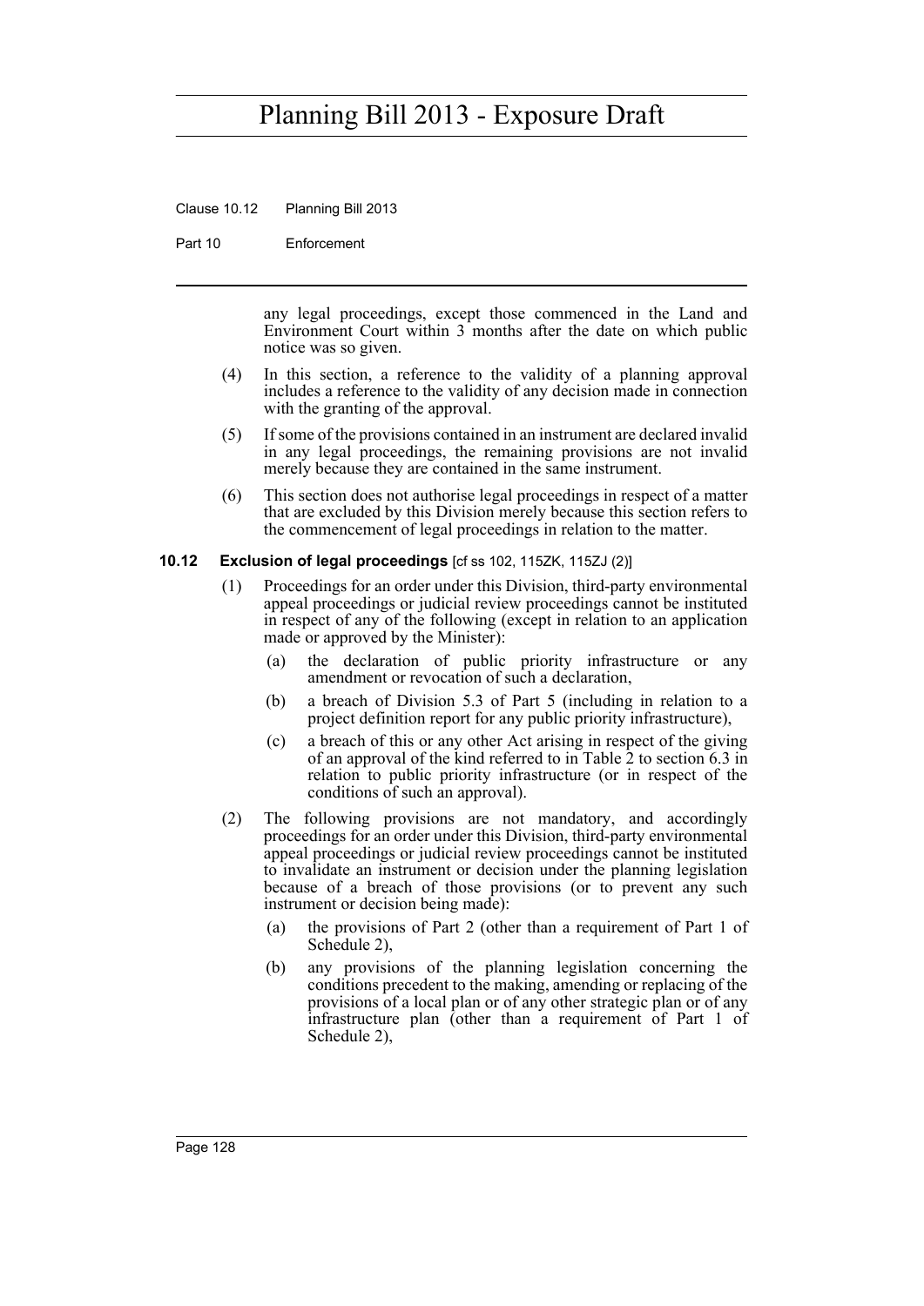any legal proceedings, except those commenced in the Land and Environment Court within 3 months after the date on which public notice was so given.

(4) In this section, a reference to the validity of a planning approval includes a reference to the validity of any decision made in connection with the granting of the approval.

(5) If some of the provisions contained in an instrument are declared invalid in any legal proceedings, the remaining provisions are not invalid merely because they are contained in the same instrument.

(6) This section does not authorise legal proceedings in respect of a matter that are excluded by this Division merely because this section refers to the commencement of legal proceedings in relation to the matter.

### 10.12 Exclusion of legal proceedings [cf ss 102, 115ZK, 115ZJ (2)]

(1) Proceedings for an order under this Division, third-party environmental appeal proceedings or judicial review proceedings cannot be instituted in respect of any of the following (except in relation to an application made or approved by the Minister):

(a) the declaration of public priority infrastructure or any amendment or revocation of such a declaration,

(b) a breach of Division 5.3 of Part 5 (including in relation to a project definition report for any public priority infrastructure),

(c) a breach of this or any other Act arising in respect of the giving of an approval of the kind referred to in Table 2 to section 6.3 in relation to public priority infrastructure (or in respect of the conditions of such an approval).

(2) The following provisions are not mandatory, and accordingly proceedings for an order under this Division, third-party environmental appeal proceedings or judicial review proceedings cannot be instituted to invalidate an instrument or decision under the planning legislation because of a breach of those provisions (or to prevent any such instrument or decision being made):

(a) the provisions of Part 2 (other than a requirement of Part 1 of Schedule 2),

(b) any provisions of the planning legislation concerning the conditions precedent to the making, amending or replacing of the provisions of a local plan or of any other strategic plan or of any infrastructure plan (other than a requirement of Part 1 of Schedule 2),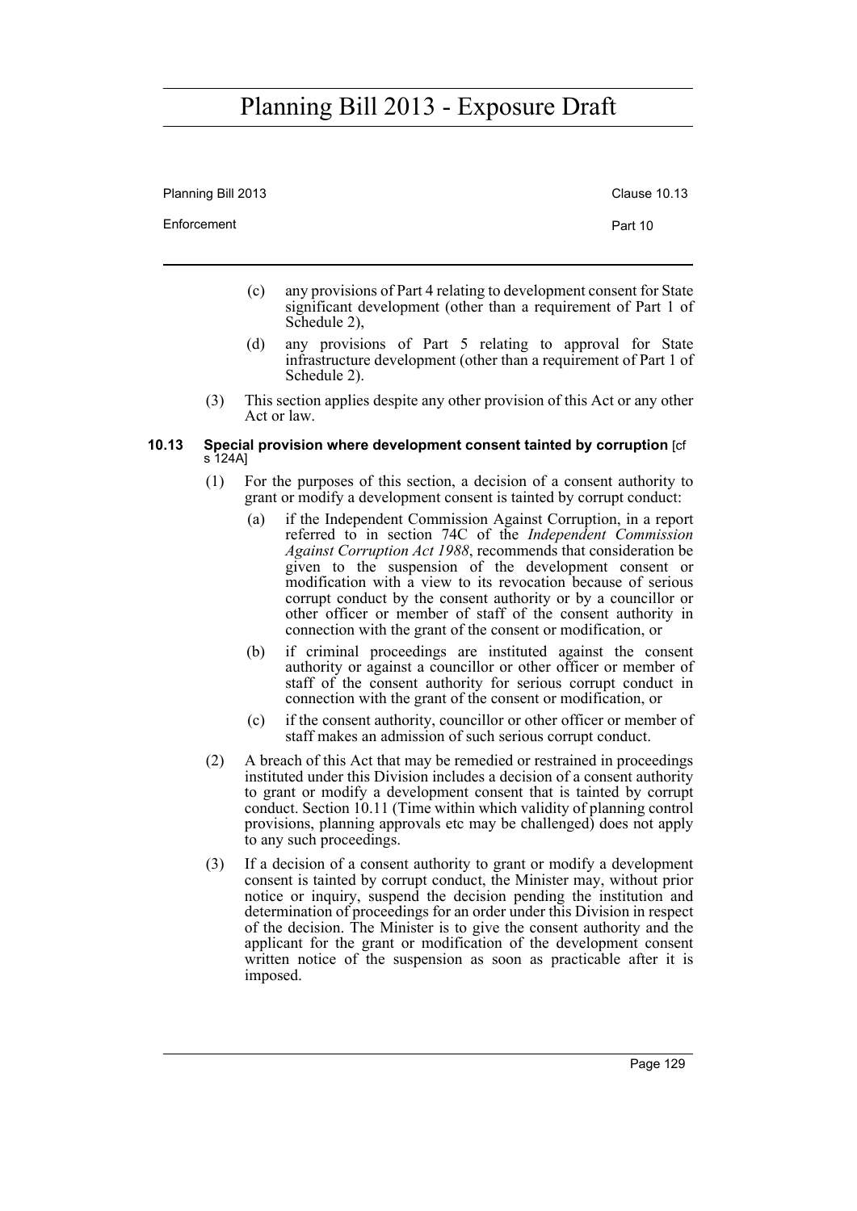(c) any provisions of Part 4 relating to development consent for State significant development (other than a requirement of Part 1 of Schedule 2),

(d) any provisions of Part 5 relating to approval for State infrastructure development (other than a requirement of Part 1 of Schedule 2).

(3) This section applies despite any other provision of this Act or any other Act or law.

### 10.13 Special provision where development consent tainted by corruption [cf s 124A]

(1) For the purposes of this section, a decision of a consent authority to grant or modify a development consent is tainted by corrupt conduct:

(a) if the Independent Commission Against Corruption, in a report referred to in section 74C of the *Independent Commission Against Corruption Act 1988*, recommends that consideration be given to the suspension of the development consent or modification with a view to its revocation because of serious corrupt conduct by the consent authority or by a councillor or other officer or member of staff of the consent authority in connection with the grant of the consent or modification, or

(b) if criminal proceedings are instituted against the consent authority or against a councillor or other officer or member of staff of the consent authority for serious corrupt conduct in connection with the grant of the consent or modification, or

(c) if the consent authority, councillor or other officer or member of staff makes an admission of such serious corrupt conduct.

(2) A breach of this Act that may be remedied or restrained in proceedings instituted under this Division includes a decision of a consent authority to grant or modify a development consent that is tainted by corrupt conduct. Section 10.11 (Time within which validity of planning control provisions, planning approvals etc may be challenged) does not apply to any such proceedings.

(3) If a decision of a consent authority to grant or modify a development consent is tainted by corrupt conduct, the Minister may, without prior notice or inquiry, suspend the decision pending the institution and determination of proceedings for an order under this Division in respect of the decision. The Minister is to give the consent authority and the applicant for the grant or modification of the development consent written notice of the suspension as soon as practicable after it is imposed.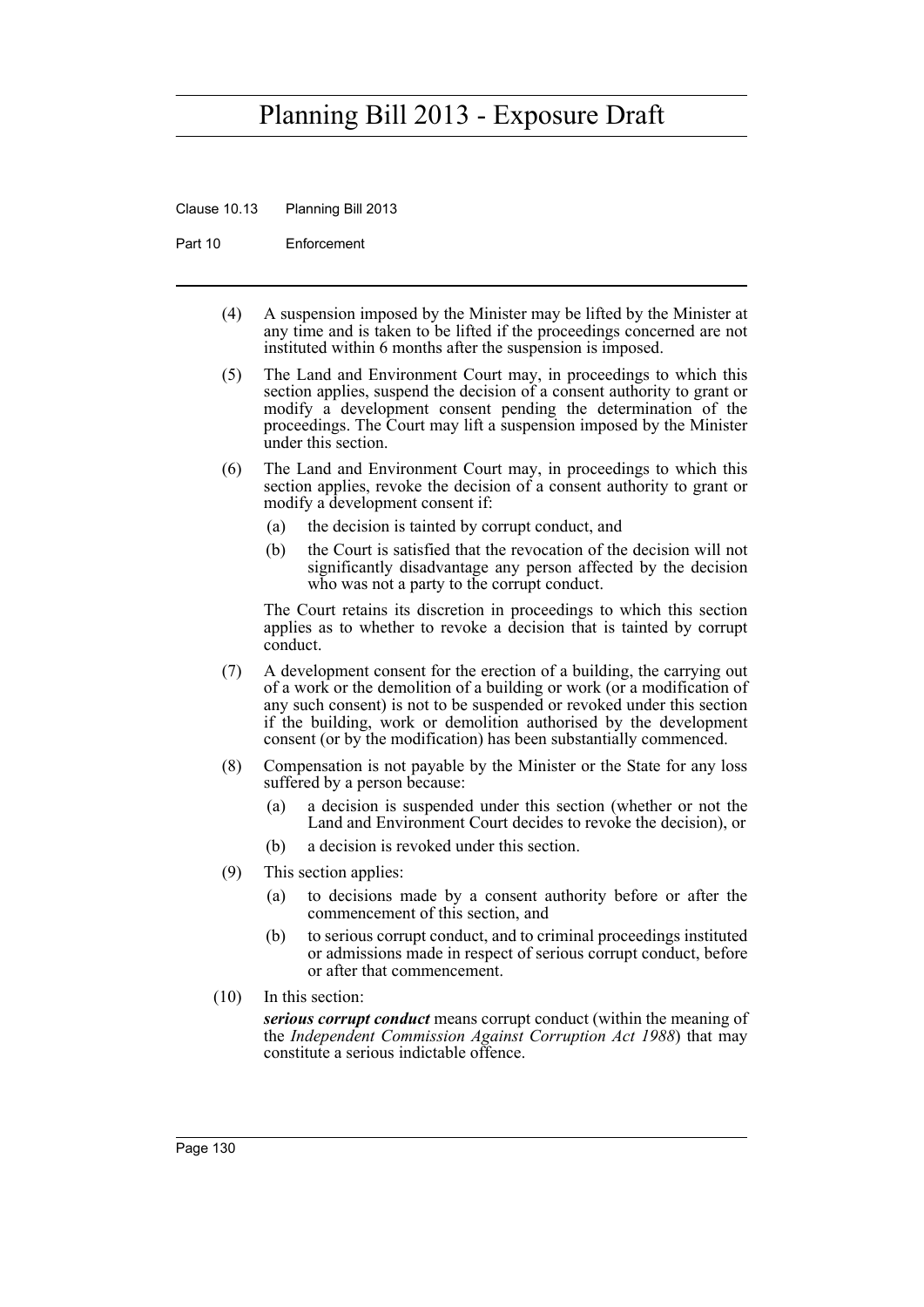(4) A suspension imposed by the Minister may be lifted by the Minister at any time and is taken to be lifted if the proceedings concerned are not instituted within 6 months after the suspension is imposed.

(5) The Land and Environment Court may, in proceedings to which this section applies, suspend the decision of a consent authority to grant or modify a development consent pending the determination of the proceedings. The Court may lift a suspension imposed by the Minister under this section.

(6) The Land and Environment Court may, in proceedings to which this section applies, revoke the decision of a consent authority to grant or modify a development consent if:

(a) the decision is tainted by corrupt conduct, and

(b) the Court is satisfied that the revocation of the decision will not significantly disadvantage any person affected by the decision who was not a party to the corrupt conduct.

The Court retains its discretion in proceedings to which this section applies as to whether to revoke a decision that is tainted by corrupt conduct.

(7) A development consent for the erection of a building, the carrying out of a work or the demolition of a building or work (or a modification of any such consent) is not to be suspended or revoked under this section if the building, work or demolition authorised by the development consent (or by the modification) has been substantially commenced.

(8) Compensation is not payable by the Minister or the State for any loss suffered by a person because:

(a) a decision is suspended under this section (whether or not the Land and Environment Court decides to revoke the decision), or

(b) a decision is revoked under this section.

(9) This section applies:

(a) to decisions made by a consent authority before or after the commencement of this section, and

(b) to serious corrupt conduct, and to criminal proceedings instituted or admissions made in respect of serious corrupt conduct, before or after that commencement.

(10) In this section:

***serious corrupt conduct*** means corrupt conduct (within the meaning of the *Independent Commission Against Corruption Act 1988*) that may constitute a serious indictable offence.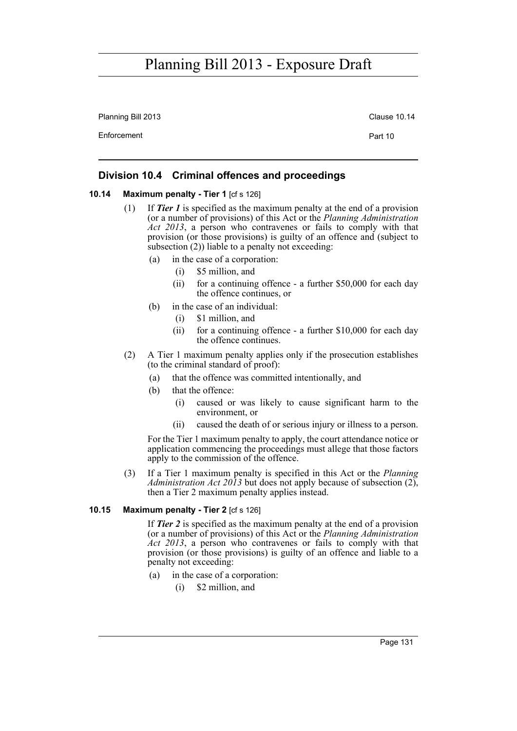## Division 10.4 Criminal offences and proceedings

### 10.14 Maximum penalty - Tier 1 [cf s 126]

(1) If ***Tier 1*** is specified as the maximum penalty at the end of a provision (or a number of provisions) of this Act or the *Planning Administration Act 2013*, a person who contravenes or fails to comply with that provision (or those provisions) is guilty of an offence and (subject to subsection (2)) liable to a penalty not exceeding:

- (a) in the case of a corporation:
  - (i) $5 million, and
  - (ii) for a continuing offence - a further $50,000 for each day the offence continues, or
- (b) in the case of an individual:
  - (i) $1 million, and
  - (ii) for a continuing offence - a further $10,000 for each day the offence continues.

(2) A Tier 1 maximum penalty applies only if the prosecution establishes (to the criminal standard of proof):

- (a) that the offence was committed intentionally, and
- (b) that the offence:
  - (i) caused or was likely to cause significant harm to the environment, or
  - (ii) caused the death of or serious injury or illness to a person.

For the Tier 1 maximum penalty to apply, the court attendance notice or application commencing the proceedings must allege that those factors apply to the commission of the offence.

(3) If a Tier 1 maximum penalty is specified in this Act or the *Planning Administration Act 2013* but does not apply because of subsection (2), then a Tier 2 maximum penalty applies instead.

### 10.15 Maximum penalty - Tier 2 [cf s 126]

If ***Tier 2*** is specified as the maximum penalty at the end of a provision (or a number of provisions) of this Act or the *Planning Administration Act 2013*, a person who contravenes or fails to comply with that provision (or those provisions) is guilty of an offence and liable to a penalty not exceeding:

- (a) in the case of a corporation:
  - (i) $2 million, and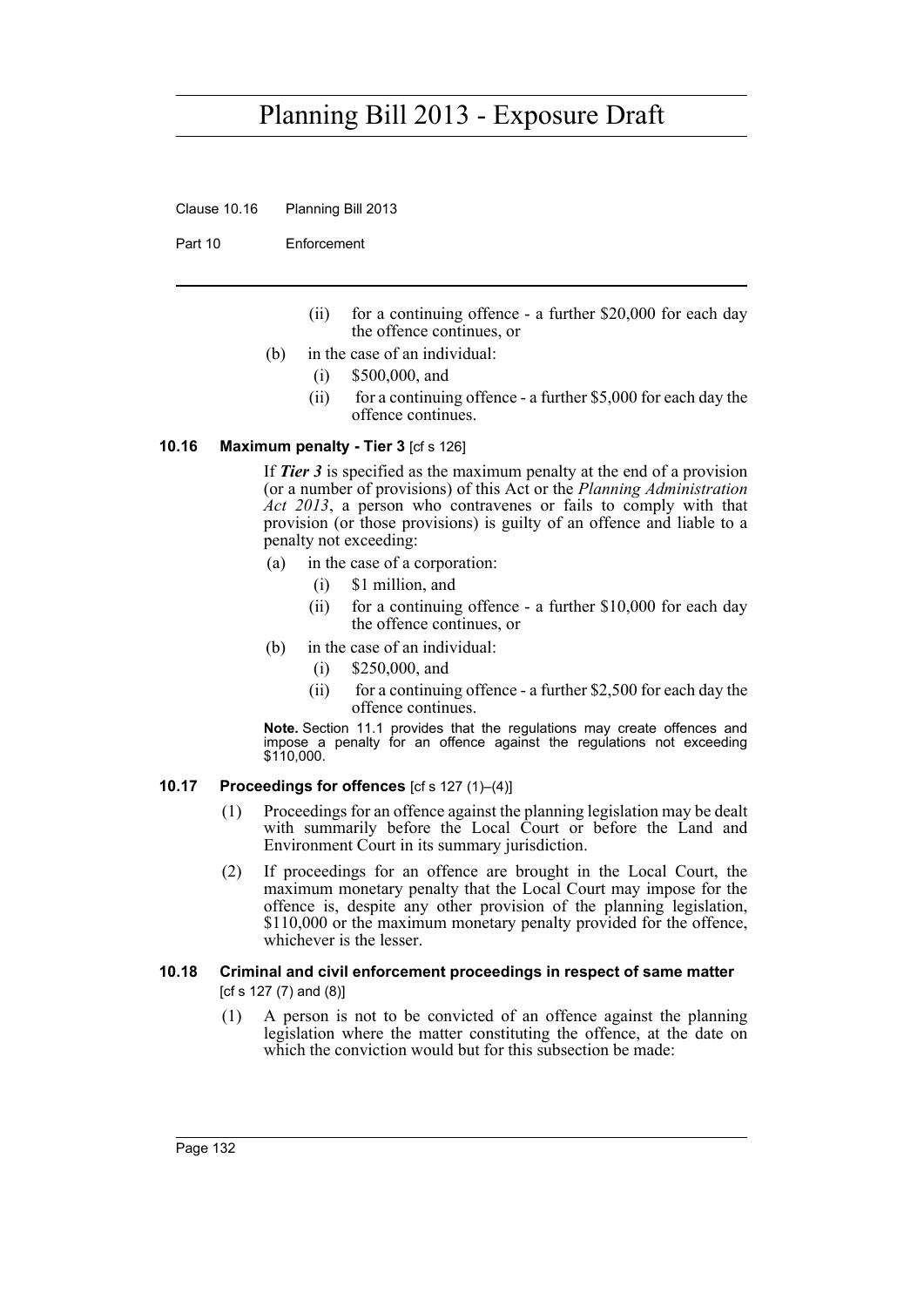- (ii) for a continuing offence - a further $20,000 for each day the offence continues, or
- (b) in the case of an individual:
  - (i) $500,000, and
  - (ii) for a continuing offence - a further $5,000 for each day the offence continues.

### 10.16 Maximum penalty - Tier 3 [cf s 126]

If ***Tier 3*** is specified as the maximum penalty at the end of a provision (or a number of provisions) of this Act or the *Planning Administration Act 2013*, a person who contravenes or fails to comply with that provision (or those provisions) is guilty of an offence and liable to a penalty not exceeding:

- (a) in the case of a corporation:
  - (i) $1 million, and
  - (ii) for a continuing offence - a further $10,000 for each day the offence continues, or
- (b) in the case of an individual:
  - (i) $250,000, and
  - (ii) for a continuing offence - a further $2,500 for each day the offence continues.

**Note.** Section 11.1 provides that the regulations may create offences and impose a penalty for an offence against the regulations not exceeding $110,000.

### 10.17 Proceedings for offences [cf s 127 (1)–(4)]

(1) Proceedings for an offence against the planning legislation may be dealt with summarily before the Local Court or before the Land and Environment Court in its summary jurisdiction.

(2) If proceedings for an offence are brought in the Local Court, the maximum monetary penalty that the Local Court may impose for the offence is, despite any other provision of the planning legislation, $110,000 or the maximum monetary penalty provided for the offence, whichever is the lesser.

### 10.18 Criminal and civil enforcement proceedings in respect of same matter [cf s 127 (7) and (8)]

(1) A person is not to be convicted of an offence against the planning legislation where the matter constituting the offence, at the date on which the conviction would but for this subsection be made: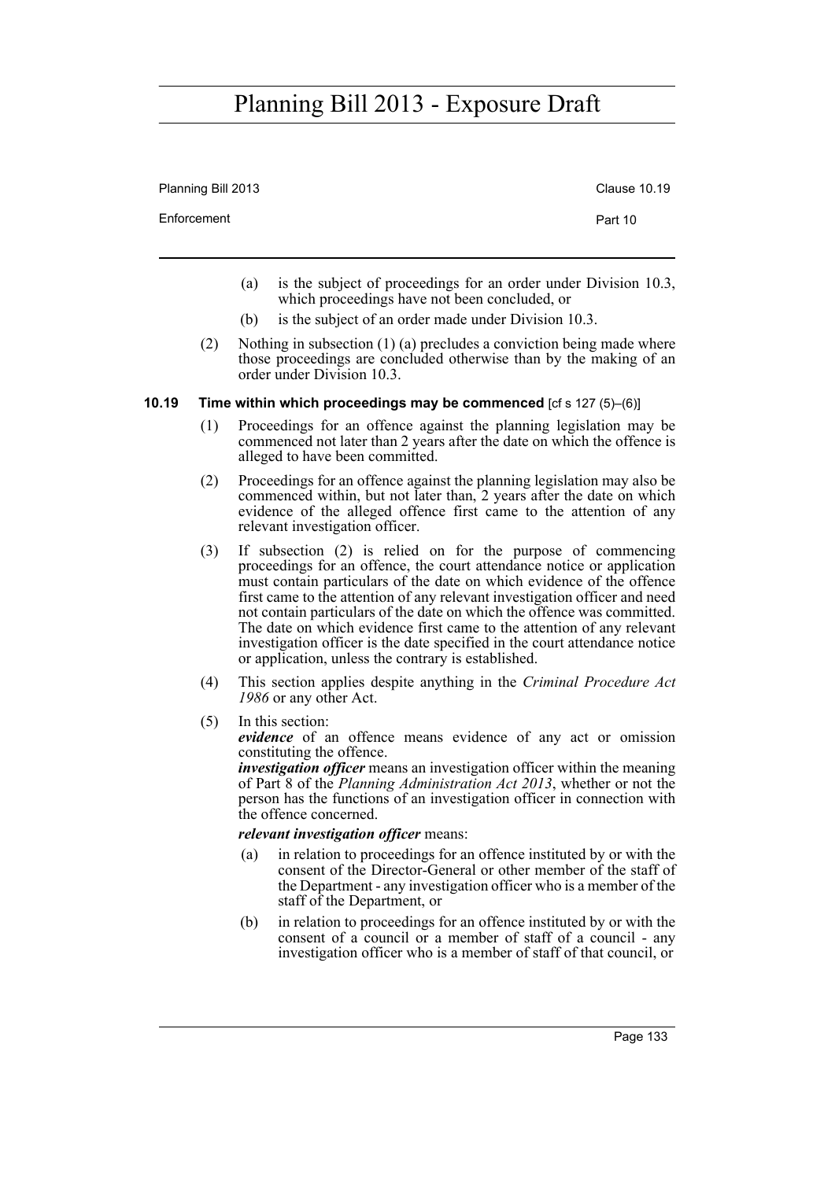(a) is the subject of proceedings for an order under Division 10.3, which proceedings have not been concluded, or

(b) is the subject of an order made under Division 10.3.

(2) Nothing in subsection (1) (a) precludes a conviction being made where those proceedings are concluded otherwise than by the making of an order under Division 10.3.

### 10.19 Time within which proceedings may be commenced [cf s 127 (5)–(6)]

(1) Proceedings for an offence against the planning legislation may be commenced not later than 2 years after the date on which the offence is alleged to have been committed.

(2) Proceedings for an offence against the planning legislation may also be commenced within, but not later than, 2 years after the date on which evidence of the alleged offence first came to the attention of any relevant investigation officer.

(3) If subsection (2) is relied on for the purpose of commencing proceedings for an offence, the court attendance notice or application must contain particulars of the date on which evidence of the offence first came to the attention of any relevant investigation officer and need not contain particulars of the date on which the offence was committed. The date on which evidence first came to the attention of any relevant investigation officer is the date specified in the court attendance notice or application, unless the contrary is established.

(4) This section applies despite anything in the *Criminal Procedure Act 1986* or any other Act.

(5) In this section:

***evidence*** of an offence means evidence of any act or omission constituting the offence.

***investigation officer*** means an investigation officer within the meaning of Part 8 of the *Planning Administration Act 2013*, whether or not the person has the functions of an investigation officer in connection with the offence concerned.

***relevant investigation officer*** means:

(a) in relation to proceedings for an offence instituted by or with the consent of the Director-General or other member of the staff of the Department - any investigation officer who is a member of the staff of the Department, or

(b) in relation to proceedings for an offence instituted by or with the consent of a council or a member of staff of a council - any investigation officer who is a member of staff of that council, or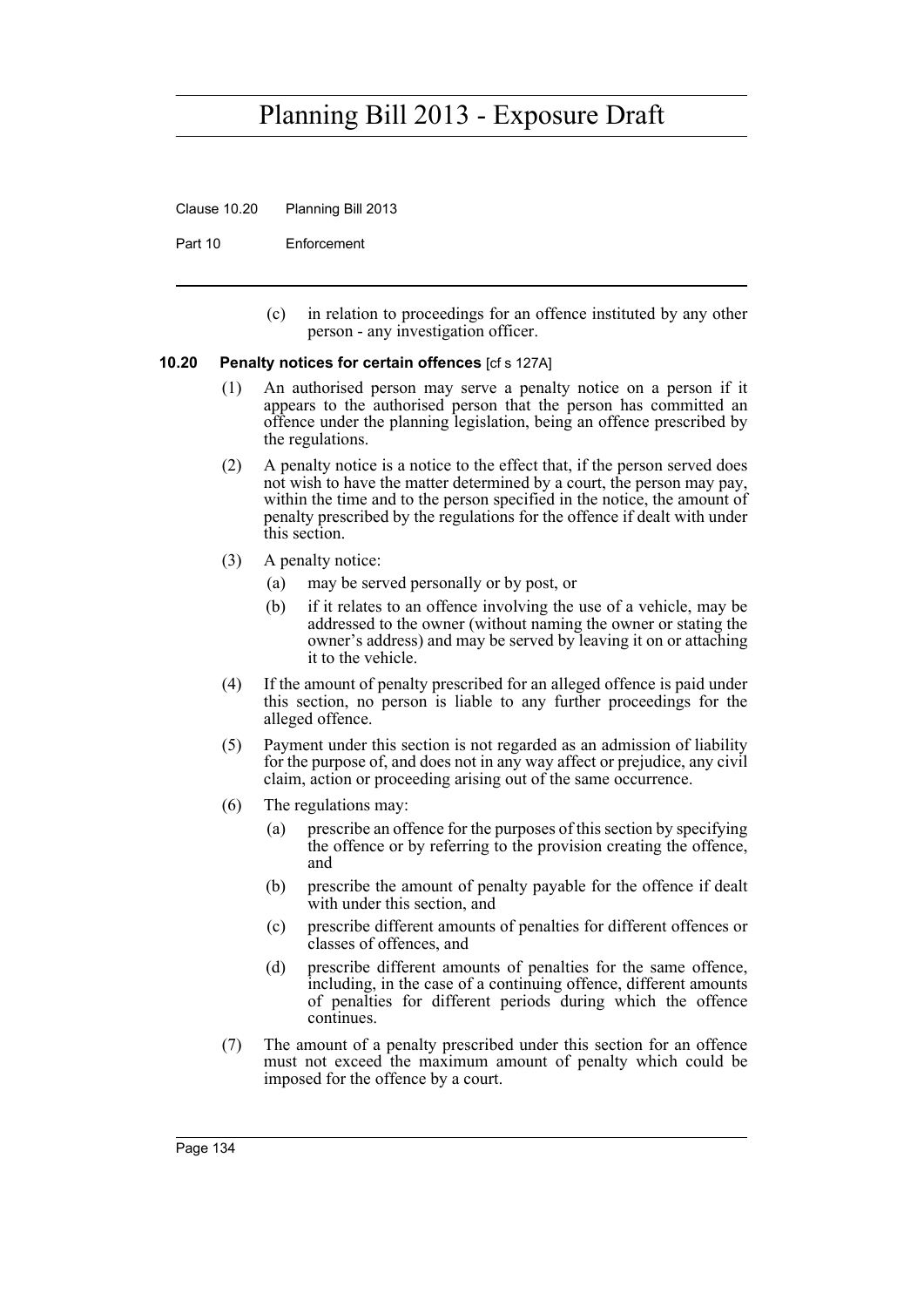(c) in relation to proceedings for an offence instituted by any other person - any investigation officer.

### 10.20 Penalty notices for certain offences [cf s 127A]

(1) An authorised person may serve a penalty notice on a person if it appears to the authorised person that the person has committed an offence under the planning legislation, being an offence prescribed by the regulations.

(2) A penalty notice is a notice to the effect that, if the person served does not wish to have the matter determined by a court, the person may pay, within the time and to the person specified in the notice, the amount of penalty prescribed by the regulations for the offence if dealt with under this section.

(3) A penalty notice:

- (a) may be served personally or by post, or
- (b) if it relates to an offence involving the use of a vehicle, may be addressed to the owner (without naming the owner or stating the owner's address) and may be served by leaving it on or attaching it to the vehicle.

(4) If the amount of penalty prescribed for an alleged offence is paid under this section, no person is liable to any further proceedings for the alleged offence.

(5) Payment under this section is not regarded as an admission of liability for the purpose of, and does not in any way affect or prejudice, any civil claim, action or proceeding arising out of the same occurrence.

(6) The regulations may:

- (a) prescribe an offence for the purposes of this section by specifying the offence or by referring to the provision creating the offence, and
- (b) prescribe the amount of penalty payable for the offence if dealt with under this section, and
- (c) prescribe different amounts of penalties for different offences or classes of offences, and
- (d) prescribe different amounts of penalties for the same offence, including, in the case of a continuing offence, different amounts of penalties for different periods during which the offence continues.

(7) The amount of a penalty prescribed under this section for an offence must not exceed the maximum amount of penalty which could be imposed for the offence by a court.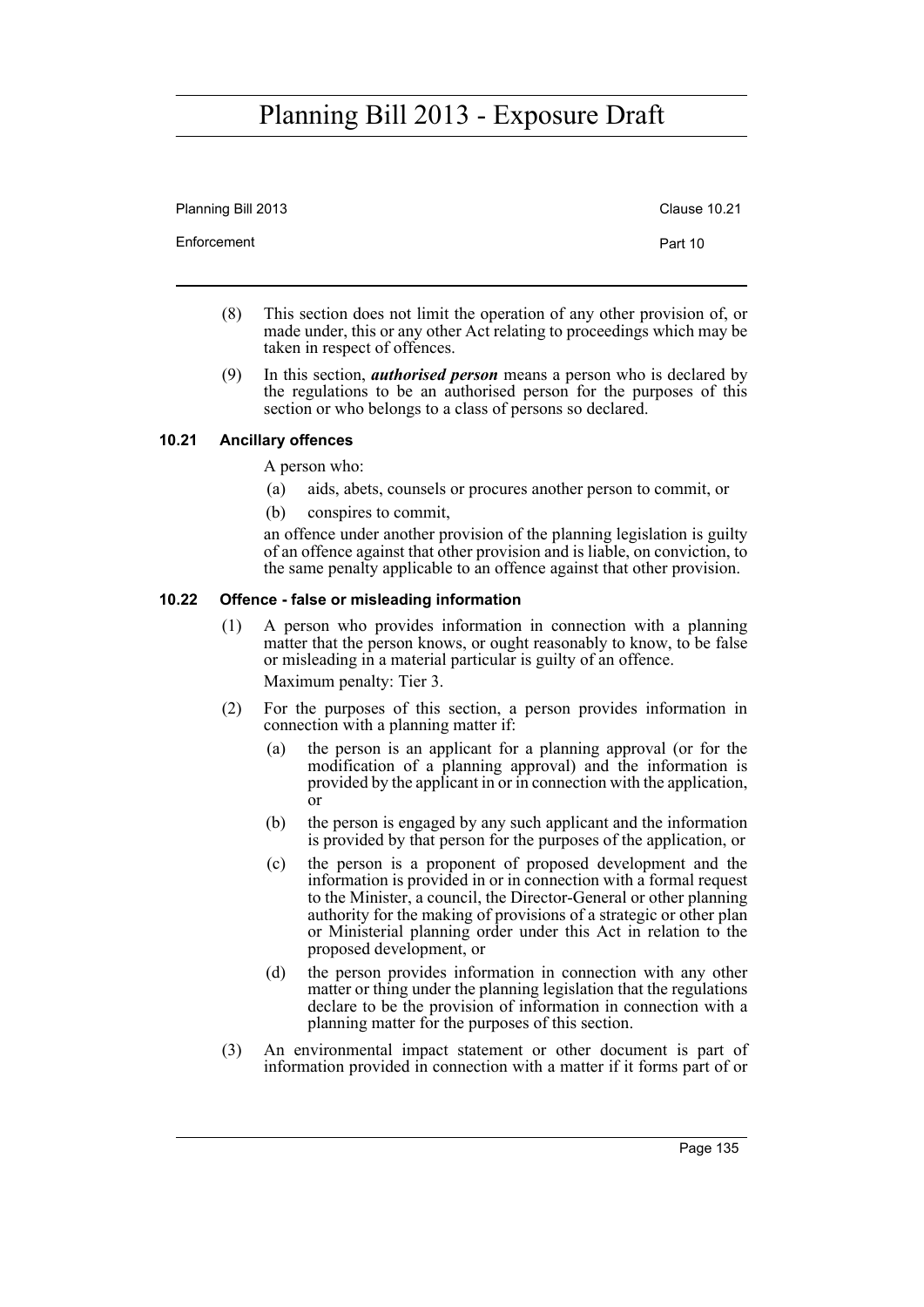(8) This section does not limit the operation of any other provision of, or made under, this or any other Act relating to proceedings which may be taken in respect of offences.

(9) In this section, ***authorised person*** means a person who is declared by the regulations to be an authorised person for the purposes of this section or who belongs to a class of persons so declared.

### 10.21 Ancillary offences

A person who:

(a) aids, abets, counsels or procures another person to commit, or

(b) conspires to commit,

an offence under another provision of the planning legislation is guilty of an offence against that other provision and is liable, on conviction, to the same penalty applicable to an offence against that other provision.

### 10.22 Offence - false or misleading information

(1) A person who provides information in connection with a planning matter that the person knows, or ought reasonably to know, to be false or misleading in a material particular is guilty of an offence.

Maximum penalty: Tier 3.

(2) For the purposes of this section, a person provides information in connection with a planning matter if:

(a) the person is an applicant for a planning approval (or for the modification of a planning approval) and the information is provided by the applicant in or in connection with the application, or

(b) the person is engaged by any such applicant and the information is provided by that person for the purposes of the application, or

(c) the person is a proponent of proposed development and the information is provided in or in connection with a formal request to the Minister, a council, the Director-General or other planning authority for the making of provisions of a strategic or other plan or Ministerial planning order under this Act in relation to the proposed development, or

(d) the person provides information in connection with any other matter or thing under the planning legislation that the regulations declare to be the provision of information in connection with a planning matter for the purposes of this section.

(3) An environmental impact statement or other document is part of information provided in connection with a matter if it forms part of or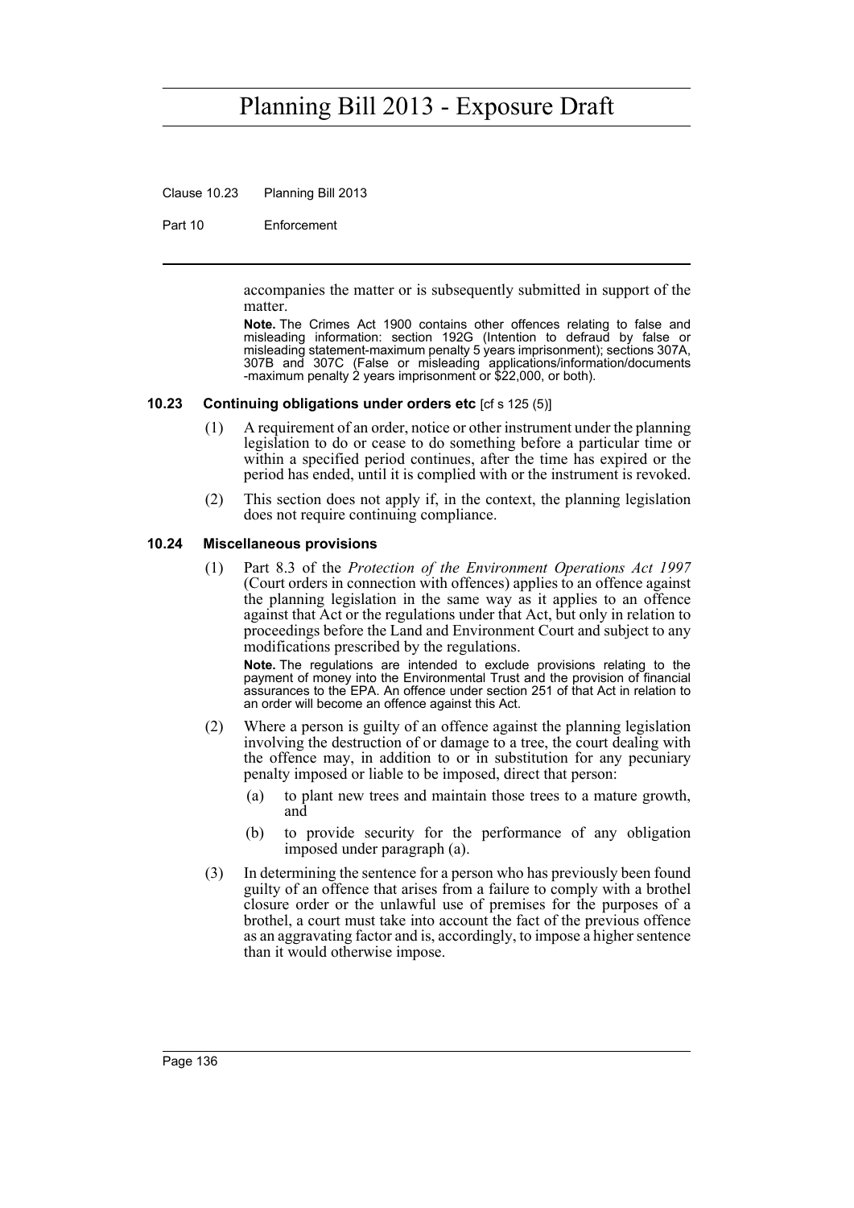accompanies the matter or is subsequently submitted in support of the matter.

**Note.** The Crimes Act 1900 contains other offences relating to false and misleading information: section 192G (Intention to defraud by false or misleading statement-maximum penalty 5 years imprisonment); sections 307A, 307B and 307C (False or misleading applications/information/documents -maximum penalty 2 years imprisonment or $22,000, or both).

### 10.23 Continuing obligations under orders etc [cf s 125 (5)]

(1) A requirement of an order, notice or other instrument under the planning legislation to do or cease to do something before a particular time or within a specified period continues, after the time has expired or the period has ended, until it is complied with or the instrument is revoked.

(2) This section does not apply if, in the context, the planning legislation does not require continuing compliance.

### 10.24 Miscellaneous provisions

(1) Part 8.3 of the *Protection of the Environment Operations Act 1997* (Court orders in connection with offences) applies to an offence against the planning legislation in the same way as it applies to an offence against that Act or the regulations under that Act, but only in relation to proceedings before the Land and Environment Court and subject to any modifications prescribed by the regulations.

**Note.** The regulations are intended to exclude provisions relating to the payment of money into the Environmental Trust and the provision of financial assurances to the EPA. An offence under section 251 of that Act in relation to an order will become an offence against this Act.

(2) Where a person is guilty of an offence against the planning legislation involving the destruction of or damage to a tree, the court dealing with the offence may, in addition to or in substitution for any pecuniary penalty imposed or liable to be imposed, direct that person:

(a) to plant new trees and maintain those trees to a mature growth, and

(b) to provide security for the performance of any obligation imposed under paragraph (a).

(3) In determining the sentence for a person who has previously been found guilty of an offence that arises from a failure to comply with a brothel closure order or the unlawful use of premises for the purposes of a brothel, a court must take into account the fact of the previous offence as an aggravating factor and is, accordingly, to impose a higher sentence than it would otherwise impose.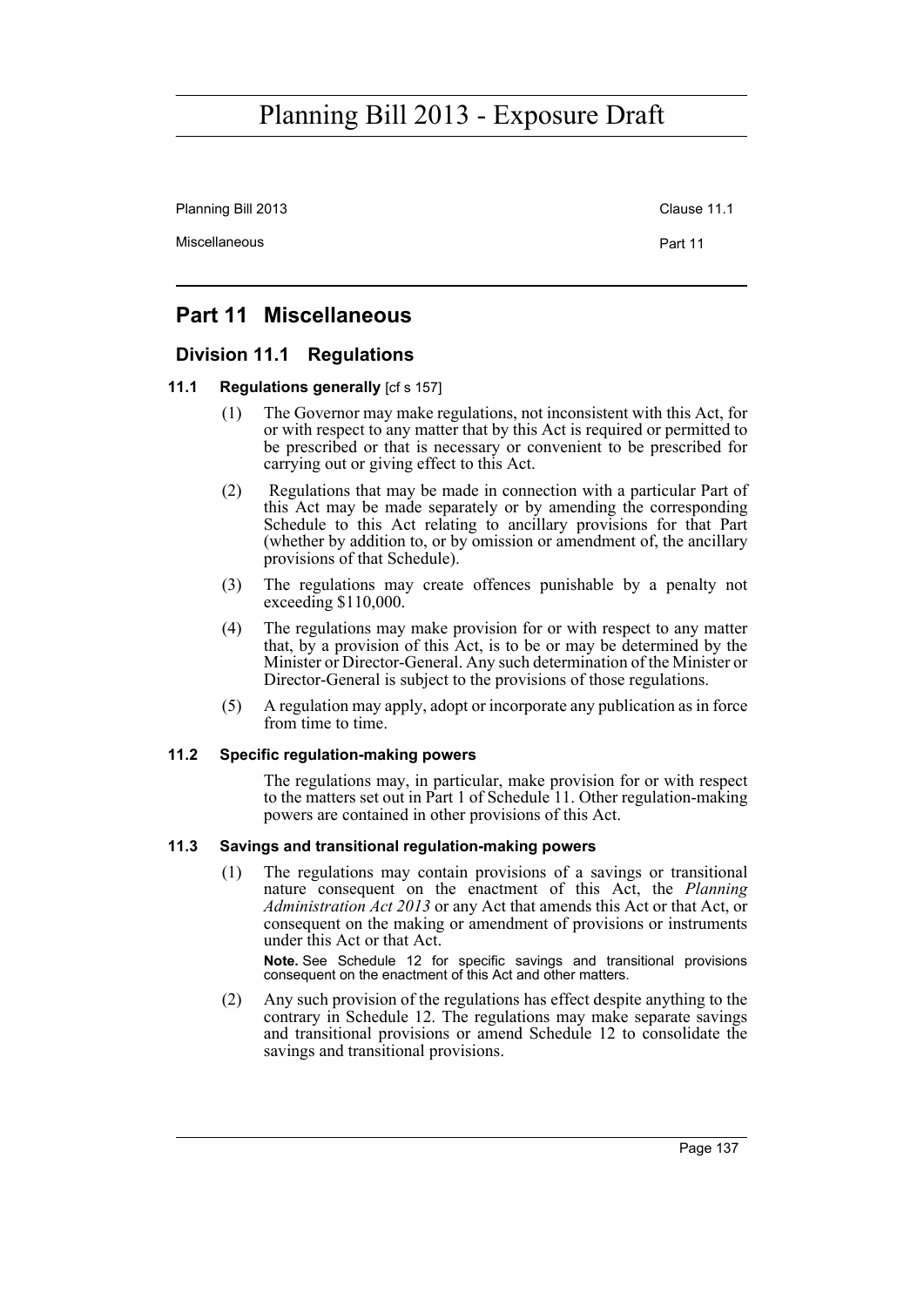## Part 11 Miscellaneous

### Division 11.1 Regulations

#### 11.1 Regulations generally [cf s 157]

(1) The Governor may make regulations, not inconsistent with this Act, for or with respect to any matter that by this Act is required or permitted to be prescribed or that is necessary or convenient to be prescribed for carrying out or giving effect to this Act.

(2) Regulations that may be made in connection with a particular Part of this Act may be made separately or by amending the corresponding Schedule to this Act relating to ancillary provisions for that Part (whether by addition to, or by omission or amendment of, the ancillary provisions of that Schedule).

(3) The regulations may create offences punishable by a penalty not exceeding $110,000.

(4) The regulations may make provision for or with respect to any matter that, by a provision of this Act, is to be or may be determined by the Minister or Director-General. Any such determination of the Minister or Director-General is subject to the provisions of those regulations.

(5) A regulation may apply, adopt or incorporate any publication as in force from time to time.

#### 11.2 Specific regulation-making powers

The regulations may, in particular, make provision for or with respect to the matters set out in Part 1 of Schedule 11. Other regulation-making powers are contained in other provisions of this Act.

#### 11.3 Savings and transitional regulation-making powers

(1) The regulations may contain provisions of a savings or transitional nature consequent on the enactment of this Act, the *Planning Administration Act 2013* or any Act that amends this Act or that Act, or consequent on the making or amendment of provisions or instruments under this Act or that Act.

**Note.** See Schedule 12 for specific savings and transitional provisions consequent on the enactment of this Act and other matters.

(2) Any such provision of the regulations has effect despite anything to the contrary in Schedule 12. The regulations may make separate savings and transitional provisions or amend Schedule 12 to consolidate the savings and transitional provisions.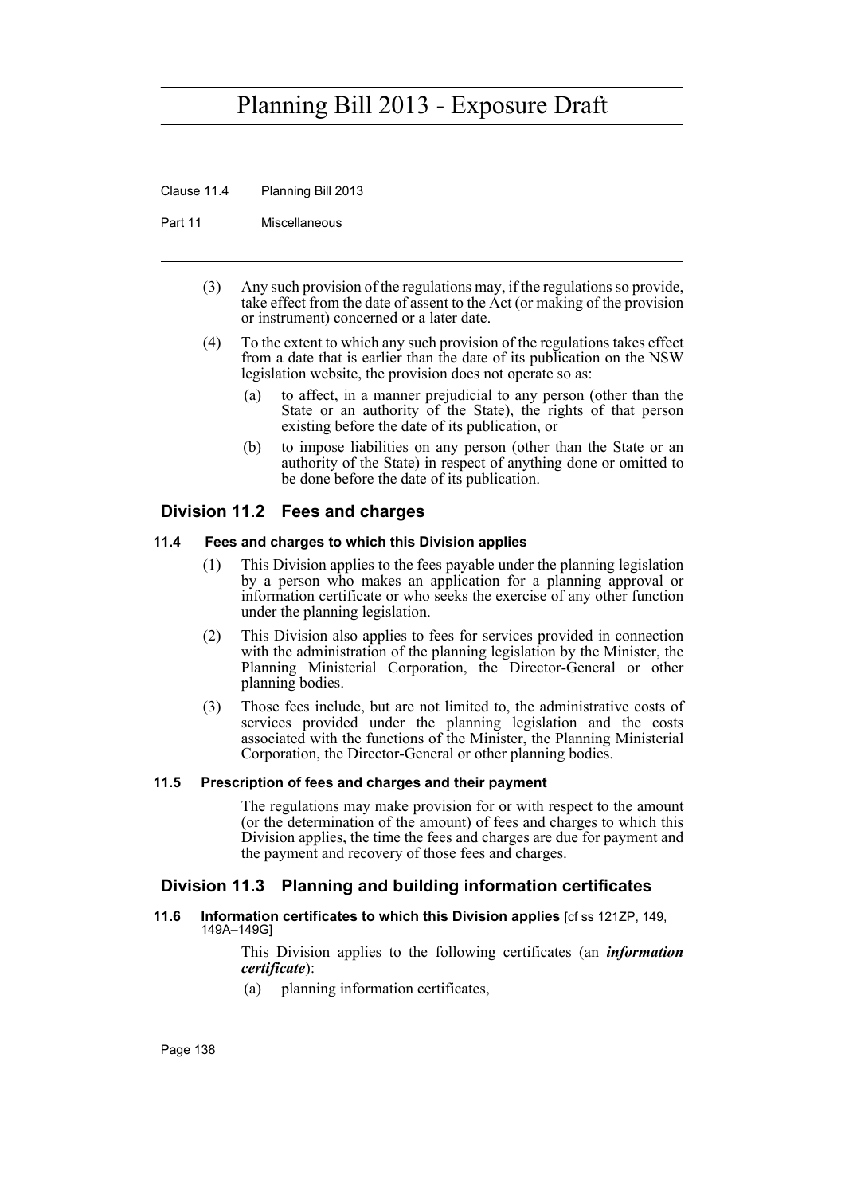(3) Any such provision of the regulations may, if the regulations so provide, take effect from the date of assent to the Act (or making of the provision or instrument) concerned or a later date.

(4) To the extent to which any such provision of the regulations takes effect from a date that is earlier than the date of its publication on the NSW legislation website, the provision does not operate so as:

(a) to affect, in a manner prejudicial to any person (other than the State or an authority of the State), the rights of that person existing before the date of its publication, or

(b) to impose liabilities on any person (other than the State or an authority of the State) in respect of anything done or omitted to be done before the date of its publication.

## Division 11.2 Fees and charges

#### 11.4 Fees and charges to which this Division applies

(1) This Division applies to the fees payable under the planning legislation by a person who makes an application for a planning approval or information certificate or who seeks the exercise of any other function under the planning legislation.

(2) This Division also applies to fees for services provided in connection with the administration of the planning legislation by the Minister, the Planning Ministerial Corporation, the Director-General or other planning bodies.

(3) Those fees include, but are not limited to, the administrative costs of services provided under the planning legislation and the costs associated with the functions of the Minister, the Planning Ministerial Corporation, the Director-General or other planning bodies.

#### 11.5 Prescription of fees and charges and their payment

The regulations may make provision for or with respect to the amount (or the determination of the amount) of fees and charges to which this Division applies, the time the fees and charges are due for payment and the payment and recovery of those fees and charges.

## Division 11.3 Planning and building information certificates

#### 11.6 Information certificates to which this Division applies [cf ss 121ZP, 149, 149A–149G]

This Division applies to the following certificates (an ***information certificate***):

(a) planning information certificates,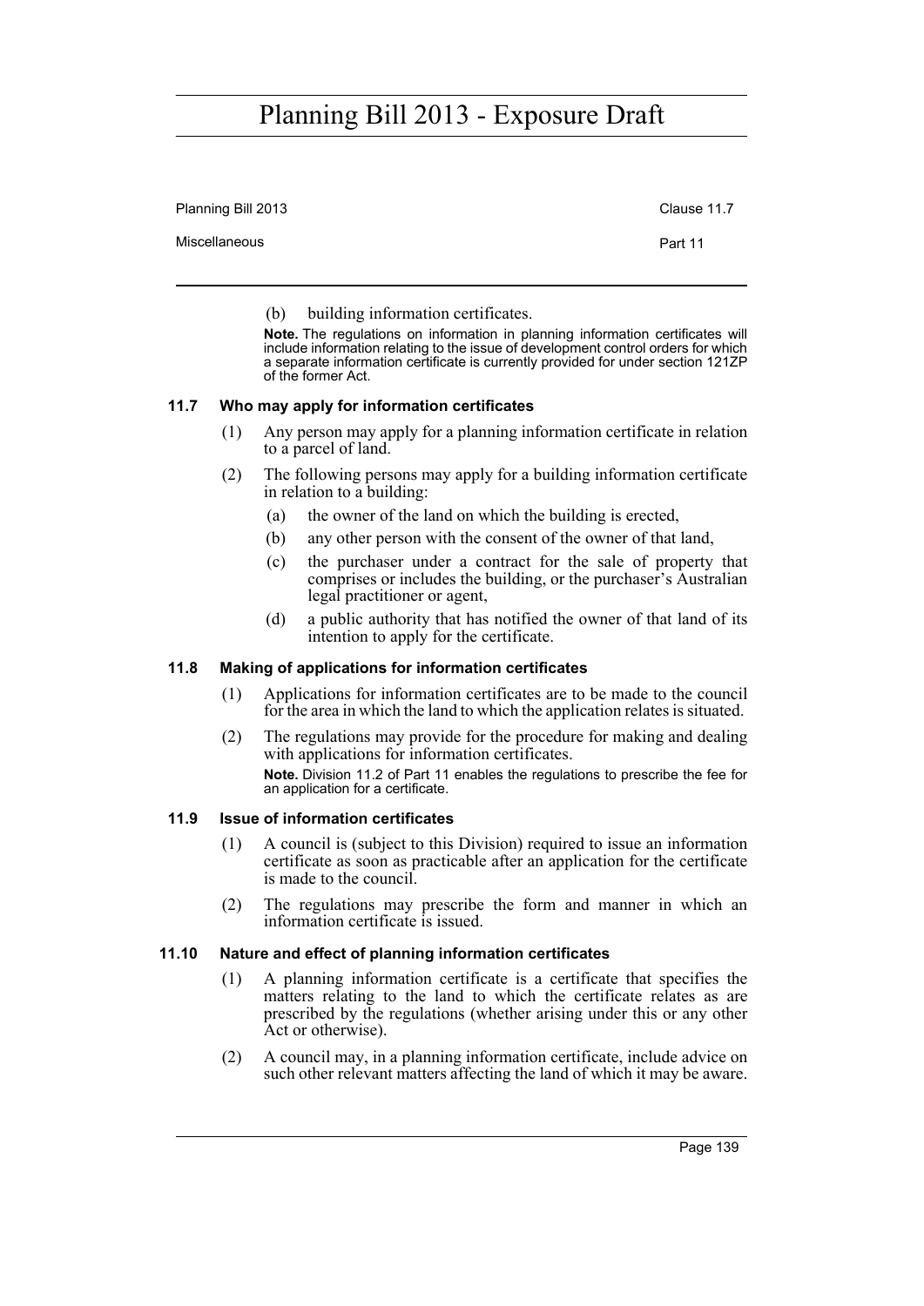(b) building information certificates.

**Note.** The regulations on information in planning information certificates will include information relating to the issue of development control orders for which a separate information certificate is currently provided for under section 121ZP of the former Act.

### 11.7 Who may apply for information certificates

(1) Any person may apply for a planning information certificate in relation to a parcel of land.

(2) The following persons may apply for a building information certificate in relation to a building:

(a) the owner of the land on which the building is erected,

(b) any other person with the consent of the owner of that land,

(c) the purchaser under a contract for the sale of property that comprises or includes the building, or the purchaser's Australian legal practitioner or agent,

(d) a public authority that has notified the owner of that land of its intention to apply for the certificate.

### 11.8 Making of applications for information certificates

(1) Applications for information certificates are to be made to the council for the area in which the land to which the application relates is situated.

(2) The regulations may provide for the procedure for making and dealing with applications for information certificates.

**Note.** Division 11.2 of Part 11 enables the regulations to prescribe the fee for an application for a certificate.

### 11.9 Issue of information certificates

(1) A council is (subject to this Division) required to issue an information certificate as soon as practicable after an application for the certificate is made to the council.

(2) The regulations may prescribe the form and manner in which an information certificate is issued.

### 11.10 Nature and effect of planning information certificates

(1) A planning information certificate is a certificate that specifies the matters relating to the land to which the certificate relates as are prescribed by the regulations (whether arising under this or any other Act or otherwise).

(2) A council may, in a planning information certificate, include advice on such other relevant matters affecting the land of which it may be aware.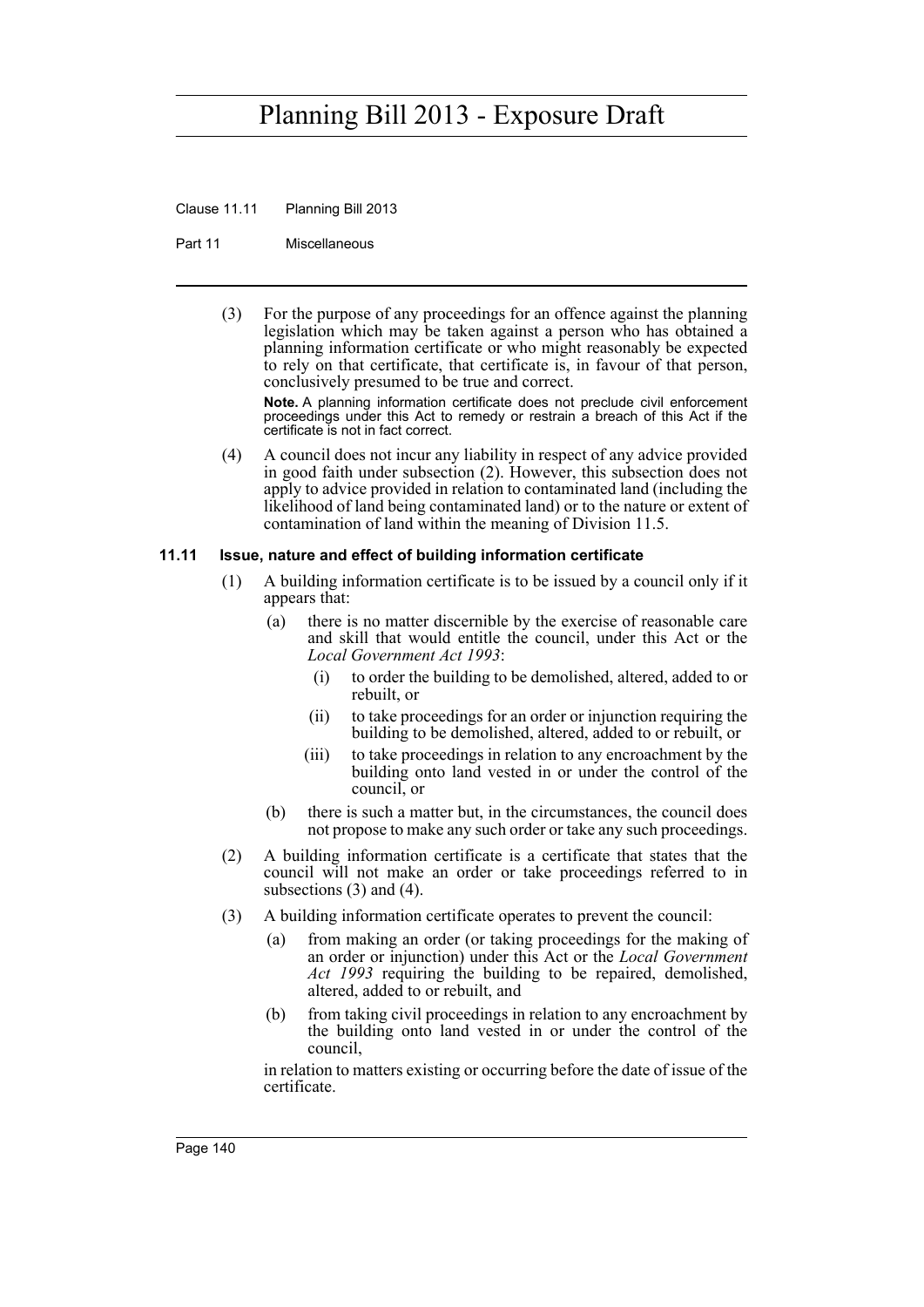(3) For the purpose of any proceedings for an offence against the planning legislation which may be taken against a person who has obtained a planning information certificate or who might reasonably be expected to rely on that certificate, that certificate is, in favour of that person, conclusively presumed to be true and correct.

**Note.** A planning information certificate does not preclude civil enforcement proceedings under this Act to remedy or restrain a breach of this Act if the certificate is not in fact correct.

(4) A council does not incur any liability in respect of any advice provided in good faith under subsection (2). However, this subsection does not apply to advice provided in relation to contaminated land (including the likelihood of land being contaminated land) or to the nature or extent of contamination of land within the meaning of Division 11.5.

### 11.11 Issue, nature and effect of building information certificate

(1) A building information certificate is to be issued by a council only if it appears that:

- (a) there is no matter discernible by the exercise of reasonable care and skill that would entitle the council, under this Act or the *Local Government Act 1993*:
  - (i) to order the building to be demolished, altered, added to or rebuilt, or
  - (ii) to take proceedings for an order or injunction requiring the building to be demolished, altered, added to or rebuilt, or
  - (iii) to take proceedings in relation to any encroachment by the building onto land vested in or under the control of the council, or
- (b) there is such a matter but, in the circumstances, the council does not propose to make any such order or take any such proceedings.

(2) A building information certificate is a certificate that states that the council will not make an order or take proceedings referred to in subsections (3) and (4).

(3) A building information certificate operates to prevent the council:

- (a) from making an order (or taking proceedings for the making of an order or injunction) under this Act or the *Local Government Act 1993* requiring the building to be repaired, demolished, altered, added to or rebuilt, and
- (b) from taking civil proceedings in relation to any encroachment by the building onto land vested in or under the control of the council,

in relation to matters existing or occurring before the date of issue of the certificate.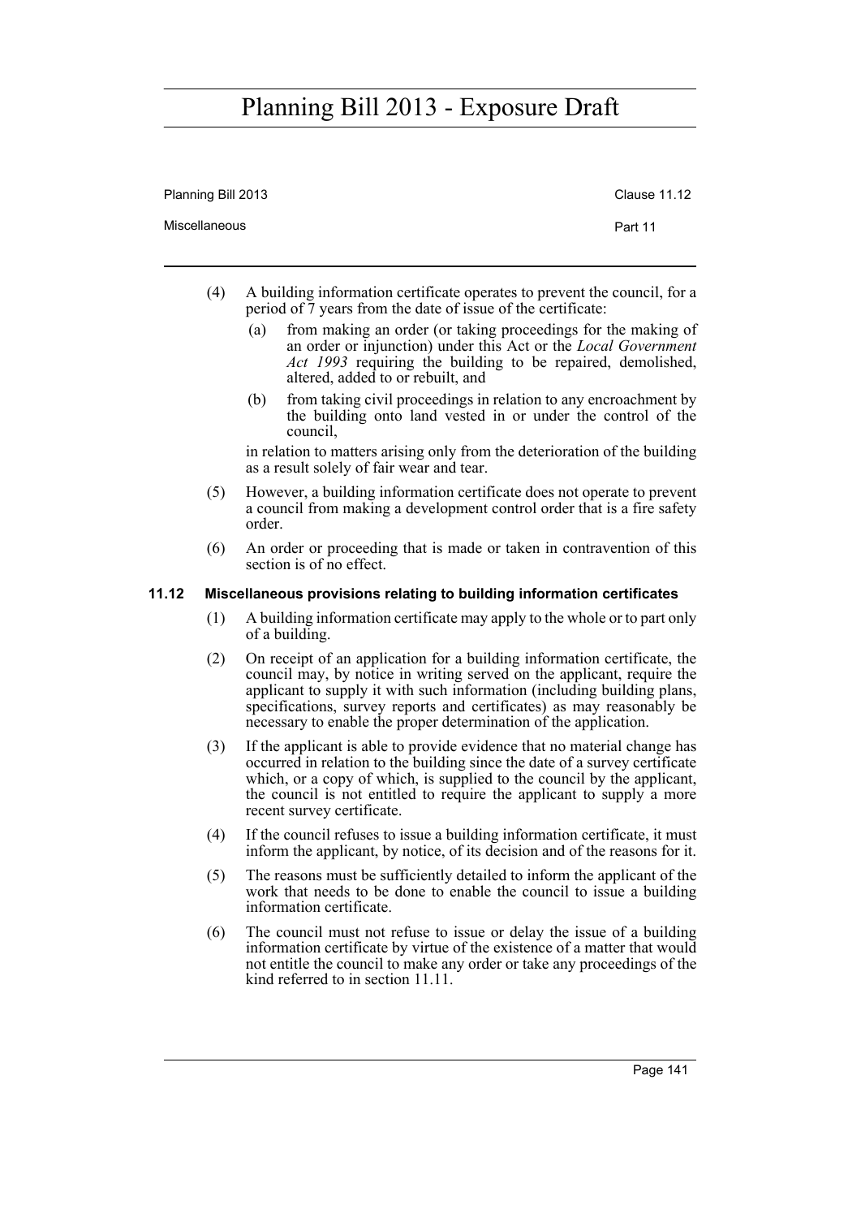(4) A building information certificate operates to prevent the council, for a period of 7 years from the date of issue of the certificate:

  (a) from making an order (or taking proceedings for the making of an order or injunction) under this Act or the *Local Government Act 1993* requiring the building to be repaired, demolished, altered, added to or rebuilt, and

  (b) from taking civil proceedings in relation to any encroachment by the building onto land vested in or under the control of the council,

in relation to matters arising only from the deterioration of the building as a result solely of fair wear and tear.

(5) However, a building information certificate does not operate to prevent a council from making a development control order that is a fire safety order.

(6) An order or proceeding that is made or taken in contravention of this section is of no effect.

### 11.12 Miscellaneous provisions relating to building information certificates

(1) A building information certificate may apply to the whole or to part only of a building.

(2) On receipt of an application for a building information certificate, the council may, by notice in writing served on the applicant, require the applicant to supply it with such information (including building plans, specifications, survey reports and certificates) as may reasonably be necessary to enable the proper determination of the application.

(3) If the applicant is able to provide evidence that no material change has occurred in relation to the building since the date of a survey certificate which, or a copy of which, is supplied to the council by the applicant, the council is not entitled to require the applicant to supply a more recent survey certificate.

(4) If the council refuses to issue a building information certificate, it must inform the applicant, by notice, of its decision and of the reasons for it.

(5) The reasons must be sufficiently detailed to inform the applicant of the work that needs to be done to enable the council to issue a building information certificate.

(6) The council must not refuse to issue or delay the issue of a building information certificate by virtue of the existence of a matter that would not entitle the council to make any order or take any proceedings of the kind referred to in section 11.11.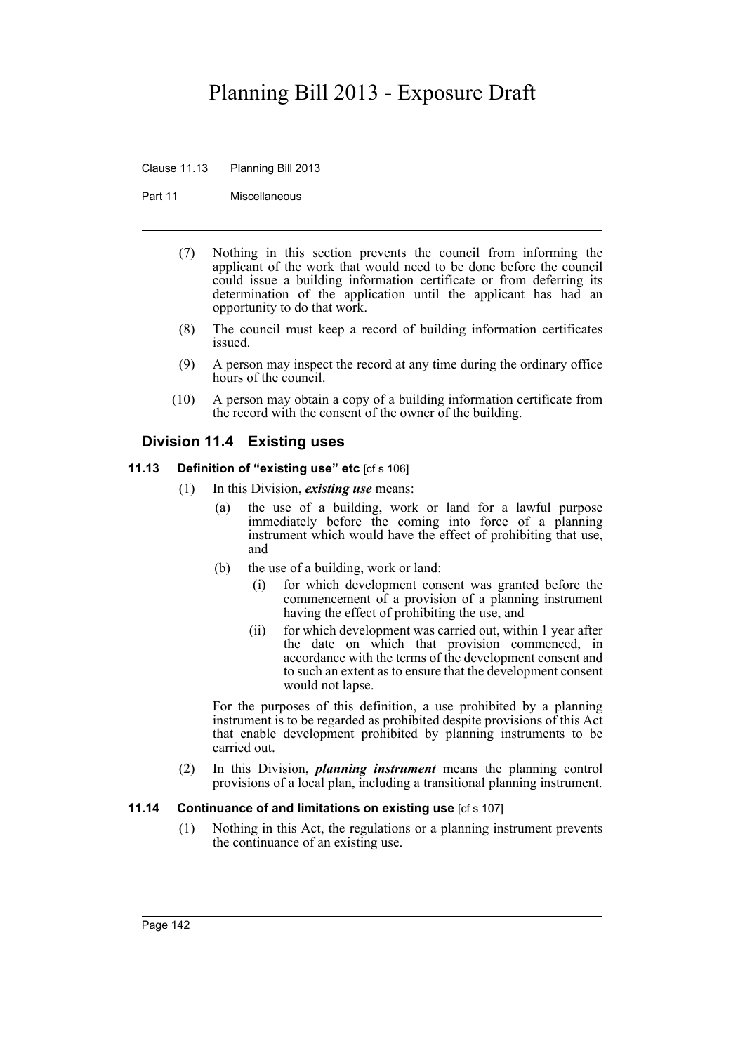(7) Nothing in this section prevents the council from informing the applicant of the work that would need to be done before the council could issue a building information certificate or from deferring its determination of the application until the applicant has had an opportunity to do that work.

(8) The council must keep a record of building information certificates issued.

(9) A person may inspect the record at any time during the ordinary office hours of the council.

(10) A person may obtain a copy of a building information certificate from the record with the consent of the owner of the building.

## Division 11.4 Existing uses

### 11.13 Definition of "existing use" etc [cf s 106]

(1) In this Division, ***existing use*** means:

(a) the use of a building, work or land for a lawful purpose immediately before the coming into force of a planning instrument which would have the effect of prohibiting that use, and

(b) the use of a building, work or land:

(i) for which development consent was granted before the commencement of a provision of a planning instrument having the effect of prohibiting the use, and

(ii) for which development was carried out, within 1 year after the date on which that provision commenced, in accordance with the terms of the development consent and to such an extent as to ensure that the development consent would not lapse.

For the purposes of this definition, a use prohibited by a planning instrument is to be regarded as prohibited despite provisions of this Act that enable development prohibited by planning instruments to be carried out.

(2) In this Division, ***planning instrument*** means the planning control provisions of a local plan, including a transitional planning instrument.

### 11.14 Continuance of and limitations on existing use [cf s 107]

(1) Nothing in this Act, the regulations or a planning instrument prevents the continuance of an existing use.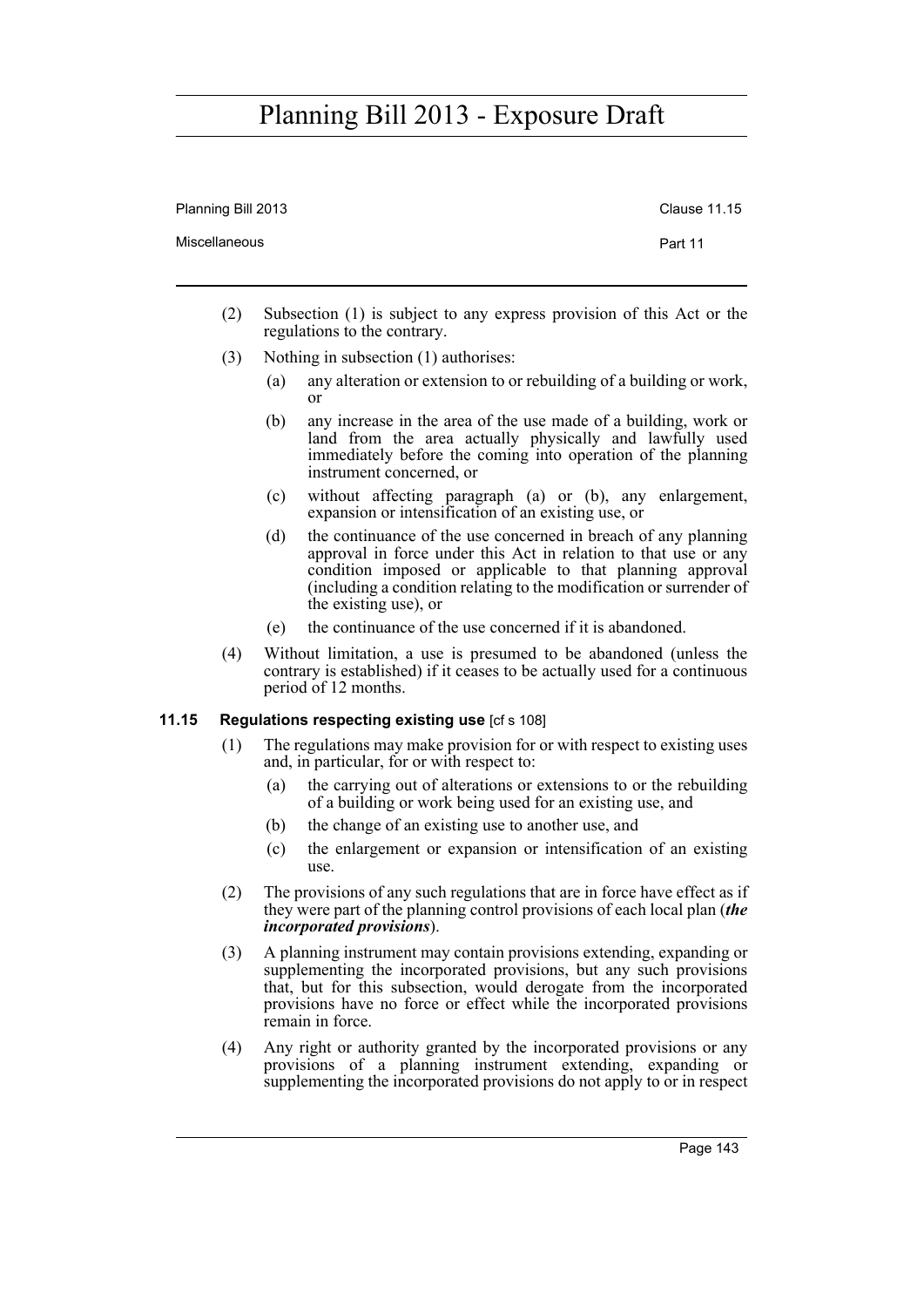(2) Subsection (1) is subject to any express provision of this Act or the regulations to the contrary.

(3) Nothing in subsection (1) authorises:

- (a) any alteration or extension to or rebuilding of a building or work, or
- (b) any increase in the area of the use made of a building, work or land from the area actually physically and lawfully used immediately before the coming into operation of the planning instrument concerned, or
- (c) without affecting paragraph (a) or (b), any enlargement, expansion or intensification of an existing use, or
- (d) the continuance of the use concerned in breach of any planning approval in force under this Act in relation to that use or any condition imposed or applicable to that planning approval (including a condition relating to the modification or surrender of the existing use), or
- (e) the continuance of the use concerned if it is abandoned.

(4) Without limitation, a use is presumed to be abandoned (unless the contrary is established) if it ceases to be actually used for a continuous period of 12 months.

### 11.15 Regulations respecting existing use [cf s 108]

(1) The regulations may make provision for or with respect to existing uses and, in particular, for or with respect to:

- (a) the carrying out of alterations or extensions to or the rebuilding of a building or work being used for an existing use, and
- (b) the change of an existing use to another use, and
- (c) the enlargement or expansion or intensification of an existing use.

(2) The provisions of any such regulations that are in force have effect as if they were part of the planning control provisions of each local plan (***the incorporated provisions***).

(3) A planning instrument may contain provisions extending, expanding or supplementing the incorporated provisions, but any such provisions that, but for this subsection, would derogate from the incorporated provisions have no force or effect while the incorporated provisions remain in force.

(4) Any right or authority granted by the incorporated provisions or any provisions of a planning instrument extending, expanding or supplementing the incorporated provisions do not apply to or in respect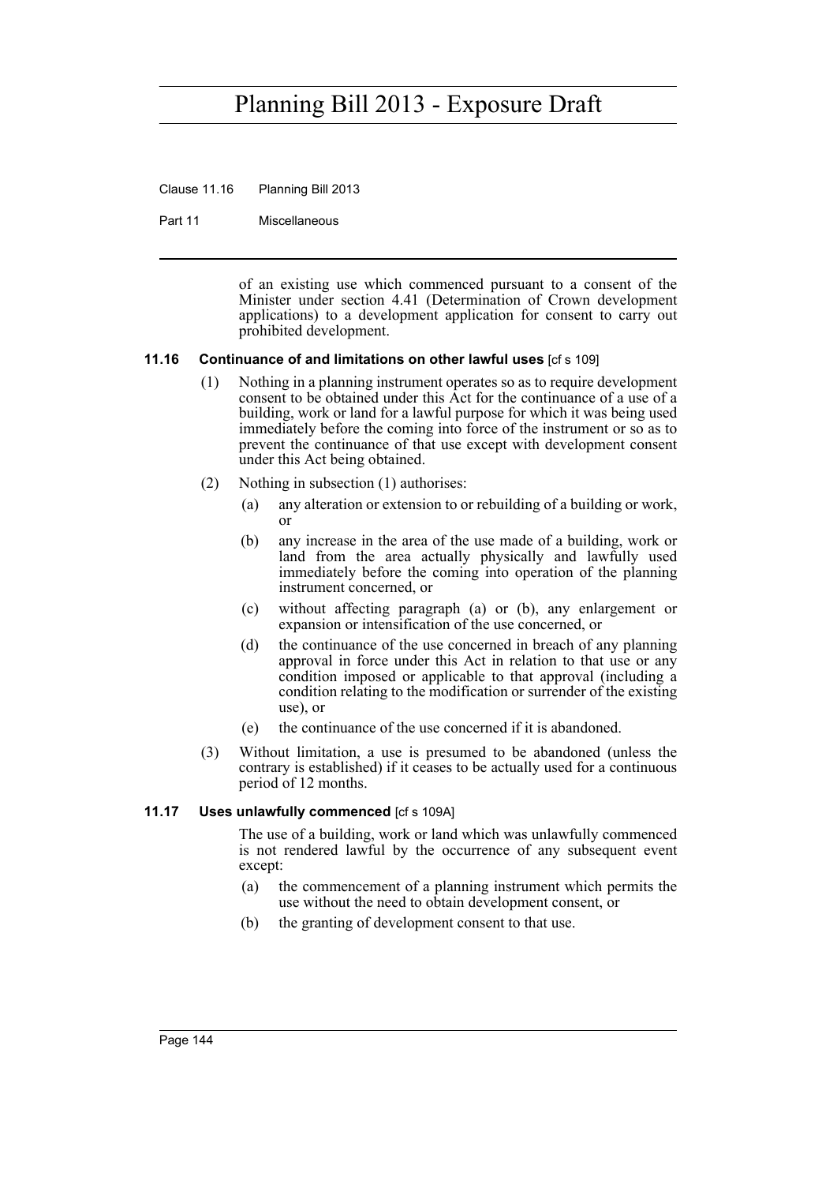of an existing use which commenced pursuant to a consent of the Minister under section 4.41 (Determination of Crown development applications) to a development application for consent to carry out prohibited development.

### 11.16 Continuance of and limitations on other lawful uses [cf s 109]

(1) Nothing in a planning instrument operates so as to require development consent to be obtained under this Act for the continuance of a use of a building, work or land for a lawful purpose for which it was being used immediately before the coming into force of the instrument or so as to prevent the continuance of that use except with development consent under this Act being obtained.

(2) Nothing in subsection (1) authorises:

- (a) any alteration or extension to or rebuilding of a building or work, or
- (b) any increase in the area of the use made of a building, work or land from the area actually physically and lawfully used immediately before the coming into operation of the planning instrument concerned, or
- (c) without affecting paragraph (a) or (b), any enlargement or expansion or intensification of the use concerned, or
- (d) the continuance of the use concerned in breach of any planning approval in force under this Act in relation to that use or any condition imposed or applicable to that approval (including a condition relating to the modification or surrender of the existing use), or
- (e) the continuance of the use concerned if it is abandoned.

(3) Without limitation, a use is presumed to be abandoned (unless the contrary is established) if it ceases to be actually used for a continuous period of 12 months.

### 11.17 Uses unlawfully commenced [cf s 109A]

The use of a building, work or land which was unlawfully commenced is not rendered lawful by the occurrence of any subsequent event except:

- (a) the commencement of a planning instrument which permits the use without the need to obtain development consent, or
- (b) the granting of development consent to that use.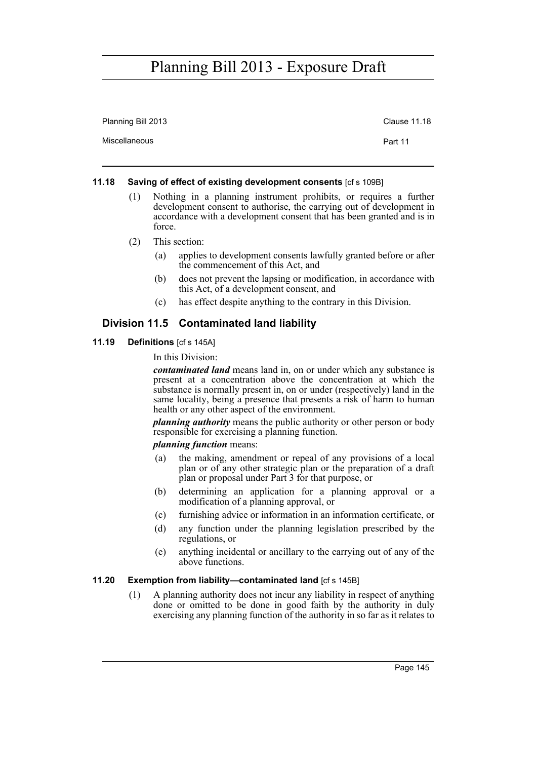#### 11.18 Saving of effect of existing development consents [cf s 109B]

(1) Nothing in a planning instrument prohibits, or requires a further development consent to authorise, the carrying out of development in accordance with a development consent that has been granted and is in force.

(2) This section:

- (a) applies to development consents lawfully granted before or after the commencement of this Act, and
- (b) does not prevent the lapsing or modification, in accordance with this Act, of a development consent, and
- (c) has effect despite anything to the contrary in this Division.

## Division 11.5 Contaminated land liability

#### 11.19 Definitions [cf s 145A]

In this Division:

***contaminated land*** means land in, on or under which any substance is present at a concentration above the concentration at which the substance is normally present in, on or under (respectively) land in the same locality, being a presence that presents a risk of harm to human health or any other aspect of the environment.

***planning authority*** means the public authority or other person or body responsible for exercising a planning function.

***planning function*** means:

- (a) the making, amendment or repeal of any provisions of a local plan or of any other strategic plan or the preparation of a draft plan or proposal under Part 3 for that purpose, or
- (b) determining an application for a planning approval or a modification of a planning approval, or
- (c) furnishing advice or information in an information certificate, or
- (d) any function under the planning legislation prescribed by the regulations, or
- (e) anything incidental or ancillary to the carrying out of any of the above functions.

#### 11.20 Exemption from liability—contaminated land [cf s 145B]

(1) A planning authority does not incur any liability in respect of anything done or omitted to be done in good faith by the authority in duly exercising any planning function of the authority in so far as it relates to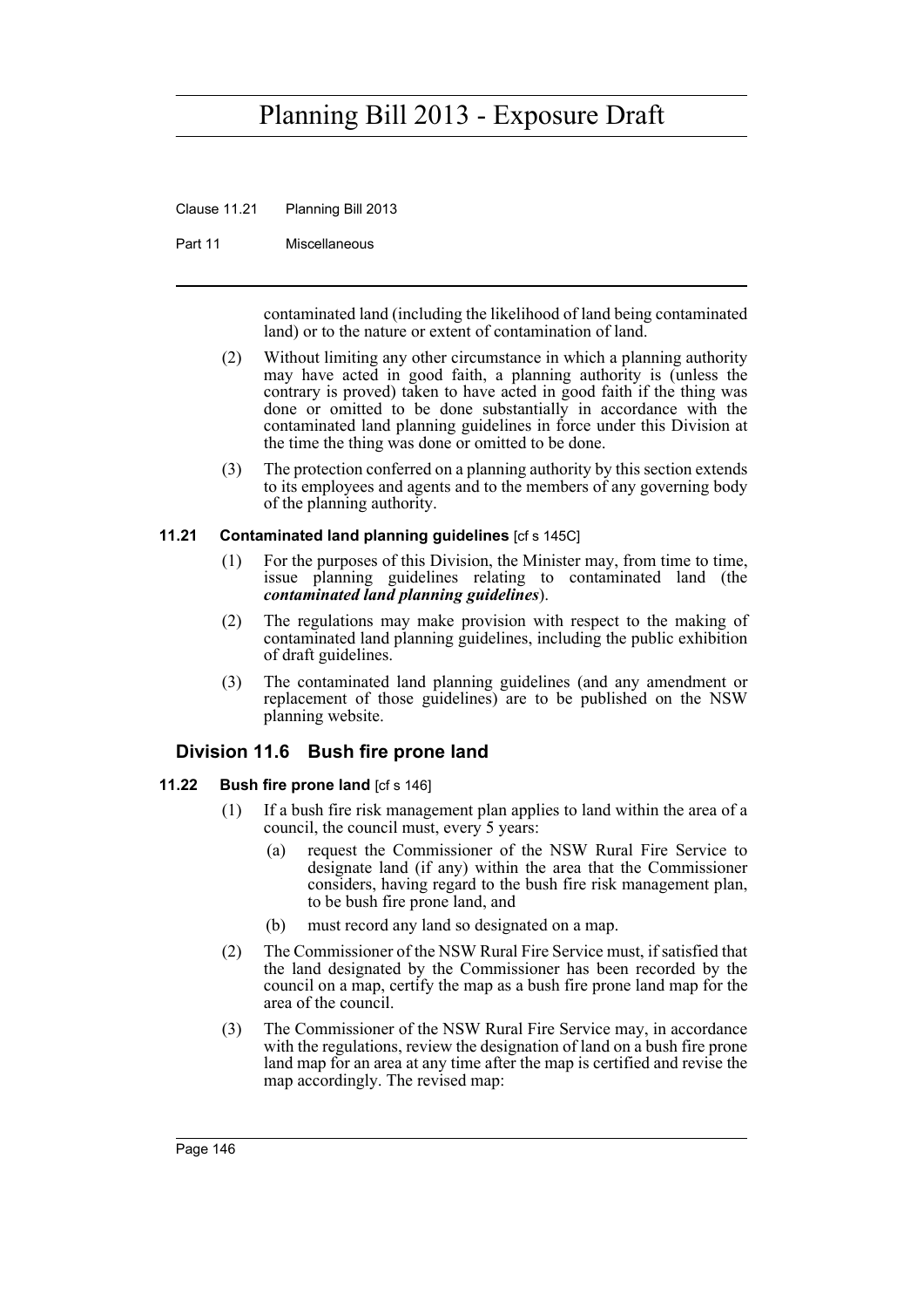contaminated land (including the likelihood of land being contaminated land) or to the nature or extent of contamination of land.

(2) Without limiting any other circumstance in which a planning authority may have acted in good faith, a planning authority is (unless the contrary is proved) taken to have acted in good faith if the thing was done or omitted to be done substantially in accordance with the contaminated land planning guidelines in force under this Division at the time the thing was done or omitted to be done.

(3) The protection conferred on a planning authority by this section extends to its employees and agents and to the members of any governing body of the planning authority.

#### 11.21 Contaminated land planning guidelines [cf s 145C]

(1) For the purposes of this Division, the Minister may, from time to time, issue planning guidelines relating to contaminated land (the ***contaminated land planning guidelines***).

(2) The regulations may make provision with respect to the making of contaminated land planning guidelines, including the public exhibition of draft guidelines.

(3) The contaminated land planning guidelines (and any amendment or replacement of those guidelines) are to be published on the NSW planning website.

### Division 11.6 Bush fire prone land

#### 11.22 Bush fire prone land [cf s 146]

(1) If a bush fire risk management plan applies to land within the area of a council, the council must, every 5 years:

- (a) request the Commissioner of the NSW Rural Fire Service to designate land (if any) within the area that the Commissioner considers, having regard to the bush fire risk management plan, to be bush fire prone land, and
- (b) must record any land so designated on a map.

(2) The Commissioner of the NSW Rural Fire Service must, if satisfied that the land designated by the Commissioner has been recorded by the council on a map, certify the map as a bush fire prone land map for the area of the council.

(3) The Commissioner of the NSW Rural Fire Service may, in accordance with the regulations, review the designation of land on a bush fire prone land map for an area at any time after the map is certified and revise the map accordingly. The revised map: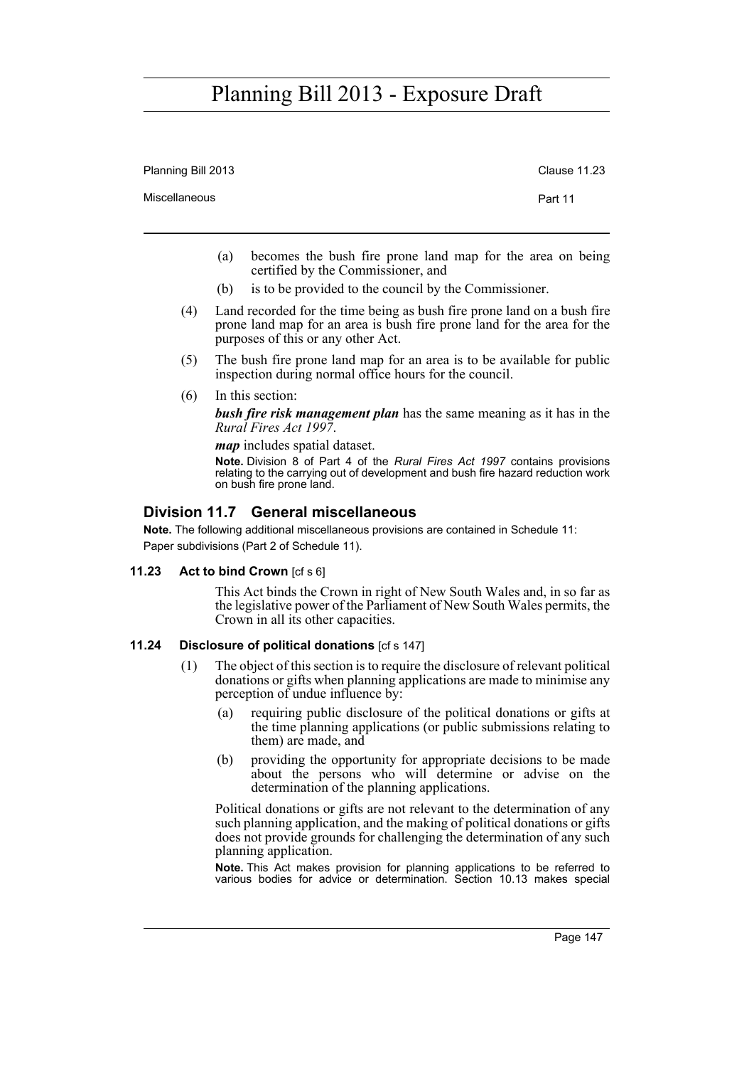(a) becomes the bush fire prone land map for the area on being certified by the Commissioner, and

(b) is to be provided to the council by the Commissioner.

(4) Land recorded for the time being as bush fire prone land on a bush fire prone land map for an area is bush fire prone land for the area for the purposes of this or any other Act.

(5) The bush fire prone land map for an area is to be available for public inspection during normal office hours for the council.

(6) In this section:

***bush fire risk management plan*** has the same meaning as it has in the *Rural Fires Act 1997*.

***map*** includes spatial dataset.

**Note.** Division 8 of Part 4 of the *Rural Fires Act 1997* contains provisions relating to the carrying out of development and bush fire hazard reduction work on bush fire prone land.

## Division 11.7 General miscellaneous

**Note.** The following additional miscellaneous provisions are contained in Schedule 11:
Paper subdivisions (Part 2 of Schedule 11).

### 11.23 Act to bind Crown [cf s 6]

This Act binds the Crown in right of New South Wales and, in so far as the legislative power of the Parliament of New South Wales permits, the Crown in all its other capacities.

### 11.24 Disclosure of political donations [cf s 147]

(1) The object of this section is to require the disclosure of relevant political donations or gifts when planning applications are made to minimise any perception of undue influence by:

(a) requiring public disclosure of the political donations or gifts at the time planning applications (or public submissions relating to them) are made, and

(b) providing the opportunity for appropriate decisions to be made about the persons who will determine or advise on the determination of the planning applications.

Political donations or gifts are not relevant to the determination of any such planning application, and the making of political donations or gifts does not provide grounds for challenging the determination of any such planning application.

**Note.** This Act makes provision for planning applications to be referred to various bodies for advice or determination. Section 10.13 makes special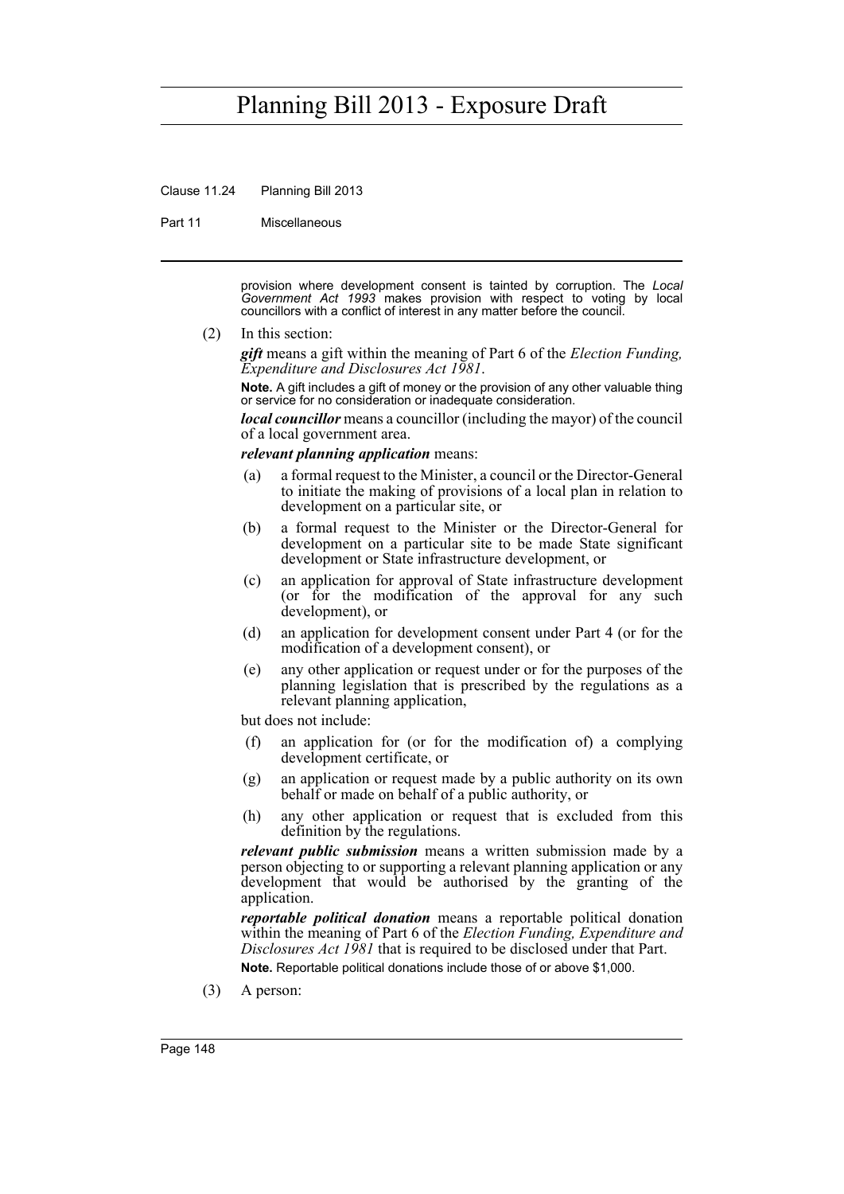provision where development consent is tainted by corruption. The *Local Government Act 1993* makes provision with respect to voting by local councillors with a conflict of interest in any matter before the council.

(2) In this section:

***gift*** means a gift within the meaning of Part 6 of the *Election Funding, Expenditure and Disclosures Act 1981*.

**Note.** A gift includes a gift of money or the provision of any other valuable thing or service for no consideration or inadequate consideration.

***local councillor*** means a councillor (including the mayor) of the council of a local government area.

***relevant planning application*** means:

(a) a formal request to the Minister, a council or the Director-General to initiate the making of provisions of a local plan in relation to development on a particular site, or

(b) a formal request to the Minister or the Director-General for development on a particular site to be made State significant development or State infrastructure development, or

(c) an application for approval of State infrastructure development (or for the modification of the approval for any such development), or

(d) an application for development consent under Part 4 (or for the modification of a development consent), or

(e) any other application or request under or for the purposes of the planning legislation that is prescribed by the regulations as a relevant planning application,

but does not include:

(f) an application for (or for the modification of) a complying development certificate, or

(g) an application or request made by a public authority on its own behalf or made on behalf of a public authority, or

(h) any other application or request that is excluded from this definition by the regulations.

***relevant public submission*** means a written submission made by a person objecting to or supporting a relevant planning application or any development that would be authorised by the granting of the application.

***reportable political donation*** means a reportable political donation within the meaning of Part 6 of the *Election Funding, Expenditure and Disclosures Act 1981* that is required to be disclosed under that Part.

**Note.** Reportable political donations include those of or above $1,000.

(3) A person: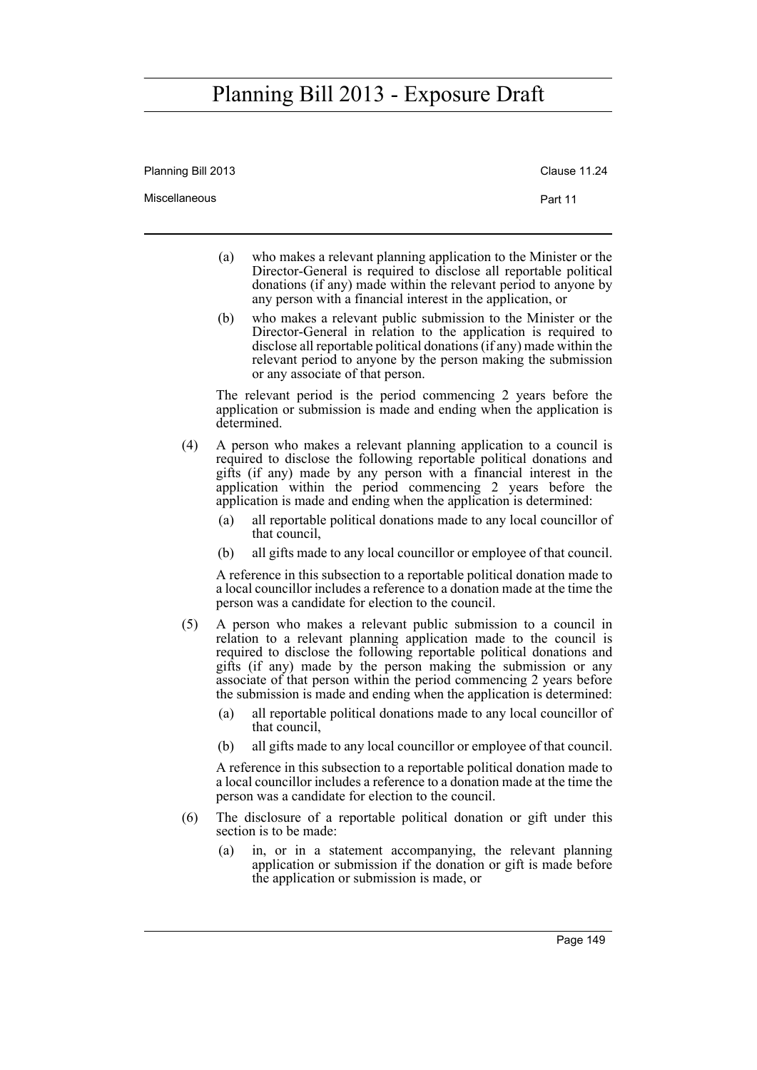(a) who makes a relevant planning application to the Minister or the Director-General is required to disclose all reportable political donations (if any) made within the relevant period to anyone by any person with a financial interest in the application, or

(b) who makes a relevant public submission to the Minister or the Director-General in relation to the application is required to disclose all reportable political donations (if any) made within the relevant period to anyone by the person making the submission or any associate of that person.

The relevant period is the period commencing 2 years before the application or submission is made and ending when the application is determined.

(4) A person who makes a relevant planning application to a council is required to disclose the following reportable political donations and gifts (if any) made by any person with a financial interest in the application within the period commencing 2 years before the application is made and ending when the application is determined:

(a) all reportable political donations made to any local councillor of that council,

(b) all gifts made to any local councillor or employee of that council.

A reference in this subsection to a reportable political donation made to a local councillor includes a reference to a donation made at the time the person was a candidate for election to the council.

(5) A person who makes a relevant public submission to a council in relation to a relevant planning application made to the council is required to disclose the following reportable political donations and gifts (if any) made by the person making the submission or any associate of that person within the period commencing 2 years before the submission is made and ending when the application is determined:

(a) all reportable political donations made to any local councillor of that council,

(b) all gifts made to any local councillor or employee of that council.

A reference in this subsection to a reportable political donation made to a local councillor includes a reference to a donation made at the time the person was a candidate for election to the council.

(6) The disclosure of a reportable political donation or gift under this section is to be made:

(a) in, or in a statement accompanying, the relevant planning application or submission if the donation or gift is made before the application or submission is made, or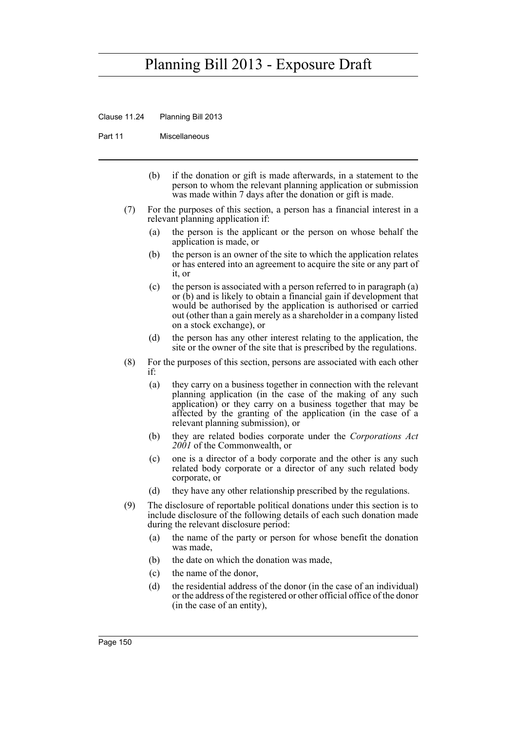(b) if the donation or gift is made afterwards, in a statement to the person to whom the relevant planning application or submission was made within 7 days after the donation or gift is made.

(7) For the purposes of this section, a person has a financial interest in a relevant planning application if:

(a) the person is the applicant or the person on whose behalf the application is made, or

(b) the person is an owner of the site to which the application relates or has entered into an agreement to acquire the site or any part of it, or

(c) the person is associated with a person referred to in paragraph (a) or (b) and is likely to obtain a financial gain if development that would be authorised by the application is authorised or carried out (other than a gain merely as a shareholder in a company listed on a stock exchange), or

(d) the person has any other interest relating to the application, the site or the owner of the site that is prescribed by the regulations.

(8) For the purposes of this section, persons are associated with each other if:

(a) they carry on a business together in connection with the relevant planning application (in the case of the making of any such application) or they carry on a business together that may be affected by the granting of the application (in the case of a relevant planning submission), or

(b) they are related bodies corporate under the *Corporations Act 2001* of the Commonwealth, or

(c) one is a director of a body corporate and the other is any such related body corporate or a director of any such related body corporate, or

(d) they have any other relationship prescribed by the regulations.

(9) The disclosure of reportable political donations under this section is to include disclosure of the following details of each such donation made during the relevant disclosure period:

(a) the name of the party or person for whose benefit the donation was made,

(b) the date on which the donation was made,

(c) the name of the donor,

(d) the residential address of the donor (in the case of an individual) or the address of the registered or other official office of the donor (in the case of an entity),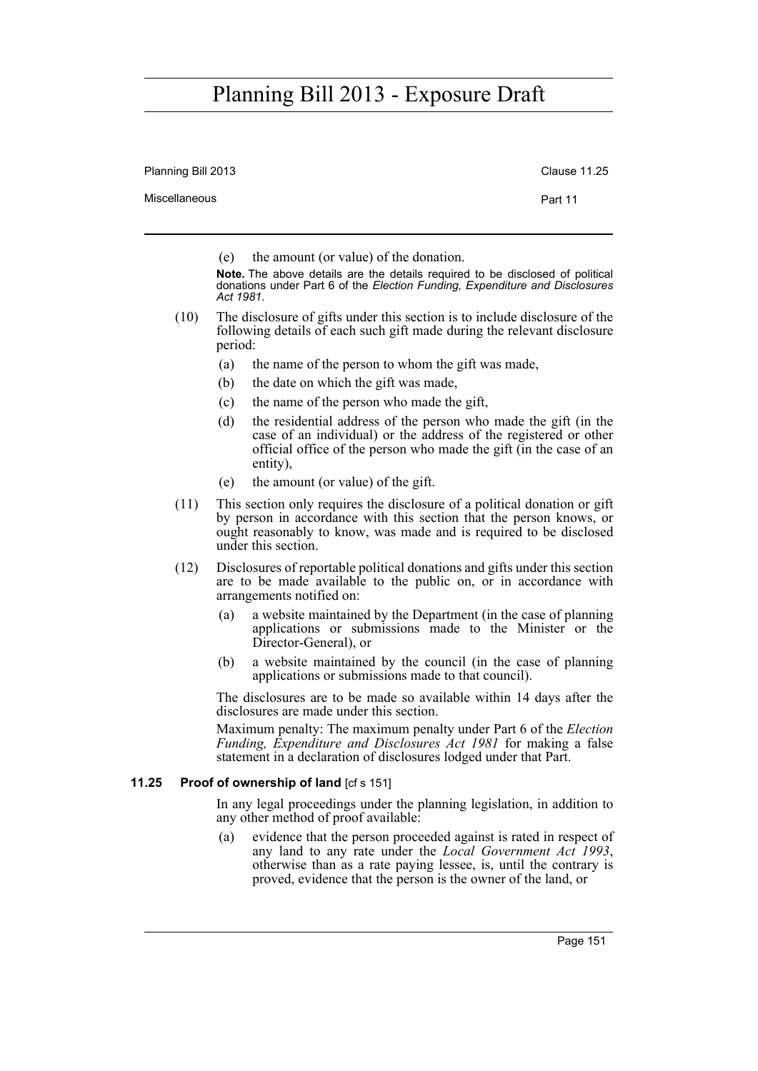(e) the amount (or value) of the donation.

**Note.** The above details are the details required to be disclosed of political donations under Part 6 of the *Election Funding, Expenditure and Disclosures Act 1981*.

(10) The disclosure of gifts under this section is to include disclosure of the following details of each such gift made during the relevant disclosure period:

(a) the name of the person to whom the gift was made,

(b) the date on which the gift was made,

(c) the name of the person who made the gift,

(d) the residential address of the person who made the gift (in the case of an individual) or the address of the registered or other official office of the person who made the gift (in the case of an entity),

(e) the amount (or value) of the gift.

(11) This section only requires the disclosure of a political donation or gift by person in accordance with this section that the person knows, or ought reasonably to know, was made and is required to be disclosed under this section.

(12) Disclosures of reportable political donations and gifts under this section are to be made available to the public on, or in accordance with arrangements notified on:

(a) a website maintained by the Department (in the case of planning applications or submissions made to the Minister or the Director-General), or

(b) a website maintained by the council (in the case of planning applications or submissions made to that council).

The disclosures are to be made so available within 14 days after the disclosures are made under this section.

Maximum penalty: The maximum penalty under Part 6 of the *Election Funding, Expenditure and Disclosures Act 1981* for making a false statement in a declaration of disclosures lodged under that Part.

### 11.25 Proof of ownership of land [cf s 151]

In any legal proceedings under the planning legislation, in addition to any other method of proof available:

(a) evidence that the person proceeded against is rated in respect of any land to any rate under the *Local Government Act 1993*, otherwise than as a rate paying lessee, is, until the contrary is proved, evidence that the person is the owner of the land, or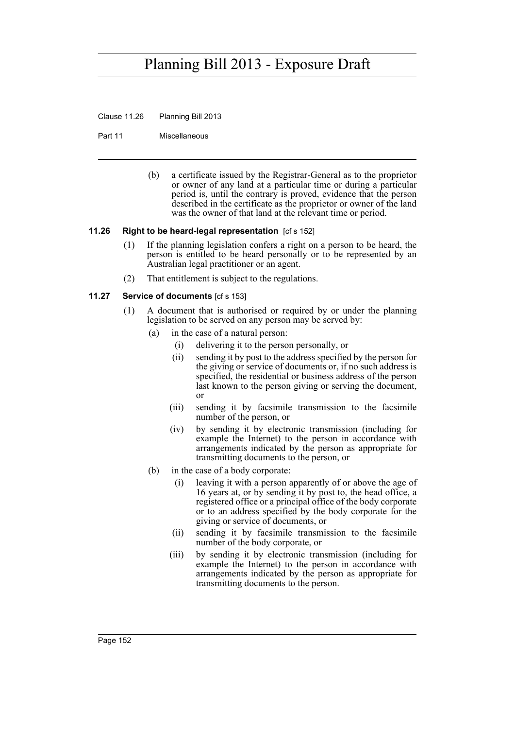(b) a certificate issued by the Registrar-General as to the proprietor or owner of any land at a particular time or during a particular period is, until the contrary is proved, evidence that the person described in the certificate as the proprietor or owner of the land was the owner of that land at the relevant time or period.

### 11.26 Right to be heard-legal representation [cf s 152]

(1) If the planning legislation confers a right on a person to be heard, the person is entitled to be heard personally or to be represented by an Australian legal practitioner or an agent.

(2) That entitlement is subject to the regulations.

### 11.27 Service of documents [cf s 153]

(1) A document that is authorised or required by or under the planning legislation to be served on any person may be served by:

- (a) in the case of a natural person:
  - (i) delivering it to the person personally, or
  - (ii) sending it by post to the address specified by the person for the giving or service of documents or, if no such address is specified, the residential or business address of the person last known to the person giving or serving the document, or
  - (iii) sending it by facsimile transmission to the facsimile number of the person, or
  - (iv) by sending it by electronic transmission (including for example the Internet) to the person in accordance with arrangements indicated by the person as appropriate for transmitting documents to the person, or
- (b) in the case of a body corporate:
  - (i) leaving it with a person apparently of or above the age of 16 years at, or by sending it by post to, the head office, a registered office or a principal office of the body corporate or to an address specified by the body corporate for the giving or service of documents, or
  - (ii) sending it by facsimile transmission to the facsimile number of the body corporate, or
  - (iii) by sending it by electronic transmission (including for example the Internet) to the person in accordance with arrangements indicated by the person as appropriate for transmitting documents to the person.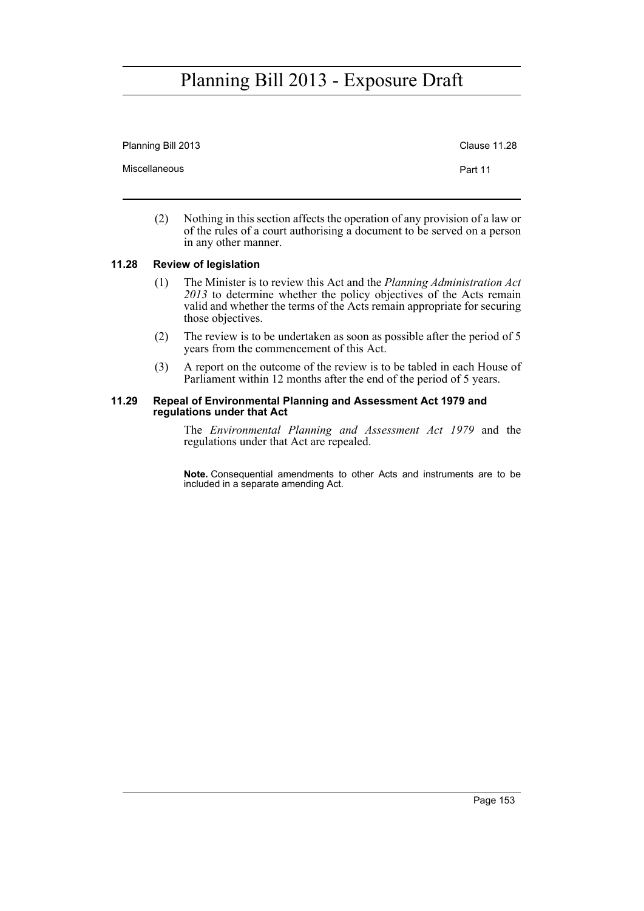(2) Nothing in this section affects the operation of any provision of a law or of the rules of a court authorising a document to be served on a person in any other manner.

### 11.28 Review of legislation

(1) The Minister is to review this Act and the *Planning Administration Act 2013* to determine whether the policy objectives of the Acts remain valid and whether the terms of the Acts remain appropriate for securing those objectives.

(2) The review is to be undertaken as soon as possible after the period of 5 years from the commencement of this Act.

(3) A report on the outcome of the review is to be tabled in each House of Parliament within 12 months after the end of the period of 5 years.

### 11.29 Repeal of Environmental Planning and Assessment Act 1979 and regulations under that Act

The *Environmental Planning and Assessment Act 1979* and the regulations under that Act are repealed.

**Note.** Consequential amendments to other Acts and instruments are to be included in a separate amending Act.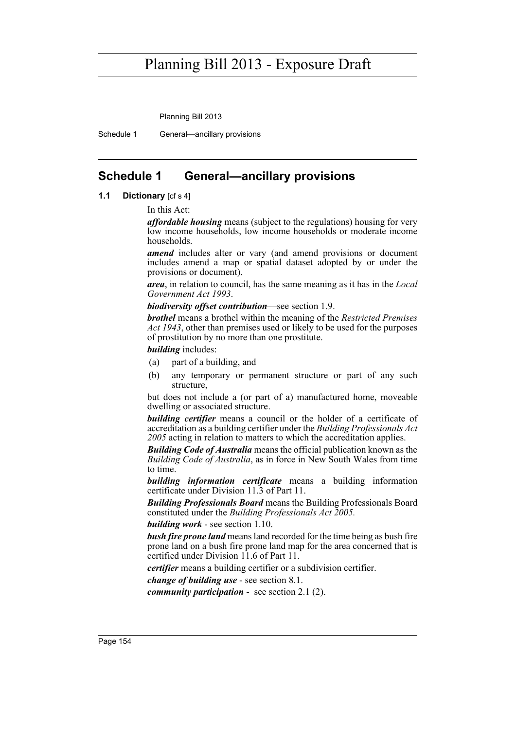## Schedule 1 General—ancillary provisions

### 1.1 Dictionary [cf s 4]

In this Act:

***affordable housing*** means (subject to the regulations) housing for very low income households, low income households or moderate income households.

***amend*** includes alter or vary (and amend provisions or document includes amend a map or spatial dataset adopted by or under the provisions or document).

***area***, in relation to council, has the same meaning as it has in the *Local Government Act 1993*.

***biodiversity offset contribution***—see section 1.9.

***brothel*** means a brothel within the meaning of the *Restricted Premises Act 1943*, other than premises used or likely to be used for the purposes of prostitution by no more than one prostitute.

***building*** includes:

(a) part of a building, and

(b) any temporary or permanent structure or part of any such structure,

but does not include a (or part of a) manufactured home, moveable dwelling or associated structure.

***building certifier*** means a council or the holder of a certificate of accreditation as a building certifier under the *Building Professionals Act 2005* acting in relation to matters to which the accreditation applies.

***Building Code of Australia*** means the official publication known as the *Building Code of Australia*, as in force in New South Wales from time to time.

***building information certificate*** means a building information certificate under Division 11.3 of Part 11.

***Building Professionals Board*** means the Building Professionals Board constituted under the *Building Professionals Act 2005.*

***building work*** - see section 1.10.

***bush fire prone land*** means land recorded for the time being as bush fire prone land on a bush fire prone land map for the area concerned that is certified under Division 11.6 of Part 11.

***certifier*** means a building certifier or a subdivision certifier.

***change of building use*** - see section 8.1.

***community participation*** - see section 2.1 (2).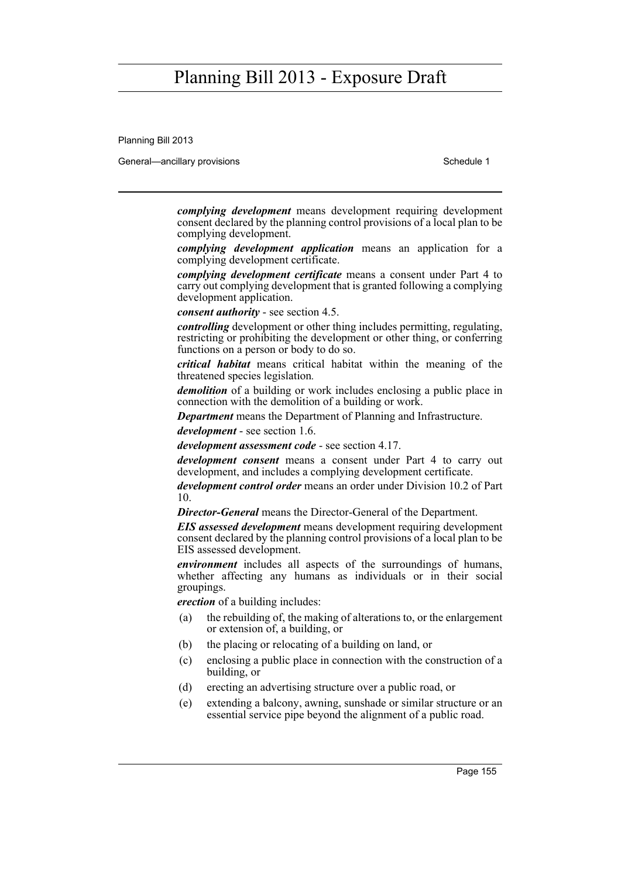***complying development*** means development requiring development consent declared by the planning control provisions of a local plan to be complying development.

***complying development application*** means an application for a complying development certificate.

***complying development certificate*** means a consent under Part 4 to carry out complying development that is granted following a complying development application.

***consent authority*** - see section 4.5.

***controlling*** development or other thing includes permitting, regulating, restricting or prohibiting the development or other thing, or conferring functions on a person or body to do so.

***critical habitat*** means critical habitat within the meaning of the threatened species legislation.

***demolition*** of a building or work includes enclosing a public place in connection with the demolition of a building or work.

***Department*** means the Department of Planning and Infrastructure.

***development*** - see section 1.6.

***development assessment code*** - see section 4.17.

***development consent*** means a consent under Part 4 to carry out development, and includes a complying development certificate.

***development control order*** means an order under Division 10.2 of Part 10.

***Director-General*** means the Director-General of the Department.

***EIS assessed development*** means development requiring development consent declared by the planning control provisions of a local plan to be EIS assessed development.

***environment*** includes all aspects of the surroundings of humans, whether affecting any humans as individuals or in their social groupings.

***erection*** of a building includes:

(a) the rebuilding of, the making of alterations to, or the enlargement or extension of, a building, or

(b) the placing or relocating of a building on land, or

(c) enclosing a public place in connection with the construction of a building, or

(d) erecting an advertising structure over a public road, or

(e) extending a balcony, awning, sunshade or similar structure or an essential service pipe beyond the alignment of a public road.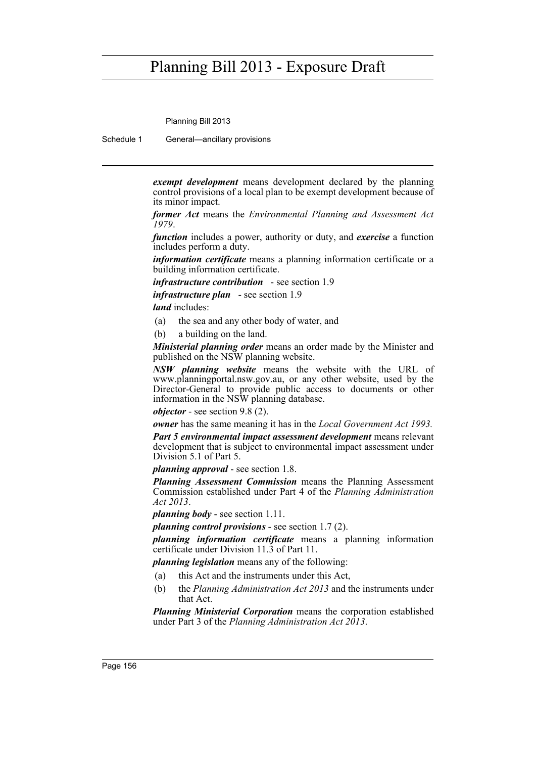***exempt development*** means development declared by the planning control provisions of a local plan to be exempt development because of its minor impact.

***former Act*** means the *Environmental Planning and Assessment Act 1979*.

***function*** includes a power, authority or duty, and ***exercise*** a function includes perform a duty.

***information certificate*** means a planning information certificate or a building information certificate.

***infrastructure contribution*** - see section 1.9

***infrastructure plan*** - see section 1.9

***land*** includes:

(a) the sea and any other body of water, and

(b) a building on the land.

***Ministerial planning order*** means an order made by the Minister and published on the NSW planning website.

***NSW planning website*** means the website with the URL of www.planningportal.nsw.gov.au, or any other website, used by the Director-General to provide public access to documents or other information in the NSW planning database.

***objector*** - see section 9.8 (2).

***owner*** has the same meaning it has in the *Local Government Act 1993.*

***Part 5 environmental impact assessment development*** means relevant development that is subject to environmental impact assessment under Division 5.1 of Part 5.

***planning approval*** - see section 1.8.

***Planning Assessment Commission*** means the Planning Assessment Commission established under Part 4 of the *Planning Administration Act 2013*.

***planning body*** - see section 1.11.

***planning control provisions*** - see section 1.7 (2).

***planning information certificate*** means a planning information certificate under Division 11.3 of Part 11.

***planning legislation*** means any of the following:

(a) this Act and the instruments under this Act,

(b) the *Planning Administration Act 2013* and the instruments under that Act.

***Planning Ministerial Corporation*** means the corporation established under Part 3 of the *Planning Administration Act 2013*.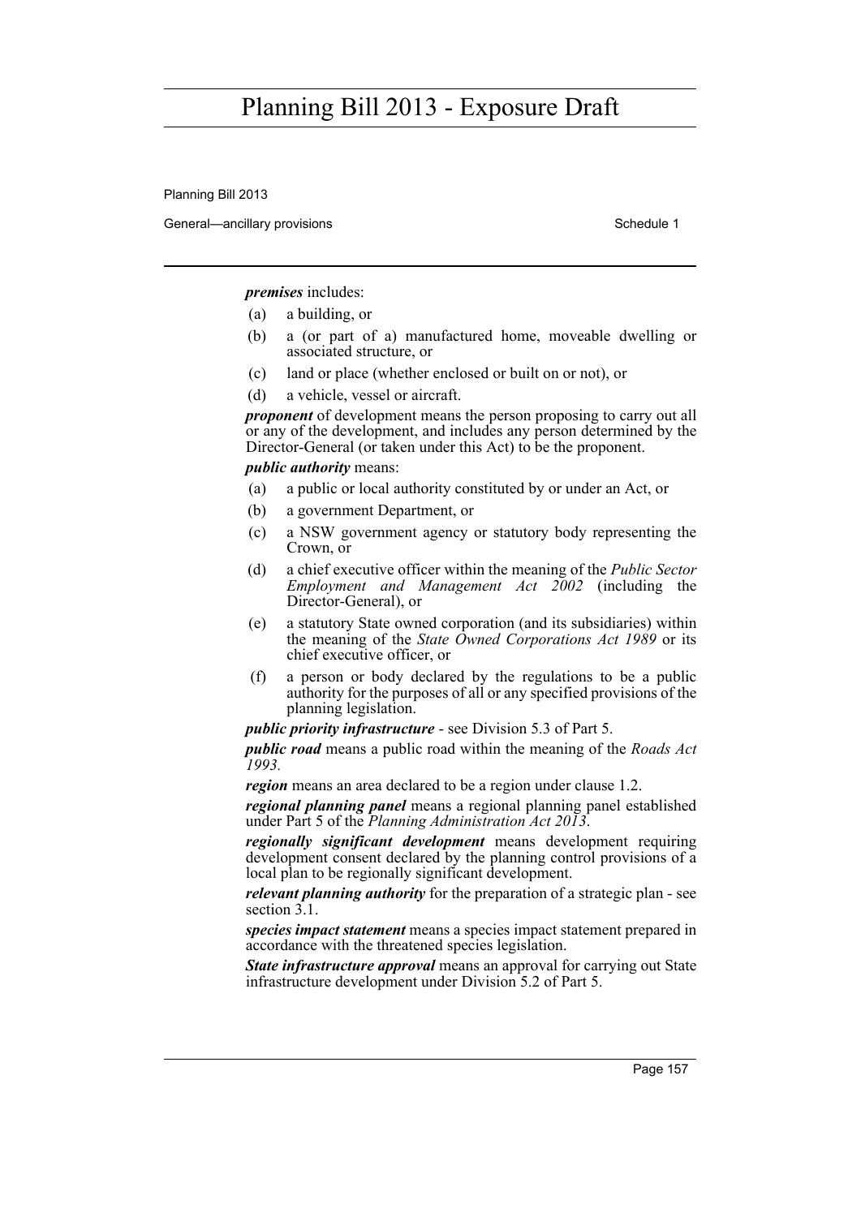***premises*** includes:

(a) a building, or

(b) a (or part of a) manufactured home, moveable dwelling or associated structure, or

(c) land or place (whether enclosed or built on or not), or

(d) a vehicle, vessel or aircraft.

***proponent*** of development means the person proposing to carry out all or any of the development, and includes any person determined by the Director-General (or taken under this Act) to be the proponent.

***public authority*** means:

(a) a public or local authority constituted by or under an Act, or

(b) a government Department, or

(c) a NSW government agency or statutory body representing the Crown, or

(d) a chief executive officer within the meaning of the *Public Sector Employment and Management Act 2002* (including the Director-General), or

(e) a statutory State owned corporation (and its subsidiaries) within the meaning of the *State Owned Corporations Act 1989* or its chief executive officer, or

(f) a person or body declared by the regulations to be a public authority for the purposes of all or any specified provisions of the planning legislation.

***public priority infrastructure*** - see Division 5.3 of Part 5.

***public road*** means a public road within the meaning of the *Roads Act 1993.*

***region*** means an area declared to be a region under clause 1.2.

***regional planning panel*** means a regional planning panel established under Part 5 of the *Planning Administration Act 2013*.

***regionally significant development*** means development requiring development consent declared by the planning control provisions of a local plan to be regionally significant development.

***relevant planning authority*** for the preparation of a strategic plan - see section 3.1.

***species impact statement*** means a species impact statement prepared in accordance with the threatened species legislation.

***State infrastructure approval*** means an approval for carrying out State infrastructure development under Division 5.2 of Part 5.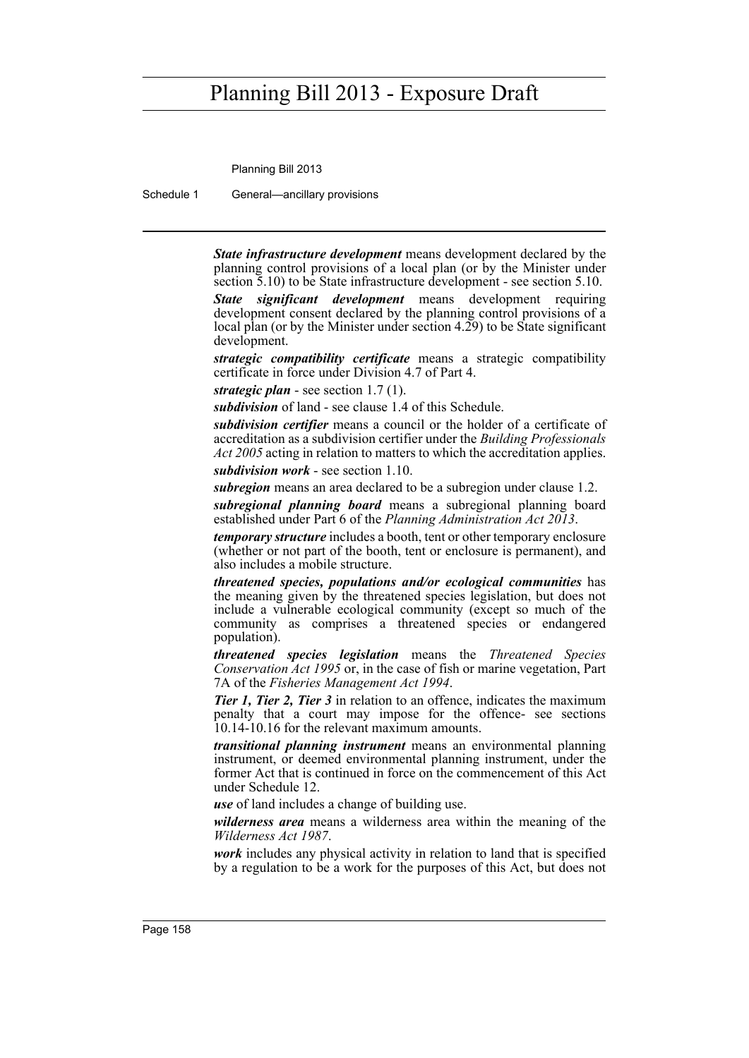***State infrastructure development*** means development declared by the planning control provisions of a local plan (or by the Minister under section 5.10) to be State infrastructure development - see section 5.10.

***State significant development*** means development requiring development consent declared by the planning control provisions of a local plan (or by the Minister under section 4.29) to be State significant development.

***strategic compatibility certificate*** means a strategic compatibility certificate in force under Division 4.7 of Part 4.

***strategic plan*** - see section 1.7 (1).

***subdivision*** of land - see clause 1.4 of this Schedule.

***subdivision certifier*** means a council or the holder of a certificate of accreditation as a subdivision certifier under the *Building Professionals Act 2005* acting in relation to matters to which the accreditation applies.

***subdivision work*** - see section 1.10.

***subregion*** means an area declared to be a subregion under clause 1.2.

***subregional planning board*** means a subregional planning board established under Part 6 of the *Planning Administration Act 2013*.

***temporary structure*** includes a booth, tent or other temporary enclosure (whether or not part of the booth, tent or enclosure is permanent), and also includes a mobile structure.

***threatened species, populations and/or ecological communities*** has the meaning given by the threatened species legislation, but does not include a vulnerable ecological community (except so much of the community as comprises a threatened species or endangered population).

***threatened species legislation*** means the *Threatened Species Conservation Act 1995* or, in the case of fish or marine vegetation, Part 7A of the *Fisheries Management Act 1994*.

***Tier 1, Tier 2, Tier 3*** in relation to an offence, indicates the maximum penalty that a court may impose for the offence- see sections 10.14-10.16 for the relevant maximum amounts.

***transitional planning instrument*** means an environmental planning instrument, or deemed environmental planning instrument, under the former Act that is continued in force on the commencement of this Act under Schedule 12.

***use*** of land includes a change of building use.

***wilderness area*** means a wilderness area within the meaning of the *Wilderness Act 1987*.

***work*** includes any physical activity in relation to land that is specified by a regulation to be a work for the purposes of this Act, but does not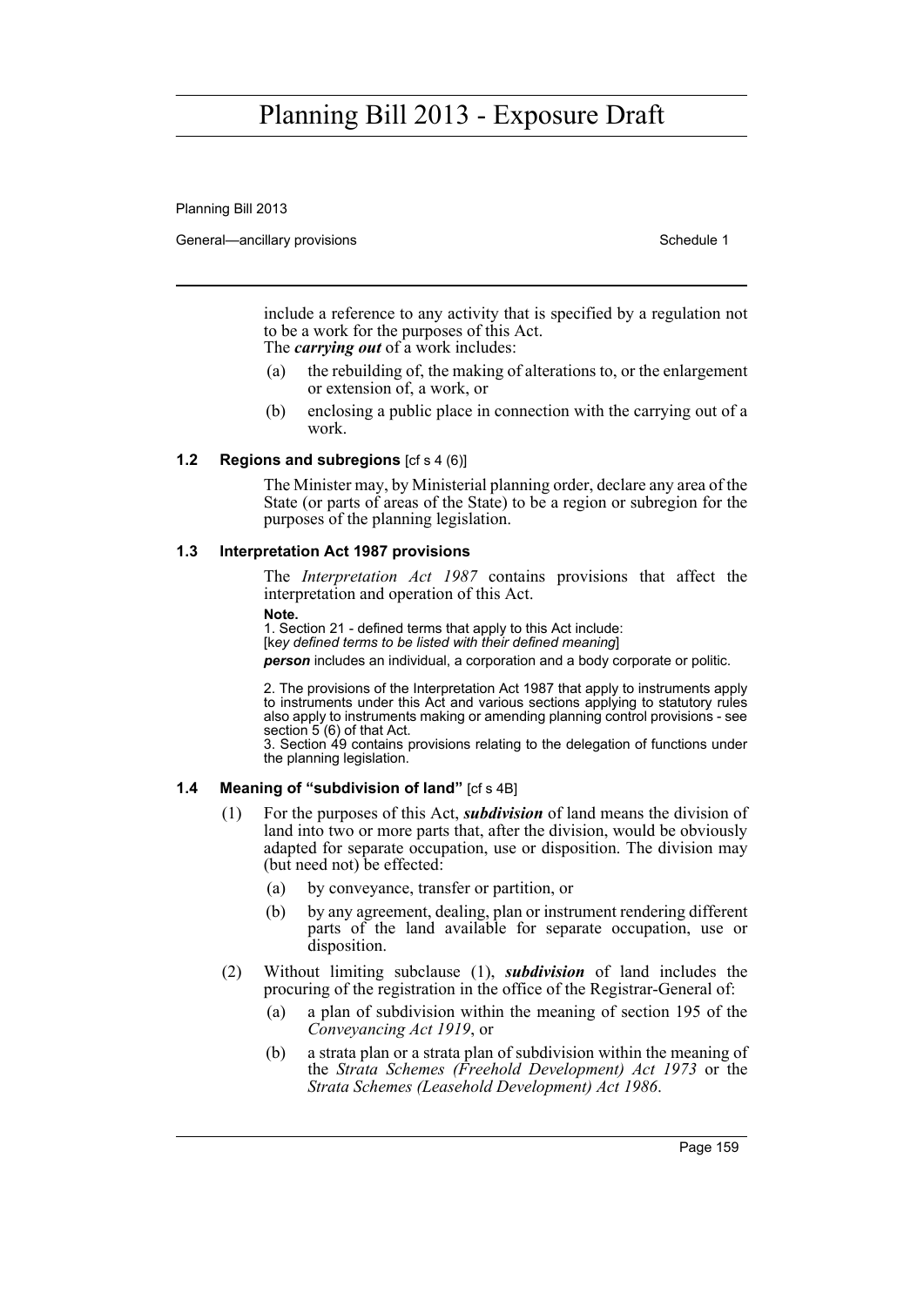include a reference to any activity that is specified by a regulation not to be a work for the purposes of this Act.

The ***carrying out*** of a work includes:

(a) the rebuilding of, the making of alterations to, or the enlargement or extension of, a work, or

(b) enclosing a public place in connection with the carrying out of a work.

#### 1.2 Regions and subregions [cf s 4 (6)]

The Minister may, by Ministerial planning order, declare any area of the State (or parts of areas of the State) to be a region or subregion for the purposes of the planning legislation.

#### 1.3 Interpretation Act 1987 provisions

The *Interpretation Act 1987* contains provisions that affect the interpretation and operation of this Act.

**Note.**

1. Section 21 - defined terms that apply to this Act include:
[*key defined terms to be listed with their defined meaning*]
***person*** includes an individual, a corporation and a body corporate or politic.

2. The provisions of the Interpretation Act 1987 that apply to instruments apply to instruments under this Act and various sections applying to statutory rules also apply to instruments making or amending planning control provisions - see section 5 (6) of that Act.

3. Section 49 contains provisions relating to the delegation of functions under the planning legislation.

#### 1.4 Meaning of "subdivision of land" [cf s 4B]

(1) For the purposes of this Act, ***subdivision*** of land means the division of land into two or more parts that, after the division, would be obviously adapted for separate occupation, use or disposition. The division may (but need not) be effected:

(a) by conveyance, transfer or partition, or

(b) by any agreement, dealing, plan or instrument rendering different parts of the land available for separate occupation, use or disposition.

(2) Without limiting subclause (1), ***subdivision*** of land includes the procuring of the registration in the office of the Registrar-General of:

(a) a plan of subdivision within the meaning of section 195 of the *Conveyancing Act 1919*, or

(b) a strata plan or a strata plan of subdivision within the meaning of the *Strata Schemes (Freehold Development) Act 1973* or the *Strata Schemes (Leasehold Development) Act 1986*.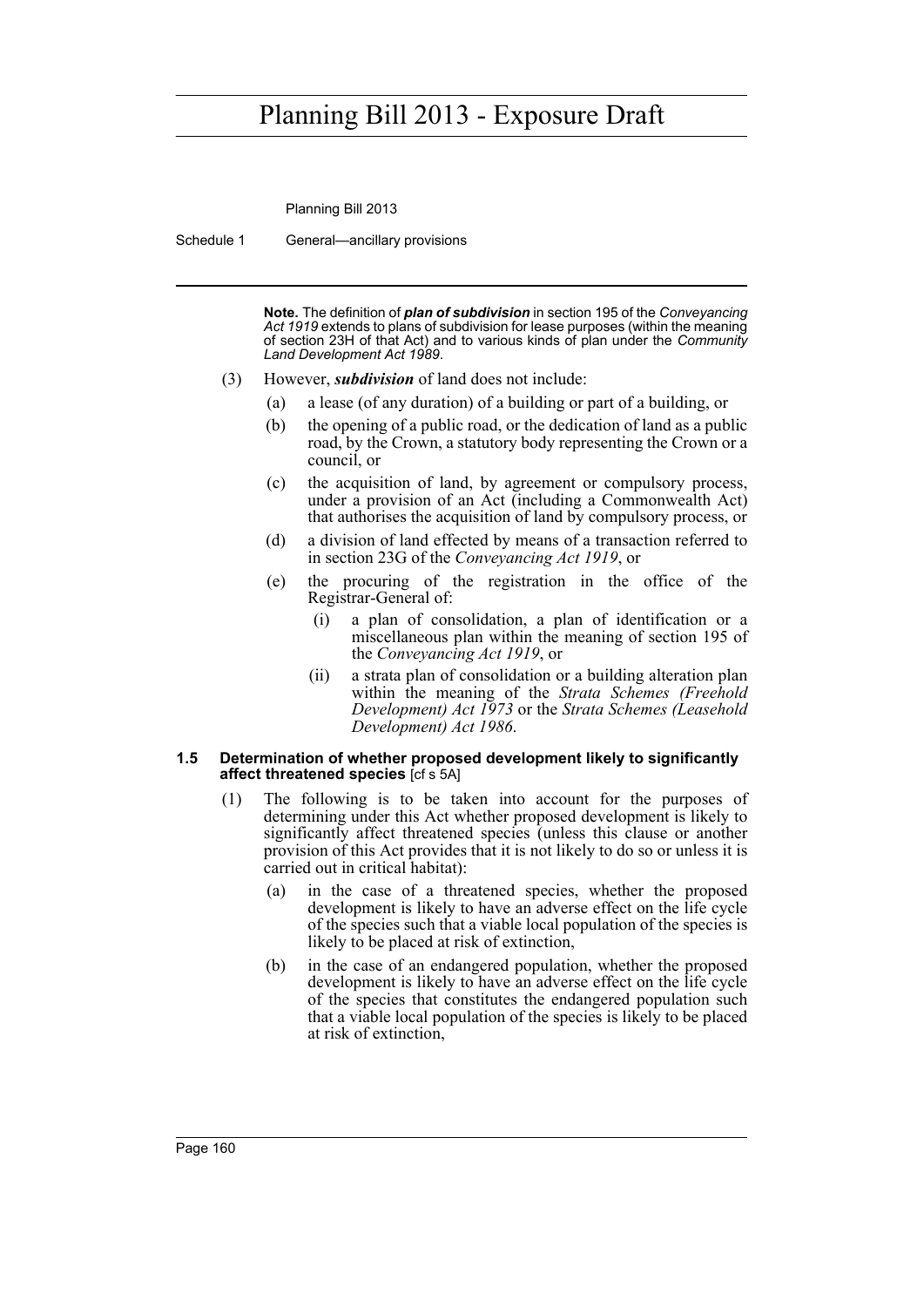**Note.** The definition of ***plan of subdivision*** in section 195 of the *Conveyancing Act 1919* extends to plans of subdivision for lease purposes (within the meaning of section 23H of that Act) and to various kinds of plan under the *Community Land Development Act 1989*.

(3) However, ***subdivision*** of land does not include:

(a) a lease (of any duration) of a building or part of a building, or

(b) the opening of a public road, or the dedication of land as a public road, by the Crown, a statutory body representing the Crown or a council, or

(c) the acquisition of land, by agreement or compulsory process, under a provision of an Act (including a Commonwealth Act) that authorises the acquisition of land by compulsory process, or

(d) a division of land effected by means of a transaction referred to in section 23G of the *Conveyancing Act 1919*, or

(e) the procuring of the registration in the office of the Registrar-General of:

(i) a plan of consolidation, a plan of identification or a miscellaneous plan within the meaning of section 195 of the *Conveyancing Act 1919*, or

(ii) a strata plan of consolidation or a building alteration plan within the meaning of the *Strata Schemes (Freehold Development) Act 1973* or the *Strata Schemes (Leasehold Development) Act 1986*.

### 1.5 Determination of whether proposed development likely to significantly affect threatened species [cf s 5A]

(1) The following is to be taken into account for the purposes of determining under this Act whether proposed development is likely to significantly affect threatened species (unless this clause or another provision of this Act provides that it is not likely to do so or unless it is carried out in critical habitat):

(a) in the case of a threatened species, whether the proposed development is likely to have an adverse effect on the life cycle of the species such that a viable local population of the species is likely to be placed at risk of extinction,

(b) in the case of an endangered population, whether the proposed development is likely to have an adverse effect on the life cycle of the species that constitutes the endangered population such that a viable local population of the species is likely to be placed at risk of extinction,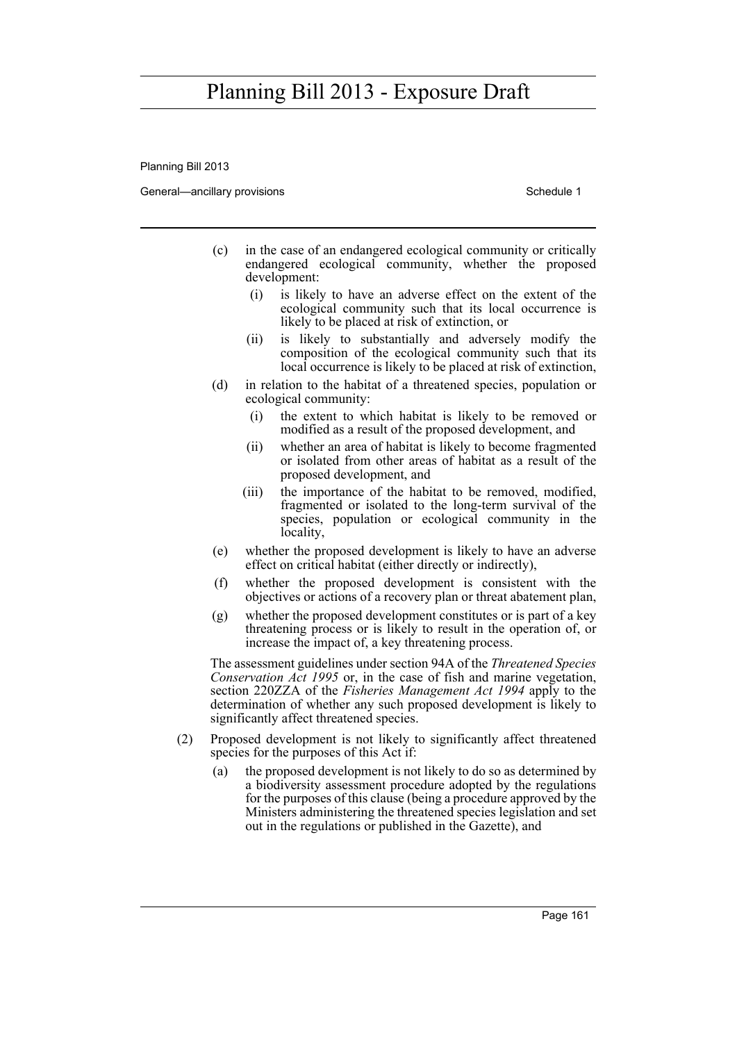(c) in the case of an endangered ecological community or critically endangered ecological community, whether the proposed development:

  (i) is likely to have an adverse effect on the extent of the ecological community such that its local occurrence is likely to be placed at risk of extinction, or

  (ii) is likely to substantially and adversely modify the composition of the ecological community such that its local occurrence is likely to be placed at risk of extinction,

(d) in relation to the habitat of a threatened species, population or ecological community:

  (i) the extent to which habitat is likely to be removed or modified as a result of the proposed development, and

  (ii) whether an area of habitat is likely to become fragmented or isolated from other areas of habitat as a result of the proposed development, and

  (iii) the importance of the habitat to be removed, modified, fragmented or isolated to the long-term survival of the species, population or ecological community in the locality,

(e) whether the proposed development is likely to have an adverse effect on critical habitat (either directly or indirectly),

(f) whether the proposed development is consistent with the objectives or actions of a recovery plan or threat abatement plan,

(g) whether the proposed development constitutes or is part of a key threatening process or is likely to result in the operation of, or increase the impact of, a key threatening process.

The assessment guidelines under section 94A of the *Threatened Species Conservation Act 1995* or, in the case of fish and marine vegetation, section 220ZZA of the *Fisheries Management Act 1994* apply to the determination of whether any such proposed development is likely to significantly affect threatened species.

(2) Proposed development is not likely to significantly affect threatened species for the purposes of this Act if:

  (a) the proposed development is not likely to do so as determined by a biodiversity assessment procedure adopted by the regulations for the purposes of this clause (being a procedure approved by the Ministers administering the threatened species legislation and set out in the regulations or published in the Gazette), and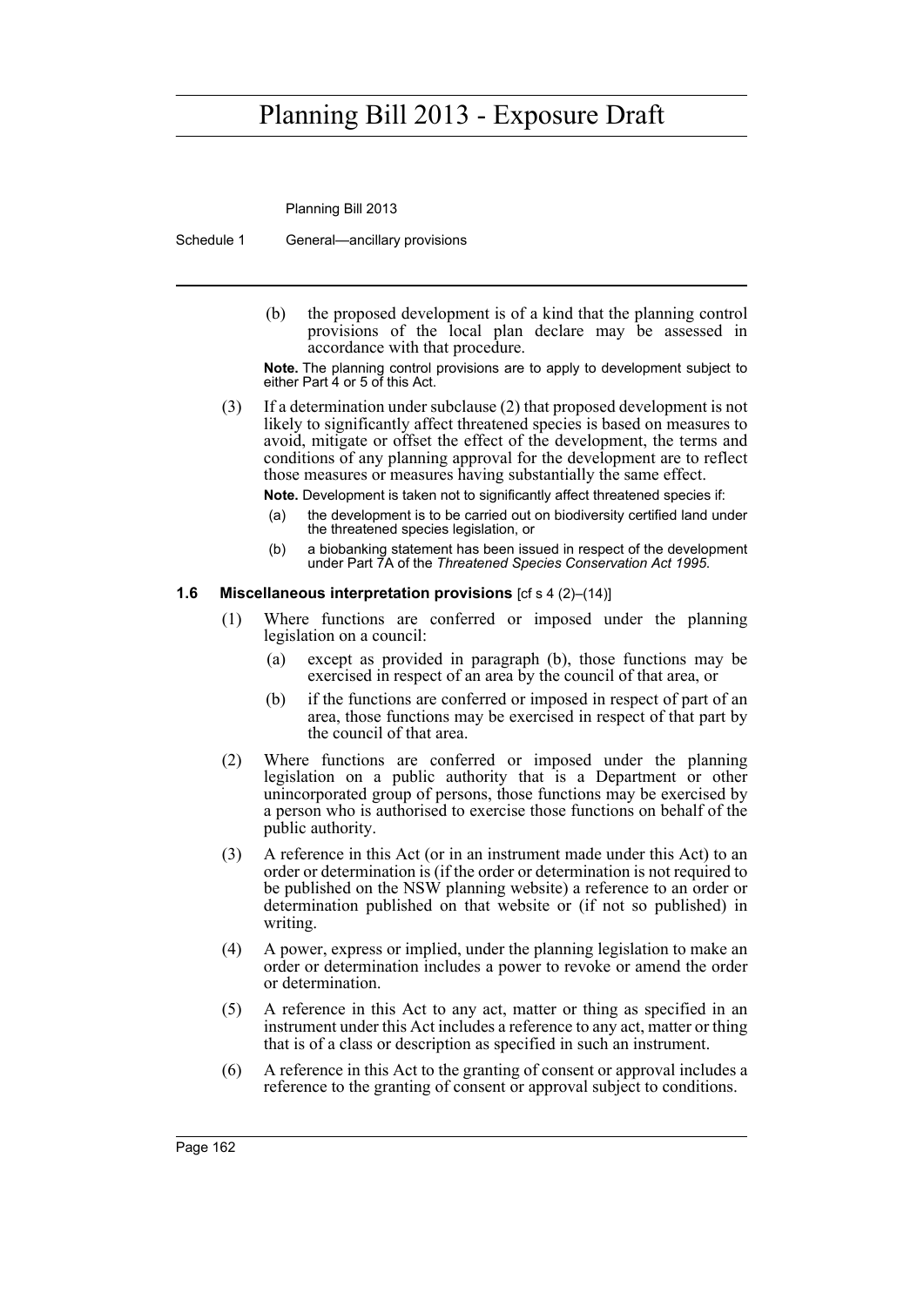(b) the proposed development is of a kind that the planning control provisions of the local plan declare may be assessed in accordance with that procedure.

**Note.** The planning control provisions are to apply to development subject to either Part 4 or 5 of this Act.

(3) If a determination under subclause (2) that proposed development is not likely to significantly affect threatened species is based on measures to avoid, mitigate or offset the effect of the development, the terms and conditions of any planning approval for the development are to reflect those measures or measures having substantially the same effect.

**Note.** Development is taken not to significantly affect threatened species if:

(a) the development is to be carried out on biodiversity certified land under the threatened species legislation, or

(b) a biobanking statement has been issued in respect of the development under Part 7A of the *Threatened Species Conservation Act 1995*.

### 1.6 Miscellaneous interpretation provisions [cf s 4 (2)–(14)]

(1) Where functions are conferred or imposed under the planning legislation on a council:

(a) except as provided in paragraph (b), those functions may be exercised in respect of an area by the council of that area, or

(b) if the functions are conferred or imposed in respect of part of an area, those functions may be exercised in respect of that part by the council of that area.

(2) Where functions are conferred or imposed under the planning legislation on a public authority that is a Department or other unincorporated group of persons, those functions may be exercised by a person who is authorised to exercise those functions on behalf of the public authority.

(3) A reference in this Act (or in an instrument made under this Act) to an order or determination is (if the order or determination is not required to be published on the NSW planning website) a reference to an order or determination published on that website or (if not so published) in writing.

(4) A power, express or implied, under the planning legislation to make an order or determination includes a power to revoke or amend the order or determination.

(5) A reference in this Act to any act, matter or thing as specified in an instrument under this Act includes a reference to any act, matter or thing that is of a class or description as specified in such an instrument.

(6) A reference in this Act to the granting of consent or approval includes a reference to the granting of consent or approval subject to conditions.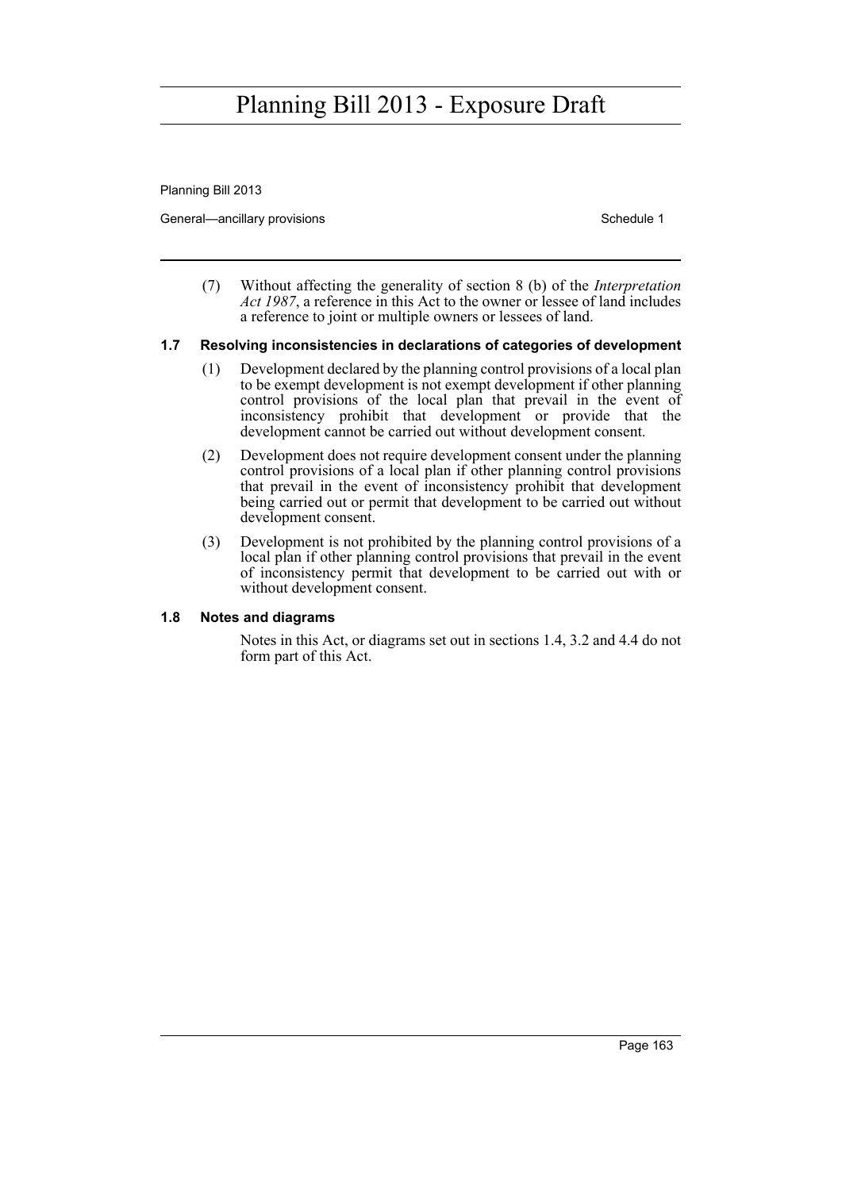(7) Without affecting the generality of section 8 (b) of the *Interpretation Act 1987*, a reference in this Act to the owner or lessee of land includes a reference to joint or multiple owners or lessees of land.

### 1.7 Resolving inconsistencies in declarations of categories of development

(1) Development declared by the planning control provisions of a local plan to be exempt development is not exempt development if other planning control provisions of the local plan that prevail in the event of inconsistency prohibit that development or provide that the development cannot be carried out without development consent.

(2) Development does not require development consent under the planning control provisions of a local plan if other planning control provisions that prevail in the event of inconsistency prohibit that development being carried out or permit that development to be carried out without development consent.

(3) Development is not prohibited by the planning control provisions of a local plan if other planning control provisions that prevail in the event of inconsistency permit that development to be carried out with or without development consent.

### 1.8 Notes and diagrams

Notes in this Act, or diagrams set out in sections 1.4, 3.2 and 4.4 do not form part of this Act.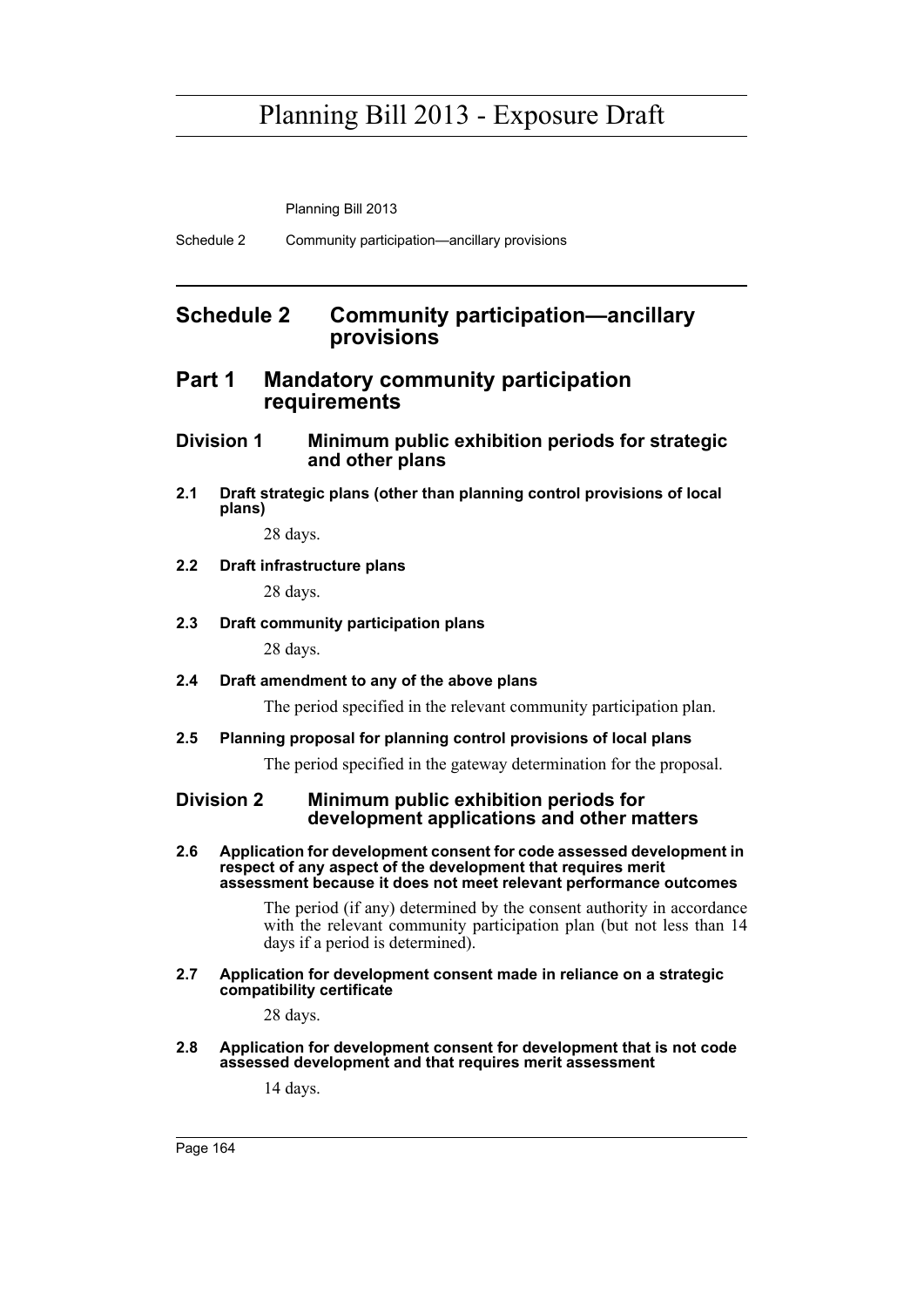# Schedule 2 Community participation—ancillary provisions

## Part 1 Mandatory community participation requirements

### Division 1 Minimum public exhibition periods for strategic and other plans

**2.1 Draft strategic plans (other than planning control provisions of local plans)**

28 days.

**2.2 Draft infrastructure plans**

28 days.

**2.3 Draft community participation plans**

28 days.

**2.4 Draft amendment to any of the above plans**

The period specified in the relevant community participation plan.

**2.5 Planning proposal for planning control provisions of local plans**

The period specified in the gateway determination for the proposal.

### Division 2 Minimum public exhibition periods for development applications and other matters

**2.6 Application for development consent for code assessed development in respect of any aspect of the development that requires merit assessment because it does not meet relevant performance outcomes**

The period (if any) determined by the consent authority in accordance with the relevant community participation plan (but not less than 14 days if a period is determined).

**2.7 Application for development consent made in reliance on a strategic compatibility certificate**

28 days.

**2.8 Application for development consent for development that is not code assessed development and that requires merit assessment**

14 days.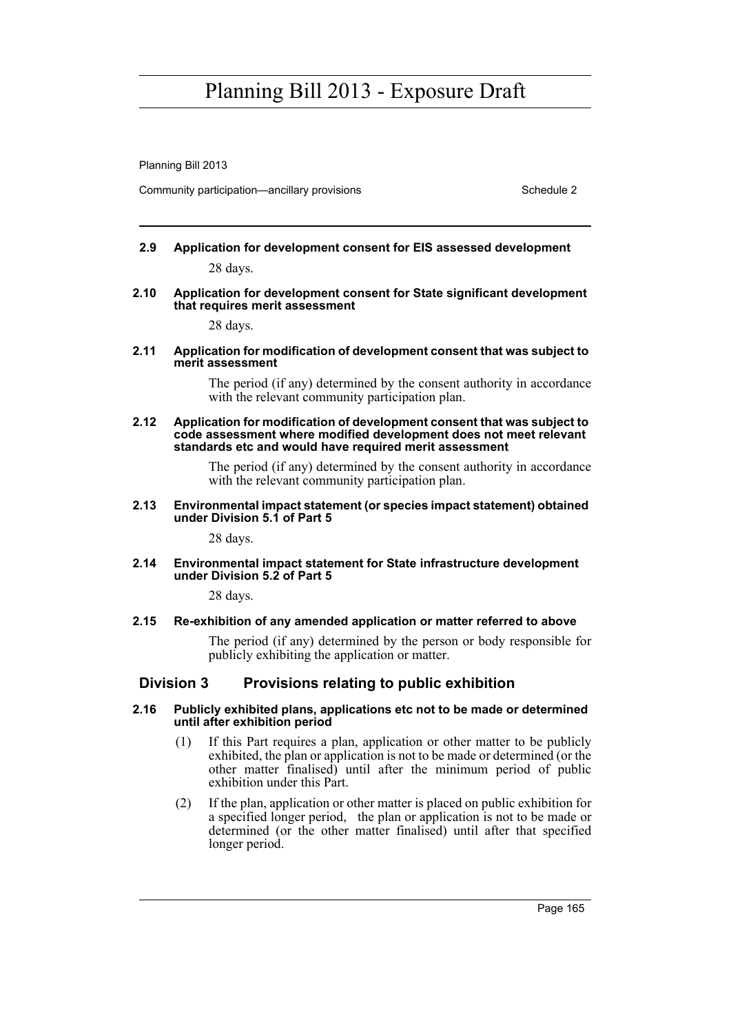**2.9 Application for development consent for EIS assessed development**

28 days.

**2.10 Application for development consent for State significant development that requires merit assessment**

28 days.

**2.11 Application for modification of development consent that was subject to merit assessment**

The period (if any) determined by the consent authority in accordance with the relevant community participation plan.

**2.12 Application for modification of development consent that was subject to code assessment where modified development does not meet relevant standards etc and would have required merit assessment**

The period (if any) determined by the consent authority in accordance with the relevant community participation plan.

**2.13 Environmental impact statement (or species impact statement) obtained under Division 5.1 of Part 5**

28 days.

**2.14 Environmental impact statement for State infrastructure development under Division 5.2 of Part 5**

28 days.

**2.15 Re-exhibition of any amended application or matter referred to above**

The period (if any) determined by the person or body responsible for publicly exhibiting the application or matter.

## Division 3 Provisions relating to public exhibition

**2.16 Publicly exhibited plans, applications etc not to be made or determined until after exhibition period**

(1) If this Part requires a plan, application or other matter to be publicly exhibited, the plan or application is not to be made or determined (or the other matter finalised) until after the minimum period of public exhibition under this Part.

(2) If the plan, application or other matter is placed on public exhibition for a specified longer period, the plan or application is not to be made or determined (or the other matter finalised) until after that specified longer period.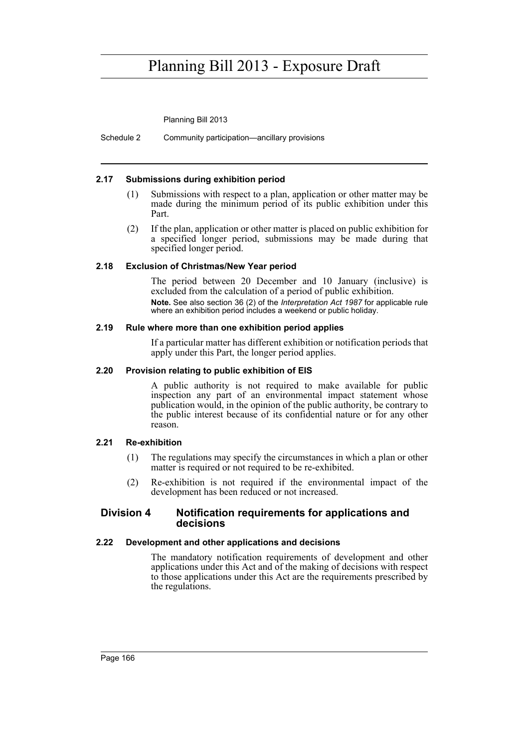#### 2.17 Submissions during exhibition period

(1) Submissions with respect to a plan, application or other matter may be made during the minimum period of its public exhibition under this Part.

(2) If the plan, application or other matter is placed on public exhibition for a specified longer period, submissions may be made during that specified longer period.

#### 2.18 Exclusion of Christmas/New Year period

The period between 20 December and 10 January (inclusive) is excluded from the calculation of a period of public exhibition.

**Note.** See also section 36 (2) of the *Interpretation Act 1987* for applicable rule where an exhibition period includes a weekend or public holiday.

#### 2.19 Rule where more than one exhibition period applies

If a particular matter has different exhibition or notification periods that apply under this Part, the longer period applies.

#### 2.20 Provision relating to public exhibition of EIS

A public authority is not required to make available for public inspection any part of an environmental impact statement whose publication would, in the opinion of the public authority, be contrary to the public interest because of its confidential nature or for any other reason.

#### 2.21 Re-exhibition

(1) The regulations may specify the circumstances in which a plan or other matter is required or not required to be re-exhibited.

(2) Re-exhibition is not required if the environmental impact of the development has been reduced or not increased.

### Division 4 Notification requirements for applications and decisions

#### 2.22 Development and other applications and decisions

The mandatory notification requirements of development and other applications under this Act and of the making of decisions with respect to those applications under this Act are the requirements prescribed by the regulations.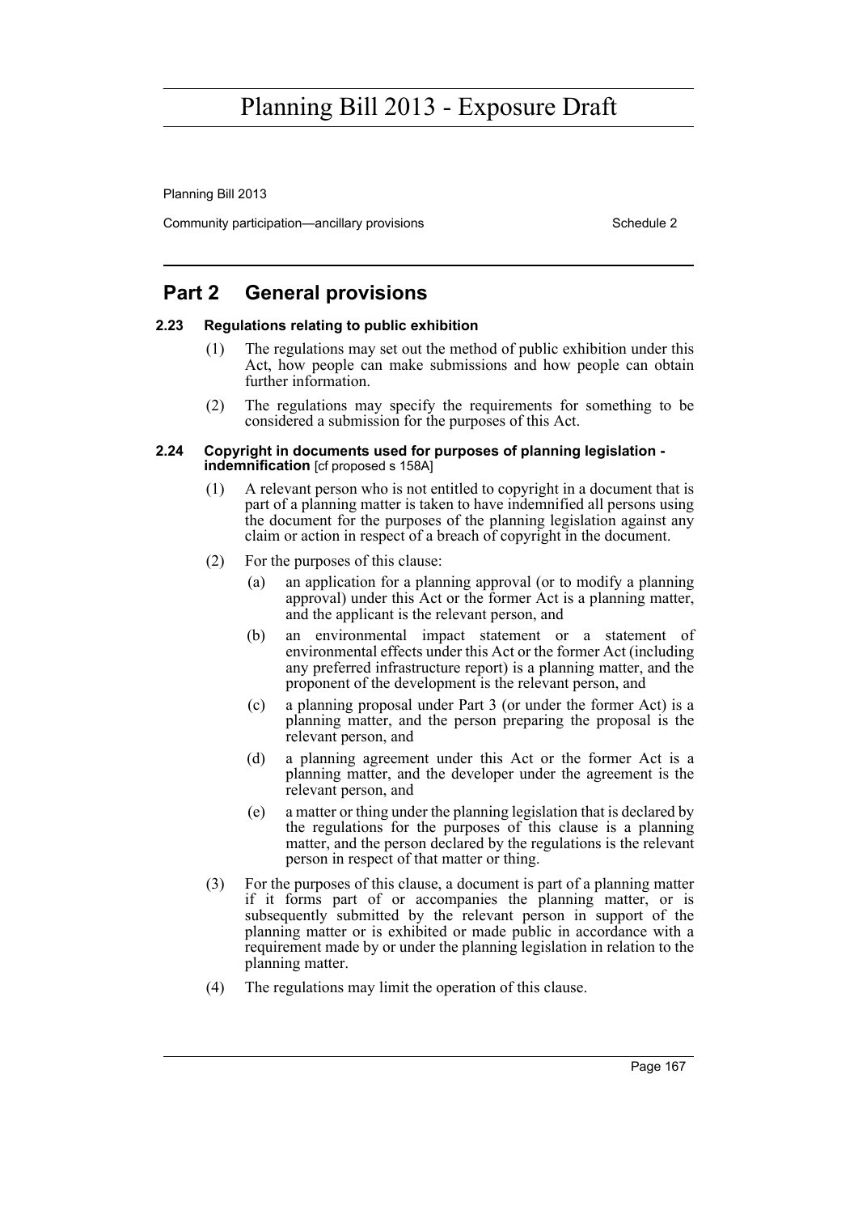## Part 2 General provisions

### 2.23 Regulations relating to public exhibition

(1) The regulations may set out the method of public exhibition under this Act, how people can make submissions and how people can obtain further information.

(2) The regulations may specify the requirements for something to be considered a submission for the purposes of this Act.

### 2.24 Copyright in documents used for purposes of planning legislation - indemnification [cf proposed s 158A]

(1) A relevant person who is not entitled to copyright in a document that is part of a planning matter is taken to have indemnified all persons using the document for the purposes of the planning legislation against any claim or action in respect of a breach of copyright in the document.

(2) For the purposes of this clause:

(a) an application for a planning approval (or to modify a planning approval) under this Act or the former Act is a planning matter, and the applicant is the relevant person, and

(b) an environmental impact statement or a statement of environmental effects under this Act or the former Act (including any preferred infrastructure report) is a planning matter, and the proponent of the development is the relevant person, and

(c) a planning proposal under Part 3 (or under the former Act) is a planning matter, and the person preparing the proposal is the relevant person, and

(d) a planning agreement under this Act or the former Act is a planning matter, and the developer under the agreement is the relevant person, and

(e) a matter or thing under the planning legislation that is declared by the regulations for the purposes of this clause is a planning matter, and the person declared by the regulations is the relevant person in respect of that matter or thing.

(3) For the purposes of this clause, a document is part of a planning matter if it forms part of or accompanies the planning matter, or is subsequently submitted by the relevant person in support of the planning matter or is exhibited or made public in accordance with a requirement made by or under the planning legislation in relation to the planning matter.

(4) The regulations may limit the operation of this clause.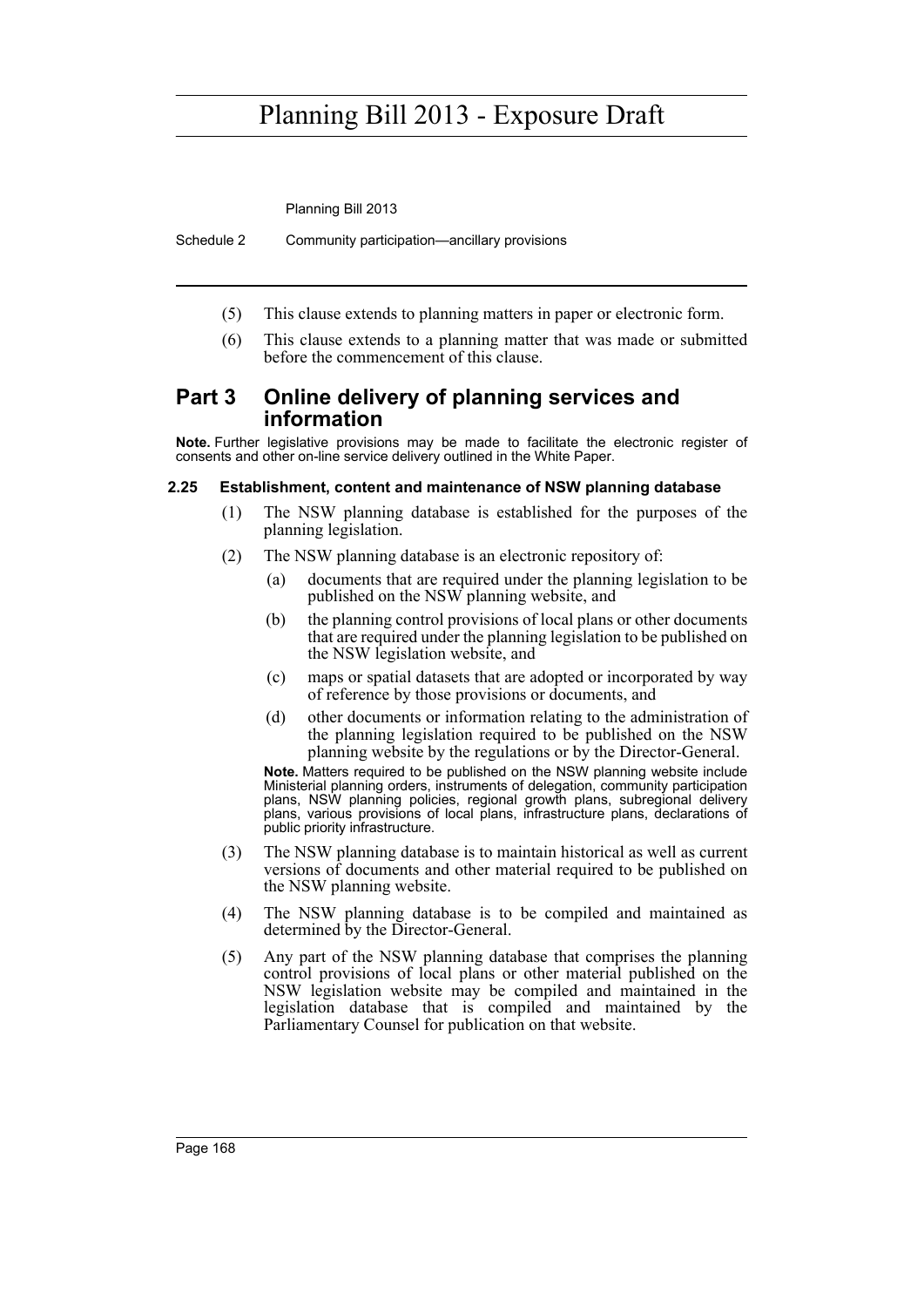(5) This clause extends to planning matters in paper or electronic form.

(6) This clause extends to a planning matter that was made or submitted before the commencement of this clause.

## Part 3 Online delivery of planning services and information

**Note.** Further legislative provisions may be made to facilitate the electronic register of consents and other on-line service delivery outlined in the White Paper.

### 2.25 Establishment, content and maintenance of NSW planning database

(1) The NSW planning database is established for the purposes of the planning legislation.

(2) The NSW planning database is an electronic repository of:

- (a) documents that are required under the planning legislation to be published on the NSW planning website, and
- (b) the planning control provisions of local plans or other documents that are required under the planning legislation to be published on the NSW legislation website, and
- (c) maps or spatial datasets that are adopted or incorporated by way of reference by those provisions or documents, and
- (d) other documents or information relating to the administration of the planning legislation required to be published on the NSW planning website by the regulations or by the Director-General.

**Note.** Matters required to be published on the NSW planning website include Ministerial planning orders, instruments of delegation, community participation plans, NSW planning policies, regional growth plans, subregional delivery plans, various provisions of local plans, infrastructure plans, declarations of public priority infrastructure.

(3) The NSW planning database is to maintain historical as well as current versions of documents and other material required to be published on the NSW planning website.

(4) The NSW planning database is to be compiled and maintained as determined by the Director-General.

(5) Any part of the NSW planning database that comprises the planning control provisions of local plans or other material published on the NSW legislation website may be compiled and maintained in the legislation database that is compiled and maintained by the Parliamentary Counsel for publication on that website.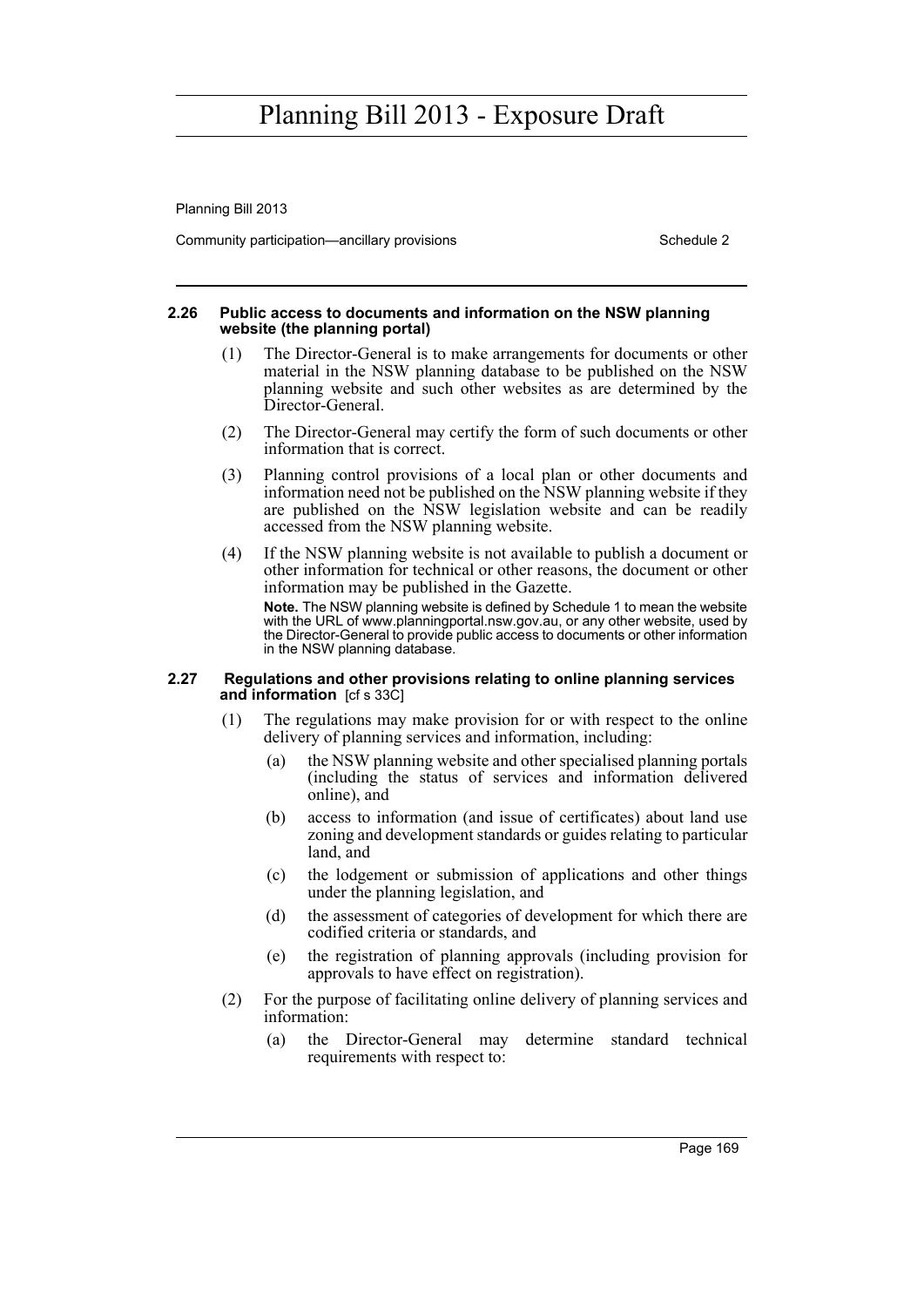#### 2.26 Public access to documents and information on the NSW planning website (the planning portal)

(1) The Director-General is to make arrangements for documents or other material in the NSW planning database to be published on the NSW planning website and such other websites as are determined by the Director-General.

(2) The Director-General may certify the form of such documents or other information that is correct.

(3) Planning control provisions of a local plan or other documents and information need not be published on the NSW planning website if they are published on the NSW legislation website and can be readily accessed from the NSW planning website.

(4) If the NSW planning website is not available to publish a document or other information for technical or other reasons, the document or other information may be published in the Gazette.

**Note.** The NSW planning website is defined by Schedule 1 to mean the website with the URL of www.planningportal.nsw.gov.au, or any other website, used by the Director-General to provide public access to documents or other information in the NSW planning database.

#### 2.27 Regulations and other provisions relating to online planning services and information [cf s 33C]

(1) The regulations may make provision for or with respect to the online delivery of planning services and information, including:

(a) the NSW planning website and other specialised planning portals (including the status of services and information delivered online), and

(b) access to information (and issue of certificates) about land use zoning and development standards or guides relating to particular land, and

(c) the lodgement or submission of applications and other things under the planning legislation, and

(d) the assessment of categories of development for which there are codified criteria or standards, and

(e) the registration of planning approvals (including provision for approvals to have effect on registration).

(2) For the purpose of facilitating online delivery of planning services and information:

(a) the Director-General may determine standard technical requirements with respect to: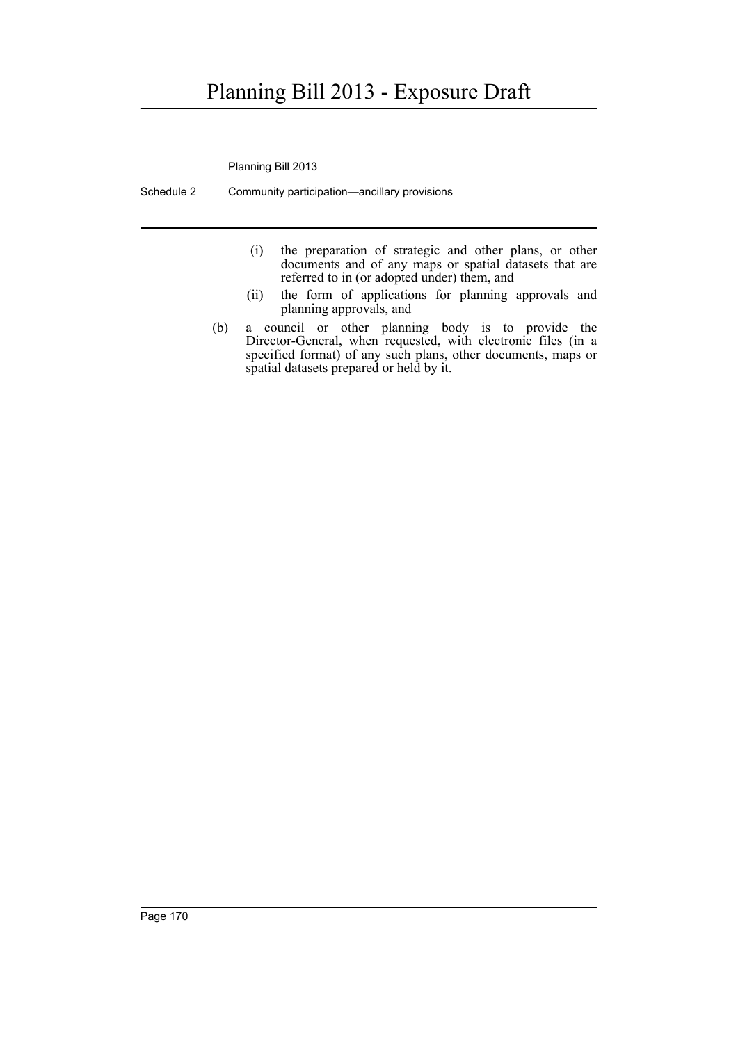(i) the preparation of strategic and other plans, or other documents and of any maps or spatial datasets that are referred to in (or adopted under) them, and

(ii) the form of applications for planning approvals and planning approvals, and

(b) a council or other planning body is to provide the Director-General, when requested, with electronic files (in a specified format) of any such plans, other documents, maps or spatial datasets prepared or held by it.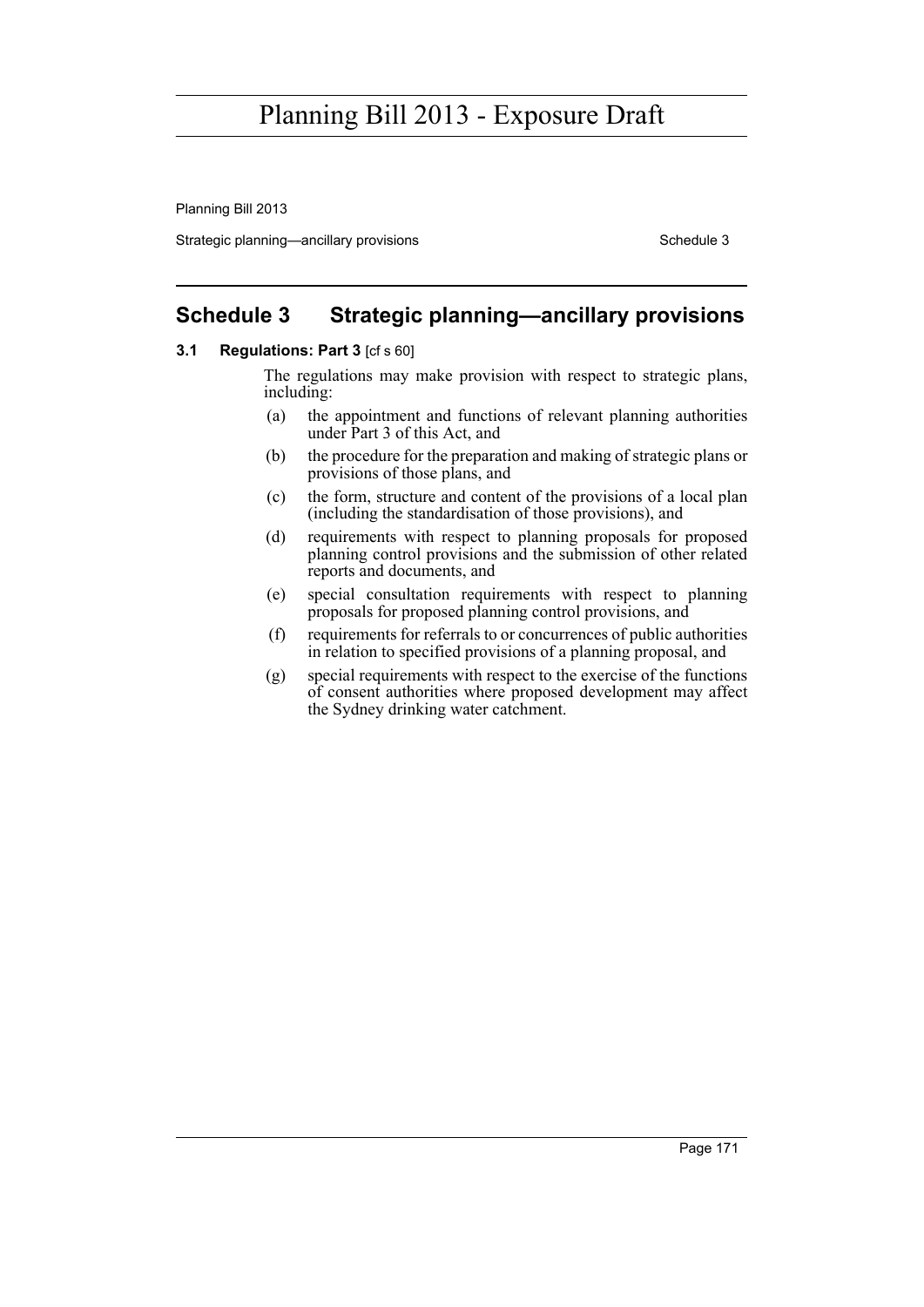## Schedule 3 Strategic planning—ancillary provisions

**3.1 Regulations: Part 3** [cf s 60]

The regulations may make provision with respect to strategic plans, including:

(a) the appointment and functions of relevant planning authorities under Part 3 of this Act, and

(b) the procedure for the preparation and making of strategic plans or provisions of those plans, and

(c) the form, structure and content of the provisions of a local plan (including the standardisation of those provisions), and

(d) requirements with respect to planning proposals for proposed planning control provisions and the submission of other related reports and documents, and

(e) special consultation requirements with respect to planning proposals for proposed planning control provisions, and

(f) requirements for referrals to or concurrences of public authorities in relation to specified provisions of a planning proposal, and

(g) special requirements with respect to the exercise of the functions of consent authorities where proposed development may affect the Sydney drinking water catchment.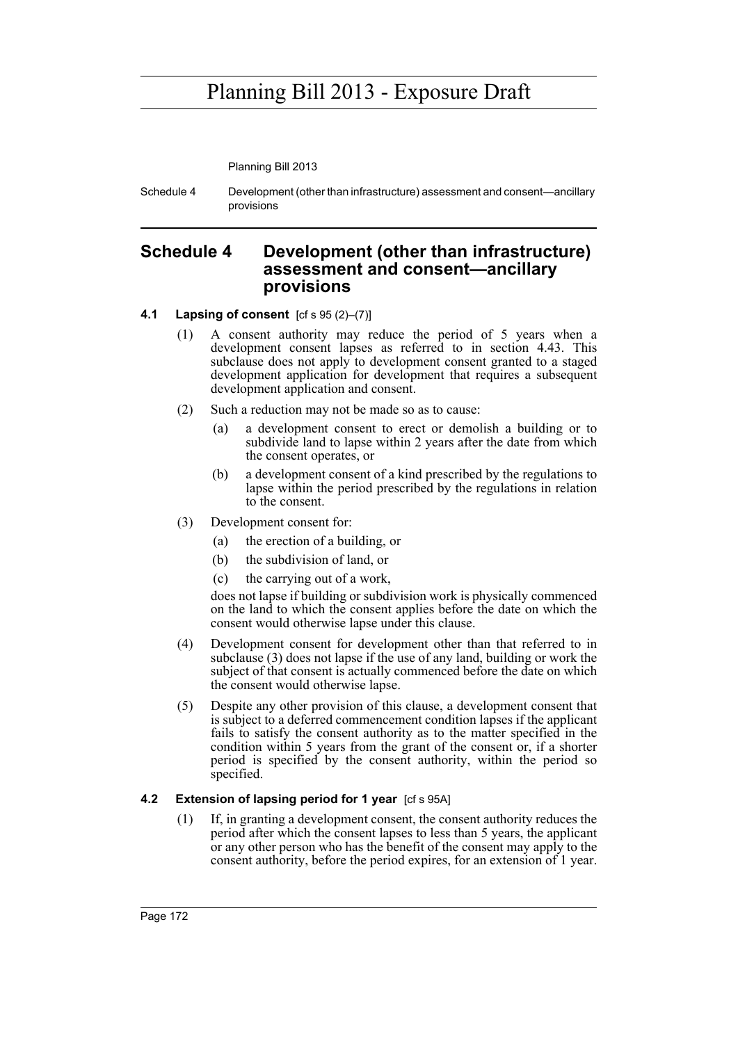# Schedule 4 Development (other than infrastructure) assessment and consent—ancillary provisions

### 4.1 Lapsing of consent [cf s 95 (2)–(7)]

(1) A consent authority may reduce the period of 5 years when a development consent lapses as referred to in section 4.43. This subclause does not apply to development consent granted to a staged development application for development that requires a subsequent development application and consent.

(2) Such a reduction may not be made so as to cause:

(a) a development consent to erect or demolish a building or to subdivide land to lapse within 2 years after the date from which the consent operates, or

(b) a development consent of a kind prescribed by the regulations to lapse within the period prescribed by the regulations in relation to the consent.

(3) Development consent for:

(a) the erection of a building, or

(b) the subdivision of land, or

(c) the carrying out of a work,

does not lapse if building or subdivision work is physically commenced on the land to which the consent applies before the date on which the consent would otherwise lapse under this clause.

(4) Development consent for development other than that referred to in subclause (3) does not lapse if the use of any land, building or work the subject of that consent is actually commenced before the date on which the consent would otherwise lapse.

(5) Despite any other provision of this clause, a development consent that is subject to a deferred commencement condition lapses if the applicant fails to satisfy the consent authority as to the matter specified in the condition within 5 years from the grant of the consent or, if a shorter period is specified by the consent authority, within the period so specified.

### 4.2 Extension of lapsing period for 1 year [cf s 95A]

(1) If, in granting a development consent, the consent authority reduces the period after which the consent lapses to less than 5 years, the applicant or any other person who has the benefit of the consent may apply to the consent authority, before the period expires, for an extension of 1 year.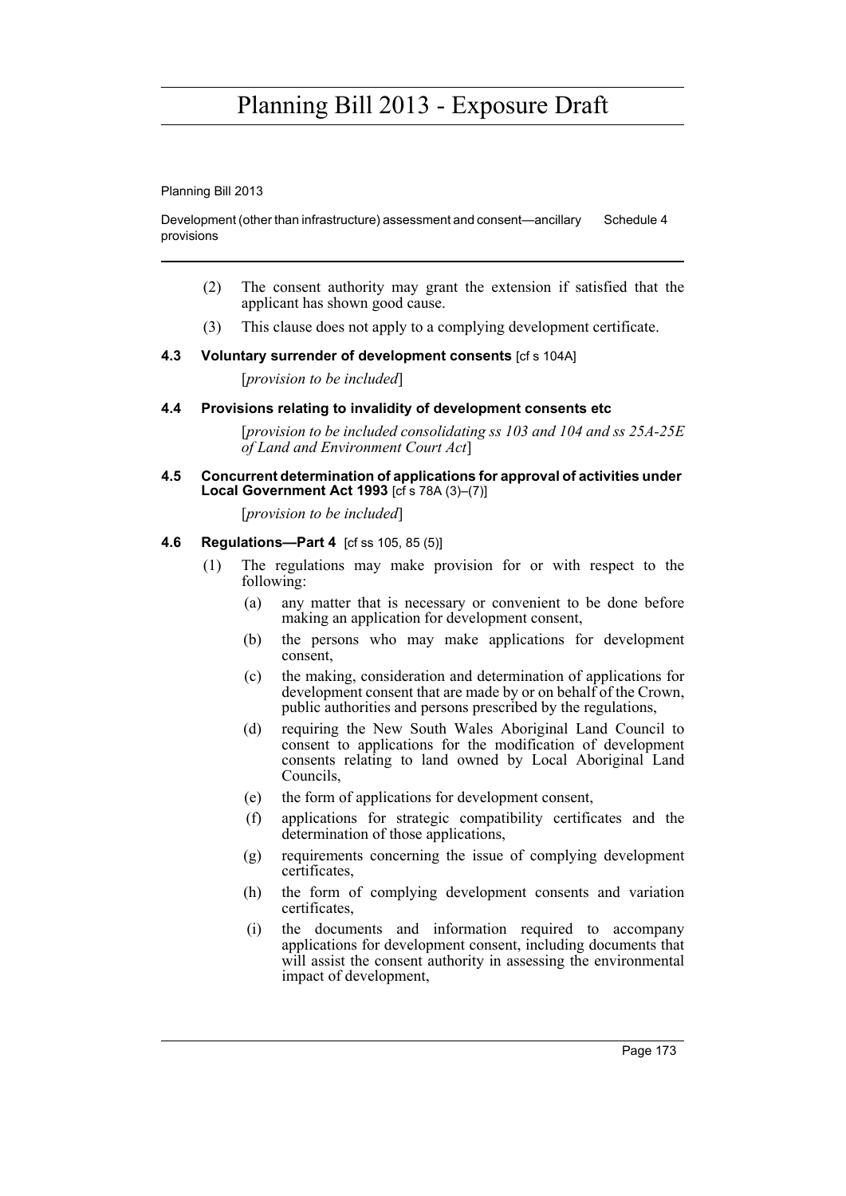(2) The consent authority may grant the extension if satisfied that the applicant has shown good cause.

(3) This clause does not apply to a complying development certificate.

### 4.3 Voluntary surrender of development consents [cf s 104A]

[*provision to be included*]

### 4.4 Provisions relating to invalidity of development consents etc

[*provision to be included consolidating ss 103 and 104 and ss 25A-25E of Land and Environment Court Act*]

### 4.5 Concurrent determination of applications for approval of activities under Local Government Act 1993 [cf s 78A (3)–(7)]

[*provision to be included*]

### 4.6 Regulations—Part 4 [cf ss 105, 85 (5)]

(1) The regulations may make provision for or with respect to the following:

(a) any matter that is necessary or convenient to be done before making an application for development consent,

(b) the persons who may make applications for development consent,

(c) the making, consideration and determination of applications for development consent that are made by or on behalf of the Crown, public authorities and persons prescribed by the regulations,

(d) requiring the New South Wales Aboriginal Land Council to consent to applications for the modification of development consents relating to land owned by Local Aboriginal Land Councils,

(e) the form of applications for development consent,

(f) applications for strategic compatibility certificates and the determination of those applications,

(g) requirements concerning the issue of complying development certificates,

(h) the form of complying development consents and variation certificates,

(i) the documents and information required to accompany applications for development consent, including documents that will assist the consent authority in assessing the environmental impact of development,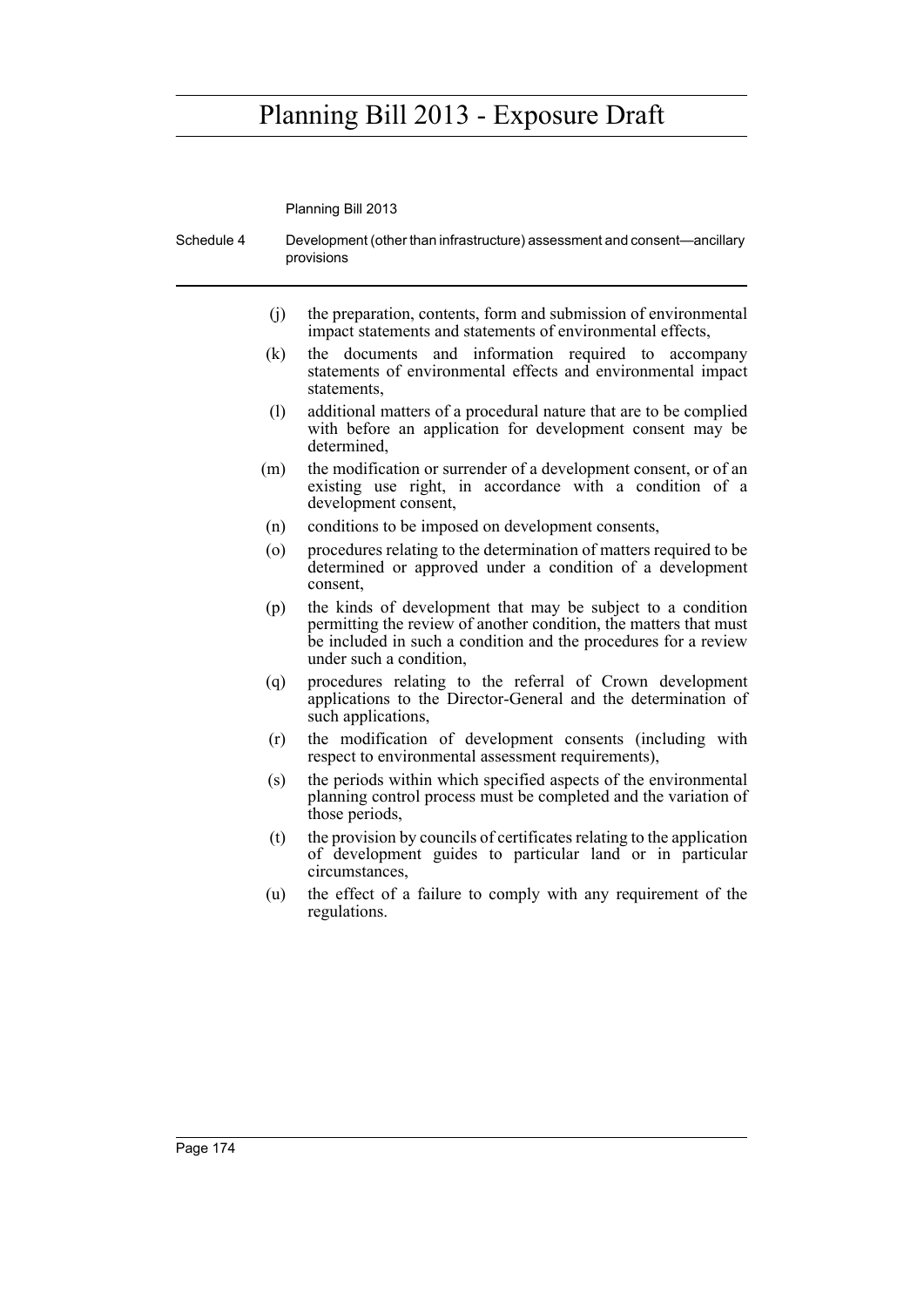(j) the preparation, contents, form and submission of environmental impact statements and statements of environmental effects,

(k) the documents and information required to accompany statements of environmental effects and environmental impact statements,

(l) additional matters of a procedural nature that are to be complied with before an application for development consent may be determined,

(m) the modification or surrender of a development consent, or of an existing use right, in accordance with a condition of a development consent,

(n) conditions to be imposed on development consents,

(o) procedures relating to the determination of matters required to be determined or approved under a condition of a development consent,

(p) the kinds of development that may be subject to a condition permitting the review of another condition, the matters that must be included in such a condition and the procedures for a review under such a condition,

(q) procedures relating to the referral of Crown development applications to the Director-General and the determination of such applications,

(r) the modification of development consents (including with respect to environmental assessment requirements),

(s) the periods within which specified aspects of the environmental planning control process must be completed and the variation of those periods,

(t) the provision by councils of certificates relating to the application of development guides to particular land or in particular circumstances,

(u) the effect of a failure to comply with any requirement of the regulations.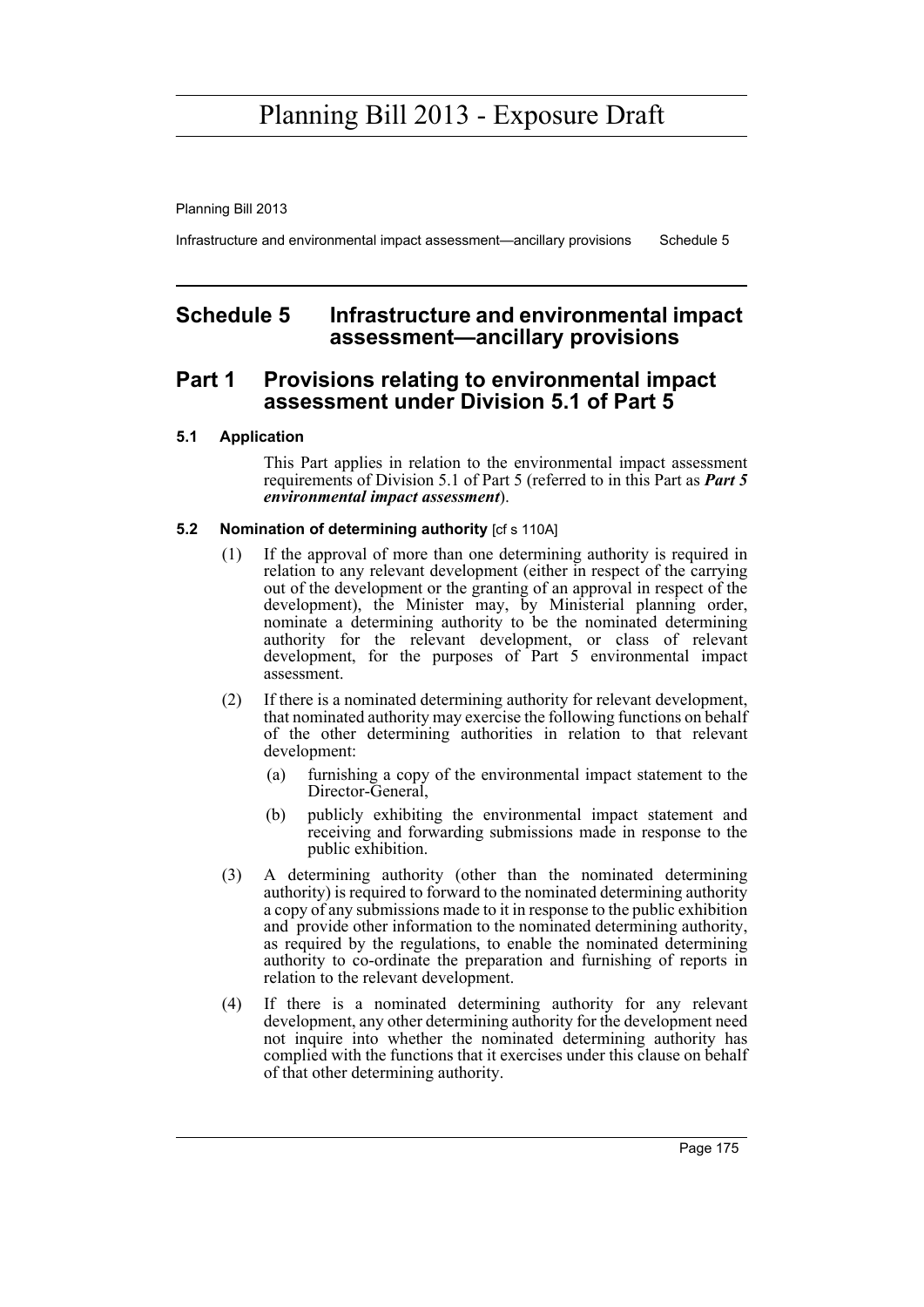# Schedule 5 Infrastructure and environmental impact assessment—ancillary provisions

## Part 1 Provisions relating to environmental impact assessment under Division 5.1 of Part 5

### 5.1 Application

This Part applies in relation to the environmental impact assessment requirements of Division 5.1 of Part 5 (referred to in this Part as ***Part 5 environmental impact assessment***).

### 5.2 Nomination of determining authority [cf s 110A]

(1) If the approval of more than one determining authority is required in relation to any relevant development (either in respect of the carrying out of the development or the granting of an approval in respect of the development), the Minister may, by Ministerial planning order, nominate a determining authority to be the nominated determining authority for the relevant development, or class of relevant development, for the purposes of Part 5 environmental impact assessment.

(2) If there is a nominated determining authority for relevant development, that nominated authority may exercise the following functions on behalf of the other determining authorities in relation to that relevant development:

(a) furnishing a copy of the environmental impact statement to the Director-General,

(b) publicly exhibiting the environmental impact statement and receiving and forwarding submissions made in response to the public exhibition.

(3) A determining authority (other than the nominated determining authority) is required to forward to the nominated determining authority a copy of any submissions made to it in response to the public exhibition and provide other information to the nominated determining authority, as required by the regulations, to enable the nominated determining authority to co-ordinate the preparation and furnishing of reports in relation to the relevant development.

(4) If there is a nominated determining authority for any relevant development, any other determining authority for the development need not inquire into whether the nominated determining authority has complied with the functions that it exercises under this clause on behalf of that other determining authority.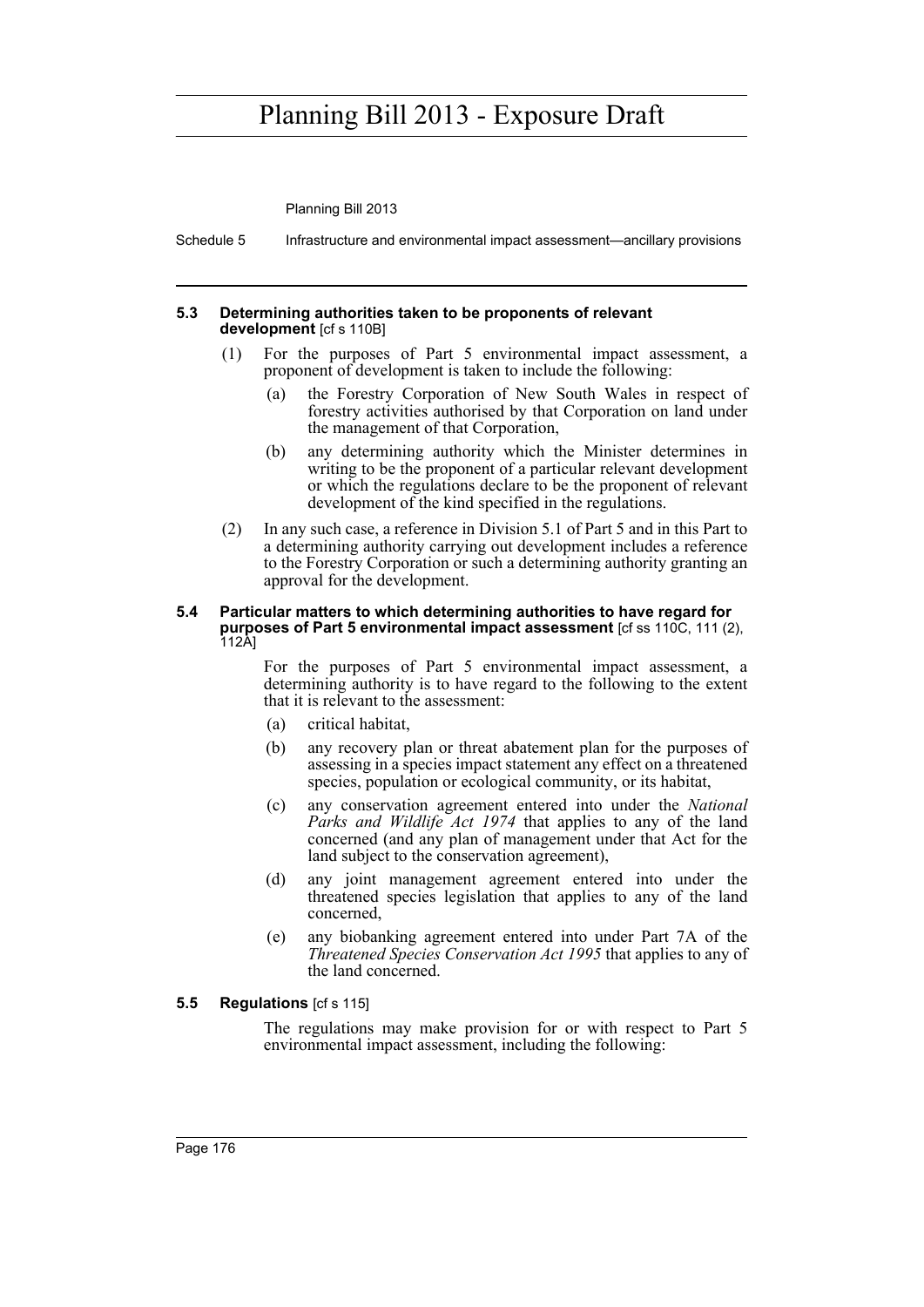#### 5.3 Determining authorities taken to be proponents of relevant development [cf s 110B]

(1) For the purposes of Part 5 environmental impact assessment, a proponent of development is taken to include the following:

- (a) the Forestry Corporation of New South Wales in respect of forestry activities authorised by that Corporation on land under the management of that Corporation,
- (b) any determining authority which the Minister determines in writing to be the proponent of a particular relevant development or which the regulations declare to be the proponent of relevant development of the kind specified in the regulations.

(2) In any such case, a reference in Division 5.1 of Part 5 and in this Part to a determining authority carrying out development includes a reference to the Forestry Corporation or such a determining authority granting an approval for the development.

#### 5.4 Particular matters to which determining authorities to have regard for purposes of Part 5 environmental impact assessment [cf ss 110C, 111 (2), 112A]

For the purposes of Part 5 environmental impact assessment, a determining authority is to have regard to the following to the extent that it is relevant to the assessment:

- (a) critical habitat,
- (b) any recovery plan or threat abatement plan for the purposes of assessing in a species impact statement any effect on a threatened species, population or ecological community, or its habitat,
- (c) any conservation agreement entered into under the *National Parks and Wildlife Act 1974* that applies to any of the land concerned (and any plan of management under that Act for the land subject to the conservation agreement),
- (d) any joint management agreement entered into under the threatened species legislation that applies to any of the land concerned,
- (e) any biobanking agreement entered into under Part 7A of the *Threatened Species Conservation Act 1995* that applies to any of the land concerned.

#### 5.5 Regulations [cf s 115]

The regulations may make provision for or with respect to Part 5 environmental impact assessment, including the following: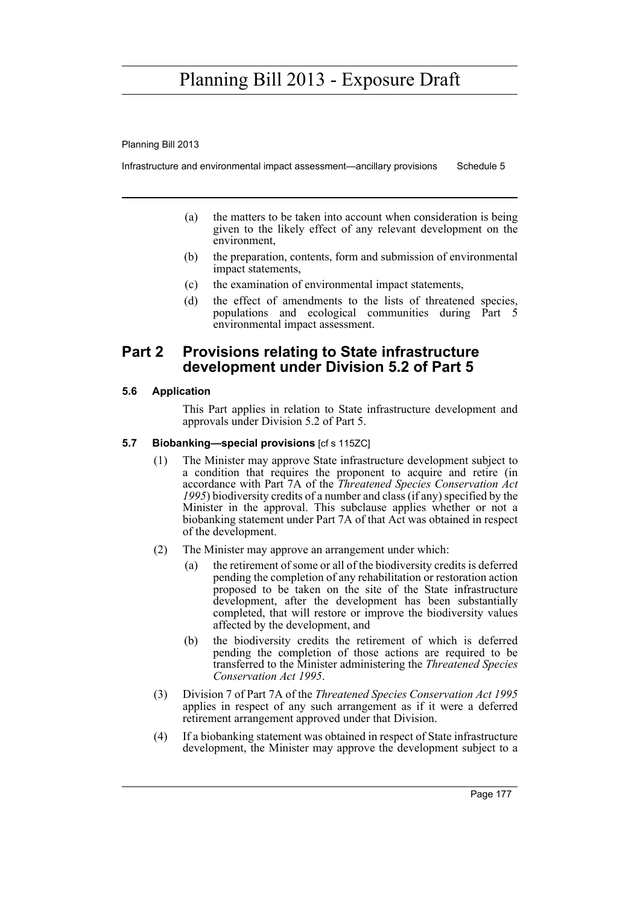(a) the matters to be taken into account when consideration is being given to the likely effect of any relevant development on the environment,

(b) the preparation, contents, form and submission of environmental impact statements,

(c) the examination of environmental impact statements,

(d) the effect of amendments to the lists of threatened species, populations and ecological communities during Part 5 environmental impact assessment.

## Part 2 Provisions relating to State infrastructure development under Division 5.2 of Part 5

### 5.6 Application

This Part applies in relation to State infrastructure development and approvals under Division 5.2 of Part 5.

### 5.7 Biobanking—special provisions [cf s 115ZC]

(1) The Minister may approve State infrastructure development subject to a condition that requires the proponent to acquire and retire (in accordance with Part 7A of the *Threatened Species Conservation Act 1995*) biodiversity credits of a number and class (if any) specified by the Minister in the approval. This subclause applies whether or not a biobanking statement under Part 7A of that Act was obtained in respect of the development.

(2) The Minister may approve an arrangement under which:

(a) the retirement of some or all of the biodiversity credits is deferred pending the completion of any rehabilitation or restoration action proposed to be taken on the site of the State infrastructure development, after the development has been substantially completed, that will restore or improve the biodiversity values affected by the development, and

(b) the biodiversity credits the retirement of which is deferred pending the completion of those actions are required to be transferred to the Minister administering the *Threatened Species Conservation Act 1995*.

(3) Division 7 of Part 7A of the *Threatened Species Conservation Act 1995* applies in respect of any such arrangement as if it were a deferred retirement arrangement approved under that Division.

(4) If a biobanking statement was obtained in respect of State infrastructure development, the Minister may approve the development subject to a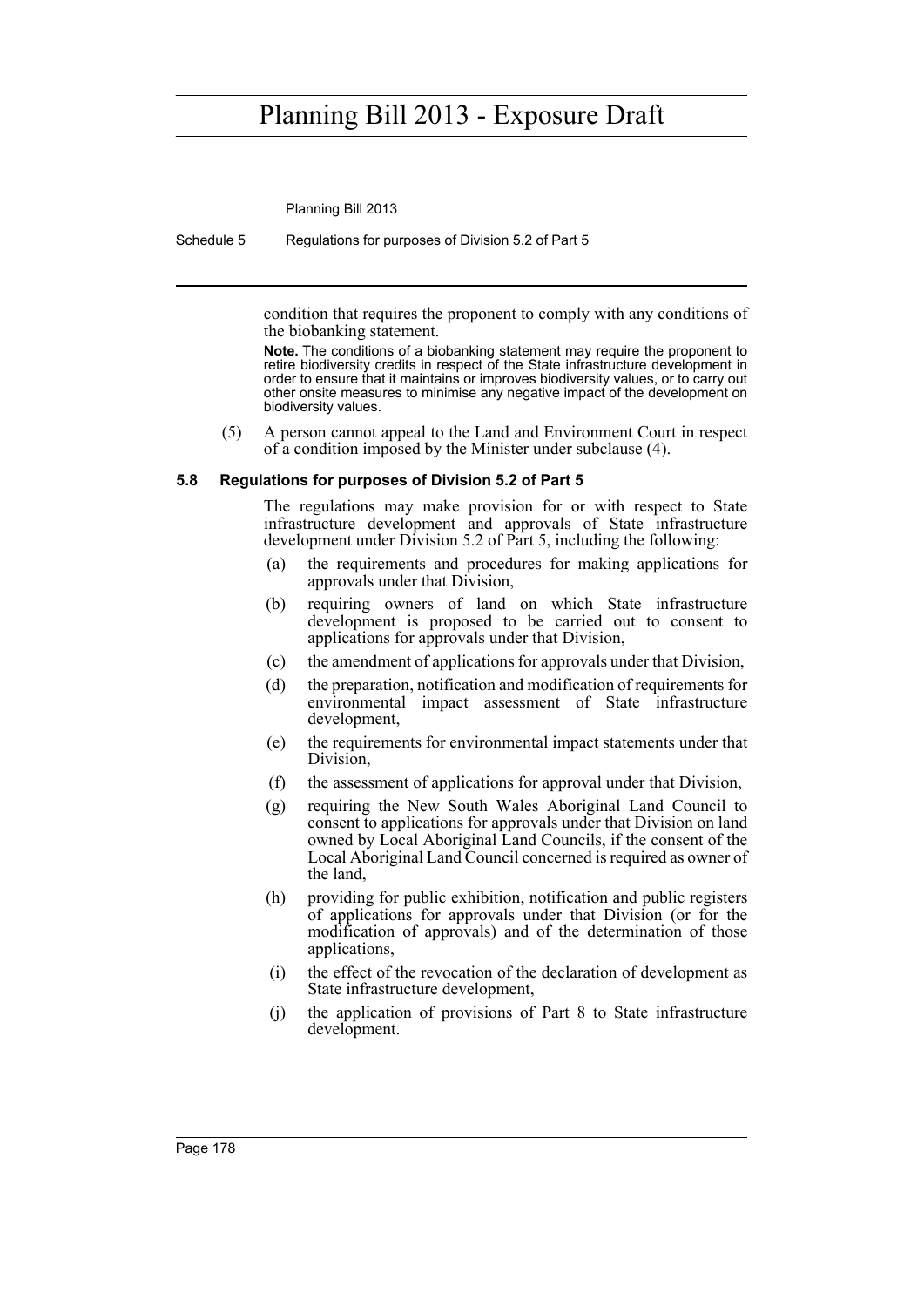condition that requires the proponent to comply with any conditions of the biobanking statement.

**Note.** The conditions of a biobanking statement may require the proponent to retire biodiversity credits in respect of the State infrastructure development in order to ensure that it maintains or improves biodiversity values, or to carry out other onsite measures to minimise any negative impact of the development on biodiversity values.

(5) A person cannot appeal to the Land and Environment Court in respect of a condition imposed by the Minister under subclause (4).

### 5.8 Regulations for purposes of Division 5.2 of Part 5

The regulations may make provision for or with respect to State infrastructure development and approvals of State infrastructure development under Division 5.2 of Part 5, including the following:

- (a) the requirements and procedures for making applications for approvals under that Division,
- (b) requiring owners of land on which State infrastructure development is proposed to be carried out to consent to applications for approvals under that Division,
- (c) the amendment of applications for approvals under that Division,
- (d) the preparation, notification and modification of requirements for environmental impact assessment of State infrastructure development,
- (e) the requirements for environmental impact statements under that Division,
- (f) the assessment of applications for approval under that Division,
- (g) requiring the New South Wales Aboriginal Land Council to consent to applications for approvals under that Division on land owned by Local Aboriginal Land Councils, if the consent of the Local Aboriginal Land Council concerned is required as owner of the land,
- (h) providing for public exhibition, notification and public registers of applications for approvals under that Division (or for the modification of approvals) and of the determination of those applications,
- (i) the effect of the revocation of the declaration of development as State infrastructure development,
- (j) the application of provisions of Part 8 to State infrastructure development.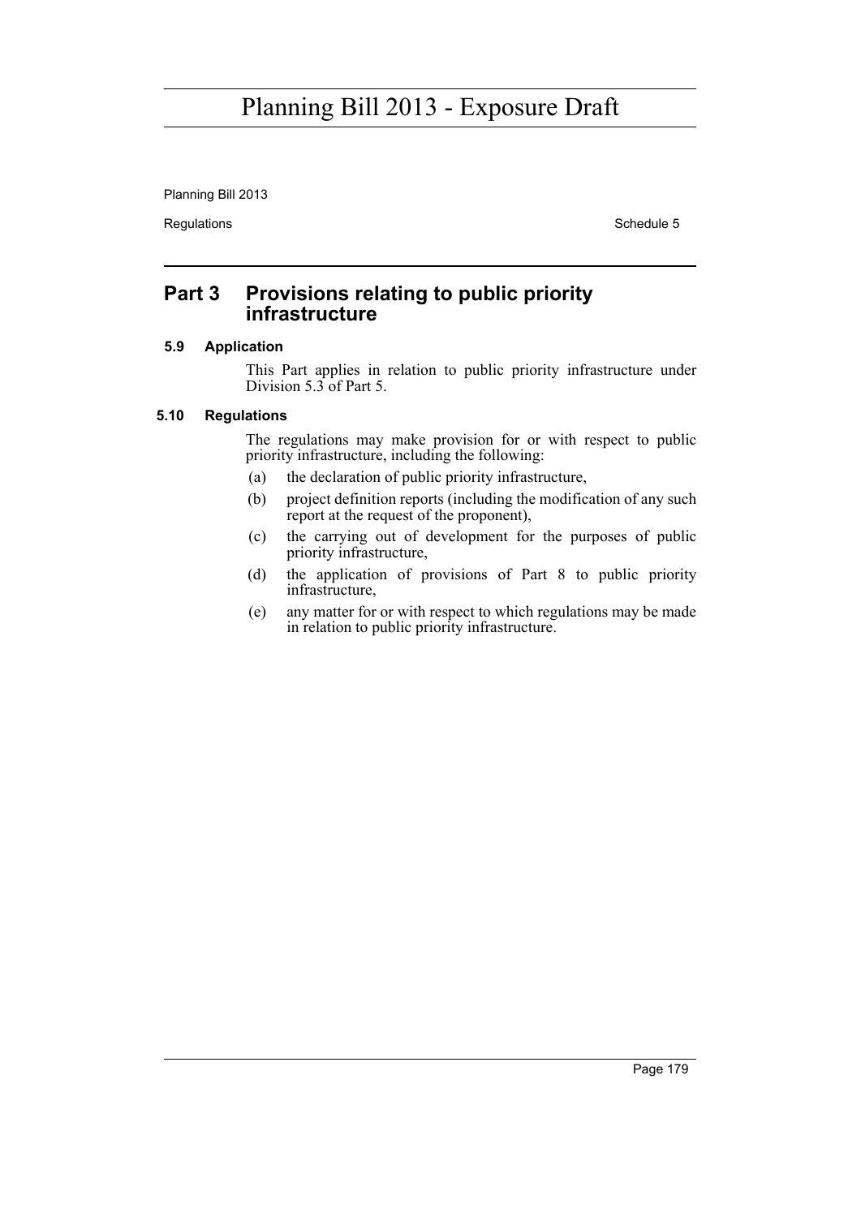## Part 3 Provisions relating to public priority infrastructure

### 5.9 Application

This Part applies in relation to public priority infrastructure under Division 5.3 of Part 5.

### 5.10 Regulations

The regulations may make provision for or with respect to public priority infrastructure, including the following:

(a) the declaration of public priority infrastructure,

(b) project definition reports (including the modification of any such report at the request of the proponent),

(c) the carrying out of development for the purposes of public priority infrastructure,

(d) the application of provisions of Part 8 to public priority infrastructure,

(e) any matter for or with respect to which regulations may be made in relation to public priority infrastructure.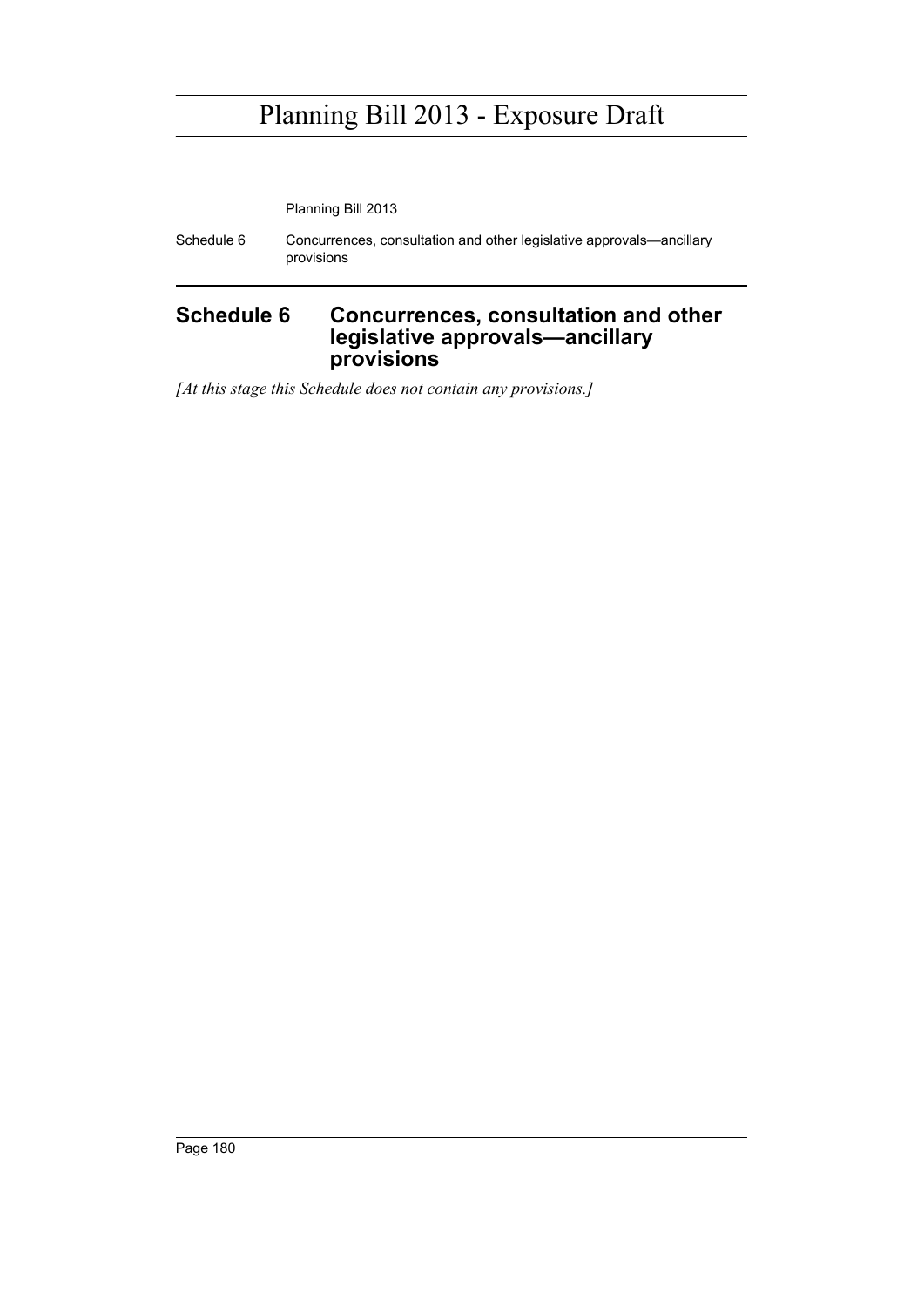# Schedule 6 Concurrences, consultation and other legislative approvals—ancillary provisions

*[At this stage this Schedule does not contain any provisions.]*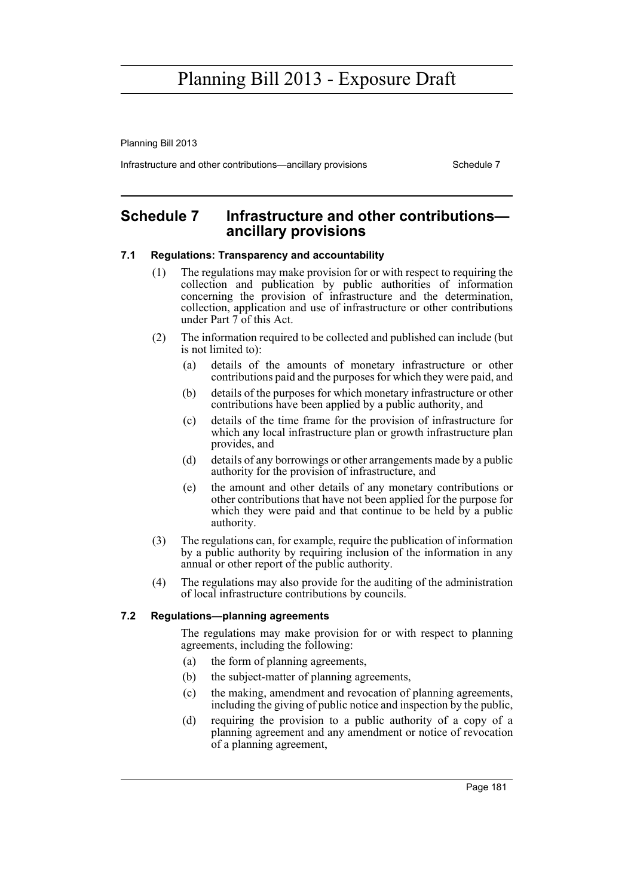## Schedule 7 Infrastructure and other contributions—ancillary provisions

### 7.1 Regulations: Transparency and accountability

(1) The regulations may make provision for or with respect to requiring the collection and publication by public authorities of information concerning the provision of infrastructure and the determination, collection, application and use of infrastructure or other contributions under Part 7 of this Act.

(2) The information required to be collected and published can include (but is not limited to):

- (a) details of the amounts of monetary infrastructure or other contributions paid and the purposes for which they were paid, and
- (b) details of the purposes for which monetary infrastructure or other contributions have been applied by a public authority, and
- (c) details of the time frame for the provision of infrastructure for which any local infrastructure plan or growth infrastructure plan provides, and
- (d) details of any borrowings or other arrangements made by a public authority for the provision of infrastructure, and
- (e) the amount and other details of any monetary contributions or other contributions that have not been applied for the purpose for which they were paid and that continue to be held by a public authority.

(3) The regulations can, for example, require the publication of information by a public authority by requiring inclusion of the information in any annual or other report of the public authority.

(4) The regulations may also provide for the auditing of the administration of local infrastructure contributions by councils.

### 7.2 Regulations—planning agreements

The regulations may make provision for or with respect to planning agreements, including the following:

- (a) the form of planning agreements,
- (b) the subject-matter of planning agreements,
- (c) the making, amendment and revocation of planning agreements, including the giving of public notice and inspection by the public,
- (d) requiring the provision to a public authority of a copy of a planning agreement and any amendment or notice of revocation of a planning agreement,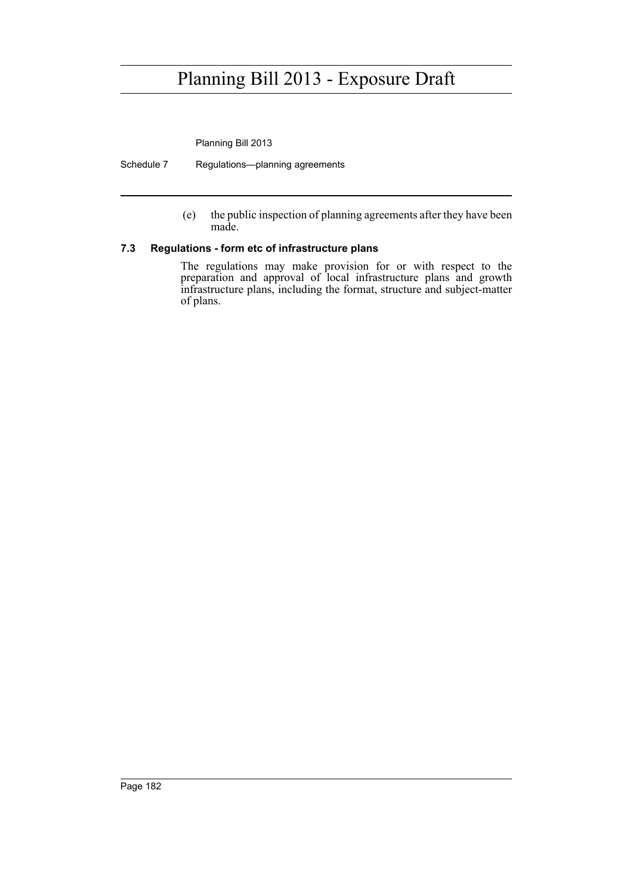(e) the public inspection of planning agreements after they have been made.

### 7.3 Regulations - form etc of infrastructure plans

The regulations may make provision for or with respect to the preparation and approval of local infrastructure plans and growth infrastructure plans, including the format, structure and subject-matter of plans.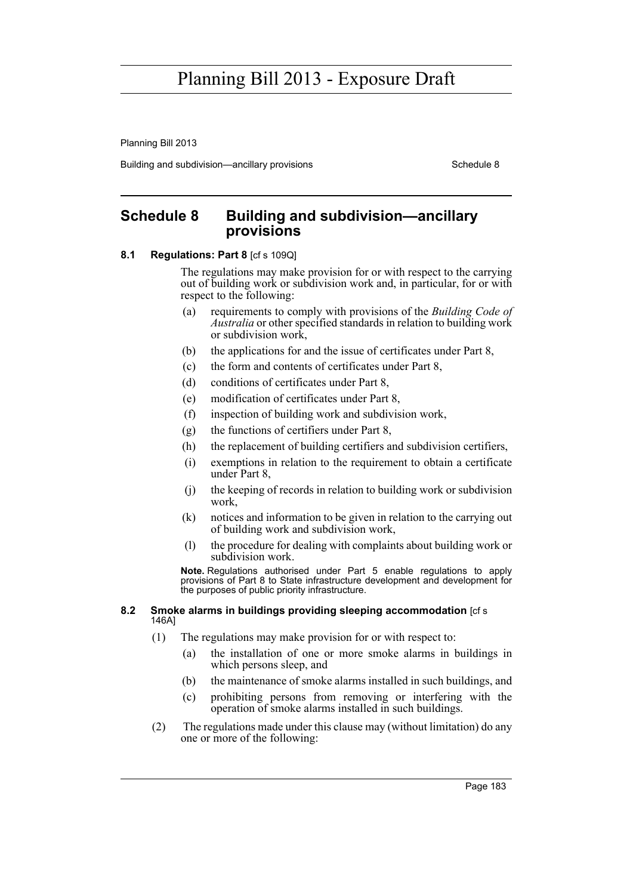## Schedule 8 Building and subdivision—ancillary provisions

### 8.1 Regulations: Part 8 [cf s 109Q]

The regulations may make provision for or with respect to the carrying out of building work or subdivision work and, in particular, for or with respect to the following:

(a) requirements to comply with provisions of the *Building Code of Australia* or other specified standards in relation to building work or subdivision work,

(b) the applications for and the issue of certificates under Part 8,

(c) the form and contents of certificates under Part 8,

(d) conditions of certificates under Part 8,

(e) modification of certificates under Part 8,

(f) inspection of building work and subdivision work,

(g) the functions of certifiers under Part 8,

(h) the replacement of building certifiers and subdivision certifiers,

(i) exemptions in relation to the requirement to obtain a certificate under Part 8,

(j) the keeping of records in relation to building work or subdivision work,

(k) notices and information to be given in relation to the carrying out of building work and subdivision work,

(l) the procedure for dealing with complaints about building work or subdivision work.

**Note.** Regulations authorised under Part 5 enable regulations to apply provisions of Part 8 to State infrastructure development and development for the purposes of public priority infrastructure.

### 8.2 Smoke alarms in buildings providing sleeping accommodation [cf s 146A]

(1) The regulations may make provision for or with respect to:

(a) the installation of one or more smoke alarms in buildings in which persons sleep, and

(b) the maintenance of smoke alarms installed in such buildings, and

(c) prohibiting persons from removing or interfering with the operation of smoke alarms installed in such buildings.

(2) The regulations made under this clause may (without limitation) do any one or more of the following: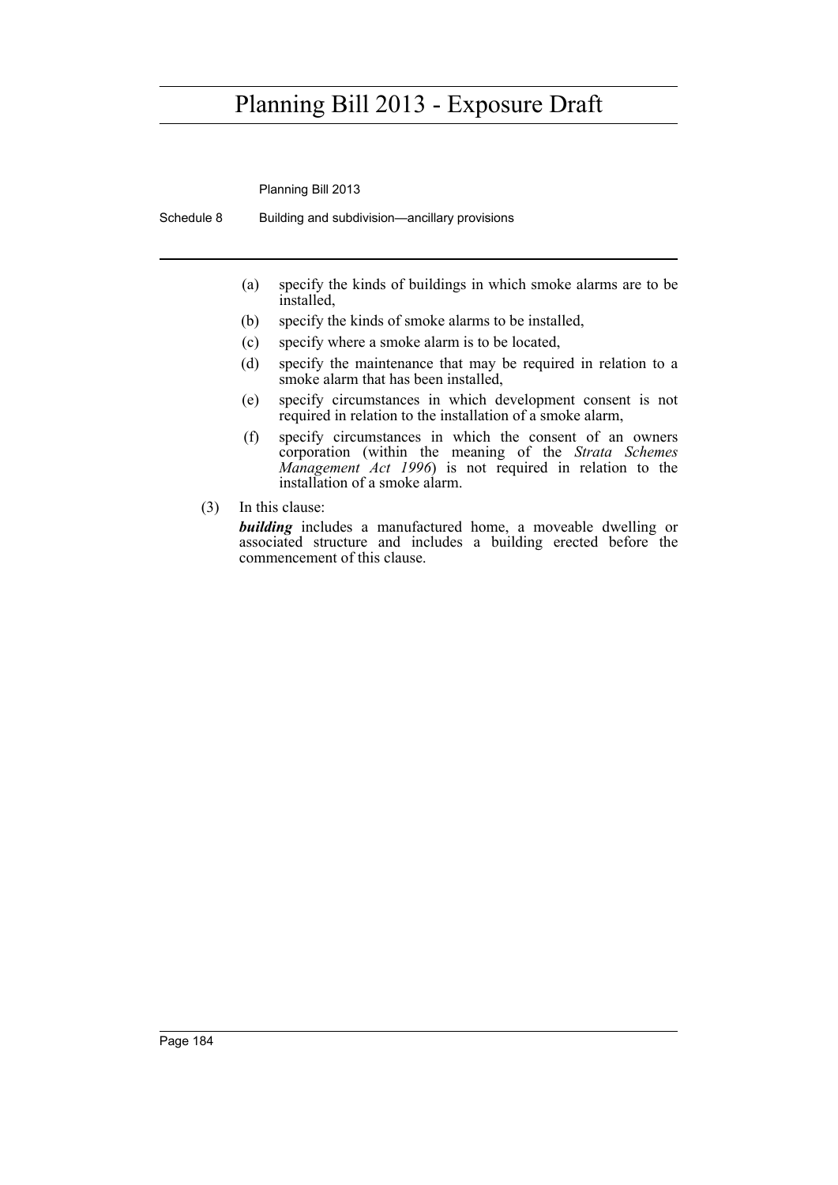(a) specify the kinds of buildings in which smoke alarms are to be installed,

(b) specify the kinds of smoke alarms to be installed,

(c) specify where a smoke alarm is to be located,

(d) specify the maintenance that may be required in relation to a smoke alarm that has been installed,

(e) specify circumstances in which development consent is not required in relation to the installation of a smoke alarm,

(f) specify circumstances in which the consent of an owners corporation (within the meaning of the *Strata Schemes Management Act 1996*) is not required in relation to the installation of a smoke alarm.

(3) In this clause:

***building*** includes a manufactured home, a moveable dwelling or associated structure and includes a building erected before the commencement of this clause.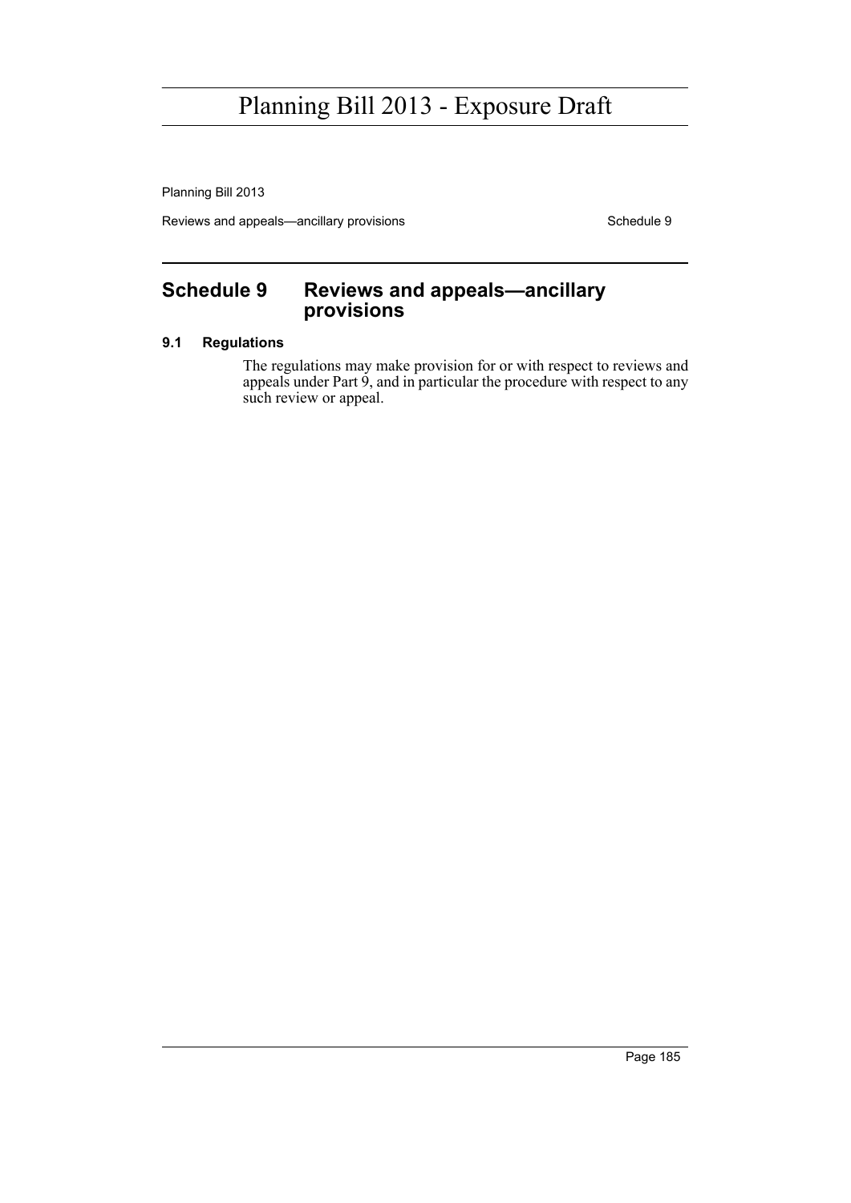## Schedule 9 Reviews and appeals—ancillary provisions

### 9.1 Regulations

The regulations may make provision for or with respect to reviews and appeals under Part 9, and in particular the procedure with respect to any such review or appeal.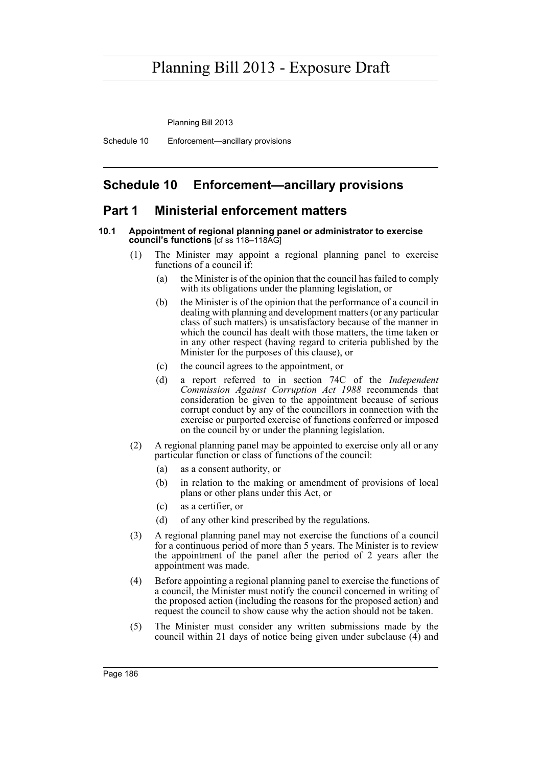# Schedule 10 Enforcement—ancillary provisions

## Part 1 Ministerial enforcement matters

### 10.1 Appointment of regional planning panel or administrator to exercise council's functions [cf ss 118–118AG]

(1) The Minister may appoint a regional planning panel to exercise functions of a council if:

(a) the Minister is of the opinion that the council has failed to comply with its obligations under the planning legislation, or

(b) the Minister is of the opinion that the performance of a council in dealing with planning and development matters (or any particular class of such matters) is unsatisfactory because of the manner in which the council has dealt with those matters, the time taken or in any other respect (having regard to criteria published by the Minister for the purposes of this clause), or

(c) the council agrees to the appointment, or

(d) a report referred to in section 74C of the *Independent Commission Against Corruption Act 1988* recommends that consideration be given to the appointment because of serious corrupt conduct by any of the councillors in connection with the exercise or purported exercise of functions conferred or imposed on the council by or under the planning legislation.

(2) A regional planning panel may be appointed to exercise only all or any particular function or class of functions of the council:

(a) as a consent authority, or

(b) in relation to the making or amendment of provisions of local plans or other plans under this Act, or

(c) as a certifier, or

(d) of any other kind prescribed by the regulations.

(3) A regional planning panel may not exercise the functions of a council for a continuous period of more than 5 years. The Minister is to review the appointment of the panel after the period of 2 years after the appointment was made.

(4) Before appointing a regional planning panel to exercise the functions of a council, the Minister must notify the council concerned in writing of the proposed action (including the reasons for the proposed action) and request the council to show cause why the action should not be taken.

(5) The Minister must consider any written submissions made by the council within 21 days of notice being given under subclause (4) and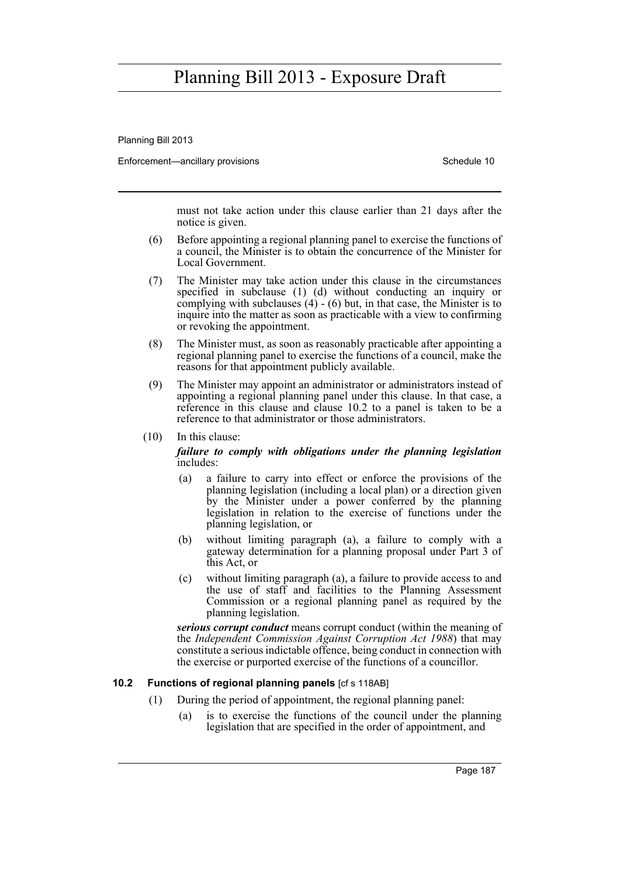must not take action under this clause earlier than 21 days after the notice is given.

(6) Before appointing a regional planning panel to exercise the functions of a council, the Minister is to obtain the concurrence of the Minister for Local Government.

(7) The Minister may take action under this clause in the circumstances specified in subclause (1) (d) without conducting an inquiry or complying with subclauses (4) - (6) but, in that case, the Minister is to inquire into the matter as soon as practicable with a view to confirming or revoking the appointment.

(8) The Minister must, as soon as reasonably practicable after appointing a regional planning panel to exercise the functions of a council, make the reasons for that appointment publicly available.

(9) The Minister may appoint an administrator or administrators instead of appointing a regional planning panel under this clause. In that case, a reference in this clause and clause 10.2 to a panel is taken to be a reference to that administrator or those administrators.

(10) In this clause:

***failure to comply with obligations under the planning legislation*** includes:

(a) a failure to carry into effect or enforce the provisions of the planning legislation (including a local plan) or a direction given by the Minister under a power conferred by the planning legislation in relation to the exercise of functions under the planning legislation, or

(b) without limiting paragraph (a), a failure to comply with a gateway determination for a planning proposal under Part 3 of this Act, or

(c) without limiting paragraph (a), a failure to provide access to and the use of staff and facilities to the Planning Assessment Commission or a regional planning panel as required by the planning legislation.

***serious corrupt conduct*** means corrupt conduct (within the meaning of the *Independent Commission Against Corruption Act 1988*) that may constitute a serious indictable offence, being conduct in connection with the exercise or purported exercise of the functions of a councillor.

### 10.2 Functions of regional planning panels [cf s 118AB]

(1) During the period of appointment, the regional planning panel:

(a) is to exercise the functions of the council under the planning legislation that are specified in the order of appointment, and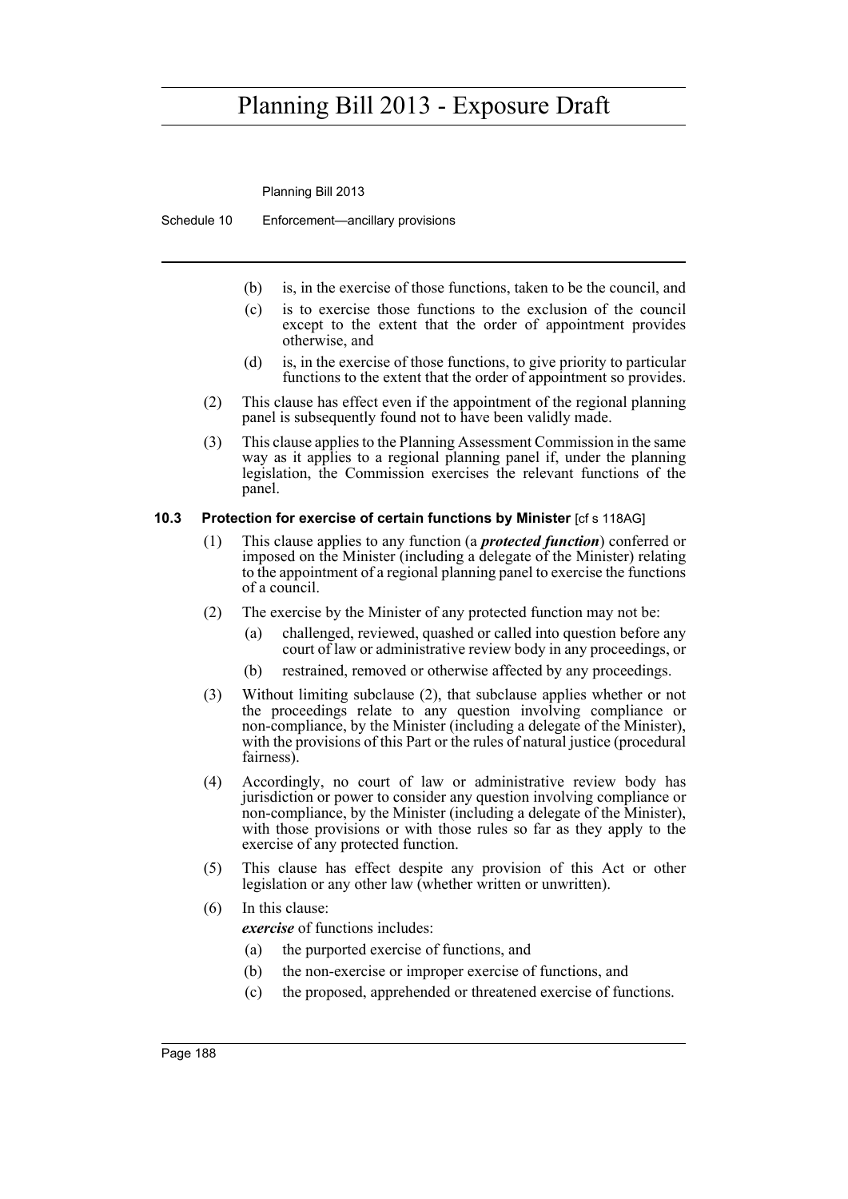(b) is, in the exercise of those functions, taken to be the council, and

(c) is to exercise those functions to the exclusion of the council except to the extent that the order of appointment provides otherwise, and

(d) is, in the exercise of those functions, to give priority to particular functions to the extent that the order of appointment so provides.

(2) This clause has effect even if the appointment of the regional planning panel is subsequently found not to have been validly made.

(3) This clause applies to the Planning Assessment Commission in the same way as it applies to a regional planning panel if, under the planning legislation, the Commission exercises the relevant functions of the panel.

### 10.3 Protection for exercise of certain functions by Minister [cf s 118AG]

(1) This clause applies to any function (a ***protected function***) conferred or imposed on the Minister (including a delegate of the Minister) relating to the appointment of a regional planning panel to exercise the functions of a council.

(2) The exercise by the Minister of any protected function may not be:

- (a) challenged, reviewed, quashed or called into question before any court of law or administrative review body in any proceedings, or
- (b) restrained, removed or otherwise affected by any proceedings.

(3) Without limiting subclause (2), that subclause applies whether or not the proceedings relate to any question involving compliance or non-compliance, by the Minister (including a delegate of the Minister), with the provisions of this Part or the rules of natural justice (procedural fairness).

(4) Accordingly, no court of law or administrative review body has jurisdiction or power to consider any question involving compliance or non-compliance, by the Minister (including a delegate of the Minister), with those provisions or with those rules so far as they apply to the exercise of any protected function.

(5) This clause has effect despite any provision of this Act or other legislation or any other law (whether written or unwritten).

(6) In this clause:

***exercise*** of functions includes:

- (a) the purported exercise of functions, and
- (b) the non-exercise or improper exercise of functions, and
- (c) the proposed, apprehended or threatened exercise of functions.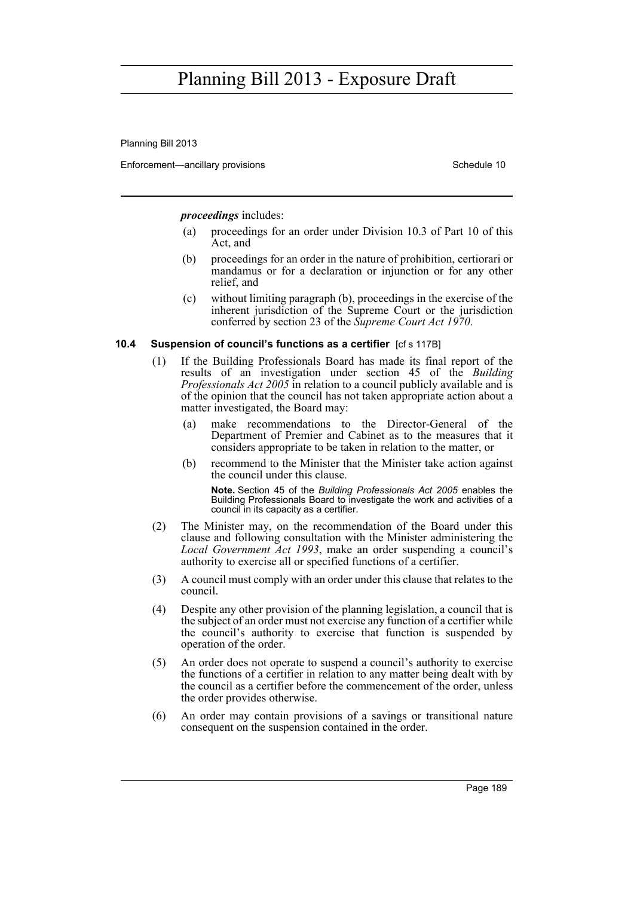***proceedings*** includes:

(a) proceedings for an order under Division 10.3 of Part 10 of this Act, and

(b) proceedings for an order in the nature of prohibition, certiorari or mandamus or for a declaration or injunction or for any other relief, and

(c) without limiting paragraph (b), proceedings in the exercise of the inherent jurisdiction of the Supreme Court or the jurisdiction conferred by section 23 of the *Supreme Court Act 1970*.

### 10.4 Suspension of council's functions as a certifier [cf s 117B]

(1) If the Building Professionals Board has made its final report of the results of an investigation under section 45 of the *Building Professionals Act 2005* in relation to a council publicly available and is of the opinion that the council has not taken appropriate action about a matter investigated, the Board may:

(a) make recommendations to the Director-General of the Department of Premier and Cabinet as to the measures that it considers appropriate to be taken in relation to the matter, or

(b) recommend to the Minister that the Minister take action against the council under this clause.

**Note.** Section 45 of the *Building Professionals Act 2005* enables the Building Professionals Board to investigate the work and activities of a council in its capacity as a certifier.

(2) The Minister may, on the recommendation of the Board under this clause and following consultation with the Minister administering the *Local Government Act 1993*, make an order suspending a council's authority to exercise all or specified functions of a certifier.

(3) A council must comply with an order under this clause that relates to the council.

(4) Despite any other provision of the planning legislation, a council that is the subject of an order must not exercise any function of a certifier while the council's authority to exercise that function is suspended by operation of the order.

(5) An order does not operate to suspend a council's authority to exercise the functions of a certifier in relation to any matter being dealt with by the council as a certifier before the commencement of the order, unless the order provides otherwise.

(6) An order may contain provisions of a savings or transitional nature consequent on the suspension contained in the order.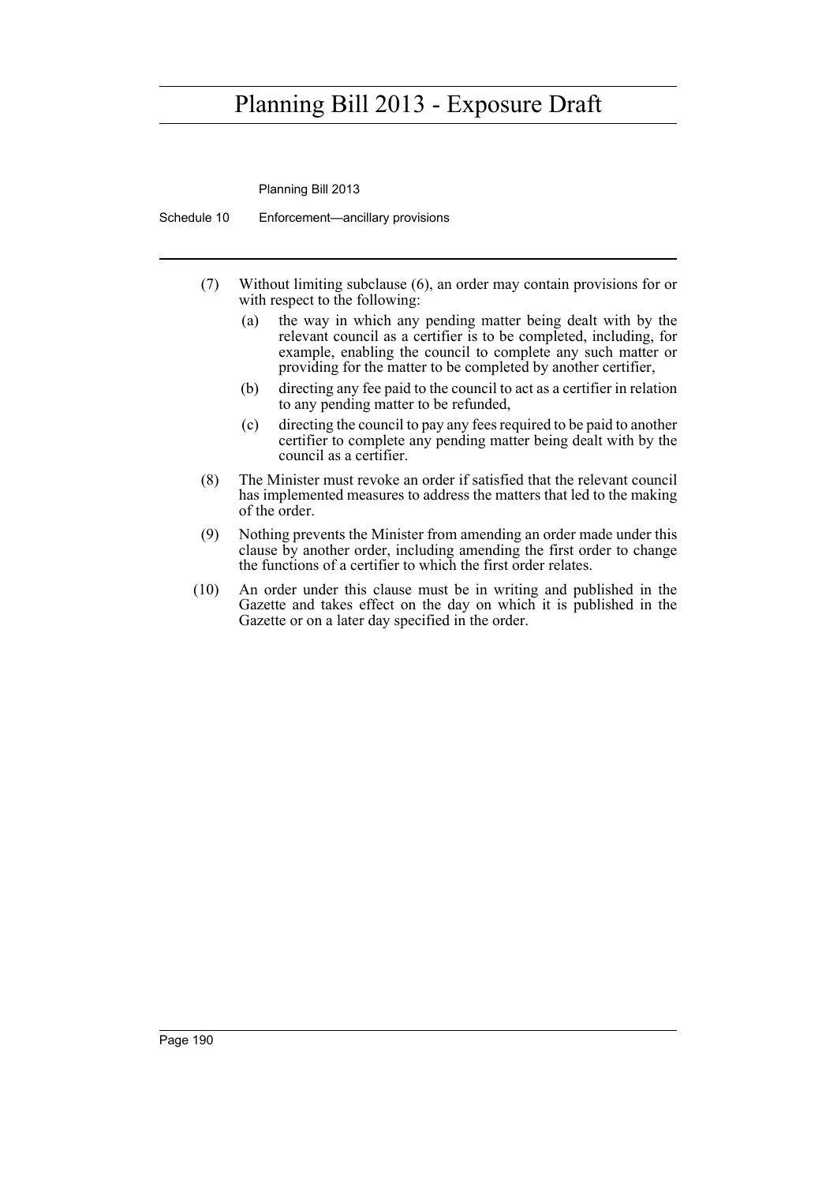(7) Without limiting subclause (6), an order may contain provisions for or with respect to the following:

- (a) the way in which any pending matter being dealt with by the relevant council as a certifier is to be completed, including, for example, enabling the council to complete any such matter or providing for the matter to be completed by another certifier,
- (b) directing any fee paid to the council to act as a certifier in relation to any pending matter to be refunded,
- (c) directing the council to pay any fees required to be paid to another certifier to complete any pending matter being dealt with by the council as a certifier.

(8) The Minister must revoke an order if satisfied that the relevant council has implemented measures to address the matters that led to the making of the order.

(9) Nothing prevents the Minister from amending an order made under this clause by another order, including amending the first order to change the functions of a certifier to which the first order relates.

(10) An order under this clause must be in writing and published in the Gazette and takes effect on the day on which it is published in the Gazette or on a later day specified in the order.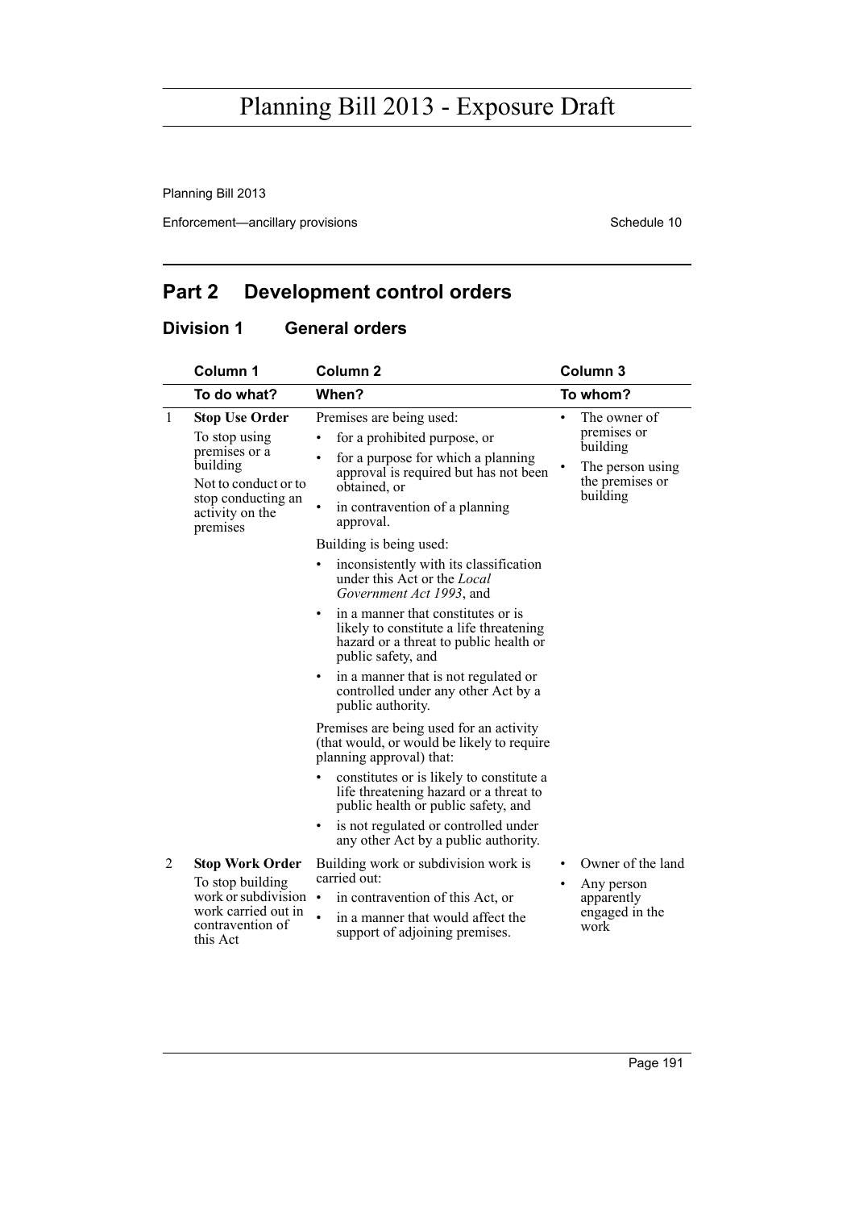## Part 2 Development control orders

### Division 1 General orders

| | Column 1 | Column 2 | Column 3 |
|---|---|---|---|
| | **To do what?** | **When?** | **To whom?** |
| 1 | **Stop Use Order**<br>To stop using premises or a building<br>Not to conduct or to stop conducting an activity on the premises | Premises are being used:<br>• for a prohibited purpose, or<br>• for a purpose for which a planning approval is required but has not been obtained, or<br>• in contravention of a planning approval.<br>Building is being used:<br>• inconsistently with its classification under this Act or the *Local Government Act 1993*, and<br>• in a manner that constitutes or is likely to constitute a life threatening hazard or a threat to public health or public safety, and<br>• in a manner that is not regulated or controlled under any other Act by a public authority.<br>Premises are being used for an activity (that would, or would be likely to require planning approval) that:<br>• constitutes or is likely to constitute a life threatening hazard or a threat to public health or public safety, and<br>• is not regulated or controlled under any other Act by a public authority. | • The owner of premises or building<br>• The person using the premises or building |
| 2 | **Stop Work Order**<br>To stop building work or subdivision work carried out in contravention of this Act | Building work or subdivision work is carried out:<br>• in contravention of this Act, or<br>• in a manner that would affect the support of adjoining premises. | • Owner of the land<br>• Any person apparently engaged in the work |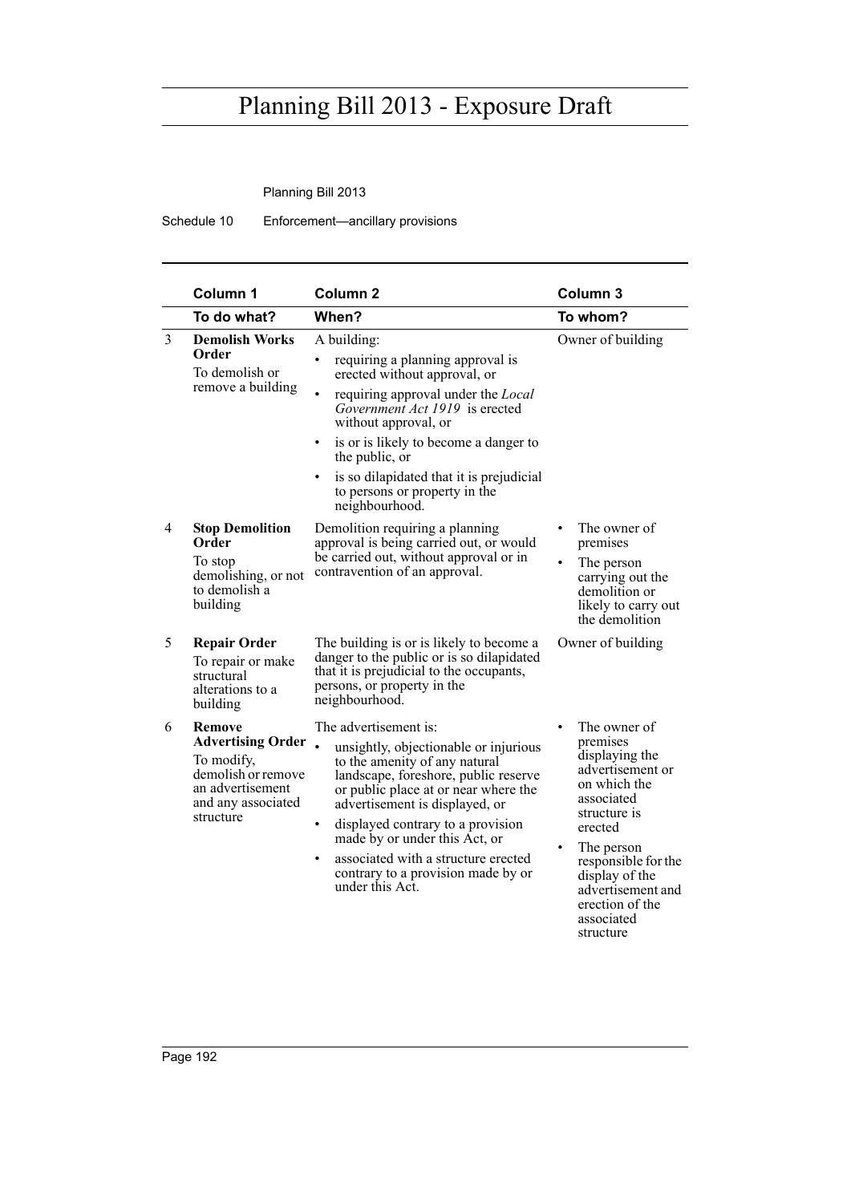|  | Column 1 | Column 2 | Column 3 |
|---|---|---|---|
|  | **To do what?** | **When?** | **To whom?** |
| 3 | **Demolish Works Order** To demolish or remove a building | A building: • requiring a planning approval is erected without approval, or • requiring approval under the *Local Government Act 1919* is erected without approval, or • is or is likely to become a danger to the public, or • is so dilapidated that it is prejudicial to persons or property in the neighbourhood. | Owner of building |
| 4 | **Stop Demolition Order** To stop demolishing, or not to demolish a building | Demolition requiring a planning approval is being carried out, or would be carried out, without approval or in contravention of an approval. | • The owner of premises • The person carrying out the demolition or likely to carry out the demolition |
| 5 | **Repair Order** To repair or make structural alterations to a building | The building is or is likely to become a danger to the public or is so dilapidated that it is prejudicial to the occupants, persons, or property in the neighbourhood. | Owner of building |
| 6 | **Remove Advertising Order** To modify, demolish or remove an advertisement and any associated structure | The advertisement is: • unsightly, objectionable or injurious to the amenity of any natural landscape, foreshore, public reserve or public place at or near where the advertisement is displayed, or • displayed contrary to a provision made by or under this Act, or • associated with a structure erected contrary to a provision made by or under this Act. | • The owner of premises displaying the advertisement or on which the associated structure is erected • The person responsible for the display of the advertisement and erection of the associated structure |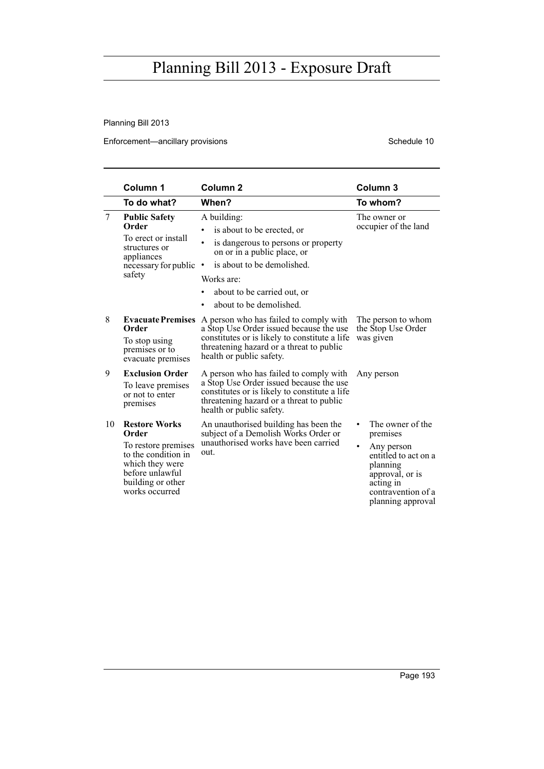| | Column 1 | Column 2 | Column 3 |
|---|---|---|---|
| | **To do what?** | **When?** | **To whom?** |
| 7 | **Public Safety Order**<br>To erect or install structures or appliances necessary for public safety | A building:<br>• is about to be erected, or<br>• is dangerous to persons or property on or in a public place, or<br>• is about to be demolished.<br>Works are:<br>• about to be carried out, or<br>• about to be demolished. | The owner or occupier of the land |
| 8 | **Evacuate Premises Order**<br>To stop using premises or to evacuate premises | A person who has failed to comply with a Stop Use Order issued because the use constitutes or is likely to constitute a life threatening hazard or a threat to public health or public safety. | The person to whom the Stop Use Order was given |
| 9 | **Exclusion Order**<br>To leave premises or not to enter premises | A person who has failed to comply with a Stop Use Order issued because the use constitutes or is likely to constitute a life threatening hazard or a threat to public health or public safety. | Any person |
| 10 | **Restore Works Order**<br>To restore premises to the condition in which they were before unlawful building or other works occurred | An unauthorised building has been the subject of a Demolish Works Order or unauthorised works have been carried out. | • The owner of the premises<br>• Any person entitled to act on a planning approval, or is acting in contravention of a planning approval |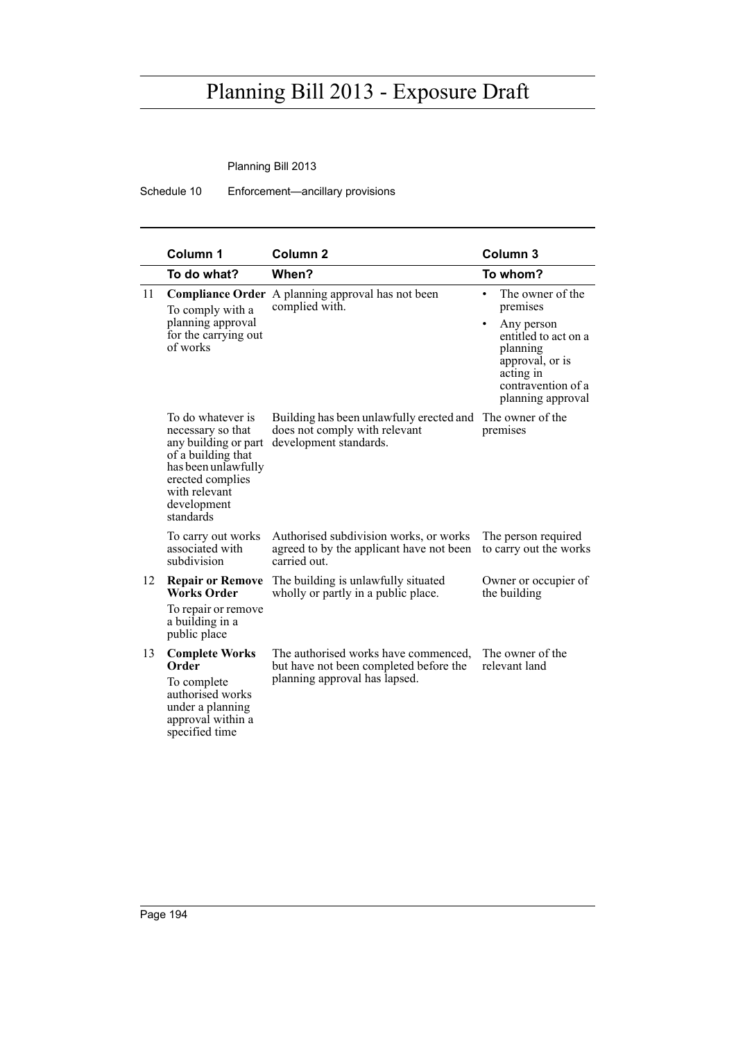| | Column 1 | Column 2 | Column 3 |
|---|---|---|---|
| | **To do what?** | **When?** | **To whom?** |
| 11 | **Compliance Order** To comply with a planning approval for the carrying out of works | A planning approval has not been complied with. | • The owner of the premises<br>• Any person entitled to act on a planning approval, or is acting in contravention of a planning approval |
| | To do whatever is necessary so that any building or part of a building that has been unlawfully erected complies with relevant development standards | Building has been unlawfully erected and does not comply with relevant development standards. | The owner of the premises |
| | To carry out works associated with subdivision | Authorised subdivision works, or works agreed to by the applicant have not been carried out. | The person required to carry out the works |
| 12 | **Repair or Remove Works Order** To repair or remove a building in a public place | The building is unlawfully situated wholly or partly in a public place. | Owner or occupier of the building |
| 13 | **Complete Works Order** To complete authorised works under a planning approval within a specified time | The authorised works have commenced, but have not been completed before the planning approval has lapsed. | The owner of the relevant land |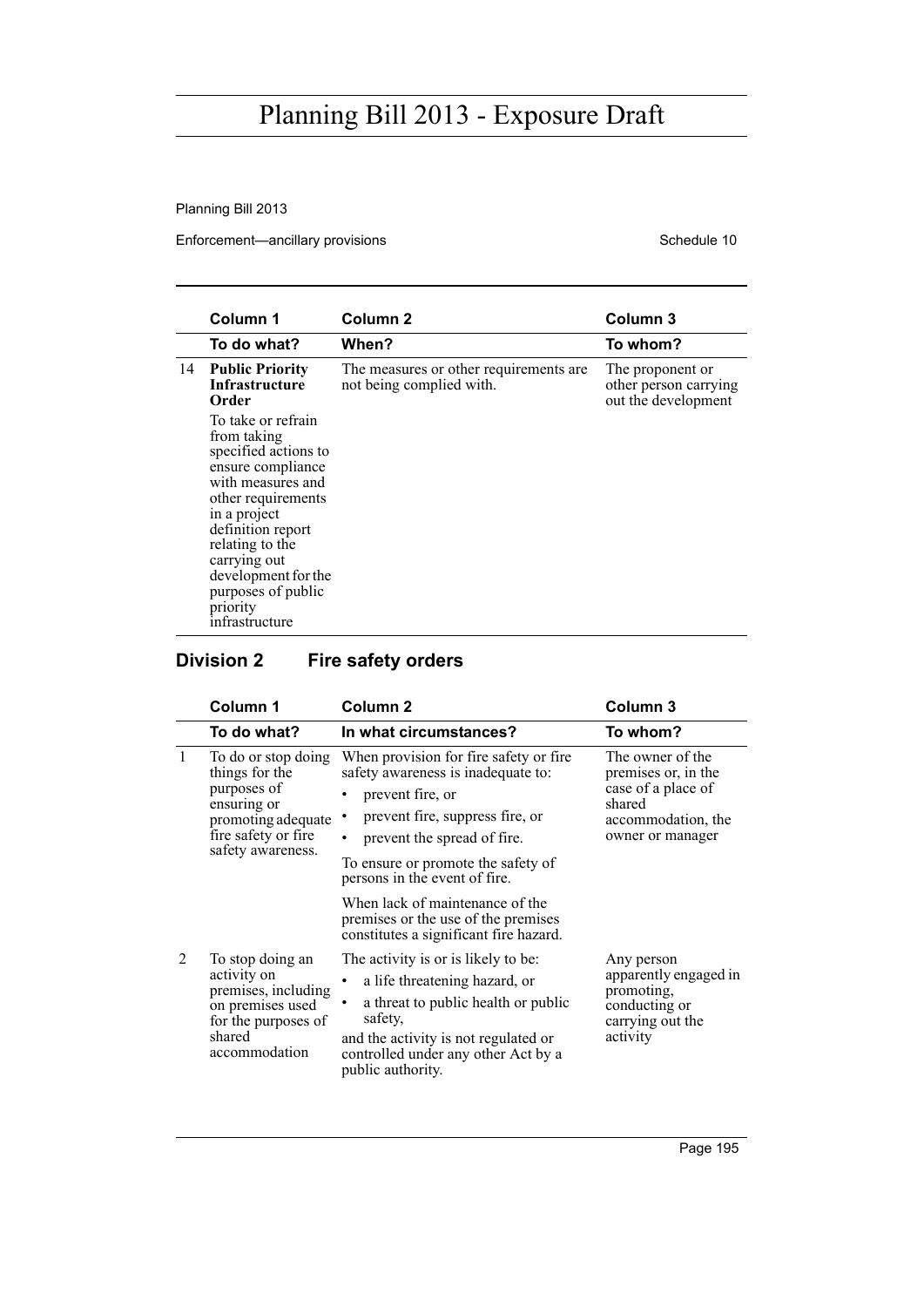| | Column 1 | Column 2 | Column 3 |
|---|---|---|---|
| | **To do what?** | **When?** | **To whom?** |
| 14 | **Public Priority Infrastructure Order** To take or refrain from taking specified actions to ensure compliance with measures and other requirements in a project definition report relating to the carrying out development for the purposes of public priority infrastructure | The measures or other requirements are not being complied with. | The proponent or other person carrying out the development |

## Division 2 Fire safety orders

| | Column 1 | Column 2 | Column 3 |
|---|---|---|---|
| | **To do what?** | **In what circumstances?** | **To whom?** |
| 1 | To do or stop doing things for the purposes of ensuring or promoting adequate fire safety or fire safety awareness. | When provision for fire safety or fire safety awareness is inadequate to: • prevent fire, or • prevent fire, suppress fire, or • prevent the spread of fire. To ensure or promote the safety of persons in the event of fire. When lack of maintenance of the premises or the use of the premises constitutes a significant fire hazard. | The owner of the premises or, in the case of a place of shared accommodation, the owner or manager |
| 2 | To stop doing an activity on premises, including on premises used for the purposes of shared accommodation | The activity is or is likely to be: • a life threatening hazard, or • a threat to public health or public safety, and the activity is not regulated or controlled under any other Act by a public authority. | Any person apparently engaged in promoting, conducting or carrying out the activity |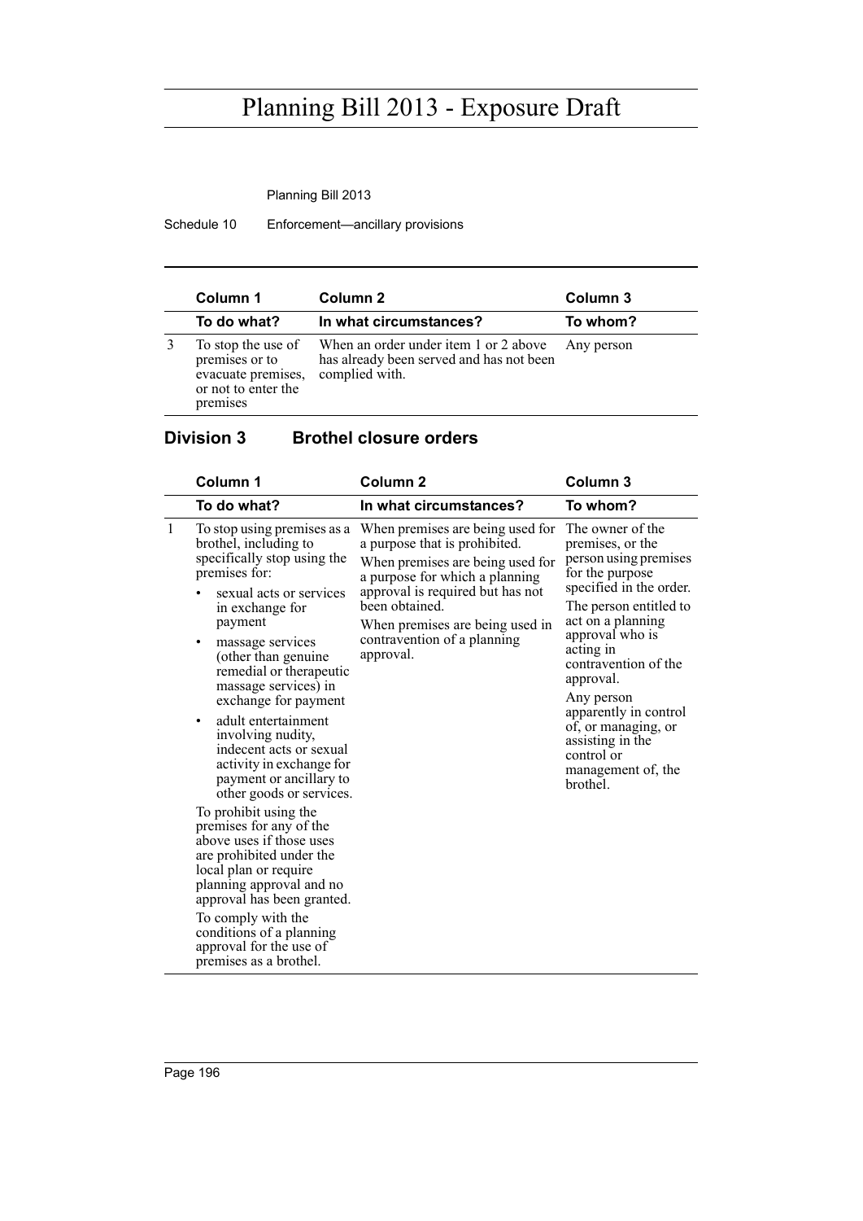| | Column 1 | Column 2 | Column 3 |
|---|---|---|---|
| | **To do what?** | **In what circumstances?** | **To whom?** |
| 3 | To stop the use of premises or to evacuate premises, or not to enter the premises | When an order under item 1 or 2 above has already been served and has not been complied with. | Any person |

### Division 3 Brothel closure orders

| | Column 1 | Column 2 | Column 3 |
|---|---|---|---|
| | **To do what?** | **In what circumstances?** | **To whom?** |
| 1 | To stop using premises as a brothel, including to specifically stop using the premises for: <br>• sexual acts or services in exchange for payment <br>• massage services (other than genuine remedial or therapeutic massage services) in exchange for payment <br>• adult entertainment involving nudity, indecent acts or sexual activity in exchange for payment or ancillary to other goods or services. <br>To prohibit using the premises for any of the above uses if those uses are prohibited under the local plan or require planning approval and no approval has been granted. <br>To comply with the conditions of a planning approval for the use of premises as a brothel. | When premises are being used for a purpose that is prohibited. <br>When premises are being used for a purpose for which a planning approval is required but has not been obtained. <br>When premises are being used in contravention of a planning approval. | The owner of the premises, or the person using premises for the purpose specified in the order. <br>The person entitled to act on a planning approval who is acting in contravention of the approval. <br>Any person apparently in control of, or managing, or assisting in the control or management of, the brothel. |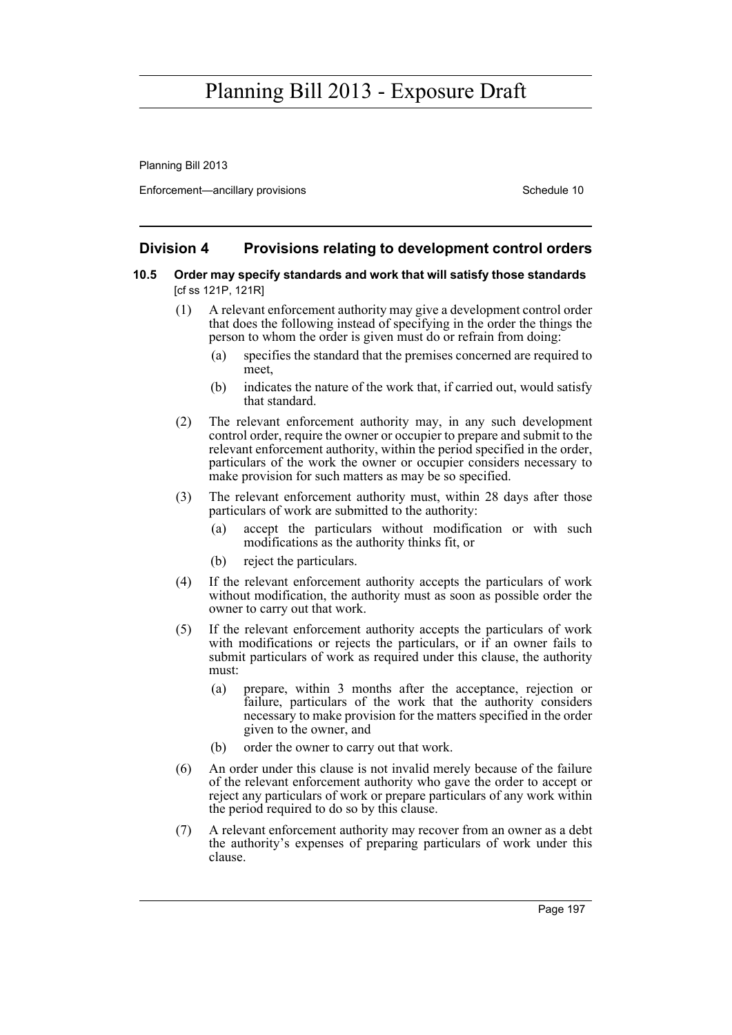## Division 4 Provisions relating to development control orders

### 10.5 Order may specify standards and work that will satisfy those standards

[cf ss 121P, 121R]

(1) A relevant enforcement authority may give a development control order that does the following instead of specifying in the order the things the person to whom the order is given must do or refrain from doing:

- (a) specifies the standard that the premises concerned are required to meet,
- (b) indicates the nature of the work that, if carried out, would satisfy that standard.

(2) The relevant enforcement authority may, in any such development control order, require the owner or occupier to prepare and submit to the relevant enforcement authority, within the period specified in the order, particulars of the work the owner or occupier considers necessary to make provision for such matters as may be so specified.

(3) The relevant enforcement authority must, within 28 days after those particulars of work are submitted to the authority:

- (a) accept the particulars without modification or with such modifications as the authority thinks fit, or
- (b) reject the particulars.

(4) If the relevant enforcement authority accepts the particulars of work without modification, the authority must as soon as possible order the owner to carry out that work.

(5) If the relevant enforcement authority accepts the particulars of work with modifications or rejects the particulars, or if an owner fails to submit particulars of work as required under this clause, the authority must:

- (a) prepare, within 3 months after the acceptance, rejection or failure, particulars of the work that the authority considers necessary to make provision for the matters specified in the order given to the owner, and
- (b) order the owner to carry out that work.

(6) An order under this clause is not invalid merely because of the failure of the relevant enforcement authority who gave the order to accept or reject any particulars of work or prepare particulars of any work within the period required to do so by this clause.

(7) A relevant enforcement authority may recover from an owner as a debt the authority's expenses of preparing particulars of work under this clause.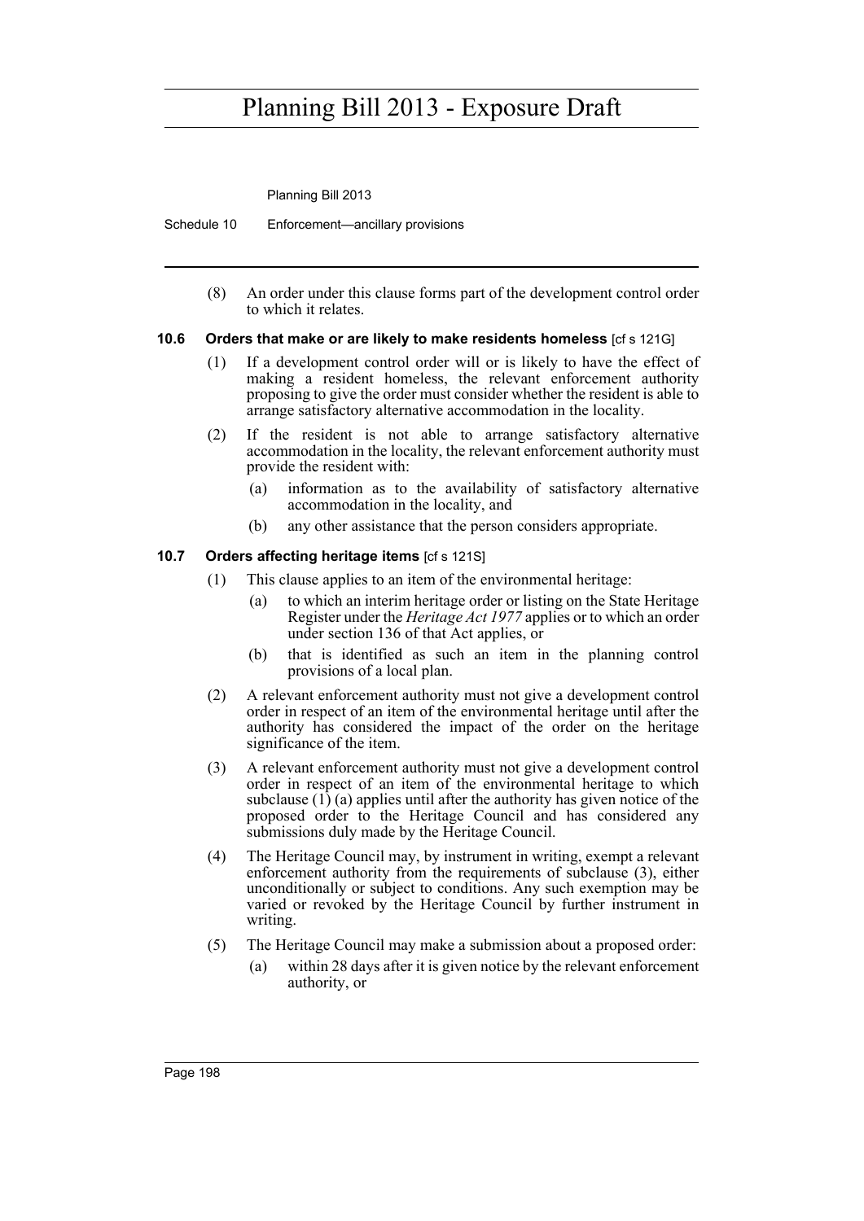(8) An order under this clause forms part of the development control order to which it relates.

**10.6 Orders that make or are likely to make residents homeless** [cf s 121G]

(1) If a development control order will or is likely to have the effect of making a resident homeless, the relevant enforcement authority proposing to give the order must consider whether the resident is able to arrange satisfactory alternative accommodation in the locality.

(2) If the resident is not able to arrange satisfactory alternative accommodation in the locality, the relevant enforcement authority must provide the resident with:

(a) information as to the availability of satisfactory alternative accommodation in the locality, and

(b) any other assistance that the person considers appropriate.

**10.7 Orders affecting heritage items** [cf s 121S]

(1) This clause applies to an item of the environmental heritage:

(a) to which an interim heritage order or listing on the State Heritage Register under the *Heritage Act 1977* applies or to which an order under section 136 of that Act applies, or

(b) that is identified as such an item in the planning control provisions of a local plan.

(2) A relevant enforcement authority must not give a development control order in respect of an item of the environmental heritage until after the authority has considered the impact of the order on the heritage significance of the item.

(3) A relevant enforcement authority must not give a development control order in respect of an item of the environmental heritage to which subclause (1) (a) applies until after the authority has given notice of the proposed order to the Heritage Council and has considered any submissions duly made by the Heritage Council.

(4) The Heritage Council may, by instrument in writing, exempt a relevant enforcement authority from the requirements of subclause (3), either unconditionally or subject to conditions. Any such exemption may be varied or revoked by the Heritage Council by further instrument in writing.

(5) The Heritage Council may make a submission about a proposed order:

(a) within 28 days after it is given notice by the relevant enforcement authority, or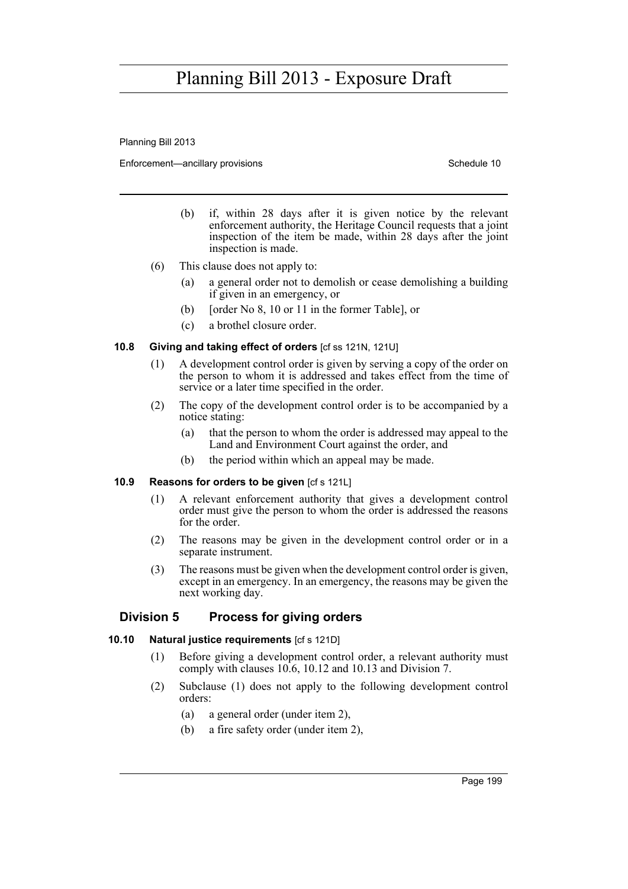(b) if, within 28 days after it is given notice by the relevant enforcement authority, the Heritage Council requests that a joint inspection of the item be made, within 28 days after the joint inspection is made.

(6) This clause does not apply to:

(a) a general order not to demolish or cease demolishing a building if given in an emergency, or

(b) [order No 8, 10 or 11 in the former Table], or

(c) a brothel closure order.

#### 10.8 Giving and taking effect of orders [cf ss 121N, 121U]

(1) A development control order is given by serving a copy of the order on the person to whom it is addressed and takes effect from the time of service or a later time specified in the order.

(2) The copy of the development control order is to be accompanied by a notice stating:

(a) that the person to whom the order is addressed may appeal to the Land and Environment Court against the order, and

(b) the period within which an appeal may be made.

#### 10.9 Reasons for orders to be given [cf s 121L]

(1) A relevant enforcement authority that gives a development control order must give the person to whom the order is addressed the reasons for the order.

(2) The reasons may be given in the development control order or in a separate instrument.

(3) The reasons must be given when the development control order is given, except in an emergency. In an emergency, the reasons may be given the next working day.

### Division 5 Process for giving orders

#### 10.10 Natural justice requirements [cf s 121D]

(1) Before giving a development control order, a relevant authority must comply with clauses 10.6, 10.12 and 10.13 and Division 7.

(2) Subclause (1) does not apply to the following development control orders:

(a) a general order (under item 2),

(b) a fire safety order (under item 2),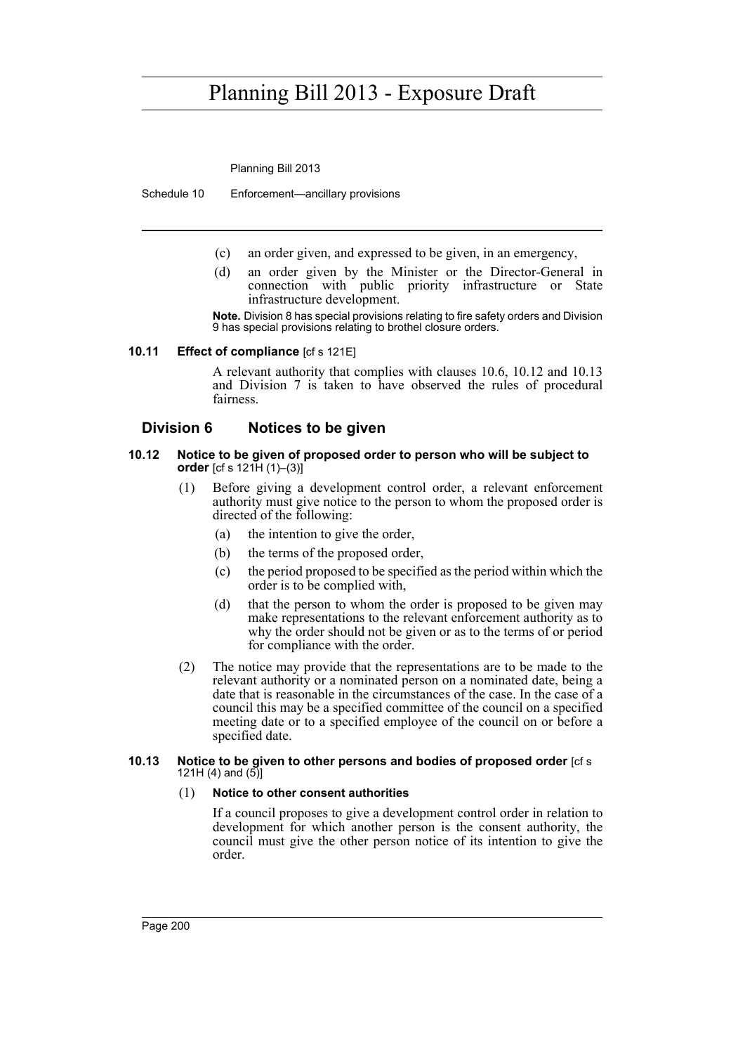(c) an order given, and expressed to be given, in an emergency,

(d) an order given by the Minister or the Director-General in connection with public priority infrastructure or State infrastructure development.

**Note.** Division 8 has special provisions relating to fire safety orders and Division 9 has special provisions relating to brothel closure orders.

#### 10.11 Effect of compliance [cf s 121E]

A relevant authority that complies with clauses 10.6, 10.12 and 10.13 and Division 7 is taken to have observed the rules of procedural fairness.

### Division 6 Notices to be given

#### 10.12 Notice to be given of proposed order to person who will be subject to order [cf s 121H (1)–(3)]

(1) Before giving a development control order, a relevant enforcement authority must give notice to the person to whom the proposed order is directed of the following:

(a) the intention to give the order,

(b) the terms of the proposed order,

(c) the period proposed to be specified as the period within which the order is to be complied with,

(d) that the person to whom the order is proposed to be given may make representations to the relevant enforcement authority as to why the order should not be given or as to the terms of or period for compliance with the order.

(2) The notice may provide that the representations are to be made to the relevant authority or a nominated person on a nominated date, being a date that is reasonable in the circumstances of the case. In the case of a council this may be a specified committee of the council on a specified meeting date or to a specified employee of the council on or before a specified date.

#### 10.13 Notice to be given to other persons and bodies of proposed order [cf s 121H (4) and (5)]

(1) **Notice to other consent authorities**

If a council proposes to give a development control order in relation to development for which another person is the consent authority, the council must give the other person notice of its intention to give the order.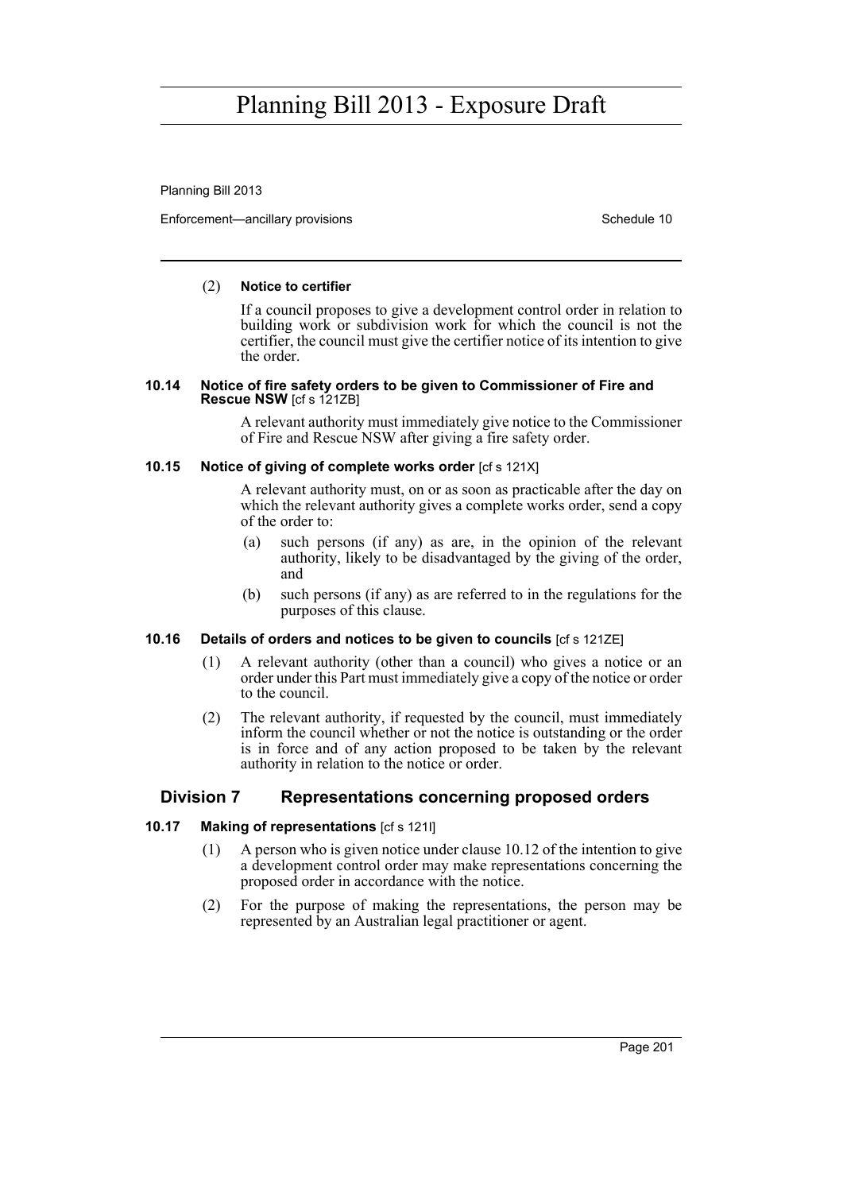(2) **Notice to certifier**

If a council proposes to give a development control order in relation to building work or subdivision work for which the council is not the certifier, the council must give the certifier notice of its intention to give the order.

### 10.14 Notice of fire safety orders to be given to Commissioner of Fire and Rescue NSW [cf s 121ZB]

A relevant authority must immediately give notice to the Commissioner of Fire and Rescue NSW after giving a fire safety order.

### 10.15 Notice of giving of complete works order [cf s 121X]

A relevant authority must, on or as soon as practicable after the day on which the relevant authority gives a complete works order, send a copy of the order to:

(a) such persons (if any) as are, in the opinion of the relevant authority, likely to be disadvantaged by the giving of the order, and

(b) such persons (if any) as are referred to in the regulations for the purposes of this clause.

### 10.16 Details of orders and notices to be given to councils [cf s 121ZE]

(1) A relevant authority (other than a council) who gives a notice or an order under this Part must immediately give a copy of the notice or order to the council.

(2) The relevant authority, if requested by the council, must immediately inform the council whether or not the notice is outstanding or the order is in force and of any action proposed to be taken by the relevant authority in relation to the notice or order.

## Division 7 Representations concerning proposed orders

### 10.17 Making of representations [cf s 121I]

(1) A person who is given notice under clause 10.12 of the intention to give a development control order may make representations concerning the proposed order in accordance with the notice.

(2) For the purpose of making the representations, the person may be represented by an Australian legal practitioner or agent.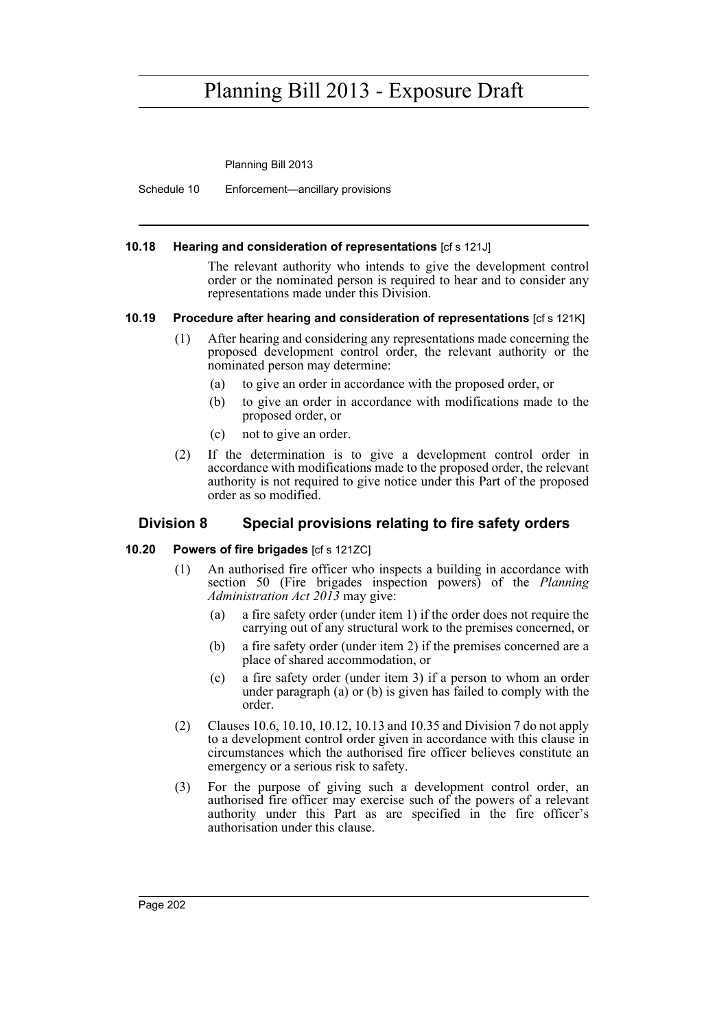#### 10.18 Hearing and consideration of representations [cf s 121J]

The relevant authority who intends to give the development control order or the nominated person is required to hear and to consider any representations made under this Division.

#### 10.19 Procedure after hearing and consideration of representations [cf s 121K]

(1) After hearing and considering any representations made concerning the proposed development control order, the relevant authority or the nominated person may determine:

(a) to give an order in accordance with the proposed order, or

(b) to give an order in accordance with modifications made to the proposed order, or

(c) not to give an order.

(2) If the determination is to give a development control order in accordance with modifications made to the proposed order, the relevant authority is not required to give notice under this Part of the proposed order as so modified.

### Division 8 Special provisions relating to fire safety orders

#### 10.20 Powers of fire brigades [cf s 121ZC]

(1) An authorised fire officer who inspects a building in accordance with section 50 (Fire brigades inspection powers) of the *Planning Administration Act 2013* may give:

(a) a fire safety order (under item 1) if the order does not require the carrying out of any structural work to the premises concerned, or

(b) a fire safety order (under item 2) if the premises concerned are a place of shared accommodation, or

(c) a fire safety order (under item 3) if a person to whom an order under paragraph (a) or (b) is given has failed to comply with the order.

(2) Clauses 10.6, 10.10, 10.12, 10.13 and 10.35 and Division 7 do not apply to a development control order given in accordance with this clause in circumstances which the authorised fire officer believes constitute an emergency or a serious risk to safety.

(3) For the purpose of giving such a development control order, an authorised fire officer may exercise such of the powers of a relevant authority under this Part as are specified in the fire officer's authorisation under this clause.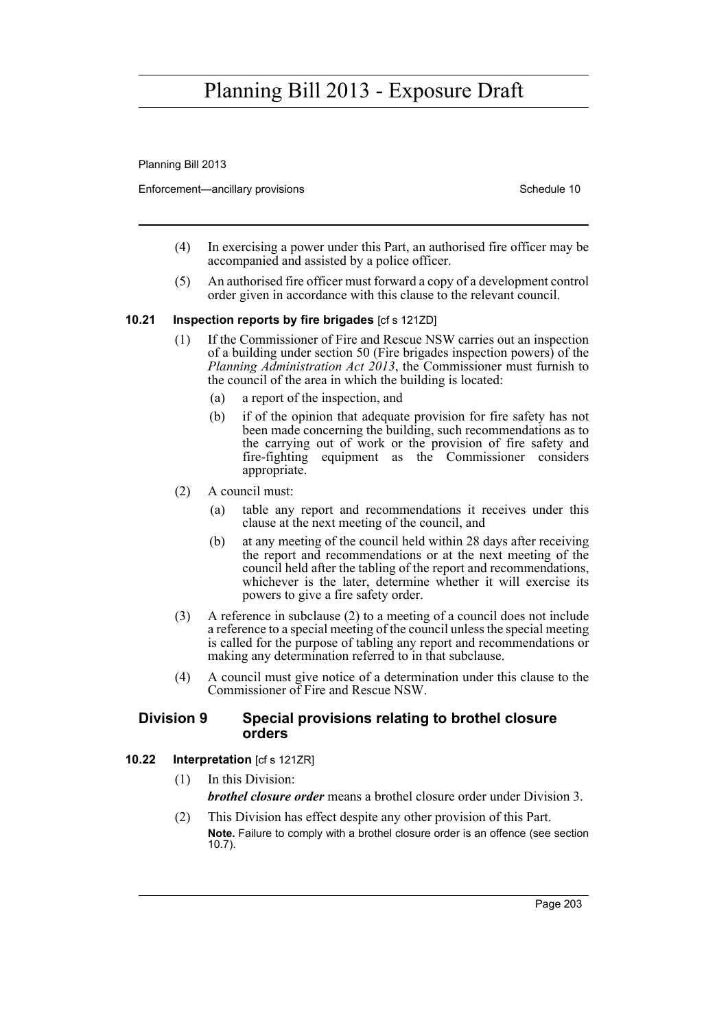(4) In exercising a power under this Part, an authorised fire officer may be accompanied and assisted by a police officer.

(5) An authorised fire officer must forward a copy of a development control order given in accordance with this clause to the relevant council.

#### 10.21 Inspection reports by fire brigades [cf s 121ZD]

(1) If the Commissioner of Fire and Rescue NSW carries out an inspection of a building under section 50 (Fire brigades inspection powers) of the *Planning Administration Act 2013*, the Commissioner must furnish to the council of the area in which the building is located:

(a) a report of the inspection, and

(b) if of the opinion that adequate provision for fire safety has not been made concerning the building, such recommendations as to the carrying out of work or the provision of fire safety and fire-fighting equipment as the Commissioner considers appropriate.

(2) A council must:

(a) table any report and recommendations it receives under this clause at the next meeting of the council, and

(b) at any meeting of the council held within 28 days after receiving the report and recommendations or at the next meeting of the council held after the tabling of the report and recommendations, whichever is the later, determine whether it will exercise its powers to give a fire safety order.

(3) A reference in subclause (2) to a meeting of a council does not include a reference to a special meeting of the council unless the special meeting is called for the purpose of tabling any report and recommendations or making any determination referred to in that subclause.

(4) A council must give notice of a determination under this clause to the Commissioner of Fire and Rescue NSW.

### Division 9 Special provisions relating to brothel closure orders

#### 10.22 Interpretation [cf s 121ZR]

(1) In this Division:

***brothel closure order*** means a brothel closure order under Division 3.

(2) This Division has effect despite any other provision of this Part.

**Note.** Failure to comply with a brothel closure order is an offence (see section 10.7).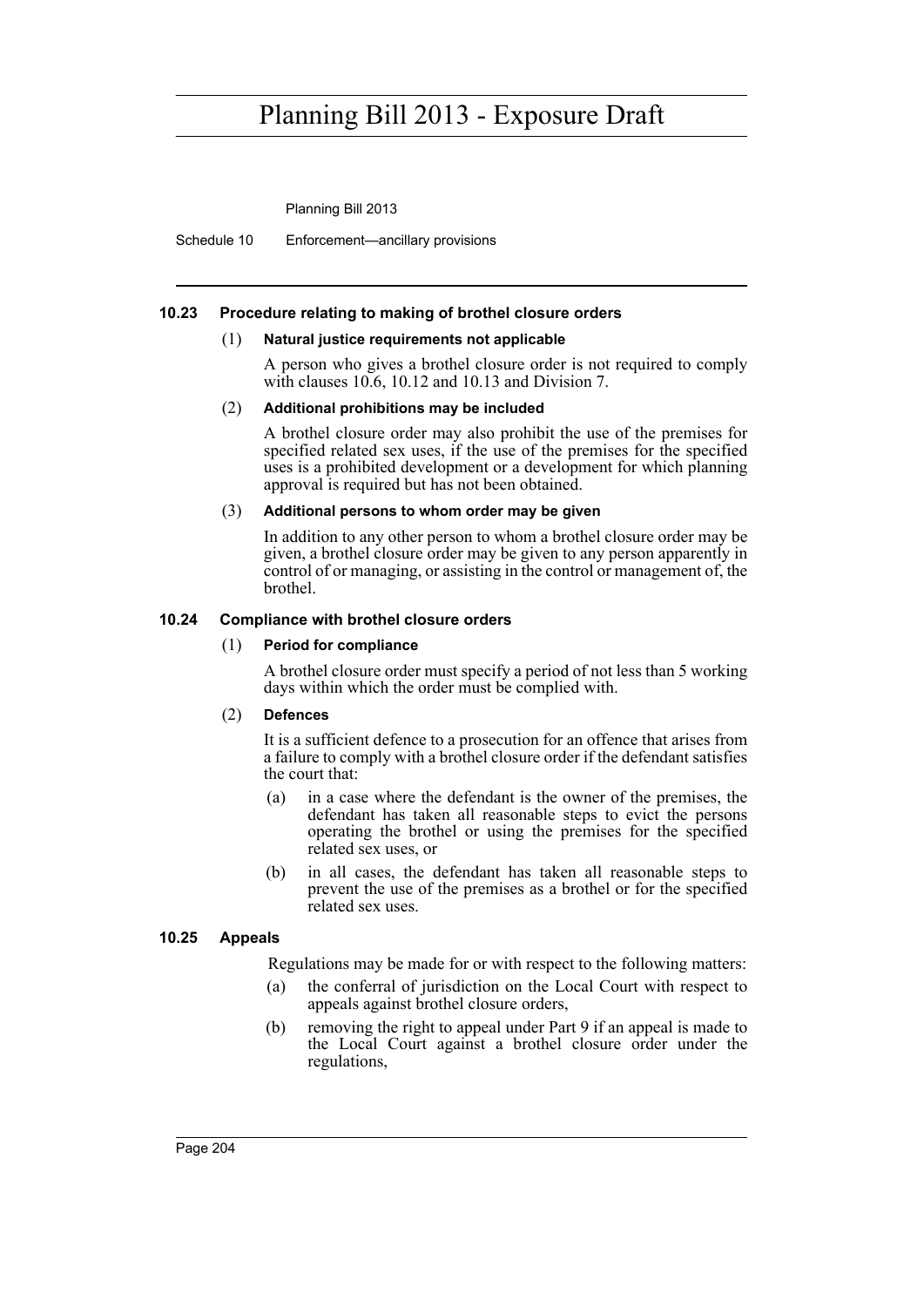#### 10.23 Procedure relating to making of brothel closure orders

(1) **Natural justice requirements not applicable**

A person who gives a brothel closure order is not required to comply with clauses 10.6, 10.12 and 10.13 and Division 7.

(2) **Additional prohibitions may be included**

A brothel closure order may also prohibit the use of the premises for specified related sex uses, if the use of the premises for the specified uses is a prohibited development or a development for which planning approval is required but has not been obtained.

(3) **Additional persons to whom order may be given**

In addition to any other person to whom a brothel closure order may be given, a brothel closure order may be given to any person apparently in control of or managing, or assisting in the control or management of, the brothel.

#### 10.24 Compliance with brothel closure orders

(1) **Period for compliance**

A brothel closure order must specify a period of not less than 5 working days within which the order must be complied with.

(2) **Defences**

It is a sufficient defence to a prosecution for an offence that arises from a failure to comply with a brothel closure order if the defendant satisfies the court that:

(a) in a case where the defendant is the owner of the premises, the defendant has taken all reasonable steps to evict the persons operating the brothel or using the premises for the specified related sex uses, or

(b) in all cases, the defendant has taken all reasonable steps to prevent the use of the premises as a brothel or for the specified related sex uses.

#### 10.25 Appeals

Regulations may be made for or with respect to the following matters:

(a) the conferral of jurisdiction on the Local Court with respect to appeals against brothel closure orders,

(b) removing the right to appeal under Part 9 if an appeal is made to the Local Court against a brothel closure order under the regulations,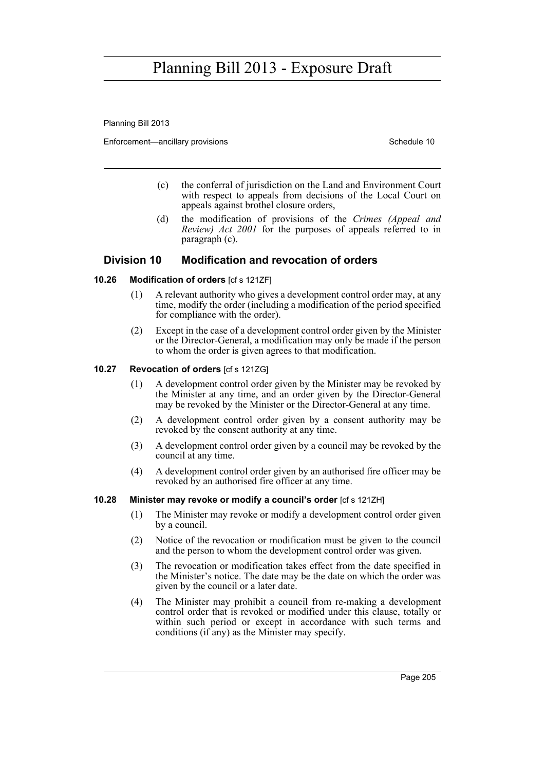(c) the conferral of jurisdiction on the Land and Environment Court with respect to appeals from decisions of the Local Court on appeals against brothel closure orders,

(d) the modification of provisions of the *Crimes (Appeal and Review) Act 2001* for the purposes of appeals referred to in paragraph (c).

## Division 10 Modification and revocation of orders

### 10.26 Modification of orders [cf s 121ZF]

(1) A relevant authority who gives a development control order may, at any time, modify the order (including a modification of the period specified for compliance with the order).

(2) Except in the case of a development control order given by the Minister or the Director-General, a modification may only be made if the person to whom the order is given agrees to that modification.

### 10.27 Revocation of orders [cf s 121ZG]

(1) A development control order given by the Minister may be revoked by the Minister at any time, and an order given by the Director-General may be revoked by the Minister or the Director-General at any time.

(2) A development control order given by a consent authority may be revoked by the consent authority at any time.

(3) A development control order given by a council may be revoked by the council at any time.

(4) A development control order given by an authorised fire officer may be revoked by an authorised fire officer at any time.

### 10.28 Minister may revoke or modify a council's order [cf s 121ZH]

(1) The Minister may revoke or modify a development control order given by a council.

(2) Notice of the revocation or modification must be given to the council and the person to whom the development control order was given.

(3) The revocation or modification takes effect from the date specified in the Minister's notice. The date may be the date on which the order was given by the council or a later date.

(4) The Minister may prohibit a council from re-making a development control order that is revoked or modified under this clause, totally or within such period or except in accordance with such terms and conditions (if any) as the Minister may specify.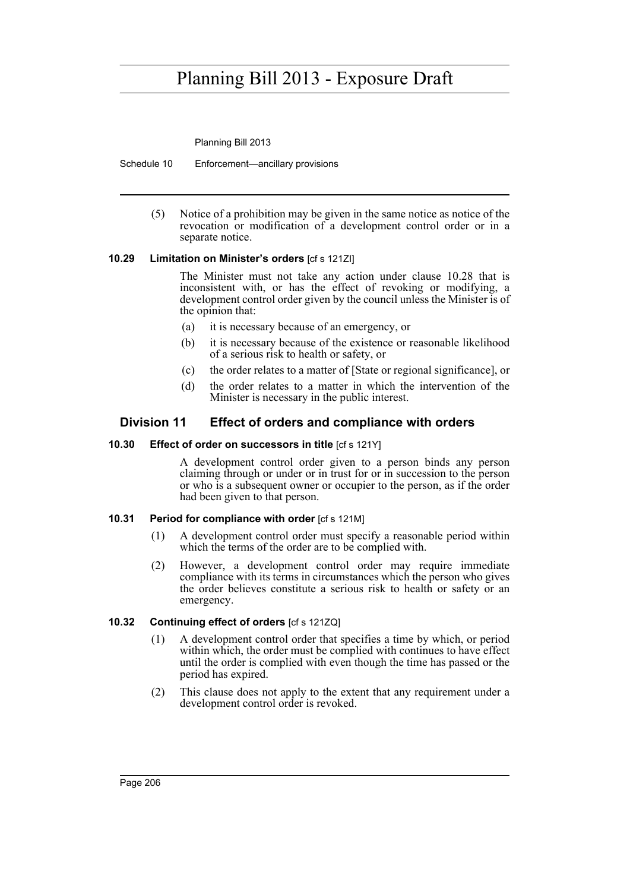(5) Notice of a prohibition may be given in the same notice as notice of the revocation or modification of a development control order or in a separate notice.

### 10.29 Limitation on Minister's orders [cf s 121ZI]

The Minister must not take any action under clause 10.28 that is inconsistent with, or has the effect of revoking or modifying, a development control order given by the council unless the Minister is of the opinion that:

(a) it is necessary because of an emergency, or

(b) it is necessary because of the existence or reasonable likelihood of a serious risk to health or safety, or

(c) the order relates to a matter of [State or regional significance], or

(d) the order relates to a matter in which the intervention of the Minister is necessary in the public interest.

## Division 11 Effect of orders and compliance with orders

### 10.30 Effect of order on successors in title [cf s 121Y]

A development control order given to a person binds any person claiming through or under or in trust for or in succession to the person or who is a subsequent owner or occupier to the person, as if the order had been given to that person.

### 10.31 Period for compliance with order [cf s 121M]

(1) A development control order must specify a reasonable period within which the terms of the order are to be complied with.

(2) However, a development control order may require immediate compliance with its terms in circumstances which the person who gives the order believes constitute a serious risk to health or safety or an emergency.

### 10.32 Continuing effect of orders [cf s 121ZQ]

(1) A development control order that specifies a time by which, or period within which, the order must be complied with continues to have effect until the order is complied with even though the time has passed or the period has expired.

(2) This clause does not apply to the extent that any requirement under a development control order is revoked.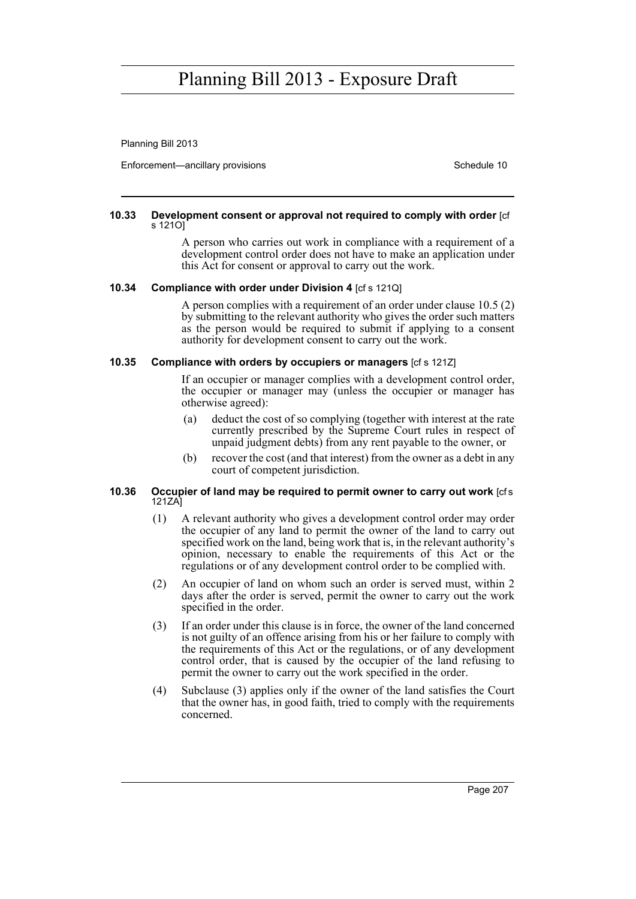#### 10.33 Development consent or approval not required to comply with order [cf s 121O]

A person who carries out work in compliance with a requirement of a development control order does not have to make an application under this Act for consent or approval to carry out the work.

#### 10.34 Compliance with order under Division 4 [cf s 121Q]

A person complies with a requirement of an order under clause 10.5 (2) by submitting to the relevant authority who gives the order such matters as the person would be required to submit if applying to a consent authority for development consent to carry out the work.

#### 10.35 Compliance with orders by occupiers or managers [cf s 121Z]

If an occupier or manager complies with a development control order, the occupier or manager may (unless the occupier or manager has otherwise agreed):

(a) deduct the cost of so complying (together with interest at the rate currently prescribed by the Supreme Court rules in respect of unpaid judgment debts) from any rent payable to the owner, or

(b) recover the cost (and that interest) from the owner as a debt in any court of competent jurisdiction.

#### 10.36 Occupier of land may be required to permit owner to carry out work [cf s 121ZA]

(1) A relevant authority who gives a development control order may order the occupier of any land to permit the owner of the land to carry out specified work on the land, being work that is, in the relevant authority's opinion, necessary to enable the requirements of this Act or the regulations or of any development control order to be complied with.

(2) An occupier of land on whom such an order is served must, within 2 days after the order is served, permit the owner to carry out the work specified in the order.

(3) If an order under this clause is in force, the owner of the land concerned is not guilty of an offence arising from his or her failure to comply with the requirements of this Act or the regulations, or of any development control order, that is caused by the occupier of the land refusing to permit the owner to carry out the work specified in the order.

(4) Subclause (3) applies only if the owner of the land satisfies the Court that the owner has, in good faith, tried to comply with the requirements concerned.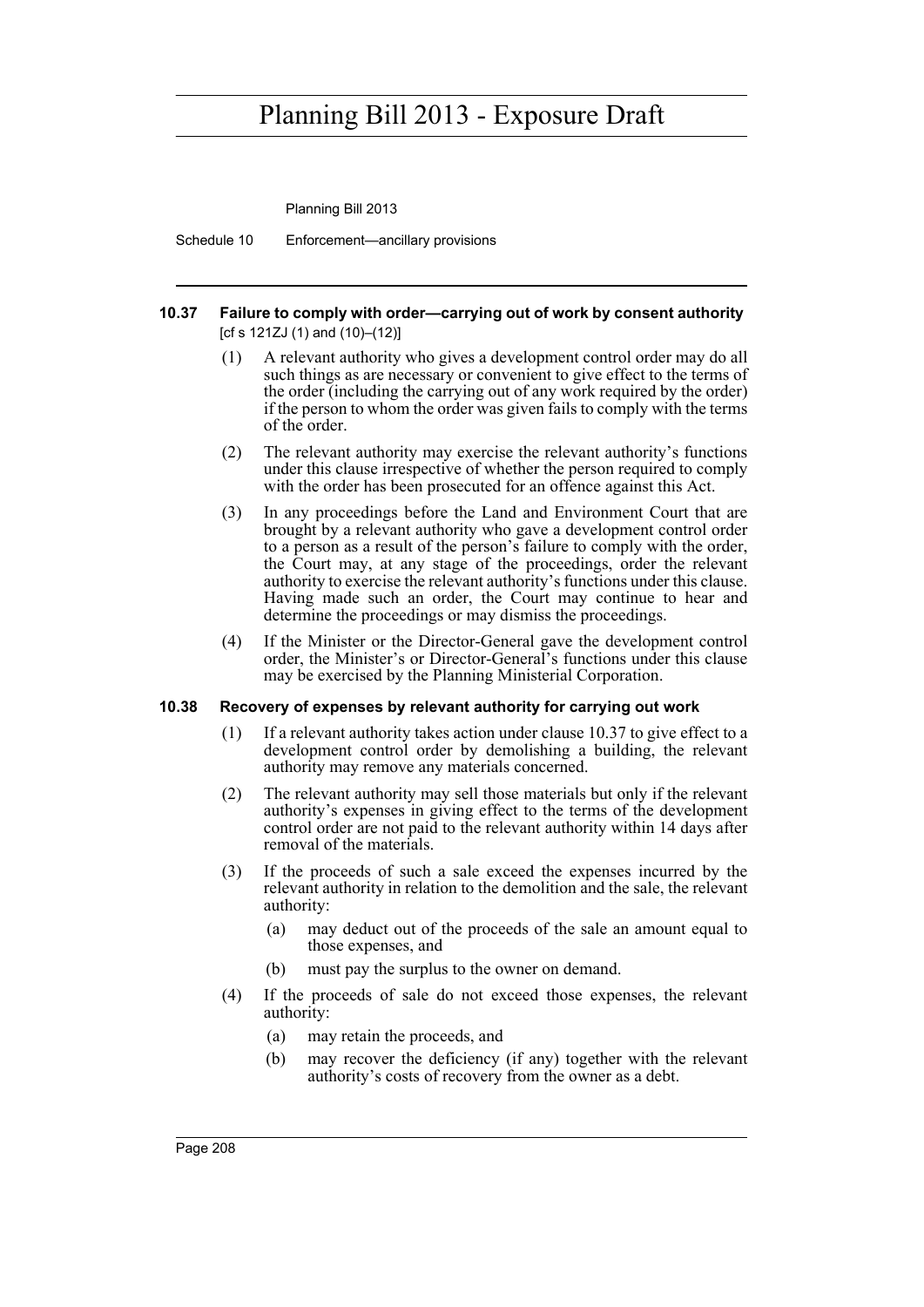#### 10.37 Failure to comply with order—carrying out of work by consent authority

[cf s 121ZJ (1) and (10)–(12)]

(1) A relevant authority who gives a development control order may do all such things as are necessary or convenient to give effect to the terms of the order (including the carrying out of any work required by the order) if the person to whom the order was given fails to comply with the terms of the order.

(2) The relevant authority may exercise the relevant authority's functions under this clause irrespective of whether the person required to comply with the order has been prosecuted for an offence against this Act.

(3) In any proceedings before the Land and Environment Court that are brought by a relevant authority who gave a development control order to a person as a result of the person's failure to comply with the order, the Court may, at any stage of the proceedings, order the relevant authority to exercise the relevant authority's functions under this clause. Having made such an order, the Court may continue to hear and determine the proceedings or may dismiss the proceedings.

(4) If the Minister or the Director-General gave the development control order, the Minister's or Director-General's functions under this clause may be exercised by the Planning Ministerial Corporation.

#### 10.38 Recovery of expenses by relevant authority for carrying out work

(1) If a relevant authority takes action under clause 10.37 to give effect to a development control order by demolishing a building, the relevant authority may remove any materials concerned.

(2) The relevant authority may sell those materials but only if the relevant authority's expenses in giving effect to the terms of the development control order are not paid to the relevant authority within 14 days after removal of the materials.

(3) If the proceeds of such a sale exceed the expenses incurred by the relevant authority in relation to the demolition and the sale, the relevant authority:

(a) may deduct out of the proceeds of the sale an amount equal to those expenses, and

(b) must pay the surplus to the owner on demand.

(4) If the proceeds of sale do not exceed those expenses, the relevant authority:

(a) may retain the proceeds, and

(b) may recover the deficiency (if any) together with the relevant authority's costs of recovery from the owner as a debt.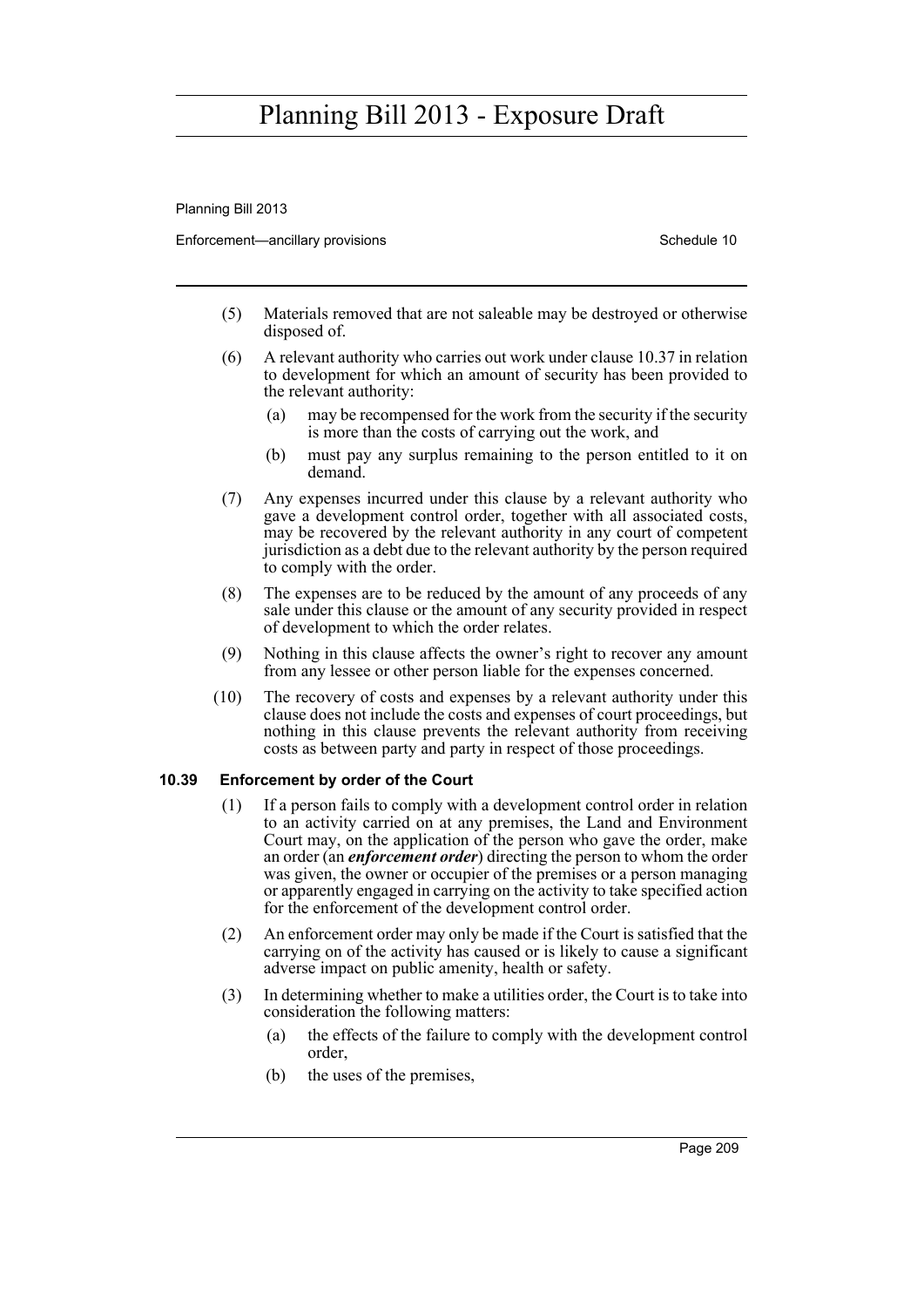(5) Materials removed that are not saleable may be destroyed or otherwise disposed of.

(6) A relevant authority who carries out work under clause 10.37 in relation to development for which an amount of security has been provided to the relevant authority:

  (a) may be recompensed for the work from the security if the security is more than the costs of carrying out the work, and

  (b) must pay any surplus remaining to the person entitled to it on demand.

(7) Any expenses incurred under this clause by a relevant authority who gave a development control order, together with all associated costs, may be recovered by the relevant authority in any court of competent jurisdiction as a debt due to the relevant authority by the person required to comply with the order.

(8) The expenses are to be reduced by the amount of any proceeds of any sale under this clause or the amount of any security provided in respect of development to which the order relates.

(9) Nothing in this clause affects the owner's right to recover any amount from any lessee or other person liable for the expenses concerned.

(10) The recovery of costs and expenses by a relevant authority under this clause does not include the costs and expenses of court proceedings, but nothing in this clause prevents the relevant authority from receiving costs as between party and party in respect of those proceedings.

### 10.39 Enforcement by order of the Court

(1) If a person fails to comply with a development control order in relation to an activity carried on at any premises, the Land and Environment Court may, on the application of the person who gave the order, make an order (an ***enforcement order***) directing the person to whom the order was given, the owner or occupier of the premises or a person managing or apparently engaged in carrying on the activity to take specified action for the enforcement of the development control order.

(2) An enforcement order may only be made if the Court is satisfied that the carrying on of the activity has caused or is likely to cause a significant adverse impact on public amenity, health or safety.

(3) In determining whether to make a utilities order, the Court is to take into consideration the following matters:

  (a) the effects of the failure to comply with the development control order,

  (b) the uses of the premises,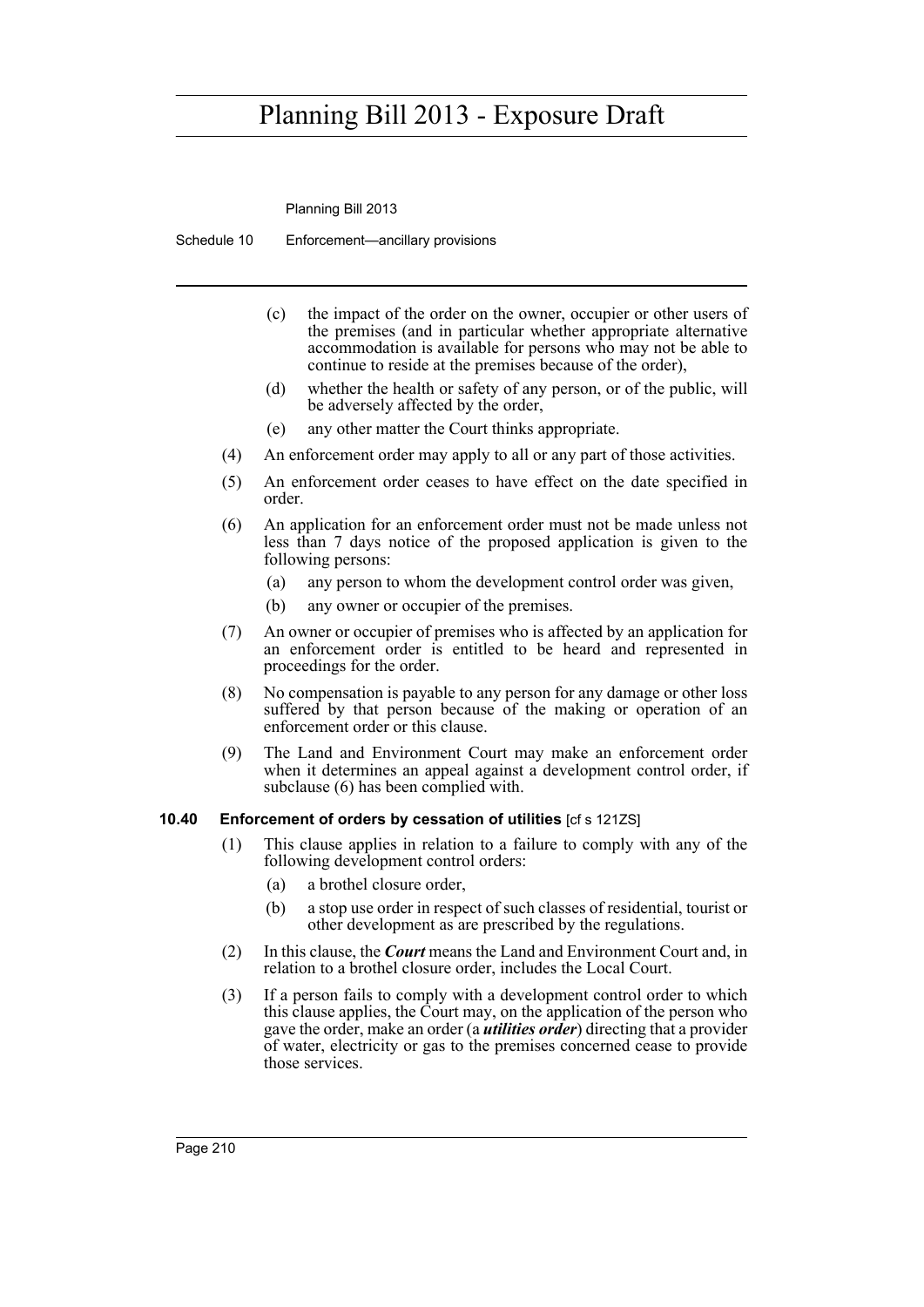(c) the impact of the order on the owner, occupier or other users of the premises (and in particular whether appropriate alternative accommodation is available for persons who may not be able to continue to reside at the premises because of the order),

(d) whether the health or safety of any person, or of the public, will be adversely affected by the order,

(e) any other matter the Court thinks appropriate.

(4) An enforcement order may apply to all or any part of those activities.

(5) An enforcement order ceases to have effect on the date specified in order.

(6) An application for an enforcement order must not be made unless not less than 7 days notice of the proposed application is given to the following persons:

(a) any person to whom the development control order was given,

(b) any owner or occupier of the premises.

(7) An owner or occupier of premises who is affected by an application for an enforcement order is entitled to be heard and represented in proceedings for the order.

(8) No compensation is payable to any person for any damage or other loss suffered by that person because of the making or operation of an enforcement order or this clause.

(9) The Land and Environment Court may make an enforcement order when it determines an appeal against a development control order, if subclause (6) has been complied with.

### 10.40 Enforcement of orders by cessation of utilities [cf s 121ZS]

(1) This clause applies in relation to a failure to comply with any of the following development control orders:

(a) a brothel closure order,

(b) a stop use order in respect of such classes of residential, tourist or other development as are prescribed by the regulations.

(2) In this clause, the ***Court*** means the Land and Environment Court and, in relation to a brothel closure order, includes the Local Court.

(3) If a person fails to comply with a development control order to which this clause applies, the Court may, on the application of the person who gave the order, make an order (a ***utilities order***) directing that a provider of water, electricity or gas to the premises concerned cease to provide those services.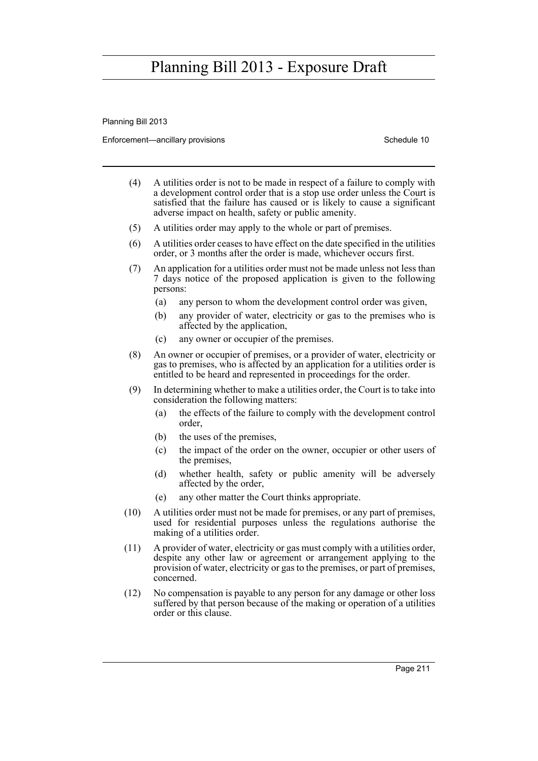(4) A utilities order is not to be made in respect of a failure to comply with a development control order that is a stop use order unless the Court is satisfied that the failure has caused or is likely to cause a significant adverse impact on health, safety or public amenity.

(5) A utilities order may apply to the whole or part of premises.

(6) A utilities order ceases to have effect on the date specified in the utilities order, or 3 months after the order is made, whichever occurs first.

(7) An application for a utilities order must not be made unless not less than 7 days notice of the proposed application is given to the following persons:

  (a) any person to whom the development control order was given,

  (b) any provider of water, electricity or gas to the premises who is affected by the application,

  (c) any owner or occupier of the premises.

(8) An owner or occupier of premises, or a provider of water, electricity or gas to premises, who is affected by an application for a utilities order is entitled to be heard and represented in proceedings for the order.

(9) In determining whether to make a utilities order, the Court is to take into consideration the following matters:

  (a) the effects of the failure to comply with the development control order,

  (b) the uses of the premises,

  (c) the impact of the order on the owner, occupier or other users of the premises,

  (d) whether health, safety or public amenity will be adversely affected by the order,

  (e) any other matter the Court thinks appropriate.

(10) A utilities order must not be made for premises, or any part of premises, used for residential purposes unless the regulations authorise the making of a utilities order.

(11) A provider of water, electricity or gas must comply with a utilities order, despite any other law or agreement or arrangement applying to the provision of water, electricity or gas to the premises, or part of premises, concerned.

(12) No compensation is payable to any person for any damage or other loss suffered by that person because of the making or operation of a utilities order or this clause.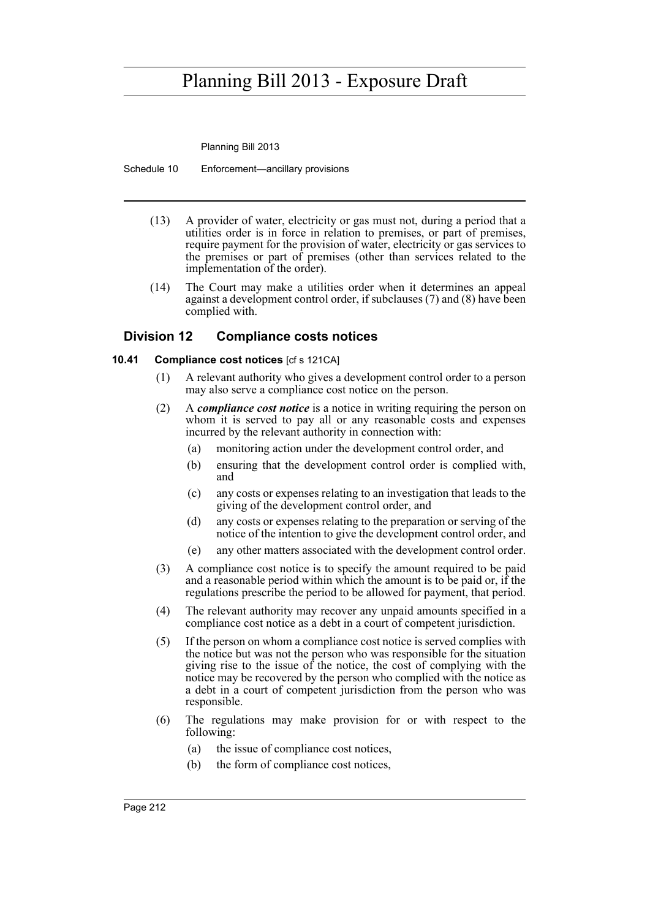(13) A provider of water, electricity or gas must not, during a period that a utilities order is in force in relation to premises, or part of premises, require payment for the provision of water, electricity or gas services to the premises or part of premises (other than services related to the implementation of the order).

(14) The Court may make a utilities order when it determines an appeal against a development control order, if subclauses (7) and (8) have been complied with.

## Division 12 Compliance costs notices

### 10.41 Compliance cost notices [cf s 121CA]

(1) A relevant authority who gives a development control order to a person may also serve a compliance cost notice on the person.

(2) A ***compliance cost notice*** is a notice in writing requiring the person on whom it is served to pay all or any reasonable costs and expenses incurred by the relevant authority in connection with:

- (a) monitoring action under the development control order, and
- (b) ensuring that the development control order is complied with, and
- (c) any costs or expenses relating to an investigation that leads to the giving of the development control order, and
- (d) any costs or expenses relating to the preparation or serving of the notice of the intention to give the development control order, and
- (e) any other matters associated with the development control order.

(3) A compliance cost notice is to specify the amount required to be paid and a reasonable period within which the amount is to be paid or, if the regulations prescribe the period to be allowed for payment, that period.

(4) The relevant authority may recover any unpaid amounts specified in a compliance cost notice as a debt in a court of competent jurisdiction.

(5) If the person on whom a compliance cost notice is served complies with the notice but was not the person who was responsible for the situation giving rise to the issue of the notice, the cost of complying with the notice may be recovered by the person who complied with the notice as a debt in a court of competent jurisdiction from the person who was responsible.

(6) The regulations may make provision for or with respect to the following:

- (a) the issue of compliance cost notices,
- (b) the form of compliance cost notices,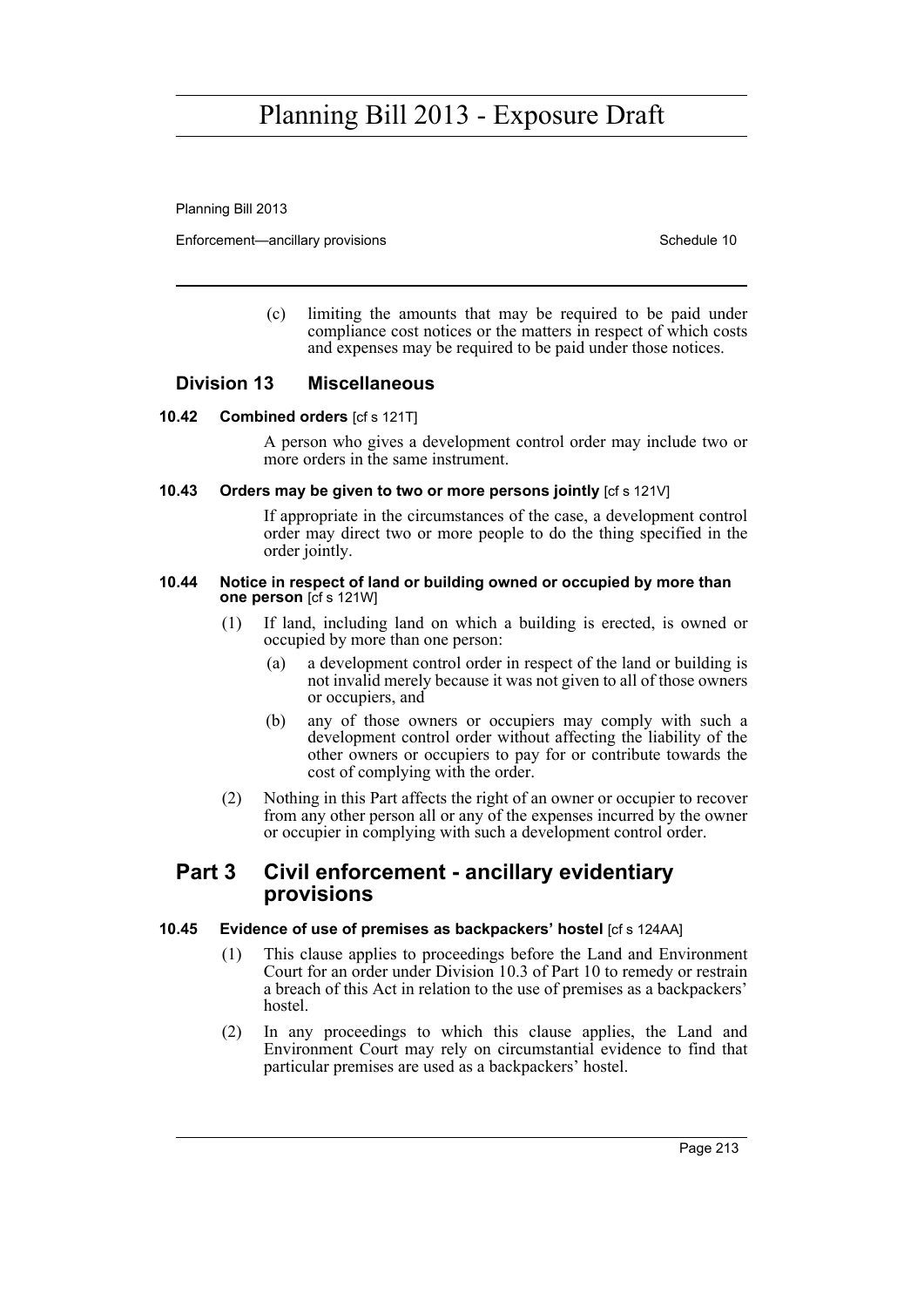(c) limiting the amounts that may be required to be paid under compliance cost notices or the matters in respect of which costs and expenses may be required to be paid under those notices.

## Division 13 Miscellaneous

### 10.42 Combined orders [cf s 121T]

A person who gives a development control order may include two or more orders in the same instrument.

### 10.43 Orders may be given to two or more persons jointly [cf s 121V]

If appropriate in the circumstances of the case, a development control order may direct two or more people to do the thing specified in the order jointly.

### 10.44 Notice in respect of land or building owned or occupied by more than one person [cf s 121W]

(1) If land, including land on which a building is erected, is owned or occupied by more than one person:

(a) a development control order in respect of the land or building is not invalid merely because it was not given to all of those owners or occupiers, and

(b) any of those owners or occupiers may comply with such a development control order without affecting the liability of the other owners or occupiers to pay for or contribute towards the cost of complying with the order.

(2) Nothing in this Part affects the right of an owner or occupier to recover from any other person all or any of the expenses incurred by the owner or occupier in complying with such a development control order.

## Part 3 Civil enforcement - ancillary evidentiary provisions

### 10.45 Evidence of use of premises as backpackers' hostel [cf s 124AA]

(1) This clause applies to proceedings before the Land and Environment Court for an order under Division 10.3 of Part 10 to remedy or restrain a breach of this Act in relation to the use of premises as a backpackers' hostel.

(2) In any proceedings to which this clause applies, the Land and Environment Court may rely on circumstantial evidence to find that particular premises are used as a backpackers' hostel.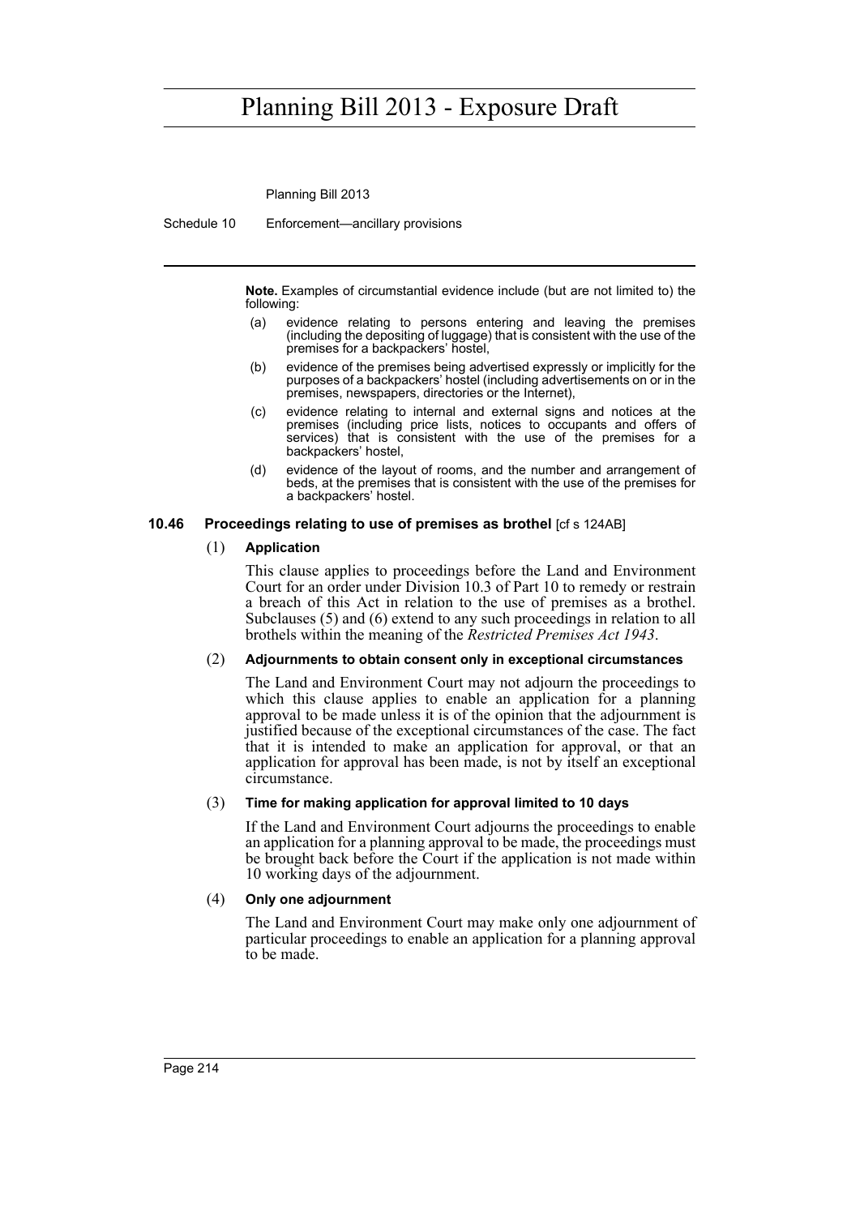**Note.** Examples of circumstantial evidence include (but are not limited to) the following:

(a) evidence relating to persons entering and leaving the premises (including the depositing of luggage) that is consistent with the use of the premises for a backpackers' hostel,

(b) evidence of the premises being advertised expressly or implicitly for the purposes of a backpackers' hostel (including advertisements on or in the premises, newspapers, directories or the Internet),

(c) evidence relating to internal and external signs and notices at the premises (including price lists, notices to occupants and offers of services) that is consistent with the use of the premises for a backpackers' hostel,

(d) evidence of the layout of rooms, and the number and arrangement of beds, at the premises that is consistent with the use of the premises for a backpackers' hostel.

### 10.46 Proceedings relating to use of premises as brothel [cf s 124AB]

(1) **Application**

This clause applies to proceedings before the Land and Environment Court for an order under Division 10.3 of Part 10 to remedy or restrain a breach of this Act in relation to the use of premises as a brothel. Subclauses (5) and (6) extend to any such proceedings in relation to all brothels within the meaning of the *Restricted Premises Act 1943*.

(2) **Adjournments to obtain consent only in exceptional circumstances**

The Land and Environment Court may not adjourn the proceedings to which this clause applies to enable an application for a planning approval to be made unless it is of the opinion that the adjournment is justified because of the exceptional circumstances of the case. The fact that it is intended to make an application for approval, or that an application for approval has been made, is not by itself an exceptional circumstance.

(3) **Time for making application for approval limited to 10 days**

If the Land and Environment Court adjourns the proceedings to enable an application for a planning approval to be made, the proceedings must be brought back before the Court if the application is not made within 10 working days of the adjournment.

(4) **Only one adjournment**

The Land and Environment Court may make only one adjournment of particular proceedings to enable an application for a planning approval to be made.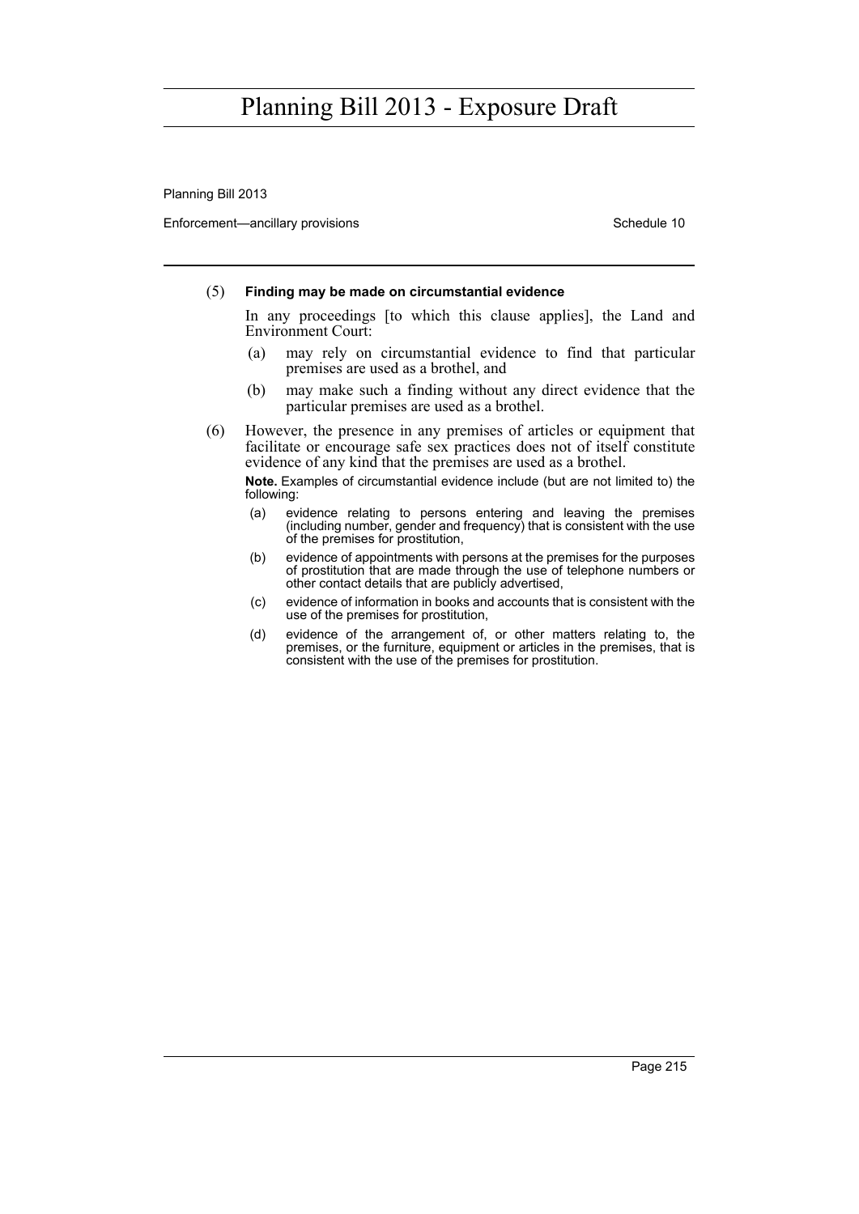(5) **Finding may be made on circumstantial evidence**

In any proceedings [to which this clause applies], the Land and Environment Court:

- (a) may rely on circumstantial evidence to find that particular premises are used as a brothel, and
- (b) may make such a finding without any direct evidence that the particular premises are used as a brothel.

(6) However, the presence in any premises of articles or equipment that facilitate or encourage safe sex practices does not of itself constitute evidence of any kind that the premises are used as a brothel.

**Note.** Examples of circumstantial evidence include (but are not limited to) the following:

- (a) evidence relating to persons entering and leaving the premises (including number, gender and frequency) that is consistent with the use of the premises for prostitution,
- (b) evidence of appointments with persons at the premises for the purposes of prostitution that are made through the use of telephone numbers or other contact details that are publicly advertised,
- (c) evidence of information in books and accounts that is consistent with the use of the premises for prostitution,
- (d) evidence of the arrangement of, or other matters relating to, the premises, or the furniture, equipment or articles in the premises, that is consistent with the use of the premises for prostitution.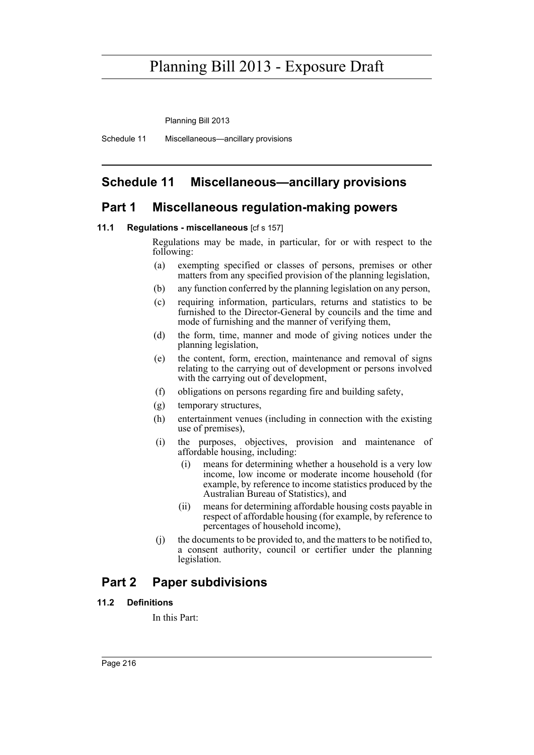# Schedule 11 Miscellaneous—ancillary provisions

## Part 1 Miscellaneous regulation-making powers

### 11.1 Regulations - miscellaneous [cf s 157]

Regulations may be made, in particular, for or with respect to the following:

(a) exempting specified or classes of persons, premises or other matters from any specified provision of the planning legislation,

(b) any function conferred by the planning legislation on any person,

(c) requiring information, particulars, returns and statistics to be furnished to the Director-General by councils and the time and mode of furnishing and the manner of verifying them,

(d) the form, time, manner and mode of giving notices under the planning legislation,

(e) the content, form, erection, maintenance and removal of signs relating to the carrying out of development or persons involved with the carrying out of development,

(f) obligations on persons regarding fire and building safety,

(g) temporary structures,

(h) entertainment venues (including in connection with the existing use of premises),

(i) the purposes, objectives, provision and maintenance of affordable housing, including:

(i) means for determining whether a household is a very low income, low income or moderate income household (for example, by reference to income statistics produced by the Australian Bureau of Statistics), and

(ii) means for determining affordable housing costs payable in respect of affordable housing (for example, by reference to percentages of household income),

(j) the documents to be provided to, and the matters to be notified to, a consent authority, council or certifier under the planning legislation.

## Part 2 Paper subdivisions

### 11.2 Definitions

In this Part: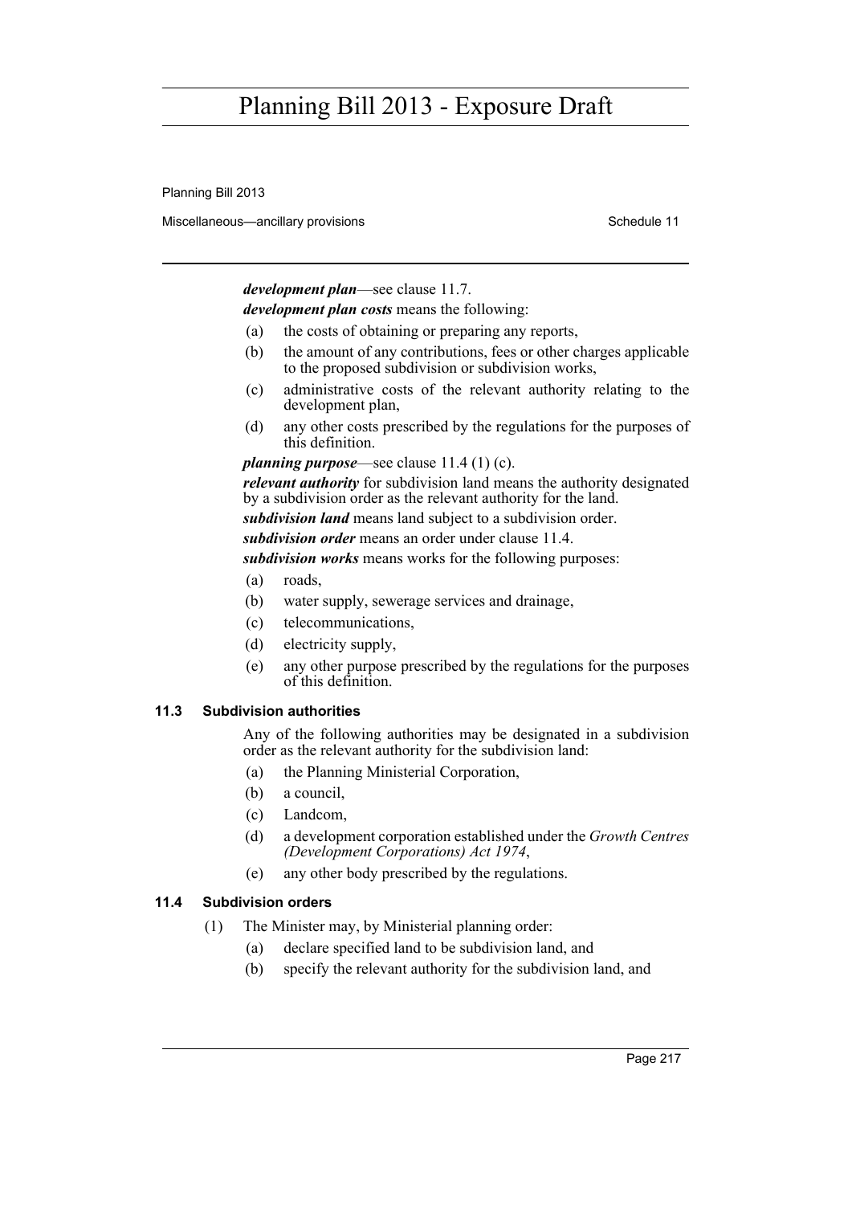***development plan***—see clause 11.7.

***development plan costs*** means the following:

(a) the costs of obtaining or preparing any reports,

(b) the amount of any contributions, fees or other charges applicable to the proposed subdivision or subdivision works,

(c) administrative costs of the relevant authority relating to the development plan,

(d) any other costs prescribed by the regulations for the purposes of this definition.

***planning purpose***—see clause 11.4 (1) (c).

***relevant authority*** for subdivision land means the authority designated by a subdivision order as the relevant authority for the land.

***subdivision land*** means land subject to a subdivision order.

***subdivision order*** means an order under clause 11.4.

***subdivision works*** means works for the following purposes:

(a) roads,

(b) water supply, sewerage services and drainage,

(c) telecommunications,

(d) electricity supply,

(e) any other purpose prescribed by the regulations for the purposes of this definition.

### 11.3 Subdivision authorities

Any of the following authorities may be designated in a subdivision order as the relevant authority for the subdivision land:

(a) the Planning Ministerial Corporation,

(b) a council,

(c) Landcom,

(d) a development corporation established under the *Growth Centres (Development Corporations) Act 1974*,

(e) any other body prescribed by the regulations.

### 11.4 Subdivision orders

(1) The Minister may, by Ministerial planning order:

(a) declare specified land to be subdivision land, and

(b) specify the relevant authority for the subdivision land, and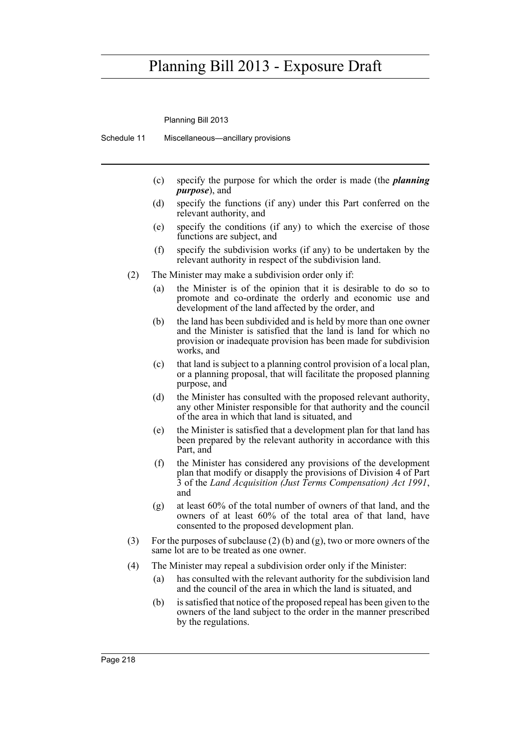(c) specify the purpose for which the order is made (the ***planning purpose***), and

(d) specify the functions (if any) under this Part conferred on the relevant authority, and

(e) specify the conditions (if any) to which the exercise of those functions are subject, and

(f) specify the subdivision works (if any) to be undertaken by the relevant authority in respect of the subdivision land.

(2) The Minister may make a subdivision order only if:

(a) the Minister is of the opinion that it is desirable to do so to promote and co-ordinate the orderly and economic use and development of the land affected by the order, and

(b) the land has been subdivided and is held by more than one owner and the Minister is satisfied that the land is land for which no provision or inadequate provision has been made for subdivision works, and

(c) that land is subject to a planning control provision of a local plan, or a planning proposal, that will facilitate the proposed planning purpose, and

(d) the Minister has consulted with the proposed relevant authority, any other Minister responsible for that authority and the council of the area in which that land is situated, and

(e) the Minister is satisfied that a development plan for that land has been prepared by the relevant authority in accordance with this Part, and

(f) the Minister has considered any provisions of the development plan that modify or disapply the provisions of Division 4 of Part 3 of the *Land Acquisition (Just Terms Compensation) Act 1991*, and

(g) at least 60% of the total number of owners of that land, and the owners of at least 60% of the total area of that land, have consented to the proposed development plan.

(3) For the purposes of subclause (2) (b) and (g), two or more owners of the same lot are to be treated as one owner.

(4) The Minister may repeal a subdivision order only if the Minister:

(a) has consulted with the relevant authority for the subdivision land and the council of the area in which the land is situated, and

(b) is satisfied that notice of the proposed repeal has been given to the owners of the land subject to the order in the manner prescribed by the regulations.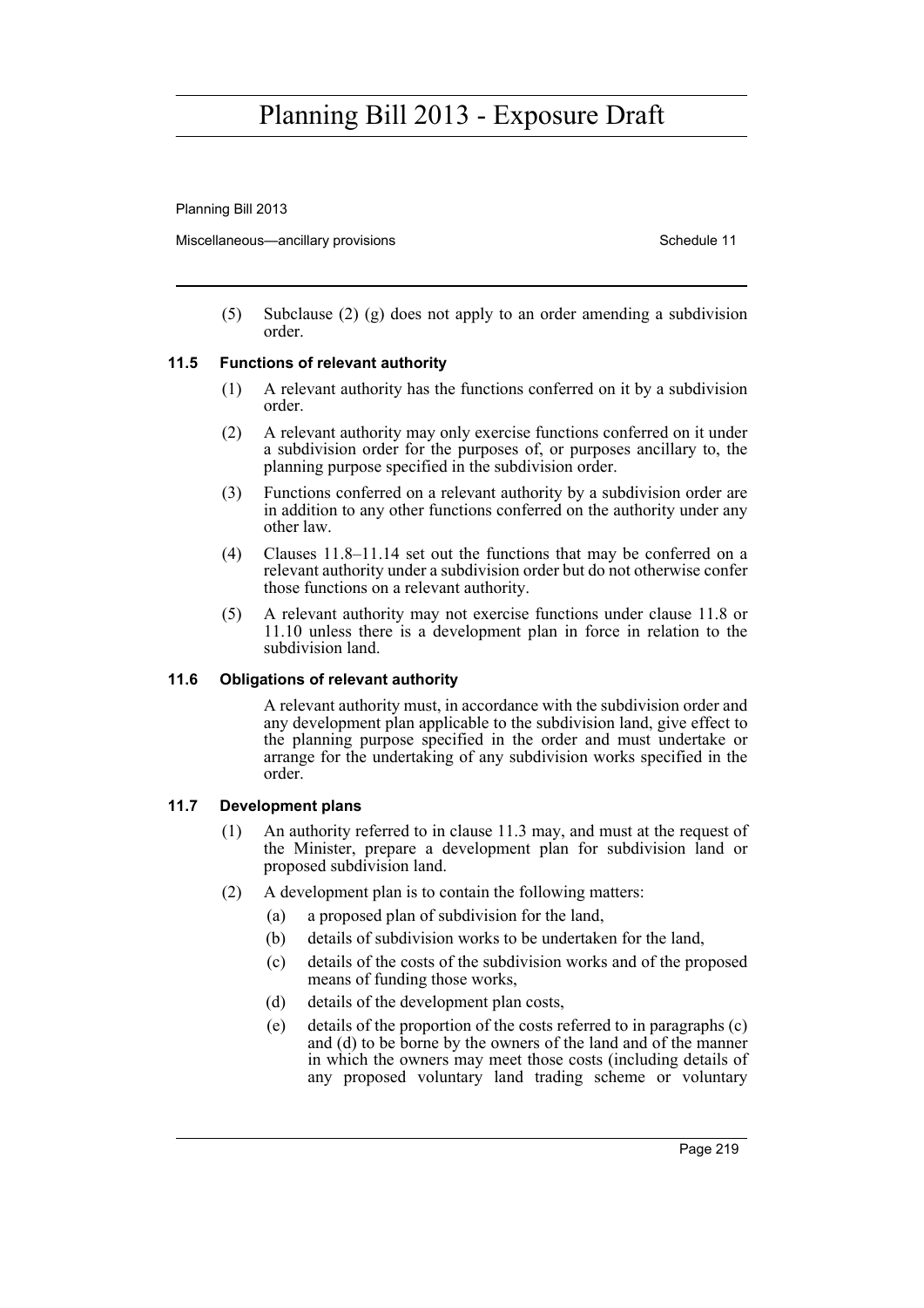(5) Subclause (2) (g) does not apply to an order amending a subdivision order.

### 11.5 Functions of relevant authority

(1) A relevant authority has the functions conferred on it by a subdivision order.

(2) A relevant authority may only exercise functions conferred on it under a subdivision order for the purposes of, or purposes ancillary to, the planning purpose specified in the subdivision order.

(3) Functions conferred on a relevant authority by a subdivision order are in addition to any other functions conferred on the authority under any other law.

(4) Clauses 11.8–11.14 set out the functions that may be conferred on a relevant authority under a subdivision order but do not otherwise confer those functions on a relevant authority.

(5) A relevant authority may not exercise functions under clause 11.8 or 11.10 unless there is a development plan in force in relation to the subdivision land.

### 11.6 Obligations of relevant authority

A relevant authority must, in accordance with the subdivision order and any development plan applicable to the subdivision land, give effect to the planning purpose specified in the order and must undertake or arrange for the undertaking of any subdivision works specified in the order.

### 11.7 Development plans

(1) An authority referred to in clause 11.3 may, and must at the request of the Minister, prepare a development plan for subdivision land or proposed subdivision land.

(2) A development plan is to contain the following matters:

- (a) a proposed plan of subdivision for the land,
- (b) details of subdivision works to be undertaken for the land,
- (c) details of the costs of the subdivision works and of the proposed means of funding those works,
- (d) details of the development plan costs,
- (e) details of the proportion of the costs referred to in paragraphs (c) and (d) to be borne by the owners of the land and of the manner in which the owners may meet those costs (including details of any proposed voluntary land trading scheme or voluntary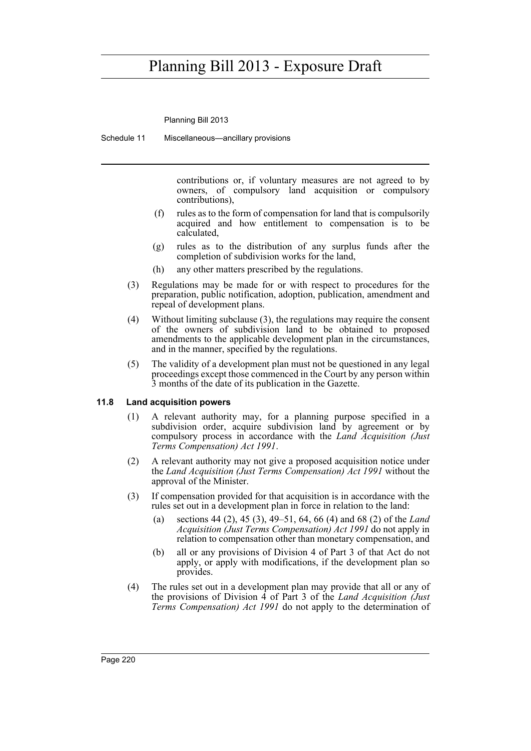contributions or, if voluntary measures are not agreed to by owners, of compulsory land acquisition or compulsory contributions),

(f) rules as to the form of compensation for land that is compulsorily acquired and how entitlement to compensation is to be calculated,

(g) rules as to the distribution of any surplus funds after the completion of subdivision works for the land,

(h) any other matters prescribed by the regulations.

(3) Regulations may be made for or with respect to procedures for the preparation, public notification, adoption, publication, amendment and repeal of development plans.

(4) Without limiting subclause (3), the regulations may require the consent of the owners of subdivision land to be obtained to proposed amendments to the applicable development plan in the circumstances, and in the manner, specified by the regulations.

(5) The validity of a development plan must not be questioned in any legal proceedings except those commenced in the Court by any person within 3 months of the date of its publication in the Gazette.

### 11.8 Land acquisition powers

(1) A relevant authority may, for a planning purpose specified in a subdivision order, acquire subdivision land by agreement or by compulsory process in accordance with the *Land Acquisition (Just Terms Compensation) Act 1991*.

(2) A relevant authority may not give a proposed acquisition notice under the *Land Acquisition (Just Terms Compensation) Act 1991* without the approval of the Minister.

(3) If compensation provided for that acquisition is in accordance with the rules set out in a development plan in force in relation to the land:

(a) sections 44 (2), 45 (3), 49–51, 64, 66 (4) and 68 (2) of the *Land Acquisition (Just Terms Compensation) Act 1991* do not apply in relation to compensation other than monetary compensation, and

(b) all or any provisions of Division 4 of Part 3 of that Act do not apply, or apply with modifications, if the development plan so provides.

(4) The rules set out in a development plan may provide that all or any of the provisions of Division 4 of Part 3 of the *Land Acquisition (Just Terms Compensation) Act 1991* do not apply to the determination of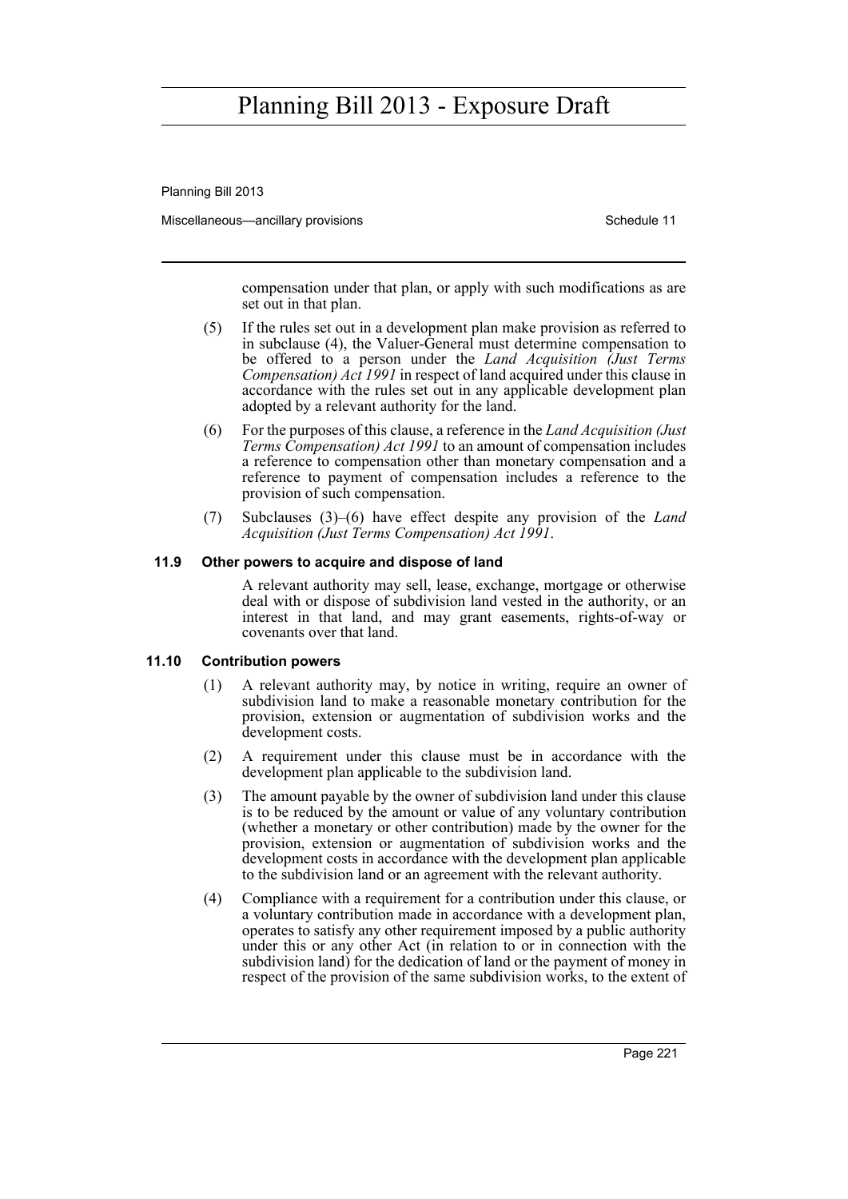compensation under that plan, or apply with such modifications as are set out in that plan.

(5) If the rules set out in a development plan make provision as referred to in subclause (4), the Valuer-General must determine compensation to be offered to a person under the *Land Acquisition (Just Terms Compensation) Act 1991* in respect of land acquired under this clause in accordance with the rules set out in any applicable development plan adopted by a relevant authority for the land.

(6) For the purposes of this clause, a reference in the *Land Acquisition (Just Terms Compensation) Act 1991* to an amount of compensation includes a reference to compensation other than monetary compensation and a reference to payment of compensation includes a reference to the provision of such compensation.

(7) Subclauses (3)–(6) have effect despite any provision of the *Land Acquisition (Just Terms Compensation) Act 1991*.

### 11.9 Other powers to acquire and dispose of land

A relevant authority may sell, lease, exchange, mortgage or otherwise deal with or dispose of subdivision land vested in the authority, or an interest in that land, and may grant easements, rights-of-way or covenants over that land.

### 11.10 Contribution powers

(1) A relevant authority may, by notice in writing, require an owner of subdivision land to make a reasonable monetary contribution for the provision, extension or augmentation of subdivision works and the development costs.

(2) A requirement under this clause must be in accordance with the development plan applicable to the subdivision land.

(3) The amount payable by the owner of subdivision land under this clause is to be reduced by the amount or value of any voluntary contribution (whether a monetary or other contribution) made by the owner for the provision, extension or augmentation of subdivision works and the development costs in accordance with the development plan applicable to the subdivision land or an agreement with the relevant authority.

(4) Compliance with a requirement for a contribution under this clause, or a voluntary contribution made in accordance with a development plan, operates to satisfy any other requirement imposed by a public authority under this or any other Act (in relation to or in connection with the subdivision land) for the dedication of land or the payment of money in respect of the provision of the same subdivision works, to the extent of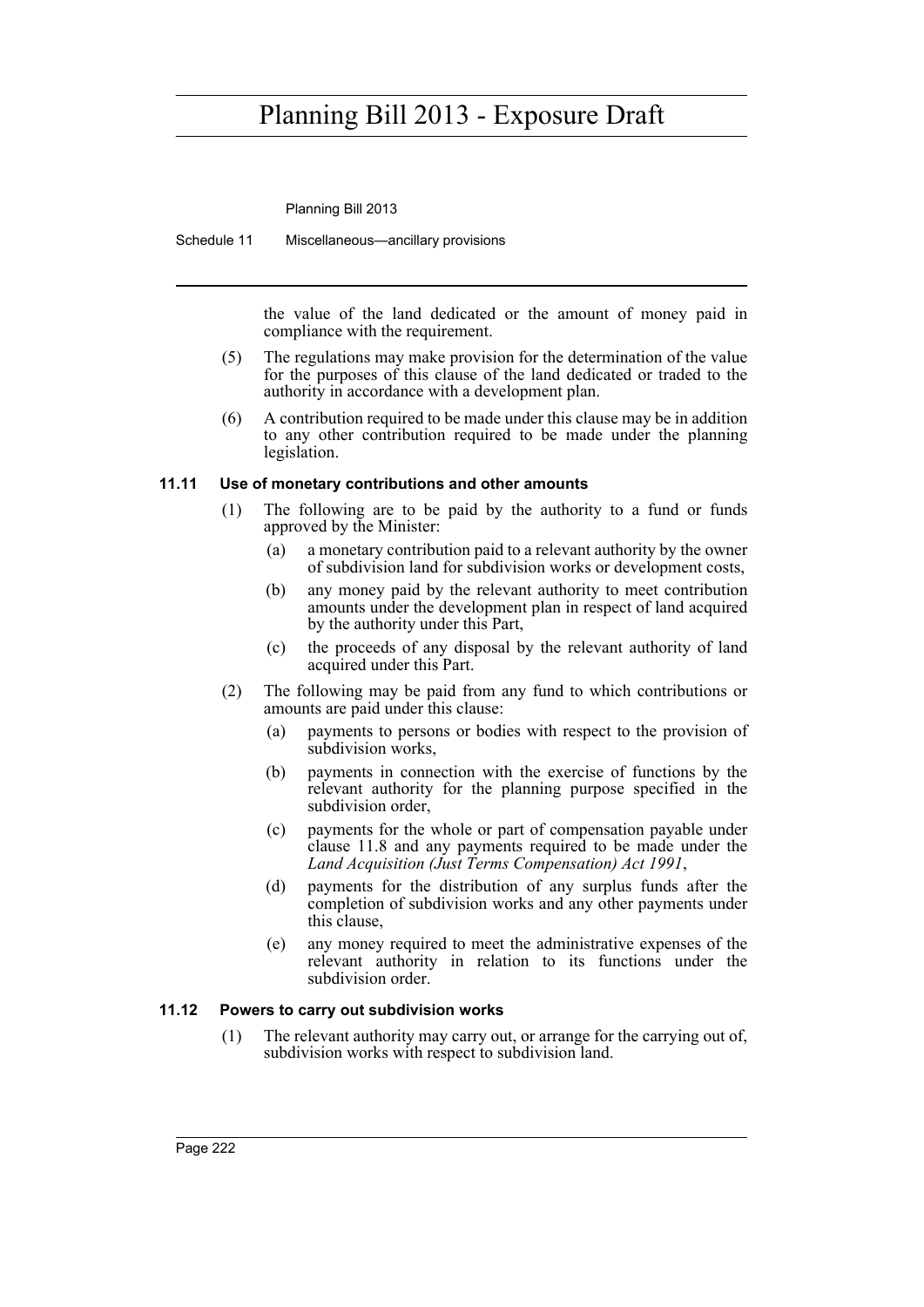the value of the land dedicated or the amount of money paid in compliance with the requirement.

(5) The regulations may make provision for the determination of the value for the purposes of this clause of the land dedicated or traded to the authority in accordance with a development plan.

(6) A contribution required to be made under this clause may be in addition to any other contribution required to be made under the planning legislation.

**11.11 Use of monetary contributions and other amounts**

(1) The following are to be paid by the authority to a fund or funds approved by the Minister:

(a) a monetary contribution paid to a relevant authority by the owner of subdivision land for subdivision works or development costs,

(b) any money paid by the relevant authority to meet contribution amounts under the development plan in respect of land acquired by the authority under this Part,

(c) the proceeds of any disposal by the relevant authority of land acquired under this Part.

(2) The following may be paid from any fund to which contributions or amounts are paid under this clause:

(a) payments to persons or bodies with respect to the provision of subdivision works,

(b) payments in connection with the exercise of functions by the relevant authority for the planning purpose specified in the subdivision order,

(c) payments for the whole or part of compensation payable under clause 11.8 and any payments required to be made under the *Land Acquisition (Just Terms Compensation) Act 1991*,

(d) payments for the distribution of any surplus funds after the completion of subdivision works and any other payments under this clause,

(e) any money required to meet the administrative expenses of the relevant authority in relation to its functions under the subdivision order.

**11.12 Powers to carry out subdivision works**

(1) The relevant authority may carry out, or arrange for the carrying out of, subdivision works with respect to subdivision land.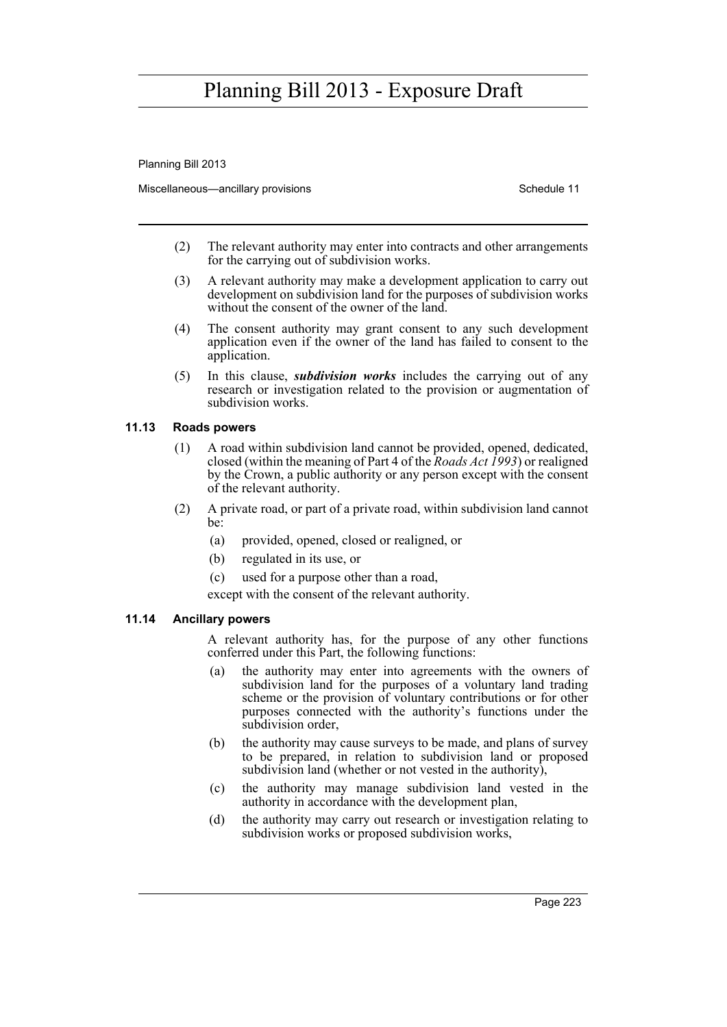(2) The relevant authority may enter into contracts and other arrangements for the carrying out of subdivision works.

(3) A relevant authority may make a development application to carry out development on subdivision land for the purposes of subdivision works without the consent of the owner of the land.

(4) The consent authority may grant consent to any such development application even if the owner of the land has failed to consent to the application.

(5) In this clause, ***subdivision works*** includes the carrying out of any research or investigation related to the provision or augmentation of subdivision works.

#### 11.13 Roads powers

(1) A road within subdivision land cannot be provided, opened, dedicated, closed (within the meaning of Part 4 of the *Roads Act 1993*) or realigned by the Crown, a public authority or any person except with the consent of the relevant authority.

(2) A private road, or part of a private road, within subdivision land cannot be:

- (a) provided, opened, closed or realigned, or
- (b) regulated in its use, or
- (c) used for a purpose other than a road,

except with the consent of the relevant authority.

#### 11.14 Ancillary powers

A relevant authority has, for the purpose of any other functions conferred under this Part, the following functions:

- (a) the authority may enter into agreements with the owners of subdivision land for the purposes of a voluntary land trading scheme or the provision of voluntary contributions or for other purposes connected with the authority's functions under the subdivision order,
- (b) the authority may cause surveys to be made, and plans of survey to be prepared, in relation to subdivision land or proposed subdivision land (whether or not vested in the authority),
- (c) the authority may manage subdivision land vested in the authority in accordance with the development plan,
- (d) the authority may carry out research or investigation relating to subdivision works or proposed subdivision works,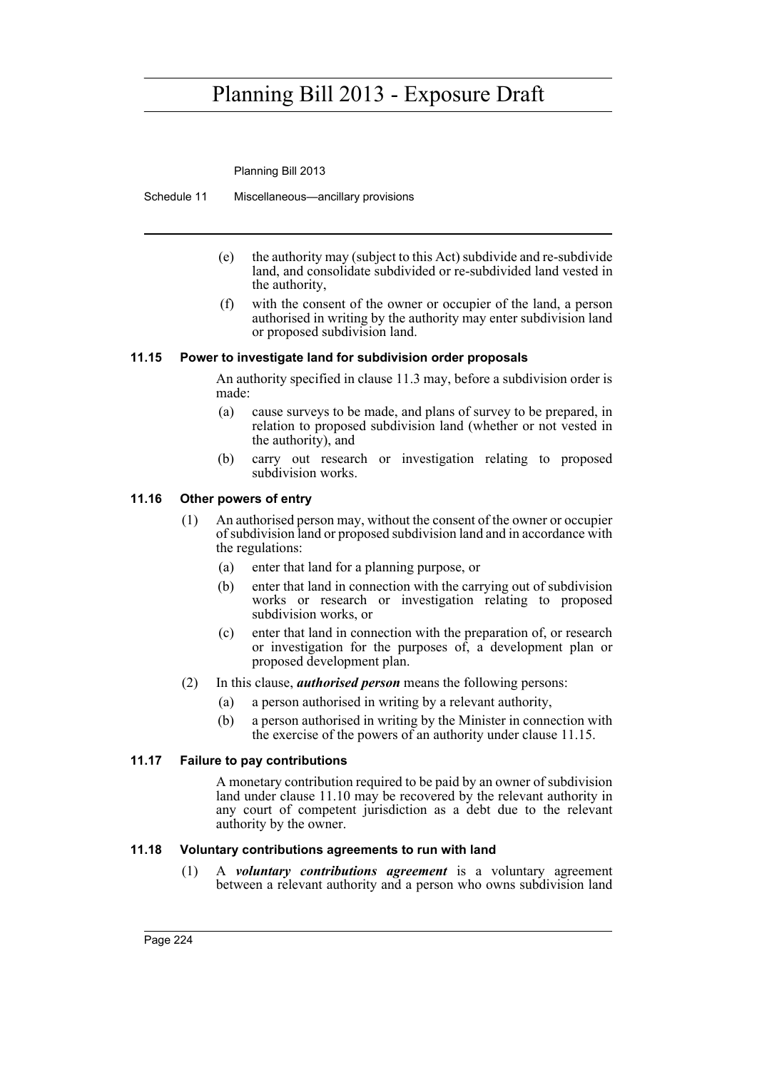(e) the authority may (subject to this Act) subdivide and re-subdivide land, and consolidate subdivided or re-subdivided land vested in the authority,

(f) with the consent of the owner or occupier of the land, a person authorised in writing by the authority may enter subdivision land or proposed subdivision land.

### 11.15 Power to investigate land for subdivision order proposals

An authority specified in clause 11.3 may, before a subdivision order is made:

(a) cause surveys to be made, and plans of survey to be prepared, in relation to proposed subdivision land (whether or not vested in the authority), and

(b) carry out research or investigation relating to proposed subdivision works.

### 11.16 Other powers of entry

(1) An authorised person may, without the consent of the owner or occupier of subdivision land or proposed subdivision land and in accordance with the regulations:

(a) enter that land for a planning purpose, or

(b) enter that land in connection with the carrying out of subdivision works or research or investigation relating to proposed subdivision works, or

(c) enter that land in connection with the preparation of, or research or investigation for the purposes of, a development plan or proposed development plan.

(2) In this clause, ***authorised person*** means the following persons:

(a) a person authorised in writing by a relevant authority,

(b) a person authorised in writing by the Minister in connection with the exercise of the powers of an authority under clause 11.15.

### 11.17 Failure to pay contributions

A monetary contribution required to be paid by an owner of subdivision land under clause 11.10 may be recovered by the relevant authority in any court of competent jurisdiction as a debt due to the relevant authority by the owner.

### 11.18 Voluntary contributions agreements to run with land

(1) A ***voluntary contributions agreement*** is a voluntary agreement between a relevant authority and a person who owns subdivision land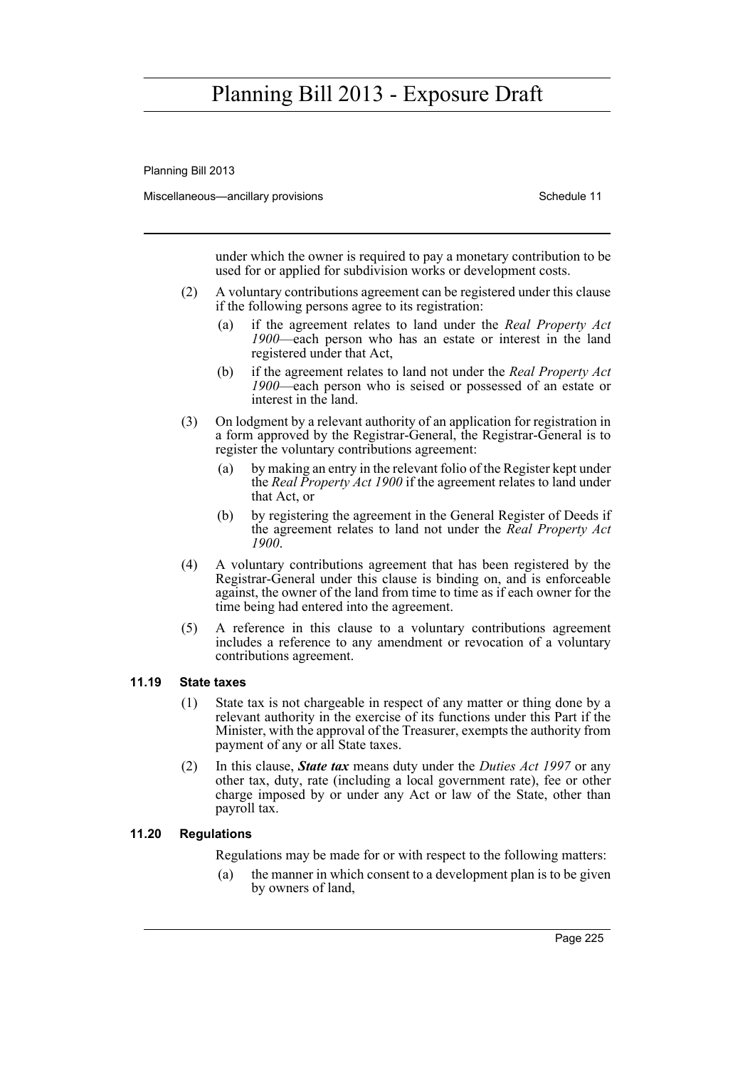under which the owner is required to pay a monetary contribution to be used for or applied for subdivision works or development costs.

(2) A voluntary contributions agreement can be registered under this clause if the following persons agree to its registration:

(a) if the agreement relates to land under the *Real Property Act 1900*—each person who has an estate or interest in the land registered under that Act,

(b) if the agreement relates to land not under the *Real Property Act 1900*—each person who is seised or possessed of an estate or interest in the land.

(3) On lodgment by a relevant authority of an application for registration in a form approved by the Registrar-General, the Registrar-General is to register the voluntary contributions agreement:

(a) by making an entry in the relevant folio of the Register kept under the *Real Property Act 1900* if the agreement relates to land under that Act, or

(b) by registering the agreement in the General Register of Deeds if the agreement relates to land not under the *Real Property Act 1900*.

(4) A voluntary contributions agreement that has been registered by the Registrar-General under this clause is binding on, and is enforceable against, the owner of the land from time to time as if each owner for the time being had entered into the agreement.

(5) A reference in this clause to a voluntary contributions agreement includes a reference to any amendment or revocation of a voluntary contributions agreement.

### 11.19 State taxes

(1) State tax is not chargeable in respect of any matter or thing done by a relevant authority in the exercise of its functions under this Part if the Minister, with the approval of the Treasurer, exempts the authority from payment of any or all State taxes.

(2) In this clause, ***State tax*** means duty under the *Duties Act 1997* or any other tax, duty, rate (including a local government rate), fee or other charge imposed by or under any Act or law of the State, other than payroll tax.

### 11.20 Regulations

Regulations may be made for or with respect to the following matters:

(a) the manner in which consent to a development plan is to be given by owners of land,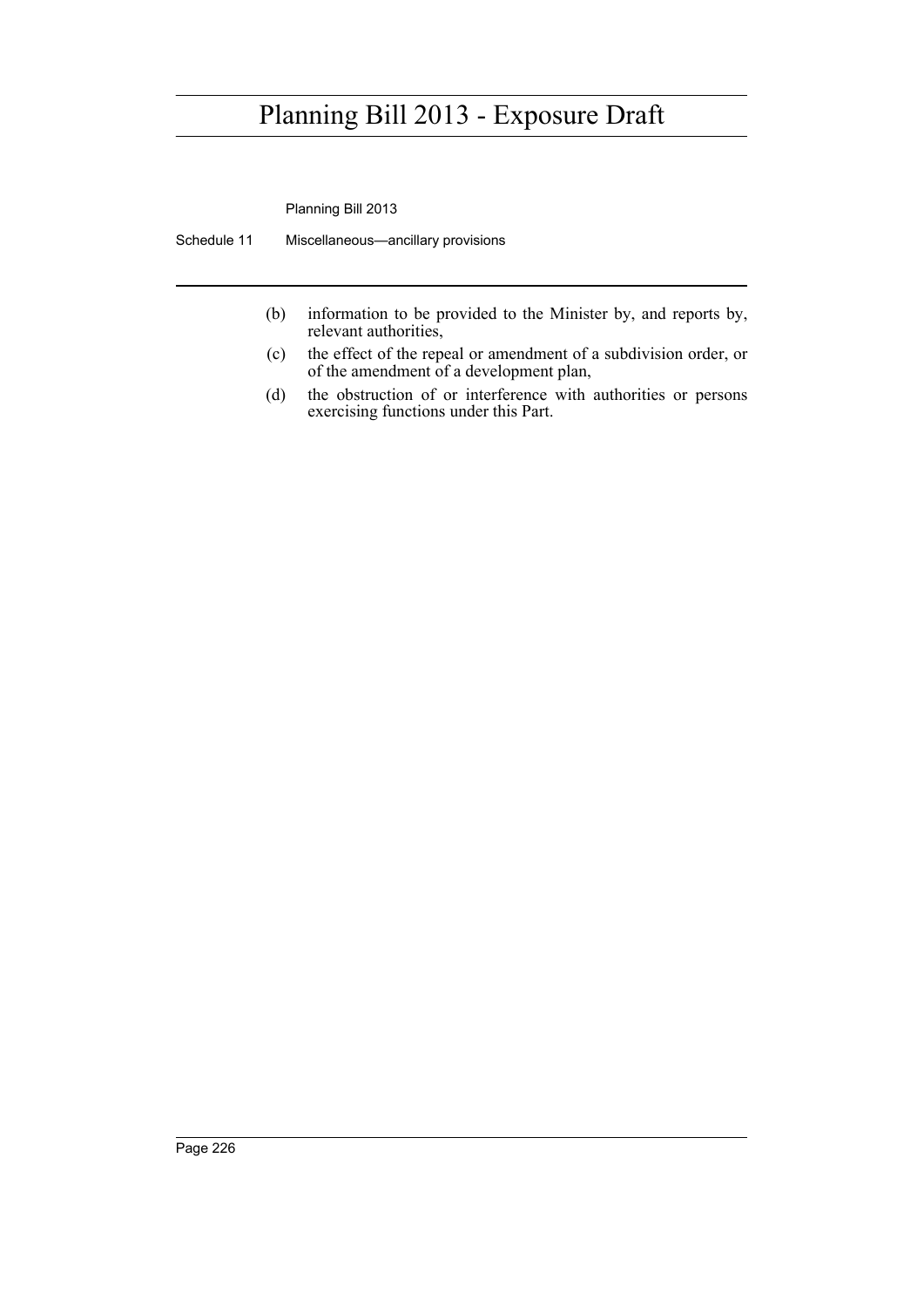(b) information to be provided to the Minister by, and reports by, relevant authorities,

(c) the effect of the repeal or amendment of a subdivision order, or of the amendment of a development plan,

(d) the obstruction of or interference with authorities or persons exercising functions under this Part.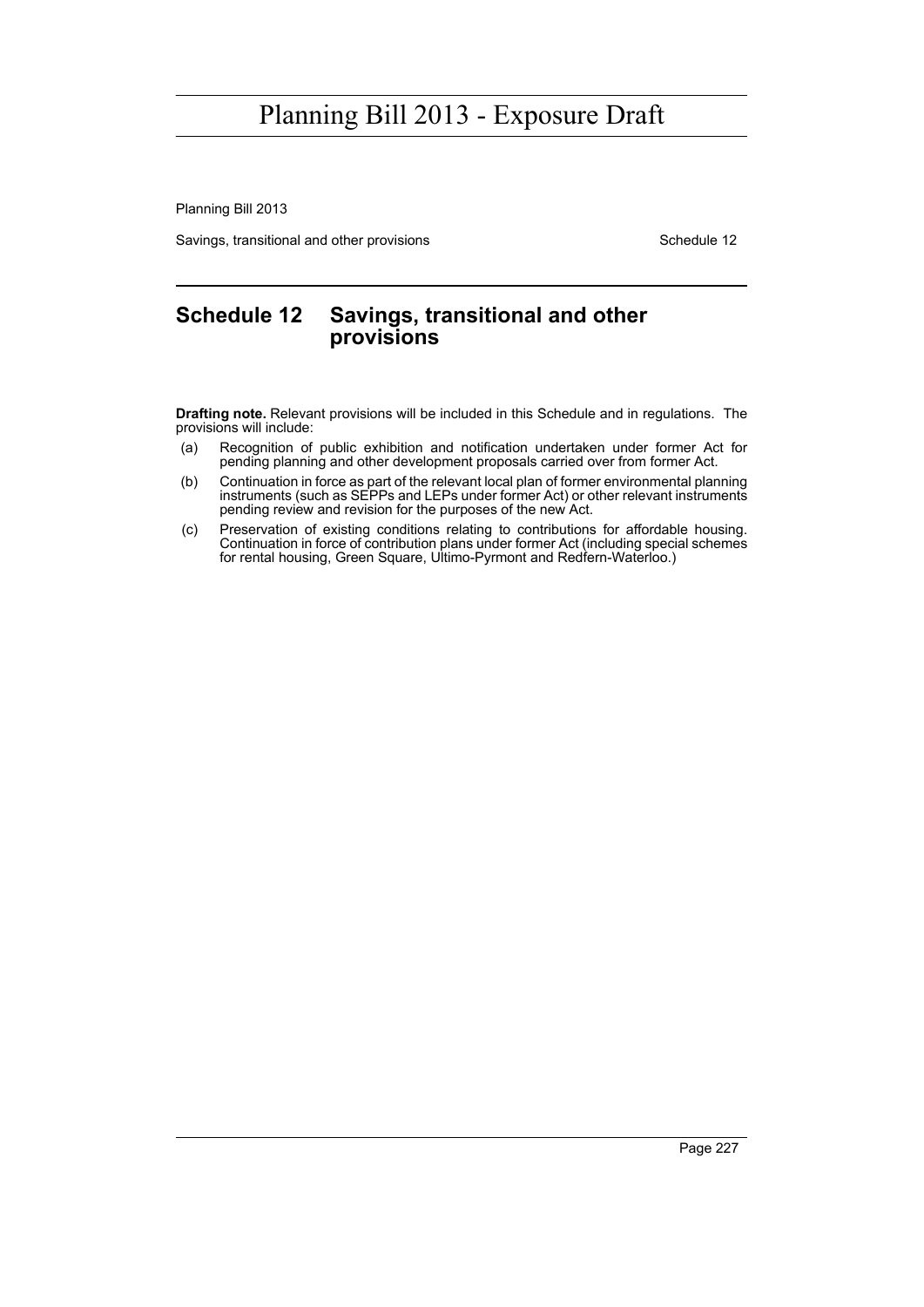# Schedule 12 Savings, transitional and other provisions

**Drafting note.** Relevant provisions will be included in this Schedule and in regulations. The provisions will include:

(a) Recognition of public exhibition and notification undertaken under former Act for pending planning and other development proposals carried over from former Act.

(b) Continuation in force as part of the relevant local plan of former environmental planning instruments (such as SEPPs and LEPs under former Act) or other relevant instruments pending review and revision for the purposes of the new Act.

(c) Preservation of existing conditions relating to contributions for affordable housing. Continuation in force of contribution plans under former Act (including special schemes for rental housing, Green Square, Ultimo-Pyrmont and Redfern-Waterloo.)